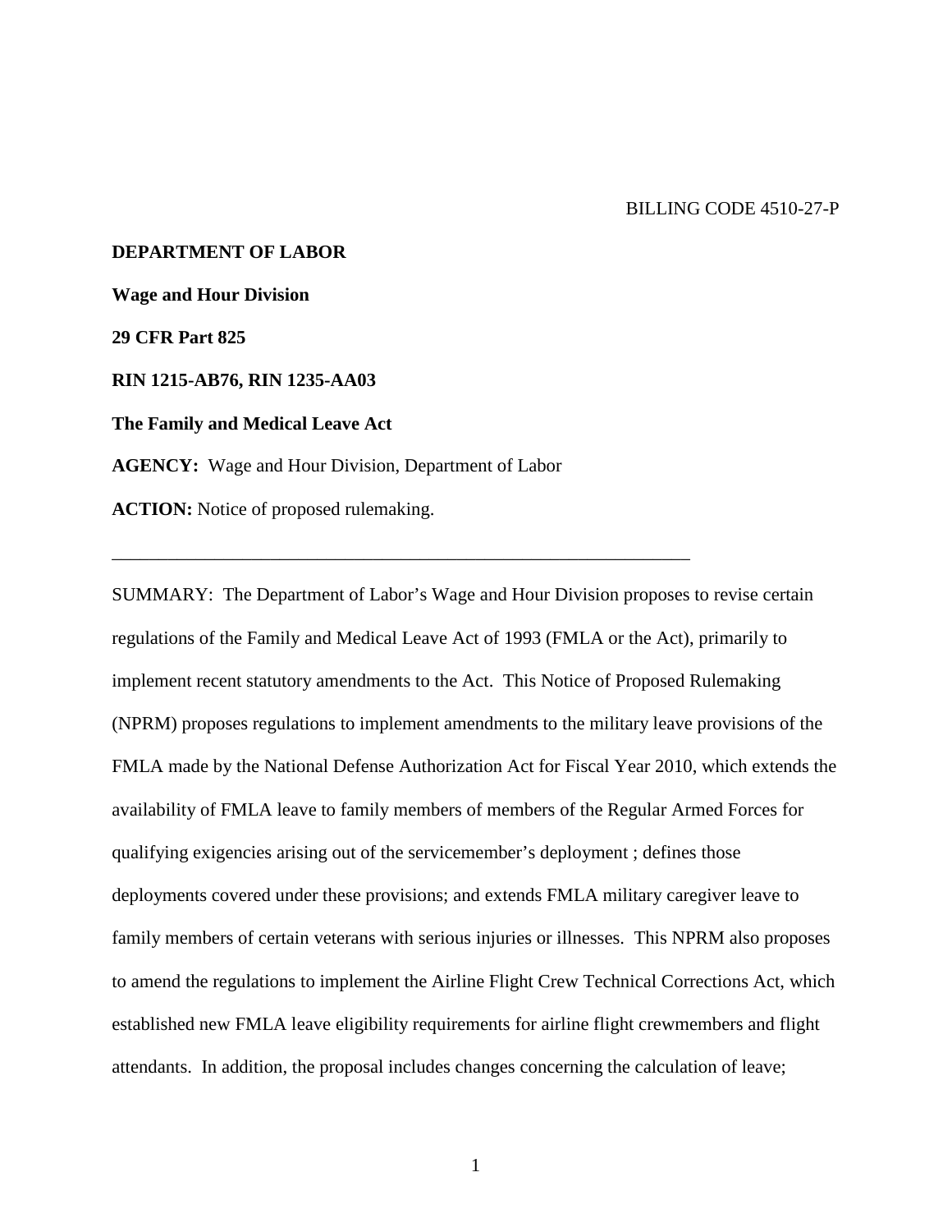BILLING CODE 4510-27-P

**DEPARTMENT OF LABOR**

**Wage and Hour Division**

**29 CFR Part 825**

**RIN 1215-AB76, RIN 1235-AA03**

**The Family and Medical Leave Act**

**AGENCY:** Wage and Hour Division, Department of Labor

**ACTION:** Notice of proposed rulemaking.

---

SUMMARY: The Department of Labor's Wage and Hour Division proposes to revise certain regulations of the Family and Medical Leave Act of 1993 (FMLA or the Act), primarily to implement recent statutory amendments to the Act. This Notice of Proposed Rulemaking (NPRM) proposes regulations to implement amendments to the military leave provisions of the FMLA made by the National Defense Authorization Act for Fiscal Year 2010, which extends the availability of FMLA leave to family members of members of the Regular Armed Forces for qualifying exigencies arising out of the servicemember's deployment ; defines those deployments covered under these provisions; and extends FMLA military caregiver leave to family members of certain veterans with serious injuries or illnesses. This NPRM also proposes to amend the regulations to implement the Airline Flight Crew Technical Corrections Act, which established new FMLA leave eligibility requirements for airline flight crewmembers and flight attendants. In addition, the proposal includes changes concerning the calculation of leave;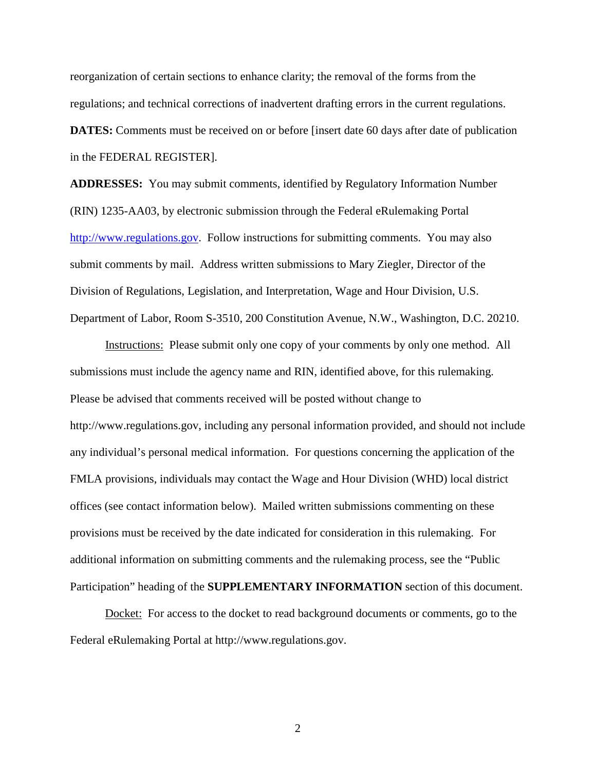reorganization of certain sections to enhance clarity; the removal of the forms from the regulations; and technical corrections of inadvertent drafting errors in the current regulations.

**DATES:** Comments must be received on or before [insert date 60 days after date of publication in the FEDERAL REGISTER].

**ADDRESSES:** You may submit comments, identified by Regulatory Information Number (RIN) 1235-AA03, by electronic submission through the Federal eRulemaking Portal http://www.regulations.gov. Follow instructions for submitting comments. You may also submit comments by mail. Address written submissions to Mary Ziegler, Director of the Division of Regulations, Legislation, and Interpretation, Wage and Hour Division, U.S. Department of Labor, Room S-3510, 200 Constitution Avenue, N.W., Washington, D.C. 20210.

Instructions: Please submit only one copy of your comments by only one method. All submissions must include the agency name and RIN, identified above, for this rulemaking. Please be advised that comments received will be posted without change to http://www.regulations.gov, including any personal information provided, and should not include any individual's personal medical information. For questions concerning the application of the FMLA provisions, individuals may contact the Wage and Hour Division (WHD) local district offices (see contact information below). Mailed written submissions commenting on these provisions must be received by the date indicated for consideration in this rulemaking. For additional information on submitting comments and the rulemaking process, see the "Public Participation" heading of the **SUPPLEMENTARY INFORMATION** section of this document.

Docket: For access to the docket to read background documents or comments, go to the Federal eRulemaking Portal at http://www.regulations.gov.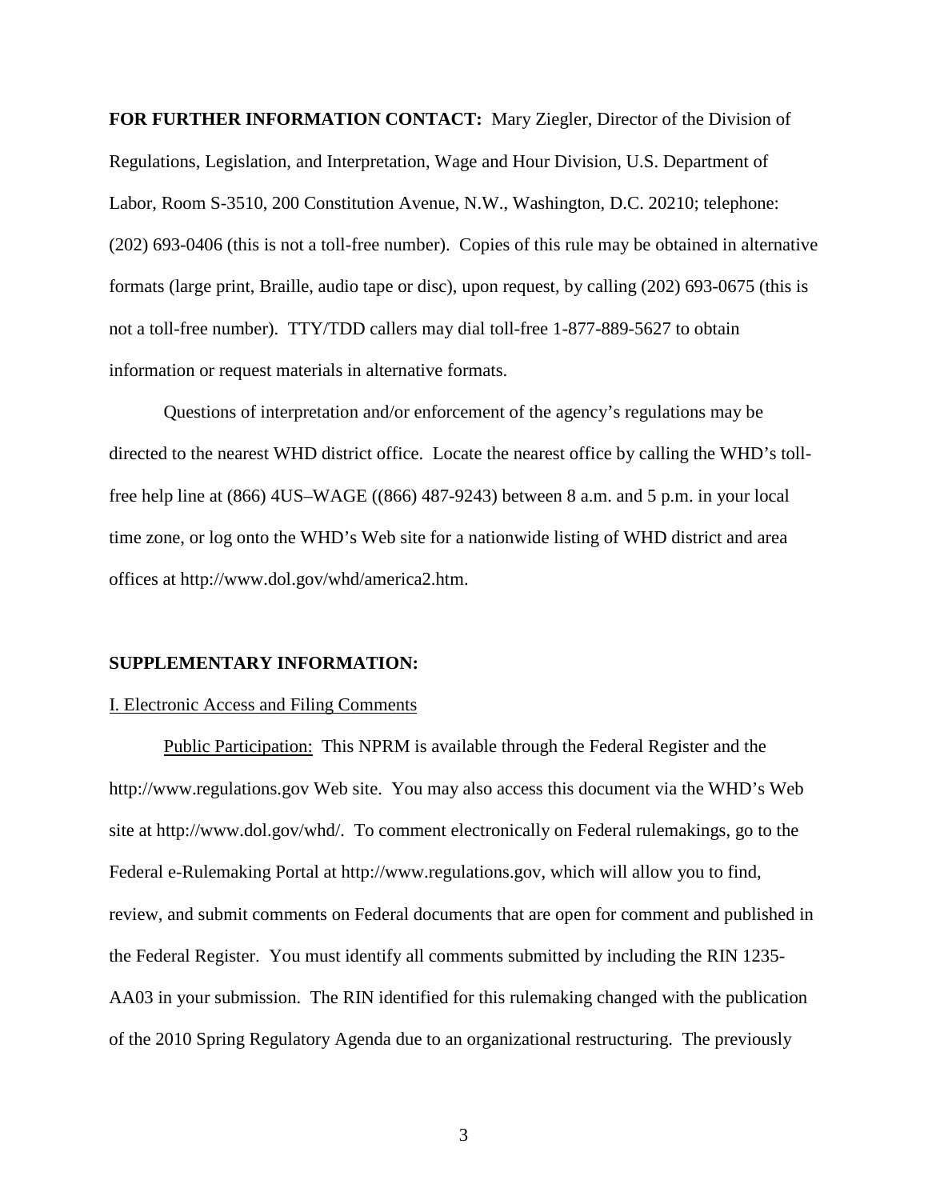**FOR FURTHER INFORMATION CONTACT:** Mary Ziegler, Director of the Division of Regulations, Legislation, and Interpretation, Wage and Hour Division, U.S. Department of Labor, Room S-3510, 200 Constitution Avenue, N.W., Washington, D.C. 20210; telephone: (202) 693-0406 (this is not a toll-free number). Copies of this rule may be obtained in alternative formats (large print, Braille, audio tape or disc), upon request, by calling (202) 693-0675 (this is not a toll-free number). TTY/TDD callers may dial toll-free 1-877-889-5627 to obtain information or request materials in alternative formats.

Questions of interpretation and/or enforcement of the agency's regulations may be directed to the nearest WHD district office. Locate the nearest office by calling the WHD's toll-free help line at (866) 4US–WAGE ((866) 487-9243) between 8 a.m. and 5 p.m. in your local time zone, or log onto the WHD's Web site for a nationwide listing of WHD district and area offices at http://www.dol.gov/whd/america2.htm.

**SUPPLEMENTARY INFORMATION:**

I. Electronic Access and Filing Comments

Public Participation: This NPRM is available through the Federal Register and the http://www.regulations.gov Web site. You may also access this document via the WHD's Web site at http://www.dol.gov/whd/. To comment electronically on Federal rulemakings, go to the Federal e-Rulemaking Portal at http://www.regulations.gov, which will allow you to find, review, and submit comments on Federal documents that are open for comment and published in the Federal Register. You must identify all comments submitted by including the RIN 1235-AA03 in your submission. The RIN identified for this rulemaking changed with the publication of the 2010 Spring Regulatory Agenda due to an organizational restructuring. The previously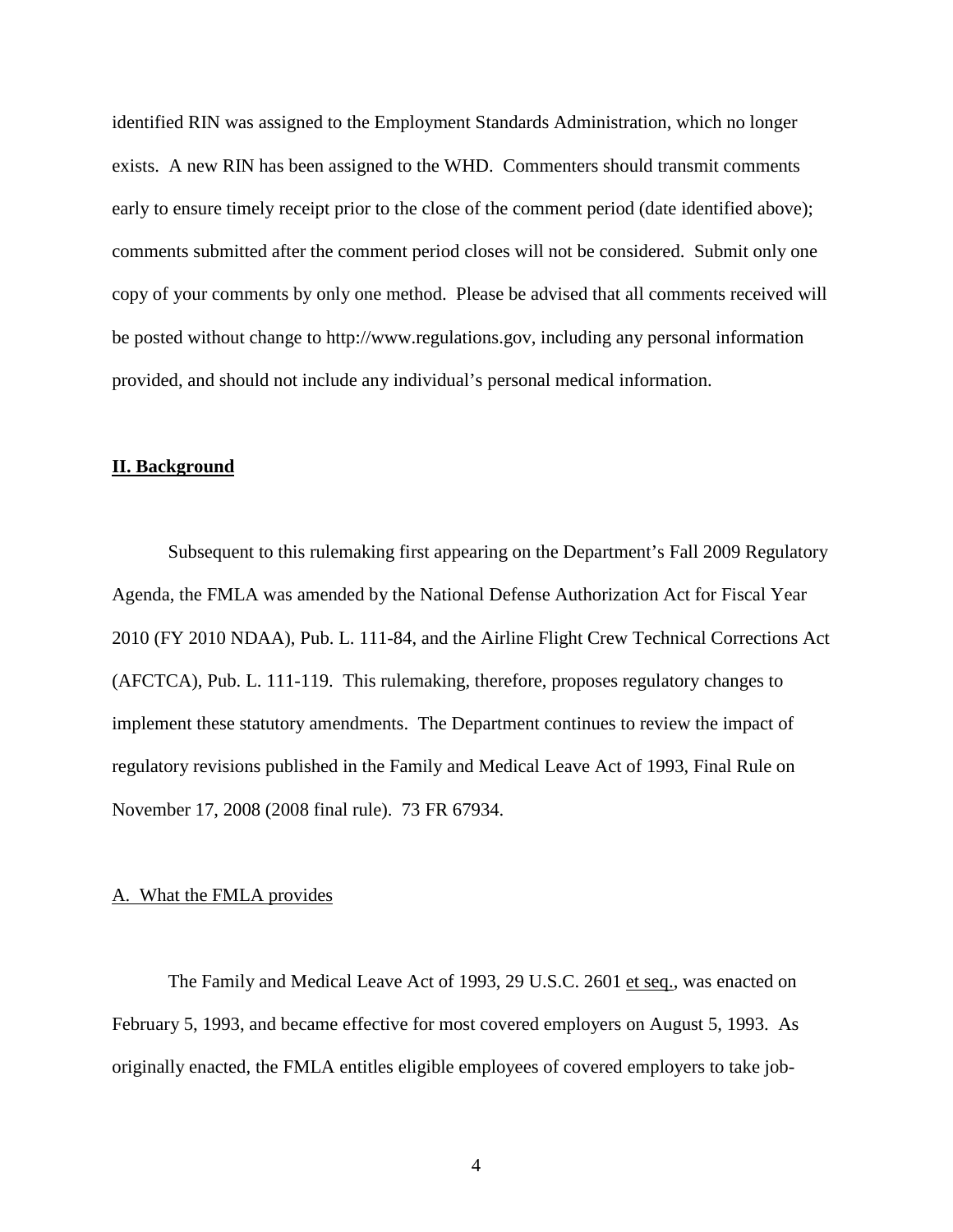identified RIN was assigned to the Employment Standards Administration, which no longer exists. A new RIN has been assigned to the WHD. Commenters should transmit comments early to ensure timely receipt prior to the close of the comment period (date identified above); comments submitted after the comment period closes will not be considered. Submit only one copy of your comments by only one method. Please be advised that all comments received will be posted without change to http://www.regulations.gov, including any personal information provided, and should not include any individual's personal medical information.

## II. Background

Subsequent to this rulemaking first appearing on the Department's Fall 2009 Regulatory Agenda, the FMLA was amended by the National Defense Authorization Act for Fiscal Year 2010 (FY 2010 NDAA), Pub. L. 111-84, and the Airline Flight Crew Technical Corrections Act (AFCTCA), Pub. L. 111-119. This rulemaking, therefore, proposes regulatory changes to implement these statutory amendments. The Department continues to review the impact of regulatory revisions published in the Family and Medical Leave Act of 1993, Final Rule on November 17, 2008 (2008 final rule). 73 FR 67934.

### A. What the FMLA provides

The Family and Medical Leave Act of 1993, 29 U.S.C. 2601 et seq., was enacted on February 5, 1993, and became effective for most covered employers on August 5, 1993. As originally enacted, the FMLA entitles eligible employees of covered employers to take job-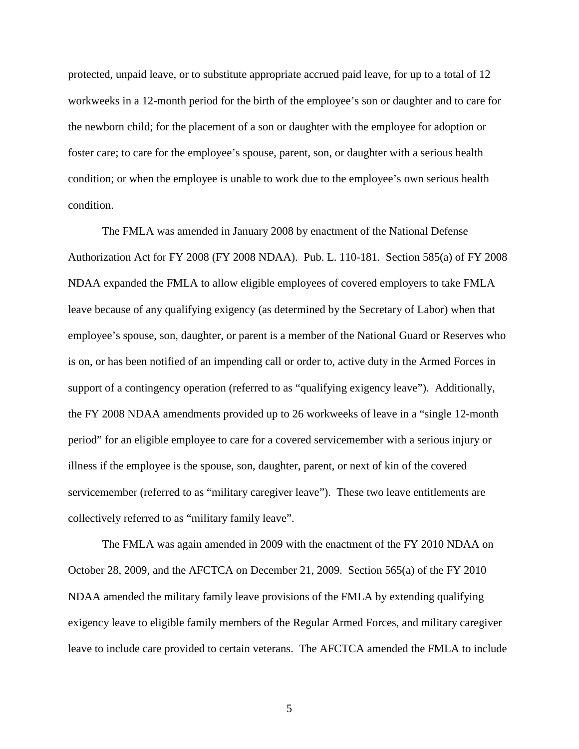protected, unpaid leave, or to substitute appropriate accrued paid leave, for up to a total of 12 workweeks in a 12-month period for the birth of the employee's son or daughter and to care for the newborn child; for the placement of a son or daughter with the employee for adoption or foster care; to care for the employee's spouse, parent, son, or daughter with a serious health condition; or when the employee is unable to work due to the employee's own serious health condition.

The FMLA was amended in January 2008 by enactment of the National Defense Authorization Act for FY 2008 (FY 2008 NDAA). Pub. L. 110-181. Section 585(a) of FY 2008 NDAA expanded the FMLA to allow eligible employees of covered employers to take FMLA leave because of any qualifying exigency (as determined by the Secretary of Labor) when that employee's spouse, son, daughter, or parent is a member of the National Guard or Reserves who is on, or has been notified of an impending call or order to, active duty in the Armed Forces in support of a contingency operation (referred to as "qualifying exigency leave"). Additionally, the FY 2008 NDAA amendments provided up to 26 workweeks of leave in a "single 12-month period" for an eligible employee to care for a covered servicemember with a serious injury or illness if the employee is the spouse, son, daughter, parent, or next of kin of the covered servicemember (referred to as "military caregiver leave"). These two leave entitlements are collectively referred to as "military family leave".

The FMLA was again amended in 2009 with the enactment of the FY 2010 NDAA on October 28, 2009, and the AFCTCA on December 21, 2009. Section 565(a) of the FY 2010 NDAA amended the military family leave provisions of the FMLA by extending qualifying exigency leave to eligible family members of the Regular Armed Forces, and military caregiver leave to include care provided to certain veterans. The AFCTCA amended the FMLA to include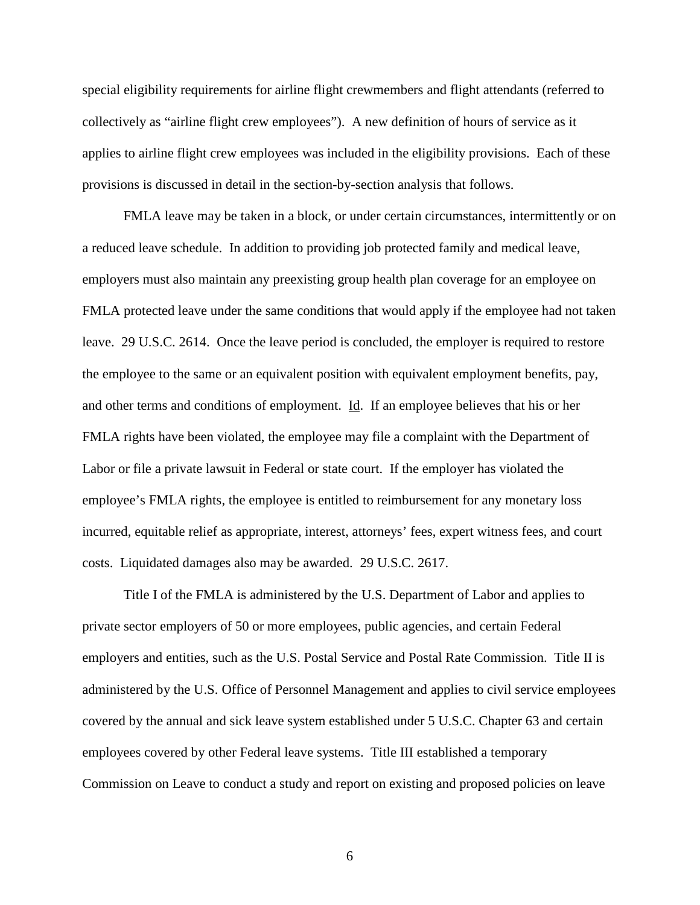special eligibility requirements for airline flight crewmembers and flight attendants (referred to collectively as "airline flight crew employees"). A new definition of hours of service as it applies to airline flight crew employees was included in the eligibility provisions. Each of these provisions is discussed in detail in the section-by-section analysis that follows.

FMLA leave may be taken in a block, or under certain circumstances, intermittently or on a reduced leave schedule. In addition to providing job protected family and medical leave, employers must also maintain any preexisting group health plan coverage for an employee on FMLA protected leave under the same conditions that would apply if the employee had not taken leave. 29 U.S.C. 2614. Once the leave period is concluded, the employer is required to restore the employee to the same or an equivalent position with equivalent employment benefits, pay, and other terms and conditions of employment. Id. If an employee believes that his or her FMLA rights have been violated, the employee may file a complaint with the Department of Labor or file a private lawsuit in Federal or state court. If the employer has violated the employee's FMLA rights, the employee is entitled to reimbursement for any monetary loss incurred, equitable relief as appropriate, interest, attorneys' fees, expert witness fees, and court costs. Liquidated damages also may be awarded. 29 U.S.C. 2617.

Title I of the FMLA is administered by the U.S. Department of Labor and applies to private sector employers of 50 or more employees, public agencies, and certain Federal employers and entities, such as the U.S. Postal Service and Postal Rate Commission. Title II is administered by the U.S. Office of Personnel Management and applies to civil service employees covered by the annual and sick leave system established under 5 U.S.C. Chapter 63 and certain employees covered by other Federal leave systems. Title III established a temporary Commission on Leave to conduct a study and report on existing and proposed policies on leave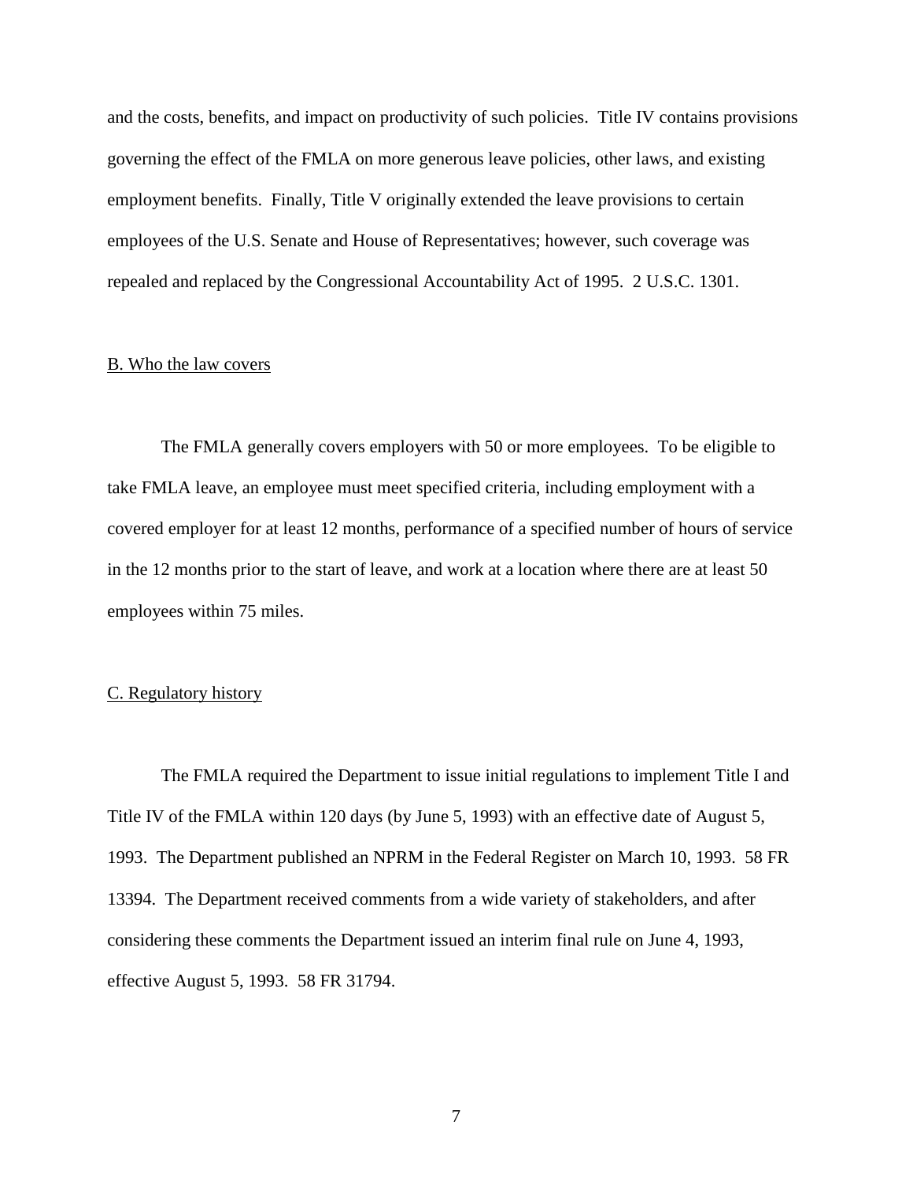and the costs, benefits, and impact on productivity of such policies. Title IV contains provisions governing the effect of the FMLA on more generous leave policies, other laws, and existing employment benefits. Finally, Title V originally extended the leave provisions to certain employees of the U.S. Senate and House of Representatives; however, such coverage was repealed and replaced by the Congressional Accountability Act of 1995. 2 U.S.C. 1301.

## B. Who the law covers

The FMLA generally covers employers with 50 or more employees. To be eligible to take FMLA leave, an employee must meet specified criteria, including employment with a covered employer for at least 12 months, performance of a specified number of hours of service in the 12 months prior to the start of leave, and work at a location where there are at least 50 employees within 75 miles.

## C. Regulatory history

The FMLA required the Department to issue initial regulations to implement Title I and Title IV of the FMLA within 120 days (by June 5, 1993) with an effective date of August 5, 1993. The Department published an NPRM in the Federal Register on March 10, 1993. 58 FR 13394. The Department received comments from a wide variety of stakeholders, and after considering these comments the Department issued an interim final rule on June 4, 1993, effective August 5, 1993. 58 FR 31794.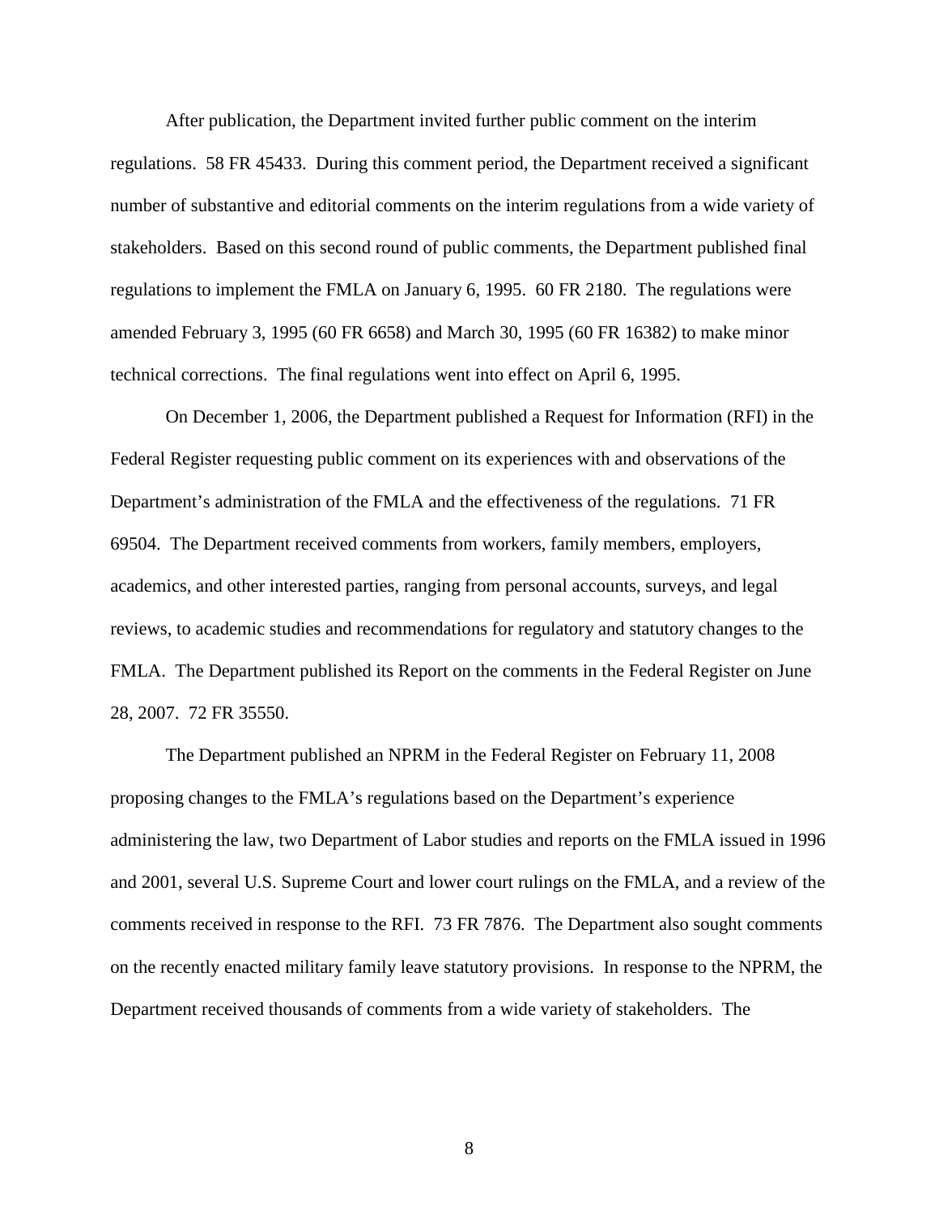After publication, the Department invited further public comment on the interim regulations. 58 FR 45433. During this comment period, the Department received a significant number of substantive and editorial comments on the interim regulations from a wide variety of stakeholders. Based on this second round of public comments, the Department published final regulations to implement the FMLA on January 6, 1995. 60 FR 2180. The regulations were amended February 3, 1995 (60 FR 6658) and March 30, 1995 (60 FR 16382) to make minor technical corrections. The final regulations went into effect on April 6, 1995.

On December 1, 2006, the Department published a Request for Information (RFI) in the Federal Register requesting public comment on its experiences with and observations of the Department's administration of the FMLA and the effectiveness of the regulations. 71 FR 69504. The Department received comments from workers, family members, employers, academics, and other interested parties, ranging from personal accounts, surveys, and legal reviews, to academic studies and recommendations for regulatory and statutory changes to the FMLA. The Department published its Report on the comments in the Federal Register on June 28, 2007. 72 FR 35550.

The Department published an NPRM in the Federal Register on February 11, 2008 proposing changes to the FMLA's regulations based on the Department's experience administering the law, two Department of Labor studies and reports on the FMLA issued in 1996 and 2001, several U.S. Supreme Court and lower court rulings on the FMLA, and a review of the comments received in response to the RFI. 73 FR 7876. The Department also sought comments on the recently enacted military family leave statutory provisions. In response to the NPRM, the Department received thousands of comments from a wide variety of stakeholders. The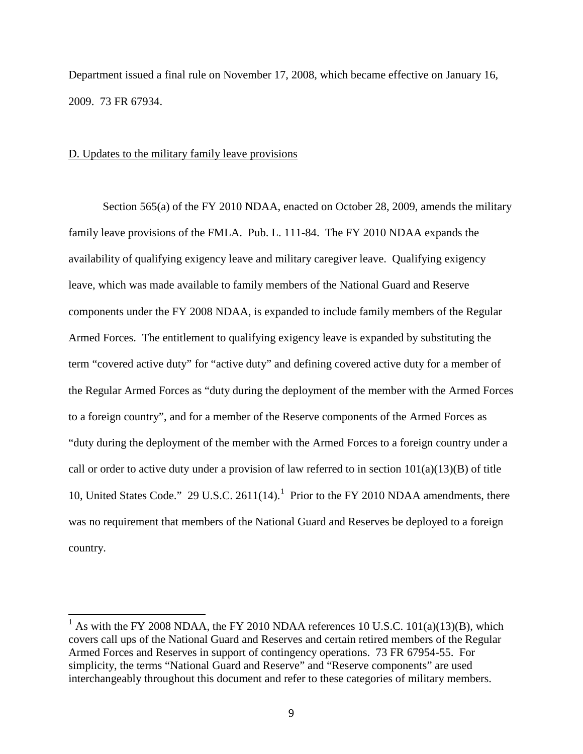Department issued a final rule on November 17, 2008, which became effective on January 16, 2009. 73 FR 67934.

D. Updates to the military family leave provisions

Section 565(a) of the FY 2010 NDAA, enacted on October 28, 2009, amends the military family leave provisions of the FMLA. Pub. L. 111-84. The FY 2010 NDAA expands the availability of qualifying exigency leave and military caregiver leave. Qualifying exigency leave, which was made available to family members of the National Guard and Reserve components under the FY 2008 NDAA, is expanded to include family members of the Regular Armed Forces. The entitlement to qualifying exigency leave is expanded by substituting the term "covered active duty" for "active duty" and defining covered active duty for a member of the Regular Armed Forces as "duty during the deployment of the member with the Armed Forces to a foreign country", and for a member of the Reserve components of the Armed Forces as "duty during the deployment of the member with the Armed Forces to a foreign country under a call or order to active duty under a provision of law referred to in section 101(a)(13)(B) of title 10, United States Code." 29 U.S.C. 2611(14).[1] Prior to the FY 2010 NDAA amendments, there was no requirement that members of the National Guard and Reserves be deployed to a foreign country.

[1] As with the FY 2008 NDAA, the FY 2010 NDAA references 10 U.S.C. 101(a)(13)(B), which covers call ups of the National Guard and Reserves and certain retired members of the Regular Armed Forces and Reserves in support of contingency operations. 73 FR 67954-55. For simplicity, the terms "National Guard and Reserve" and "Reserve components" are used interchangeably throughout this document and refer to these categories of military members.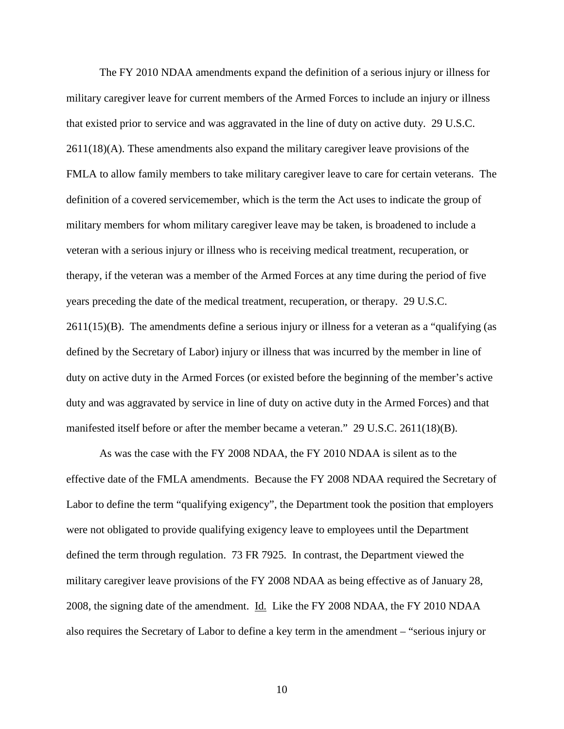The FY 2010 NDAA amendments expand the definition of a serious injury or illness for military caregiver leave for current members of the Armed Forces to include an injury or illness that existed prior to service and was aggravated in the line of duty on active duty. 29 U.S.C. 2611(18)(A). These amendments also expand the military caregiver leave provisions of the FMLA to allow family members to take military caregiver leave to care for certain veterans. The definition of a covered servicemember, which is the term the Act uses to indicate the group of military members for whom military caregiver leave may be taken, is broadened to include a veteran with a serious injury or illness who is receiving medical treatment, recuperation, or therapy, if the veteran was a member of the Armed Forces at any time during the period of five years preceding the date of the medical treatment, recuperation, or therapy. 29 U.S.C. 2611(15)(B). The amendments define a serious injury or illness for a veteran as a "qualifying (as defined by the Secretary of Labor) injury or illness that was incurred by the member in line of duty on active duty in the Armed Forces (or existed before the beginning of the member's active duty and was aggravated by service in line of duty on active duty in the Armed Forces) and that manifested itself before or after the member became a veteran." 29 U.S.C. 2611(18)(B).

As was the case with the FY 2008 NDAA, the FY 2010 NDAA is silent as to the effective date of the FMLA amendments. Because the FY 2008 NDAA required the Secretary of Labor to define the term "qualifying exigency", the Department took the position that employers were not obligated to provide qualifying exigency leave to employees until the Department defined the term through regulation. 73 FR 7925. In contrast, the Department viewed the military caregiver leave provisions of the FY 2008 NDAA as being effective as of January 28, 2008, the signing date of the amendment. Id. Like the FY 2008 NDAA, the FY 2010 NDAA also requires the Secretary of Labor to define a key term in the amendment – "serious injury or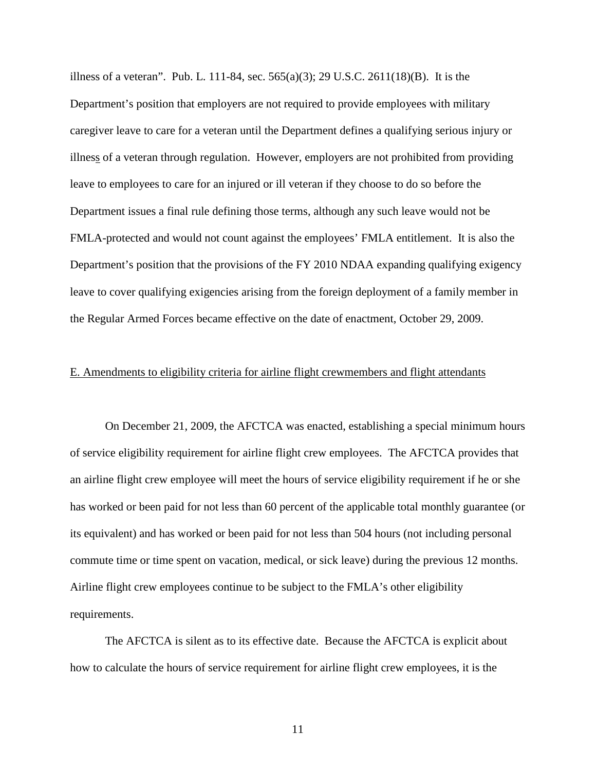illness of a veteran". Pub. L. 111-84, sec. 565(a)(3); 29 U.S.C. 2611(18)(B). It is the Department's position that employers are not required to provide employees with military caregiver leave to care for a veteran until the Department defines a qualifying serious injury or illness of a veteran through regulation. However, employers are not prohibited from providing leave to employees to care for an injured or ill veteran if they choose to do so before the Department issues a final rule defining those terms, although any such leave would not be FMLA-protected and would not count against the employees' FMLA entitlement. It is also the Department's position that the provisions of the FY 2010 NDAA expanding qualifying exigency leave to cover qualifying exigencies arising from the foreign deployment of a family member in the Regular Armed Forces became effective on the date of enactment, October 29, 2009.

## E. Amendments to eligibility criteria for airline flight crewmembers and flight attendants

On December 21, 2009, the AFCTCA was enacted, establishing a special minimum hours of service eligibility requirement for airline flight crew employees. The AFCTCA provides that an airline flight crew employee will meet the hours of service eligibility requirement if he or she has worked or been paid for not less than 60 percent of the applicable total monthly guarantee (or its equivalent) and has worked or been paid for not less than 504 hours (not including personal commute time or time spent on vacation, medical, or sick leave) during the previous 12 months. Airline flight crew employees continue to be subject to the FMLA's other eligibility requirements.

The AFCTCA is silent as to its effective date. Because the AFCTCA is explicit about how to calculate the hours of service requirement for airline flight crew employees, it is the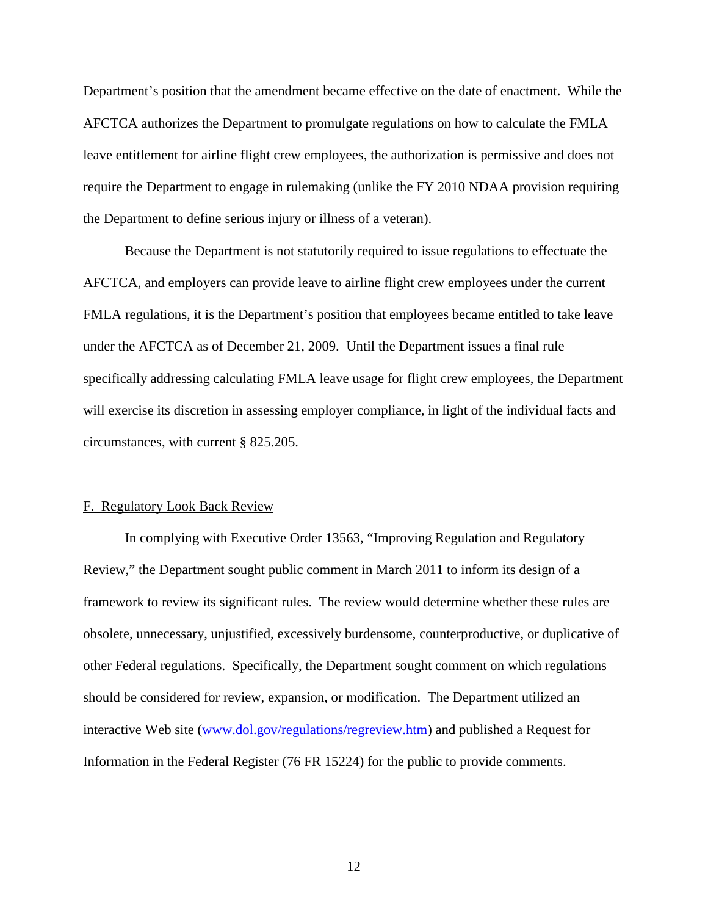Department's position that the amendment became effective on the date of enactment. While the AFCTCA authorizes the Department to promulgate regulations on how to calculate the FMLA leave entitlement for airline flight crew employees, the authorization is permissive and does not require the Department to engage in rulemaking (unlike the FY 2010 NDAA provision requiring the Department to define serious injury or illness of a veteran).

Because the Department is not statutorily required to issue regulations to effectuate the AFCTCA, and employers can provide leave to airline flight crew employees under the current FMLA regulations, it is the Department's position that employees became entitled to take leave under the AFCTCA as of December 21, 2009. Until the Department issues a final rule specifically addressing calculating FMLA leave usage for flight crew employees, the Department will exercise its discretion in assessing employer compliance, in light of the individual facts and circumstances, with current § 825.205.

## F. Regulatory Look Back Review

In complying with Executive Order 13563, "Improving Regulation and Regulatory Review," the Department sought public comment in March 2011 to inform its design of a framework to review its significant rules. The review would determine whether these rules are obsolete, unnecessary, unjustified, excessively burdensome, counterproductive, or duplicative of other Federal regulations. Specifically, the Department sought comment on which regulations should be considered for review, expansion, or modification. The Department utilized an interactive Web site (www.dol.gov/regulations/regreview.htm) and published a Request for Information in the Federal Register (76 FR 15224) for the public to provide comments.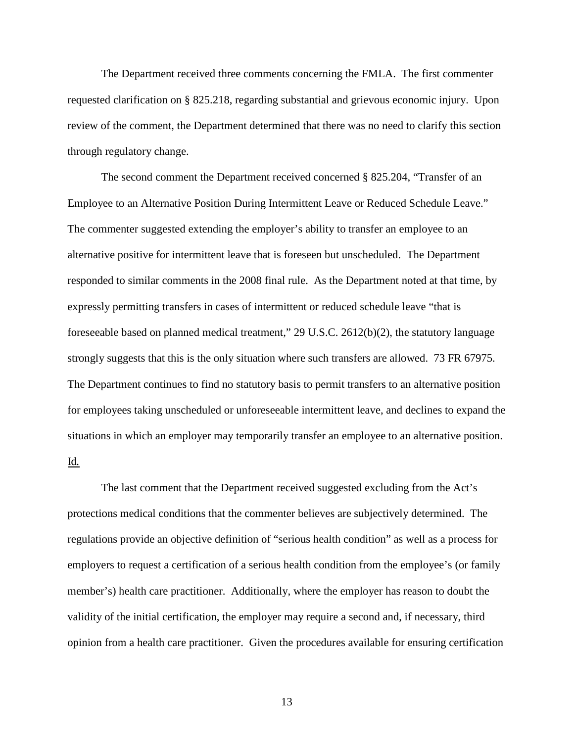The Department received three comments concerning the FMLA. The first commenter requested clarification on § 825.218, regarding substantial and grievous economic injury. Upon review of the comment, the Department determined that there was no need to clarify this section through regulatory change.

The second comment the Department received concerned § 825.204, "Transfer of an Employee to an Alternative Position During Intermittent Leave or Reduced Schedule Leave." The commenter suggested extending the employer's ability to transfer an employee to an alternative positive for intermittent leave that is foreseen but unscheduled. The Department responded to similar comments in the 2008 final rule. As the Department noted at that time, by expressly permitting transfers in cases of intermittent or reduced schedule leave "that is foreseeable based on planned medical treatment," 29 U.S.C. 2612(b)(2), the statutory language strongly suggests that this is the only situation where such transfers are allowed. 73 FR 67975. The Department continues to find no statutory basis to permit transfers to an alternative position for employees taking unscheduled or unforeseeable intermittent leave, and declines to expand the situations in which an employer may temporarily transfer an employee to an alternative position. Id.

The last comment that the Department received suggested excluding from the Act's protections medical conditions that the commenter believes are subjectively determined. The regulations provide an objective definition of "serious health condition" as well as a process for employers to request a certification of a serious health condition from the employee's (or family member's) health care practitioner. Additionally, where the employer has reason to doubt the validity of the initial certification, the employer may require a second and, if necessary, third opinion from a health care practitioner. Given the procedures available for ensuring certification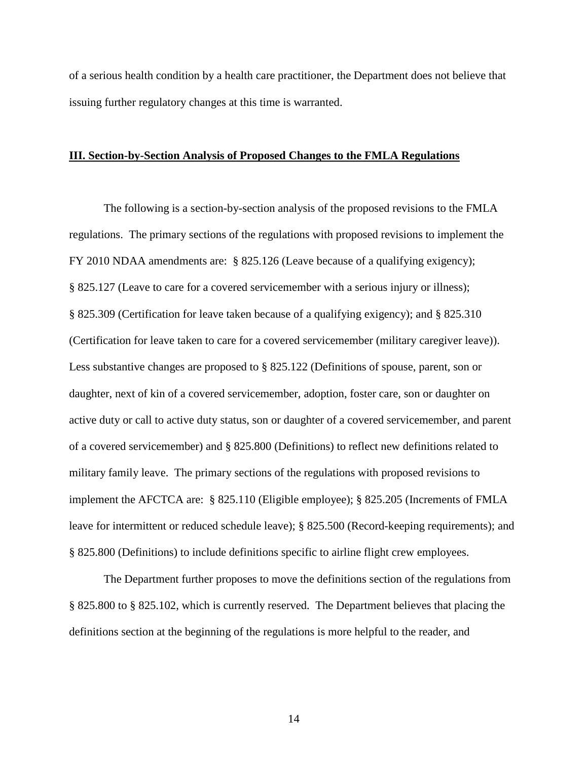of a serious health condition by a health care practitioner, the Department does not believe that issuing further regulatory changes at this time is warranted.

## III. Section-by-Section Analysis of Proposed Changes to the FMLA Regulations

The following is a section-by-section analysis of the proposed revisions to the FMLA regulations. The primary sections of the regulations with proposed revisions to implement the FY 2010 NDAA amendments are: § 825.126 (Leave because of a qualifying exigency); § 825.127 (Leave to care for a covered servicemember with a serious injury or illness); § 825.309 (Certification for leave taken because of a qualifying exigency); and § 825.310 (Certification for leave taken to care for a covered servicemember (military caregiver leave)). Less substantive changes are proposed to § 825.122 (Definitions of spouse, parent, son or daughter, next of kin of a covered servicemember, adoption, foster care, son or daughter on active duty or call to active duty status, son or daughter of a covered servicemember, and parent of a covered servicemember) and § 825.800 (Definitions) to reflect new definitions related to military family leave. The primary sections of the regulations with proposed revisions to implement the AFCTCA are: § 825.110 (Eligible employee); § 825.205 (Increments of FMLA leave for intermittent or reduced schedule leave); § 825.500 (Record-keeping requirements); and § 825.800 (Definitions) to include definitions specific to airline flight crew employees.

The Department further proposes to move the definitions section of the regulations from § 825.800 to § 825.102, which is currently reserved. The Department believes that placing the definitions section at the beginning of the regulations is more helpful to the reader, and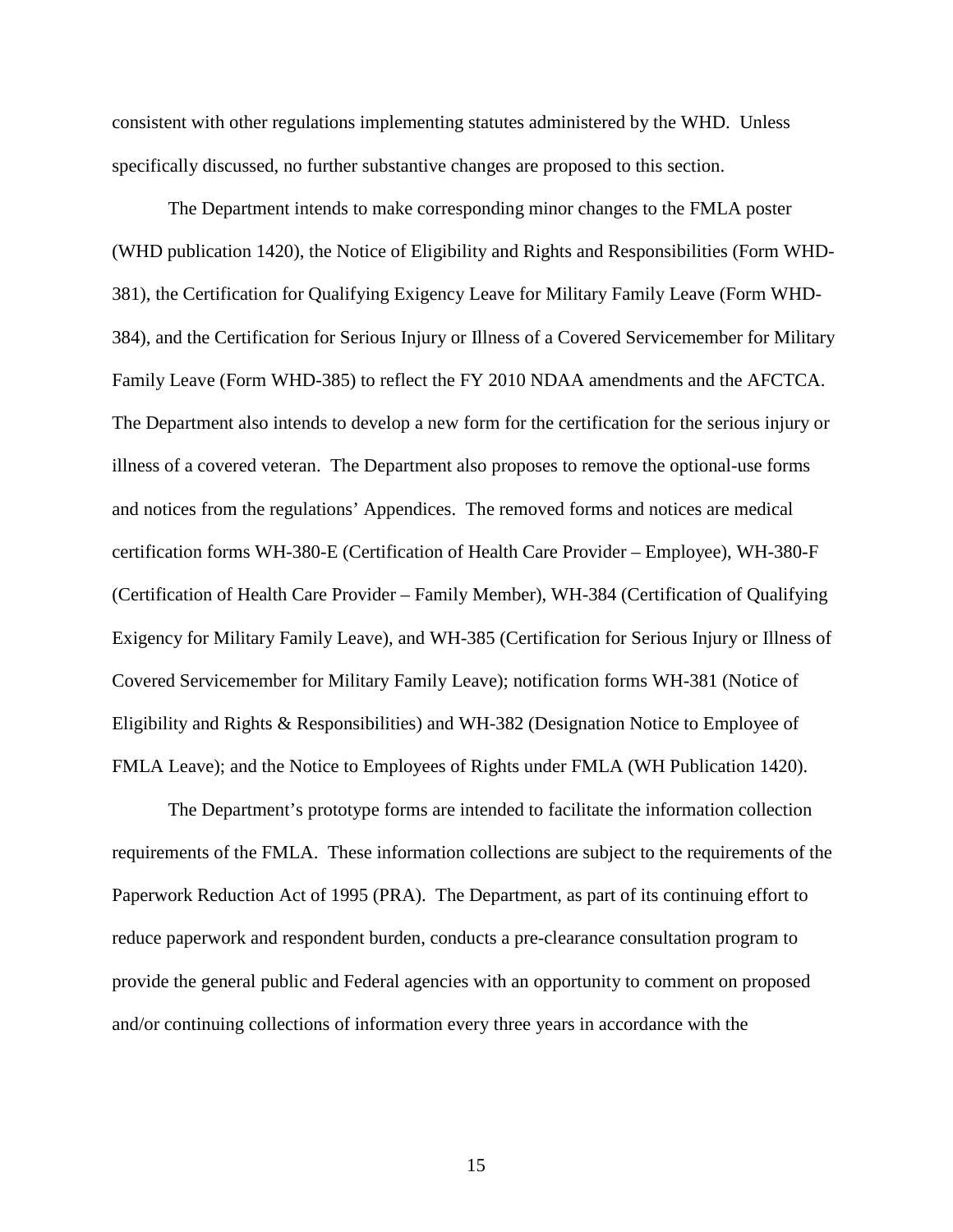consistent with other regulations implementing statutes administered by the WHD. Unless specifically discussed, no further substantive changes are proposed to this section.

The Department intends to make corresponding minor changes to the FMLA poster (WHD publication 1420), the Notice of Eligibility and Rights and Responsibilities (Form WHD-381), the Certification for Qualifying Exigency Leave for Military Family Leave (Form WHD-384), and the Certification for Serious Injury or Illness of a Covered Servicemember for Military Family Leave (Form WHD-385) to reflect the FY 2010 NDAA amendments and the AFCTCA. The Department also intends to develop a new form for the certification for the serious injury or illness of a covered veteran. The Department also proposes to remove the optional-use forms and notices from the regulations' Appendices. The removed forms and notices are medical certification forms WH-380-E (Certification of Health Care Provider – Employee), WH-380-F (Certification of Health Care Provider – Family Member), WH-384 (Certification of Qualifying Exigency for Military Family Leave), and WH-385 (Certification for Serious Injury or Illness of Covered Servicemember for Military Family Leave); notification forms WH-381 (Notice of Eligibility and Rights & Responsibilities) and WH-382 (Designation Notice to Employee of FMLA Leave); and the Notice to Employees of Rights under FMLA (WH Publication 1420).

The Department's prototype forms are intended to facilitate the information collection requirements of the FMLA. These information collections are subject to the requirements of the Paperwork Reduction Act of 1995 (PRA). The Department, as part of its continuing effort to reduce paperwork and respondent burden, conducts a pre-clearance consultation program to provide the general public and Federal agencies with an opportunity to comment on proposed and/or continuing collections of information every three years in accordance with the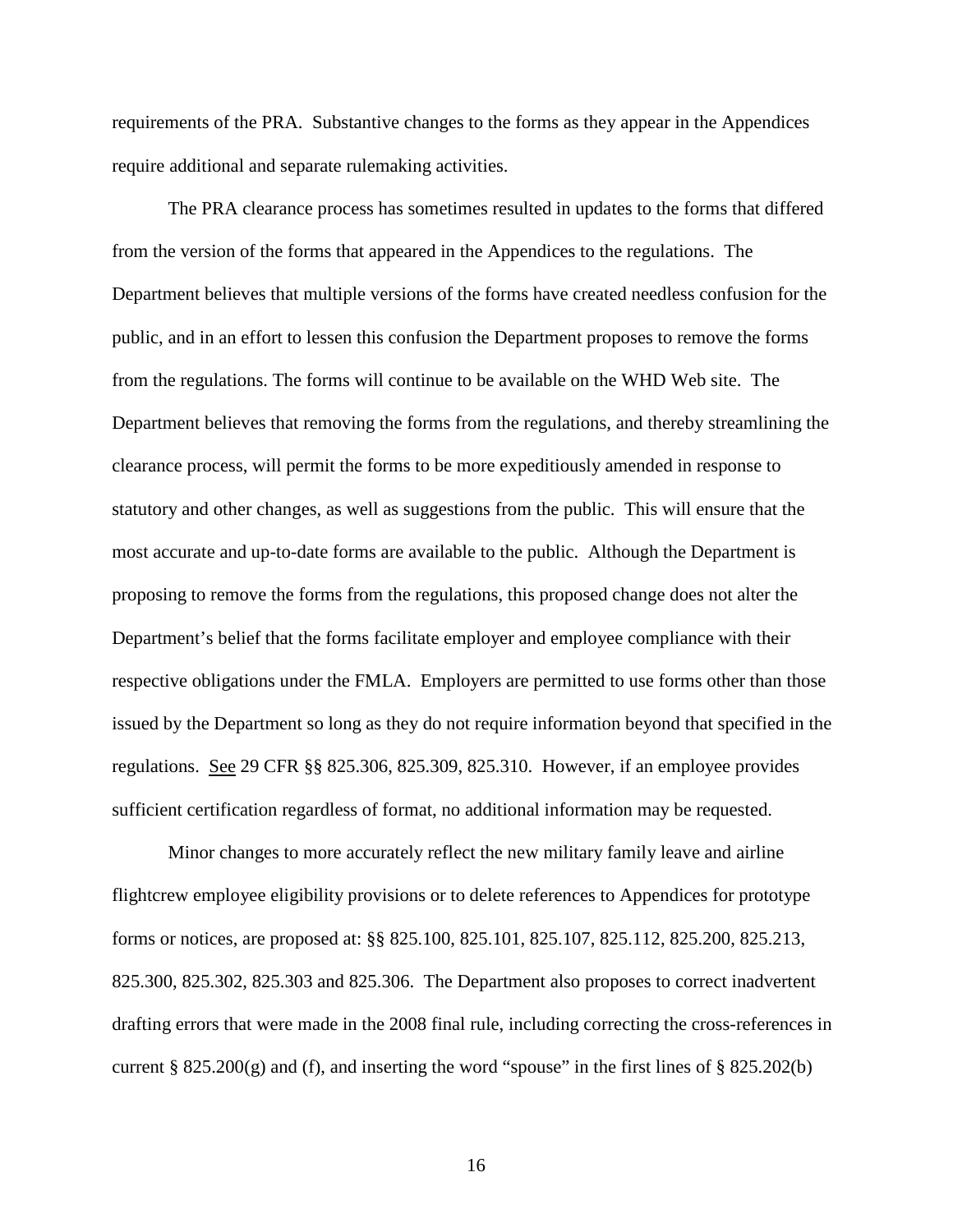requirements of the PRA. Substantive changes to the forms as they appear in the Appendices require additional and separate rulemaking activities.

The PRA clearance process has sometimes resulted in updates to the forms that differed from the version of the forms that appeared in the Appendices to the regulations. The Department believes that multiple versions of the forms have created needless confusion for the public, and in an effort to lessen this confusion the Department proposes to remove the forms from the regulations. The forms will continue to be available on the WHD Web site. The Department believes that removing the forms from the regulations, and thereby streamlining the clearance process, will permit the forms to be more expeditiously amended in response to statutory and other changes, as well as suggestions from the public. This will ensure that the most accurate and up-to-date forms are available to the public. Although the Department is proposing to remove the forms from the regulations, this proposed change does not alter the Department's belief that the forms facilitate employer and employee compliance with their respective obligations under the FMLA. Employers are permitted to use forms other than those issued by the Department so long as they do not require information beyond that specified in the regulations. See 29 CFR §§ 825.306, 825.309, 825.310. However, if an employee provides sufficient certification regardless of format, no additional information may be requested.

Minor changes to more accurately reflect the new military family leave and airline flightcrew employee eligibility provisions or to delete references to Appendices for prototype forms or notices, are proposed at: §§ 825.100, 825.101, 825.107, 825.112, 825.200, 825.213, 825.300, 825.302, 825.303 and 825.306. The Department also proposes to correct inadvertent drafting errors that were made in the 2008 final rule, including correcting the cross-references in current § 825.200(g) and (f), and inserting the word "spouse" in the first lines of § 825.202(b)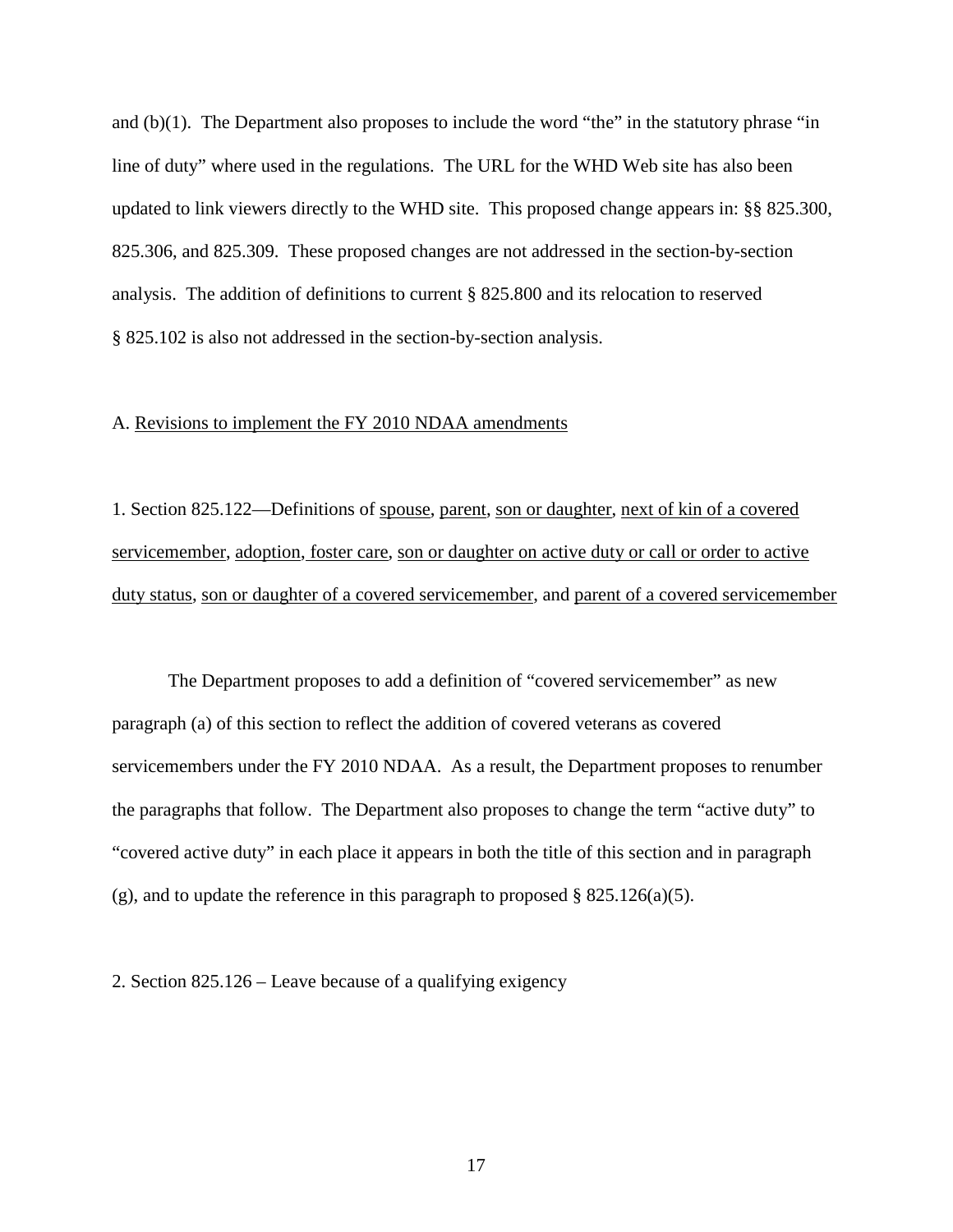and (b)(1). The Department also proposes to include the word "the" in the statutory phrase "in line of duty" where used in the regulations. The URL for the WHD Web site has also been updated to link viewers directly to the WHD site. This proposed change appears in: §§ 825.300, 825.306, and 825.309. These proposed changes are not addressed in the section-by-section analysis. The addition of definitions to current § 825.800 and its relocation to reserved § 825.102 is also not addressed in the section-by-section analysis.

A. Revisions to implement the FY 2010 NDAA amendments

1. Section 825.122—Definitions of spouse, parent, son or daughter, next of kin of a covered servicemember, adoption, foster care, son or daughter on active duty or call or order to active duty status, son or daughter of a covered servicemember, and parent of a covered servicemember

The Department proposes to add a definition of "covered servicemember" as new paragraph (a) of this section to reflect the addition of covered veterans as covered servicemembers under the FY 2010 NDAA. As a result, the Department proposes to renumber the paragraphs that follow. The Department also proposes to change the term "active duty" to "covered active duty" in each place it appears in both the title of this section and in paragraph (g), and to update the reference in this paragraph to proposed § 825.126(a)(5).

2. Section 825.126 – Leave because of a qualifying exigency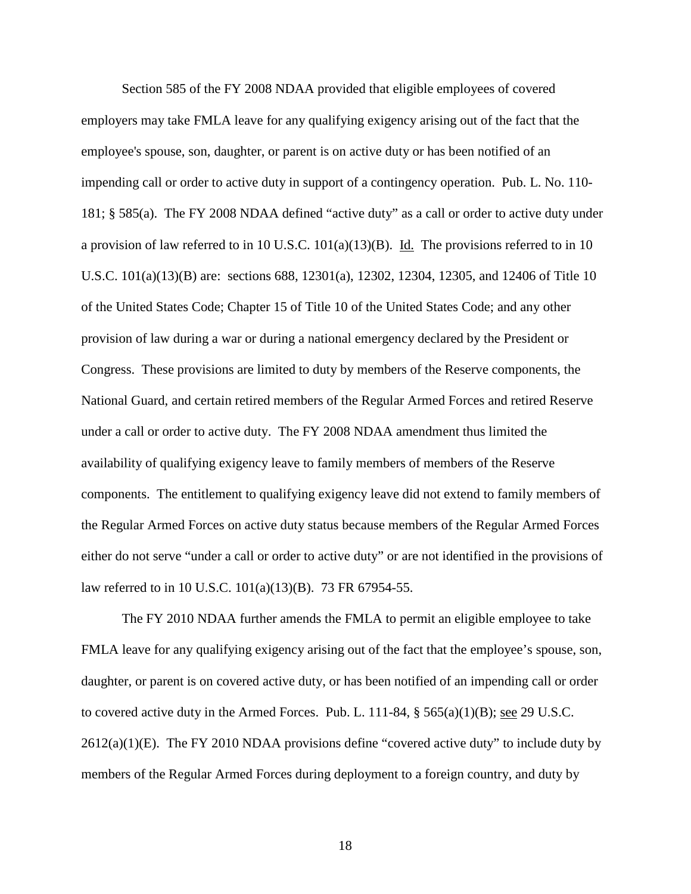Section 585 of the FY 2008 NDAA provided that eligible employees of covered employers may take FMLA leave for any qualifying exigency arising out of the fact that the employee's spouse, son, daughter, or parent is on active duty or has been notified of an impending call or order to active duty in support of a contingency operation. Pub. L. No. 110-181; § 585(a). The FY 2008 NDAA defined "active duty" as a call or order to active duty under a provision of law referred to in 10 U.S.C. 101(a)(13)(B). Id. The provisions referred to in 10 U.S.C. 101(a)(13)(B) are: sections 688, 12301(a), 12302, 12304, 12305, and 12406 of Title 10 of the United States Code; Chapter 15 of Title 10 of the United States Code; and any other provision of law during a war or during a national emergency declared by the President or Congress. These provisions are limited to duty by members of the Reserve components, the National Guard, and certain retired members of the Regular Armed Forces and retired Reserve under a call or order to active duty. The FY 2008 NDAA amendment thus limited the availability of qualifying exigency leave to family members of members of the Reserve components. The entitlement to qualifying exigency leave did not extend to family members of the Regular Armed Forces on active duty status because members of the Regular Armed Forces either do not serve "under a call or order to active duty" or are not identified in the provisions of law referred to in 10 U.S.C. 101(a)(13)(B). 73 FR 67954-55.

The FY 2010 NDAA further amends the FMLA to permit an eligible employee to take FMLA leave for any qualifying exigency arising out of the fact that the employee's spouse, son, daughter, or parent is on covered active duty, or has been notified of an impending call or order to covered active duty in the Armed Forces. Pub. L. 111-84, § 565(a)(1)(B); see 29 U.S.C. 2612(a)(1)(E). The FY 2010 NDAA provisions define "covered active duty" to include duty by members of the Regular Armed Forces during deployment to a foreign country, and duty by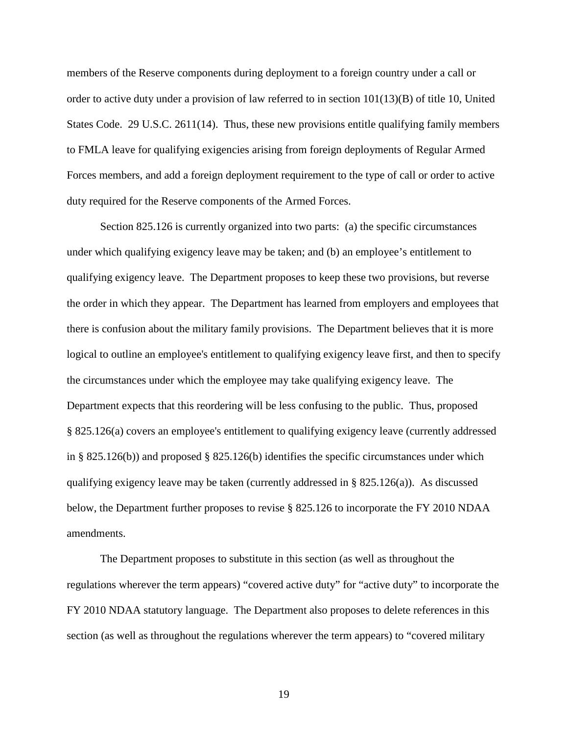members of the Reserve components during deployment to a foreign country under a call or order to active duty under a provision of law referred to in section 101(13)(B) of title 10, United States Code. 29 U.S.C. 2611(14). Thus, these new provisions entitle qualifying family members to FMLA leave for qualifying exigencies arising from foreign deployments of Regular Armed Forces members, and add a foreign deployment requirement to the type of call or order to active duty required for the Reserve components of the Armed Forces.

Section 825.126 is currently organized into two parts: (a) the specific circumstances under which qualifying exigency leave may be taken; and (b) an employee's entitlement to qualifying exigency leave. The Department proposes to keep these two provisions, but reverse the order in which they appear. The Department has learned from employers and employees that there is confusion about the military family provisions. The Department believes that it is more logical to outline an employee's entitlement to qualifying exigency leave first, and then to specify the circumstances under which the employee may take qualifying exigency leave. The Department expects that this reordering will be less confusing to the public. Thus, proposed § 825.126(a) covers an employee's entitlement to qualifying exigency leave (currently addressed in § 825.126(b)) and proposed § 825.126(b) identifies the specific circumstances under which qualifying exigency leave may be taken (currently addressed in § 825.126(a)). As discussed below, the Department further proposes to revise § 825.126 to incorporate the FY 2010 NDAA amendments.

The Department proposes to substitute in this section (as well as throughout the regulations wherever the term appears) "covered active duty" for "active duty" to incorporate the FY 2010 NDAA statutory language. The Department also proposes to delete references in this section (as well as throughout the regulations wherever the term appears) to "covered military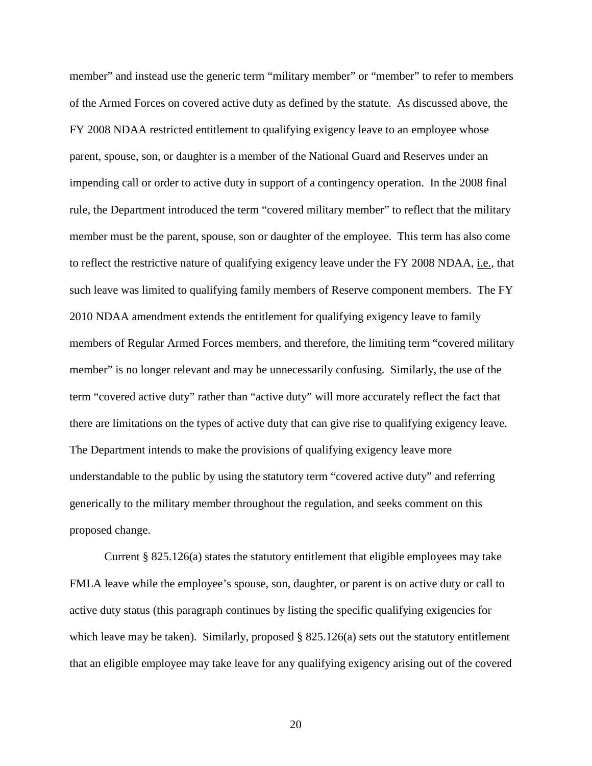member" and instead use the generic term "military member" or "member" to refer to members of the Armed Forces on covered active duty as defined by the statute. As discussed above, the FY 2008 NDAA restricted entitlement to qualifying exigency leave to an employee whose parent, spouse, son, or daughter is a member of the National Guard and Reserves under an impending call or order to active duty in support of a contingency operation. In the 2008 final rule, the Department introduced the term "covered military member" to reflect that the military member must be the parent, spouse, son or daughter of the employee. This term has also come to reflect the restrictive nature of qualifying exigency leave under the FY 2008 NDAA, i.e., that such leave was limited to qualifying family members of Reserve component members. The FY 2010 NDAA amendment extends the entitlement for qualifying exigency leave to family members of Regular Armed Forces members, and therefore, the limiting term "covered military member" is no longer relevant and may be unnecessarily confusing. Similarly, the use of the term "covered active duty" rather than "active duty" will more accurately reflect the fact that there are limitations on the types of active duty that can give rise to qualifying exigency leave. The Department intends to make the provisions of qualifying exigency leave more understandable to the public by using the statutory term "covered active duty" and referring generically to the military member throughout the regulation, and seeks comment on this proposed change.

Current § 825.126(a) states the statutory entitlement that eligible employees may take FMLA leave while the employee's spouse, son, daughter, or parent is on active duty or call to active duty status (this paragraph continues by listing the specific qualifying exigencies for which leave may be taken). Similarly, proposed § 825.126(a) sets out the statutory entitlement that an eligible employee may take leave for any qualifying exigency arising out of the covered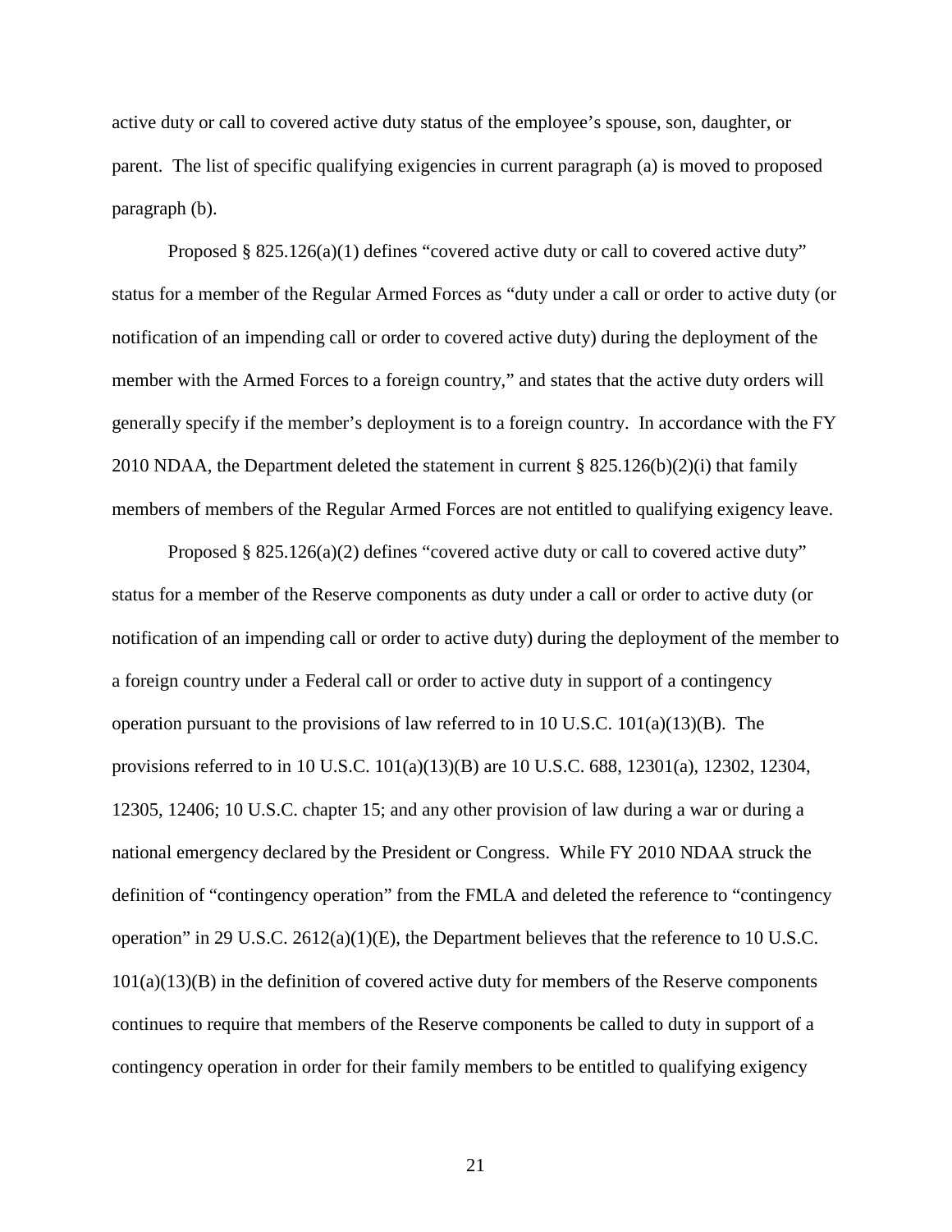active duty or call to covered active duty status of the employee's spouse, son, daughter, or parent. The list of specific qualifying exigencies in current paragraph (a) is moved to proposed paragraph (b).

Proposed § 825.126(a)(1) defines "covered active duty or call to covered active duty" status for a member of the Regular Armed Forces as "duty under a call or order to active duty (or notification of an impending call or order to covered active duty) during the deployment of the member with the Armed Forces to a foreign country," and states that the active duty orders will generally specify if the member's deployment is to a foreign country. In accordance with the FY 2010 NDAA, the Department deleted the statement in current § 825.126(b)(2)(i) that family members of members of the Regular Armed Forces are not entitled to qualifying exigency leave.

Proposed § 825.126(a)(2) defines "covered active duty or call to covered active duty" status for a member of the Reserve components as duty under a call or order to active duty (or notification of an impending call or order to active duty) during the deployment of the member to a foreign country under a Federal call or order to active duty in support of a contingency operation pursuant to the provisions of law referred to in 10 U.S.C. 101(a)(13)(B). The provisions referred to in 10 U.S.C. 101(a)(13)(B) are 10 U.S.C. 688, 12301(a), 12302, 12304, 12305, 12406; 10 U.S.C. chapter 15; and any other provision of law during a war or during a national emergency declared by the President or Congress. While FY 2010 NDAA struck the definition of "contingency operation" from the FMLA and deleted the reference to "contingency operation" in 29 U.S.C. 2612(a)(1)(E), the Department believes that the reference to 10 U.S.C. 101(a)(13)(B) in the definition of covered active duty for members of the Reserve components continues to require that members of the Reserve components be called to duty in support of a contingency operation in order for their family members to be entitled to qualifying exigency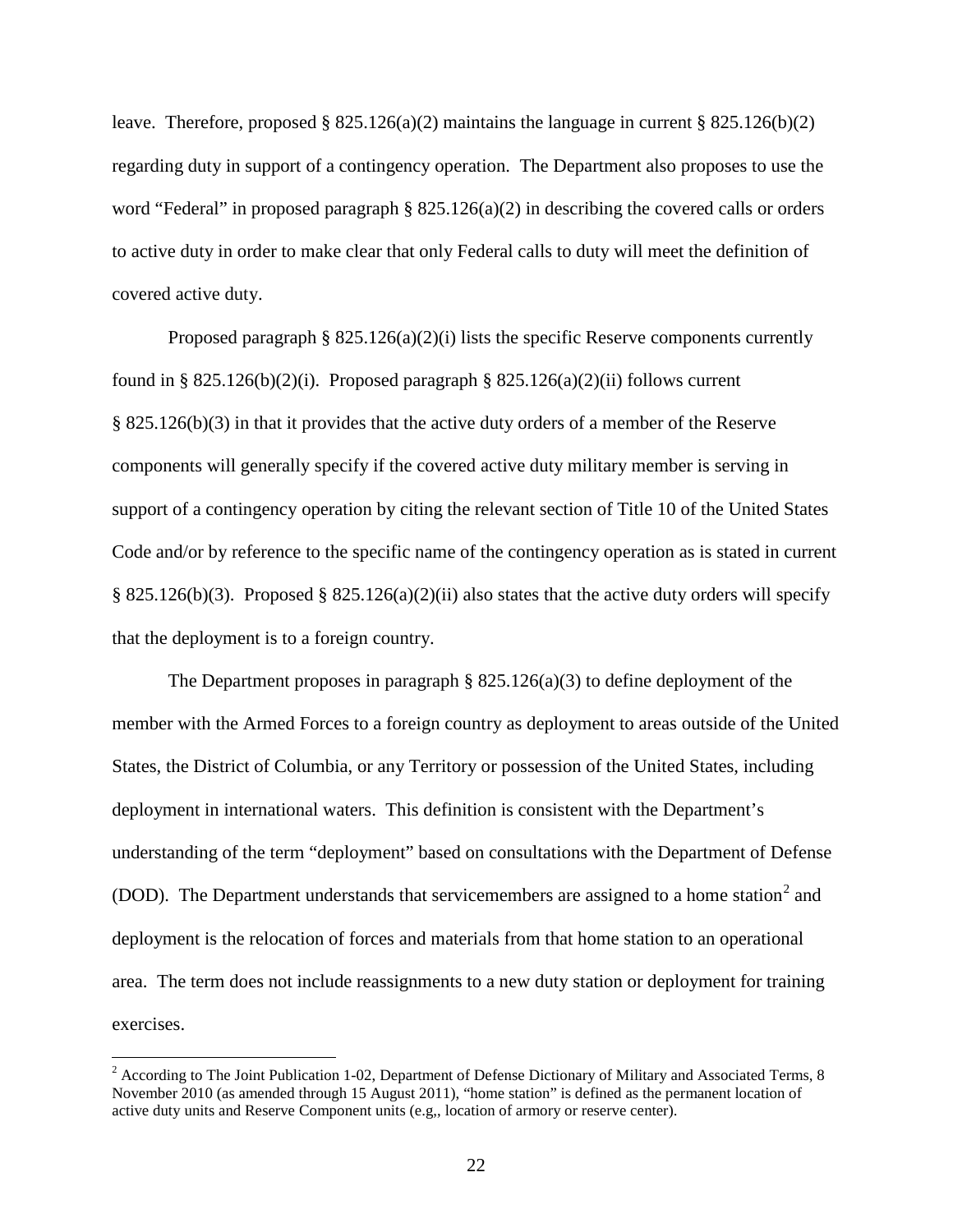leave. Therefore, proposed § 825.126(a)(2) maintains the language in current § 825.126(b)(2) regarding duty in support of a contingency operation. The Department also proposes to use the word "Federal" in proposed paragraph § 825.126(a)(2) in describing the covered calls or orders to active duty in order to make clear that only Federal calls to duty will meet the definition of covered active duty.

Proposed paragraph § 825.126(a)(2)(i) lists the specific Reserve components currently found in § 825.126(b)(2)(i). Proposed paragraph § 825.126(a)(2)(ii) follows current § 825.126(b)(3) in that it provides that the active duty orders of a member of the Reserve components will generally specify if the covered active duty military member is serving in support of a contingency operation by citing the relevant section of Title 10 of the United States Code and/or by reference to the specific name of the contingency operation as is stated in current § 825.126(b)(3). Proposed § 825.126(a)(2)(ii) also states that the active duty orders will specify that the deployment is to a foreign country.

The Department proposes in paragraph § 825.126(a)(3) to define deployment of the member with the Armed Forces to a foreign country as deployment to areas outside of the United States, the District of Columbia, or any Territory or possession of the United States, including deployment in international waters. This definition is consistent with the Department's understanding of the term "deployment" based on consultations with the Department of Defense (DOD). The Department understands that servicemembers are assigned to a home station[2] and deployment is the relocation of forces and materials from that home station to an operational area. The term does not include reassignments to a new duty station or deployment for training exercises.

[2] According to The Joint Publication 1-02, Department of Defense Dictionary of Military and Associated Terms, 8 November 2010 (as amended through 15 August 2011), "home station" is defined as the permanent location of active duty units and Reserve Component units (e.g,, location of armory or reserve center).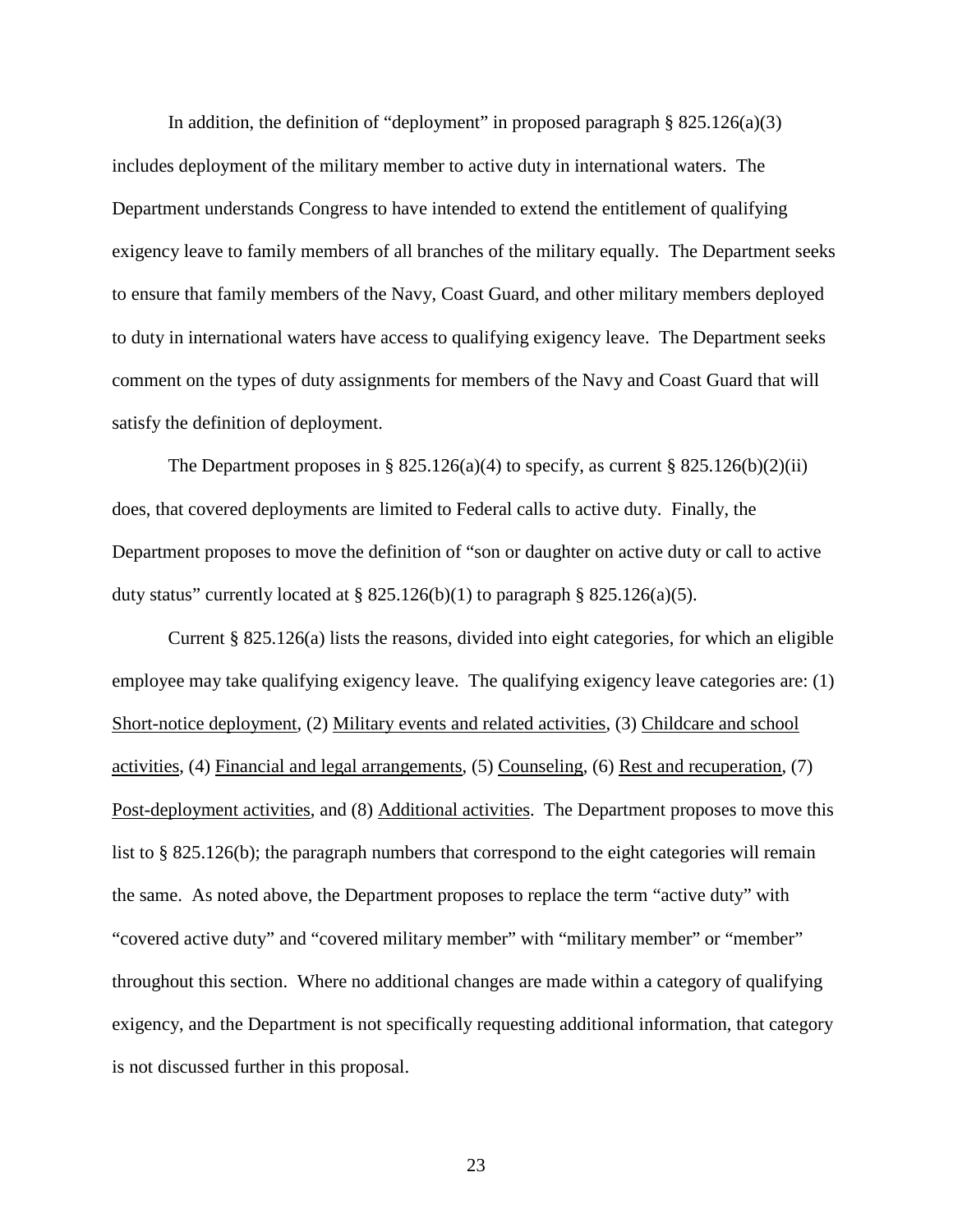In addition, the definition of "deployment" in proposed paragraph § 825.126(a)(3) includes deployment of the military member to active duty in international waters. The Department understands Congress to have intended to extend the entitlement of qualifying exigency leave to family members of all branches of the military equally. The Department seeks to ensure that family members of the Navy, Coast Guard, and other military members deployed to duty in international waters have access to qualifying exigency leave. The Department seeks comment on the types of duty assignments for members of the Navy and Coast Guard that will satisfy the definition of deployment.

The Department proposes in § 825.126(a)(4) to specify, as current § 825.126(b)(2)(ii) does, that covered deployments are limited to Federal calls to active duty. Finally, the Department proposes to move the definition of "son or daughter on active duty or call to active duty status" currently located at § 825.126(b)(1) to paragraph § 825.126(a)(5).

Current § 825.126(a) lists the reasons, divided into eight categories, for which an eligible employee may take qualifying exigency leave. The qualifying exigency leave categories are: (1) <u>Short-notice deployment</u>, (2) <u>Military events and related activities</u>, (3) <u>Childcare and school activities</u>, (4) <u>Financial and legal arrangements</u>, (5) <u>Counseling</u>, (6) <u>Rest and recuperation</u>, (7) <u>Post-deployment activities</u>, and (8) <u>Additional activities</u>. The Department proposes to move this list to § 825.126(b); the paragraph numbers that correspond to the eight categories will remain the same. As noted above, the Department proposes to replace the term "active duty" with "covered active duty" and "covered military member" with "military member" or "member" throughout this section. Where no additional changes are made within a category of qualifying exigency, and the Department is not specifically requesting additional information, that category is not discussed further in this proposal.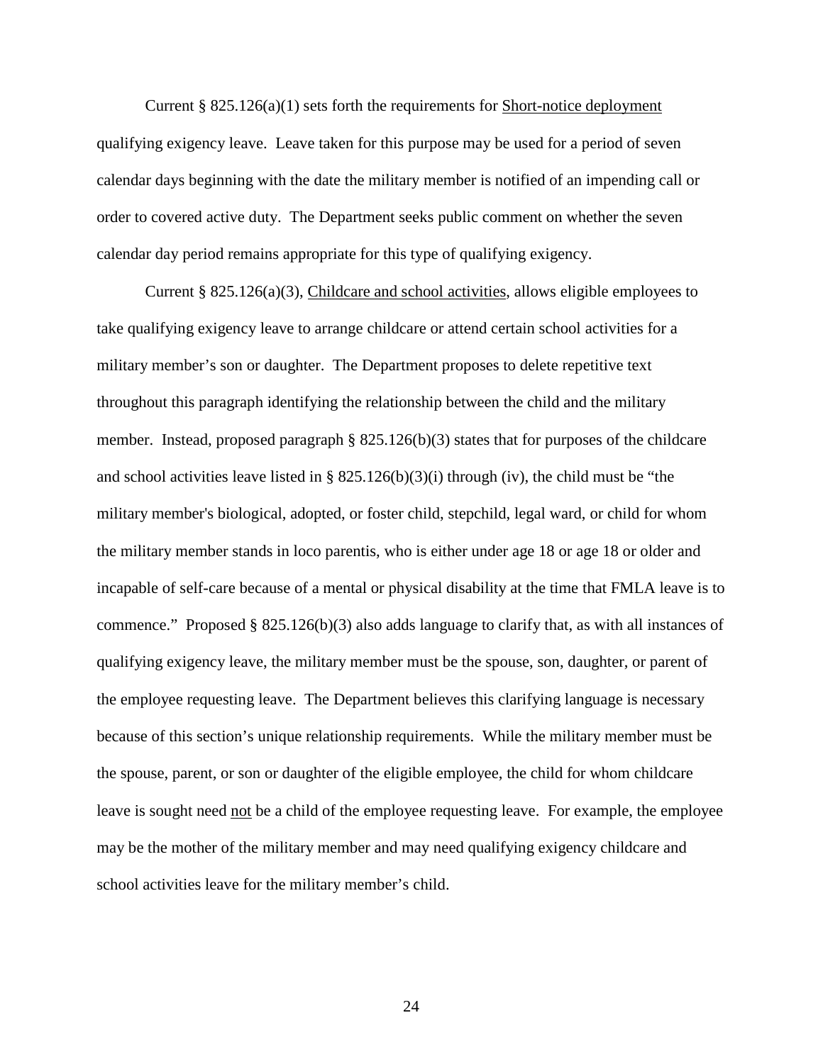Current § 825.126(a)(1) sets forth the requirements for Short-notice deployment qualifying exigency leave. Leave taken for this purpose may be used for a period of seven calendar days beginning with the date the military member is notified of an impending call or order to covered active duty. The Department seeks public comment on whether the seven calendar day period remains appropriate for this type of qualifying exigency.

Current § 825.126(a)(3), Childcare and school activities, allows eligible employees to take qualifying exigency leave to arrange childcare or attend certain school activities for a military member's son or daughter. The Department proposes to delete repetitive text throughout this paragraph identifying the relationship between the child and the military member. Instead, proposed paragraph § 825.126(b)(3) states that for purposes of the childcare and school activities leave listed in § 825.126(b)(3)(i) through (iv), the child must be "the military member's biological, adopted, or foster child, stepchild, legal ward, or child for whom the military member stands in loco parentis, who is either under age 18 or age 18 or older and incapable of self-care because of a mental or physical disability at the time that FMLA leave is to commence." Proposed § 825.126(b)(3) also adds language to clarify that, as with all instances of qualifying exigency leave, the military member must be the spouse, son, daughter, or parent of the employee requesting leave. The Department believes this clarifying language is necessary because of this section's unique relationship requirements. While the military member must be the spouse, parent, or son or daughter of the eligible employee, the child for whom childcare leave is sought need not be a child of the employee requesting leave. For example, the employee may be the mother of the military member and may need qualifying exigency childcare and school activities leave for the military member's child.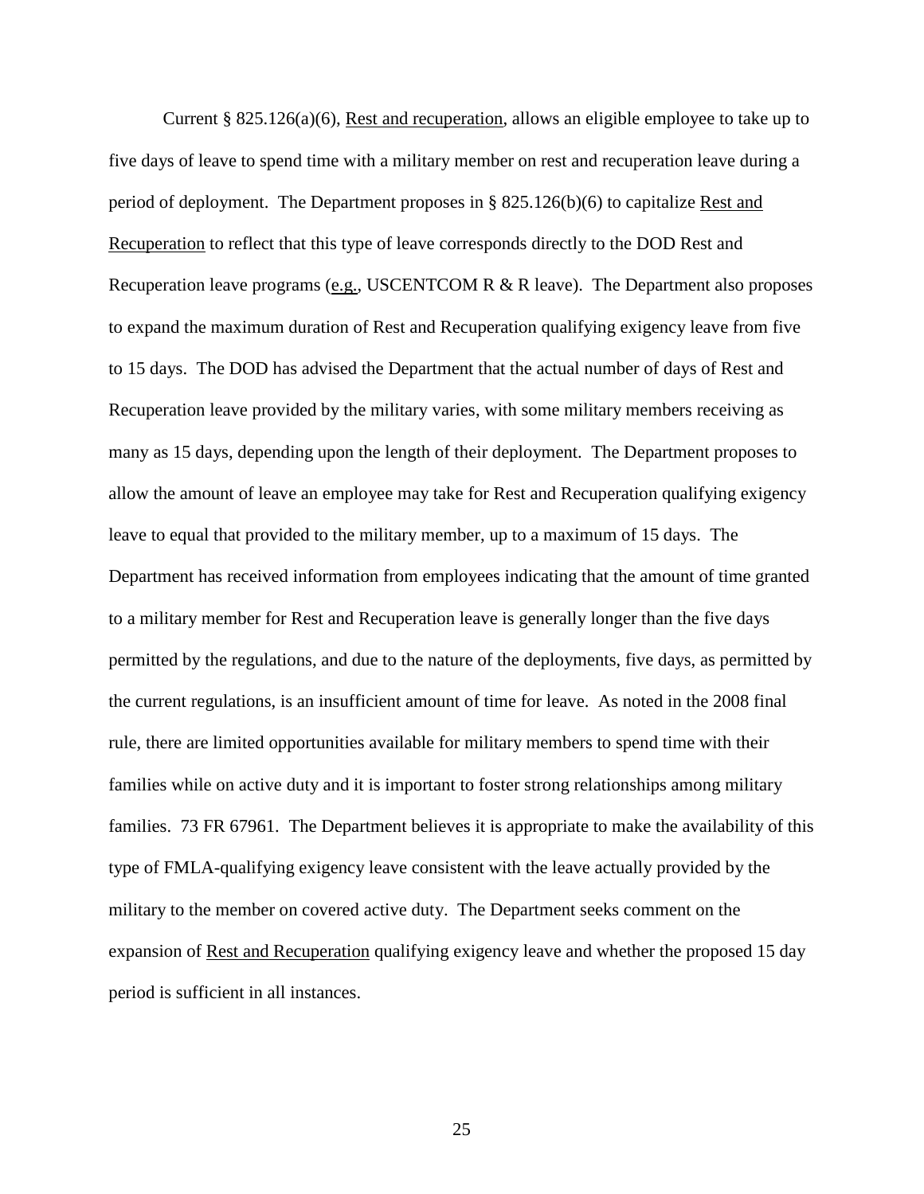Current § 825.126(a)(6), Rest and recuperation, allows an eligible employee to take up to five days of leave to spend time with a military member on rest and recuperation leave during a period of deployment. The Department proposes in § 825.126(b)(6) to capitalize Rest and Recuperation to reflect that this type of leave corresponds directly to the DOD Rest and Recuperation leave programs (e.g., USCENTCOM R & R leave). The Department also proposes to expand the maximum duration of Rest and Recuperation qualifying exigency leave from five to 15 days. The DOD has advised the Department that the actual number of days of Rest and Recuperation leave provided by the military varies, with some military members receiving as many as 15 days, depending upon the length of their deployment. The Department proposes to allow the amount of leave an employee may take for Rest and Recuperation qualifying exigency leave to equal that provided to the military member, up to a maximum of 15 days. The Department has received information from employees indicating that the amount of time granted to a military member for Rest and Recuperation leave is generally longer than the five days permitted by the regulations, and due to the nature of the deployments, five days, as permitted by the current regulations, is an insufficient amount of time for leave. As noted in the 2008 final rule, there are limited opportunities available for military members to spend time with their families while on active duty and it is important to foster strong relationships among military families. 73 FR 67961. The Department believes it is appropriate to make the availability of this type of FMLA-qualifying exigency leave consistent with the leave actually provided by the military to the member on covered active duty. The Department seeks comment on the expansion of Rest and Recuperation qualifying exigency leave and whether the proposed 15 day period is sufficient in all instances.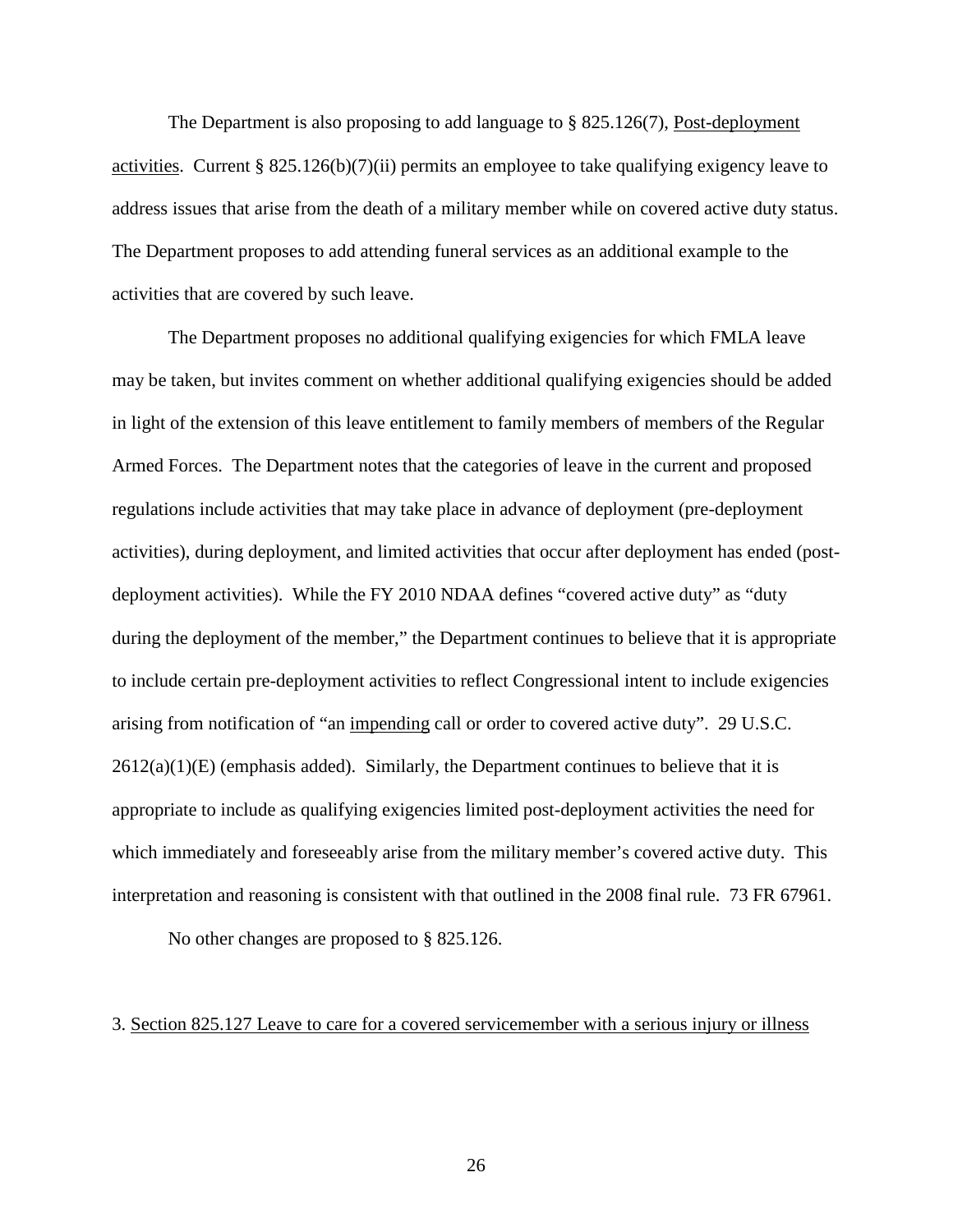The Department is also proposing to add language to § 825.126(7), Post-deployment activities. Current § 825.126(b)(7)(ii) permits an employee to take qualifying exigency leave to address issues that arise from the death of a military member while on covered active duty status. The Department proposes to add attending funeral services as an additional example to the activities that are covered by such leave.

The Department proposes no additional qualifying exigencies for which FMLA leave may be taken, but invites comment on whether additional qualifying exigencies should be added in light of the extension of this leave entitlement to family members of members of the Regular Armed Forces. The Department notes that the categories of leave in the current and proposed regulations include activities that may take place in advance of deployment (pre-deployment activities), during deployment, and limited activities that occur after deployment has ended (post-deployment activities). While the FY 2010 NDAA defines "covered active duty" as "duty during the deployment of the member," the Department continues to believe that it is appropriate to include certain pre-deployment activities to reflect Congressional intent to include exigencies arising from notification of "an impending call or order to covered active duty". 29 U.S.C. 2612(a)(1)(E) (emphasis added). Similarly, the Department continues to believe that it is appropriate to include as qualifying exigencies limited post-deployment activities the need for which immediately and foreseeably arise from the military member's covered active duty. This interpretation and reasoning is consistent with that outlined in the 2008 final rule. 73 FR 67961.

No other changes are proposed to § 825.126.

3. Section 825.127 Leave to care for a covered servicemember with a serious injury or illness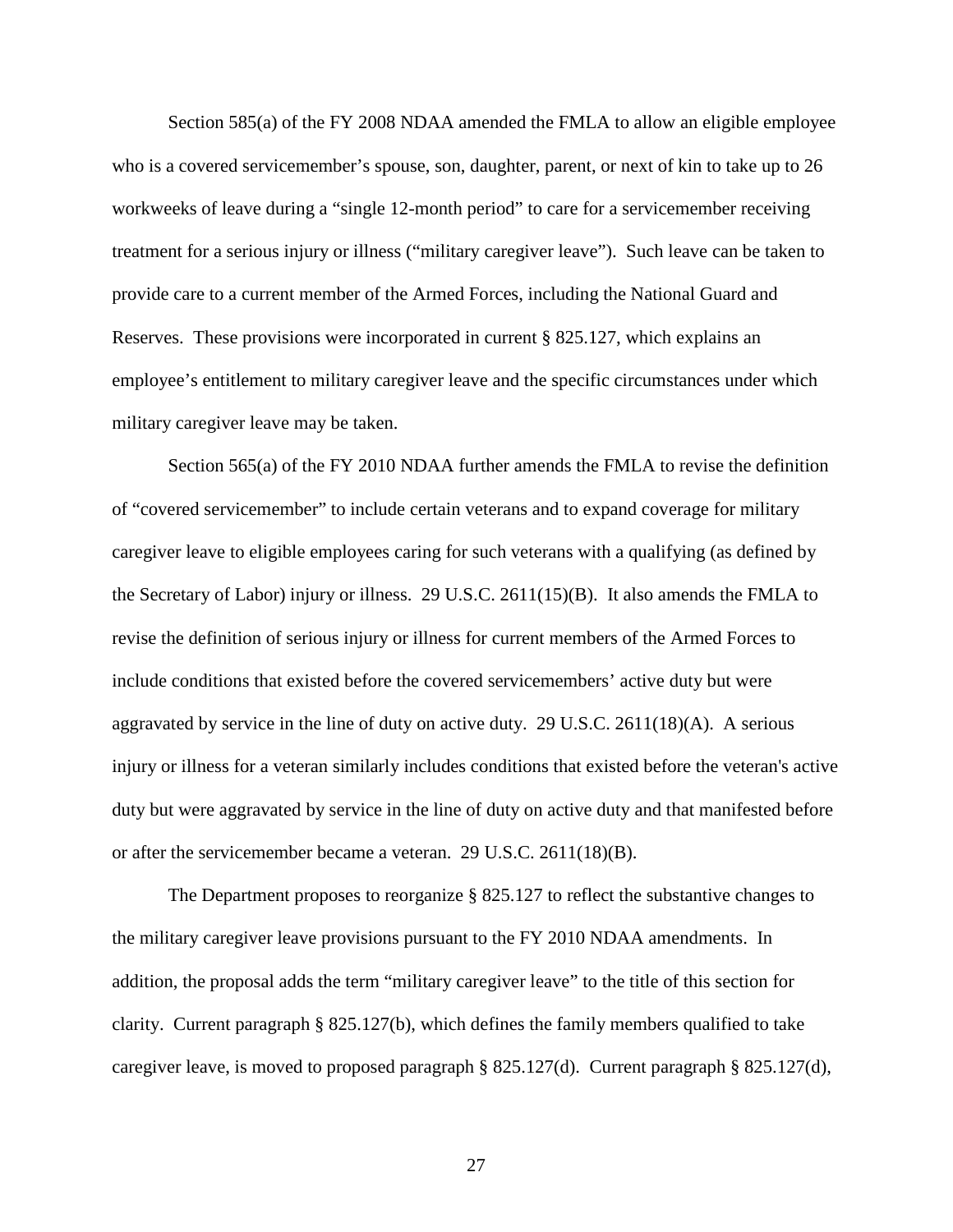Section 585(a) of the FY 2008 NDAA amended the FMLA to allow an eligible employee who is a covered servicemember's spouse, son, daughter, parent, or next of kin to take up to 26 workweeks of leave during a "single 12-month period" to care for a servicemember receiving treatment for a serious injury or illness ("military caregiver leave"). Such leave can be taken to provide care to a current member of the Armed Forces, including the National Guard and Reserves. These provisions were incorporated in current § 825.127, which explains an employee's entitlement to military caregiver leave and the specific circumstances under which military caregiver leave may be taken.

Section 565(a) of the FY 2010 NDAA further amends the FMLA to revise the definition of "covered servicemember" to include certain veterans and to expand coverage for military caregiver leave to eligible employees caring for such veterans with a qualifying (as defined by the Secretary of Labor) injury or illness. 29 U.S.C. 2611(15)(B). It also amends the FMLA to revise the definition of serious injury or illness for current members of the Armed Forces to include conditions that existed before the covered servicemembers' active duty but were aggravated by service in the line of duty on active duty. 29 U.S.C. 2611(18)(A). A serious injury or illness for a veteran similarly includes conditions that existed before the veteran's active duty but were aggravated by service in the line of duty on active duty and that manifested before or after the servicemember became a veteran. 29 U.S.C. 2611(18)(B).

The Department proposes to reorganize § 825.127 to reflect the substantive changes to the military caregiver leave provisions pursuant to the FY 2010 NDAA amendments. In addition, the proposal adds the term "military caregiver leave" to the title of this section for clarity. Current paragraph § 825.127(b), which defines the family members qualified to take caregiver leave, is moved to proposed paragraph § 825.127(d). Current paragraph § 825.127(d),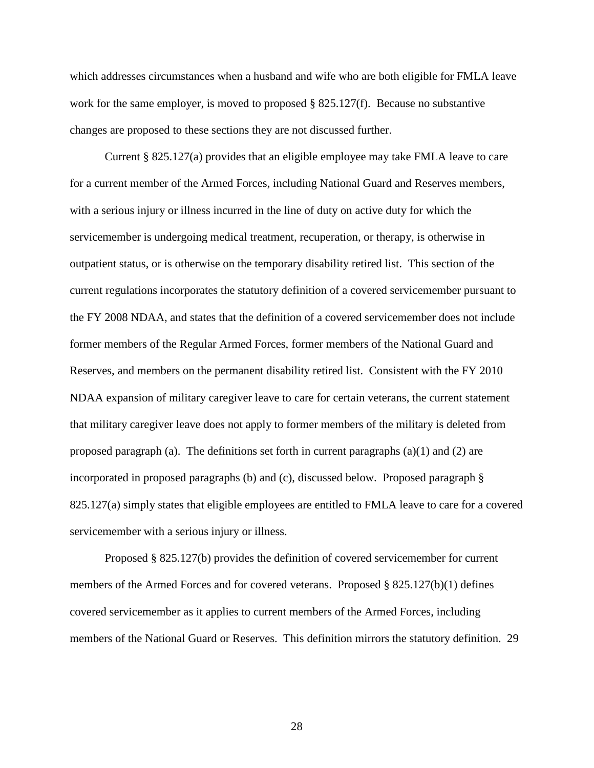which addresses circumstances when a husband and wife who are both eligible for FMLA leave work for the same employer, is moved to proposed § 825.127(f). Because no substantive changes are proposed to these sections they are not discussed further.

Current § 825.127(a) provides that an eligible employee may take FMLA leave to care for a current member of the Armed Forces, including National Guard and Reserves members, with a serious injury or illness incurred in the line of duty on active duty for which the servicemember is undergoing medical treatment, recuperation, or therapy, is otherwise in outpatient status, or is otherwise on the temporary disability retired list. This section of the current regulations incorporates the statutory definition of a covered servicemember pursuant to the FY 2008 NDAA, and states that the definition of a covered servicemember does not include former members of the Regular Armed Forces, former members of the National Guard and Reserves, and members on the permanent disability retired list. Consistent with the FY 2010 NDAA expansion of military caregiver leave to care for certain veterans, the current statement that military caregiver leave does not apply to former members of the military is deleted from proposed paragraph (a). The definitions set forth in current paragraphs (a)(1) and (2) are incorporated in proposed paragraphs (b) and (c), discussed below. Proposed paragraph § 825.127(a) simply states that eligible employees are entitled to FMLA leave to care for a covered servicemember with a serious injury or illness.

Proposed § 825.127(b) provides the definition of covered servicemember for current members of the Armed Forces and for covered veterans. Proposed § 825.127(b)(1) defines covered servicemember as it applies to current members of the Armed Forces, including members of the National Guard or Reserves. This definition mirrors the statutory definition. 29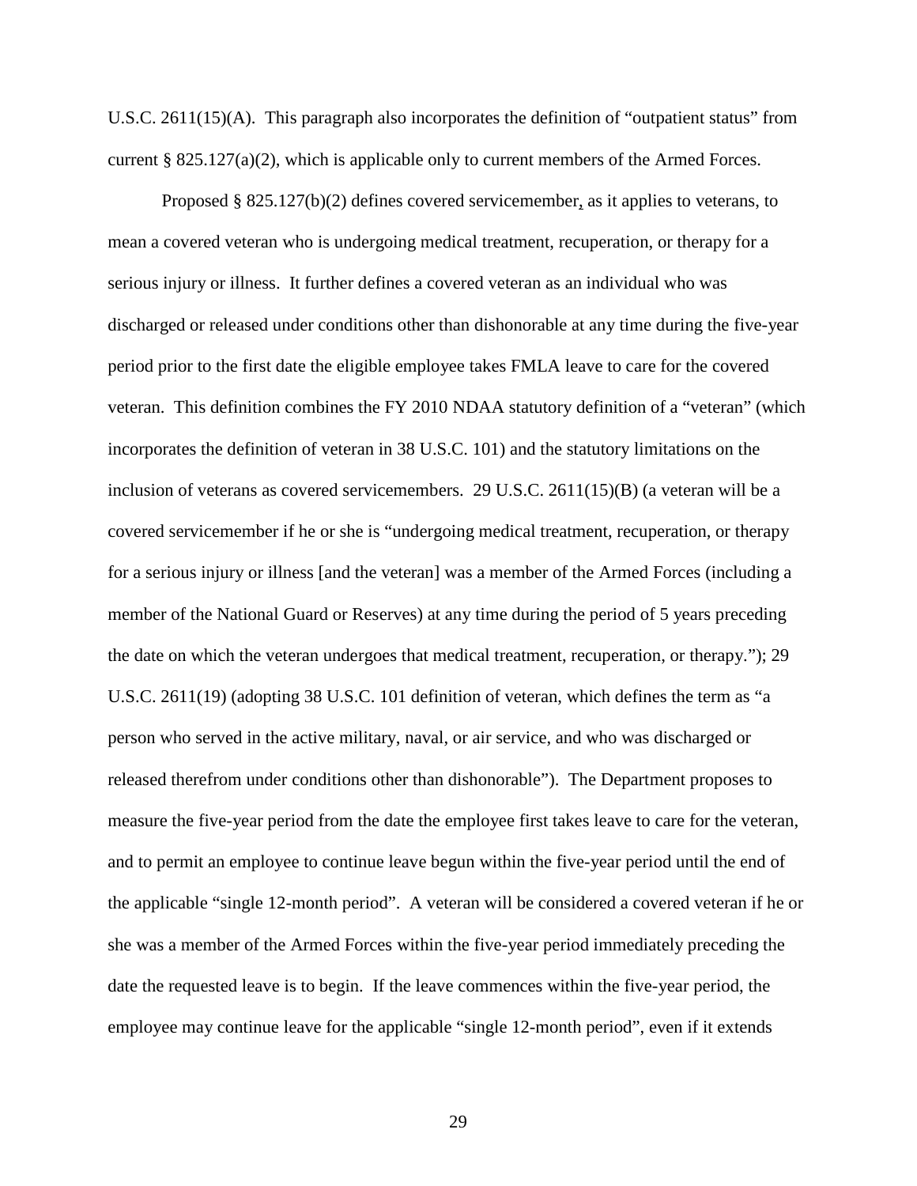U.S.C. 2611(15)(A). This paragraph also incorporates the definition of "outpatient status" from current § 825.127(a)(2), which is applicable only to current members of the Armed Forces.

Proposed § 825.127(b)(2) defines covered servicemember, as it applies to veterans, to mean a covered veteran who is undergoing medical treatment, recuperation, or therapy for a serious injury or illness. It further defines a covered veteran as an individual who was discharged or released under conditions other than dishonorable at any time during the five-year period prior to the first date the eligible employee takes FMLA leave to care for the covered veteran. This definition combines the FY 2010 NDAA statutory definition of a "veteran" (which incorporates the definition of veteran in 38 U.S.C. 101) and the statutory limitations on the inclusion of veterans as covered servicemembers. 29 U.S.C. 2611(15)(B) (a veteran will be a covered servicemember if he or she is "undergoing medical treatment, recuperation, or therapy for a serious injury or illness [and the veteran] was a member of the Armed Forces (including a member of the National Guard or Reserves) at any time during the period of 5 years preceding the date on which the veteran undergoes that medical treatment, recuperation, or therapy."); 29 U.S.C. 2611(19) (adopting 38 U.S.C. 101 definition of veteran, which defines the term as "a person who served in the active military, naval, or air service, and who was discharged or released therefrom under conditions other than dishonorable"). The Department proposes to measure the five-year period from the date the employee first takes leave to care for the veteran, and to permit an employee to continue leave begun within the five-year period until the end of the applicable "single 12-month period". A veteran will be considered a covered veteran if he or she was a member of the Armed Forces within the five-year period immediately preceding the date the requested leave is to begin. If the leave commences within the five-year period, the employee may continue leave for the applicable "single 12-month period", even if it extends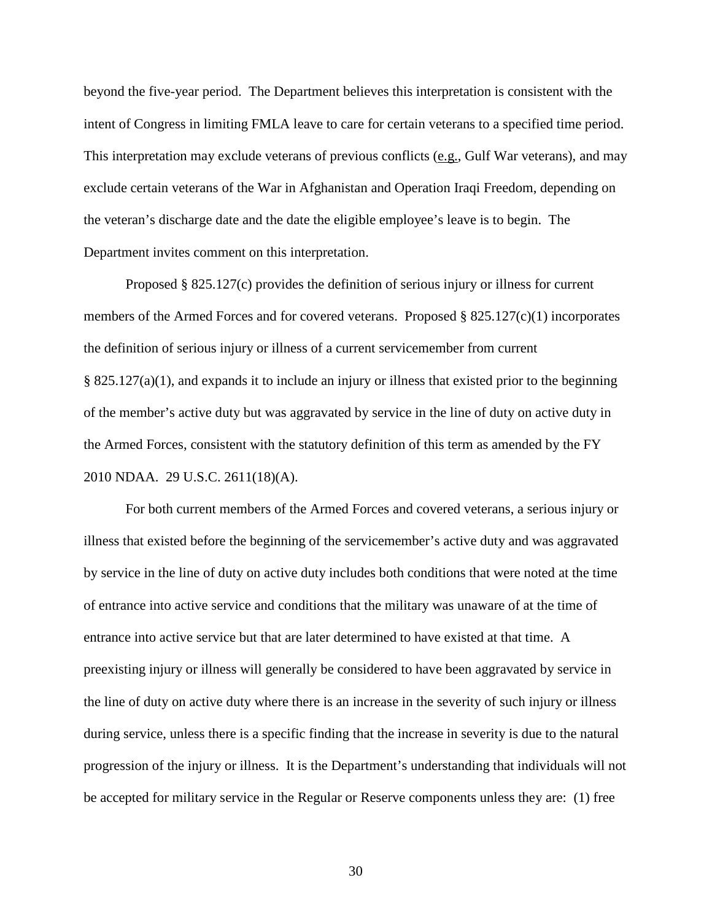beyond the five-year period. The Department believes this interpretation is consistent with the intent of Congress in limiting FMLA leave to care for certain veterans to a specified time period. This interpretation may exclude veterans of previous conflicts (e.g., Gulf War veterans), and may exclude certain veterans of the War in Afghanistan and Operation Iraqi Freedom, depending on the veteran's discharge date and the date the eligible employee's leave is to begin. The Department invites comment on this interpretation.

Proposed § 825.127(c) provides the definition of serious injury or illness for current members of the Armed Forces and for covered veterans. Proposed § 825.127(c)(1) incorporates the definition of serious injury or illness of a current servicemember from current § 825.127(a)(1), and expands it to include an injury or illness that existed prior to the beginning of the member's active duty but was aggravated by service in the line of duty on active duty in the Armed Forces, consistent with the statutory definition of this term as amended by the FY 2010 NDAA. 29 U.S.C. 2611(18)(A).

For both current members of the Armed Forces and covered veterans, a serious injury or illness that existed before the beginning of the servicemember's active duty and was aggravated by service in the line of duty on active duty includes both conditions that were noted at the time of entrance into active service and conditions that the military was unaware of at the time of entrance into active service but that are later determined to have existed at that time. A preexisting injury or illness will generally be considered to have been aggravated by service in the line of duty on active duty where there is an increase in the severity of such injury or illness during service, unless there is a specific finding that the increase in severity is due to the natural progression of the injury or illness. It is the Department's understanding that individuals will not be accepted for military service in the Regular or Reserve components unless they are: (1) free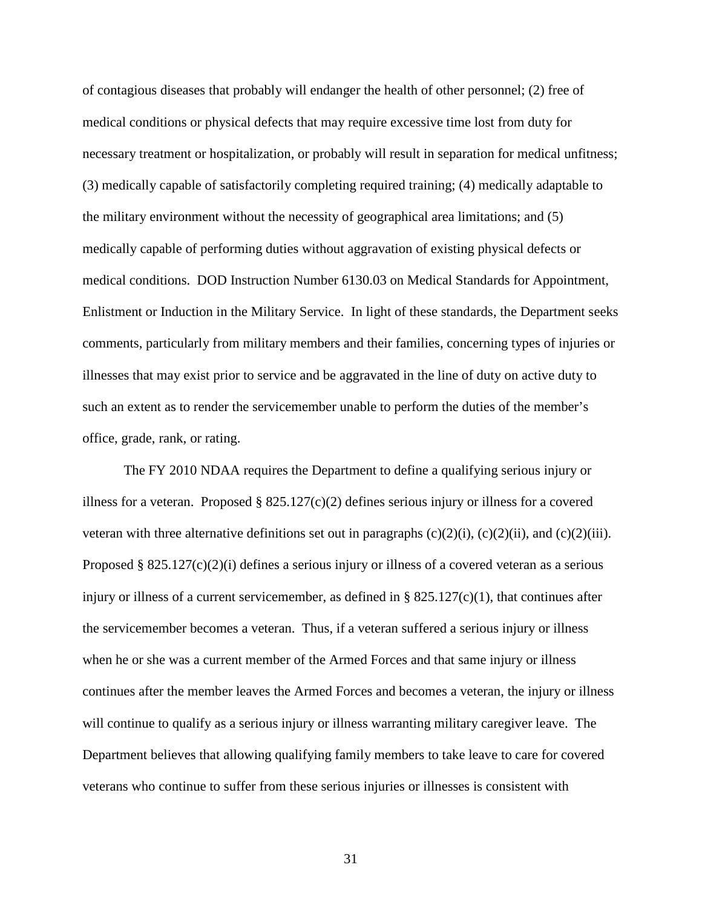of contagious diseases that probably will endanger the health of other personnel; (2) free of medical conditions or physical defects that may require excessive time lost from duty for necessary treatment or hospitalization, or probably will result in separation for medical unfitness; (3) medically capable of satisfactorily completing required training; (4) medically adaptable to the military environment without the necessity of geographical area limitations; and (5) medically capable of performing duties without aggravation of existing physical defects or medical conditions. DOD Instruction Number 6130.03 on Medical Standards for Appointment, Enlistment or Induction in the Military Service. In light of these standards, the Department seeks comments, particularly from military members and their families, concerning types of injuries or illnesses that may exist prior to service and be aggravated in the line of duty on active duty to such an extent as to render the servicemember unable to perform the duties of the member's office, grade, rank, or rating.

The FY 2010 NDAA requires the Department to define a qualifying serious injury or illness for a veteran. Proposed § 825.127(c)(2) defines serious injury or illness for a covered veteran with three alternative definitions set out in paragraphs (c)(2)(i), (c)(2)(ii), and (c)(2)(iii). Proposed § 825.127(c)(2)(i) defines a serious injury or illness of a covered veteran as a serious injury or illness of a current servicemember, as defined in § 825.127(c)(1), that continues after the servicemember becomes a veteran. Thus, if a veteran suffered a serious injury or illness when he or she was a current member of the Armed Forces and that same injury or illness continues after the member leaves the Armed Forces and becomes a veteran, the injury or illness will continue to qualify as a serious injury or illness warranting military caregiver leave. The Department believes that allowing qualifying family members to take leave to care for covered veterans who continue to suffer from these serious injuries or illnesses is consistent with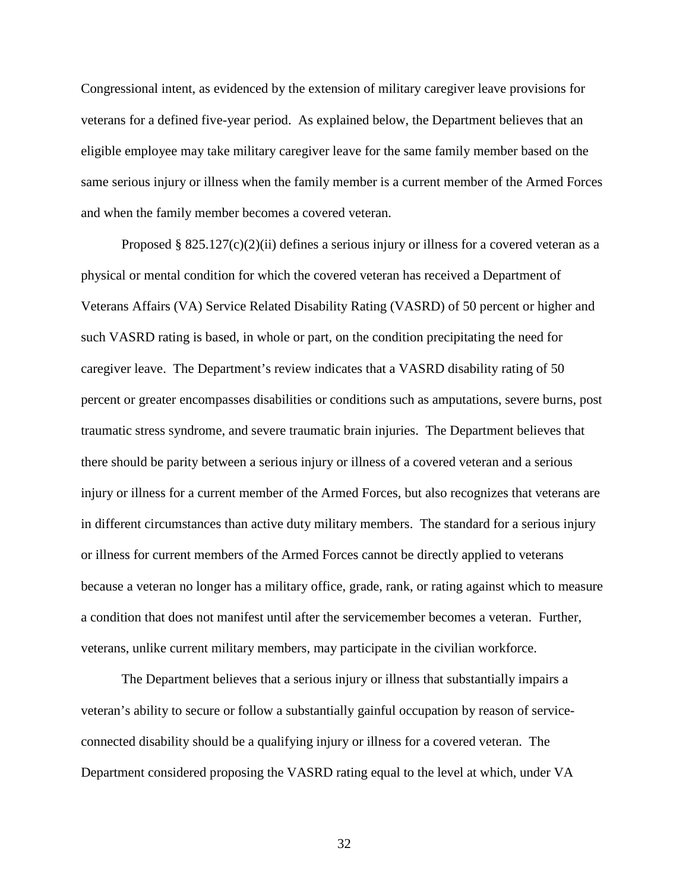Congressional intent, as evidenced by the extension of military caregiver leave provisions for veterans for a defined five-year period. As explained below, the Department believes that an eligible employee may take military caregiver leave for the same family member based on the same serious injury or illness when the family member is a current member of the Armed Forces and when the family member becomes a covered veteran.

Proposed § 825.127(c)(2)(ii) defines a serious injury or illness for a covered veteran as a physical or mental condition for which the covered veteran has received a Department of Veterans Affairs (VA) Service Related Disability Rating (VASRD) of 50 percent or higher and such VASRD rating is based, in whole or part, on the condition precipitating the need for caregiver leave. The Department's review indicates that a VASRD disability rating of 50 percent or greater encompasses disabilities or conditions such as amputations, severe burns, post traumatic stress syndrome, and severe traumatic brain injuries. The Department believes that there should be parity between a serious injury or illness of a covered veteran and a serious injury or illness for a current member of the Armed Forces, but also recognizes that veterans are in different circumstances than active duty military members. The standard for a serious injury or illness for current members of the Armed Forces cannot be directly applied to veterans because a veteran no longer has a military office, grade, rank, or rating against which to measure a condition that does not manifest until after the servicemember becomes a veteran. Further, veterans, unlike current military members, may participate in the civilian workforce.

The Department believes that a serious injury or illness that substantially impairs a veteran's ability to secure or follow a substantially gainful occupation by reason of service-connected disability should be a qualifying injury or illness for a covered veteran. The Department considered proposing the VASRD rating equal to the level at which, under VA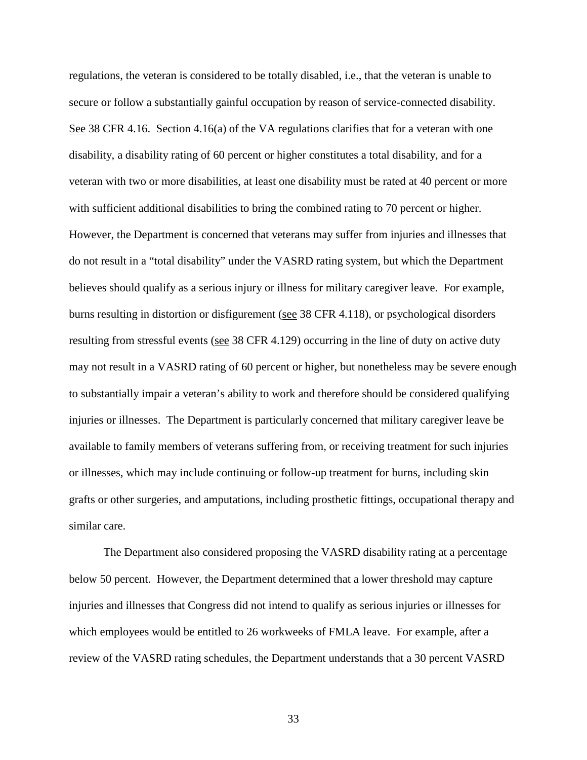regulations, the veteran is considered to be totally disabled, i.e., that the veteran is unable to secure or follow a substantially gainful occupation by reason of service-connected disability. See 38 CFR 4.16. Section 4.16(a) of the VA regulations clarifies that for a veteran with one disability, a disability rating of 60 percent or higher constitutes a total disability, and for a veteran with two or more disabilities, at least one disability must be rated at 40 percent or more with sufficient additional disabilities to bring the combined rating to 70 percent or higher. However, the Department is concerned that veterans may suffer from injuries and illnesses that do not result in a "total disability" under the VASRD rating system, but which the Department believes should qualify as a serious injury or illness for military caregiver leave. For example, burns resulting in distortion or disfigurement (see 38 CFR 4.118), or psychological disorders resulting from stressful events (see 38 CFR 4.129) occurring in the line of duty on active duty may not result in a VASRD rating of 60 percent or higher, but nonetheless may be severe enough to substantially impair a veteran's ability to work and therefore should be considered qualifying injuries or illnesses. The Department is particularly concerned that military caregiver leave be available to family members of veterans suffering from, or receiving treatment for such injuries or illnesses, which may include continuing or follow-up treatment for burns, including skin grafts or other surgeries, and amputations, including prosthetic fittings, occupational therapy and similar care.

The Department also considered proposing the VASRD disability rating at a percentage below 50 percent. However, the Department determined that a lower threshold may capture injuries and illnesses that Congress did not intend to qualify as serious injuries or illnesses for which employees would be entitled to 26 workweeks of FMLA leave. For example, after a review of the VASRD rating schedules, the Department understands that a 30 percent VASRD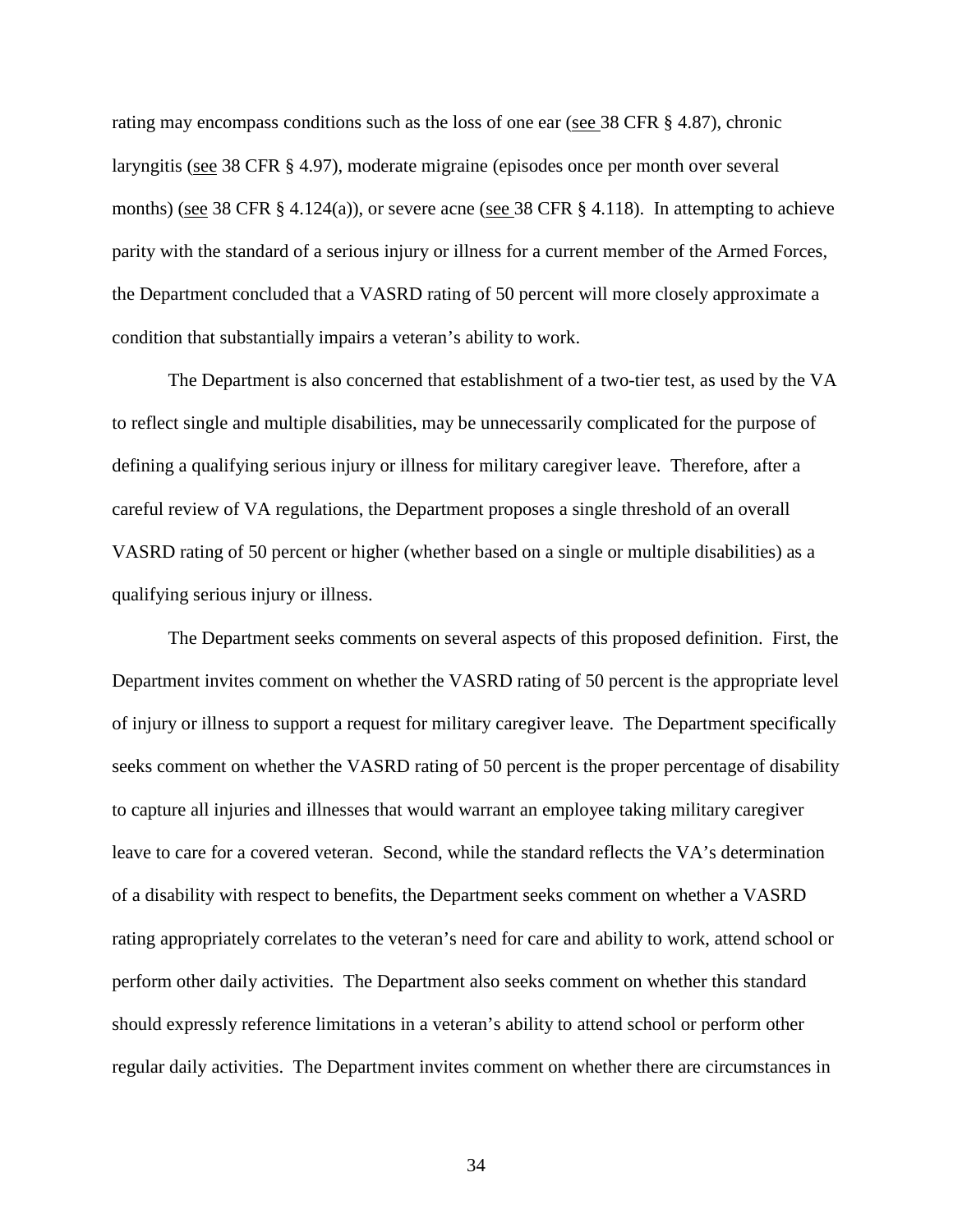rating may encompass conditions such as the loss of one ear (see 38 CFR § 4.87), chronic laryngitis (see 38 CFR § 4.97), moderate migraine (episodes once per month over several months) (see 38 CFR § 4.124(a)), or severe acne (see 38 CFR § 4.118). In attempting to achieve parity with the standard of a serious injury or illness for a current member of the Armed Forces, the Department concluded that a VASRD rating of 50 percent will more closely approximate a condition that substantially impairs a veteran's ability to work.

The Department is also concerned that establishment of a two-tier test, as used by the VA to reflect single and multiple disabilities, may be unnecessarily complicated for the purpose of defining a qualifying serious injury or illness for military caregiver leave. Therefore, after a careful review of VA regulations, the Department proposes a single threshold of an overall VASRD rating of 50 percent or higher (whether based on a single or multiple disabilities) as a qualifying serious injury or illness.

The Department seeks comments on several aspects of this proposed definition. First, the Department invites comment on whether the VASRD rating of 50 percent is the appropriate level of injury or illness to support a request for military caregiver leave. The Department specifically seeks comment on whether the VASRD rating of 50 percent is the proper percentage of disability to capture all injuries and illnesses that would warrant an employee taking military caregiver leave to care for a covered veteran. Second, while the standard reflects the VA's determination of a disability with respect to benefits, the Department seeks comment on whether a VASRD rating appropriately correlates to the veteran's need for care and ability to work, attend school or perform other daily activities. The Department also seeks comment on whether this standard should expressly reference limitations in a veteran's ability to attend school or perform other regular daily activities. The Department invites comment on whether there are circumstances in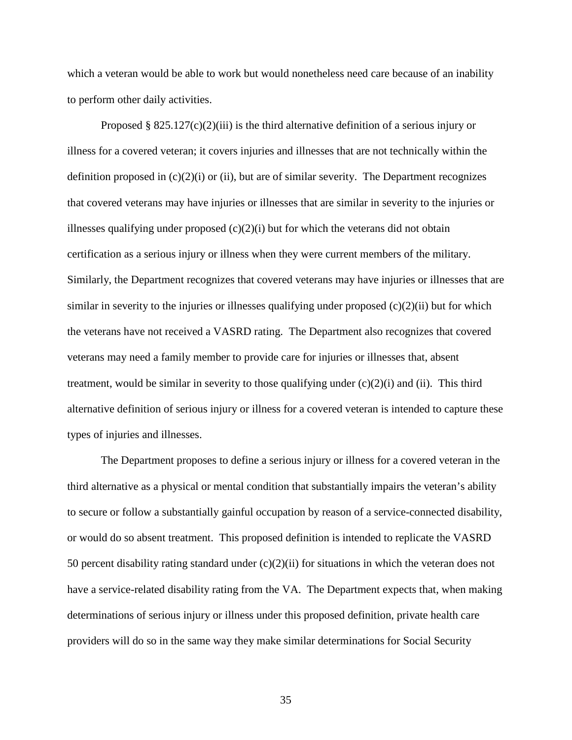which a veteran would be able to work but would nonetheless need care because of an inability to perform other daily activities.

Proposed § 825.127(c)(2)(iii) is the third alternative definition of a serious injury or illness for a covered veteran; it covers injuries and illnesses that are not technically within the definition proposed in (c)(2)(i) or (ii), but are of similar severity. The Department recognizes that covered veterans may have injuries or illnesses that are similar in severity to the injuries or illnesses qualifying under proposed (c)(2)(i) but for which the veterans did not obtain certification as a serious injury or illness when they were current members of the military. Similarly, the Department recognizes that covered veterans may have injuries or illnesses that are similar in severity to the injuries or illnesses qualifying under proposed (c)(2)(ii) but for which the veterans have not received a VASRD rating. The Department also recognizes that covered veterans may need a family member to provide care for injuries or illnesses that, absent treatment, would be similar in severity to those qualifying under (c)(2)(i) and (ii). This third alternative definition of serious injury or illness for a covered veteran is intended to capture these types of injuries and illnesses.

The Department proposes to define a serious injury or illness for a covered veteran in the third alternative as a physical or mental condition that substantially impairs the veteran's ability to secure or follow a substantially gainful occupation by reason of a service-connected disability, or would do so absent treatment. This proposed definition is intended to replicate the VASRD 50 percent disability rating standard under (c)(2)(ii) for situations in which the veteran does not have a service-related disability rating from the VA. The Department expects that, when making determinations of serious injury or illness under this proposed definition, private health care providers will do so in the same way they make similar determinations for Social Security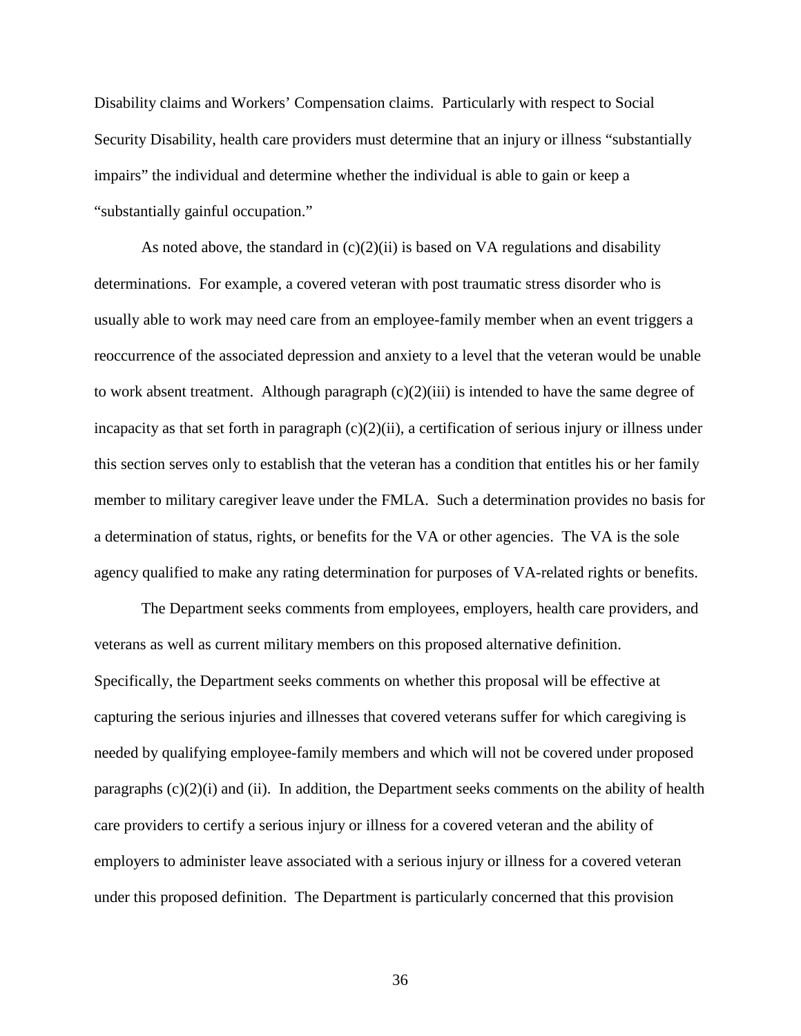Disability claims and Workers' Compensation claims. Particularly with respect to Social Security Disability, health care providers must determine that an injury or illness "substantially impairs" the individual and determine whether the individual is able to gain or keep a "substantially gainful occupation."

As noted above, the standard in (c)(2)(ii) is based on VA regulations and disability determinations. For example, a covered veteran with post traumatic stress disorder who is usually able to work may need care from an employee-family member when an event triggers a reoccurrence of the associated depression and anxiety to a level that the veteran would be unable to work absent treatment. Although paragraph (c)(2)(iii) is intended to have the same degree of incapacity as that set forth in paragraph (c)(2)(ii), a certification of serious injury or illness under this section serves only to establish that the veteran has a condition that entitles his or her family member to military caregiver leave under the FMLA. Such a determination provides no basis for a determination of status, rights, or benefits for the VA or other agencies. The VA is the sole agency qualified to make any rating determination for purposes of VA-related rights or benefits.

The Department seeks comments from employees, employers, health care providers, and veterans as well as current military members on this proposed alternative definition. Specifically, the Department seeks comments on whether this proposal will be effective at capturing the serious injuries and illnesses that covered veterans suffer for which caregiving is needed by qualifying employee-family members and which will not be covered under proposed paragraphs (c)(2)(i) and (ii). In addition, the Department seeks comments on the ability of health care providers to certify a serious injury or illness for a covered veteran and the ability of employers to administer leave associated with a serious injury or illness for a covered veteran under this proposed definition. The Department is particularly concerned that this provision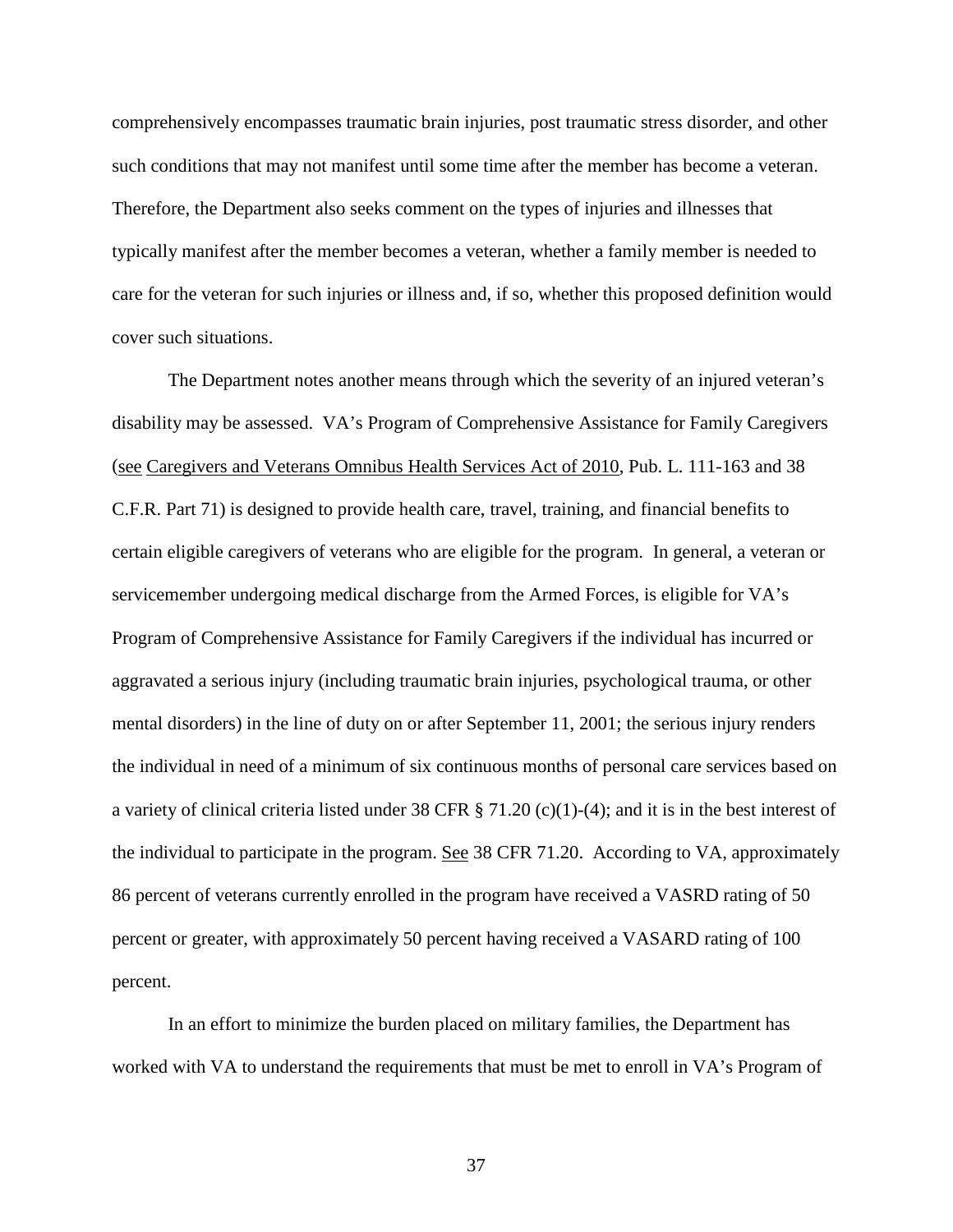comprehensively encompasses traumatic brain injuries, post traumatic stress disorder, and other such conditions that may not manifest until some time after the member has become a veteran. Therefore, the Department also seeks comment on the types of injuries and illnesses that typically manifest after the member becomes a veteran, whether a family member is needed to care for the veteran for such injuries or illness and, if so, whether this proposed definition would cover such situations.

The Department notes another means through which the severity of an injured veteran's disability may be assessed. VA's Program of Comprehensive Assistance for Family Caregivers (see Caregivers and Veterans Omnibus Health Services Act of 2010, Pub. L. 111-163 and 38 C.F.R. Part 71) is designed to provide health care, travel, training, and financial benefits to certain eligible caregivers of veterans who are eligible for the program. In general, a veteran or servicemember undergoing medical discharge from the Armed Forces, is eligible for VA's Program of Comprehensive Assistance for Family Caregivers if the individual has incurred or aggravated a serious injury (including traumatic brain injuries, psychological trauma, or other mental disorders) in the line of duty on or after September 11, 2001; the serious injury renders the individual in need of a minimum of six continuous months of personal care services based on a variety of clinical criteria listed under 38 CFR § 71.20 (c)(1)-(4); and it is in the best interest of the individual to participate in the program. See 38 CFR 71.20. According to VA, approximately 86 percent of veterans currently enrolled in the program have received a VASRD rating of 50 percent or greater, with approximately 50 percent having received a VASARD rating of 100 percent.

In an effort to minimize the burden placed on military families, the Department has worked with VA to understand the requirements that must be met to enroll in VA's Program of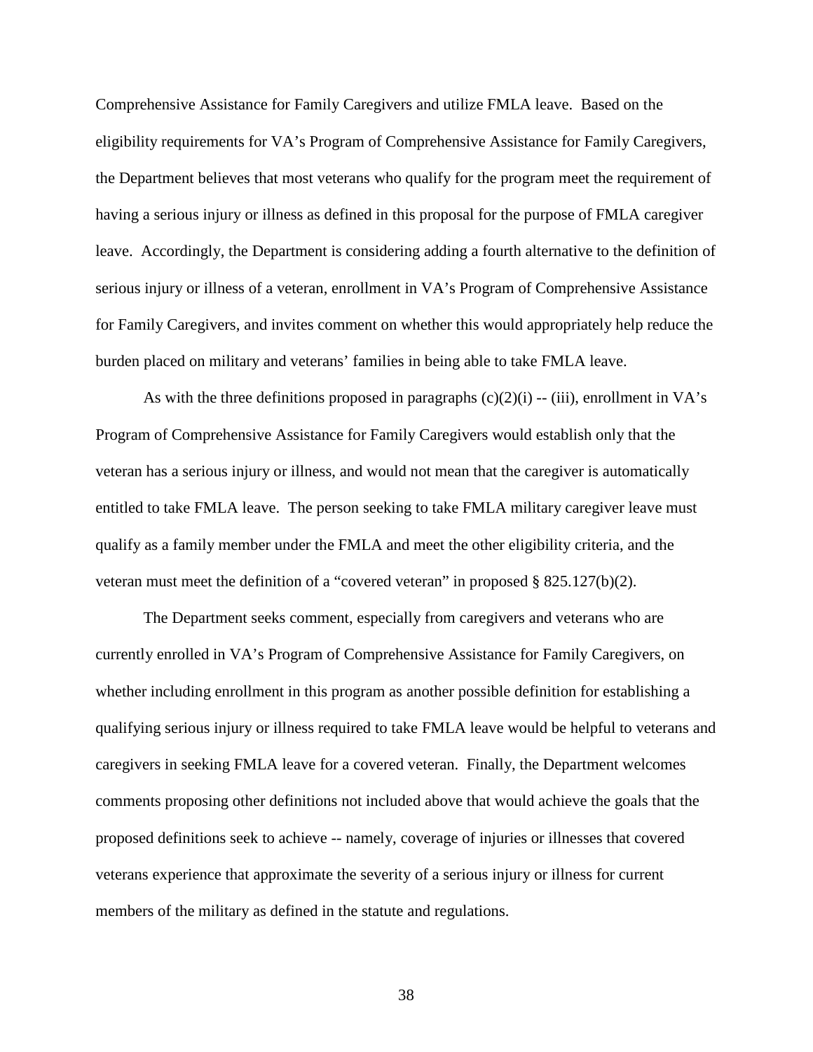Comprehensive Assistance for Family Caregivers and utilize FMLA leave. Based on the eligibility requirements for VA's Program of Comprehensive Assistance for Family Caregivers, the Department believes that most veterans who qualify for the program meet the requirement of having a serious injury or illness as defined in this proposal for the purpose of FMLA caregiver leave. Accordingly, the Department is considering adding a fourth alternative to the definition of serious injury or illness of a veteran, enrollment in VA's Program of Comprehensive Assistance for Family Caregivers, and invites comment on whether this would appropriately help reduce the burden placed on military and veterans' families in being able to take FMLA leave.

As with the three definitions proposed in paragraphs (c)(2)(i) -- (iii), enrollment in VA's Program of Comprehensive Assistance for Family Caregivers would establish only that the veteran has a serious injury or illness, and would not mean that the caregiver is automatically entitled to take FMLA leave. The person seeking to take FMLA military caregiver leave must qualify as a family member under the FMLA and meet the other eligibility criteria, and the veteran must meet the definition of a "covered veteran" in proposed § 825.127(b)(2).

The Department seeks comment, especially from caregivers and veterans who are currently enrolled in VA's Program of Comprehensive Assistance for Family Caregivers, on whether including enrollment in this program as another possible definition for establishing a qualifying serious injury or illness required to take FMLA leave would be helpful to veterans and caregivers in seeking FMLA leave for a covered veteran. Finally, the Department welcomes comments proposing other definitions not included above that would achieve the goals that the proposed definitions seek to achieve -- namely, coverage of injuries or illnesses that covered veterans experience that approximate the severity of a serious injury or illness for current members of the military as defined in the statute and regulations.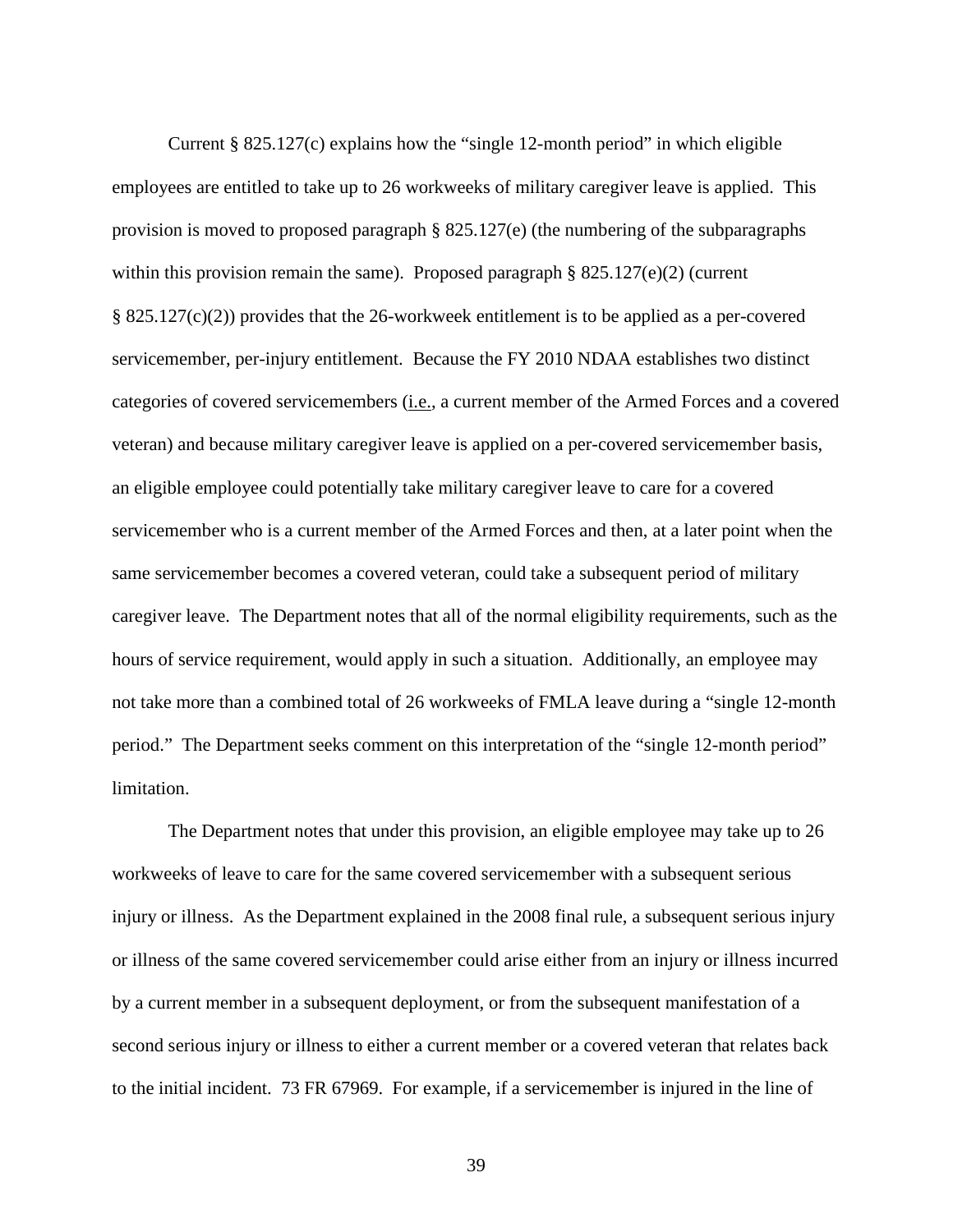Current § 825.127(c) explains how the "single 12-month period" in which eligible employees are entitled to take up to 26 workweeks of military caregiver leave is applied. This provision is moved to proposed paragraph § 825.127(e) (the numbering of the subparagraphs within this provision remain the same). Proposed paragraph § 825.127(e)(2) (current § 825.127(c)(2)) provides that the 26-workweek entitlement is to be applied as a per-covered servicemember, per-injury entitlement. Because the FY 2010 NDAA establishes two distinct categories of covered servicemembers (i.e., a current member of the Armed Forces and a covered veteran) and because military caregiver leave is applied on a per-covered servicemember basis, an eligible employee could potentially take military caregiver leave to care for a covered servicemember who is a current member of the Armed Forces and then, at a later point when the same servicemember becomes a covered veteran, could take a subsequent period of military caregiver leave. The Department notes that all of the normal eligibility requirements, such as the hours of service requirement, would apply in such a situation. Additionally, an employee may not take more than a combined total of 26 workweeks of FMLA leave during a "single 12-month period." The Department seeks comment on this interpretation of the "single 12-month period" limitation.

The Department notes that under this provision, an eligible employee may take up to 26 workweeks of leave to care for the same covered servicemember with a subsequent serious injury or illness. As the Department explained in the 2008 final rule, a subsequent serious injury or illness of the same covered servicemember could arise either from an injury or illness incurred by a current member in a subsequent deployment, or from the subsequent manifestation of a second serious injury or illness to either a current member or a covered veteran that relates back to the initial incident. 73 FR 67969. For example, if a servicemember is injured in the line of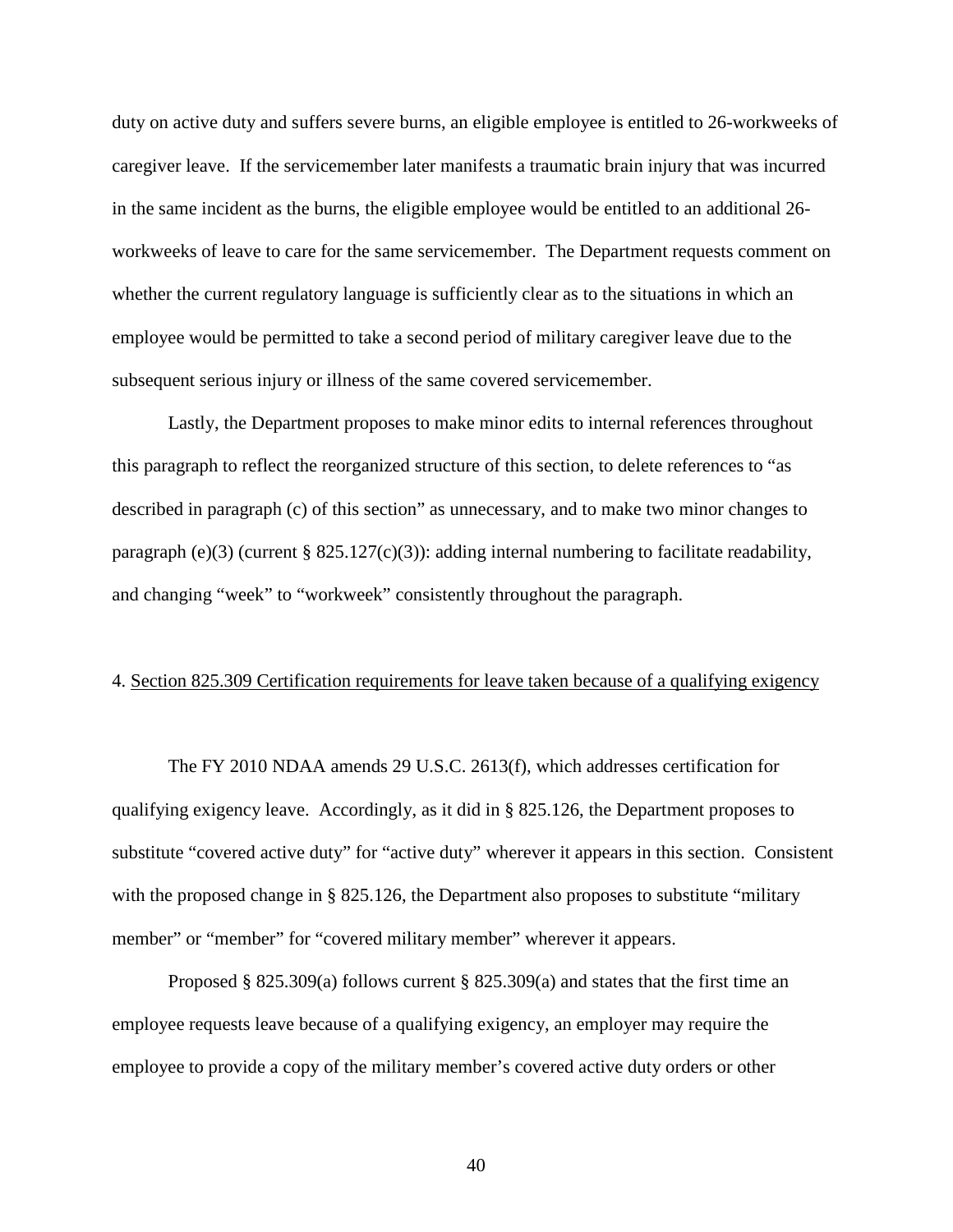duty on active duty and suffers severe burns, an eligible employee is entitled to 26-workweeks of caregiver leave. If the servicemember later manifests a traumatic brain injury that was incurred in the same incident as the burns, the eligible employee would be entitled to an additional 26-workweeks of leave to care for the same servicemember. The Department requests comment on whether the current regulatory language is sufficiently clear as to the situations in which an employee would be permitted to take a second period of military caregiver leave due to the subsequent serious injury or illness of the same covered servicemember.

Lastly, the Department proposes to make minor edits to internal references throughout this paragraph to reflect the reorganized structure of this section, to delete references to "as described in paragraph (c) of this section" as unnecessary, and to make two minor changes to paragraph (e)(3) (current § 825.127(c)(3)): adding internal numbering to facilitate readability, and changing "week" to "workweek" consistently throughout the paragraph.

4. Section 825.309 Certification requirements for leave taken because of a qualifying exigency

The FY 2010 NDAA amends 29 U.S.C. 2613(f), which addresses certification for qualifying exigency leave. Accordingly, as it did in § 825.126, the Department proposes to substitute "covered active duty" for "active duty" wherever it appears in this section. Consistent with the proposed change in § 825.126, the Department also proposes to substitute "military member" or "member" for "covered military member" wherever it appears.

Proposed § 825.309(a) follows current § 825.309(a) and states that the first time an employee requests leave because of a qualifying exigency, an employer may require the employee to provide a copy of the military member's covered active duty orders or other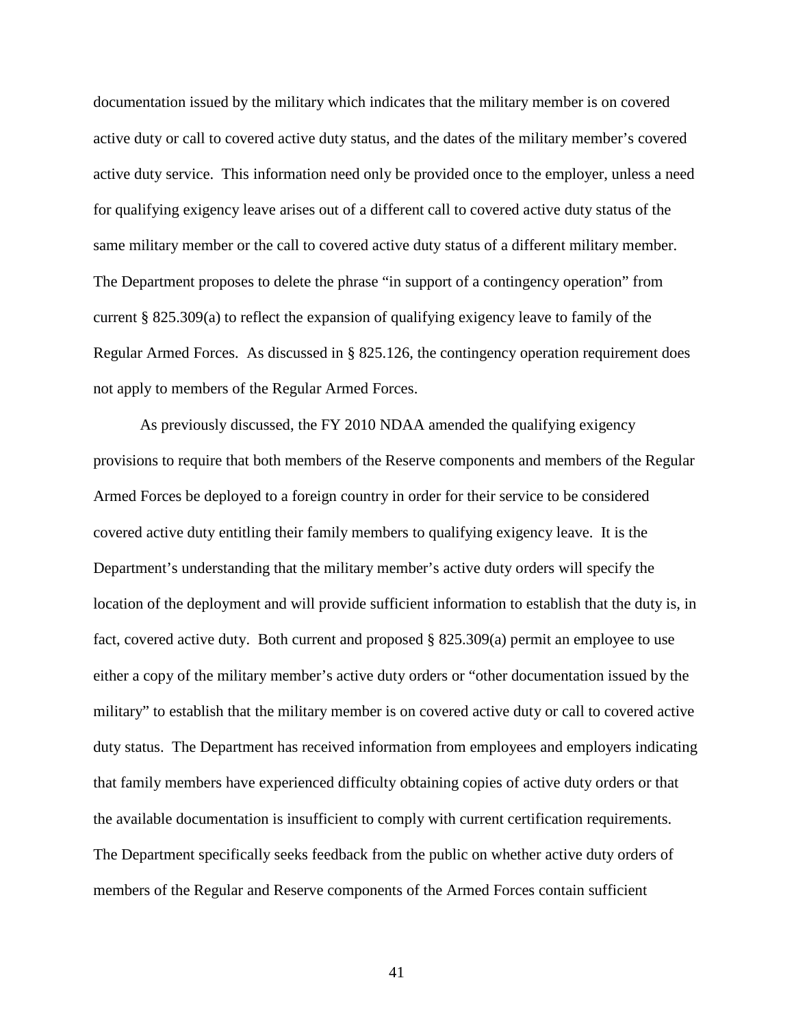documentation issued by the military which indicates that the military member is on covered active duty or call to covered active duty status, and the dates of the military member's covered active duty service. This information need only be provided once to the employer, unless a need for qualifying exigency leave arises out of a different call to covered active duty status of the same military member or the call to covered active duty status of a different military member. The Department proposes to delete the phrase "in support of a contingency operation" from current § 825.309(a) to reflect the expansion of qualifying exigency leave to family of the Regular Armed Forces. As discussed in § 825.126, the contingency operation requirement does not apply to members of the Regular Armed Forces.

As previously discussed, the FY 2010 NDAA amended the qualifying exigency provisions to require that both members of the Reserve components and members of the Regular Armed Forces be deployed to a foreign country in order for their service to be considered covered active duty entitling their family members to qualifying exigency leave. It is the Department's understanding that the military member's active duty orders will specify the location of the deployment and will provide sufficient information to establish that the duty is, in fact, covered active duty. Both current and proposed § 825.309(a) permit an employee to use either a copy of the military member's active duty orders or "other documentation issued by the military" to establish that the military member is on covered active duty or call to covered active duty status. The Department has received information from employees and employers indicating that family members have experienced difficulty obtaining copies of active duty orders or that the available documentation is insufficient to comply with current certification requirements. The Department specifically seeks feedback from the public on whether active duty orders of members of the Regular and Reserve components of the Armed Forces contain sufficient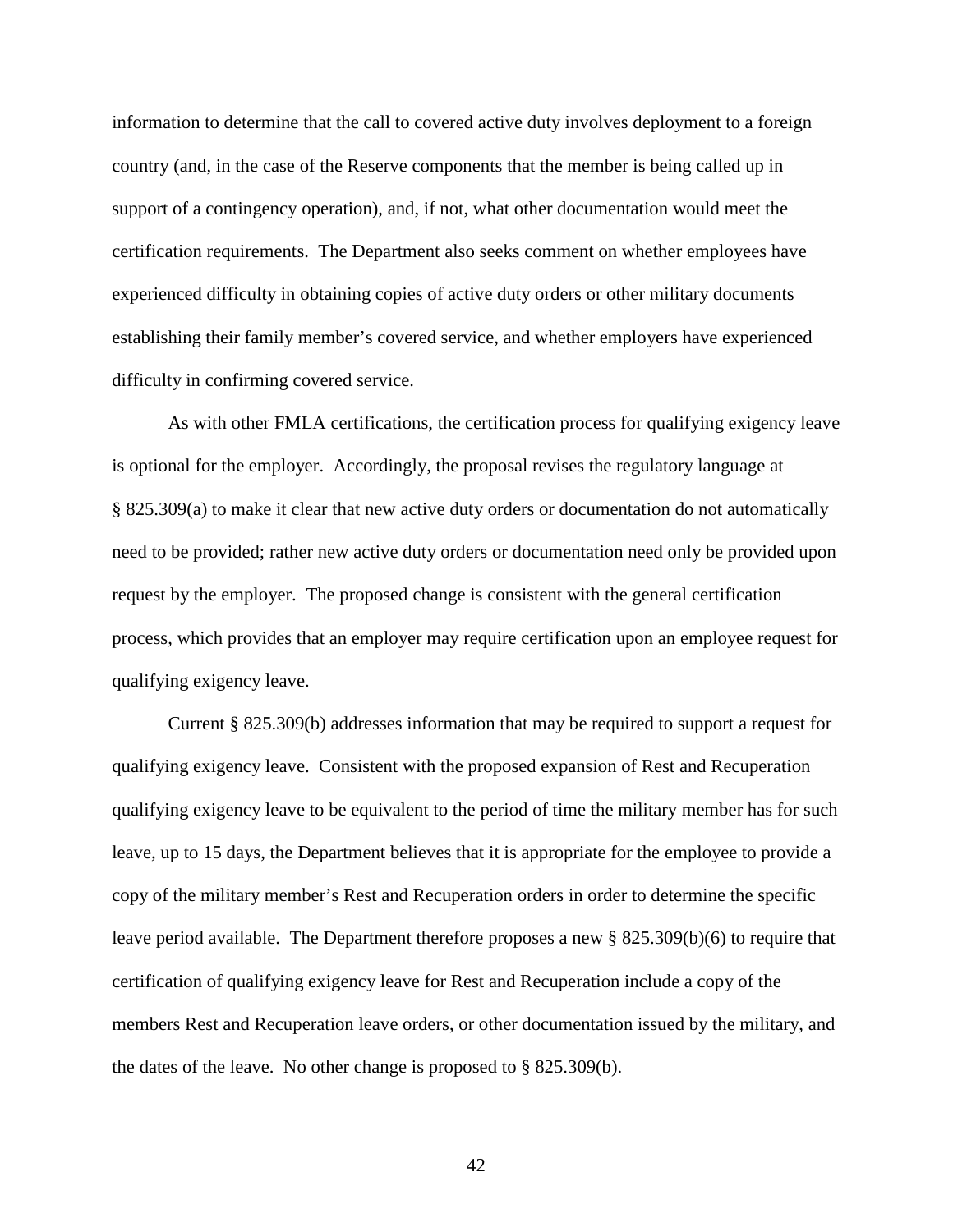information to determine that the call to covered active duty involves deployment to a foreign country (and, in the case of the Reserve components that the member is being called up in support of a contingency operation), and, if not, what other documentation would meet the certification requirements. The Department also seeks comment on whether employees have experienced difficulty in obtaining copies of active duty orders or other military documents establishing their family member's covered service, and whether employers have experienced difficulty in confirming covered service.

As with other FMLA certifications, the certification process for qualifying exigency leave is optional for the employer. Accordingly, the proposal revises the regulatory language at § 825.309(a) to make it clear that new active duty orders or documentation do not automatically need to be provided; rather new active duty orders or documentation need only be provided upon request by the employer. The proposed change is consistent with the general certification process, which provides that an employer may require certification upon an employee request for qualifying exigency leave.

Current § 825.309(b) addresses information that may be required to support a request for qualifying exigency leave. Consistent with the proposed expansion of Rest and Recuperation qualifying exigency leave to be equivalent to the period of time the military member has for such leave, up to 15 days, the Department believes that it is appropriate for the employee to provide a copy of the military member's Rest and Recuperation orders in order to determine the specific leave period available. The Department therefore proposes a new § 825.309(b)(6) to require that certification of qualifying exigency leave for Rest and Recuperation include a copy of the members Rest and Recuperation leave orders, or other documentation issued by the military, and the dates of the leave. No other change is proposed to § 825.309(b).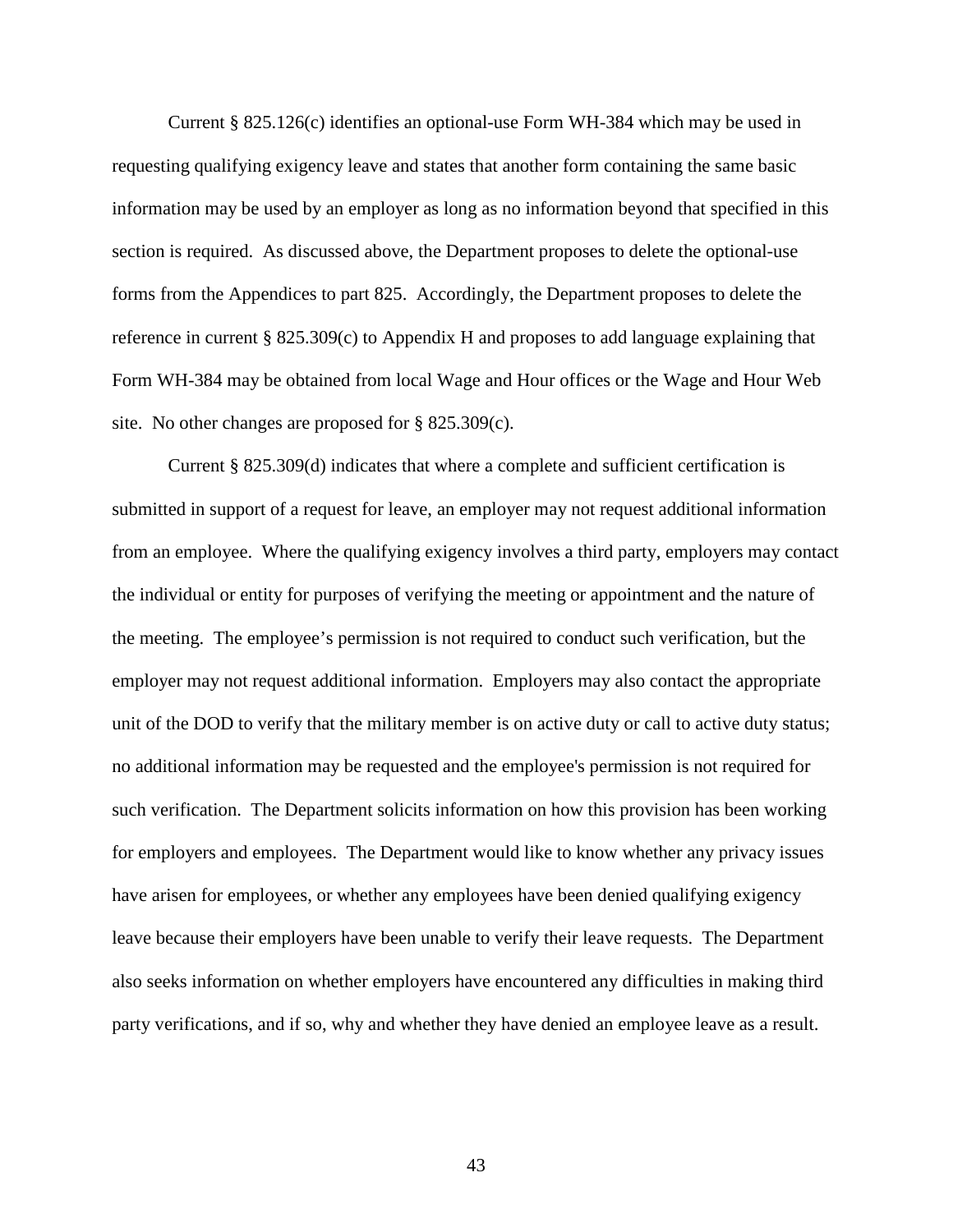Current § 825.126(c) identifies an optional-use Form WH-384 which may be used in requesting qualifying exigency leave and states that another form containing the same basic information may be used by an employer as long as no information beyond that specified in this section is required. As discussed above, the Department proposes to delete the optional-use forms from the Appendices to part 825. Accordingly, the Department proposes to delete the reference in current § 825.309(c) to Appendix H and proposes to add language explaining that Form WH-384 may be obtained from local Wage and Hour offices or the Wage and Hour Web site. No other changes are proposed for § 825.309(c).

Current § 825.309(d) indicates that where a complete and sufficient certification is submitted in support of a request for leave, an employer may not request additional information from an employee. Where the qualifying exigency involves a third party, employers may contact the individual or entity for purposes of verifying the meeting or appointment and the nature of the meeting. The employee’s permission is not required to conduct such verification, but the employer may not request additional information. Employers may also contact the appropriate unit of the DOD to verify that the military member is on active duty or call to active duty status; no additional information may be requested and the employee's permission is not required for such verification. The Department solicits information on how this provision has been working for employers and employees. The Department would like to know whether any privacy issues have arisen for employees, or whether any employees have been denied qualifying exigency leave because their employers have been unable to verify their leave requests. The Department also seeks information on whether employers have encountered any difficulties in making third party verifications, and if so, why and whether they have denied an employee leave as a result.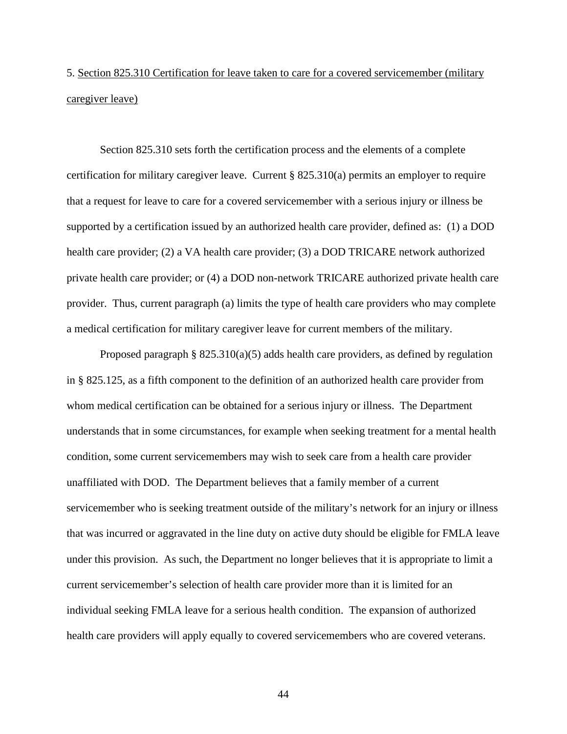5. <u>Section 825.310 Certification for leave taken to care for a covered servicemember (military caregiver leave)</u>

Section 825.310 sets forth the certification process and the elements of a complete certification for military caregiver leave. Current § 825.310(a) permits an employer to require that a request for leave to care for a covered servicemember with a serious injury or illness be supported by a certification issued by an authorized health care provider, defined as: (1) a DOD health care provider; (2) a VA health care provider; (3) a DOD TRICARE network authorized private health care provider; or (4) a DOD non-network TRICARE authorized private health care provider. Thus, current paragraph (a) limits the type of health care providers who may complete a medical certification for military caregiver leave for current members of the military.

Proposed paragraph § 825.310(a)(5) adds health care providers, as defined by regulation in § 825.125, as a fifth component to the definition of an authorized health care provider from whom medical certification can be obtained for a serious injury or illness. The Department understands that in some circumstances, for example when seeking treatment for a mental health condition, some current servicemembers may wish to seek care from a health care provider unaffiliated with DOD. The Department believes that a family member of a current servicemember who is seeking treatment outside of the military's network for an injury or illness that was incurred or aggravated in the line duty on active duty should be eligible for FMLA leave under this provision. As such, the Department no longer believes that it is appropriate to limit a current servicemember's selection of health care provider more than it is limited for an individual seeking FMLA leave for a serious health condition. The expansion of authorized health care providers will apply equally to covered servicemembers who are covered veterans.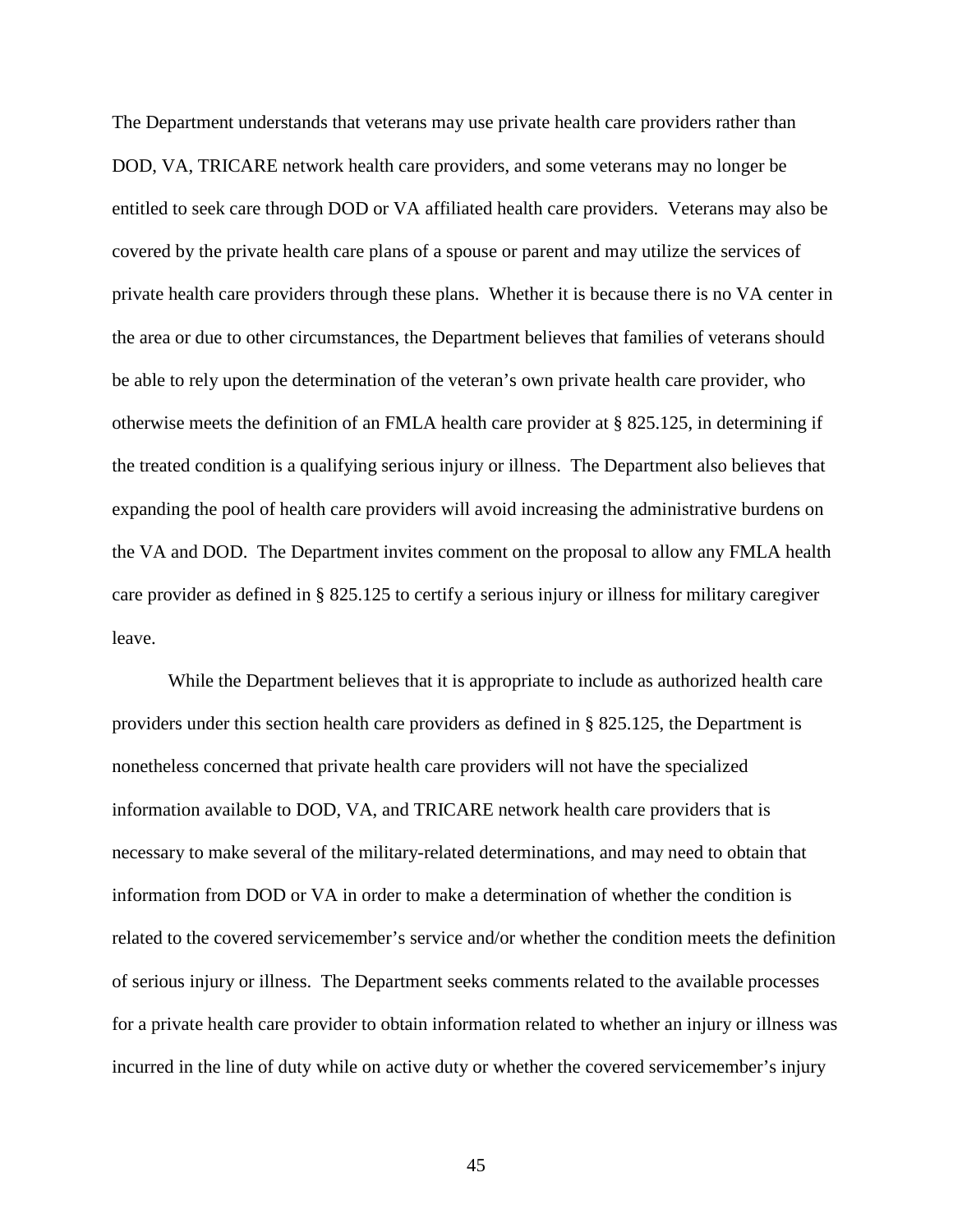The Department understands that veterans may use private health care providers rather than DOD, VA, TRICARE network health care providers, and some veterans may no longer be entitled to seek care through DOD or VA affiliated health care providers. Veterans may also be covered by the private health care plans of a spouse or parent and may utilize the services of private health care providers through these plans. Whether it is because there is no VA center in the area or due to other circumstances, the Department believes that families of veterans should be able to rely upon the determination of the veteran's own private health care provider, who otherwise meets the definition of an FMLA health care provider at § 825.125, in determining if the treated condition is a qualifying serious injury or illness. The Department also believes that expanding the pool of health care providers will avoid increasing the administrative burdens on the VA and DOD. The Department invites comment on the proposal to allow any FMLA health care provider as defined in § 825.125 to certify a serious injury or illness for military caregiver leave.

While the Department believes that it is appropriate to include as authorized health care providers under this section health care providers as defined in § 825.125, the Department is nonetheless concerned that private health care providers will not have the specialized information available to DOD, VA, and TRICARE network health care providers that is necessary to make several of the military-related determinations, and may need to obtain that information from DOD or VA in order to make a determination of whether the condition is related to the covered servicemember's service and/or whether the condition meets the definition of serious injury or illness. The Department seeks comments related to the available processes for a private health care provider to obtain information related to whether an injury or illness was incurred in the line of duty while on active duty or whether the covered servicemember's injury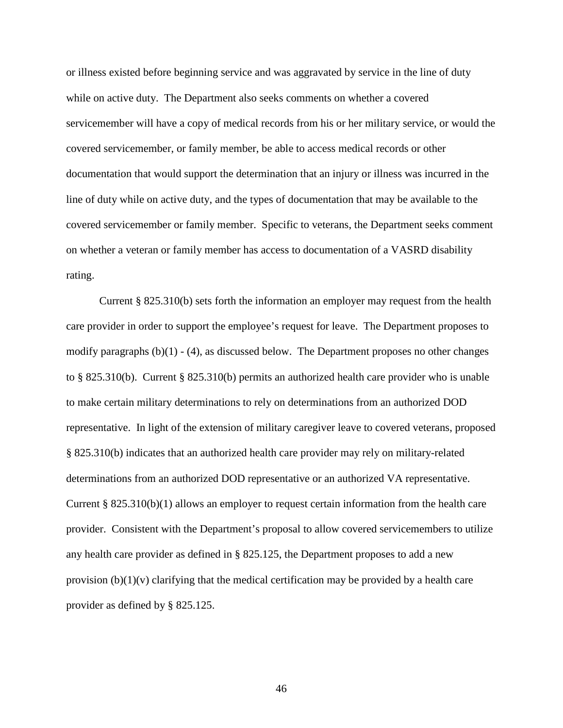or illness existed before beginning service and was aggravated by service in the line of duty while on active duty. The Department also seeks comments on whether a covered servicemember will have a copy of medical records from his or her military service, or would the covered servicemember, or family member, be able to access medical records or other documentation that would support the determination that an injury or illness was incurred in the line of duty while on active duty, and the types of documentation that may be available to the covered servicemember or family member. Specific to veterans, the Department seeks comment on whether a veteran or family member has access to documentation of a VASRD disability rating.

Current § 825.310(b) sets forth the information an employer may request from the health care provider in order to support the employee's request for leave. The Department proposes to modify paragraphs (b)(1) - (4), as discussed below. The Department proposes no other changes to § 825.310(b). Current § 825.310(b) permits an authorized health care provider who is unable to make certain military determinations to rely on determinations from an authorized DOD representative. In light of the extension of military caregiver leave to covered veterans, proposed § 825.310(b) indicates that an authorized health care provider may rely on military-related determinations from an authorized DOD representative or an authorized VA representative. Current § 825.310(b)(1) allows an employer to request certain information from the health care provider. Consistent with the Department's proposal to allow covered servicemembers to utilize any health care provider as defined in § 825.125, the Department proposes to add a new provision (b)(1)(v) clarifying that the medical certification may be provided by a health care provider as defined by § 825.125.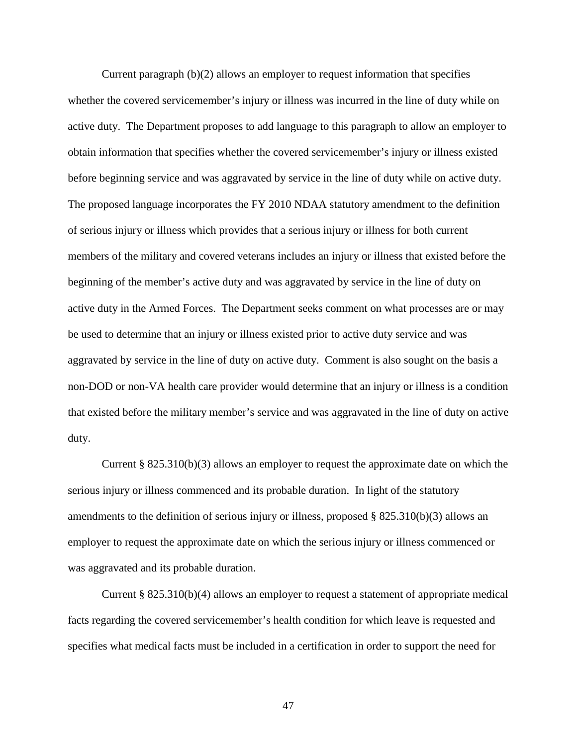Current paragraph (b)(2) allows an employer to request information that specifies whether the covered servicemember's injury or illness was incurred in the line of duty while on active duty. The Department proposes to add language to this paragraph to allow an employer to obtain information that specifies whether the covered servicemember's injury or illness existed before beginning service and was aggravated by service in the line of duty while on active duty. The proposed language incorporates the FY 2010 NDAA statutory amendment to the definition of serious injury or illness which provides that a serious injury or illness for both current members of the military and covered veterans includes an injury or illness that existed before the beginning of the member's active duty and was aggravated by service in the line of duty on active duty in the Armed Forces. The Department seeks comment on what processes are or may be used to determine that an injury or illness existed prior to active duty service and was aggravated by service in the line of duty on active duty. Comment is also sought on the basis a non-DOD or non-VA health care provider would determine that an injury or illness is a condition that existed before the military member's service and was aggravated in the line of duty on active duty.

Current § 825.310(b)(3) allows an employer to request the approximate date on which the serious injury or illness commenced and its probable duration. In light of the statutory amendments to the definition of serious injury or illness, proposed § 825.310(b)(3) allows an employer to request the approximate date on which the serious injury or illness commenced or was aggravated and its probable duration.

Current § 825.310(b)(4) allows an employer to request a statement of appropriate medical facts regarding the covered servicemember's health condition for which leave is requested and specifies what medical facts must be included in a certification in order to support the need for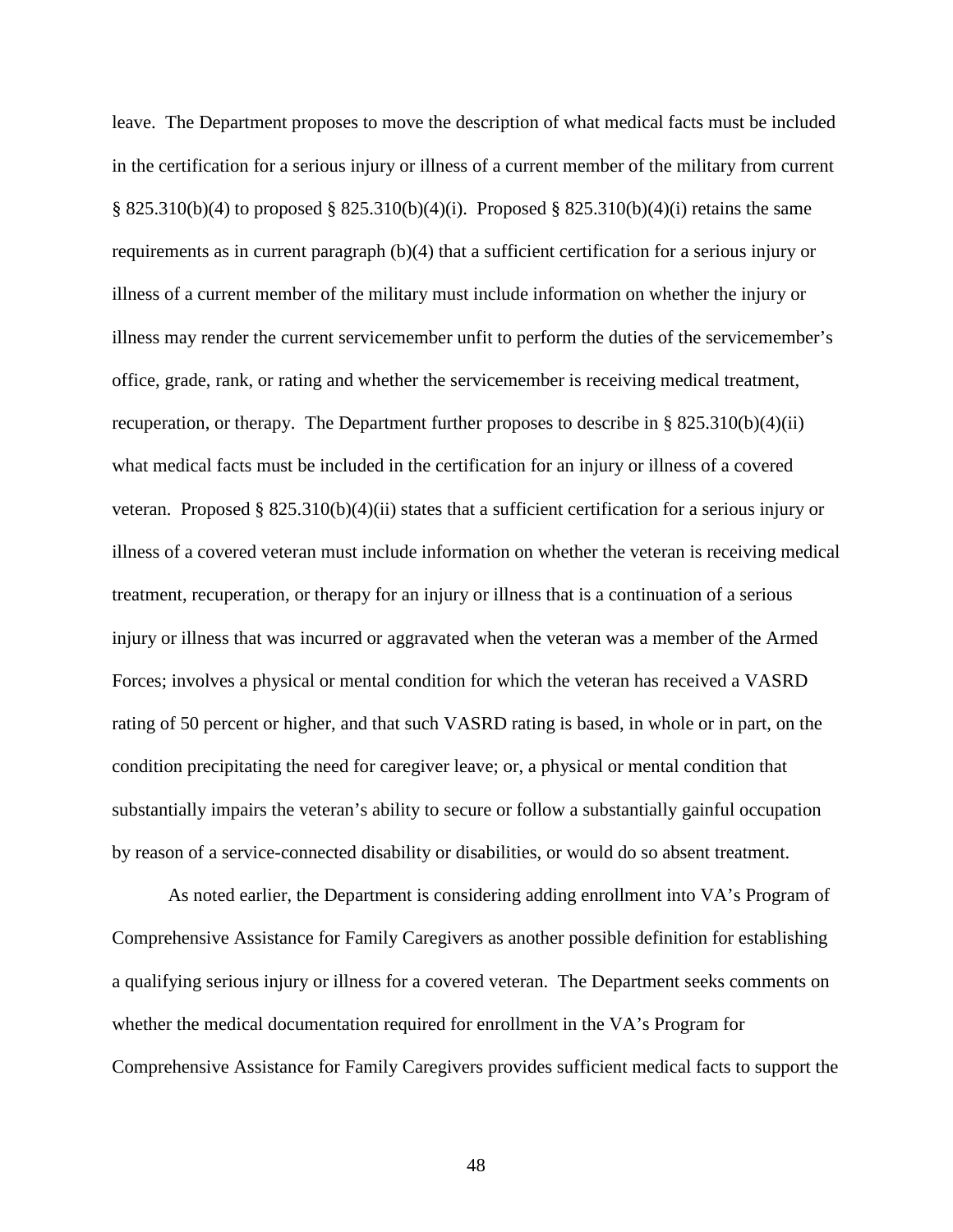leave. The Department proposes to move the description of what medical facts must be included in the certification for a serious injury or illness of a current member of the military from current § 825.310(b)(4) to proposed § 825.310(b)(4)(i). Proposed § 825.310(b)(4)(i) retains the same requirements as in current paragraph (b)(4) that a sufficient certification for a serious injury or illness of a current member of the military must include information on whether the injury or illness may render the current servicemember unfit to perform the duties of the servicemember's office, grade, rank, or rating and whether the servicemember is receiving medical treatment, recuperation, or therapy. The Department further proposes to describe in § 825.310(b)(4)(ii) what medical facts must be included in the certification for an injury or illness of a covered veteran. Proposed § 825.310(b)(4)(ii) states that a sufficient certification for a serious injury or illness of a covered veteran must include information on whether the veteran is receiving medical treatment, recuperation, or therapy for an injury or illness that is a continuation of a serious injury or illness that was incurred or aggravated when the veteran was a member of the Armed Forces; involves a physical or mental condition for which the veteran has received a VASRD rating of 50 percent or higher, and that such VASRD rating is based, in whole or in part, on the condition precipitating the need for caregiver leave; or, a physical or mental condition that substantially impairs the veteran's ability to secure or follow a substantially gainful occupation by reason of a service-connected disability or disabilities, or would do so absent treatment.

As noted earlier, the Department is considering adding enrollment into VA's Program of Comprehensive Assistance for Family Caregivers as another possible definition for establishing a qualifying serious injury or illness for a covered veteran. The Department seeks comments on whether the medical documentation required for enrollment in the VA's Program for Comprehensive Assistance for Family Caregivers provides sufficient medical facts to support the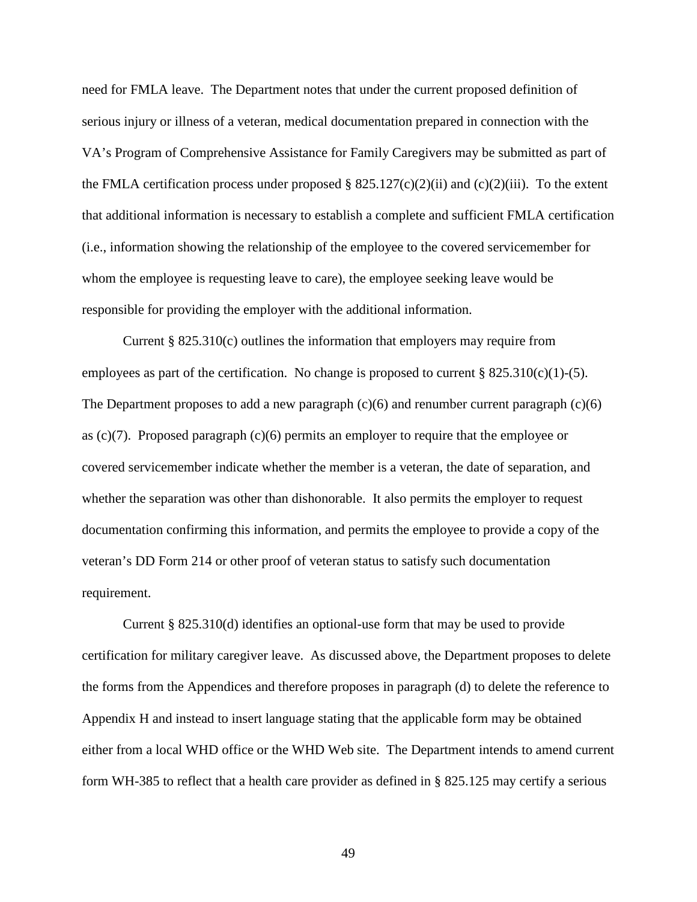need for FMLA leave. The Department notes that under the current proposed definition of serious injury or illness of a veteran, medical documentation prepared in connection with the VA's Program of Comprehensive Assistance for Family Caregivers may be submitted as part of the FMLA certification process under proposed § 825.127(c)(2)(ii) and (c)(2)(iii). To the extent that additional information is necessary to establish a complete and sufficient FMLA certification (i.e., information showing the relationship of the employee to the covered servicemember for whom the employee is requesting leave to care), the employee seeking leave would be responsible for providing the employer with the additional information.

Current § 825.310(c) outlines the information that employers may require from employees as part of the certification. No change is proposed to current § 825.310(c)(1)-(5). The Department proposes to add a new paragraph (c)(6) and renumber current paragraph (c)(6) as (c)(7). Proposed paragraph (c)(6) permits an employer to require that the employee or covered servicemember indicate whether the member is a veteran, the date of separation, and whether the separation was other than dishonorable. It also permits the employer to request documentation confirming this information, and permits the employee to provide a copy of the veteran's DD Form 214 or other proof of veteran status to satisfy such documentation requirement.

Current § 825.310(d) identifies an optional-use form that may be used to provide certification for military caregiver leave. As discussed above, the Department proposes to delete the forms from the Appendices and therefore proposes in paragraph (d) to delete the reference to Appendix H and instead to insert language stating that the applicable form may be obtained either from a local WHD office or the WHD Web site. The Department intends to amend current form WH-385 to reflect that a health care provider as defined in § 825.125 may certify a serious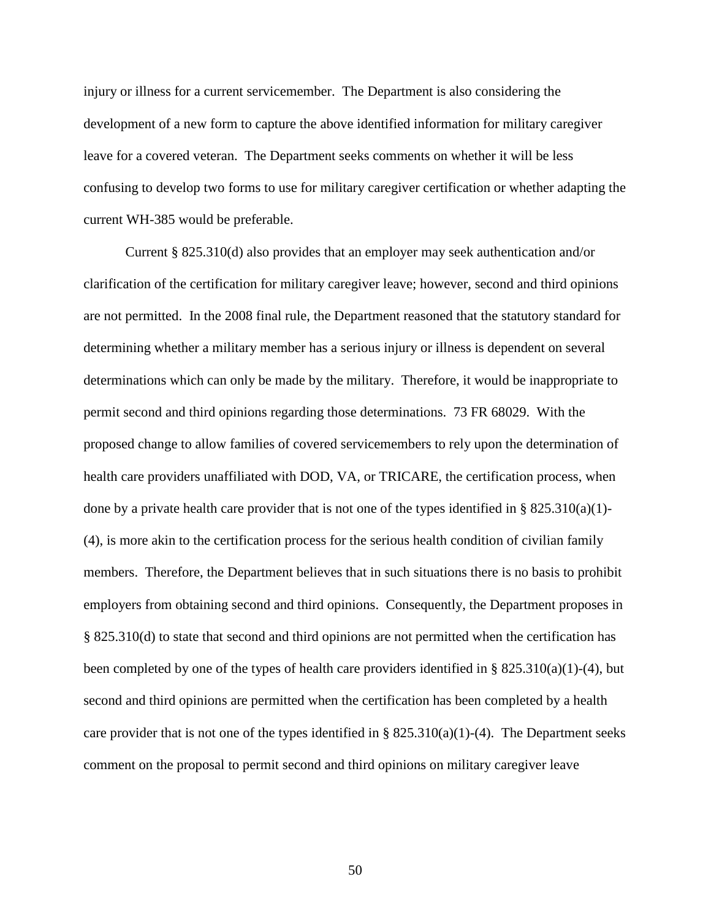injury or illness for a current servicemember. The Department is also considering the development of a new form to capture the above identified information for military caregiver leave for a covered veteran. The Department seeks comments on whether it will be less confusing to develop two forms to use for military caregiver certification or whether adapting the current WH-385 would be preferable.

Current § 825.310(d) also provides that an employer may seek authentication and/or clarification of the certification for military caregiver leave; however, second and third opinions are not permitted. In the 2008 final rule, the Department reasoned that the statutory standard for determining whether a military member has a serious injury or illness is dependent on several determinations which can only be made by the military. Therefore, it would be inappropriate to permit second and third opinions regarding those determinations. 73 FR 68029. With the proposed change to allow families of covered servicemembers to rely upon the determination of health care providers unaffiliated with DOD, VA, or TRICARE, the certification process, when done by a private health care provider that is not one of the types identified in § 825.310(a)(1)-(4), is more akin to the certification process for the serious health condition of civilian family members. Therefore, the Department believes that in such situations there is no basis to prohibit employers from obtaining second and third opinions. Consequently, the Department proposes in § 825.310(d) to state that second and third opinions are not permitted when the certification has been completed by one of the types of health care providers identified in § 825.310(a)(1)-(4), but second and third opinions are permitted when the certification has been completed by a health care provider that is not one of the types identified in § 825.310(a)(1)-(4). The Department seeks comment on the proposal to permit second and third opinions on military caregiver leave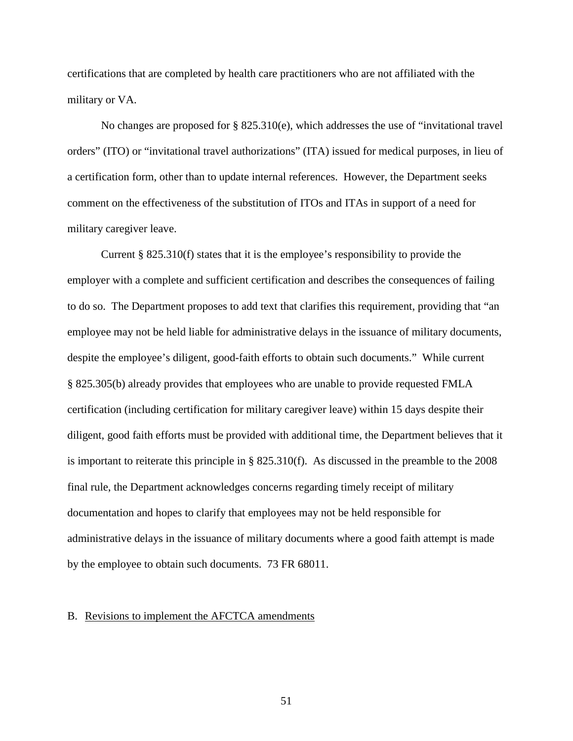certifications that are completed by health care practitioners who are not affiliated with the military or VA.

No changes are proposed for § 825.310(e), which addresses the use of "invitational travel orders" (ITO) or "invitational travel authorizations" (ITA) issued for medical purposes, in lieu of a certification form, other than to update internal references. However, the Department seeks comment on the effectiveness of the substitution of ITOs and ITAs in support of a need for military caregiver leave.

Current § 825.310(f) states that it is the employee's responsibility to provide the employer with a complete and sufficient certification and describes the consequences of failing to do so. The Department proposes to add text that clarifies this requirement, providing that "an employee may not be held liable for administrative delays in the issuance of military documents, despite the employee's diligent, good-faith efforts to obtain such documents." While current § 825.305(b) already provides that employees who are unable to provide requested FMLA certification (including certification for military caregiver leave) within 15 days despite their diligent, good faith efforts must be provided with additional time, the Department believes that it is important to reiterate this principle in § 825.310(f). As discussed in the preamble to the 2008 final rule, the Department acknowledges concerns regarding timely receipt of military documentation and hopes to clarify that employees may not be held responsible for administrative delays in the issuance of military documents where a good faith attempt is made by the employee to obtain such documents. 73 FR 68011.

B. Revisions to implement the AFCTCA amendments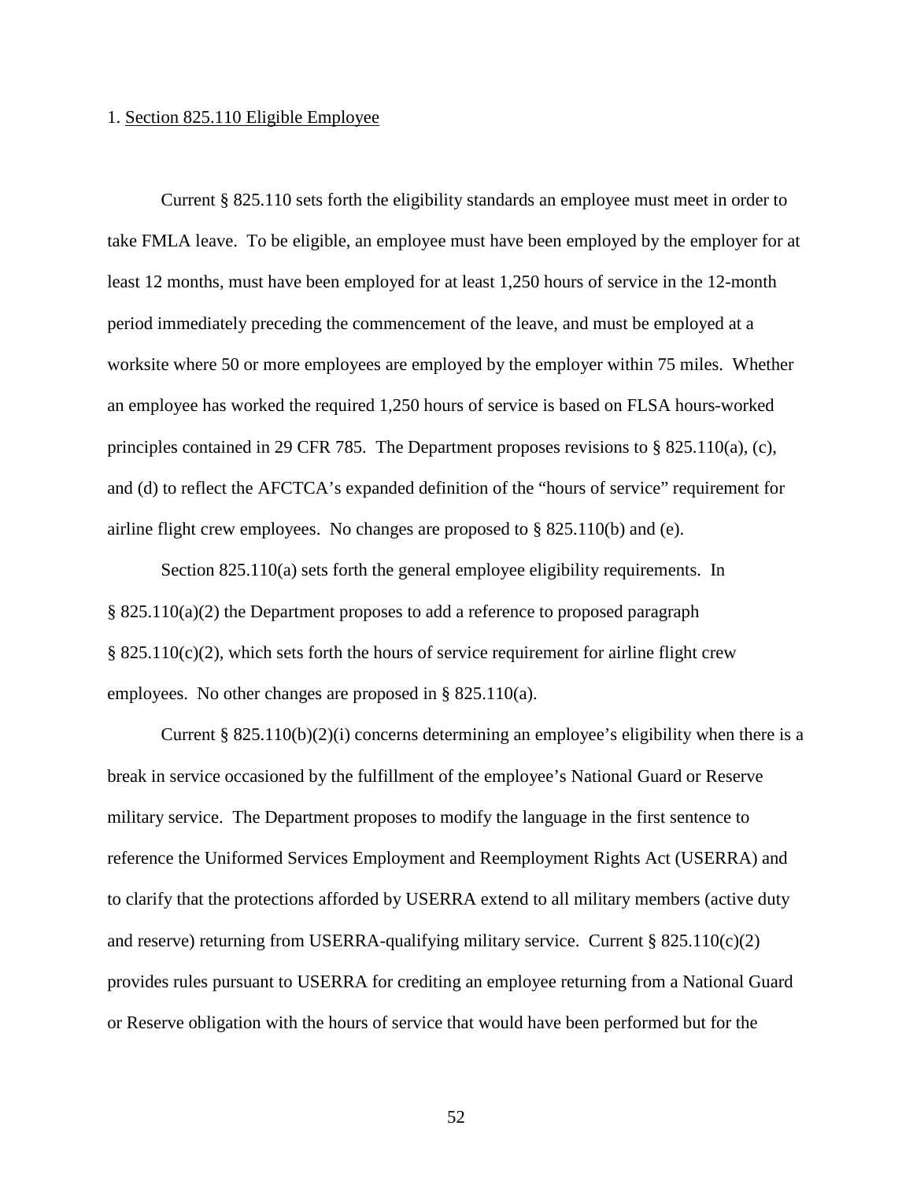1. Section 825.110 Eligible Employee

Current § 825.110 sets forth the eligibility standards an employee must meet in order to take FMLA leave. To be eligible, an employee must have been employed by the employer for at least 12 months, must have been employed for at least 1,250 hours of service in the 12-month period immediately preceding the commencement of the leave, and must be employed at a worksite where 50 or more employees are employed by the employer within 75 miles. Whether an employee has worked the required 1,250 hours of service is based on FLSA hours-worked principles contained in 29 CFR 785. The Department proposes revisions to § 825.110(a), (c), and (d) to reflect the AFCTCA's expanded definition of the "hours of service" requirement for airline flight crew employees. No changes are proposed to § 825.110(b) and (e).

Section 825.110(a) sets forth the general employee eligibility requirements. In § 825.110(a)(2) the Department proposes to add a reference to proposed paragraph § 825.110(c)(2), which sets forth the hours of service requirement for airline flight crew employees. No other changes are proposed in § 825.110(a).

Current § 825.110(b)(2)(i) concerns determining an employee's eligibility when there is a break in service occasioned by the fulfillment of the employee's National Guard or Reserve military service. The Department proposes to modify the language in the first sentence to reference the Uniformed Services Employment and Reemployment Rights Act (USERRA) and to clarify that the protections afforded by USERRA extend to all military members (active duty and reserve) returning from USERRA-qualifying military service. Current § 825.110(c)(2) provides rules pursuant to USERRA for crediting an employee returning from a National Guard or Reserve obligation with the hours of service that would have been performed but for the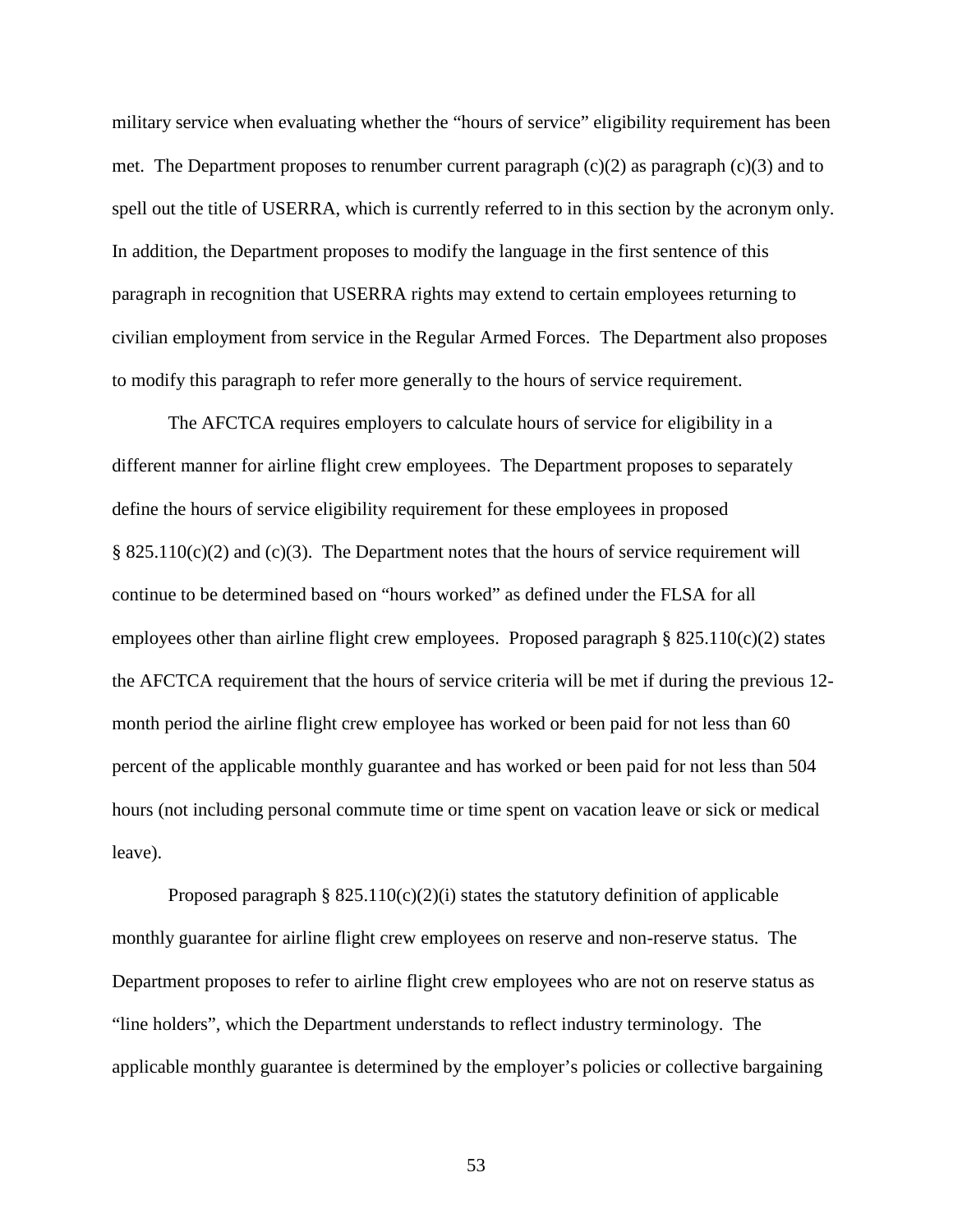military service when evaluating whether the "hours of service" eligibility requirement has been met. The Department proposes to renumber current paragraph (c)(2) as paragraph (c)(3) and to spell out the title of USERRA, which is currently referred to in this section by the acronym only. In addition, the Department proposes to modify the language in the first sentence of this paragraph in recognition that USERRA rights may extend to certain employees returning to civilian employment from service in the Regular Armed Forces. The Department also proposes to modify this paragraph to refer more generally to the hours of service requirement.

The AFCTCA requires employers to calculate hours of service for eligibility in a different manner for airline flight crew employees. The Department proposes to separately define the hours of service eligibility requirement for these employees in proposed § 825.110(c)(2) and (c)(3). The Department notes that the hours of service requirement will continue to be determined based on "hours worked" as defined under the FLSA for all employees other than airline flight crew employees. Proposed paragraph § 825.110(c)(2) states the AFCTCA requirement that the hours of service criteria will be met if during the previous 12-month period the airline flight crew employee has worked or been paid for not less than 60 percent of the applicable monthly guarantee and has worked or been paid for not less than 504 hours (not including personal commute time or time spent on vacation leave or sick or medical leave).

Proposed paragraph § 825.110(c)(2)(i) states the statutory definition of applicable monthly guarantee for airline flight crew employees on reserve and non-reserve status. The Department proposes to refer to airline flight crew employees who are not on reserve status as "line holders", which the Department understands to reflect industry terminology. The applicable monthly guarantee is determined by the employer's policies or collective bargaining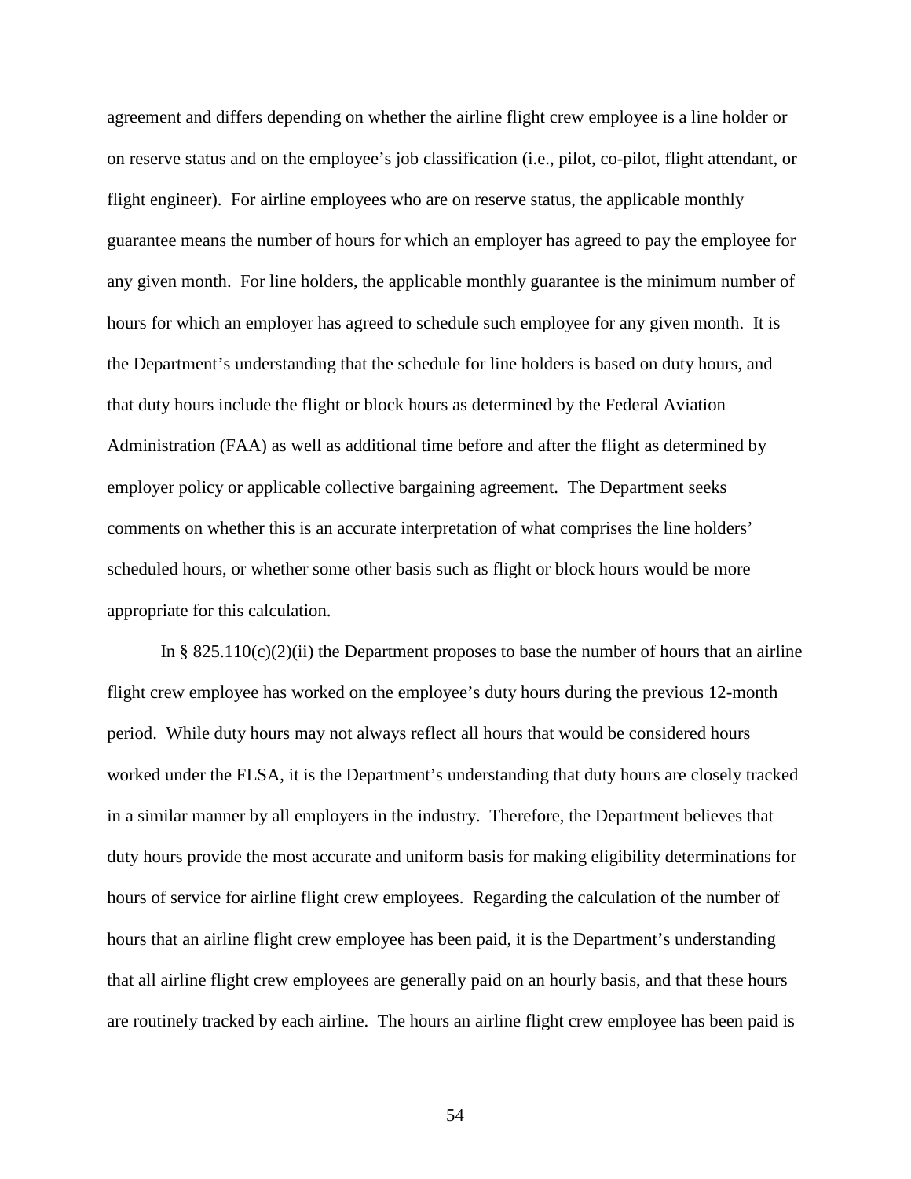agreement and differs depending on whether the airline flight crew employee is a line holder or on reserve status and on the employee's job classification (i.e., pilot, co-pilot, flight attendant, or flight engineer). For airline employees who are on reserve status, the applicable monthly guarantee means the number of hours for which an employer has agreed to pay the employee for any given month. For line holders, the applicable monthly guarantee is the minimum number of hours for which an employer has agreed to schedule such employee for any given month. It is the Department's understanding that the schedule for line holders is based on duty hours, and that duty hours include the flight or block hours as determined by the Federal Aviation Administration (FAA) as well as additional time before and after the flight as determined by employer policy or applicable collective bargaining agreement. The Department seeks comments on whether this is an accurate interpretation of what comprises the line holders' scheduled hours, or whether some other basis such as flight or block hours would be more appropriate for this calculation.

In § 825.110(c)(2)(ii) the Department proposes to base the number of hours that an airline flight crew employee has worked on the employee's duty hours during the previous 12-month period. While duty hours may not always reflect all hours that would be considered hours worked under the FLSA, it is the Department's understanding that duty hours are closely tracked in a similar manner by all employers in the industry. Therefore, the Department believes that duty hours provide the most accurate and uniform basis for making eligibility determinations for hours of service for airline flight crew employees. Regarding the calculation of the number of hours that an airline flight crew employee has been paid, it is the Department's understanding that all airline flight crew employees are generally paid on an hourly basis, and that these hours are routinely tracked by each airline. The hours an airline flight crew employee has been paid is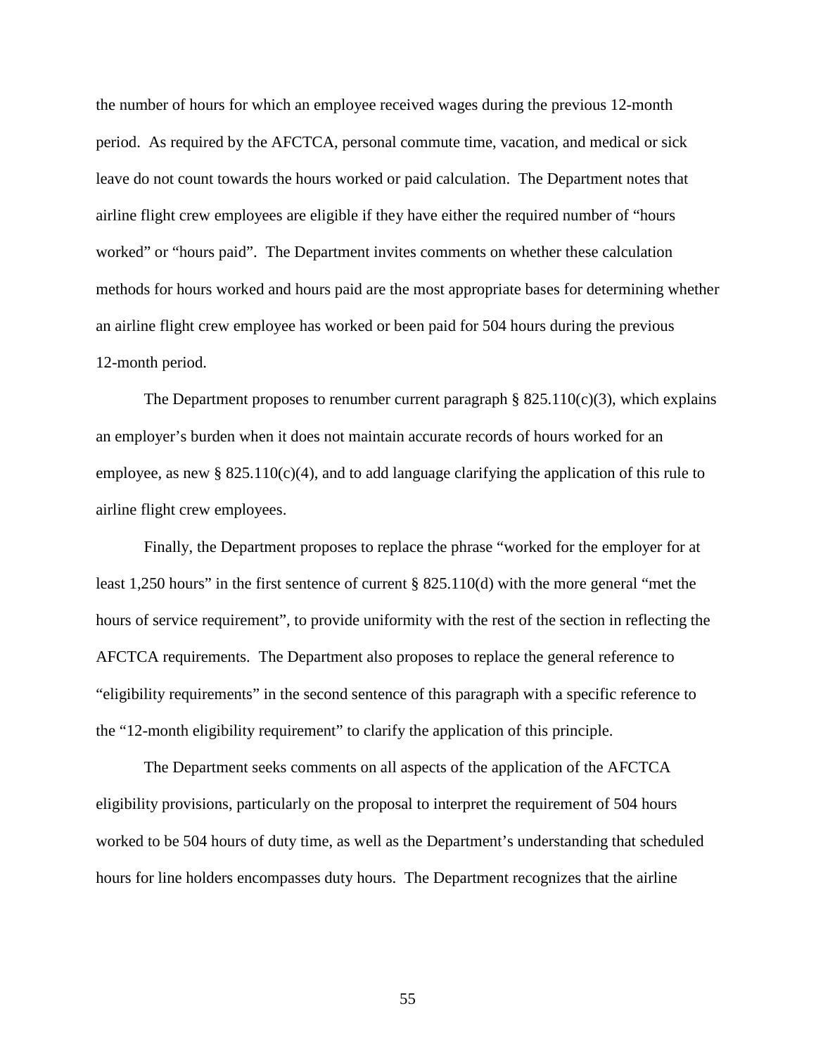the number of hours for which an employee received wages during the previous 12-month period. As required by the AFCTCA, personal commute time, vacation, and medical or sick leave do not count towards the hours worked or paid calculation. The Department notes that airline flight crew employees are eligible if they have either the required number of "hours worked" or "hours paid". The Department invites comments on whether these calculation methods for hours worked and hours paid are the most appropriate bases for determining whether an airline flight crew employee has worked or been paid for 504 hours during the previous 12-month period.

The Department proposes to renumber current paragraph § 825.110(c)(3), which explains an employer's burden when it does not maintain accurate records of hours worked for an employee, as new § 825.110(c)(4), and to add language clarifying the application of this rule to airline flight crew employees.

Finally, the Department proposes to replace the phrase "worked for the employer for at least 1,250 hours" in the first sentence of current § 825.110(d) with the more general "met the hours of service requirement", to provide uniformity with the rest of the section in reflecting the AFCTCA requirements. The Department also proposes to replace the general reference to "eligibility requirements" in the second sentence of this paragraph with a specific reference to the "12-month eligibility requirement" to clarify the application of this principle.

The Department seeks comments on all aspects of the application of the AFCTCA eligibility provisions, particularly on the proposal to interpret the requirement of 504 hours worked to be 504 hours of duty time, as well as the Department's understanding that scheduled hours for line holders encompasses duty hours. The Department recognizes that the airline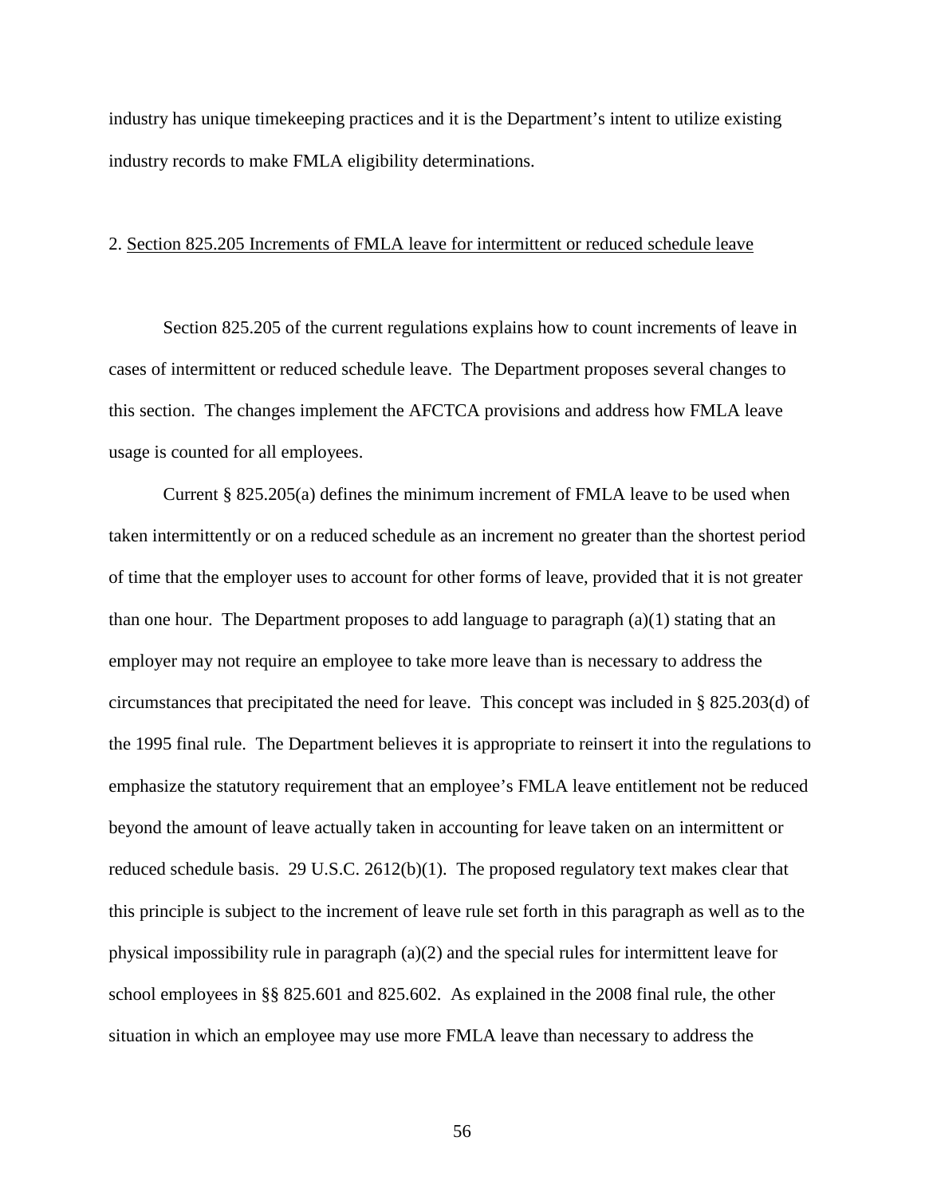industry has unique timekeeping practices and it is the Department's intent to utilize existing industry records to make FMLA eligibility determinations.

2. Section 825.205 Increments of FMLA leave for intermittent or reduced schedule leave

Section 825.205 of the current regulations explains how to count increments of leave in cases of intermittent or reduced schedule leave. The Department proposes several changes to this section. The changes implement the AFCTCA provisions and address how FMLA leave usage is counted for all employees.

Current § 825.205(a) defines the minimum increment of FMLA leave to be used when taken intermittently or on a reduced schedule as an increment no greater than the shortest period of time that the employer uses to account for other forms of leave, provided that it is not greater than one hour. The Department proposes to add language to paragraph (a)(1) stating that an employer may not require an employee to take more leave than is necessary to address the circumstances that precipitated the need for leave. This concept was included in § 825.203(d) of the 1995 final rule. The Department believes it is appropriate to reinsert it into the regulations to emphasize the statutory requirement that an employee's FMLA leave entitlement not be reduced beyond the amount of leave actually taken in accounting for leave taken on an intermittent or reduced schedule basis. 29 U.S.C. 2612(b)(1). The proposed regulatory text makes clear that this principle is subject to the increment of leave rule set forth in this paragraph as well as to the physical impossibility rule in paragraph (a)(2) and the special rules for intermittent leave for school employees in §§ 825.601 and 825.602. As explained in the 2008 final rule, the other situation in which an employee may use more FMLA leave than necessary to address the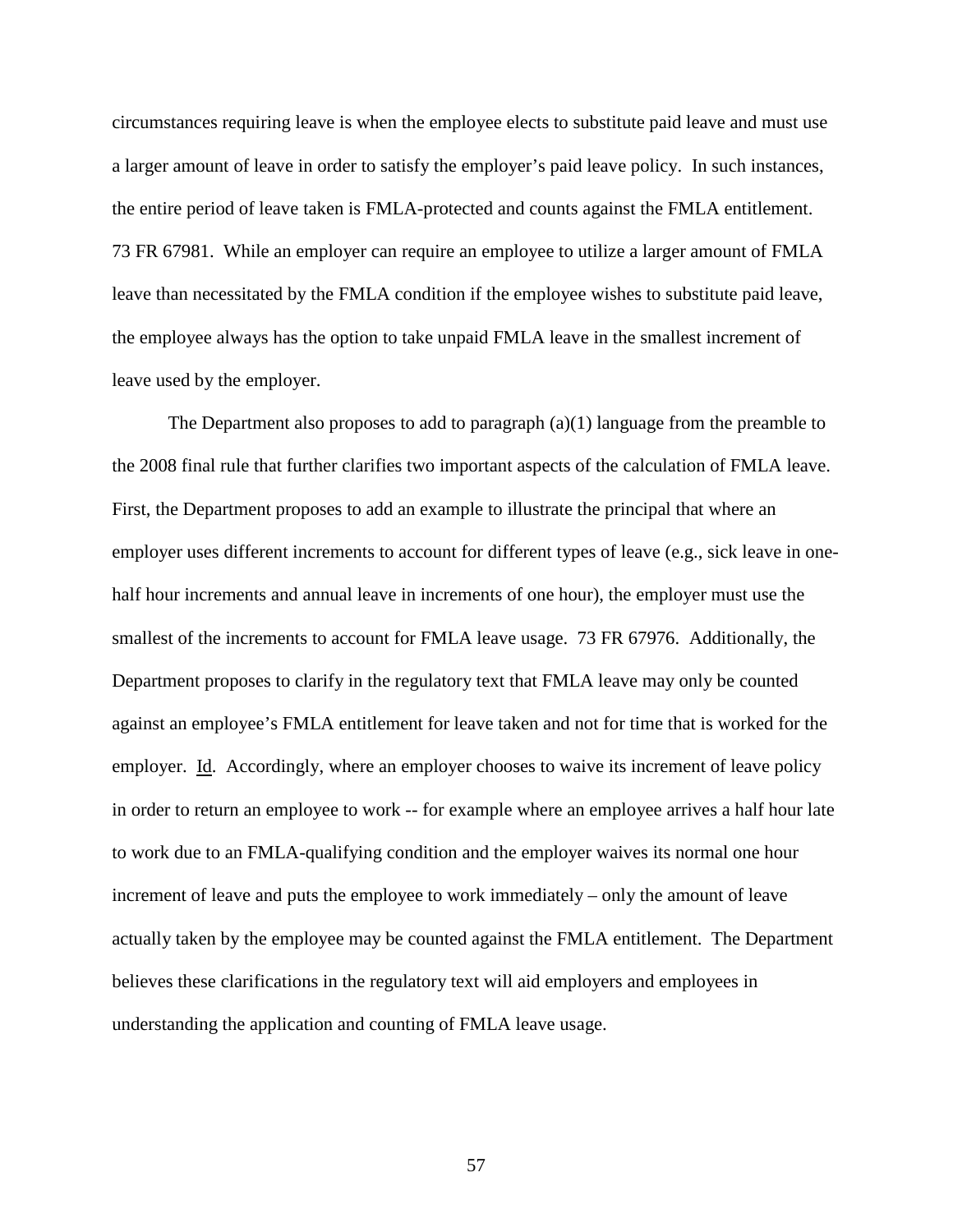circumstances requiring leave is when the employee elects to substitute paid leave and must use a larger amount of leave in order to satisfy the employer's paid leave policy. In such instances, the entire period of leave taken is FMLA-protected and counts against the FMLA entitlement. 73 FR 67981. While an employer can require an employee to utilize a larger amount of FMLA leave than necessitated by the FMLA condition if the employee wishes to substitute paid leave, the employee always has the option to take unpaid FMLA leave in the smallest increment of leave used by the employer.

The Department also proposes to add to paragraph (a)(1) language from the preamble to the 2008 final rule that further clarifies two important aspects of the calculation of FMLA leave. First, the Department proposes to add an example to illustrate the principal that where an employer uses different increments to account for different types of leave (e.g., sick leave in one-half hour increments and annual leave in increments of one hour), the employer must use the smallest of the increments to account for FMLA leave usage. 73 FR 67976. Additionally, the Department proposes to clarify in the regulatory text that FMLA leave may only be counted against an employee's FMLA entitlement for leave taken and not for time that is worked for the employer. Id. Accordingly, where an employer chooses to waive its increment of leave policy in order to return an employee to work -- for example where an employee arrives a half hour late to work due to an FMLA-qualifying condition and the employer waives its normal one hour increment of leave and puts the employee to work immediately – only the amount of leave actually taken by the employee may be counted against the FMLA entitlement. The Department believes these clarifications in the regulatory text will aid employers and employees in understanding the application and counting of FMLA leave usage.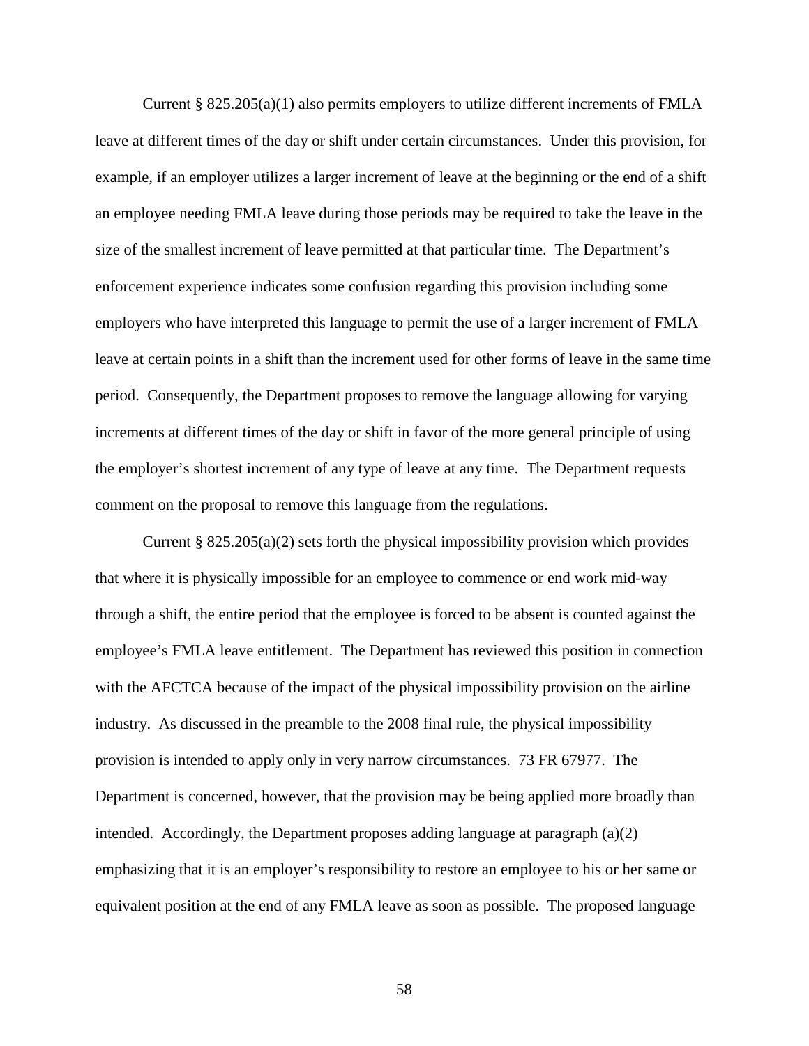Current § 825.205(a)(1) also permits employers to utilize different increments of FMLA leave at different times of the day or shift under certain circumstances. Under this provision, for example, if an employer utilizes a larger increment of leave at the beginning or the end of a shift an employee needing FMLA leave during those periods may be required to take the leave in the size of the smallest increment of leave permitted at that particular time. The Department's enforcement experience indicates some confusion regarding this provision including some employers who have interpreted this language to permit the use of a larger increment of FMLA leave at certain points in a shift than the increment used for other forms of leave in the same time period. Consequently, the Department proposes to remove the language allowing for varying increments at different times of the day or shift in favor of the more general principle of using the employer's shortest increment of any type of leave at any time. The Department requests comment on the proposal to remove this language from the regulations.

Current § 825.205(a)(2) sets forth the physical impossibility provision which provides that where it is physically impossible for an employee to commence or end work mid-way through a shift, the entire period that the employee is forced to be absent is counted against the employee's FMLA leave entitlement. The Department has reviewed this position in connection with the AFCTCA because of the impact of the physical impossibility provision on the airline industry. As discussed in the preamble to the 2008 final rule, the physical impossibility provision is intended to apply only in very narrow circumstances. 73 FR 67977. The Department is concerned, however, that the provision may be being applied more broadly than intended. Accordingly, the Department proposes adding language at paragraph (a)(2) emphasizing that it is an employer's responsibility to restore an employee to his or her same or equivalent position at the end of any FMLA leave as soon as possible. The proposed language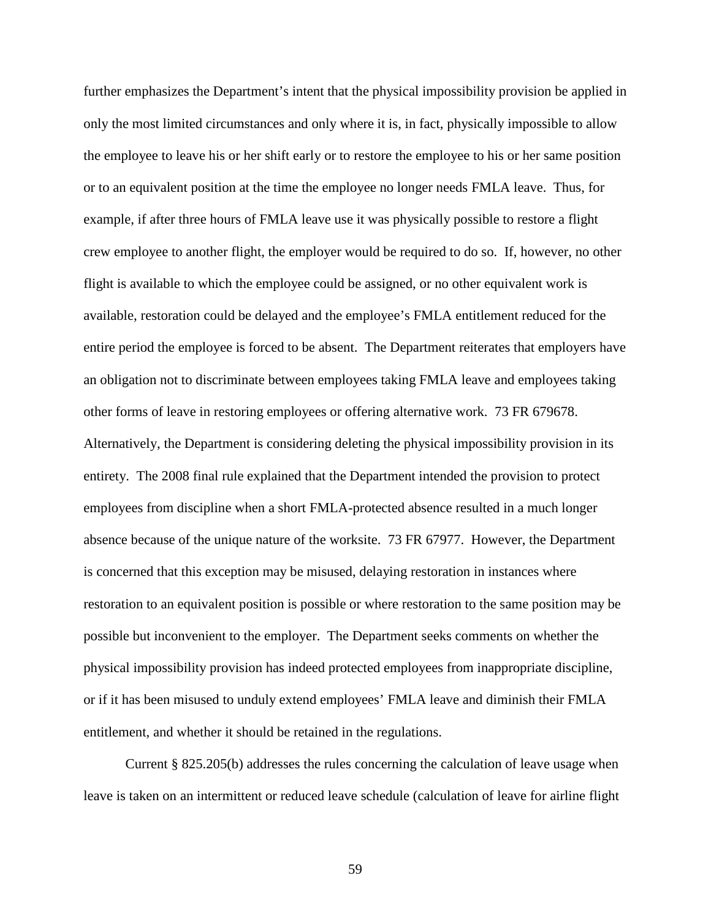further emphasizes the Department's intent that the physical impossibility provision be applied in only the most limited circumstances and only where it is, in fact, physically impossible to allow the employee to leave his or her shift early or to restore the employee to his or her same position or to an equivalent position at the time the employee no longer needs FMLA leave. Thus, for example, if after three hours of FMLA leave use it was physically possible to restore a flight crew employee to another flight, the employer would be required to do so. If, however, no other flight is available to which the employee could be assigned, or no other equivalent work is available, restoration could be delayed and the employee's FMLA entitlement reduced for the entire period the employee is forced to be absent. The Department reiterates that employers have an obligation not to discriminate between employees taking FMLA leave and employees taking other forms of leave in restoring employees or offering alternative work. 73 FR 679678. Alternatively, the Department is considering deleting the physical impossibility provision in its entirety. The 2008 final rule explained that the Department intended the provision to protect employees from discipline when a short FMLA-protected absence resulted in a much longer absence because of the unique nature of the worksite. 73 FR 67977. However, the Department is concerned that this exception may be misused, delaying restoration in instances where restoration to an equivalent position is possible or where restoration to the same position may be possible but inconvenient to the employer. The Department seeks comments on whether the physical impossibility provision has indeed protected employees from inappropriate discipline, or if it has been misused to unduly extend employees' FMLA leave and diminish their FMLA entitlement, and whether it should be retained in the regulations.

Current § 825.205(b) addresses the rules concerning the calculation of leave usage when leave is taken on an intermittent or reduced leave schedule (calculation of leave for airline flight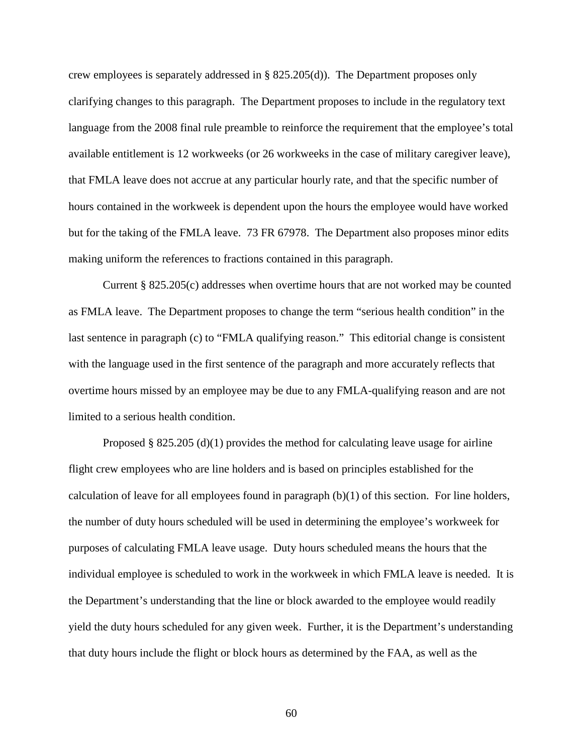crew employees is separately addressed in § 825.205(d)). The Department proposes only clarifying changes to this paragraph. The Department proposes to include in the regulatory text language from the 2008 final rule preamble to reinforce the requirement that the employee's total available entitlement is 12 workweeks (or 26 workweeks in the case of military caregiver leave), that FMLA leave does not accrue at any particular hourly rate, and that the specific number of hours contained in the workweek is dependent upon the hours the employee would have worked but for the taking of the FMLA leave. 73 FR 67978. The Department also proposes minor edits making uniform the references to fractions contained in this paragraph.

Current § 825.205(c) addresses when overtime hours that are not worked may be counted as FMLA leave. The Department proposes to change the term "serious health condition" in the last sentence in paragraph (c) to "FMLA qualifying reason." This editorial change is consistent with the language used in the first sentence of the paragraph and more accurately reflects that overtime hours missed by an employee may be due to any FMLA-qualifying reason and are not limited to a serious health condition.

Proposed § 825.205 (d)(1) provides the method for calculating leave usage for airline flight crew employees who are line holders and is based on principles established for the calculation of leave for all employees found in paragraph (b)(1) of this section. For line holders, the number of duty hours scheduled will be used in determining the employee's workweek for purposes of calculating FMLA leave usage. Duty hours scheduled means the hours that the individual employee is scheduled to work in the workweek in which FMLA leave is needed. It is the Department's understanding that the line or block awarded to the employee would readily yield the duty hours scheduled for any given week. Further, it is the Department's understanding that duty hours include the flight or block hours as determined by the FAA, as well as the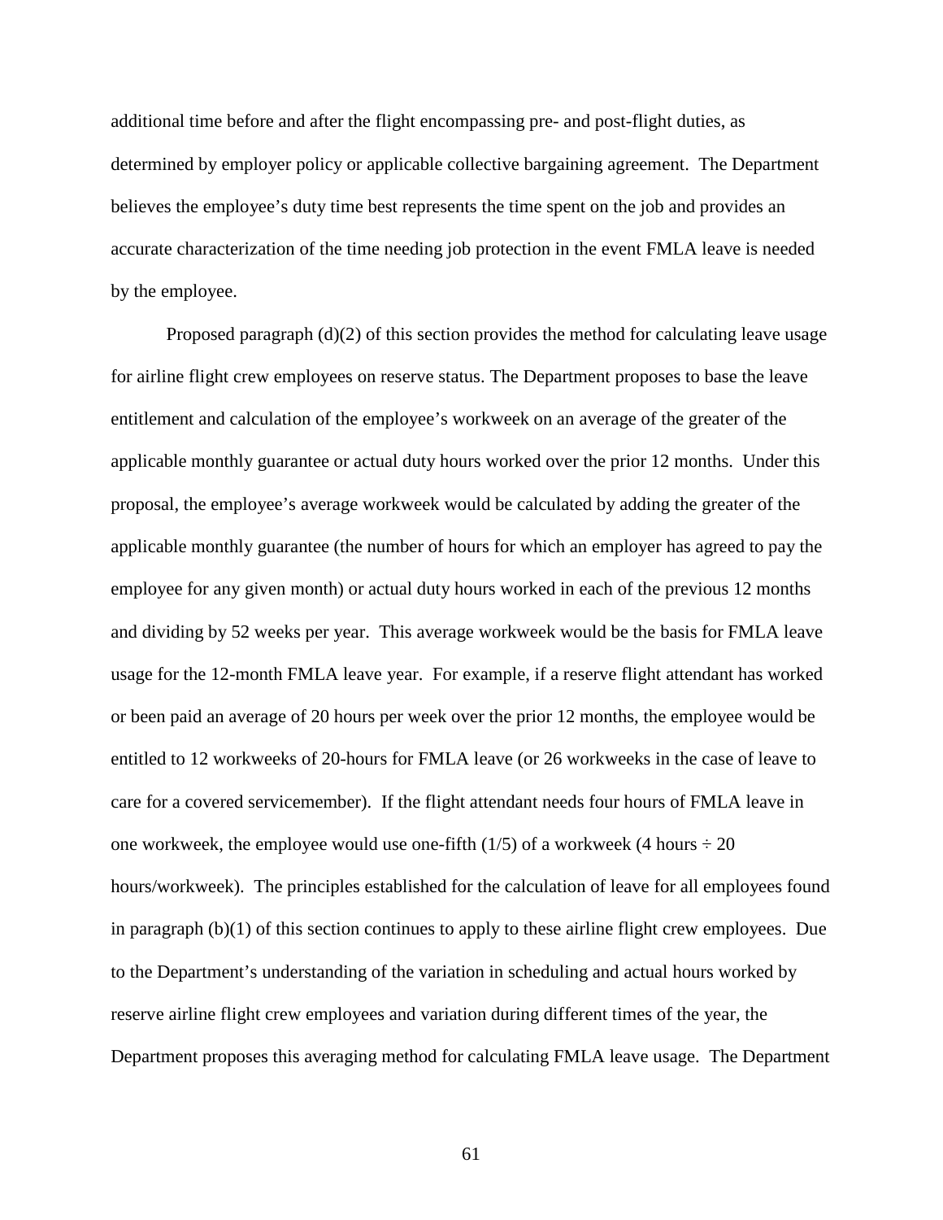additional time before and after the flight encompassing pre- and post-flight duties, as determined by employer policy or applicable collective bargaining agreement. The Department believes the employee's duty time best represents the time spent on the job and provides an accurate characterization of the time needing job protection in the event FMLA leave is needed by the employee.

Proposed paragraph (d)(2) of this section provides the method for calculating leave usage for airline flight crew employees on reserve status. The Department proposes to base the leave entitlement and calculation of the employee's workweek on an average of the greater of the applicable monthly guarantee or actual duty hours worked over the prior 12 months. Under this proposal, the employee's average workweek would be calculated by adding the greater of the applicable monthly guarantee (the number of hours for which an employer has agreed to pay the employee for any given month) or actual duty hours worked in each of the previous 12 months and dividing by 52 weeks per year. This average workweek would be the basis for FMLA leave usage for the 12-month FMLA leave year. For example, if a reserve flight attendant has worked or been paid an average of 20 hours per week over the prior 12 months, the employee would be entitled to 12 workweeks of 20-hours for FMLA leave (or 26 workweeks in the case of leave to care for a covered servicemember). If the flight attendant needs four hours of FMLA leave in one workweek, the employee would use one-fifth (1/5) of a workweek (4 hours ÷ 20 hours/workweek). The principles established for the calculation of leave for all employees found in paragraph (b)(1) of this section continues to apply to these airline flight crew employees. Due to the Department's understanding of the variation in scheduling and actual hours worked by reserve airline flight crew employees and variation during different times of the year, the Department proposes this averaging method for calculating FMLA leave usage. The Department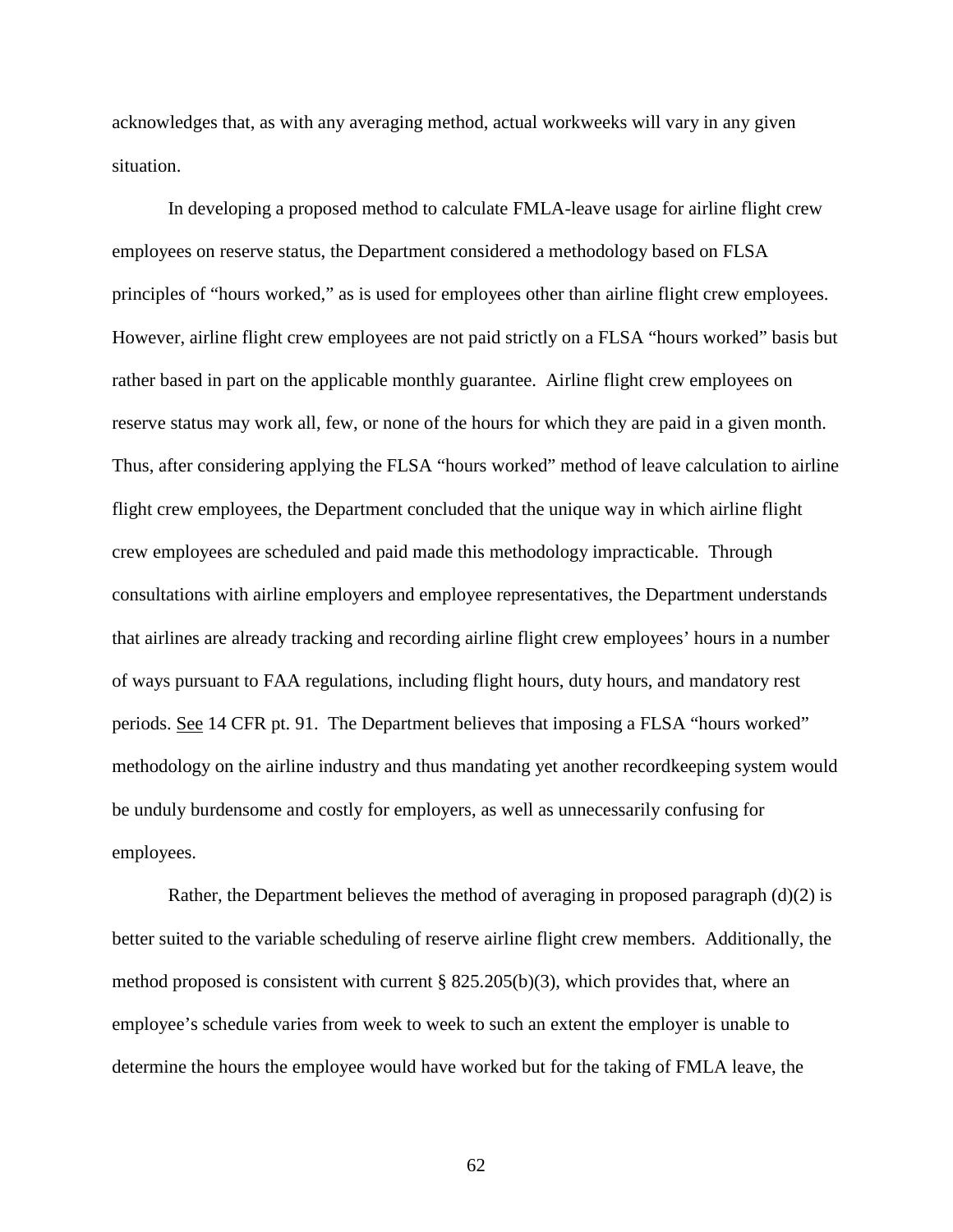acknowledges that, as with any averaging method, actual workweeks will vary in any given situation.

In developing a proposed method to calculate FMLA-leave usage for airline flight crew employees on reserve status, the Department considered a methodology based on FLSA principles of "hours worked," as is used for employees other than airline flight crew employees. However, airline flight crew employees are not paid strictly on a FLSA "hours worked" basis but rather based in part on the applicable monthly guarantee. Airline flight crew employees on reserve status may work all, few, or none of the hours for which they are paid in a given month. Thus, after considering applying the FLSA "hours worked" method of leave calculation to airline flight crew employees, the Department concluded that the unique way in which airline flight crew employees are scheduled and paid made this methodology impracticable. Through consultations with airline employers and employee representatives, the Department understands that airlines are already tracking and recording airline flight crew employees' hours in a number of ways pursuant to FAA regulations, including flight hours, duty hours, and mandatory rest periods. See 14 CFR pt. 91. The Department believes that imposing a FLSA "hours worked" methodology on the airline industry and thus mandating yet another recordkeeping system would be unduly burdensome and costly for employers, as well as unnecessarily confusing for employees.

Rather, the Department believes the method of averaging in proposed paragraph (d)(2) is better suited to the variable scheduling of reserve airline flight crew members. Additionally, the method proposed is consistent with current § 825.205(b)(3), which provides that, where an employee's schedule varies from week to week to such an extent the employer is unable to determine the hours the employee would have worked but for the taking of FMLA leave, the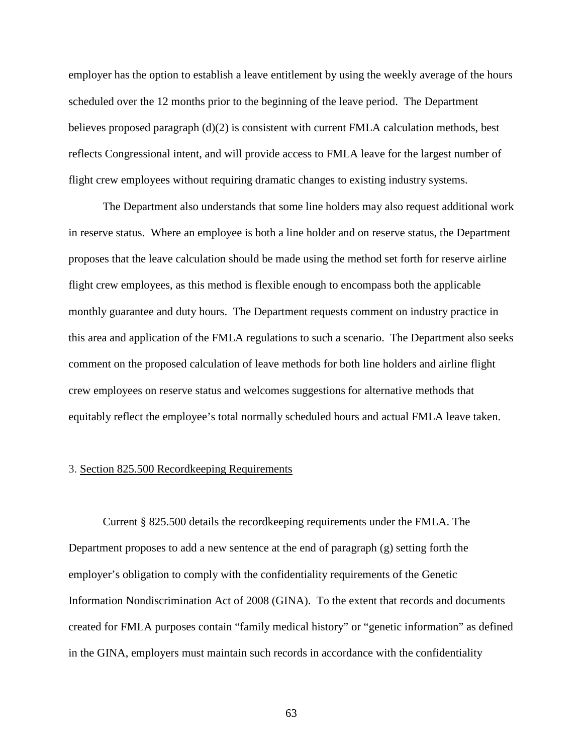employer has the option to establish a leave entitlement by using the weekly average of the hours scheduled over the 12 months prior to the beginning of the leave period. The Department believes proposed paragraph (d)(2) is consistent with current FMLA calculation methods, best reflects Congressional intent, and will provide access to FMLA leave for the largest number of flight crew employees without requiring dramatic changes to existing industry systems.

The Department also understands that some line holders may also request additional work in reserve status. Where an employee is both a line holder and on reserve status, the Department proposes that the leave calculation should be made using the method set forth for reserve airline flight crew employees, as this method is flexible enough to encompass both the applicable monthly guarantee and duty hours. The Department requests comment on industry practice in this area and application of the FMLA regulations to such a scenario. The Department also seeks comment on the proposed calculation of leave methods for both line holders and airline flight crew employees on reserve status and welcomes suggestions for alternative methods that equitably reflect the employee's total normally scheduled hours and actual FMLA leave taken.

### 3. Section 825.500 Recordkeeping Requirements

Current § 825.500 details the recordkeeping requirements under the FMLA. The Department proposes to add a new sentence at the end of paragraph (g) setting forth the employer's obligation to comply with the confidentiality requirements of the Genetic Information Nondiscrimination Act of 2008 (GINA). To the extent that records and documents created for FMLA purposes contain "family medical history" or "genetic information" as defined in the GINA, employers must maintain such records in accordance with the confidentiality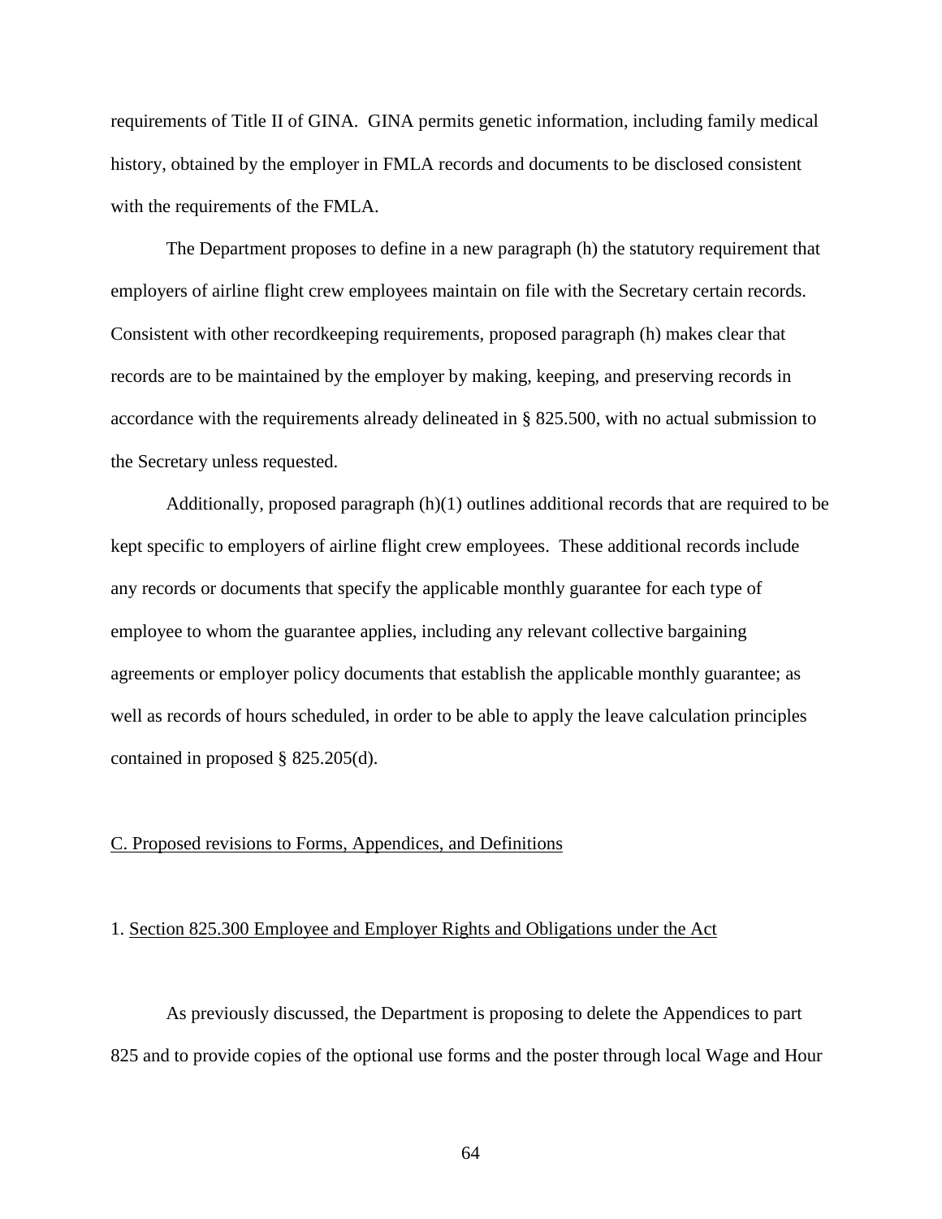requirements of Title II of GINA. GINA permits genetic information, including family medical history, obtained by the employer in FMLA records and documents to be disclosed consistent with the requirements of the FMLA.

The Department proposes to define in a new paragraph (h) the statutory requirement that employers of airline flight crew employees maintain on file with the Secretary certain records. Consistent with other recordkeeping requirements, proposed paragraph (h) makes clear that records are to be maintained by the employer by making, keeping, and preserving records in accordance with the requirements already delineated in § 825.500, with no actual submission to the Secretary unless requested.

Additionally, proposed paragraph (h)(1) outlines additional records that are required to be kept specific to employers of airline flight crew employees. These additional records include any records or documents that specify the applicable monthly guarantee for each type of employee to whom the guarantee applies, including any relevant collective bargaining agreements or employer policy documents that establish the applicable monthly guarantee; as well as records of hours scheduled, in order to be able to apply the leave calculation principles contained in proposed § 825.205(d).

## C. Proposed revisions to Forms, Appendices, and Definitions

### 1. Section 825.300 Employee and Employer Rights and Obligations under the Act

As previously discussed, the Department is proposing to delete the Appendices to part 825 and to provide copies of the optional use forms and the poster through local Wage and Hour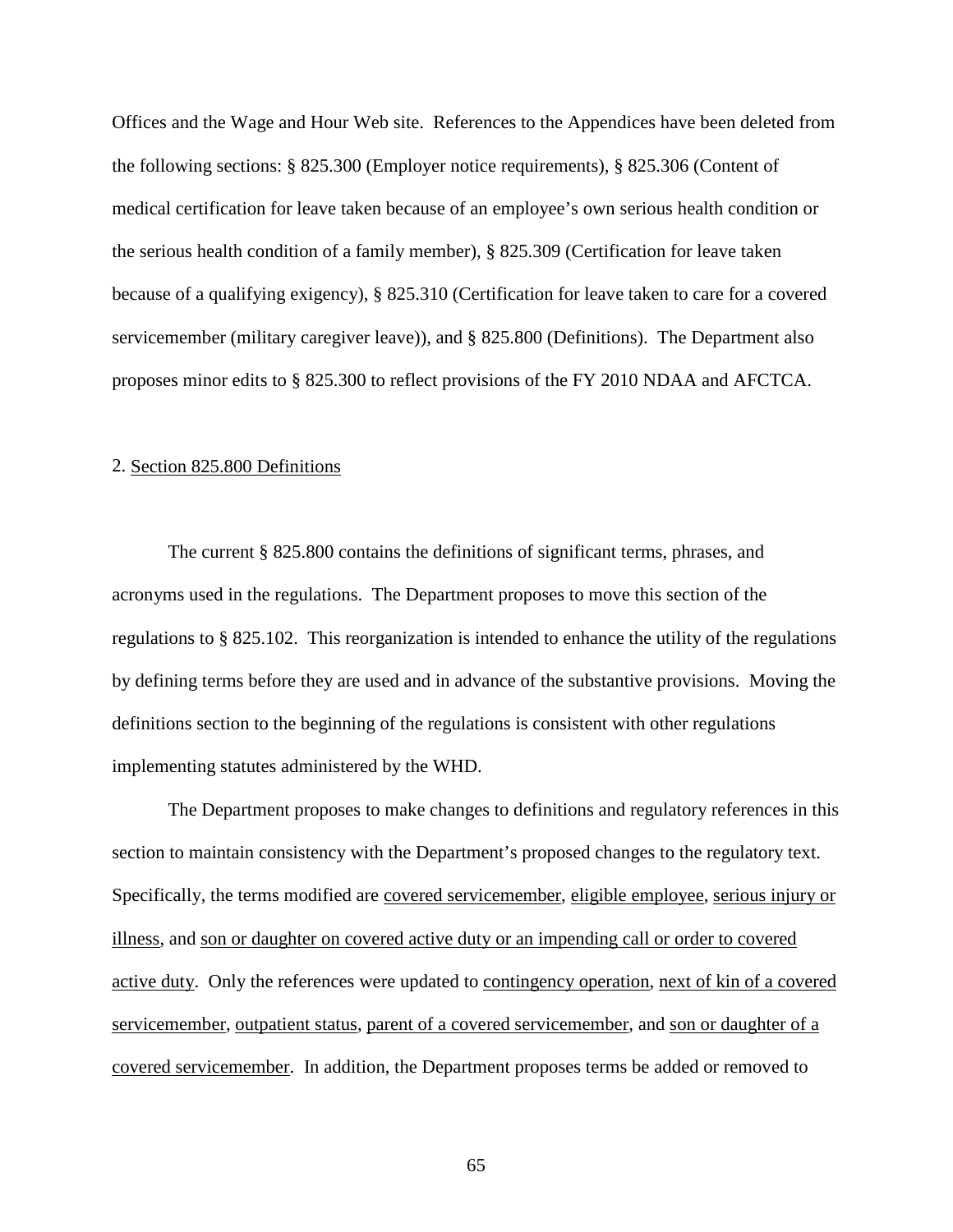Offices and the Wage and Hour Web site. References to the Appendices have been deleted from the following sections: § 825.300 (Employer notice requirements), § 825.306 (Content of medical certification for leave taken because of an employee's own serious health condition or the serious health condition of a family member), § 825.309 (Certification for leave taken because of a qualifying exigency), § 825.310 (Certification for leave taken to care for a covered servicemember (military caregiver leave)), and § 825.800 (Definitions). The Department also proposes minor edits to § 825.300 to reflect provisions of the FY 2010 NDAA and AFCTCA.

2. Section 825.800 Definitions

The current § 825.800 contains the definitions of significant terms, phrases, and acronyms used in the regulations. The Department proposes to move this section of the regulations to § 825.102. This reorganization is intended to enhance the utility of the regulations by defining terms before they are used and in advance of the substantive provisions. Moving the definitions section to the beginning of the regulations is consistent with other regulations implementing statutes administered by the WHD.

The Department proposes to make changes to definitions and regulatory references in this section to maintain consistency with the Department's proposed changes to the regulatory text. Specifically, the terms modified are covered servicemember, eligible employee, serious injury or illness, and son or daughter on covered active duty or an impending call or order to covered active duty. Only the references were updated to contingency operation, next of kin of a covered servicemember, outpatient status, parent of a covered servicemember, and son or daughter of a covered servicemember. In addition, the Department proposes terms be added or removed to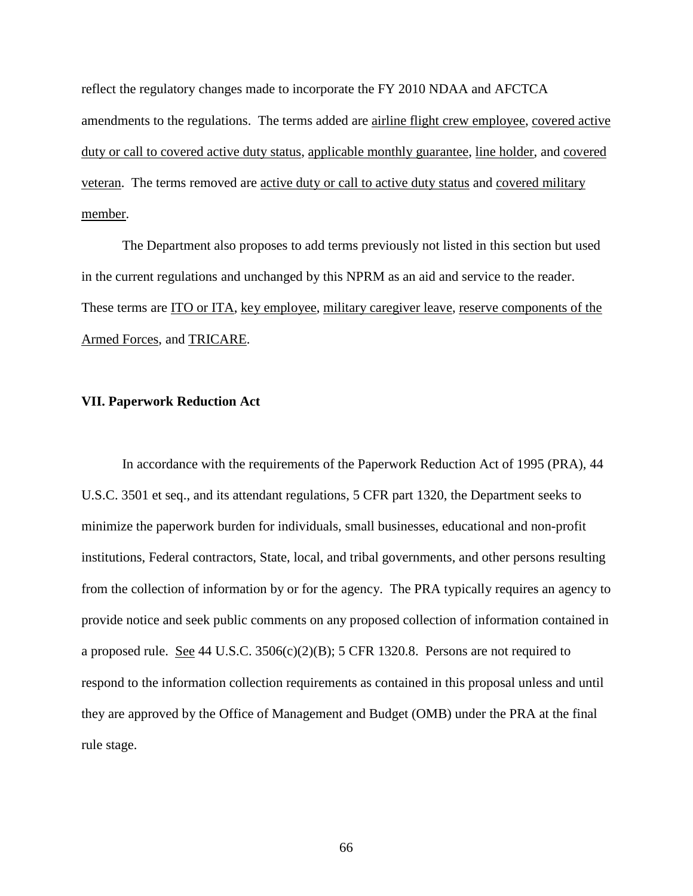reflect the regulatory changes made to incorporate the FY 2010 NDAA and AFCTCA amendments to the regulations. The terms added are airline flight crew employee, covered active duty or call to covered active duty status, applicable monthly guarantee, line holder, and covered veteran. The terms removed are active duty or call to active duty status and covered military member.

The Department also proposes to add terms previously not listed in this section but used in the current regulations and unchanged by this NPRM as an aid and service to the reader. These terms are ITO or ITA, key employee, military caregiver leave, reserve components of the Armed Forces, and TRICARE.

## VII. Paperwork Reduction Act

In accordance with the requirements of the Paperwork Reduction Act of 1995 (PRA), 44 U.S.C. 3501 et seq., and its attendant regulations, 5 CFR part 1320, the Department seeks to minimize the paperwork burden for individuals, small businesses, educational and non-profit institutions, Federal contractors, State, local, and tribal governments, and other persons resulting from the collection of information by or for the agency. The PRA typically requires an agency to provide notice and seek public comments on any proposed collection of information contained in a proposed rule. See 44 U.S.C. 3506(c)(2)(B); 5 CFR 1320.8. Persons are not required to respond to the information collection requirements as contained in this proposal unless and until they are approved by the Office of Management and Budget (OMB) under the PRA at the final rule stage.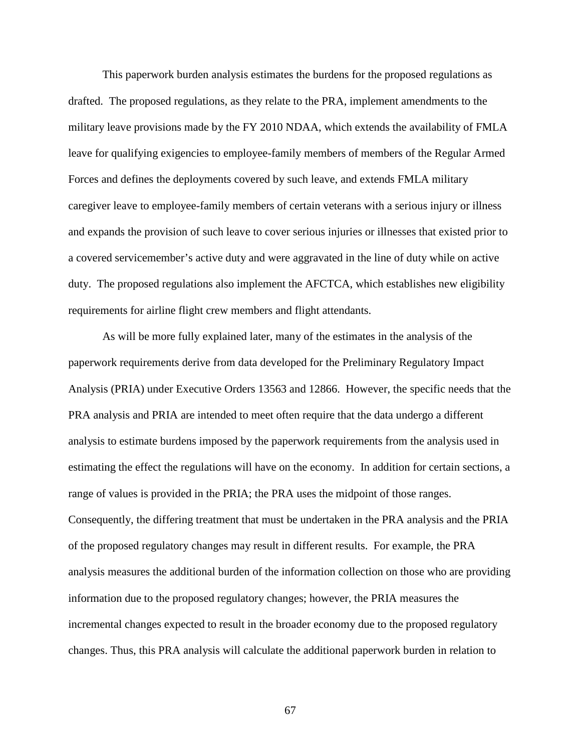This paperwork burden analysis estimates the burdens for the proposed regulations as drafted. The proposed regulations, as they relate to the PRA, implement amendments to the military leave provisions made by the FY 2010 NDAA, which extends the availability of FMLA leave for qualifying exigencies to employee-family members of members of the Regular Armed Forces and defines the deployments covered by such leave, and extends FMLA military caregiver leave to employee-family members of certain veterans with a serious injury or illness and expands the provision of such leave to cover serious injuries or illnesses that existed prior to a covered servicemember's active duty and were aggravated in the line of duty while on active duty. The proposed regulations also implement the AFCTCA, which establishes new eligibility requirements for airline flight crew members and flight attendants.

As will be more fully explained later, many of the estimates in the analysis of the paperwork requirements derive from data developed for the Preliminary Regulatory Impact Analysis (PRIA) under Executive Orders 13563 and 12866. However, the specific needs that the PRA analysis and PRIA are intended to meet often require that the data undergo a different analysis to estimate burdens imposed by the paperwork requirements from the analysis used in estimating the effect the regulations will have on the economy. In addition for certain sections, a range of values is provided in the PRIA; the PRA uses the midpoint of those ranges. Consequently, the differing treatment that must be undertaken in the PRA analysis and the PRIA of the proposed regulatory changes may result in different results. For example, the PRA analysis measures the additional burden of the information collection on those who are providing information due to the proposed regulatory changes; however, the PRIA measures the incremental changes expected to result in the broader economy due to the proposed regulatory changes. Thus, this PRA analysis will calculate the additional paperwork burden in relation to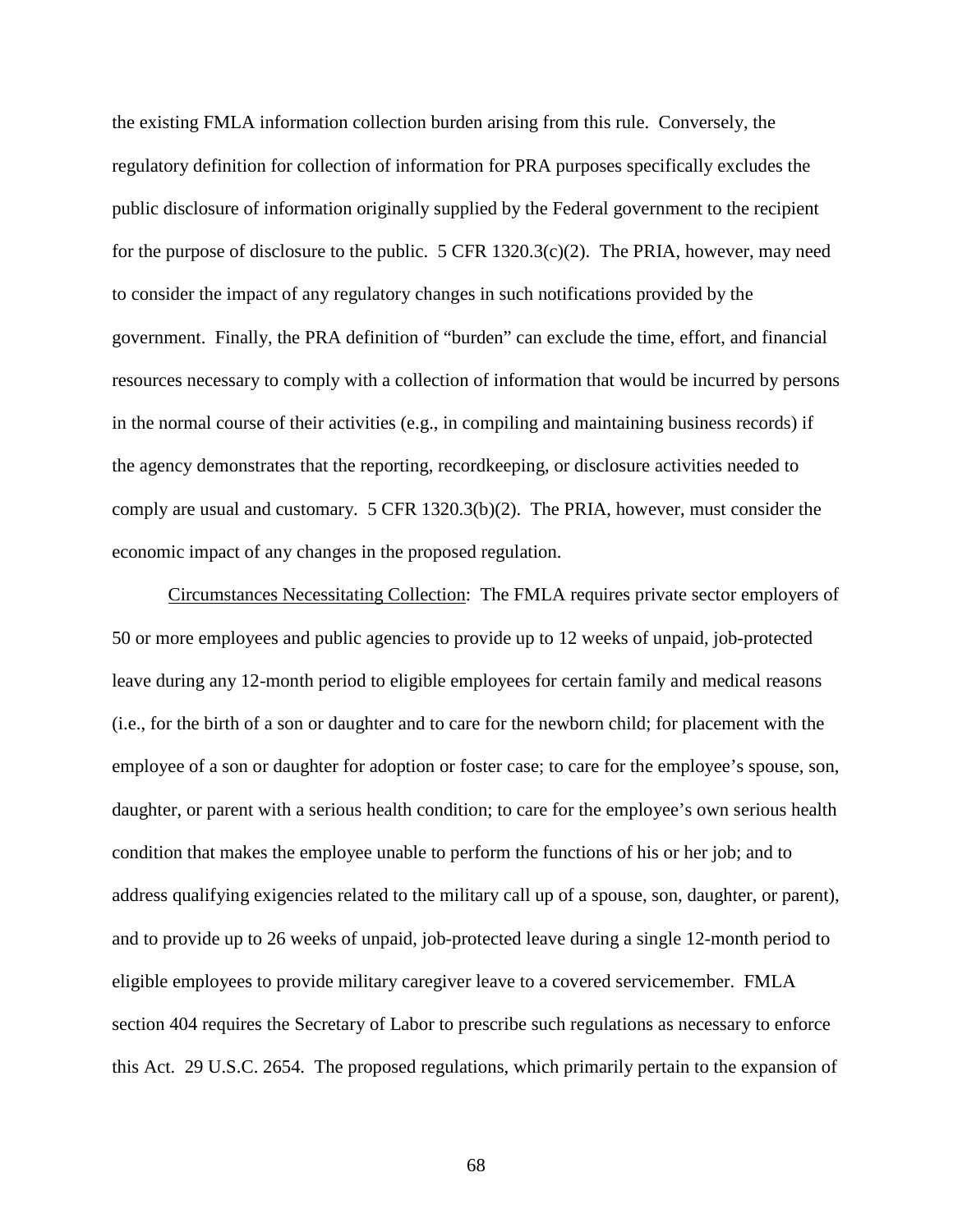the existing FMLA information collection burden arising from this rule. Conversely, the regulatory definition for collection of information for PRA purposes specifically excludes the public disclosure of information originally supplied by the Federal government to the recipient for the purpose of disclosure to the public. 5 CFR 1320.3(c)(2). The PRIA, however, may need to consider the impact of any regulatory changes in such notifications provided by the government. Finally, the PRA definition of "burden" can exclude the time, effort, and financial resources necessary to comply with a collection of information that would be incurred by persons in the normal course of their activities (e.g., in compiling and maintaining business records) if the agency demonstrates that the reporting, recordkeeping, or disclosure activities needed to comply are usual and customary. 5 CFR 1320.3(b)(2). The PRIA, however, must consider the economic impact of any changes in the proposed regulation.

Circumstances Necessitating Collection: The FMLA requires private sector employers of 50 or more employees and public agencies to provide up to 12 weeks of unpaid, job-protected leave during any 12-month period to eligible employees for certain family and medical reasons (i.e., for the birth of a son or daughter and to care for the newborn child; for placement with the employee of a son or daughter for adoption or foster case; to care for the employee's spouse, son, daughter, or parent with a serious health condition; to care for the employee's own serious health condition that makes the employee unable to perform the functions of his or her job; and to address qualifying exigencies related to the military call up of a spouse, son, daughter, or parent), and to provide up to 26 weeks of unpaid, job-protected leave during a single 12-month period to eligible employees to provide military caregiver leave to a covered servicemember. FMLA section 404 requires the Secretary of Labor to prescribe such regulations as necessary to enforce this Act. 29 U.S.C. 2654. The proposed regulations, which primarily pertain to the expansion of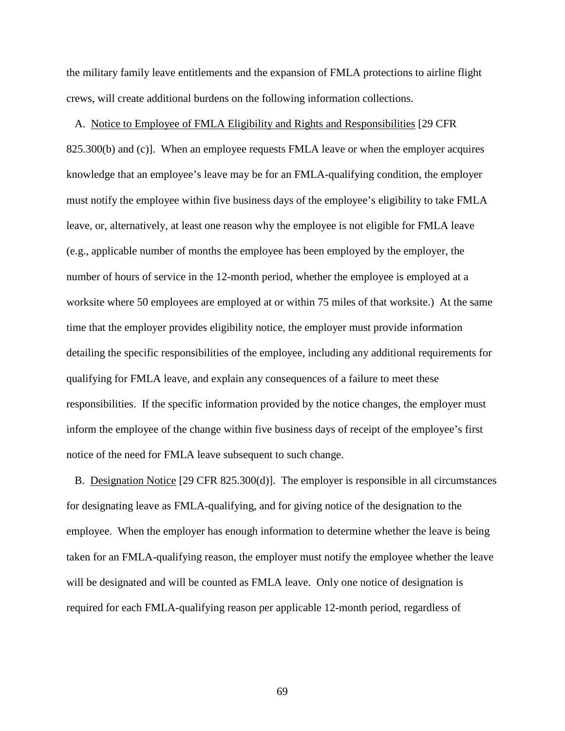the military family leave entitlements and the expansion of FMLA protections to airline flight crews, will create additional burdens on the following information collections.

A. Notice to Employee of FMLA Eligibility and Rights and Responsibilities [29 CFR 825.300(b) and (c)]. When an employee requests FMLA leave or when the employer acquires knowledge that an employee's leave may be for an FMLA-qualifying condition, the employer must notify the employee within five business days of the employee's eligibility to take FMLA leave, or, alternatively, at least one reason why the employee is not eligible for FMLA leave (e.g., applicable number of months the employee has been employed by the employer, the number of hours of service in the 12-month period, whether the employee is employed at a worksite where 50 employees are employed at or within 75 miles of that worksite.) At the same time that the employer provides eligibility notice, the employer must provide information detailing the specific responsibilities of the employee, including any additional requirements for qualifying for FMLA leave, and explain any consequences of a failure to meet these responsibilities. If the specific information provided by the notice changes, the employer must inform the employee of the change within five business days of receipt of the employee's first notice of the need for FMLA leave subsequent to such change.

B. Designation Notice [29 CFR 825.300(d)]. The employer is responsible in all circumstances for designating leave as FMLA-qualifying, and for giving notice of the designation to the employee. When the employer has enough information to determine whether the leave is being taken for an FMLA-qualifying reason, the employer must notify the employee whether the leave will be designated and will be counted as FMLA leave. Only one notice of designation is required for each FMLA-qualifying reason per applicable 12-month period, regardless of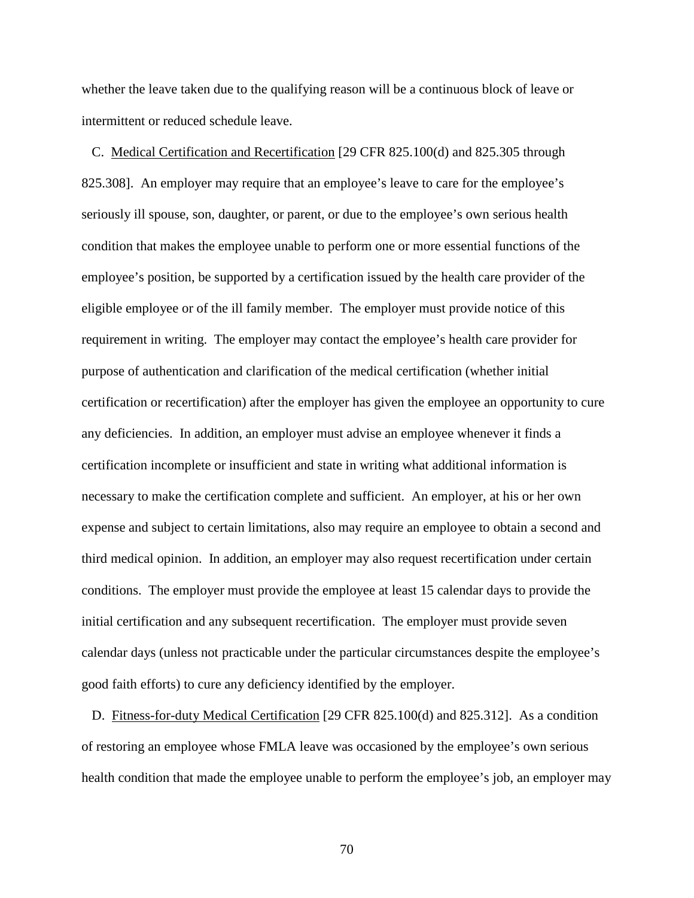whether the leave taken due to the qualifying reason will be a continuous block of leave or intermittent or reduced schedule leave.

C. <u>Medical Certification and Recertification</u> [29 CFR 825.100(d) and 825.305 through 825.308]. An employer may require that an employee's leave to care for the employee's seriously ill spouse, son, daughter, or parent, or due to the employee's own serious health condition that makes the employee unable to perform one or more essential functions of the employee's position, be supported by a certification issued by the health care provider of the eligible employee or of the ill family member. The employer must provide notice of this requirement in writing. The employer may contact the employee's health care provider for purpose of authentication and clarification of the medical certification (whether initial certification or recertification) after the employer has given the employee an opportunity to cure any deficiencies. In addition, an employer must advise an employee whenever it finds a certification incomplete or insufficient and state in writing what additional information is necessary to make the certification complete and sufficient. An employer, at his or her own expense and subject to certain limitations, also may require an employee to obtain a second and third medical opinion. In addition, an employer may also request recertification under certain conditions. The employer must provide the employee at least 15 calendar days to provide the initial certification and any subsequent recertification. The employer must provide seven calendar days (unless not practicable under the particular circumstances despite the employee's good faith efforts) to cure any deficiency identified by the employer.

D. <u>Fitness-for-duty Medical Certification</u> [29 CFR 825.100(d) and 825.312]. As a condition of restoring an employee whose FMLA leave was occasioned by the employee's own serious health condition that made the employee unable to perform the employee's job, an employer may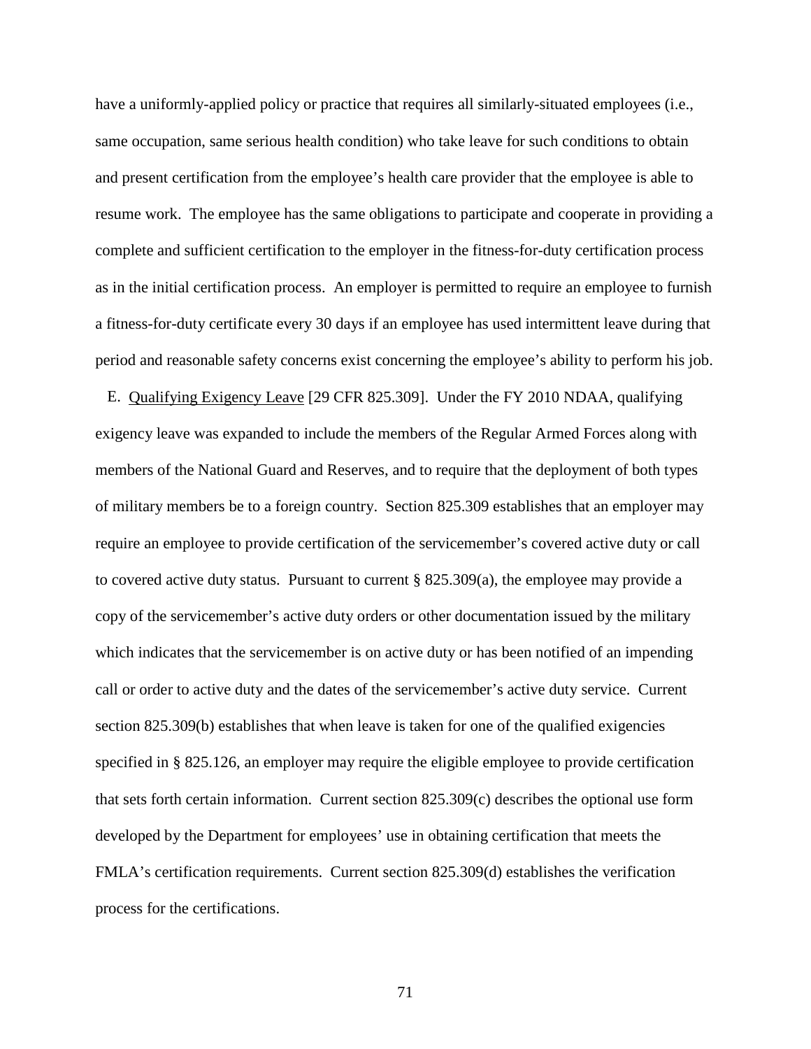have a uniformly-applied policy or practice that requires all similarly-situated employees (i.e., same occupation, same serious health condition) who take leave for such conditions to obtain and present certification from the employee's health care provider that the employee is able to resume work. The employee has the same obligations to participate and cooperate in providing a complete and sufficient certification to the employer in the fitness-for-duty certification process as in the initial certification process. An employer is permitted to require an employee to furnish a fitness-for-duty certificate every 30 days if an employee has used intermittent leave during that period and reasonable safety concerns exist concerning the employee's ability to perform his job.

E. Qualifying Exigency Leave [29 CFR 825.309]. Under the FY 2010 NDAA, qualifying exigency leave was expanded to include the members of the Regular Armed Forces along with members of the National Guard and Reserves, and to require that the deployment of both types of military members be to a foreign country. Section 825.309 establishes that an employer may require an employee to provide certification of the servicemember's covered active duty or call to covered active duty status. Pursuant to current § 825.309(a), the employee may provide a copy of the servicemember's active duty orders or other documentation issued by the military which indicates that the servicemember is on active duty or has been notified of an impending call or order to active duty and the dates of the servicemember's active duty service. Current section 825.309(b) establishes that when leave is taken for one of the qualified exigencies specified in § 825.126, an employer may require the eligible employee to provide certification that sets forth certain information. Current section 825.309(c) describes the optional use form developed by the Department for employees' use in obtaining certification that meets the FMLA's certification requirements. Current section 825.309(d) establishes the verification process for the certifications.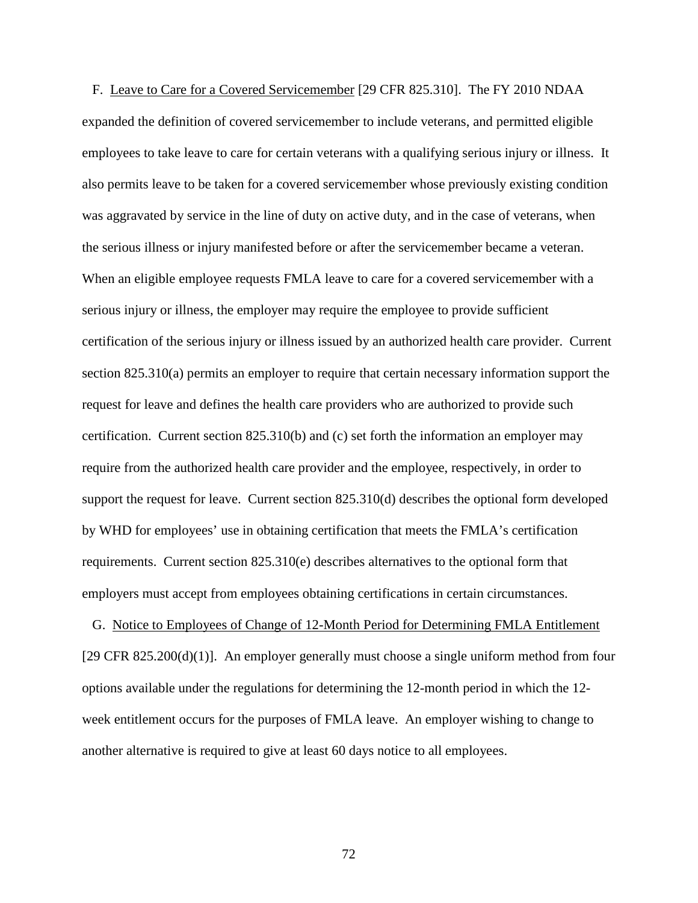F. <u>Leave to Care for a Covered Servicemember</u> [29 CFR 825.310]. The FY 2010 NDAA expanded the definition of covered servicemember to include veterans, and permitted eligible employees to take leave to care for certain veterans with a qualifying serious injury or illness. It also permits leave to be taken for a covered servicemember whose previously existing condition was aggravated by service in the line of duty on active duty, and in the case of veterans, when the serious illness or injury manifested before or after the servicemember became a veteran. When an eligible employee requests FMLA leave to care for a covered servicemember with a serious injury or illness, the employer may require the employee to provide sufficient certification of the serious injury or illness issued by an authorized health care provider. Current section 825.310(a) permits an employer to require that certain necessary information support the request for leave and defines the health care providers who are authorized to provide such certification. Current section 825.310(b) and (c) set forth the information an employer may require from the authorized health care provider and the employee, respectively, in order to support the request for leave. Current section 825.310(d) describes the optional form developed by WHD for employees' use in obtaining certification that meets the FMLA's certification requirements. Current section 825.310(e) describes alternatives to the optional form that employers must accept from employees obtaining certifications in certain circumstances.

G. <u>Notice to Employees of Change of 12-Month Period for Determining FMLA Entitlement</u> [29 CFR 825.200(d)(1)]. An employer generally must choose a single uniform method from four options available under the regulations for determining the 12-month period in which the 12-week entitlement occurs for the purposes of FMLA leave. An employer wishing to change to another alternative is required to give at least 60 days notice to all employees.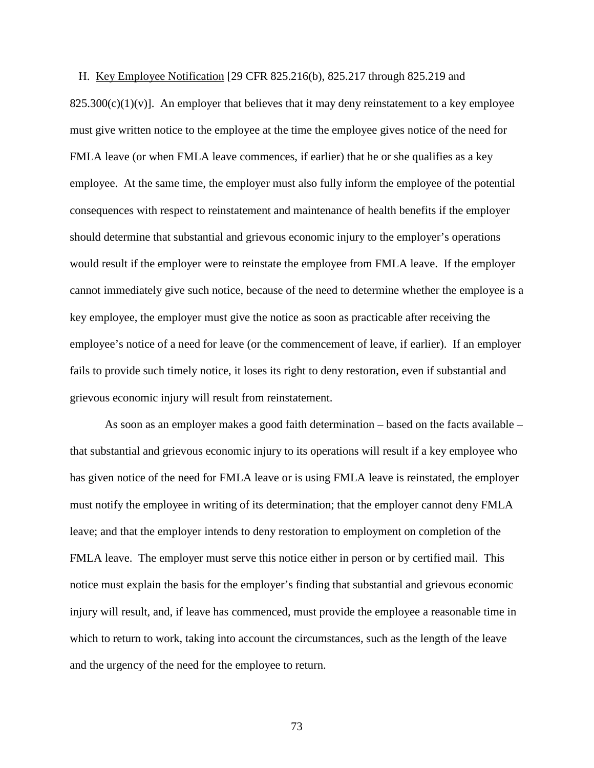H. Key Employee Notification [29 CFR 825.216(b), 825.217 through 825.219 and 825.300(c)(1)(v)]. An employer that believes that it may deny reinstatement to a key employee must give written notice to the employee at the time the employee gives notice of the need for FMLA leave (or when FMLA leave commences, if earlier) that he or she qualifies as a key employee. At the same time, the employer must also fully inform the employee of the potential consequences with respect to reinstatement and maintenance of health benefits if the employer should determine that substantial and grievous economic injury to the employer's operations would result if the employer were to reinstate the employee from FMLA leave. If the employer cannot immediately give such notice, because of the need to determine whether the employee is a key employee, the employer must give the notice as soon as practicable after receiving the employee's notice of a need for leave (or the commencement of leave, if earlier). If an employer fails to provide such timely notice, it loses its right to deny restoration, even if substantial and grievous economic injury will result from reinstatement.

As soon as an employer makes a good faith determination – based on the facts available – that substantial and grievous economic injury to its operations will result if a key employee who has given notice of the need for FMLA leave or is using FMLA leave is reinstated, the employer must notify the employee in writing of its determination; that the employer cannot deny FMLA leave; and that the employer intends to deny restoration to employment on completion of the FMLA leave. The employer must serve this notice either in person or by certified mail. This notice must explain the basis for the employer's finding that substantial and grievous economic injury will result, and, if leave has commenced, must provide the employee a reasonable time in which to return to work, taking into account the circumstances, such as the length of the leave and the urgency of the need for the employee to return.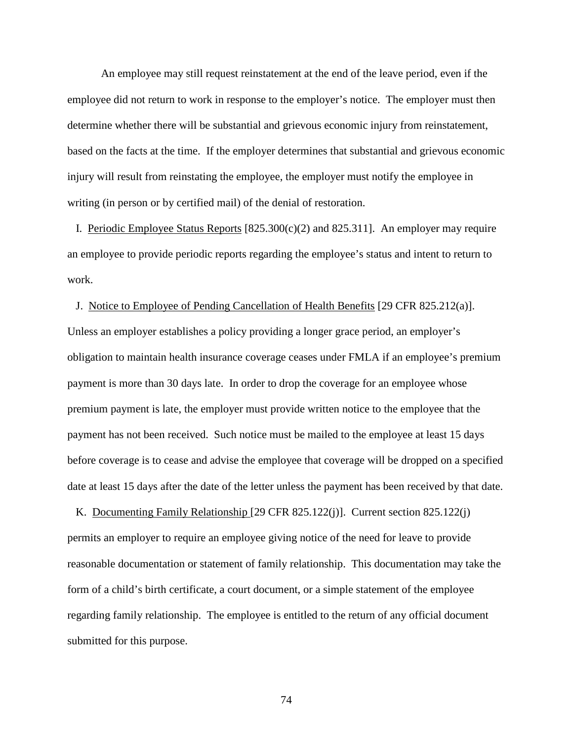An employee may still request reinstatement at the end of the leave period, even if the employee did not return to work in response to the employer's notice. The employer must then determine whether there will be substantial and grievous economic injury from reinstatement, based on the facts at the time. If the employer determines that substantial and grievous economic injury will result from reinstating the employee, the employer must notify the employee in writing (in person or by certified mail) of the denial of restoration.

I. Periodic Employee Status Reports [825.300(c)(2) and 825.311]. An employer may require an employee to provide periodic reports regarding the employee's status and intent to return to work.

J. Notice to Employee of Pending Cancellation of Health Benefits [29 CFR 825.212(a)]. Unless an employer establishes a policy providing a longer grace period, an employer's obligation to maintain health insurance coverage ceases under FMLA if an employee's premium payment is more than 30 days late. In order to drop the coverage for an employee whose premium payment is late, the employer must provide written notice to the employee that the payment has not been received. Such notice must be mailed to the employee at least 15 days before coverage is to cease and advise the employee that coverage will be dropped on a specified date at least 15 days after the date of the letter unless the payment has been received by that date.

K. Documenting Family Relationship [29 CFR 825.122(j)]. Current section 825.122(j) permits an employer to require an employee giving notice of the need for leave to provide reasonable documentation or statement of family relationship. This documentation may take the form of a child's birth certificate, a court document, or a simple statement of the employee regarding family relationship. The employee is entitled to the return of any official document submitted for this purpose.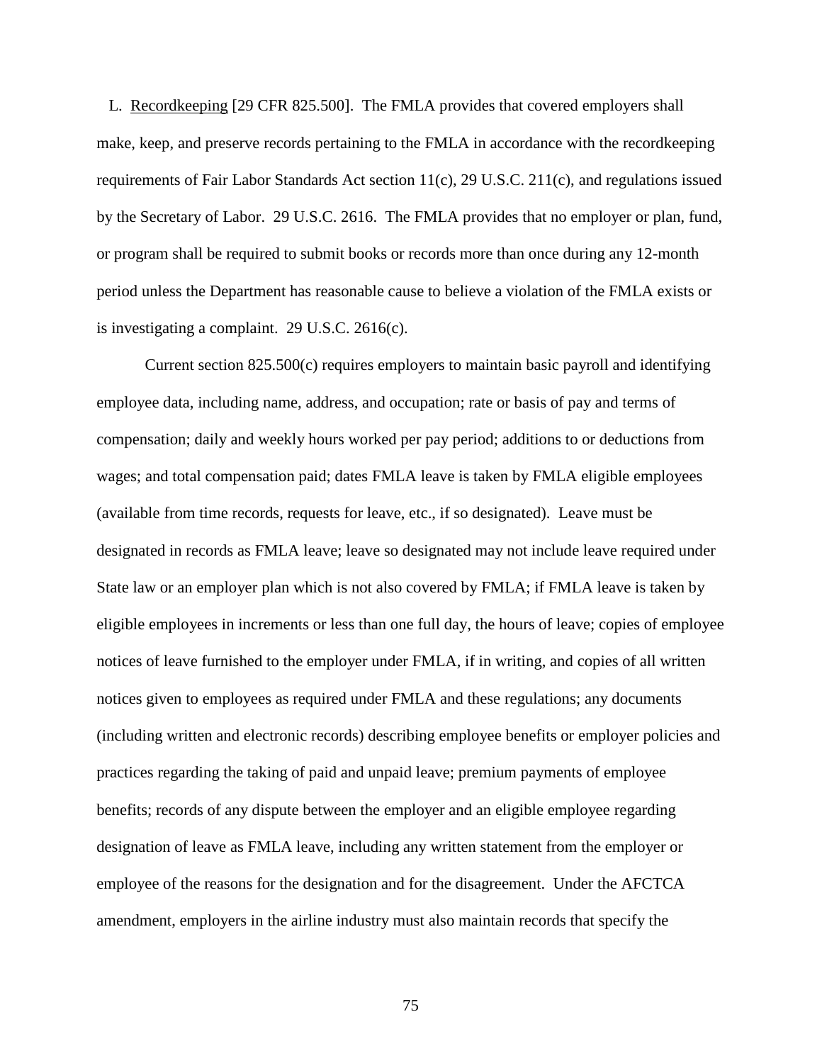L. <u>Recordkeeping</u> [29 CFR 825.500]. The FMLA provides that covered employers shall make, keep, and preserve records pertaining to the FMLA in accordance with the recordkeeping requirements of Fair Labor Standards Act section 11(c), 29 U.S.C. 211(c), and regulations issued by the Secretary of Labor. 29 U.S.C. 2616. The FMLA provides that no employer or plan, fund, or program shall be required to submit books or records more than once during any 12-month period unless the Department has reasonable cause to believe a violation of the FMLA exists or is investigating a complaint. 29 U.S.C. 2616(c).

Current section 825.500(c) requires employers to maintain basic payroll and identifying employee data, including name, address, and occupation; rate or basis of pay and terms of compensation; daily and weekly hours worked per pay period; additions to or deductions from wages; and total compensation paid; dates FMLA leave is taken by FMLA eligible employees (available from time records, requests for leave, etc., if so designated). Leave must be designated in records as FMLA leave; leave so designated may not include leave required under State law or an employer plan which is not also covered by FMLA; if FMLA leave is taken by eligible employees in increments or less than one full day, the hours of leave; copies of employee notices of leave furnished to the employer under FMLA, if in writing, and copies of all written notices given to employees as required under FMLA and these regulations; any documents (including written and electronic records) describing employee benefits or employer policies and practices regarding the taking of paid and unpaid leave; premium payments of employee benefits; records of any dispute between the employer and an eligible employee regarding designation of leave as FMLA leave, including any written statement from the employer or employee of the reasons for the designation and for the disagreement. Under the AFCTCA amendment, employers in the airline industry must also maintain records that specify the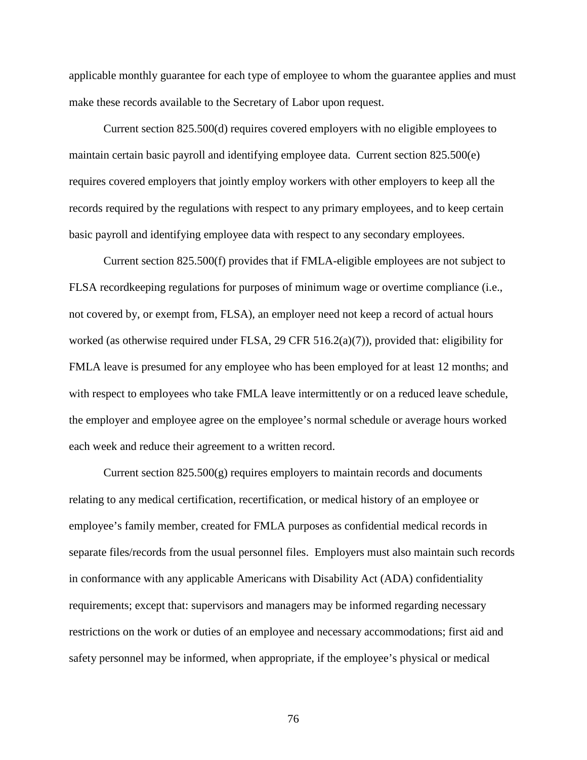applicable monthly guarantee for each type of employee to whom the guarantee applies and must make these records available to the Secretary of Labor upon request.

Current section 825.500(d) requires covered employers with no eligible employees to maintain certain basic payroll and identifying employee data. Current section 825.500(e) requires covered employers that jointly employ workers with other employers to keep all the records required by the regulations with respect to any primary employees, and to keep certain basic payroll and identifying employee data with respect to any secondary employees.

Current section 825.500(f) provides that if FMLA-eligible employees are not subject to FLSA recordkeeping regulations for purposes of minimum wage or overtime compliance (i.e., not covered by, or exempt from, FLSA), an employer need not keep a record of actual hours worked (as otherwise required under FLSA, 29 CFR 516.2(a)(7)), provided that: eligibility for FMLA leave is presumed for any employee who has been employed for at least 12 months; and with respect to employees who take FMLA leave intermittently or on a reduced leave schedule, the employer and employee agree on the employee's normal schedule or average hours worked each week and reduce their agreement to a written record.

Current section 825.500(g) requires employers to maintain records and documents relating to any medical certification, recertification, or medical history of an employee or employee's family member, created for FMLA purposes as confidential medical records in separate files/records from the usual personnel files. Employers must also maintain such records in conformance with any applicable Americans with Disability Act (ADA) confidentiality requirements; except that: supervisors and managers may be informed regarding necessary restrictions on the work or duties of an employee and necessary accommodations; first aid and safety personnel may be informed, when appropriate, if the employee's physical or medical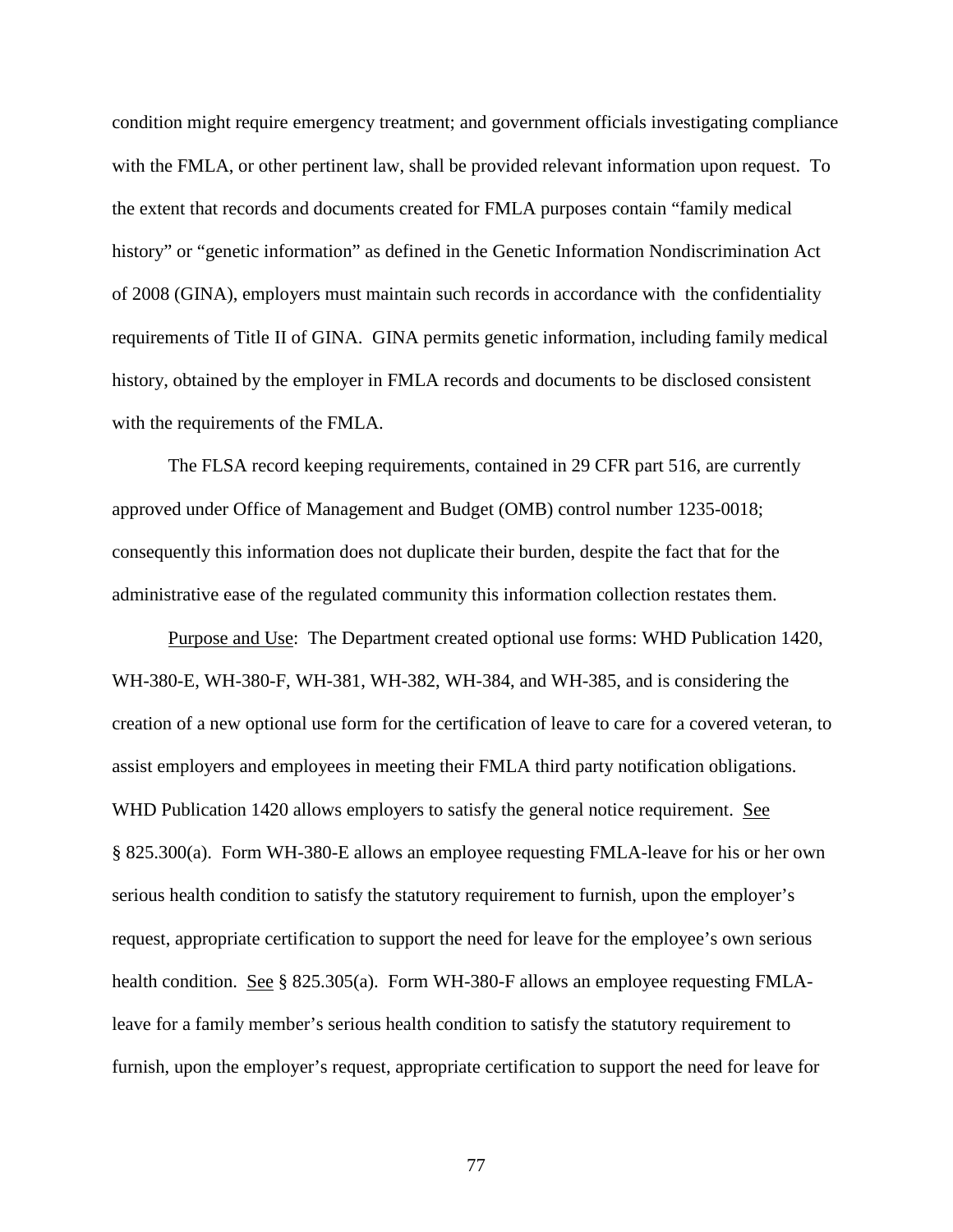condition might require emergency treatment; and government officials investigating compliance with the FMLA, or other pertinent law, shall be provided relevant information upon request. To the extent that records and documents created for FMLA purposes contain "family medical history" or "genetic information" as defined in the Genetic Information Nondiscrimination Act of 2008 (GINA), employers must maintain such records in accordance with the confidentiality requirements of Title II of GINA. GINA permits genetic information, including family medical history, obtained by the employer in FMLA records and documents to be disclosed consistent with the requirements of the FMLA.

The FLSA record keeping requirements, contained in 29 CFR part 516, are currently approved under Office of Management and Budget (OMB) control number 1235-0018; consequently this information does not duplicate their burden, despite the fact that for the administrative ease of the regulated community this information collection restates them.

Purpose and Use: The Department created optional use forms: WHD Publication 1420, WH-380-E, WH-380-F, WH-381, WH-382, WH-384, and WH-385, and is considering the creation of a new optional use form for the certification of leave to care for a covered veteran, to assist employers and employees in meeting their FMLA third party notification obligations. WHD Publication 1420 allows employers to satisfy the general notice requirement. See § 825.300(a). Form WH-380-E allows an employee requesting FMLA-leave for his or her own serious health condition to satisfy the statutory requirement to furnish, upon the employer's request, appropriate certification to support the need for leave for the employee's own serious health condition. See § 825.305(a). Form WH-380-F allows an employee requesting FMLA-leave for a family member's serious health condition to satisfy the statutory requirement to furnish, upon the employer's request, appropriate certification to support the need for leave for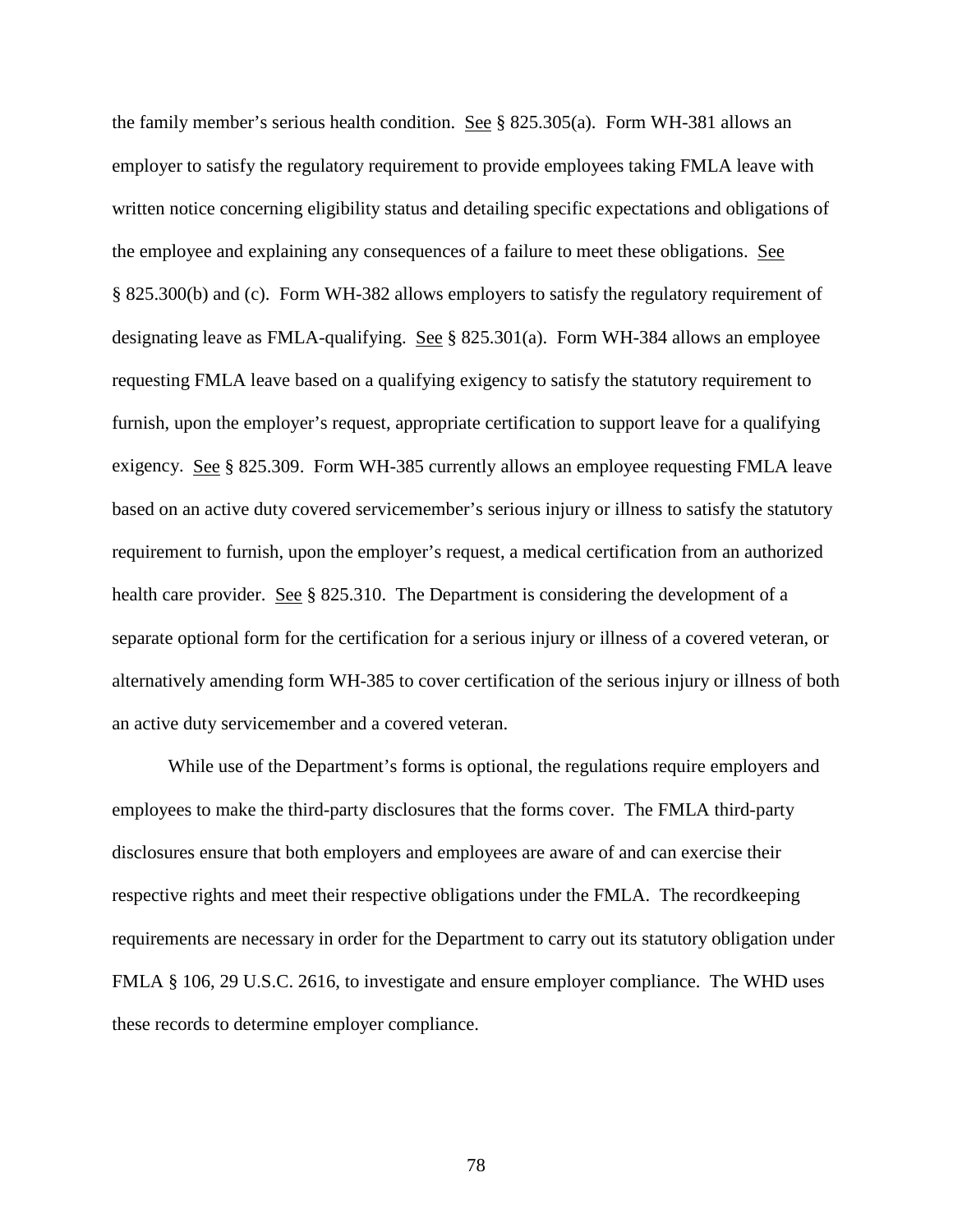the family member's serious health condition. See § 825.305(a). Form WH-381 allows an employer to satisfy the regulatory requirement to provide employees taking FMLA leave with written notice concerning eligibility status and detailing specific expectations and obligations of the employee and explaining any consequences of a failure to meet these obligations. See § 825.300(b) and (c). Form WH-382 allows employers to satisfy the regulatory requirement of designating leave as FMLA-qualifying. See § 825.301(a). Form WH-384 allows an employee requesting FMLA leave based on a qualifying exigency to satisfy the statutory requirement to furnish, upon the employer's request, appropriate certification to support leave for a qualifying exigency. See § 825.309. Form WH-385 currently allows an employee requesting FMLA leave based on an active duty covered servicemember's serious injury or illness to satisfy the statutory requirement to furnish, upon the employer's request, a medical certification from an authorized health care provider. See § 825.310. The Department is considering the development of a separate optional form for the certification for a serious injury or illness of a covered veteran, or alternatively amending form WH-385 to cover certification of the serious injury or illness of both an active duty servicemember and a covered veteran.

While use of the Department's forms is optional, the regulations require employers and employees to make the third-party disclosures that the forms cover. The FMLA third-party disclosures ensure that both employers and employees are aware of and can exercise their respective rights and meet their respective obligations under the FMLA. The recordkeeping requirements are necessary in order for the Department to carry out its statutory obligation under FMLA § 106, 29 U.S.C. 2616, to investigate and ensure employer compliance. The WHD uses these records to determine employer compliance.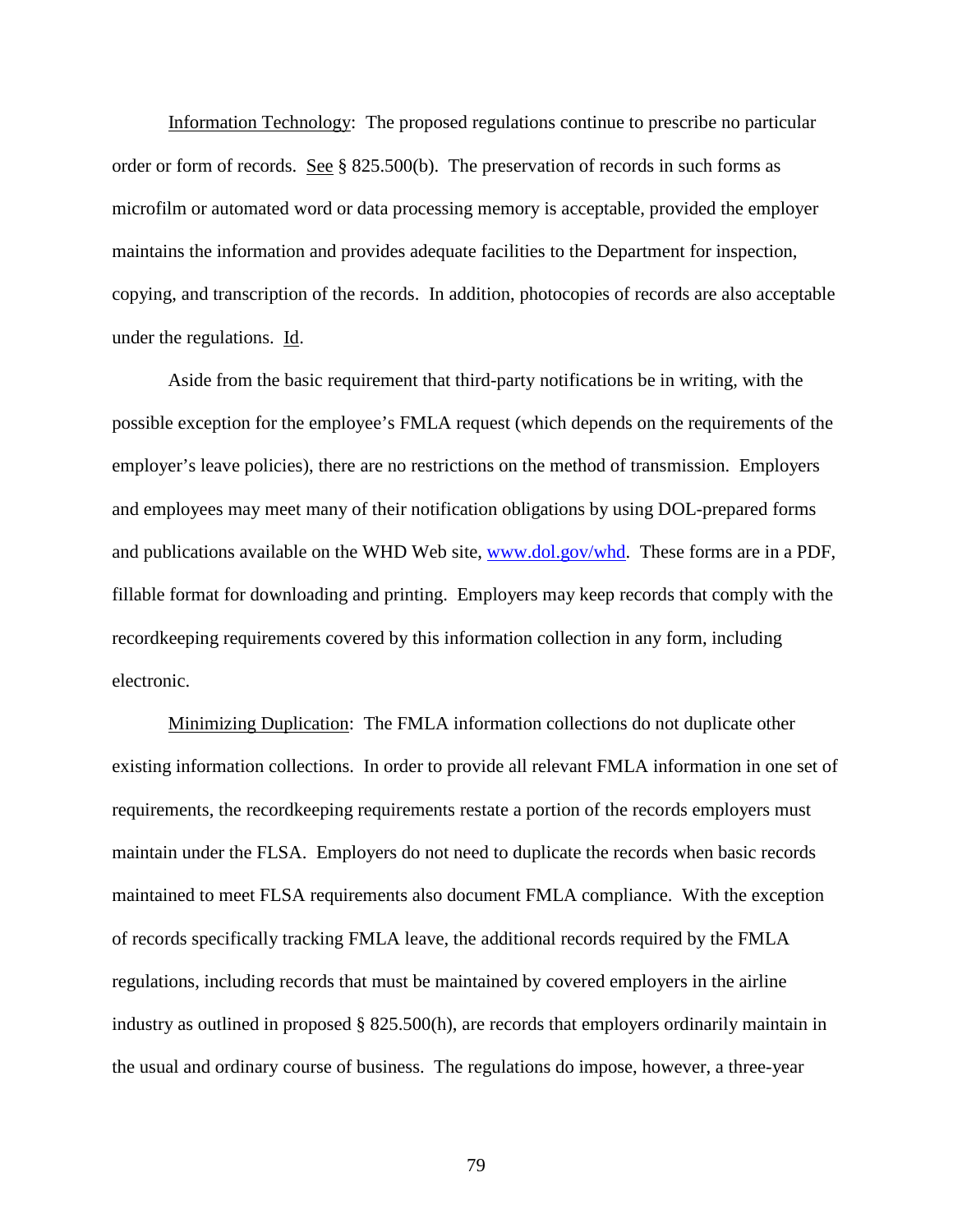Information Technology: The proposed regulations continue to prescribe no particular order or form of records. See § 825.500(b). The preservation of records in such forms as microfilm or automated word or data processing memory is acceptable, provided the employer maintains the information and provides adequate facilities to the Department for inspection, copying, and transcription of the records. In addition, photocopies of records are also acceptable under the regulations. Id.

Aside from the basic requirement that third-party notifications be in writing, with the possible exception for the employee's FMLA request (which depends on the requirements of the employer's leave policies), there are no restrictions on the method of transmission. Employers and employees may meet many of their notification obligations by using DOL-prepared forms and publications available on the WHD Web site, [www.dol.gov/whd](http://www.dol.gov/whd). These forms are in a PDF, fillable format for downloading and printing. Employers may keep records that comply with the recordkeeping requirements covered by this information collection in any form, including electronic.

Minimizing Duplication: The FMLA information collections do not duplicate other existing information collections. In order to provide all relevant FMLA information in one set of requirements, the recordkeeping requirements restate a portion of the records employers must maintain under the FLSA. Employers do not need to duplicate the records when basic records maintained to meet FLSA requirements also document FMLA compliance. With the exception of records specifically tracking FMLA leave, the additional records required by the FMLA regulations, including records that must be maintained by covered employers in the airline industry as outlined in proposed § 825.500(h), are records that employers ordinarily maintain in the usual and ordinary course of business. The regulations do impose, however, a three-year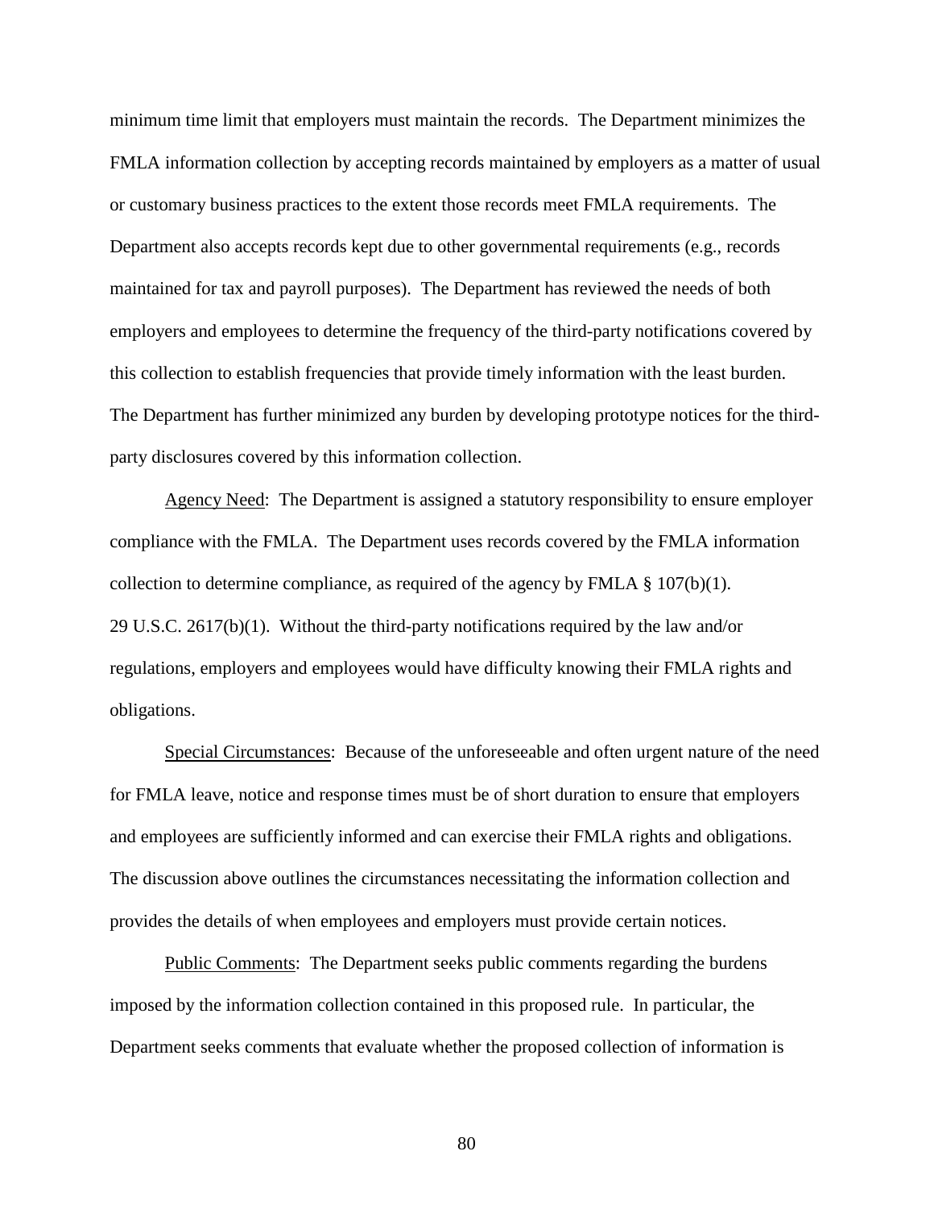minimum time limit that employers must maintain the records. The Department minimizes the FMLA information collection by accepting records maintained by employers as a matter of usual or customary business practices to the extent those records meet FMLA requirements. The Department also accepts records kept due to other governmental requirements (e.g., records maintained for tax and payroll purposes). The Department has reviewed the needs of both employers and employees to determine the frequency of the third-party notifications covered by this collection to establish frequencies that provide timely information with the least burden. The Department has further minimized any burden by developing prototype notices for the third-party disclosures covered by this information collection.

Agency Need: The Department is assigned a statutory responsibility to ensure employer compliance with the FMLA. The Department uses records covered by the FMLA information collection to determine compliance, as required of the agency by FMLA § 107(b)(1). 29 U.S.C. 2617(b)(1). Without the third-party notifications required by the law and/or regulations, employers and employees would have difficulty knowing their FMLA rights and obligations.

Special Circumstances: Because of the unforeseeable and often urgent nature of the need for FMLA leave, notice and response times must be of short duration to ensure that employers and employees are sufficiently informed and can exercise their FMLA rights and obligations. The discussion above outlines the circumstances necessitating the information collection and provides the details of when employees and employers must provide certain notices.

Public Comments: The Department seeks public comments regarding the burdens imposed by the information collection contained in this proposed rule. In particular, the Department seeks comments that evaluate whether the proposed collection of information is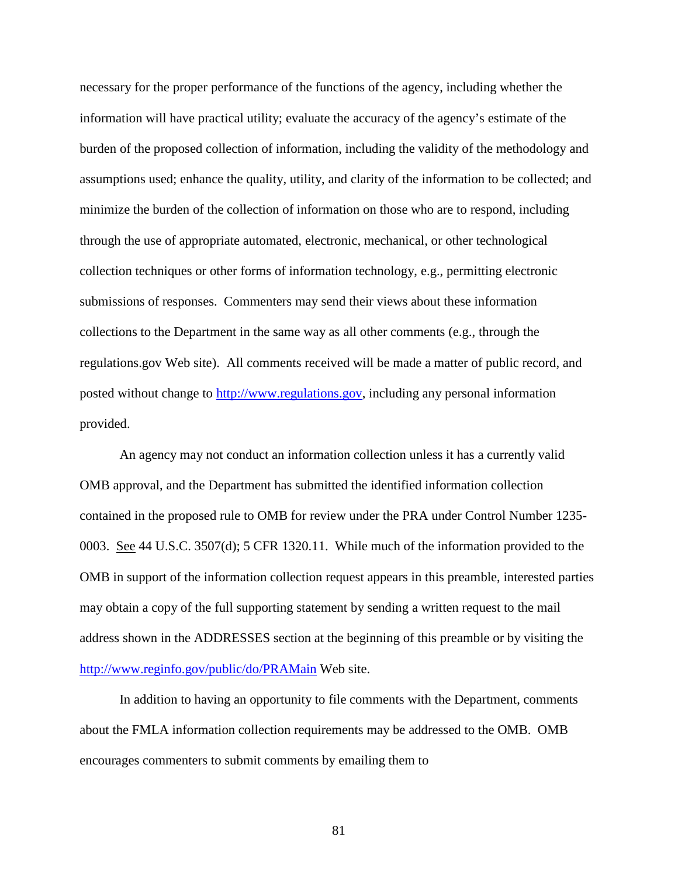necessary for the proper performance of the functions of the agency, including whether the information will have practical utility; evaluate the accuracy of the agency's estimate of the burden of the proposed collection of information, including the validity of the methodology and assumptions used; enhance the quality, utility, and clarity of the information to be collected; and minimize the burden of the collection of information on those who are to respond, including through the use of appropriate automated, electronic, mechanical, or other technological collection techniques or other forms of information technology, e.g., permitting electronic submissions of responses. Commenters may send their views about these information collections to the Department in the same way as all other comments (e.g., through the regulations.gov Web site). All comments received will be made a matter of public record, and posted without change to http://www.regulations.gov, including any personal information provided.

An agency may not conduct an information collection unless it has a currently valid OMB approval, and the Department has submitted the identified information collection contained in the proposed rule to OMB for review under the PRA under Control Number 1235-0003. See 44 U.S.C. 3507(d); 5 CFR 1320.11. While much of the information provided to the OMB in support of the information collection request appears in this preamble, interested parties may obtain a copy of the full supporting statement by sending a written request to the mail address shown in the ADDRESSES section at the beginning of this preamble or by visiting the http://www.reginfo.gov/public/do/PRAMain Web site.

In addition to having an opportunity to file comments with the Department, comments about the FMLA information collection requirements may be addressed to the OMB. OMB encourages commenters to submit comments by emailing them to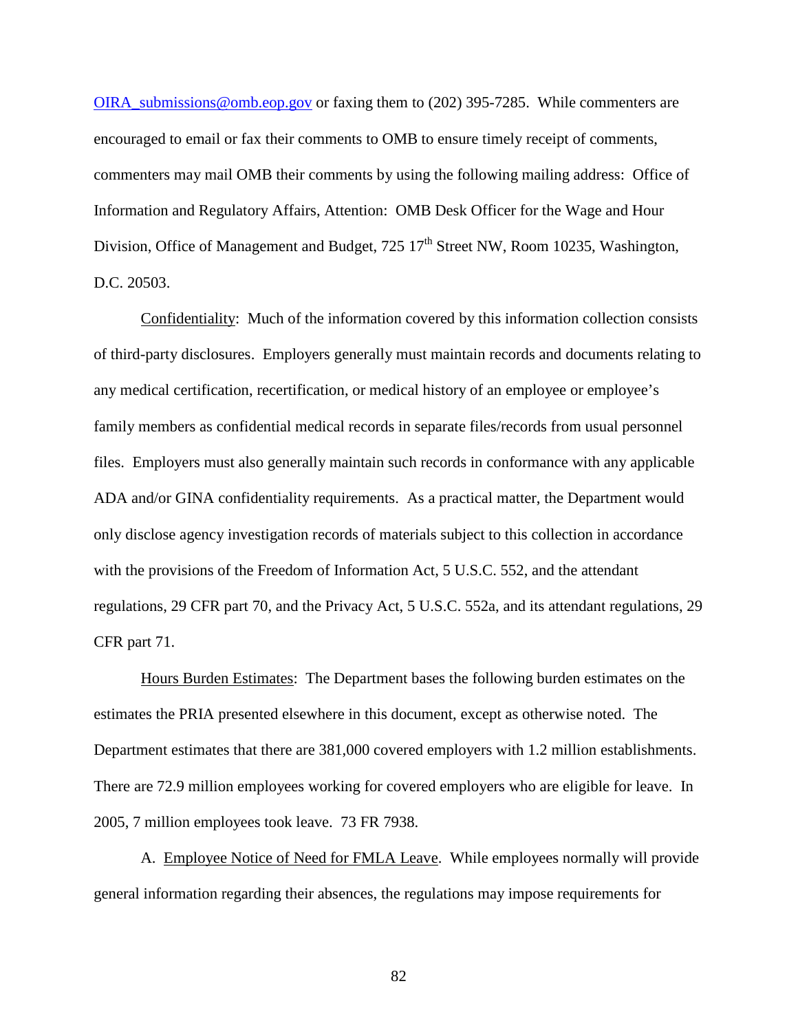OIRA_submissions@omb.eop.gov or faxing them to (202) 395-7285. While commenters are encouraged to email or fax their comments to OMB to ensure timely receipt of comments, commenters may mail OMB their comments by using the following mailing address: Office of Information and Regulatory Affairs, Attention: OMB Desk Officer for the Wage and Hour Division, Office of Management and Budget, 725 17th Street NW, Room 10235, Washington, D.C. 20503.

Confidentiality: Much of the information covered by this information collection consists of third-party disclosures. Employers generally must maintain records and documents relating to any medical certification, recertification, or medical history of an employee or employee's family members as confidential medical records in separate files/records from usual personnel files. Employers must also generally maintain such records in conformance with any applicable ADA and/or GINA confidentiality requirements. As a practical matter, the Department would only disclose agency investigation records of materials subject to this collection in accordance with the provisions of the Freedom of Information Act, 5 U.S.C. 552, and the attendant regulations, 29 CFR part 70, and the Privacy Act, 5 U.S.C. 552a, and its attendant regulations, 29 CFR part 71.

Hours Burden Estimates: The Department bases the following burden estimates on the estimates the PRIA presented elsewhere in this document, except as otherwise noted. The Department estimates that there are 381,000 covered employers with 1.2 million establishments. There are 72.9 million employees working for covered employers who are eligible for leave. In 2005, 7 million employees took leave. 73 FR 7938.

A. Employee Notice of Need for FMLA Leave. While employees normally will provide general information regarding their absences, the regulations may impose requirements for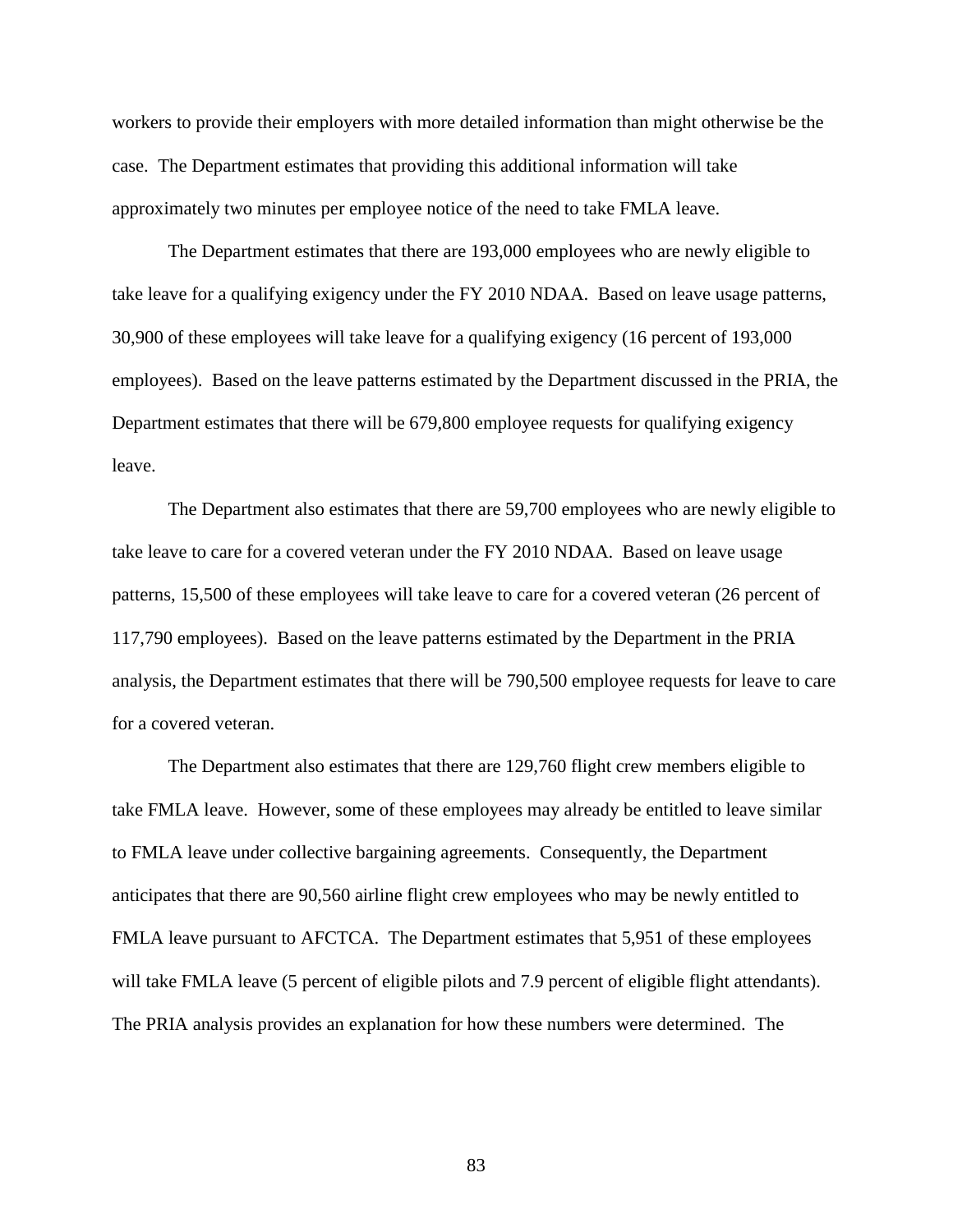workers to provide their employers with more detailed information than might otherwise be the case. The Department estimates that providing this additional information will take approximately two minutes per employee notice of the need to take FMLA leave.

The Department estimates that there are 193,000 employees who are newly eligible to take leave for a qualifying exigency under the FY 2010 NDAA. Based on leave usage patterns, 30,900 of these employees will take leave for a qualifying exigency (16 percent of 193,000 employees). Based on the leave patterns estimated by the Department discussed in the PRIA, the Department estimates that there will be 679,800 employee requests for qualifying exigency leave.

The Department also estimates that there are 59,700 employees who are newly eligible to take leave to care for a covered veteran under the FY 2010 NDAA. Based on leave usage patterns, 15,500 of these employees will take leave to care for a covered veteran (26 percent of 117,790 employees). Based on the leave patterns estimated by the Department in the PRIA analysis, the Department estimates that there will be 790,500 employee requests for leave to care for a covered veteran.

The Department also estimates that there are 129,760 flight crew members eligible to take FMLA leave. However, some of these employees may already be entitled to leave similar to FMLA leave under collective bargaining agreements. Consequently, the Department anticipates that there are 90,560 airline flight crew employees who may be newly entitled to FMLA leave pursuant to AFCTCA. The Department estimates that 5,951 of these employees will take FMLA leave (5 percent of eligible pilots and 7.9 percent of eligible flight attendants). The PRIA analysis provides an explanation for how these numbers were determined. The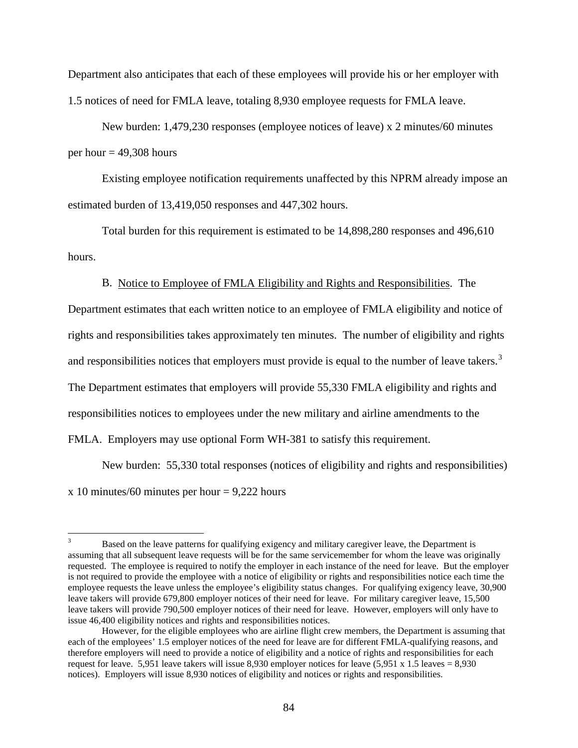Department also anticipates that each of these employees will provide his or her employer with 1.5 notices of need for FMLA leave, totaling 8,930 employee requests for FMLA leave.

New burden: 1,479,230 responses (employee notices of leave) x 2 minutes/60 minutes per hour = 49,308 hours

Existing employee notification requirements unaffected by this NPRM already impose an estimated burden of 13,419,050 responses and 447,302 hours.

Total burden for this requirement is estimated to be 14,898,280 responses and 496,610 hours.

B. Notice to Employee of FMLA Eligibility and Rights and Responsibilities. The Department estimates that each written notice to an employee of FMLA eligibility and notice of rights and responsibilities takes approximately ten minutes. The number of eligibility and rights and responsibilities notices that employers must provide is equal to the number of leave takers.[3] The Department estimates that employers will provide 55,330 FMLA eligibility and rights and responsibilities notices to employees under the new military and airline amendments to the FMLA. Employers may use optional Form WH-381 to satisfy this requirement.

New burden: 55,330 total responses (notices of eligibility and rights and responsibilities) x 10 minutes/60 minutes per hour = 9,222 hours

---

[3] Based on the leave patterns for qualifying exigency and military caregiver leave, the Department is assuming that all subsequent leave requests will be for the same servicemember for whom the leave was originally requested. The employee is required to notify the employer in each instance of the need for leave. But the employer is not required to provide the employee with a notice of eligibility or rights and responsibilities notice each time the employee requests the leave unless the employee's eligibility status changes. For qualifying exigency leave, 30,900 leave takers will provide 679,800 employer notices of their need for leave. For military caregiver leave, 15,500 leave takers will provide 790,500 employer notices of their need for leave. However, employers will only have to issue 46,400 eligibility notices and rights and responsibilities notices.

However, for the eligible employees who are airline flight crew members, the Department is assuming that each of the employees' 1.5 employer notices of the need for leave are for different FMLA-qualifying reasons, and therefore employers will need to provide a notice of eligibility and a notice of rights and responsibilities for each request for leave. 5,951 leave takers will issue 8,930 employer notices for leave (5,951 x 1.5 leaves = 8,930 notices). Employers will issue 8,930 notices of eligibility and notices or rights and responsibilities.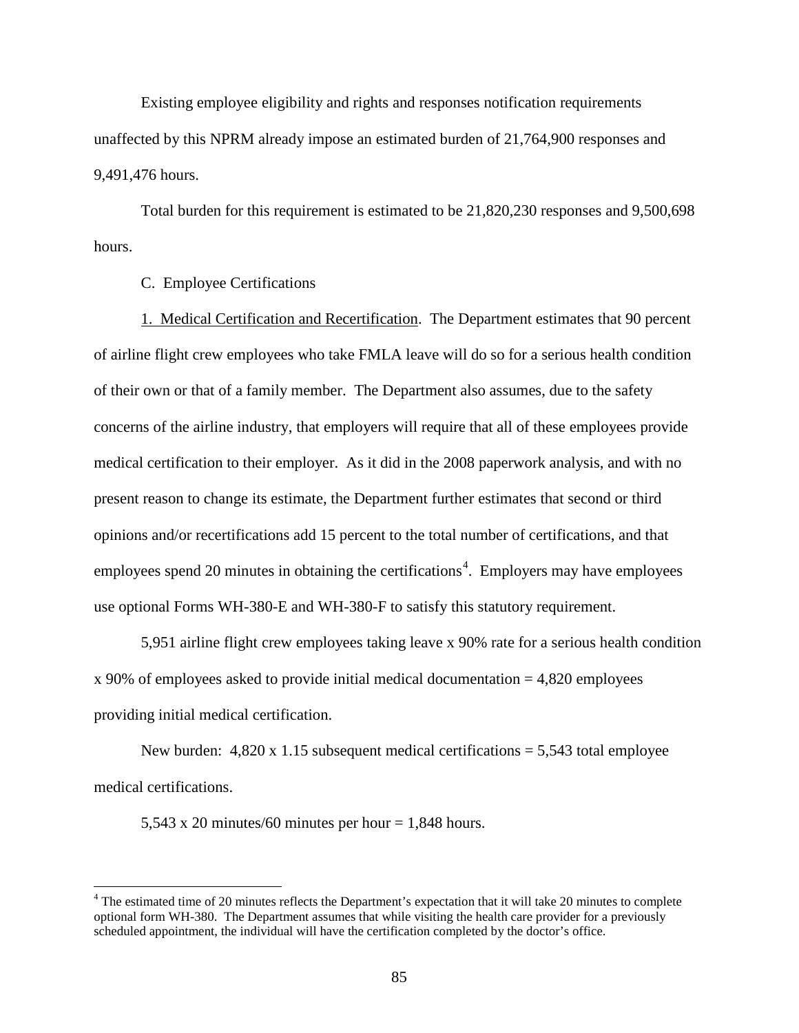Existing employee eligibility and rights and responses notification requirements unaffected by this NPRM already impose an estimated burden of 21,764,900 responses and 9,491,476 hours.

Total burden for this requirement is estimated to be 21,820,230 responses and 9,500,698 hours.

C. Employee Certifications

1. Medical Certification and Recertification. The Department estimates that 90 percent of airline flight crew employees who take FMLA leave will do so for a serious health condition of their own or that of a family member. The Department also assumes, due to the safety concerns of the airline industry, that employers will require that all of these employees provide medical certification to their employer. As it did in the 2008 paperwork analysis, and with no present reason to change its estimate, the Department further estimates that second or third opinions and/or recertifications add 15 percent to the total number of certifications, and that employees spend 20 minutes in obtaining the certifications[4]. Employers may have employees use optional Forms WH-380-E and WH-380-F to satisfy this statutory requirement.

5,951 airline flight crew employees taking leave x 90% rate for a serious health condition x 90% of employees asked to provide initial medical documentation = 4,820 employees providing initial medical certification.

New burden: 4,820 x 1.15 subsequent medical certifications = 5,543 total employee medical certifications.

5,543 x 20 minutes/60 minutes per hour = 1,848 hours.

[4] The estimated time of 20 minutes reflects the Department's expectation that it will take 20 minutes to complete optional form WH-380. The Department assumes that while visiting the health care provider for a previously scheduled appointment, the individual will have the certification completed by the doctor's office.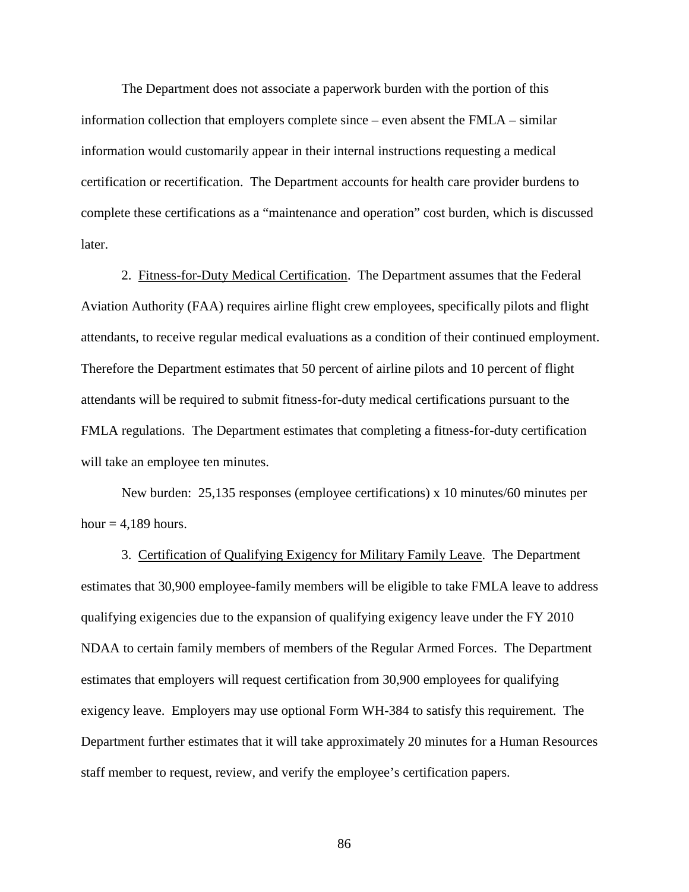The Department does not associate a paperwork burden with the portion of this information collection that employers complete since – even absent the FMLA – similar information would customarily appear in their internal instructions requesting a medical certification or recertification. The Department accounts for health care provider burdens to complete these certifications as a "maintenance and operation" cost burden, which is discussed later.

2. Fitness-for-Duty Medical Certification. The Department assumes that the Federal Aviation Authority (FAA) requires airline flight crew employees, specifically pilots and flight attendants, to receive regular medical evaluations as a condition of their continued employment. Therefore the Department estimates that 50 percent of airline pilots and 10 percent of flight attendants will be required to submit fitness-for-duty medical certifications pursuant to the FMLA regulations. The Department estimates that completing a fitness-for-duty certification will take an employee ten minutes.

New burden: 25,135 responses (employee certifications) x 10 minutes/60 minutes per hour = 4,189 hours.

3. Certification of Qualifying Exigency for Military Family Leave. The Department estimates that 30,900 employee-family members will be eligible to take FMLA leave to address qualifying exigencies due to the expansion of qualifying exigency leave under the FY 2010 NDAA to certain family members of members of the Regular Armed Forces. The Department estimates that employers will request certification from 30,900 employees for qualifying exigency leave. Employers may use optional Form WH-384 to satisfy this requirement. The Department further estimates that it will take approximately 20 minutes for a Human Resources staff member to request, review, and verify the employee's certification papers.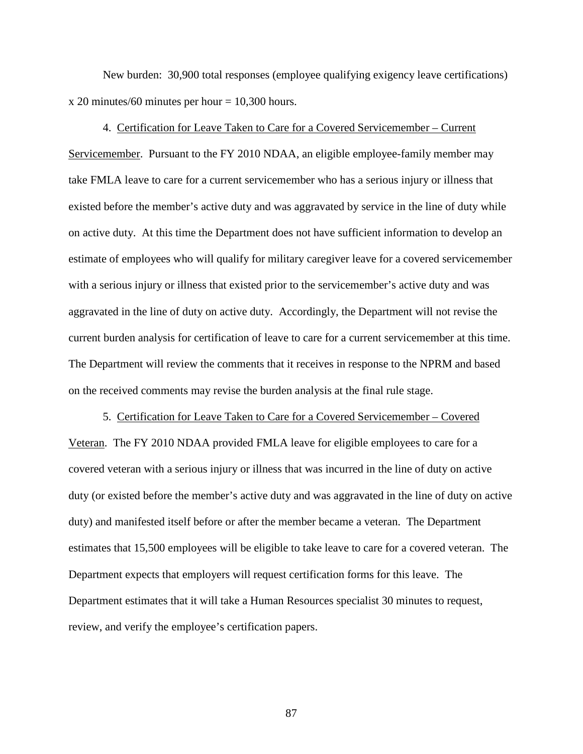New burden: 30,900 total responses (employee qualifying exigency leave certifications) x 20 minutes/60 minutes per hour = 10,300 hours.

4. Certification for Leave Taken to Care for a Covered Servicemember – Current Servicemember. Pursuant to the FY 2010 NDAA, an eligible employee-family member may take FMLA leave to care for a current servicemember who has a serious injury or illness that existed before the member's active duty and was aggravated by service in the line of duty while on active duty. At this time the Department does not have sufficient information to develop an estimate of employees who will qualify for military caregiver leave for a covered servicemember with a serious injury or illness that existed prior to the servicemember's active duty and was aggravated in the line of duty on active duty. Accordingly, the Department will not revise the current burden analysis for certification of leave to care for a current servicemember at this time. The Department will review the comments that it receives in response to the NPRM and based on the received comments may revise the burden analysis at the final rule stage.

5. Certification for Leave Taken to Care for a Covered Servicemember – Covered Veteran. The FY 2010 NDAA provided FMLA leave for eligible employees to care for a covered veteran with a serious injury or illness that was incurred in the line of duty on active duty (or existed before the member's active duty and was aggravated in the line of duty on active duty) and manifested itself before or after the member became a veteran. The Department estimates that 15,500 employees will be eligible to take leave to care for a covered veteran. The Department expects that employers will request certification forms for this leave. The Department estimates that it will take a Human Resources specialist 30 minutes to request, review, and verify the employee's certification papers.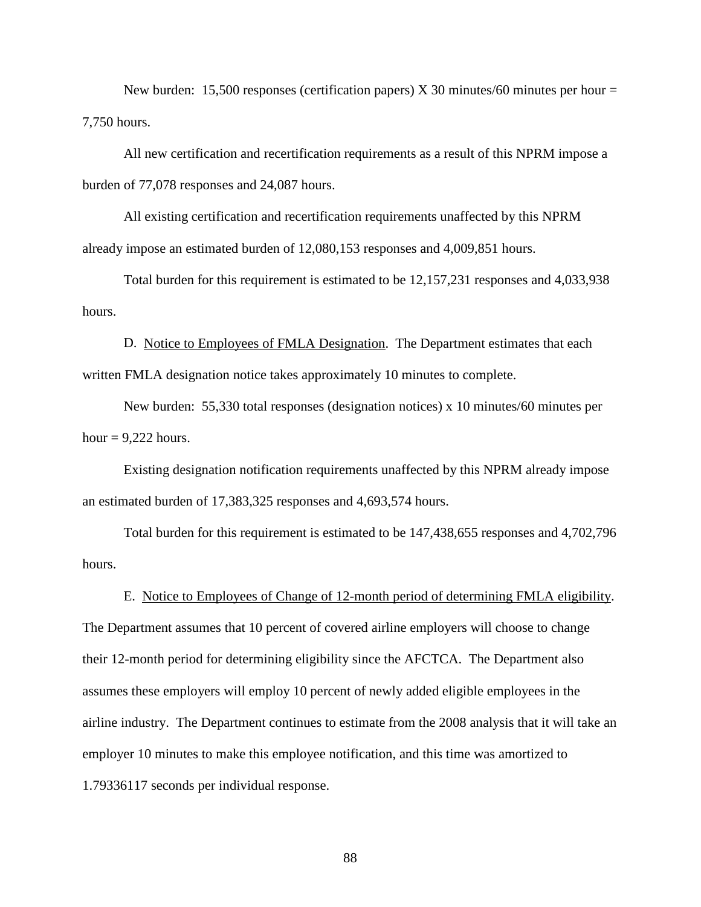New burden: 15,500 responses (certification papers) X 30 minutes/60 minutes per hour = 7,750 hours.

All new certification and recertification requirements as a result of this NPRM impose a burden of 77,078 responses and 24,087 hours.

All existing certification and recertification requirements unaffected by this NPRM already impose an estimated burden of 12,080,153 responses and 4,009,851 hours.

Total burden for this requirement is estimated to be 12,157,231 responses and 4,033,938 hours.

D. <u>Notice to Employees of FMLA Designation</u>. The Department estimates that each written FMLA designation notice takes approximately 10 minutes to complete.

New burden: 55,330 total responses (designation notices) x 10 minutes/60 minutes per hour = 9,222 hours.

Existing designation notification requirements unaffected by this NPRM already impose an estimated burden of 17,383,325 responses and 4,693,574 hours.

Total burden for this requirement is estimated to be 147,438,655 responses and 4,702,796 hours.

E. <u>Notice to Employees of Change of 12-month period of determining FMLA eligibility</u>. The Department assumes that 10 percent of covered airline employers will choose to change their 12-month period for determining eligibility since the AFCTCA. The Department also assumes these employers will employ 10 percent of newly added eligible employees in the airline industry. The Department continues to estimate from the 2008 analysis that it will take an employer 10 minutes to make this employee notification, and this time was amortized to 1.79336117 seconds per individual response.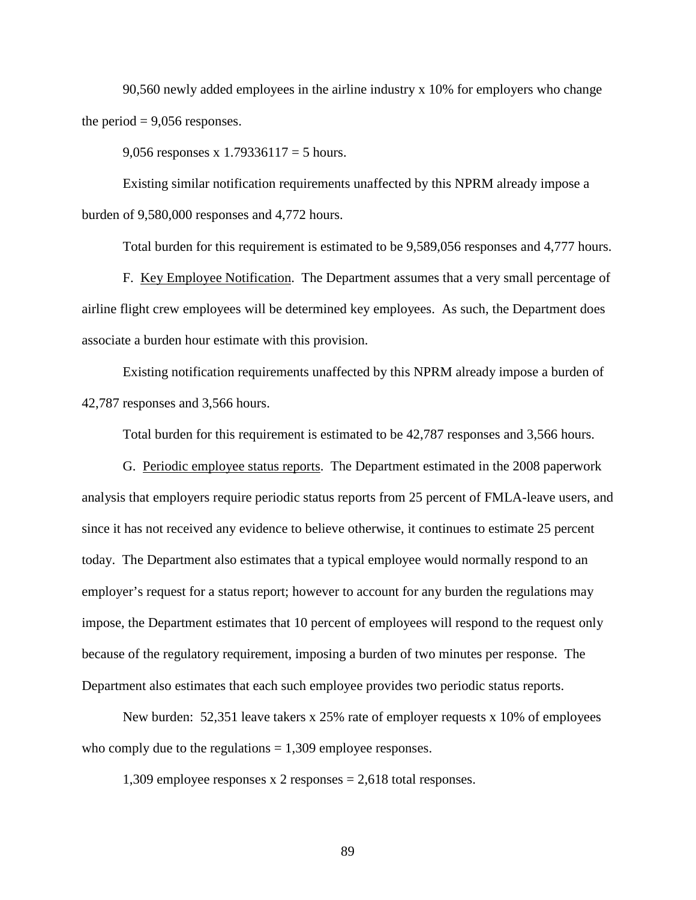90,560 newly added employees in the airline industry x 10% for employers who change the period = 9,056 responses.

9,056 responses x 1.79336117 = 5 hours.

Existing similar notification requirements unaffected by this NPRM already impose a burden of 9,580,000 responses and 4,772 hours.

Total burden for this requirement is estimated to be 9,589,056 responses and 4,777 hours.

F. <u>Key Employee Notification</u>. The Department assumes that a very small percentage of airline flight crew employees will be determined key employees. As such, the Department does associate a burden hour estimate with this provision.

Existing notification requirements unaffected by this NPRM already impose a burden of 42,787 responses and 3,566 hours.

Total burden for this requirement is estimated to be 42,787 responses and 3,566 hours.

G. <u>Periodic employee status reports</u>. The Department estimated in the 2008 paperwork analysis that employers require periodic status reports from 25 percent of FMLA-leave users, and since it has not received any evidence to believe otherwise, it continues to estimate 25 percent today. The Department also estimates that a typical employee would normally respond to an employer's request for a status report; however to account for any burden the regulations may impose, the Department estimates that 10 percent of employees will respond to the request only because of the regulatory requirement, imposing a burden of two minutes per response. The Department also estimates that each such employee provides two periodic status reports.

New burden: 52,351 leave takers x 25% rate of employer requests x 10% of employees who comply due to the regulations = 1,309 employee responses.

1,309 employee responses x 2 responses = 2,618 total responses.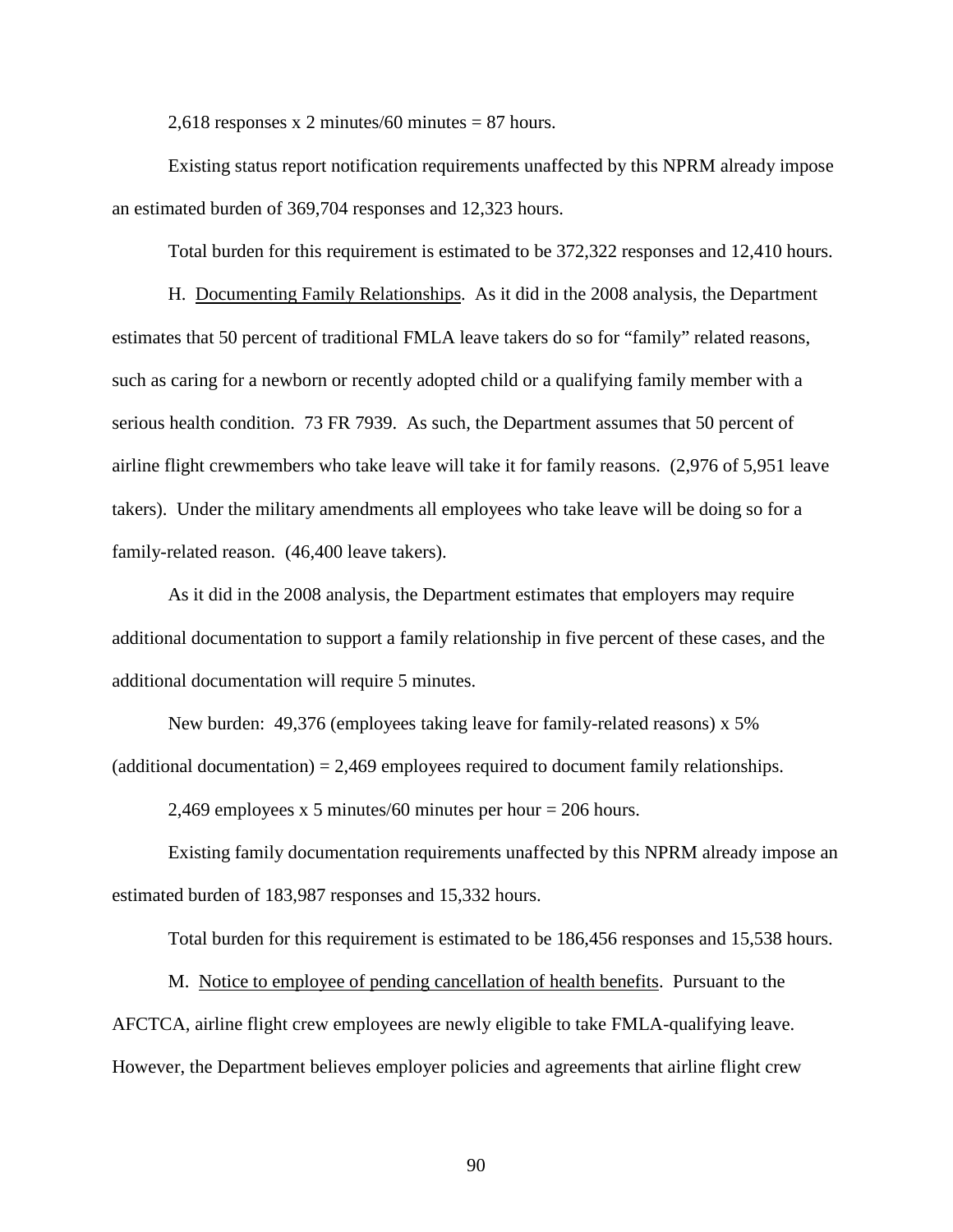2,618 responses x 2 minutes/60 minutes = 87 hours.

Existing status report notification requirements unaffected by this NPRM already impose an estimated burden of 369,704 responses and 12,323 hours.

Total burden for this requirement is estimated to be 372,322 responses and 12,410 hours.

H. Documenting Family Relationships. As it did in the 2008 analysis, the Department estimates that 50 percent of traditional FMLA leave takers do so for "family" related reasons, such as caring for a newborn or recently adopted child or a qualifying family member with a serious health condition. 73 FR 7939. As such, the Department assumes that 50 percent of airline flight crewmembers who take leave will take it for family reasons. (2,976 of 5,951 leave takers). Under the military amendments all employees who take leave will be doing so for a family-related reason. (46,400 leave takers).

As it did in the 2008 analysis, the Department estimates that employers may require additional documentation to support a family relationship in five percent of these cases, and the additional documentation will require 5 minutes.

New burden: 49,376 (employees taking leave for family-related reasons) x 5% (additional documentation) = 2,469 employees required to document family relationships.

2,469 employees x 5 minutes/60 minutes per hour = 206 hours.

Existing family documentation requirements unaffected by this NPRM already impose an estimated burden of 183,987 responses and 15,332 hours.

Total burden for this requirement is estimated to be 186,456 responses and 15,538 hours.

M. Notice to employee of pending cancellation of health benefits. Pursuant to the AFCTCA, airline flight crew employees are newly eligible to take FMLA-qualifying leave. However, the Department believes employer policies and agreements that airline flight crew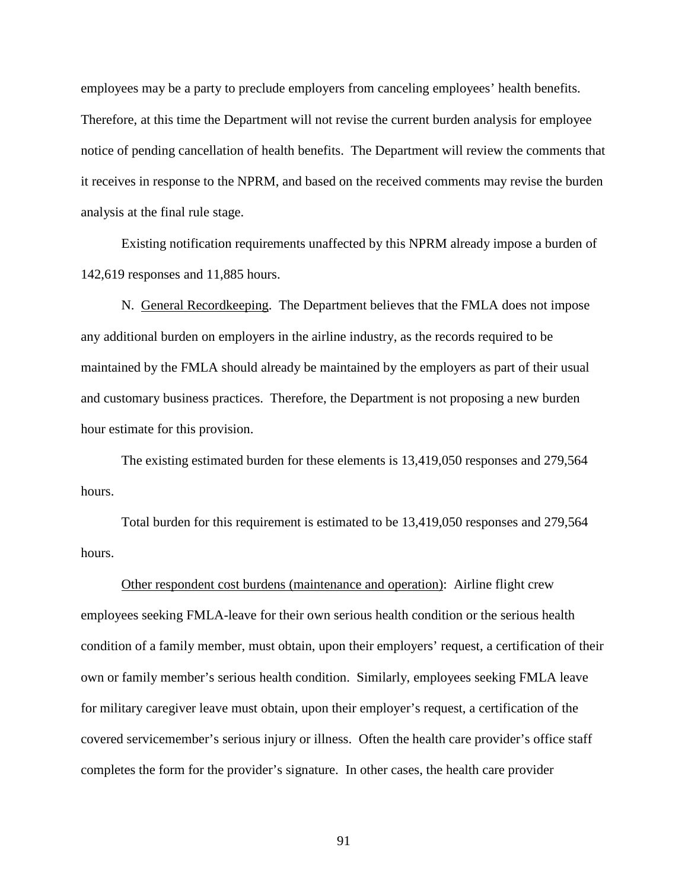employees may be a party to preclude employers from canceling employees' health benefits. Therefore, at this time the Department will not revise the current burden analysis for employee notice of pending cancellation of health benefits. The Department will review the comments that it receives in response to the NPRM, and based on the received comments may revise the burden analysis at the final rule stage.

Existing notification requirements unaffected by this NPRM already impose a burden of 142,619 responses and 11,885 hours.

N. General Recordkeeping. The Department believes that the FMLA does not impose any additional burden on employers in the airline industry, as the records required to be maintained by the FMLA should already be maintained by the employers as part of their usual and customary business practices. Therefore, the Department is not proposing a new burden hour estimate for this provision.

The existing estimated burden for these elements is 13,419,050 responses and 279,564 hours.

Total burden for this requirement is estimated to be 13,419,050 responses and 279,564 hours.

Other respondent cost burdens (maintenance and operation): Airline flight crew employees seeking FMLA-leave for their own serious health condition or the serious health condition of a family member, must obtain, upon their employers' request, a certification of their own or family member's serious health condition. Similarly, employees seeking FMLA leave for military caregiver leave must obtain, upon their employer's request, a certification of the covered servicemember's serious injury or illness. Often the health care provider's office staff completes the form for the provider's signature. In other cases, the health care provider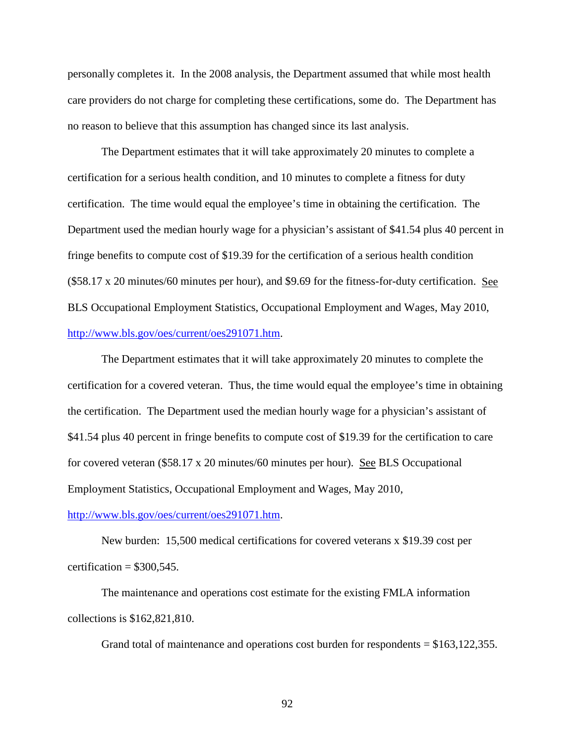personally completes it. In the 2008 analysis, the Department assumed that while most health care providers do not charge for completing these certifications, some do. The Department has no reason to believe that this assumption has changed since its last analysis.

The Department estimates that it will take approximately 20 minutes to complete a certification for a serious health condition, and 10 minutes to complete a fitness for duty certification. The time would equal the employee's time in obtaining the certification. The Department used the median hourly wage for a physician's assistant of $41.54 plus 40 percent in fringe benefits to compute cost of $19.39 for the certification of a serious health condition ($58.17 x 20 minutes/60 minutes per hour), and $9.69 for the fitness-for-duty certification. See BLS Occupational Employment Statistics, Occupational Employment and Wages, May 2010, http://www.bls.gov/oes/current/oes291071.htm.

The Department estimates that it will take approximately 20 minutes to complete the certification for a covered veteran. Thus, the time would equal the employee's time in obtaining the certification. The Department used the median hourly wage for a physician's assistant of $41.54 plus 40 percent in fringe benefits to compute cost of $19.39 for the certification to care for covered veteran ($58.17 x 20 minutes/60 minutes per hour). See BLS Occupational Employment Statistics, Occupational Employment and Wages, May 2010, http://www.bls.gov/oes/current/oes291071.htm.

New burden: 15,500 medical certifications for covered veterans x $19.39 cost per certification = $300,545.

The maintenance and operations cost estimate for the existing FMLA information collections is $162,821,810.

Grand total of maintenance and operations cost burden for respondents = $163,122,355.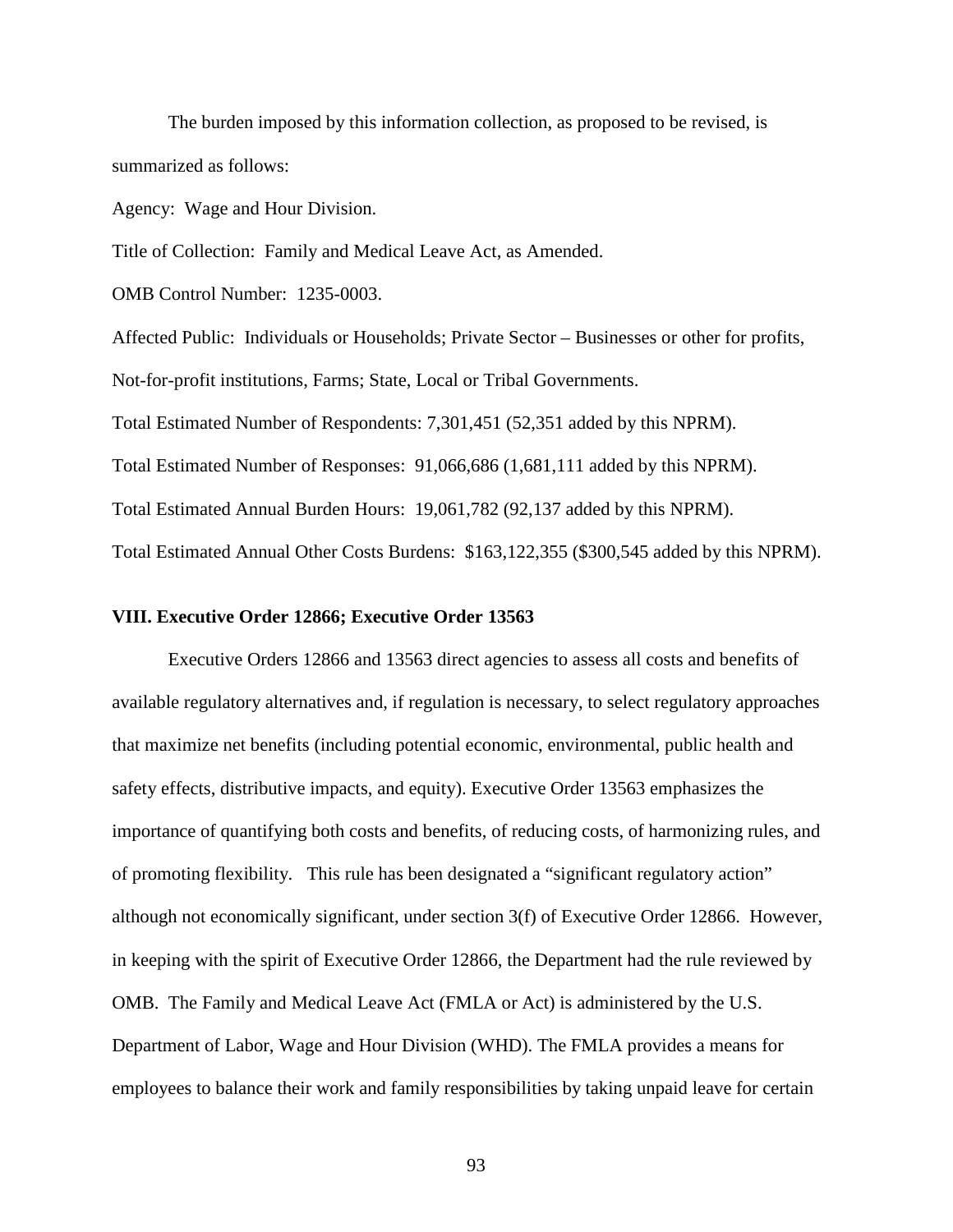The burden imposed by this information collection, as proposed to be revised, is summarized as follows:

Agency: Wage and Hour Division.

Title of Collection: Family and Medical Leave Act, as Amended.

OMB Control Number: 1235-0003.

Affected Public: Individuals or Households; Private Sector – Businesses or other for profits, Not-for-profit institutions, Farms; State, Local or Tribal Governments.

Total Estimated Number of Respondents: 7,301,451 (52,351 added by this NPRM).

Total Estimated Number of Responses: 91,066,686 (1,681,111 added by this NPRM).

Total Estimated Annual Burden Hours: 19,061,782 (92,137 added by this NPRM).

Total Estimated Annual Other Costs Burdens: $163,122,355 ($300,545 added by this NPRM).

## VIII. Executive Order 12866; Executive Order 13563

Executive Orders 12866 and 13563 direct agencies to assess all costs and benefits of available regulatory alternatives and, if regulation is necessary, to select regulatory approaches that maximize net benefits (including potential economic, environmental, public health and safety effects, distributive impacts, and equity). Executive Order 13563 emphasizes the importance of quantifying both costs and benefits, of reducing costs, of harmonizing rules, and of promoting flexibility. This rule has been designated a "significant regulatory action" although not economically significant, under section 3(f) of Executive Order 12866. However, in keeping with the spirit of Executive Order 12866, the Department had the rule reviewed by OMB. The Family and Medical Leave Act (FMLA or Act) is administered by the U.S. Department of Labor, Wage and Hour Division (WHD). The FMLA provides a means for employees to balance their work and family responsibilities by taking unpaid leave for certain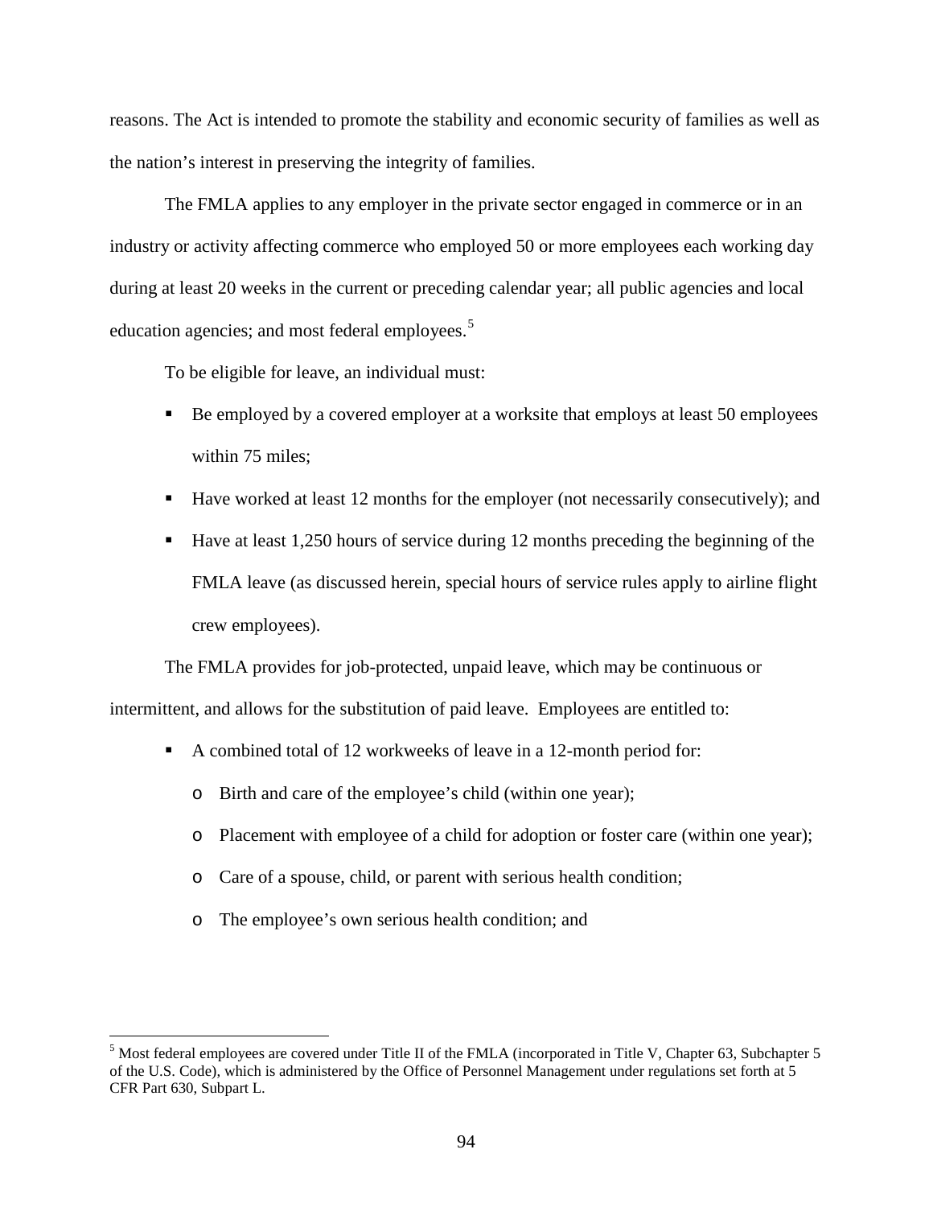reasons. The Act is intended to promote the stability and economic security of families as well as the nation's interest in preserving the integrity of families.

The FMLA applies to any employer in the private sector engaged in commerce or in an industry or activity affecting commerce who employed 50 or more employees each working day during at least 20 weeks in the current or preceding calendar year; all public agencies and local education agencies; and most federal employees.[5]

To be eligible for leave, an individual must:

- Be employed by a covered employer at a worksite that employs at least 50 employees within 75 miles;
- Have worked at least 12 months for the employer (not necessarily consecutively); and
- Have at least 1,250 hours of service during 12 months preceding the beginning of the FMLA leave (as discussed herein, special hours of service rules apply to airline flight crew employees).

The FMLA provides for job-protected, unpaid leave, which may be continuous or intermittent, and allows for the substitution of paid leave. Employees are entitled to:

- A combined total of 12 workweeks of leave in a 12-month period for:
  - Birth and care of the employee's child (within one year);
  - Placement with employee of a child for adoption or foster care (within one year);
  - Care of a spouse, child, or parent with serious health condition;
  - The employee's own serious health condition; and

[5] Most federal employees are covered under Title II of the FMLA (incorporated in Title V, Chapter 63, Subchapter 5 of the U.S. Code), which is administered by the Office of Personnel Management under regulations set forth at 5 CFR Part 630, Subpart L.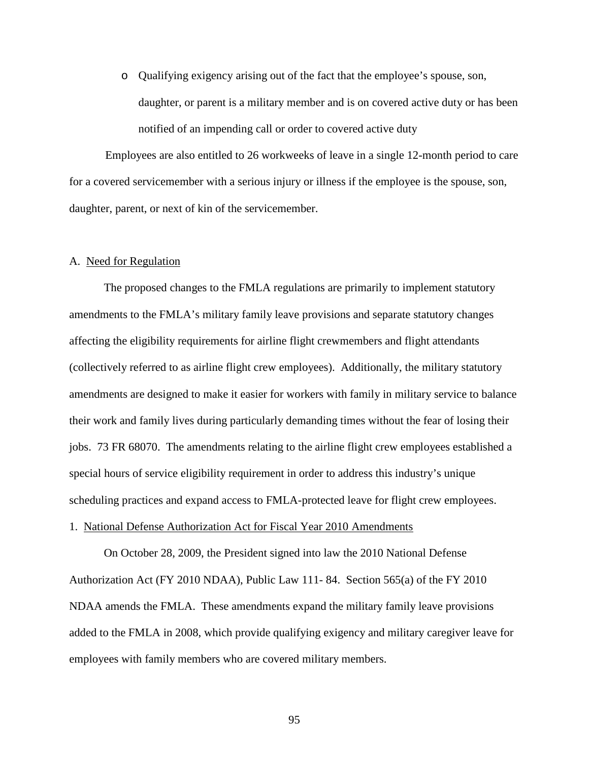- Qualifying exigency arising out of the fact that the employee's spouse, son, daughter, or parent is a military member and is on covered active duty or has been notified of an impending call or order to covered active duty

Employees are also entitled to 26 workweeks of leave in a single 12-month period to care for a covered servicemember with a serious injury or illness if the employee is the spouse, son, daughter, parent, or next of kin of the servicemember.

A. Need for Regulation

The proposed changes to the FMLA regulations are primarily to implement statutory amendments to the FMLA's military family leave provisions and separate statutory changes affecting the eligibility requirements for airline flight crewmembers and flight attendants (collectively referred to as airline flight crew employees). Additionally, the military statutory amendments are designed to make it easier for workers with family in military service to balance their work and family lives during particularly demanding times without the fear of losing their jobs. 73 FR 68070. The amendments relating to the airline flight crew employees established a special hours of service eligibility requirement in order to address this industry's unique scheduling practices and expand access to FMLA-protected leave for flight crew employees.

1. National Defense Authorization Act for Fiscal Year 2010 Amendments

On October 28, 2009, the President signed into law the 2010 National Defense Authorization Act (FY 2010 NDAA), Public Law 111- 84. Section 565(a) of the FY 2010 NDAA amends the FMLA. These amendments expand the military family leave provisions added to the FMLA in 2008, which provide qualifying exigency and military caregiver leave for employees with family members who are covered military members.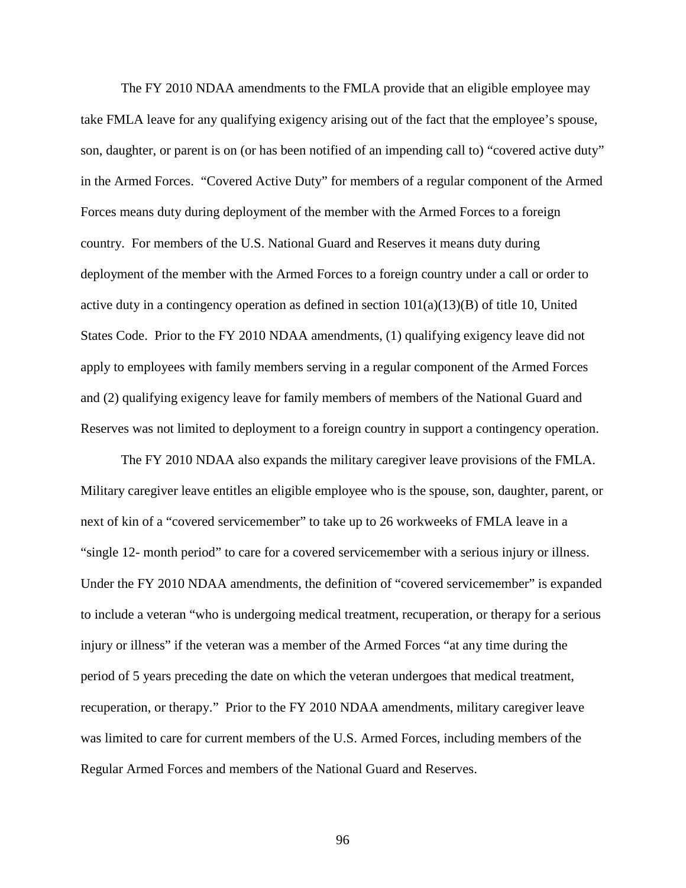The FY 2010 NDAA amendments to the FMLA provide that an eligible employee may take FMLA leave for any qualifying exigency arising out of the fact that the employee's spouse, son, daughter, or parent is on (or has been notified of an impending call to) "covered active duty" in the Armed Forces. "Covered Active Duty" for members of a regular component of the Armed Forces means duty during deployment of the member with the Armed Forces to a foreign country. For members of the U.S. National Guard and Reserves it means duty during deployment of the member with the Armed Forces to a foreign country under a call or order to active duty in a contingency operation as defined in section 101(a)(13)(B) of title 10, United States Code. Prior to the FY 2010 NDAA amendments, (1) qualifying exigency leave did not apply to employees with family members serving in a regular component of the Armed Forces and (2) qualifying exigency leave for family members of members of the National Guard and Reserves was not limited to deployment to a foreign country in support a contingency operation.

The FY 2010 NDAA also expands the military caregiver leave provisions of the FMLA. Military caregiver leave entitles an eligible employee who is the spouse, son, daughter, parent, or next of kin of a "covered servicemember" to take up to 26 workweeks of FMLA leave in a "single 12- month period" to care for a covered servicemember with a serious injury or illness. Under the FY 2010 NDAA amendments, the definition of "covered servicemember" is expanded to include a veteran "who is undergoing medical treatment, recuperation, or therapy for a serious injury or illness" if the veteran was a member of the Armed Forces "at any time during the period of 5 years preceding the date on which the veteran undergoes that medical treatment, recuperation, or therapy." Prior to the FY 2010 NDAA amendments, military caregiver leave was limited to care for current members of the U.S. Armed Forces, including members of the Regular Armed Forces and members of the National Guard and Reserves.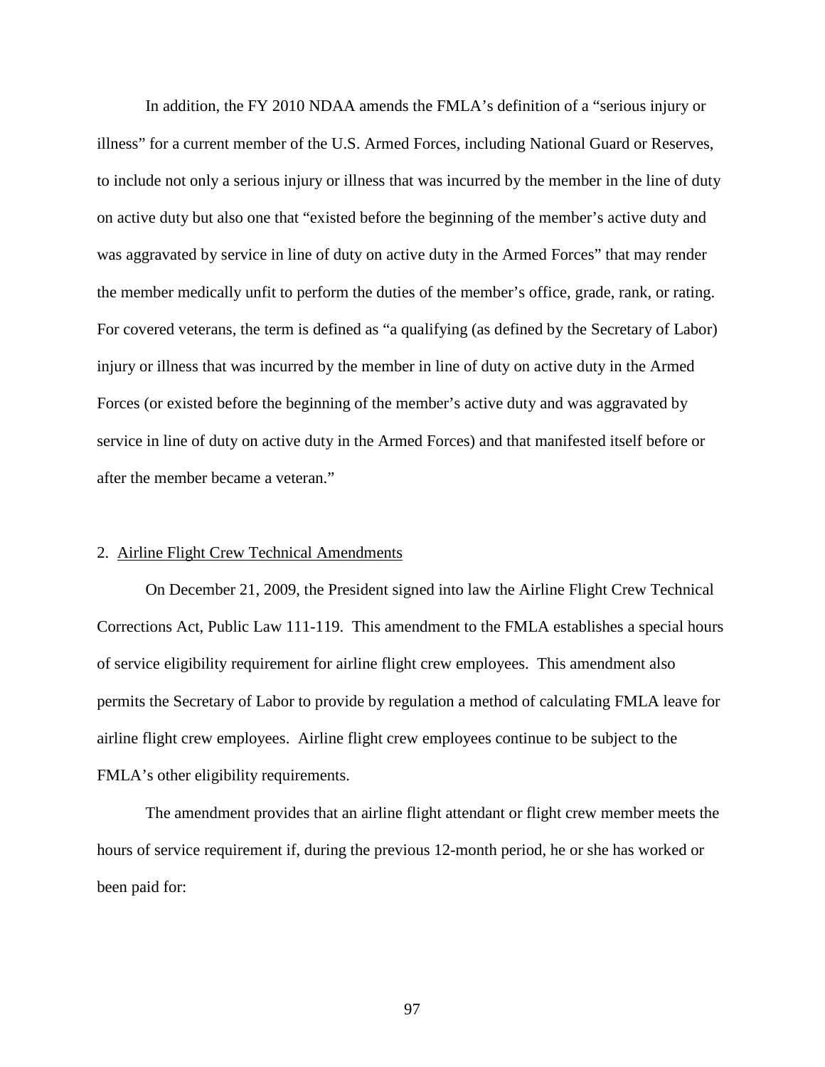In addition, the FY 2010 NDAA amends the FMLA's definition of a "serious injury or illness" for a current member of the U.S. Armed Forces, including National Guard or Reserves, to include not only a serious injury or illness that was incurred by the member in the line of duty on active duty but also one that "existed before the beginning of the member's active duty and was aggravated by service in line of duty on active duty in the Armed Forces" that may render the member medically unfit to perform the duties of the member's office, grade, rank, or rating. For covered veterans, the term is defined as "a qualifying (as defined by the Secretary of Labor) injury or illness that was incurred by the member in line of duty on active duty in the Armed Forces (or existed before the beginning of the member's active duty and was aggravated by service in line of duty on active duty in the Armed Forces) and that manifested itself before or after the member became a veteran."

2. Airline Flight Crew Technical Amendments

On December 21, 2009, the President signed into law the Airline Flight Crew Technical Corrections Act, Public Law 111-119. This amendment to the FMLA establishes a special hours of service eligibility requirement for airline flight crew employees. This amendment also permits the Secretary of Labor to provide by regulation a method of calculating FMLA leave for airline flight crew employees. Airline flight crew employees continue to be subject to the FMLA's other eligibility requirements.

The amendment provides that an airline flight attendant or flight crew member meets the hours of service requirement if, during the previous 12-month period, he or she has worked or been paid for: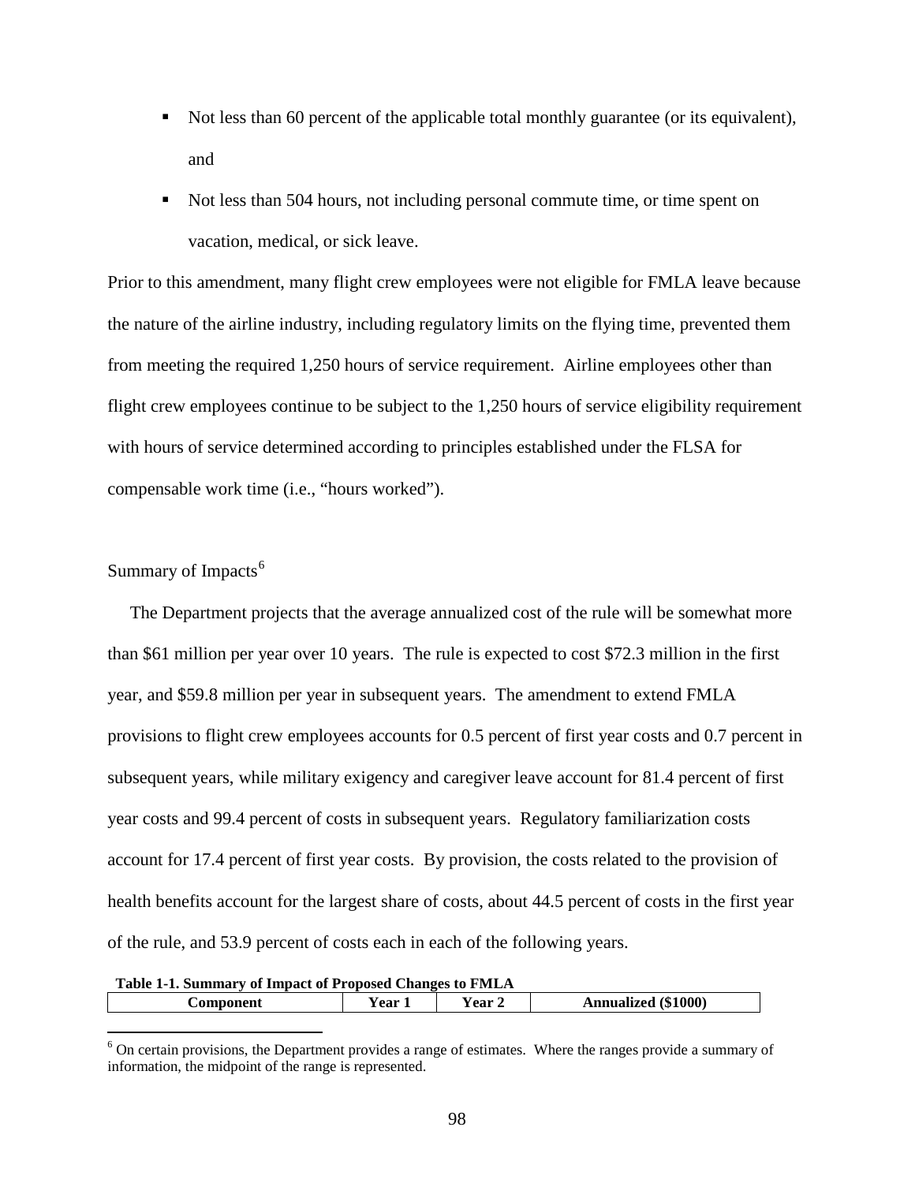- Not less than 60 percent of the applicable total monthly guarantee (or its equivalent), and
- Not less than 504 hours, not including personal commute time, or time spent on vacation, medical, or sick leave.

Prior to this amendment, many flight crew employees were not eligible for FMLA leave because the nature of the airline industry, including regulatory limits on the flying time, prevented them from meeting the required 1,250 hours of service requirement. Airline employees other than flight crew employees continue to be subject to the 1,250 hours of service eligibility requirement with hours of service determined according to principles established under the FLSA for compensable work time (i.e., "hours worked").

Summary of Impacts[6]

The Department projects that the average annualized cost of the rule will be somewhat more than $61 million per year over 10 years. The rule is expected to cost $72.3 million in the first year, and $59.8 million per year in subsequent years. The amendment to extend FMLA provisions to flight crew employees accounts for 0.5 percent of first year costs and 0.7 percent in subsequent years, while military exigency and caregiver leave account for 81.4 percent of first year costs and 99.4 percent of costs in subsequent years. Regulatory familiarization costs account for 17.4 percent of first year costs. By provision, the costs related to the provision of health benefits account for the largest share of costs, about 44.5 percent of costs in the first year of the rule, and 53.9 percent of costs each in each of the following years.

**Table 1-1. Summary of Impact of Proposed Changes to FMLA**

| Component | Year 1 | Year 2 | Annualized ($1000) |
|---|---|---|---|

[6] On certain provisions, the Department provides a range of estimates. Where the ranges provide a summary of information, the midpoint of the range is represented.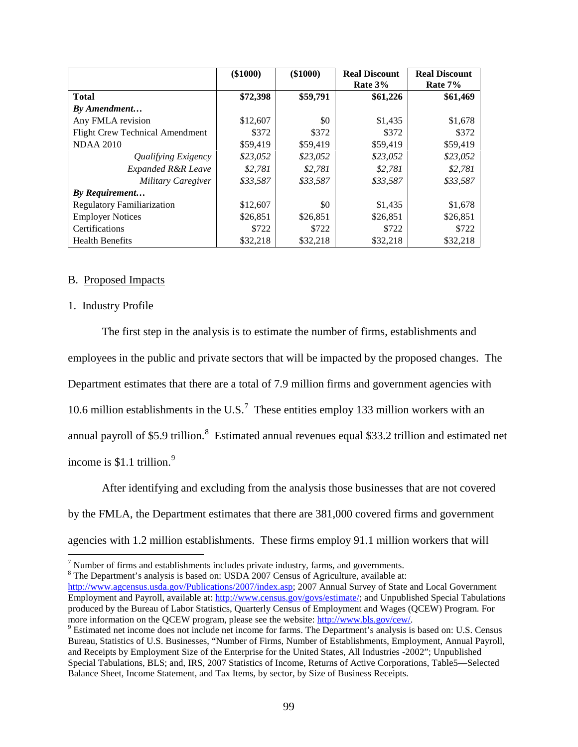| | ($1000) | ($1000) | Real Discount Rate 3% | Real Discount Rate 7% |
|---|---|---|---|---|
| **Total** | **$72,398** | **$59,791** | **$61,226** | **$61,469** |
| ***By Amendment…*** | | | | |
| Any FMLA revision | $12,607 | $0 | $1,435 | $1,678 |
| Flight Crew Technical Amendment | $372 | $372 | $372 | $372 |
| NDAA 2010 | $59,419 | $59,419 | $59,419 | $59,419 |
| *Qualifying Exigency* | *$23,052* | *$23,052* | *$23,052* | *$23,052* |
| *Expanded R&R Leave* | *$2,781* | *$2,781* | *$2,781* | *$2,781* |
| *Military Caregiver* | *$33,587* | *$33,587* | *$33,587* | *$33,587* |
| ***By Requirement…*** | | | | |
| Regulatory Familiarization | $12,607 | $0 | $1,435 | $1,678 |
| Employer Notices | $26,851 | $26,851 | $26,851 | $26,851 |
| Certifications | $722 | $722 | $722 | $722 |
| Health Benefits | $32,218 | $32,218 | $32,218 | $32,218 |

B. Proposed Impacts

1. Industry Profile

The first step in the analysis is to estimate the number of firms, establishments and employees in the public and private sectors that will be impacted by the proposed changes. The Department estimates that there are a total of 7.9 million firms and government agencies with 10.6 million establishments in the U.S.[7] These entities employ 133 million workers with an annual payroll of $5.9 trillion.[8] Estimated annual revenues equal $33.2 trillion and estimated net income is $1.1 trillion.[9]

After identifying and excluding from the analysis those businesses that are not covered by the FMLA, the Department estimates that there are 381,000 covered firms and government agencies with 1.2 million establishments. These firms employ 91.1 million workers that will

[7] Number of firms and establishments includes private industry, farms, and governments.

[8] The Department's analysis is based on: USDA 2007 Census of Agriculture, available at: http://www.agcensus.usda.gov/Publications/2007/index.asp; 2007 Annual Survey of State and Local Government Employment and Payroll, available at: http://www.census.gov/govs/estimate/; and Unpublished Special Tabulations produced by the Bureau of Labor Statistics, Quarterly Census of Employment and Wages (QCEW) Program. For more information on the QCEW program, please see the website: http://www.bls.gov/cew/.

[9] Estimated net income does not include net income for farms. The Department's analysis is based on: U.S. Census Bureau, Statistics of U.S. Businesses, "Number of Firms, Number of Establishments, Employment, Annual Payroll, and Receipts by Employment Size of the Enterprise for the United States, All Industries -2002"; Unpublished Special Tabulations, BLS; and, IRS, 2007 Statistics of Income, Returns of Active Corporations, Table5—Selected Balance Sheet, Income Statement, and Tax Items, by sector, by Size of Business Receipts.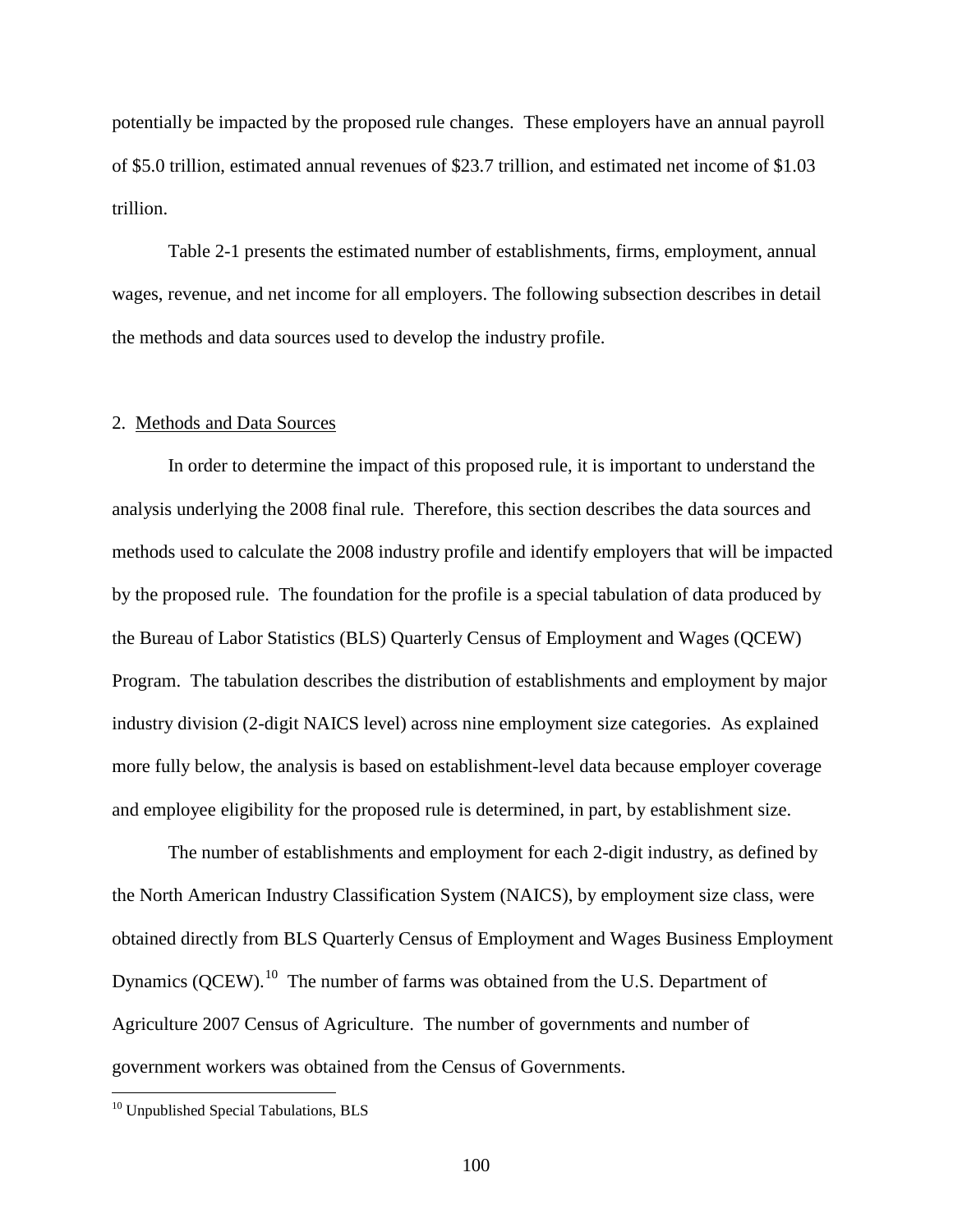potentially be impacted by the proposed rule changes. These employers have an annual payroll of $5.0 trillion, estimated annual revenues of $23.7 trillion, and estimated net income of $1.03 trillion.

Table 2-1 presents the estimated number of establishments, firms, employment, annual wages, revenue, and net income for all employers. The following subsection describes in detail the methods and data sources used to develop the industry profile.

2. Methods and Data Sources

In order to determine the impact of this proposed rule, it is important to understand the analysis underlying the 2008 final rule. Therefore, this section describes the data sources and methods used to calculate the 2008 industry profile and identify employers that will be impacted by the proposed rule. The foundation for the profile is a special tabulation of data produced by the Bureau of Labor Statistics (BLS) Quarterly Census of Employment and Wages (QCEW) Program. The tabulation describes the distribution of establishments and employment by major industry division (2-digit NAICS level) across nine employment size categories. As explained more fully below, the analysis is based on establishment-level data because employer coverage and employee eligibility for the proposed rule is determined, in part, by establishment size.

The number of establishments and employment for each 2-digit industry, as defined by the North American Industry Classification System (NAICS), by employment size class, were obtained directly from BLS Quarterly Census of Employment and Wages Business Employment Dynamics (QCEW).[10] The number of farms was obtained from the U.S. Department of Agriculture 2007 Census of Agriculture. The number of governments and number of government workers was obtained from the Census of Governments.

[10] Unpublished Special Tabulations, BLS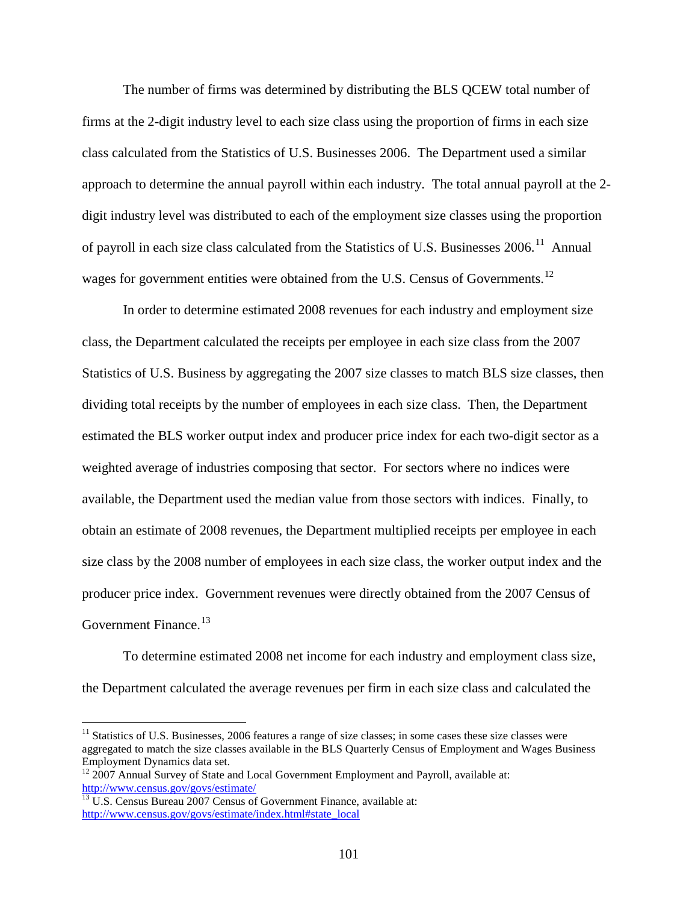The number of firms was determined by distributing the BLS QCEW total number of firms at the 2-digit industry level to each size class using the proportion of firms in each size class calculated from the Statistics of U.S. Businesses 2006. The Department used a similar approach to determine the annual payroll within each industry. The total annual payroll at the 2-digit industry level was distributed to each of the employment size classes using the proportion of payroll in each size class calculated from the Statistics of U.S. Businesses 2006.[11] Annual wages for government entities were obtained from the U.S. Census of Governments.[12]

In order to determine estimated 2008 revenues for each industry and employment size class, the Department calculated the receipts per employee in each size class from the 2007 Statistics of U.S. Business by aggregating the 2007 size classes to match BLS size classes, then dividing total receipts by the number of employees in each size class. Then, the Department estimated the BLS worker output index and producer price index for each two-digit sector as a weighted average of industries composing that sector. For sectors where no indices were available, the Department used the median value from those sectors with indices. Finally, to obtain an estimate of 2008 revenues, the Department multiplied receipts per employee in each size class by the 2008 number of employees in each size class, the worker output index and the producer price index. Government revenues were directly obtained from the 2007 Census of Government Finance.[13]

To determine estimated 2008 net income for each industry and employment class size, the Department calculated the average revenues per firm in each size class and calculated the

---

[11] Statistics of U.S. Businesses, 2006 features a range of size classes; in some cases these size classes were aggregated to match the size classes available in the BLS Quarterly Census of Employment and Wages Business Employment Dynamics data set.

[12] 2007 Annual Survey of State and Local Government Employment and Payroll, available at: http://www.census.gov/govs/estimate/

[13] U.S. Census Bureau 2007 Census of Government Finance, available at: http://www.census.gov/govs/estimate/index.html#state_local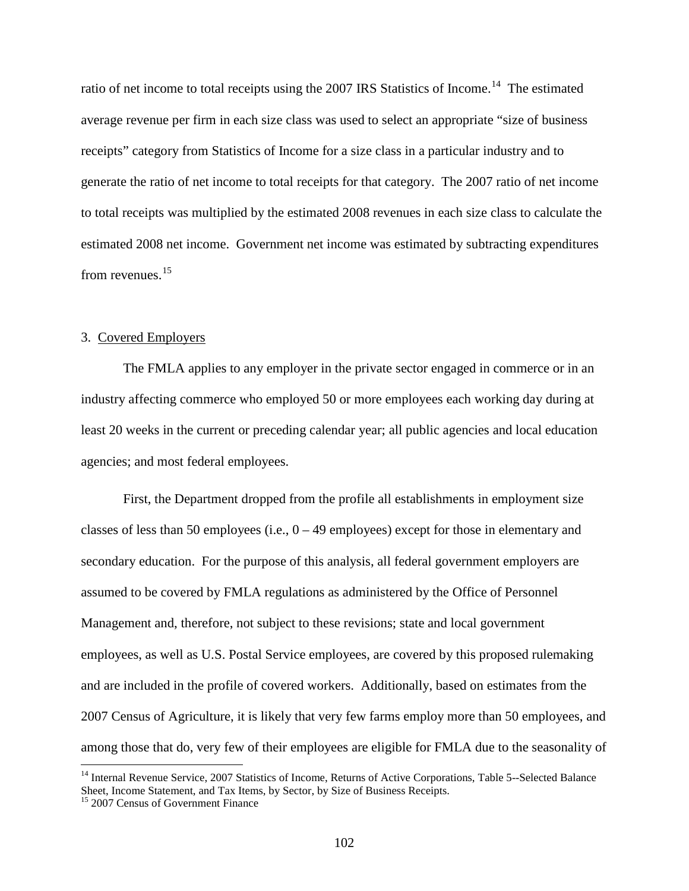ratio of net income to total receipts using the 2007 IRS Statistics of Income.[14] The estimated average revenue per firm in each size class was used to select an appropriate "size of business receipts" category from Statistics of Income for a size class in a particular industry and to generate the ratio of net income to total receipts for that category. The 2007 ratio of net income to total receipts was multiplied by the estimated 2008 revenues in each size class to calculate the estimated 2008 net income. Government net income was estimated by subtracting expenditures from revenues.[15]

3. Covered Employers

The FMLA applies to any employer in the private sector engaged in commerce or in an industry affecting commerce who employed 50 or more employees each working day during at least 20 weeks in the current or preceding calendar year; all public agencies and local education agencies; and most federal employees.

First, the Department dropped from the profile all establishments in employment size classes of less than 50 employees (i.e., 0 – 49 employees) except for those in elementary and secondary education. For the purpose of this analysis, all federal government employers are assumed to be covered by FMLA regulations as administered by the Office of Personnel Management and, therefore, not subject to these revisions; state and local government employees, as well as U.S. Postal Service employees, are covered by this proposed rulemaking and are included in the profile of covered workers. Additionally, based on estimates from the 2007 Census of Agriculture, it is likely that very few farms employ more than 50 employees, and among those that do, very few of their employees are eligible for FMLA due to the seasonality of

[14] Internal Revenue Service, 2007 Statistics of Income, Returns of Active Corporations, Table 5--Selected Balance Sheet, Income Statement, and Tax Items, by Sector, by Size of Business Receipts.

[15] 2007 Census of Government Finance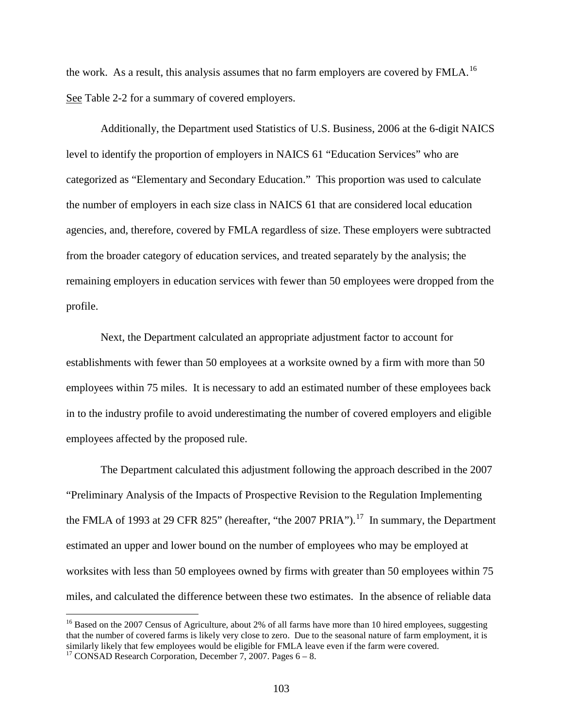the work. As a result, this analysis assumes that no farm employers are covered by FMLA.[16] See Table 2-2 for a summary of covered employers.

Additionally, the Department used Statistics of U.S. Business, 2006 at the 6-digit NAICS level to identify the proportion of employers in NAICS 61 "Education Services" who are categorized as "Elementary and Secondary Education." This proportion was used to calculate the number of employers in each size class in NAICS 61 that are considered local education agencies, and, therefore, covered by FMLA regardless of size. These employers were subtracted from the broader category of education services, and treated separately by the analysis; the remaining employers in education services with fewer than 50 employees were dropped from the profile.

Next, the Department calculated an appropriate adjustment factor to account for establishments with fewer than 50 employees at a worksite owned by a firm with more than 50 employees within 75 miles. It is necessary to add an estimated number of these employees back in to the industry profile to avoid underestimating the number of covered employers and eligible employees affected by the proposed rule.

The Department calculated this adjustment following the approach described in the 2007 "Preliminary Analysis of the Impacts of Prospective Revision to the Regulation Implementing the FMLA of 1993 at 29 CFR 825" (hereafter, "the 2007 PRIA").[17] In summary, the Department estimated an upper and lower bound on the number of employees who may be employed at worksites with less than 50 employees owned by firms with greater than 50 employees within 75 miles, and calculated the difference between these two estimates. In the absence of reliable data

---

[16] Based on the 2007 Census of Agriculture, about 2% of all farms have more than 10 hired employees, suggesting that the number of covered farms is likely very close to zero. Due to the seasonal nature of farm employment, it is similarly likely that few employees would be eligible for FMLA leave even if the farm were covered.

[17] CONSAD Research Corporation, December 7, 2007. Pages 6 – 8.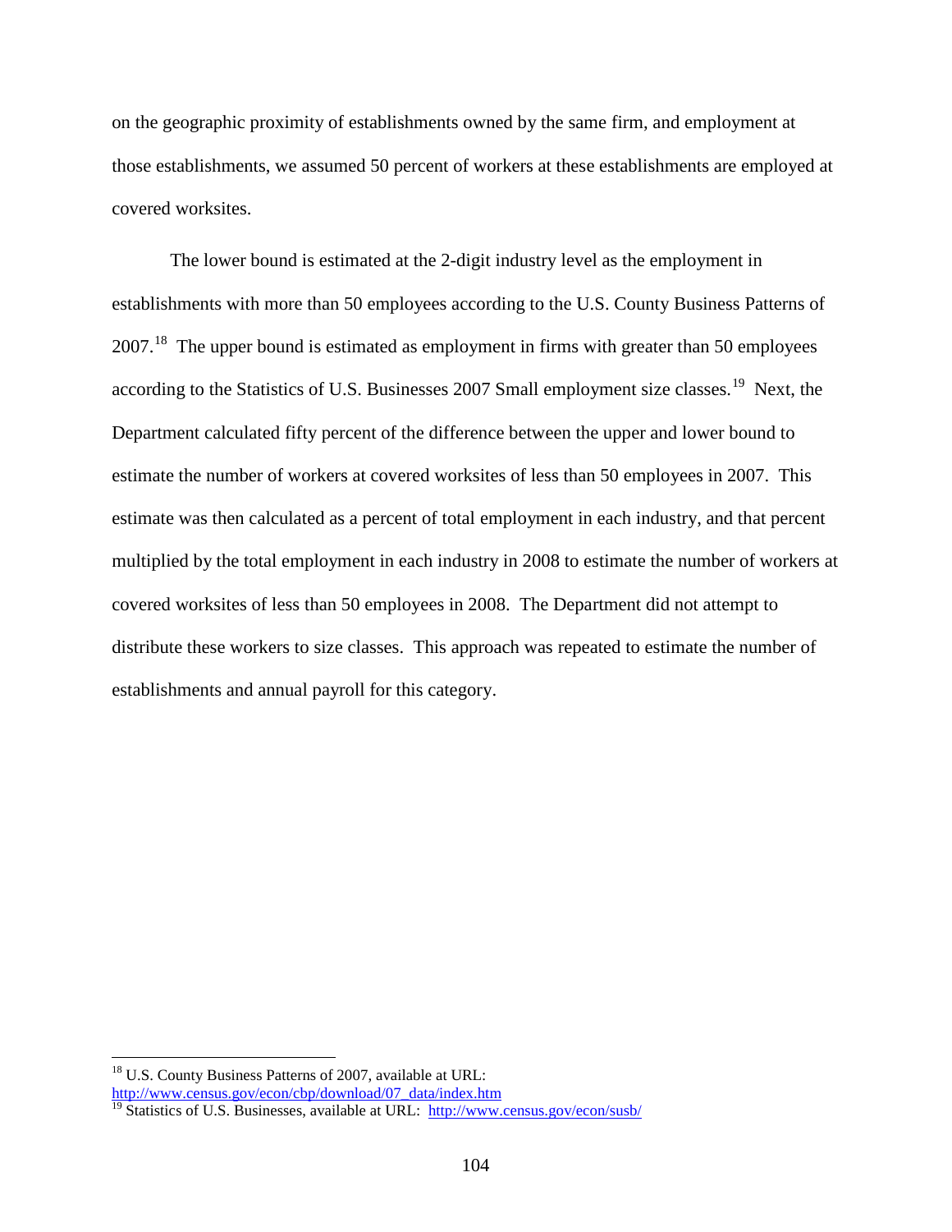on the geographic proximity of establishments owned by the same firm, and employment at those establishments, we assumed 50 percent of workers at these establishments are employed at covered worksites.

The lower bound is estimated at the 2-digit industry level as the employment in establishments with more than 50 employees according to the U.S. County Business Patterns of 2007.[18] The upper bound is estimated as employment in firms with greater than 50 employees according to the Statistics of U.S. Businesses 2007 Small employment size classes.[19] Next, the Department calculated fifty percent of the difference between the upper and lower bound to estimate the number of workers at covered worksites of less than 50 employees in 2007. This estimate was then calculated as a percent of total employment in each industry, and that percent multiplied by the total employment in each industry in 2008 to estimate the number of workers at covered worksites of less than 50 employees in 2008. The Department did not attempt to distribute these workers to size classes. This approach was repeated to estimate the number of establishments and annual payroll for this category.

---

[18] U.S. County Business Patterns of 2007, available at URL: http://www.census.gov/econ/cbp/download/07_data/index.htm

[19] Statistics of U.S. Businesses, available at URL: http://www.census.gov/econ/susb/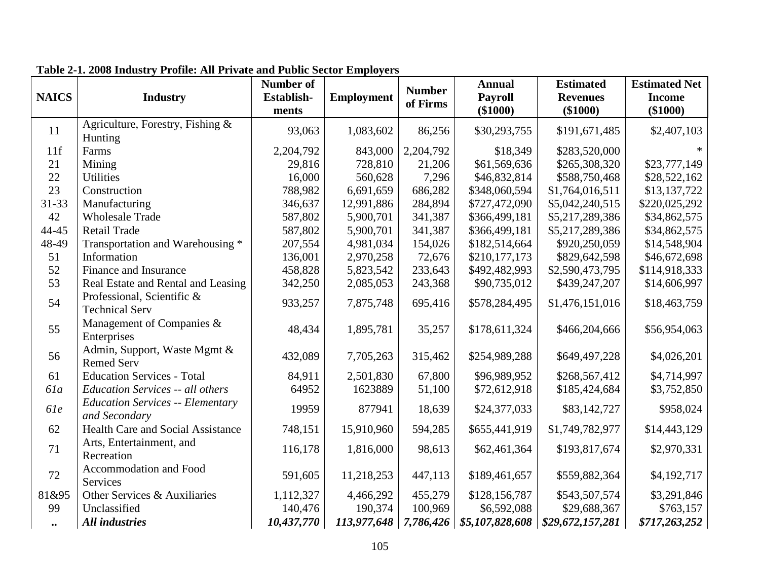**Table 2-1. 2008 Industry Profile: All Private and Public Sector Employers**

| NAICS | Industry | Number of Establish-ments | Employment | Number of Firms | Annual Payroll ($1000) | Estimated Revenues ($1000) | Estimated Net Income ($1000) |
|---|---|---|---|---|---|---|---|
| 11 | Agriculture, Forestry, Fishing & Hunting | 93,063 | 1,083,602 | 86,256 | $30,293,755 | $191,671,485 | $2,407,103 |
| 11f | Farms | 2,204,792 | 843,000 | 2,204,792 | $18,349 | $283,520,000 | * |
| 21 | Mining | 29,816 | 728,810 | 21,206 | $61,569,636 | $265,308,320 | $23,777,149 |
| 22 | Utilities | 16,000 | 560,628 | 7,296 | $46,832,814 | $588,750,468 | $28,522,162 |
| 23 | Construction | 788,982 | 6,691,659 | 686,282 | $348,060,594 | $1,764,016,511 | $13,137,722 |
| 31-33 | Manufacturing | 346,637 | 12,991,886 | 284,894 | $727,472,090 | $5,042,240,515 | $220,025,292 |
| 42 | Wholesale Trade | 587,802 | 5,900,701 | 341,387 | $366,499,181 | $5,217,289,386 | $34,862,575 |
| 44-45 | Retail Trade | 587,802 | 5,900,701 | 341,387 | $366,499,181 | $5,217,289,386 | $34,862,575 |
| 48-49 | Transportation and Warehousing * | 207,554 | 4,981,034 | 154,026 | $182,514,664 | $920,250,059 | $14,548,904 |
| 51 | Information | 136,001 | 2,970,258 | 72,676 | $210,177,173 | $829,642,598 | $46,672,698 |
| 52 | Finance and Insurance | 458,828 | 5,823,542 | 233,643 | $492,482,993 | $2,590,473,795 | $114,918,333 |
| 53 | Real Estate and Rental and Leasing | 342,250 | 2,085,053 | 243,368 | $90,735,012 | $439,247,207 | $14,606,997 |
| 54 | Professional, Scientific & Technical Serv | 933,257 | 7,875,748 | 695,416 | $578,284,495 | $1,476,151,016 | $18,463,759 |
| 55 | Management of Companies & Enterprises | 48,434 | 1,895,781 | 35,257 | $178,611,324 | $466,204,666 | $56,954,063 |
| 56 | Admin, Support, Waste Mgmt & Remed Serv | 432,089 | 7,705,263 | 315,462 | $254,989,288 | $649,497,228 | $4,026,201 |
| 61 | Education Services - Total | 84,911 | 2,501,830 | 67,800 | $96,989,952 | $268,567,412 | $4,714,997 |
| *61a* | *Education Services -- all others* | 64952 | 1623889 | 51,100 | $72,612,918 | $185,424,684 | $3,752,850 |
| *61e* | *Education Services -- Elementary and Secondary* | 19959 | 877941 | 18,639 | $24,377,033 | $83,142,727 | $958,024 |
| 62 | Health Care and Social Assistance | 748,151 | 15,910,960 | 594,285 | $655,441,919 | $1,749,782,977 | $14,443,129 |
| 71 | Arts, Entertainment, and Recreation | 116,178 | 1,816,000 | 98,613 | $62,461,364 | $193,817,674 | $2,970,331 |
| 72 | Accommodation and Food Services | 591,605 | 11,218,253 | 447,113 | $189,461,657 | $559,882,364 | $4,192,717 |
| 81&95 | Other Services & Auxiliaries | 1,112,327 | 4,466,292 | 455,279 | $128,156,787 | $543,507,574 | $3,291,846 |
| 99 | Unclassified | 140,476 | 190,374 | 100,969 | $6,592,088 | $29,688,367 | $763,157 |
| .. | ***All industries*** | ***10,437,770*** | ***113,977,648*** | ***7,786,426*** | ***$5,107,828,608*** | ***$29,672,157,281*** | ***$717,263,252*** |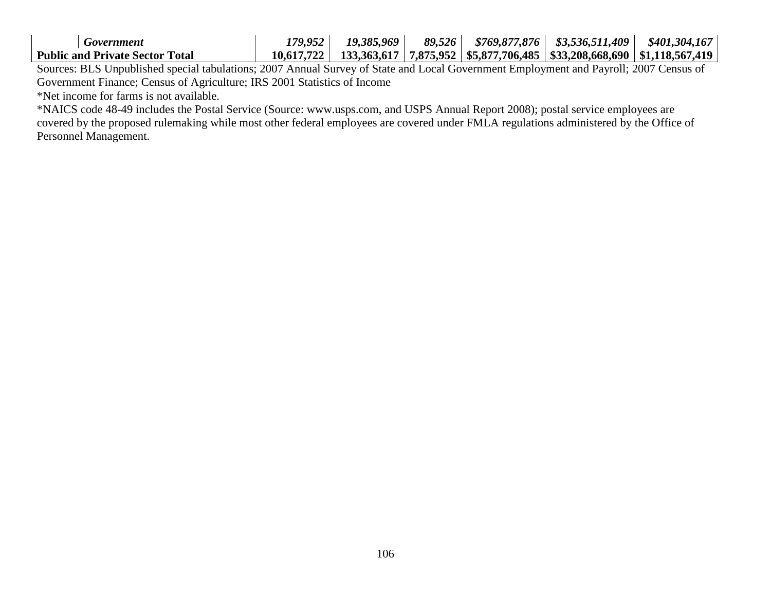| | | | | | | | |
|---|---|---|---|---|---|---|---|
| | *Government* | *179,952* | *19,385,969* | *89,526* | *$769,877,876* | *$3,536,511,409* | *$401,304,167* |
| **Public and Private Sector Total** | | **10,617,722** | **133,363,617** | **7,875,952** | **$5,877,706,485** | **$33,208,668,690** | **$1,118,567,419** |

Sources: BLS Unpublished special tabulations; 2007 Annual Survey of State and Local Government Employment and Payroll; 2007 Census of Government Finance; Census of Agriculture; IRS 2001 Statistics of Income

*Net income for farms is not available.

*NAICS code 48-49 includes the Postal Service (Source: www.usps.com, and USPS Annual Report 2008); postal service employees are covered by the proposed rulemaking while most other federal employees are covered under FMLA regulations administered by the Office of Personnel Management.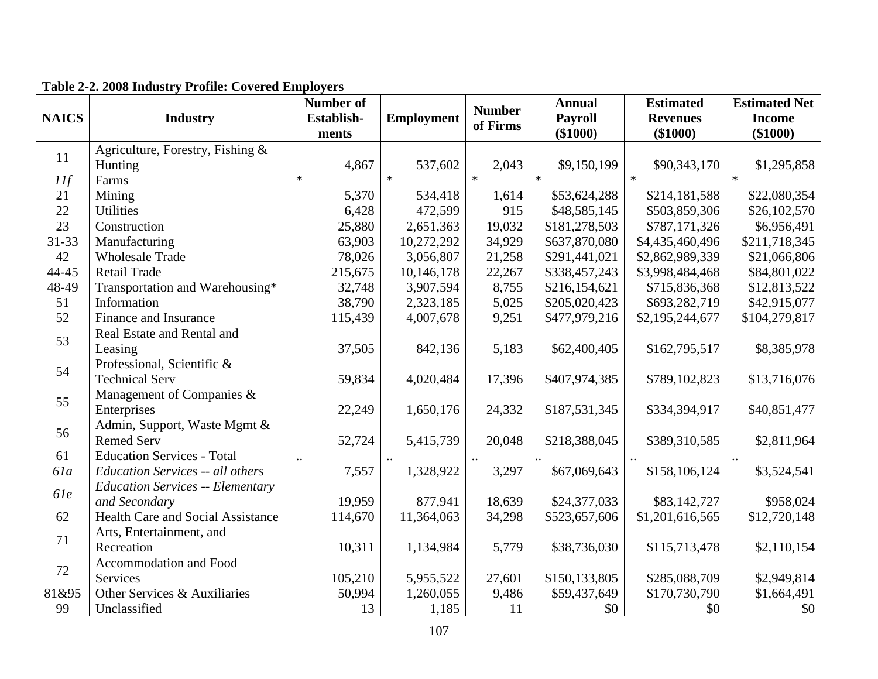**Table 2-2. 2008 Industry Profile: Covered Employers**

| NAICS | Industry | Number of Establish-ments | Employment | Number of Firms | Annual Payroll ($1000) | Estimated Revenues ($1000) | Estimated Net Income ($1000) |
|---|---|---|---|---|---|---|---|
| 11 | Agriculture, Forestry, Fishing & Hunting | 4,867 | 537,602 | 2,043 | $9,150,199 | $90,343,170 | $1,295,858 |
| *11f* | Farms | * | * | * | * | * | * |
| 21 | Mining | 5,370 | 534,418 | 1,614 | $53,624,288 | $214,181,588 | $22,080,354 |
| 22 | Utilities | 6,428 | 472,599 | 915 | $48,585,145 | $503,859,306 | $26,102,570 |
| 23 | Construction | 25,880 | 2,651,363 | 19,032 | $181,278,503 | $787,171,326 | $6,956,491 |
| 31-33 | Manufacturing | 63,903 | 10,272,292 | 34,929 | $637,870,080 | $4,435,460,496 | $211,718,345 |
| 42 | Wholesale Trade | 78,026 | 3,056,807 | 21,258 | $291,441,021 | $2,862,989,339 | $21,066,806 |
| 44-45 | Retail Trade | 215,675 | 10,146,178 | 22,267 | $338,457,243 | $3,998,484,468 | $84,801,022 |
| 48-49 | Transportation and Warehousing* | 32,748 | 3,907,594 | 8,755 | $216,154,621 | $715,836,368 | $12,813,522 |
| 51 | Information | 38,790 | 2,323,185 | 5,025 | $205,020,423 | $693,282,719 | $42,915,077 |
| 52 | Finance and Insurance | 115,439 | 4,007,678 | 9,251 | $477,979,216 | $2,195,244,677 | $104,279,817 |
| 53 | Real Estate and Rental and Leasing | 37,505 | 842,136 | 5,183 | $62,400,405 | $162,795,517 | $8,385,978 |
| 54 | Professional, Scientific & Technical Serv | 59,834 | 4,020,484 | 17,396 | $407,974,385 | $789,102,823 | $13,716,076 |
| 55 | Management of Companies & Enterprises | 22,249 | 1,650,176 | 24,332 | $187,531,345 | $334,394,917 | $40,851,477 |
| 56 | Admin, Support, Waste Mgmt & Remed Serv | 52,724 | 5,415,739 | 20,048 | $218,388,045 | $389,310,585 | $2,811,964 |
| 61 | Education Services - Total | .. | .. | .. | .. | .. | .. |
| *61a* | *Education Services -- all others* | 7,557 | 1,328,922 | 3,297 | $67,069,643 | $158,106,124 | $3,524,541 |
| *61e* | *Education Services -- Elementary and Secondary* | 19,959 | 877,941 | 18,639 | $24,377,033 | $83,142,727 | $958,024 |
| 62 | Health Care and Social Assistance | 114,670 | 11,364,063 | 34,298 | $523,657,606 | $1,201,616,565 | $12,720,148 |
| 71 | Arts, Entertainment, and Recreation | 10,311 | 1,134,984 | 5,779 | $38,736,030 | $115,713,478 | $2,110,154 |
| 72 | Accommodation and Food Services | 105,210 | 5,955,522 | 27,601 | $150,133,805 | $285,088,709 | $2,949,814 |
| 81&95 | Other Services & Auxiliaries | 50,994 | 1,260,055 | 9,486 | $59,437,649 | $170,730,790 | $1,664,491 |
| 99 | Unclassified | 13 | 1,185 | 11 | $0 | $0 | $0 |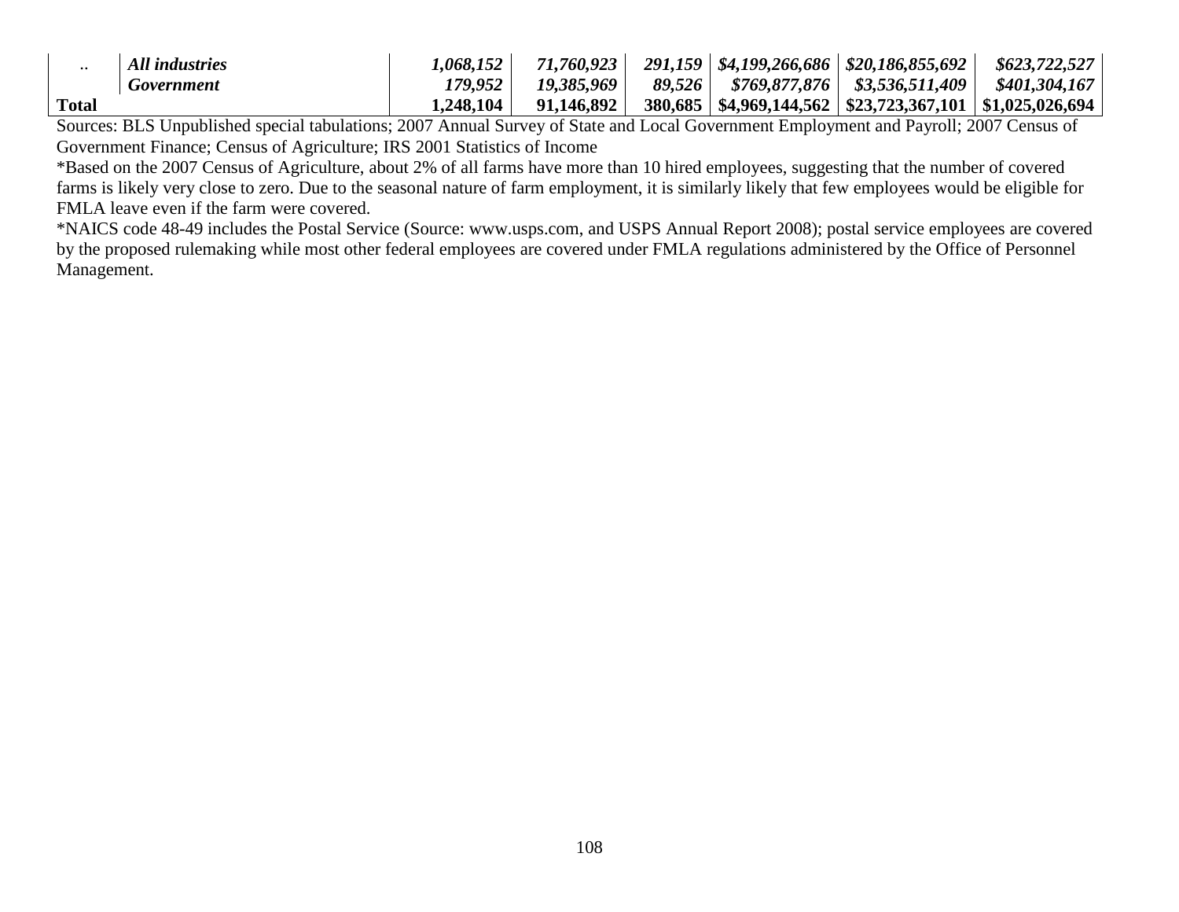| | | | | | | | |
|---|---|---|---|---|---|---|---|
| .. | ***All industries*** | ***1,068,152*** | ***71,760,923*** | ***291,159*** | ***$4,199,266,686*** | ***$20,186,855,692*** | ***$623,722,527*** |
| | ***Government*** | ***179,952*** | ***19,385,969*** | ***89,526*** | ***$769,877,876*** | ***$3,536,511,409*** | ***$401,304,167*** |
| **Total** | | **1,248,104** | **91,146,892** | **380,685** | **$4,969,144,562** | **$23,723,367,101** | **$1,025,026,694** |

Sources: BLS Unpublished special tabulations; 2007 Annual Survey of State and Local Government Employment and Payroll; 2007 Census of Government Finance; Census of Agriculture; IRS 2001 Statistics of Income

*Based on the 2007 Census of Agriculture, about 2% of all farms have more than 10 hired employees, suggesting that the number of covered farms is likely very close to zero. Due to the seasonal nature of farm employment, it is similarly likely that few employees would be eligible for FMLA leave even if the farm were covered.

*NAICS code 48-49 includes the Postal Service (Source: www.usps.com, and USPS Annual Report 2008); postal service employees are covered by the proposed rulemaking while most other federal employees are covered under FMLA regulations administered by the Office of Personnel Management.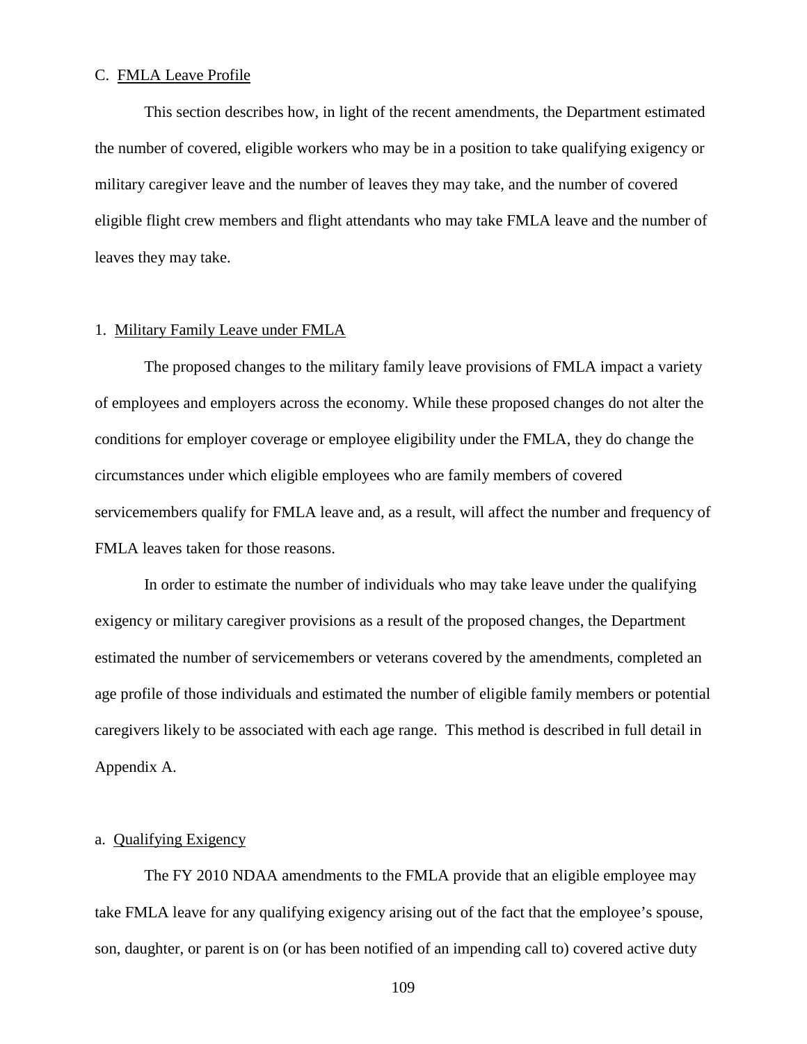### C. FMLA Leave Profile

This section describes how, in light of the recent amendments, the Department estimated the number of covered, eligible workers who may be in a position to take qualifying exigency or military caregiver leave and the number of leaves they may take, and the number of covered eligible flight crew members and flight attendants who may take FMLA leave and the number of leaves they may take.

#### 1. Military Family Leave under FMLA

The proposed changes to the military family leave provisions of FMLA impact a variety of employees and employers across the economy. While these proposed changes do not alter the conditions for employer coverage or employee eligibility under the FMLA, they do change the circumstances under which eligible employees who are family members of covered servicemembers qualify for FMLA leave and, as a result, will affect the number and frequency of FMLA leaves taken for those reasons.

In order to estimate the number of individuals who may take leave under the qualifying exigency or military caregiver provisions as a result of the proposed changes, the Department estimated the number of servicemembers or veterans covered by the amendments, completed an age profile of those individuals and estimated the number of eligible family members or potential caregivers likely to be associated with each age range. This method is described in full detail in Appendix A.

##### a. Qualifying Exigency

The FY 2010 NDAA amendments to the FMLA provide that an eligible employee may take FMLA leave for any qualifying exigency arising out of the fact that the employee's spouse, son, daughter, or parent is on (or has been notified of an impending call to) covered active duty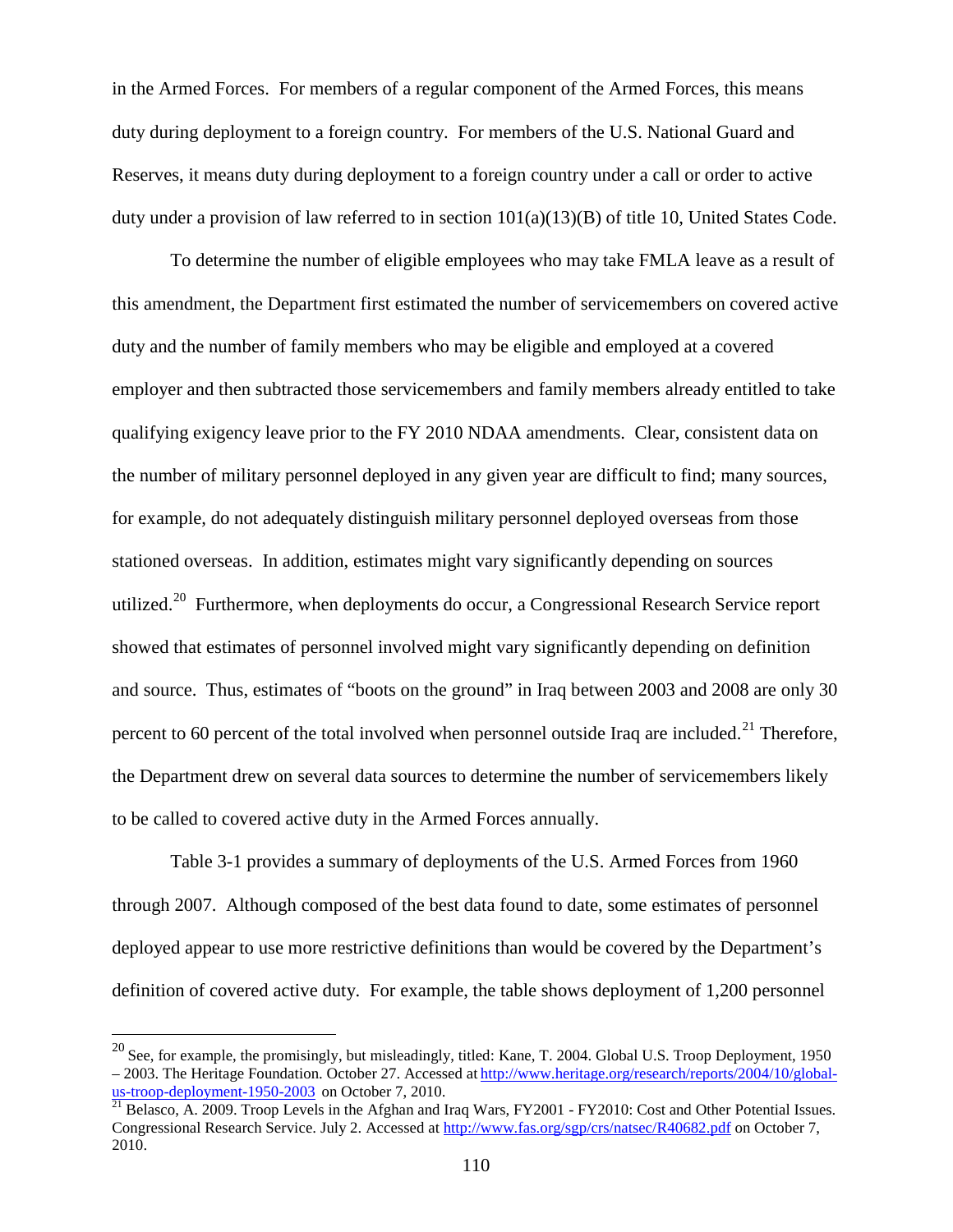in the Armed Forces. For members of a regular component of the Armed Forces, this means duty during deployment to a foreign country. For members of the U.S. National Guard and Reserves, it means duty during deployment to a foreign country under a call or order to active duty under a provision of law referred to in section 101(a)(13)(B) of title 10, United States Code.

To determine the number of eligible employees who may take FMLA leave as a result of this amendment, the Department first estimated the number of servicemembers on covered active duty and the number of family members who may be eligible and employed at a covered employer and then subtracted those servicemembers and family members already entitled to take qualifying exigency leave prior to the FY 2010 NDAA amendments. Clear, consistent data on the number of military personnel deployed in any given year are difficult to find; many sources, for example, do not adequately distinguish military personnel deployed overseas from those stationed overseas. In addition, estimates might vary significantly depending on sources utilized.[20] Furthermore, when deployments do occur, a Congressional Research Service report showed that estimates of personnel involved might vary significantly depending on definition and source. Thus, estimates of "boots on the ground" in Iraq between 2003 and 2008 are only 30 percent to 60 percent of the total involved when personnel outside Iraq are included.[21] Therefore, the Department drew on several data sources to determine the number of servicemembers likely to be called to covered active duty in the Armed Forces annually.

Table 3-1 provides a summary of deployments of the U.S. Armed Forces from 1960 through 2007. Although composed of the best data found to date, some estimates of personnel deployed appear to use more restrictive definitions than would be covered by the Department's definition of covered active duty. For example, the table shows deployment of 1,200 personnel

---

[20] See, for example, the promisingly, but misleadingly, titled: Kane, T. 2004. Global U.S. Troop Deployment, 1950 – 2003. The Heritage Foundation. October 27. Accessed at http://www.heritage.org/research/reports/2004/10/global-us-troop-deployment-1950-2003 on October 7, 2010.

[21] Belasco, A. 2009. Troop Levels in the Afghan and Iraq Wars, FY2001 - FY2010: Cost and Other Potential Issues. Congressional Research Service. July 2. Accessed at http://www.fas.org/sgp/crs/natsec/R40682.pdf on October 7, 2010.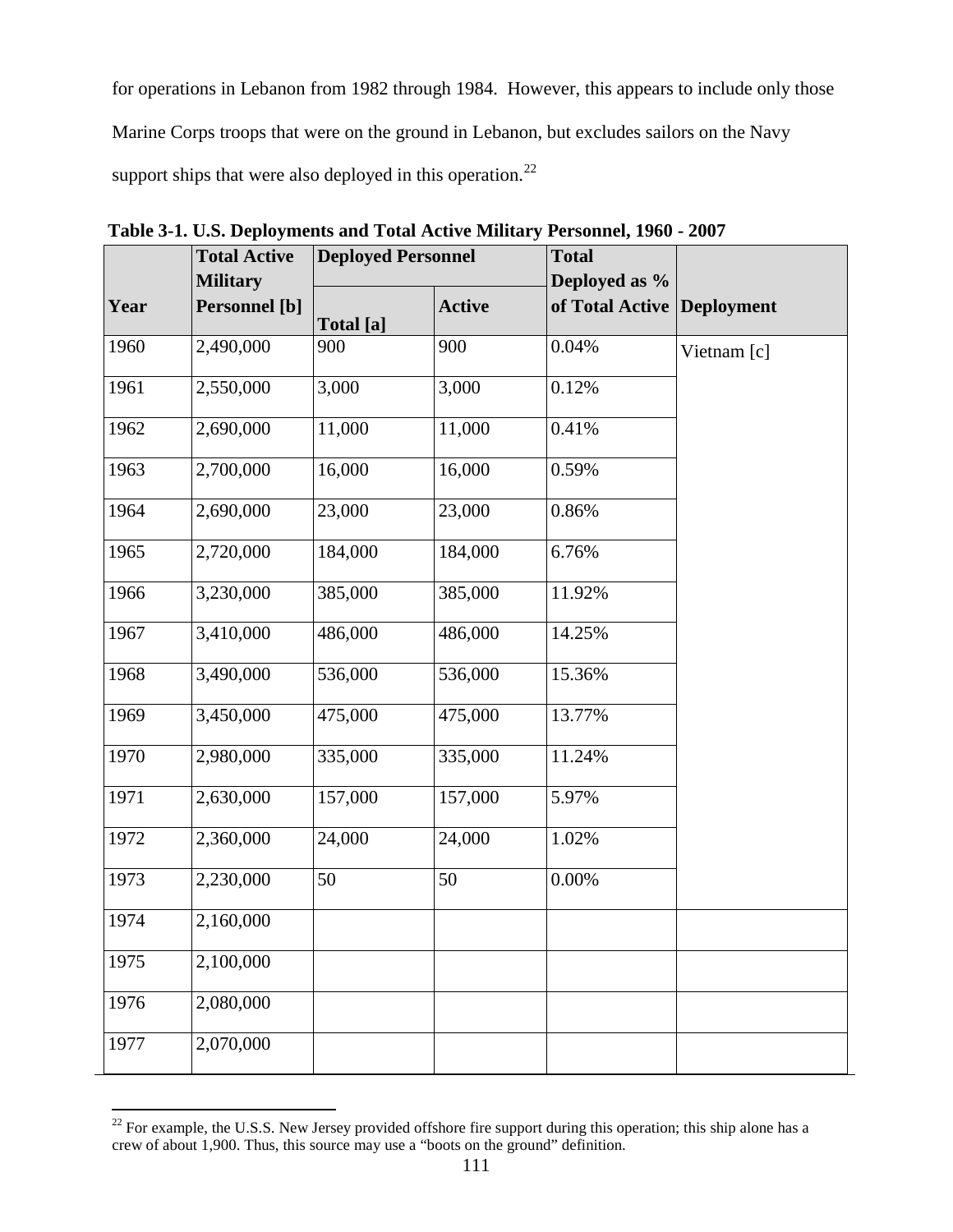for operations in Lebanon from 1982 through 1984. However, this appears to include only those Marine Corps troops that were on the ground in Lebanon, but excludes sailors on the Navy support ships that were also deployed in this operation.[22]

**Table 3-1. U.S. Deployments and Total Active Military Personnel, 1960 - 2007**

| Year | Total Active Military Personnel [b] | Deployed Personnel | | Total Deployed as % of Total Active | Deployment |
|---|---|---|---|---|---|
| | | Total [a] | Active | | |
| 1960 | 2,490,000 | 900 | 900 | 0.04% | Vietnam [c] |
| 1961 | 2,550,000 | 3,000 | 3,000 | 0.12% | |
| 1962 | 2,690,000 | 11,000 | 11,000 | 0.41% | |
| 1963 | 2,700,000 | 16,000 | 16,000 | 0.59% | |
| 1964 | 2,690,000 | 23,000 | 23,000 | 0.86% | |
| 1965 | 2,720,000 | 184,000 | 184,000 | 6.76% | |
| 1966 | 3,230,000 | 385,000 | 385,000 | 11.92% | |
| 1967 | 3,410,000 | 486,000 | 486,000 | 14.25% | |
| 1968 | 3,490,000 | 536,000 | 536,000 | 15.36% | |
| 1969 | 3,450,000 | 475,000 | 475,000 | 13.77% | |
| 1970 | 2,980,000 | 335,000 | 335,000 | 11.24% | |
| 1971 | 2,630,000 | 157,000 | 157,000 | 5.97% | |
| 1972 | 2,360,000 | 24,000 | 24,000 | 1.02% | |
| 1973 | 2,230,000 | 50 | 50 | 0.00% | |
| 1974 | 2,160,000 | | | | |
| 1975 | 2,100,000 | | | | |
| 1976 | 2,080,000 | | | | |
| 1977 | 2,070,000 | | | | |

[22] For example, the U.S.S. New Jersey provided offshore fire support during this operation; this ship alone has a crew of about 1,900. Thus, this source may use a "boots on the ground" definition.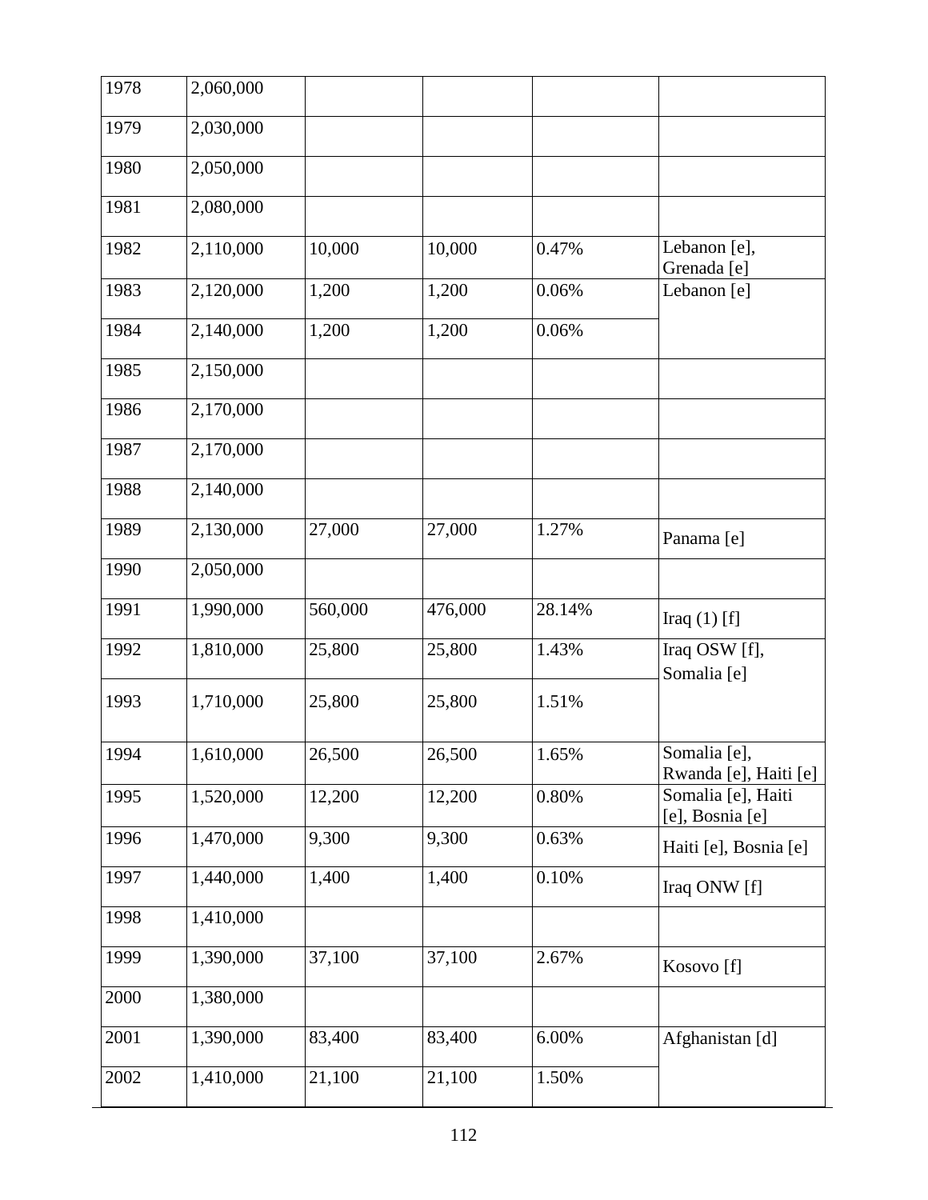| 1978 | 2,060,000 | | | | |
|---|---|---|---|---|---|
| 1979 | 2,030,000 | | | | |
| 1980 | 2,050,000 | | | | |
| 1981 | 2,080,000 | | | | |
| 1982 | 2,110,000 | 10,000 | 10,000 | 0.47% | Lebanon [e], Grenada [e] |
| 1983 | 2,120,000 | 1,200 | 1,200 | 0.06% | Lebanon [e] |
| 1984 | 2,140,000 | 1,200 | 1,200 | 0.06% | |
| 1985 | 2,150,000 | | | | |
| 1986 | 2,170,000 | | | | |
| 1987 | 2,170,000 | | | | |
| 1988 | 2,140,000 | | | | |
| 1989 | 2,130,000 | 27,000 | 27,000 | 1.27% | Panama [e] |
| 1990 | 2,050,000 | | | | |
| 1991 | 1,990,000 | 560,000 | 476,000 | 28.14% | Iraq (1) [f] |
| 1992 | 1,810,000 | 25,800 | 25,800 | 1.43% | Iraq OSW [f], Somalia [e] |
| 1993 | 1,710,000 | 25,800 | 25,800 | 1.51% | |
| 1994 | 1,610,000 | 26,500 | 26,500 | 1.65% | Somalia [e], Rwanda [e], Haiti [e] |
| 1995 | 1,520,000 | 12,200 | 12,200 | 0.80% | Somalia [e], Haiti [e], Bosnia [e] |
| 1996 | 1,470,000 | 9,300 | 9,300 | 0.63% | Haiti [e], Bosnia [e] |
| 1997 | 1,440,000 | 1,400 | 1,400 | 0.10% | Iraq ONW [f] |
| 1998 | 1,410,000 | | | | |
| 1999 | 1,390,000 | 37,100 | 37,100 | 2.67% | Kosovo [f] |
| 2000 | 1,380,000 | | | | |
| 2001 | 1,390,000 | 83,400 | 83,400 | 6.00% | Afghanistan [d] |
| 2002 | 1,410,000 | 21,100 | 21,100 | 1.50% | |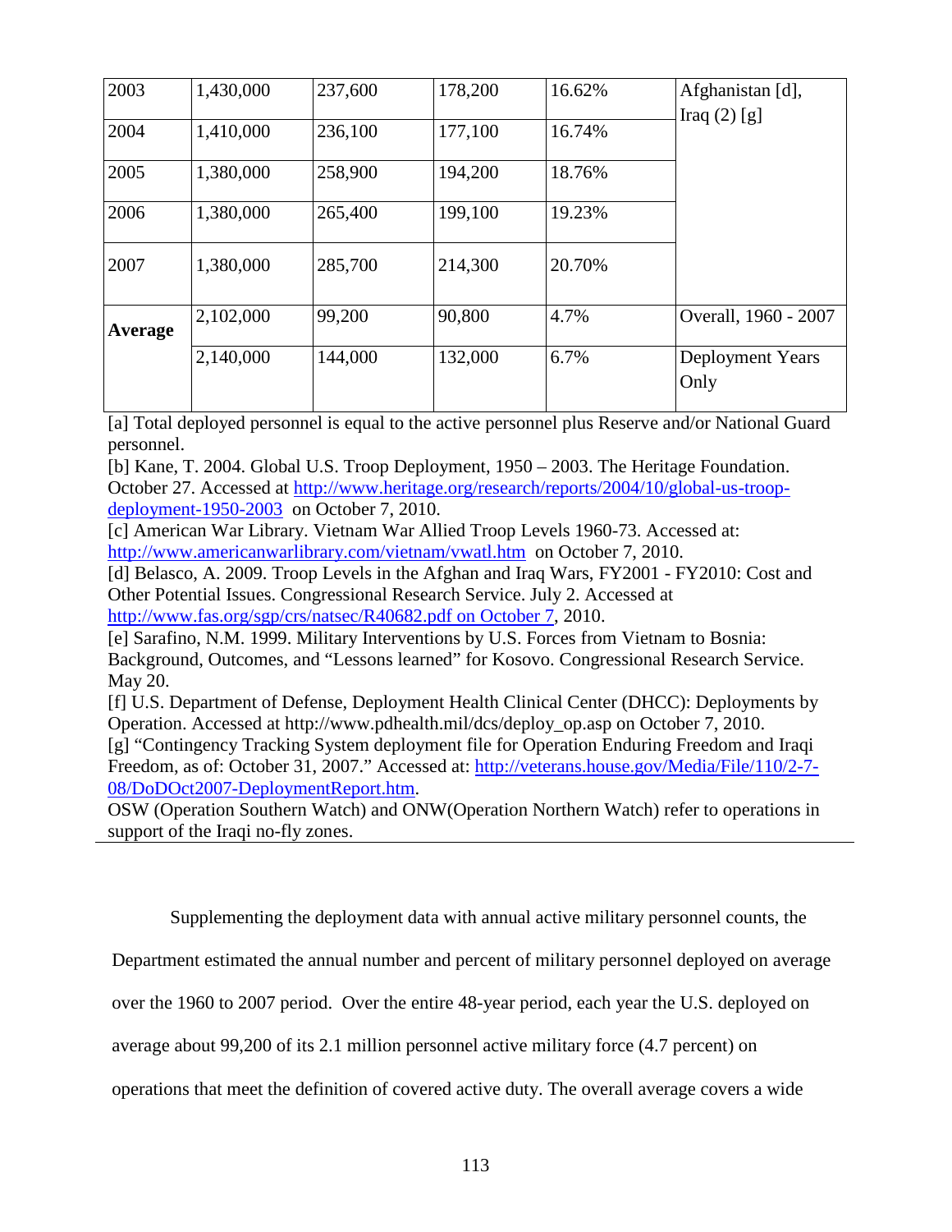| | | | | | |
|---|---|---|---|---|---|
| 2003 | 1,430,000 | 237,600 | 178,200 | 16.62% | Afghanistan [d], Iraq (2) [g] |
| 2004 | 1,410,000 | 236,100 | 177,100 | 16.74% | |
| 2005 | 1,380,000 | 258,900 | 194,200 | 18.76% | |
| 2006 | 1,380,000 | 265,400 | 199,100 | 19.23% | |
| 2007 | 1,380,000 | 285,700 | 214,300 | 20.70% | |
| **Average** | 2,102,000 | 99,200 | 90,800 | 4.7% | Overall, 1960 - 2007 |
| | 2,140,000 | 144,000 | 132,000 | 6.7% | Deployment Years Only |

[a] Total deployed personnel is equal to the active personnel plus Reserve and/or National Guard personnel.
[b] Kane, T. 2004. Global U.S. Troop Deployment, 1950 – 2003. The Heritage Foundation. October 27. Accessed at http://www.heritage.org/research/reports/2004/10/global-us-troop-deployment-1950-2003 on October 7, 2010.
[c] American War Library. Vietnam War Allied Troop Levels 1960-73. Accessed at: http://www.americanwarlibrary.com/vietnam/vwatl.htm on October 7, 2010.
[d] Belasco, A. 2009. Troop Levels in the Afghan and Iraq Wars, FY2001 - FY2010: Cost and Other Potential Issues. Congressional Research Service. July 2. Accessed at http://www.fas.org/sgp/crs/natsec/R40682.pdf on October 7, 2010.
[e] Sarafino, N.M. 1999. Military Interventions by U.S. Forces from Vietnam to Bosnia: Background, Outcomes, and "Lessons learned" for Kosovo. Congressional Research Service. May 20.
[f] U.S. Department of Defense, Deployment Health Clinical Center (DHCC): Deployments by Operation. Accessed at http://www.pdhealth.mil/dcs/deploy_op.asp on October 7, 2010.
[g] "Contingency Tracking System deployment file for Operation Enduring Freedom and Iraqi Freedom, as of: October 31, 2007." Accessed at: http://veterans.house.gov/Media/File/110/2-7-08/DoDOct2007-DeploymentReport.htm.
OSW (Operation Southern Watch) and ONW(Operation Northern Watch) refer to operations in support of the Iraqi no-fly zones.

Supplementing the deployment data with annual active military personnel counts, the Department estimated the annual number and percent of military personnel deployed on average over the 1960 to 2007 period. Over the entire 48-year period, each year the U.S. deployed on average about 99,200 of its 2.1 million personnel active military force (4.7 percent) on operations that meet the definition of covered active duty. The overall average covers a wide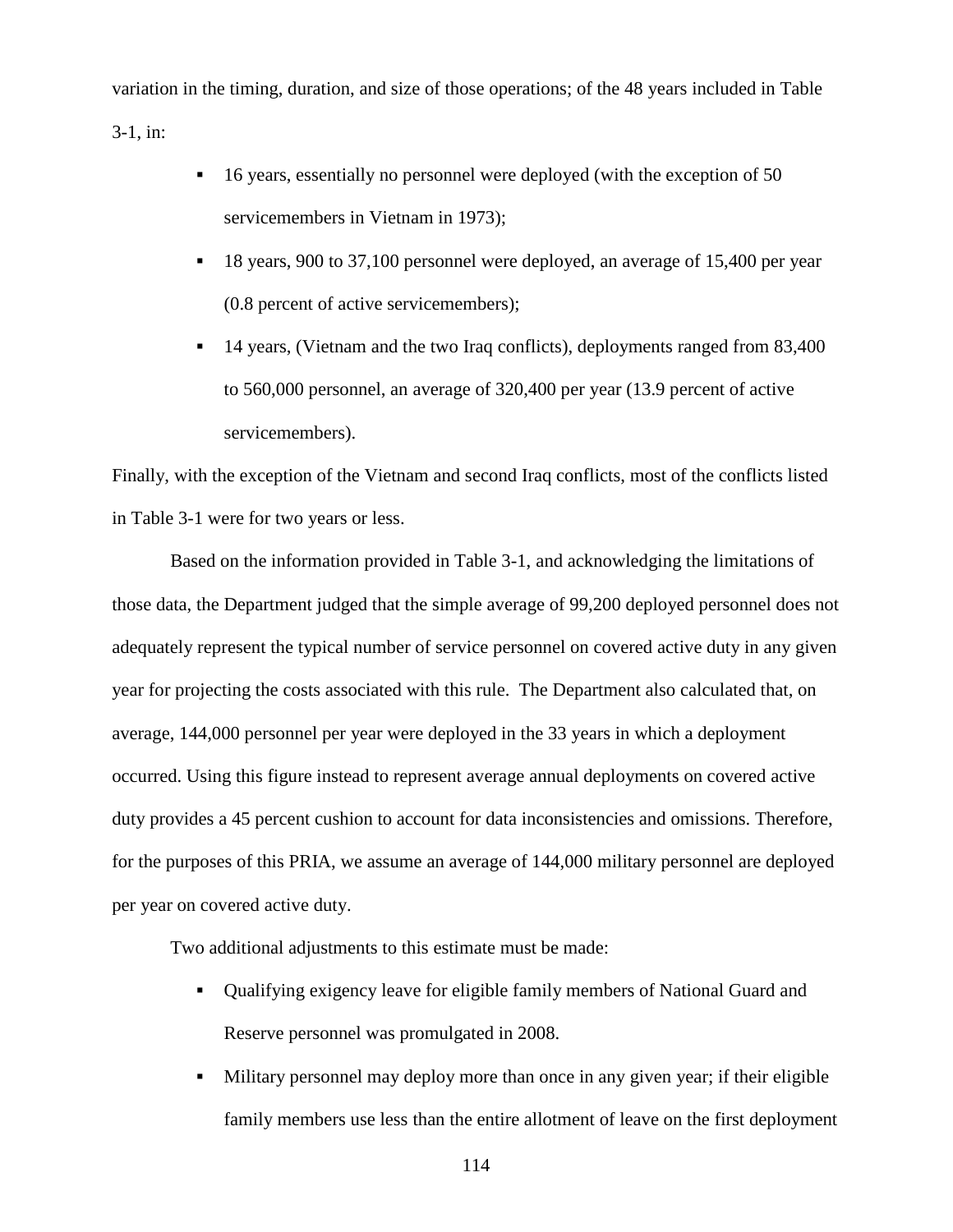variation in the timing, duration, and size of those operations; of the 48 years included in Table 3-1, in:

- 16 years, essentially no personnel were deployed (with the exception of 50 servicemembers in Vietnam in 1973);
- 18 years, 900 to 37,100 personnel were deployed, an average of 15,400 per year (0.8 percent of active servicemembers);
- 14 years, (Vietnam and the two Iraq conflicts), deployments ranged from 83,400 to 560,000 personnel, an average of 320,400 per year (13.9 percent of active servicemembers).

Finally, with the exception of the Vietnam and second Iraq conflicts, most of the conflicts listed in Table 3-1 were for two years or less.

Based on the information provided in Table 3-1, and acknowledging the limitations of those data, the Department judged that the simple average of 99,200 deployed personnel does not adequately represent the typical number of service personnel on covered active duty in any given year for projecting the costs associated with this rule. The Department also calculated that, on average, 144,000 personnel per year were deployed in the 33 years in which a deployment occurred. Using this figure instead to represent average annual deployments on covered active duty provides a 45 percent cushion to account for data inconsistencies and omissions. Therefore, for the purposes of this PRIA, we assume an average of 144,000 military personnel are deployed per year on covered active duty.

Two additional adjustments to this estimate must be made:

- Qualifying exigency leave for eligible family members of National Guard and Reserve personnel was promulgated in 2008.
- Military personnel may deploy more than once in any given year; if their eligible family members use less than the entire allotment of leave on the first deployment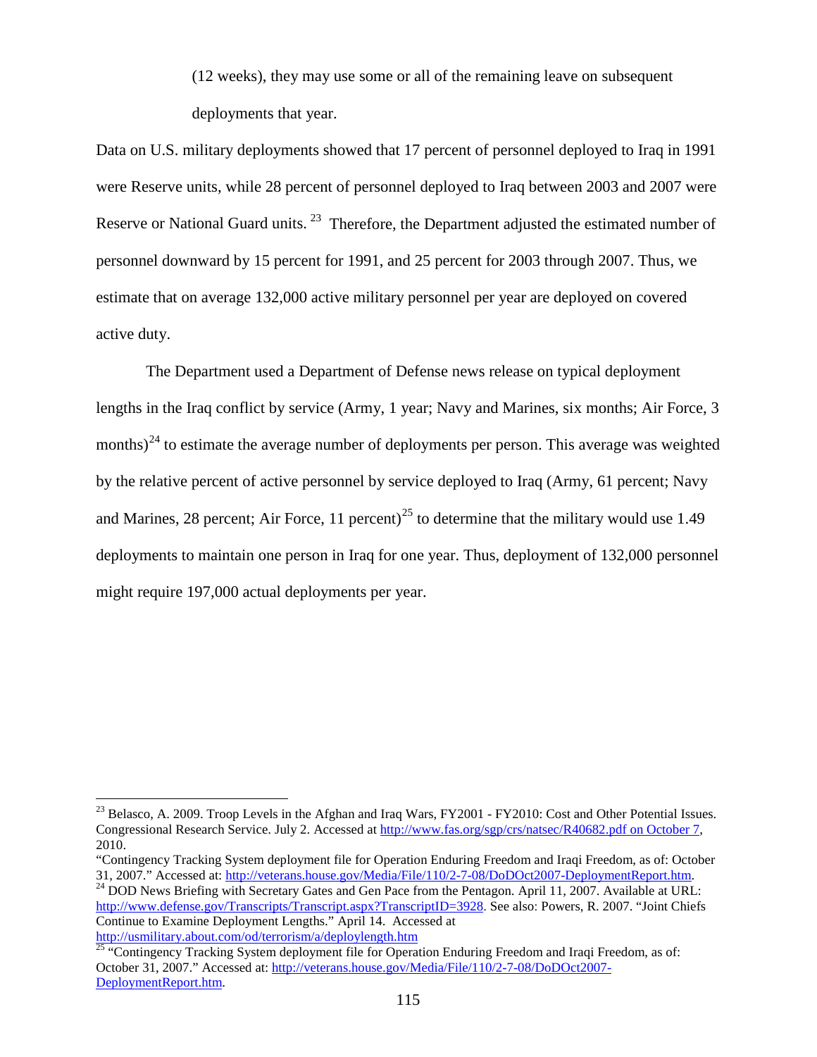(12 weeks), they may use some or all of the remaining leave on subsequent deployments that year.

Data on U.S. military deployments showed that 17 percent of personnel deployed to Iraq in 1991 were Reserve units, while 28 percent of personnel deployed to Iraq between 2003 and 2007 were Reserve or National Guard units.[23] Therefore, the Department adjusted the estimated number of personnel downward by 15 percent for 1991, and 25 percent for 2003 through 2007. Thus, we estimate that on average 132,000 active military personnel per year are deployed on covered active duty.

The Department used a Department of Defense news release on typical deployment lengths in the Iraq conflict by service (Army, 1 year; Navy and Marines, six months; Air Force, 3 months)[24] to estimate the average number of deployments per person. This average was weighted by the relative percent of active personnel by service deployed to Iraq (Army, 61 percent; Navy and Marines, 28 percent; Air Force, 11 percent)[25] to determine that the military would use 1.49 deployments to maintain one person in Iraq for one year. Thus, deployment of 132,000 personnel might require 197,000 actual deployments per year.

---

[23] Belasco, A. 2009. Troop Levels in the Afghan and Iraq Wars, FY2001 - FY2010: Cost and Other Potential Issues. Congressional Research Service. July 2. Accessed at http://www.fas.org/sgp/crs/natsec/R40682.pdf on October 7, 2010.
"Contingency Tracking System deployment file for Operation Enduring Freedom and Iraqi Freedom, as of: October 31, 2007." Accessed at: http://veterans.house.gov/Media/File/110/2-7-08/DoDOct2007-DeploymentReport.htm.

[24] DOD News Briefing with Secretary Gates and Gen Pace from the Pentagon. April 11, 2007. Available at URL: http://www.defense.gov/Transcripts/Transcript.aspx?TranscriptID=3928. See also: Powers, R. 2007. "Joint Chiefs Continue to Examine Deployment Lengths." April 14. Accessed at http://usmilitary.about.com/od/terrorism/a/deploylength.htm

[25] "Contingency Tracking System deployment file for Operation Enduring Freedom and Iraqi Freedom, as of: October 31, 2007." Accessed at: http://veterans.house.gov/Media/File/110/2-7-08/DoDOct2007-DeploymentReport.htm.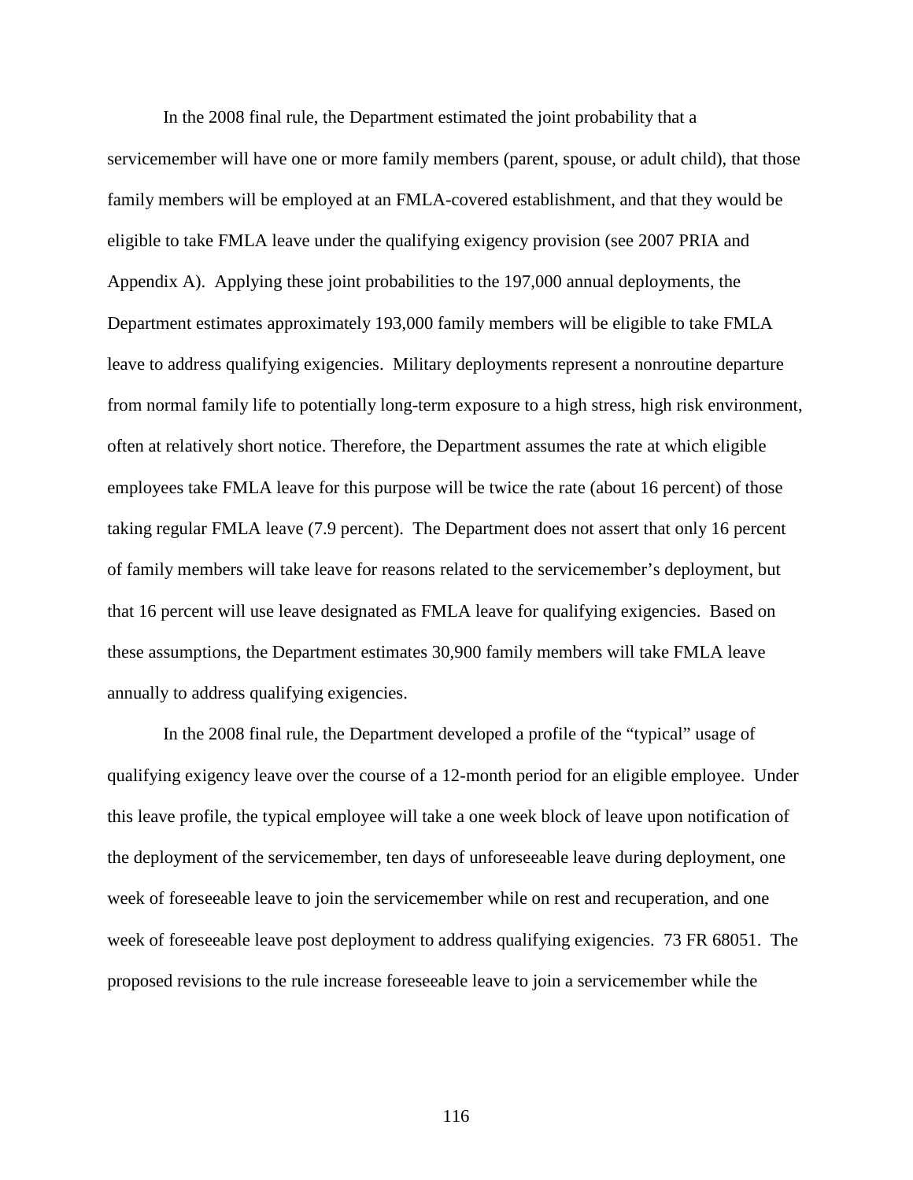In the 2008 final rule, the Department estimated the joint probability that a servicemember will have one or more family members (parent, spouse, or adult child), that those family members will be employed at an FMLA-covered establishment, and that they would be eligible to take FMLA leave under the qualifying exigency provision (see 2007 PRIA and Appendix A). Applying these joint probabilities to the 197,000 annual deployments, the Department estimates approximately 193,000 family members will be eligible to take FMLA leave to address qualifying exigencies. Military deployments represent a nonroutine departure from normal family life to potentially long-term exposure to a high stress, high risk environment, often at relatively short notice. Therefore, the Department assumes the rate at which eligible employees take FMLA leave for this purpose will be twice the rate (about 16 percent) of those taking regular FMLA leave (7.9 percent). The Department does not assert that only 16 percent of family members will take leave for reasons related to the servicemember's deployment, but that 16 percent will use leave designated as FMLA leave for qualifying exigencies. Based on these assumptions, the Department estimates 30,900 family members will take FMLA leave annually to address qualifying exigencies.

In the 2008 final rule, the Department developed a profile of the "typical" usage of qualifying exigency leave over the course of a 12-month period for an eligible employee. Under this leave profile, the typical employee will take a one week block of leave upon notification of the deployment of the servicemember, ten days of unforeseeable leave during deployment, one week of foreseeable leave to join the servicemember while on rest and recuperation, and one week of foreseeable leave post deployment to address qualifying exigencies. 73 FR 68051. The proposed revisions to the rule increase foreseeable leave to join a servicemember while the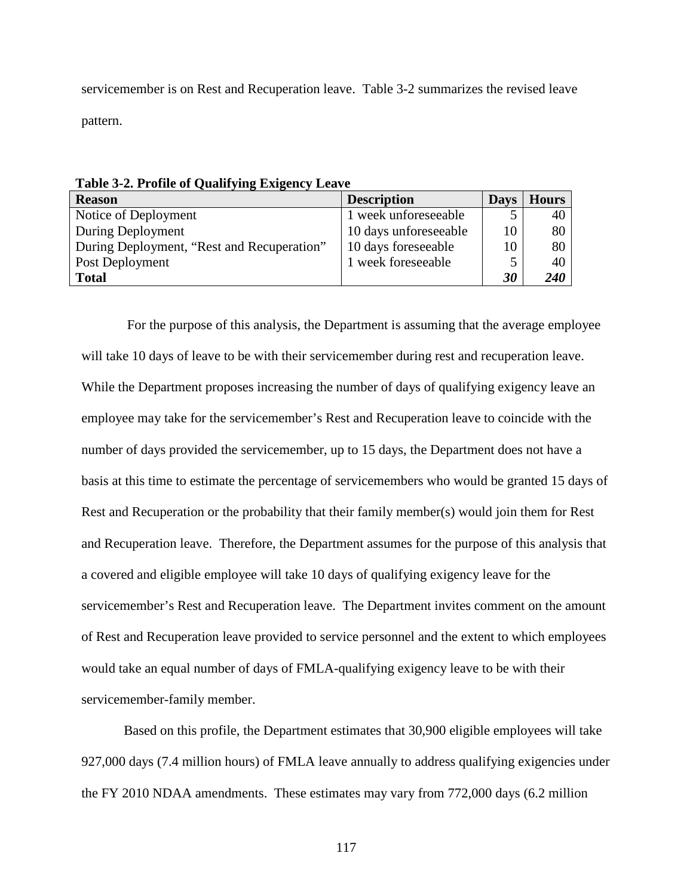servicemember is on Rest and Recuperation leave. Table 3-2 summarizes the revised leave pattern.

**Table 3-2. Profile of Qualifying Exigency Leave**

| Reason | Description | Days | Hours |
|---|---|---|---|
| Notice of Deployment | 1 week unforeseeable | 5 | 40 |
| During Deployment | 10 days unforeseeable | 10 | 80 |
| During Deployment, "Rest and Recuperation" | 10 days foreseeable | 10 | 80 |
| Post Deployment | 1 week foreseeable | 5 | 40 |
| **Total** | | ***30*** | ***240*** |

For the purpose of this analysis, the Department is assuming that the average employee will take 10 days of leave to be with their servicemember during rest and recuperation leave. While the Department proposes increasing the number of days of qualifying exigency leave an employee may take for the servicemember's Rest and Recuperation leave to coincide with the number of days provided the servicemember, up to 15 days, the Department does not have a basis at this time to estimate the percentage of servicemembers who would be granted 15 days of Rest and Recuperation or the probability that their family member(s) would join them for Rest and Recuperation leave. Therefore, the Department assumes for the purpose of this analysis that a covered and eligible employee will take 10 days of qualifying exigency leave for the servicemember's Rest and Recuperation leave. The Department invites comment on the amount of Rest and Recuperation leave provided to service personnel and the extent to which employees would take an equal number of days of FMLA-qualifying exigency leave to be with their servicemember-family member.

Based on this profile, the Department estimates that 30,900 eligible employees will take 927,000 days (7.4 million hours) of FMLA leave annually to address qualifying exigencies under the FY 2010 NDAA amendments. These estimates may vary from 772,000 days (6.2 million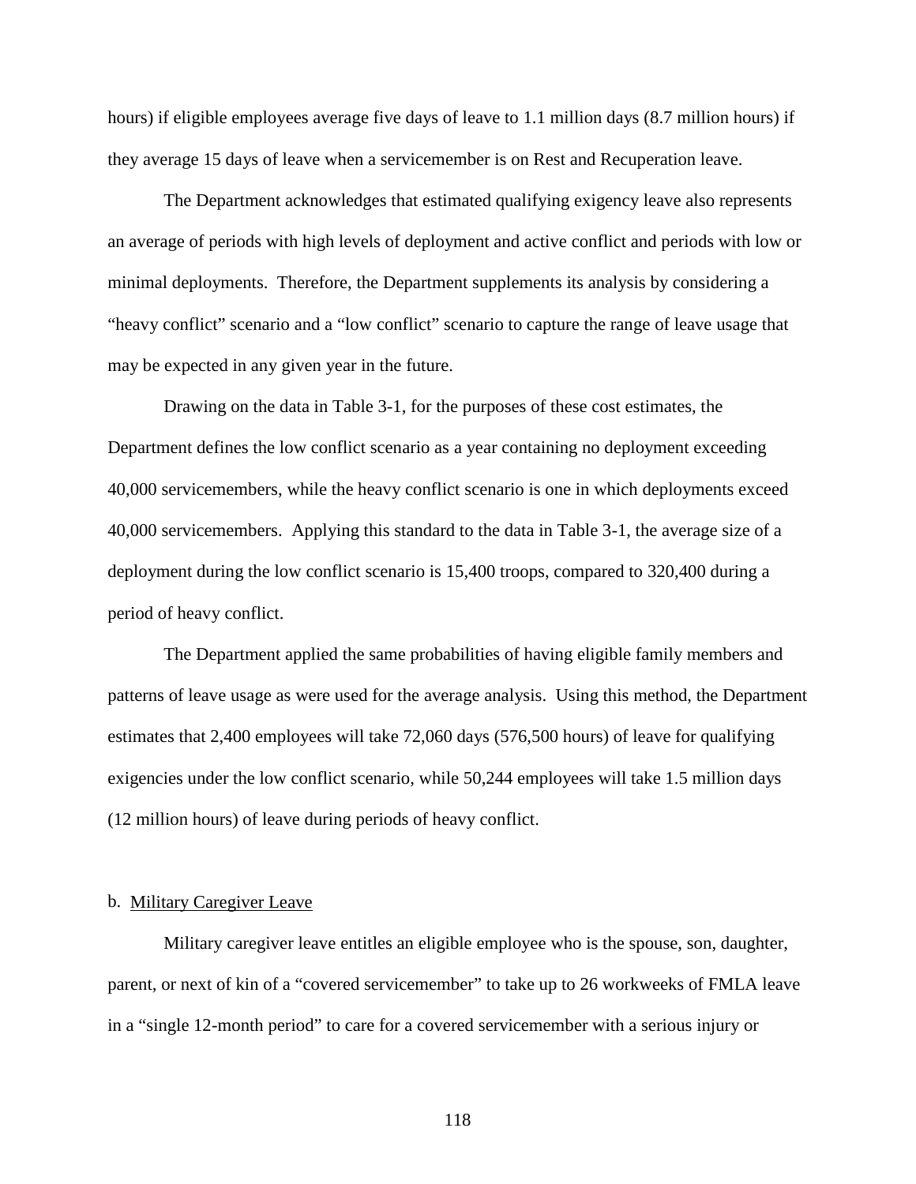hours) if eligible employees average five days of leave to 1.1 million days (8.7 million hours) if they average 15 days of leave when a servicemember is on Rest and Recuperation leave.

The Department acknowledges that estimated qualifying exigency leave also represents an average of periods with high levels of deployment and active conflict and periods with low or minimal deployments. Therefore, the Department supplements its analysis by considering a "heavy conflict" scenario and a "low conflict" scenario to capture the range of leave usage that may be expected in any given year in the future.

Drawing on the data in Table 3-1, for the purposes of these cost estimates, the Department defines the low conflict scenario as a year containing no deployment exceeding 40,000 servicemembers, while the heavy conflict scenario is one in which deployments exceed 40,000 servicemembers. Applying this standard to the data in Table 3-1, the average size of a deployment during the low conflict scenario is 15,400 troops, compared to 320,400 during a period of heavy conflict.

The Department applied the same probabilities of having eligible family members and patterns of leave usage as were used for the average analysis. Using this method, the Department estimates that 2,400 employees will take 72,060 days (576,500 hours) of leave for qualifying exigencies under the low conflict scenario, while 50,244 employees will take 1.5 million days (12 million hours) of leave during periods of heavy conflict.

b. <u>Military Caregiver Leave</u>

Military caregiver leave entitles an eligible employee who is the spouse, son, daughter, parent, or next of kin of a "covered servicemember" to take up to 26 workweeks of FMLA leave in a "single 12-month period" to care for a covered servicemember with a serious injury or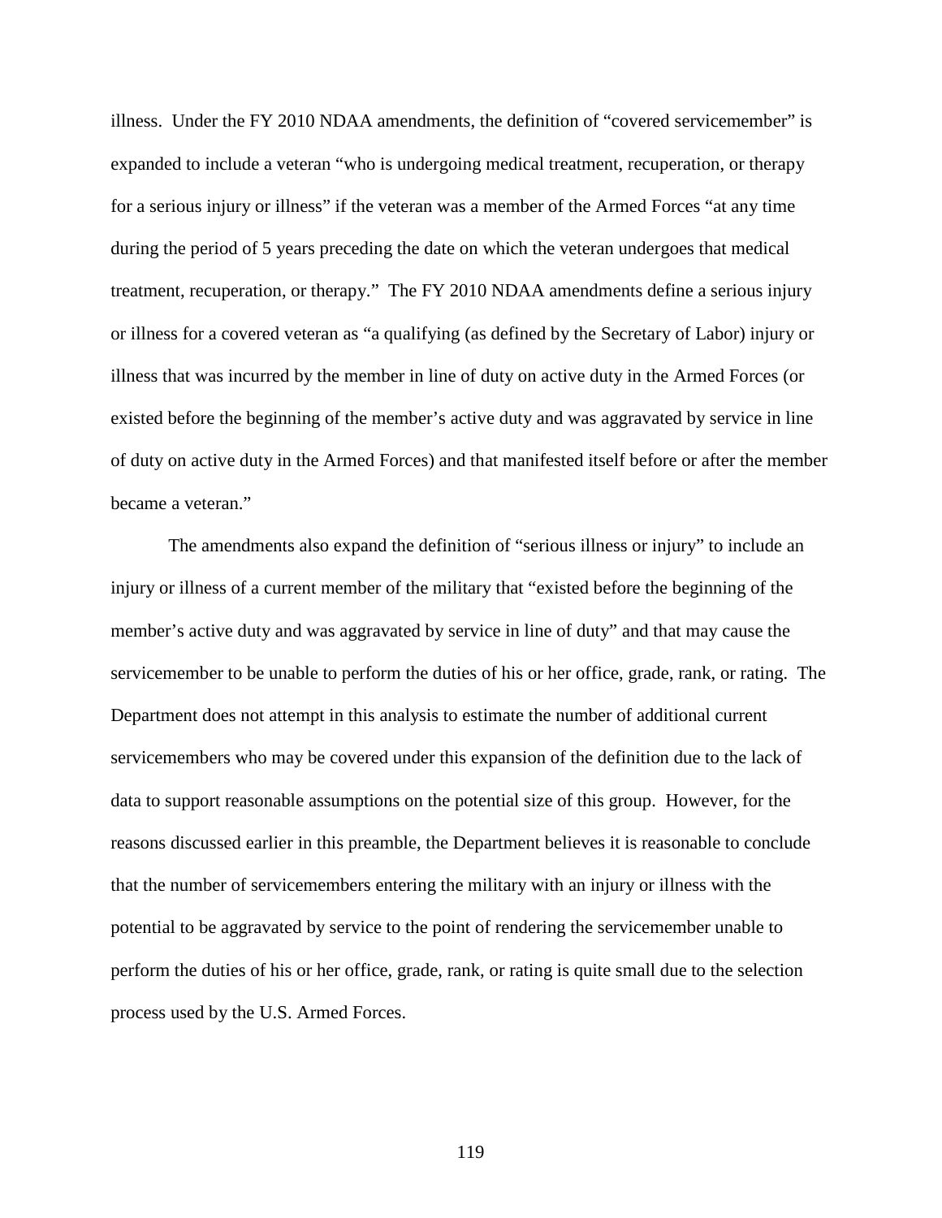illness. Under the FY 2010 NDAA amendments, the definition of "covered servicemember" is expanded to include a veteran "who is undergoing medical treatment, recuperation, or therapy for a serious injury or illness" if the veteran was a member of the Armed Forces "at any time during the period of 5 years preceding the date on which the veteran undergoes that medical treatment, recuperation, or therapy." The FY 2010 NDAA amendments define a serious injury or illness for a covered veteran as "a qualifying (as defined by the Secretary of Labor) injury or illness that was incurred by the member in line of duty on active duty in the Armed Forces (or existed before the beginning of the member's active duty and was aggravated by service in line of duty on active duty in the Armed Forces) and that manifested itself before or after the member became a veteran."

The amendments also expand the definition of "serious illness or injury" to include an injury or illness of a current member of the military that "existed before the beginning of the member's active duty and was aggravated by service in line of duty" and that may cause the servicemember to be unable to perform the duties of his or her office, grade, rank, or rating. The Department does not attempt in this analysis to estimate the number of additional current servicemembers who may be covered under this expansion of the definition due to the lack of data to support reasonable assumptions on the potential size of this group. However, for the reasons discussed earlier in this preamble, the Department believes it is reasonable to conclude that the number of servicemembers entering the military with an injury or illness with the potential to be aggravated by service to the point of rendering the servicemember unable to perform the duties of his or her office, grade, rank, or rating is quite small due to the selection process used by the U.S. Armed Forces.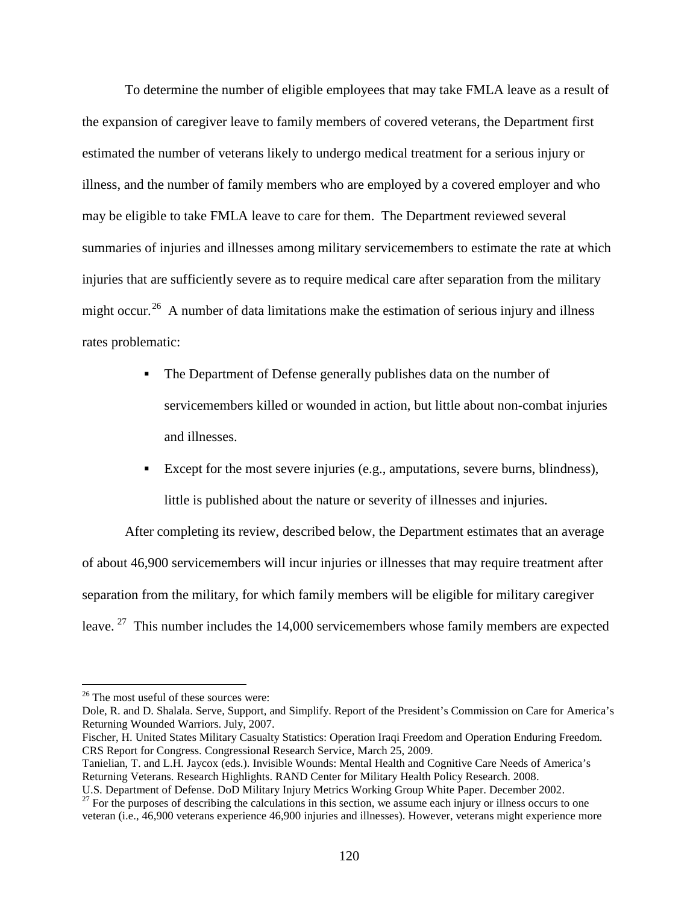To determine the number of eligible employees that may take FMLA leave as a result of the expansion of caregiver leave to family members of covered veterans, the Department first estimated the number of veterans likely to undergo medical treatment for a serious injury or illness, and the number of family members who are employed by a covered employer and who may be eligible to take FMLA leave to care for them. The Department reviewed several summaries of injuries and illnesses among military servicemembers to estimate the rate at which injuries that are sufficiently severe as to require medical care after separation from the military might occur.[26] A number of data limitations make the estimation of serious injury and illness rates problematic:

- The Department of Defense generally publishes data on the number of servicemembers killed or wounded in action, but little about non-combat injuries and illnesses.
- Except for the most severe injuries (e.g., amputations, severe burns, blindness), little is published about the nature or severity of illnesses and injuries.

After completing its review, described below, the Department estimates that an average of about 46,900 servicemembers will incur injuries or illnesses that may require treatment after separation from the military, for which family members will be eligible for military caregiver leave.[27] This number includes the 14,000 servicemembers whose family members are expected

---

[26] The most useful of these sources were:
Dole, R. and D. Shalala. Serve, Support, and Simplify. Report of the President's Commission on Care for America's Returning Wounded Warriors. July, 2007.
Fischer, H. United States Military Casualty Statistics: Operation Iraqi Freedom and Operation Enduring Freedom. CRS Report for Congress. Congressional Research Service, March 25, 2009.
Tanielian, T. and L.H. Jaycox (eds.). Invisible Wounds: Mental Health and Cognitive Care Needs of America's Returning Veterans. Research Highlights. RAND Center for Military Health Policy Research. 2008.
U.S. Department of Defense. DoD Military Injury Metrics Working Group White Paper. December 2002.

[27] For the purposes of describing the calculations in this section, we assume each injury or illness occurs to one veteran (i.e., 46,900 veterans experience 46,900 injuries and illnesses). However, veterans might experience more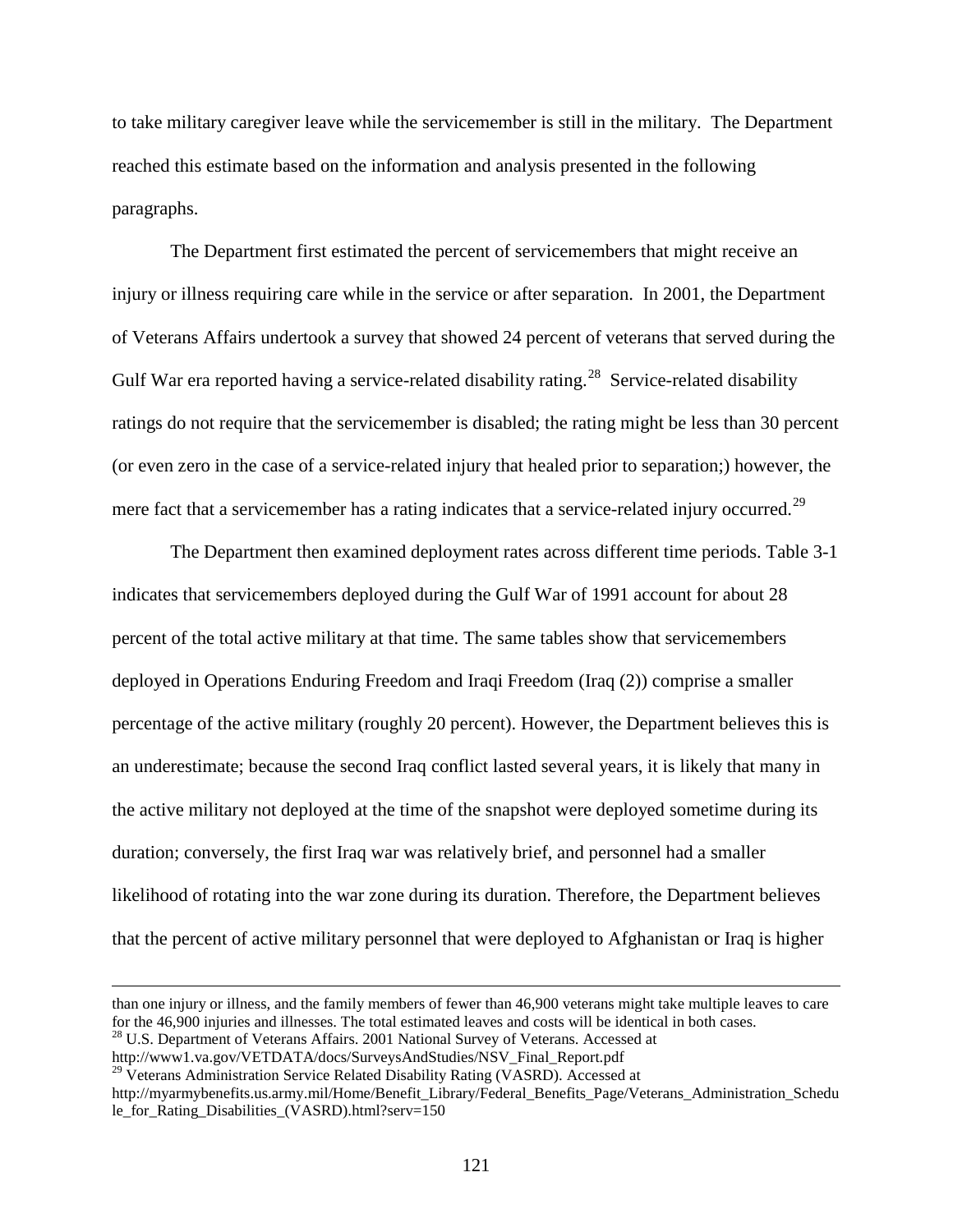to take military caregiver leave while the servicemember is still in the military. The Department reached this estimate based on the information and analysis presented in the following paragraphs.

The Department first estimated the percent of servicemembers that might receive an injury or illness requiring care while in the service or after separation. In 2001, the Department of Veterans Affairs undertook a survey that showed 24 percent of veterans that served during the Gulf War era reported having a service-related disability rating.[28] Service-related disability ratings do not require that the servicemember is disabled; the rating might be less than 30 percent (or even zero in the case of a service-related injury that healed prior to separation;) however, the mere fact that a servicemember has a rating indicates that a service-related injury occurred.[29]

The Department then examined deployment rates across different time periods. Table 3-1 indicates that servicemembers deployed during the Gulf War of 1991 account for about 28 percent of the total active military at that time. The same tables show that servicemembers deployed in Operations Enduring Freedom and Iraqi Freedom (Iraq (2)) comprise a smaller percentage of the active military (roughly 20 percent). However, the Department believes this is an underestimate; because the second Iraq conflict lasted several years, it is likely that many in the active military not deployed at the time of the snapshot were deployed sometime during its duration; conversely, the first Iraq war was relatively brief, and personnel had a smaller likelihood of rotating into the war zone during its duration. Therefore, the Department believes that the percent of active military personnel that were deployed to Afghanistan or Iraq is higher

---

than one injury or illness, and the family members of fewer than 46,900 veterans might take multiple leaves to care for the 46,900 injuries and illnesses. The total estimated leaves and costs will be identical in both cases.

[28] U.S. Department of Veterans Affairs. 2001 National Survey of Veterans. Accessed at http://www1.va.gov/VETDATA/docs/SurveysAndStudies/NSV_Final_Report.pdf

[29] Veterans Administration Service Related Disability Rating (VASRD). Accessed at http://myarmybenefits.us.army.mil/Home/Benefit_Library/Federal_Benefits_Page/Veterans_Administration_Schedule_for_Rating_Disabilities_(VASRD).html?serv=150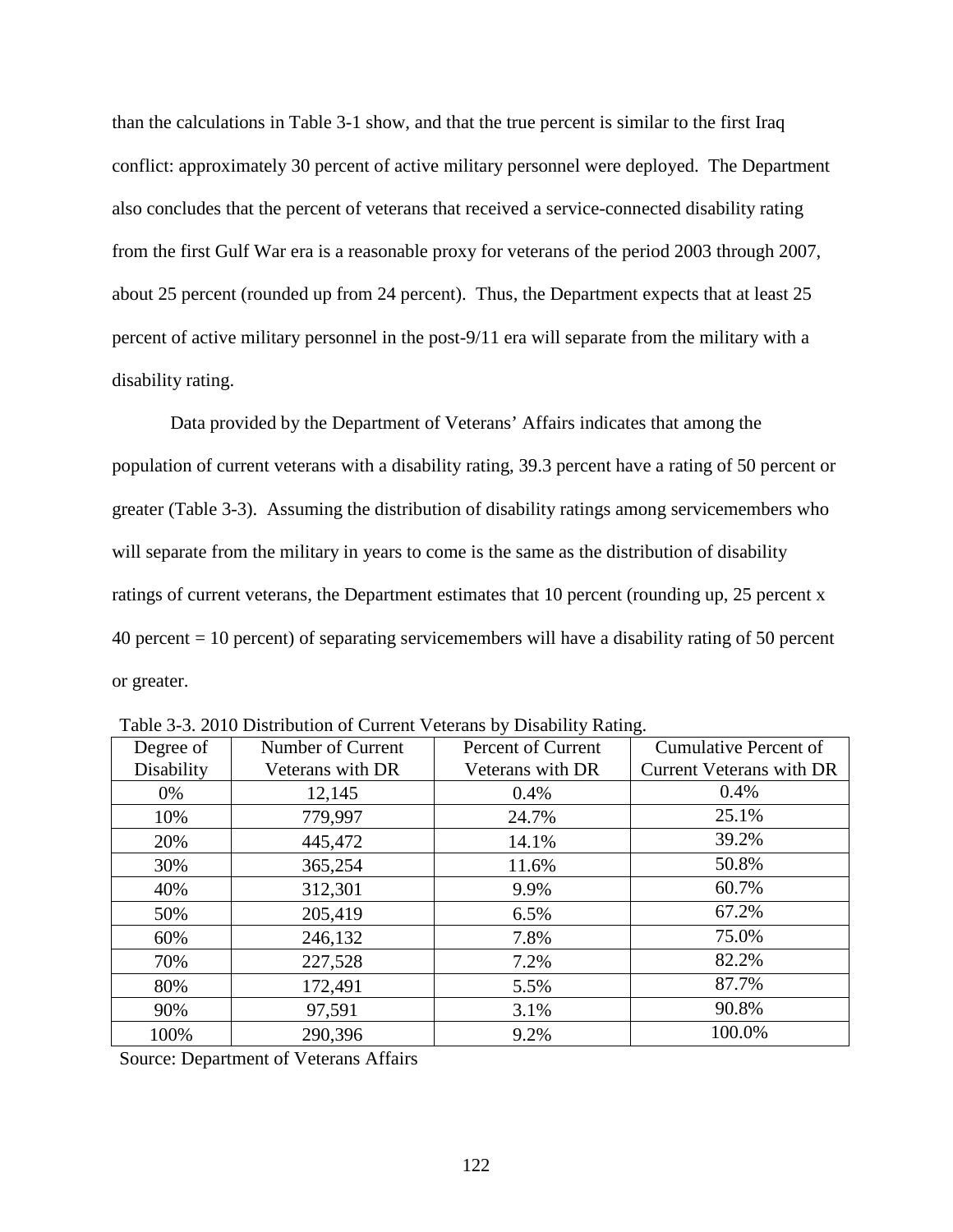than the calculations in Table 3-1 show, and that the true percent is similar to the first Iraq conflict: approximately 30 percent of active military personnel were deployed. The Department also concludes that the percent of veterans that received a service-connected disability rating from the first Gulf War era is a reasonable proxy for veterans of the period 2003 through 2007, about 25 percent (rounded up from 24 percent). Thus, the Department expects that at least 25 percent of active military personnel in the post-9/11 era will separate from the military with a disability rating.

Data provided by the Department of Veterans' Affairs indicates that among the population of current veterans with a disability rating, 39.3 percent have a rating of 50 percent or greater (Table 3-3). Assuming the distribution of disability ratings among servicemembers who will separate from the military in years to come is the same as the distribution of disability ratings of current veterans, the Department estimates that 10 percent (rounding up, 25 percent x 40 percent = 10 percent) of separating servicemembers will have a disability rating of 50 percent or greater.

Table 3-3. 2010 Distribution of Current Veterans by Disability Rating.

| Degree of Disability | Number of Current Veterans with DR | Percent of Current Veterans with DR | Cumulative Percent of Current Veterans with DR |
|---|---|---|---|
| 0% | 12,145 | 0.4% | 0.4% |
| 10% | 779,997 | 24.7% | 25.1% |
| 20% | 445,472 | 14.1% | 39.2% |
| 30% | 365,254 | 11.6% | 50.8% |
| 40% | 312,301 | 9.9% | 60.7% |
| 50% | 205,419 | 6.5% | 67.2% |
| 60% | 246,132 | 7.8% | 75.0% |
| 70% | 227,528 | 7.2% | 82.2% |
| 80% | 172,491 | 5.5% | 87.7% |
| 90% | 97,591 | 3.1% | 90.8% |
| 100% | 290,396 | 9.2% | 100.0% |

Source: Department of Veterans Affairs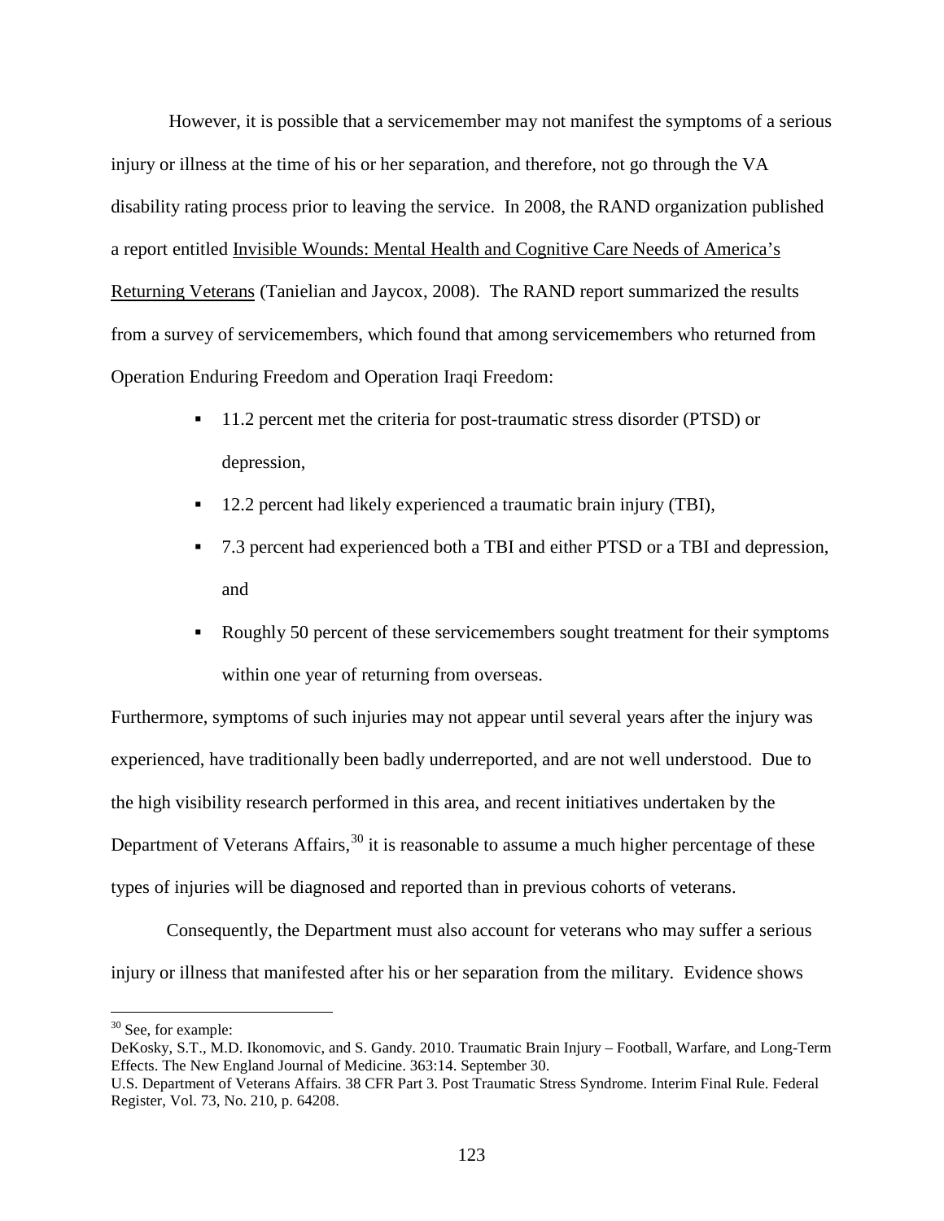However, it is possible that a servicemember may not manifest the symptoms of a serious injury or illness at the time of his or her separation, and therefore, not go through the VA disability rating process prior to leaving the service. In 2008, the RAND organization published a report entitled Invisible Wounds: Mental Health and Cognitive Care Needs of America's Returning Veterans (Tanielian and Jaycox, 2008). The RAND report summarized the results from a survey of servicemembers, which found that among servicemembers who returned from Operation Enduring Freedom and Operation Iraqi Freedom:

- 11.2 percent met the criteria for post-traumatic stress disorder (PTSD) or depression,
- 12.2 percent had likely experienced a traumatic brain injury (TBI),
- 7.3 percent had experienced both a TBI and either PTSD or a TBI and depression, and
- Roughly 50 percent of these servicemembers sought treatment for their symptoms within one year of returning from overseas.

Furthermore, symptoms of such injuries may not appear until several years after the injury was experienced, have traditionally been badly underreported, and are not well understood. Due to the high visibility research performed in this area, and recent initiatives undertaken by the Department of Veterans Affairs,[30] it is reasonable to assume a much higher percentage of these types of injuries will be diagnosed and reported than in previous cohorts of veterans.

Consequently, the Department must also account for veterans who may suffer a serious injury or illness that manifested after his or her separation from the military. Evidence shows

---

[30] See, for example:

DeKosky, S.T., M.D. Ikonomovic, and S. Gandy. 2010. Traumatic Brain Injury – Football, Warfare, and Long-Term Effects. The New England Journal of Medicine. 363:14. September 30.

U.S. Department of Veterans Affairs. 38 CFR Part 3. Post Traumatic Stress Syndrome. Interim Final Rule. Federal Register, Vol. 73, No. 210, p. 64208.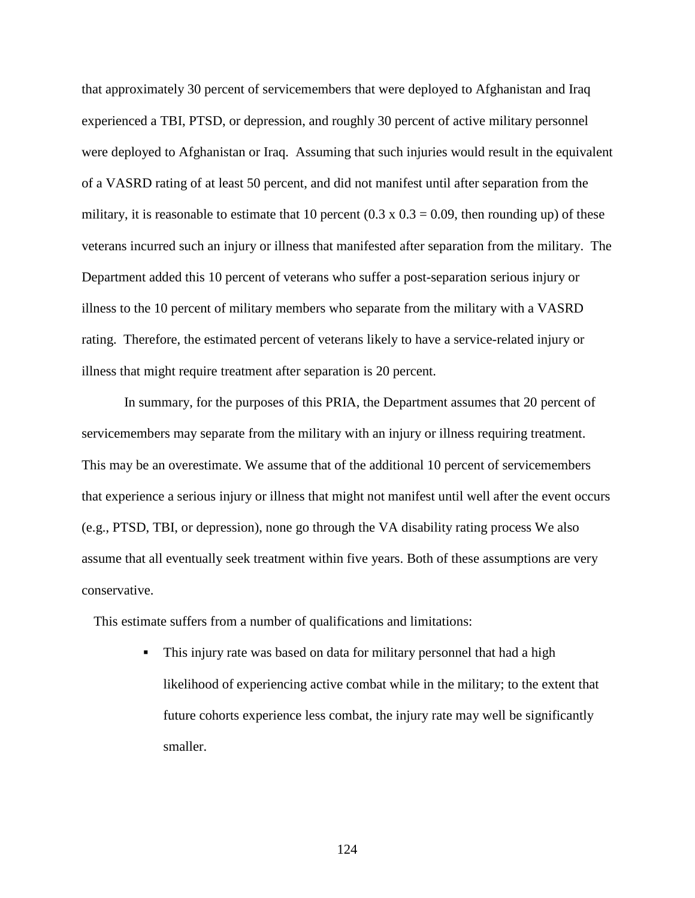that approximately 30 percent of servicemembers that were deployed to Afghanistan and Iraq experienced a TBI, PTSD, or depression, and roughly 30 percent of active military personnel were deployed to Afghanistan or Iraq. Assuming that such injuries would result in the equivalent of a VASRD rating of at least 50 percent, and did not manifest until after separation from the military, it is reasonable to estimate that 10 percent ($0.3 \times 0.3 = 0.09$, then rounding up) of these veterans incurred such an injury or illness that manifested after separation from the military. The Department added this 10 percent of veterans who suffer a post-separation serious injury or illness to the 10 percent of military members who separate from the military with a VASRD rating. Therefore, the estimated percent of veterans likely to have a service-related injury or illness that might require treatment after separation is 20 percent.

In summary, for the purposes of this PRIA, the Department assumes that 20 percent of servicemembers may separate from the military with an injury or illness requiring treatment. This may be an overestimate. We assume that of the additional 10 percent of servicemembers that experience a serious injury or illness that might not manifest until well after the event occurs (e.g., PTSD, TBI, or depression), none go through the VA disability rating process We also assume that all eventually seek treatment within five years. Both of these assumptions are very conservative.

This estimate suffers from a number of qualifications and limitations:

- This injury rate was based on data for military personnel that had a high likelihood of experiencing active combat while in the military; to the extent that future cohorts experience less combat, the injury rate may well be significantly smaller.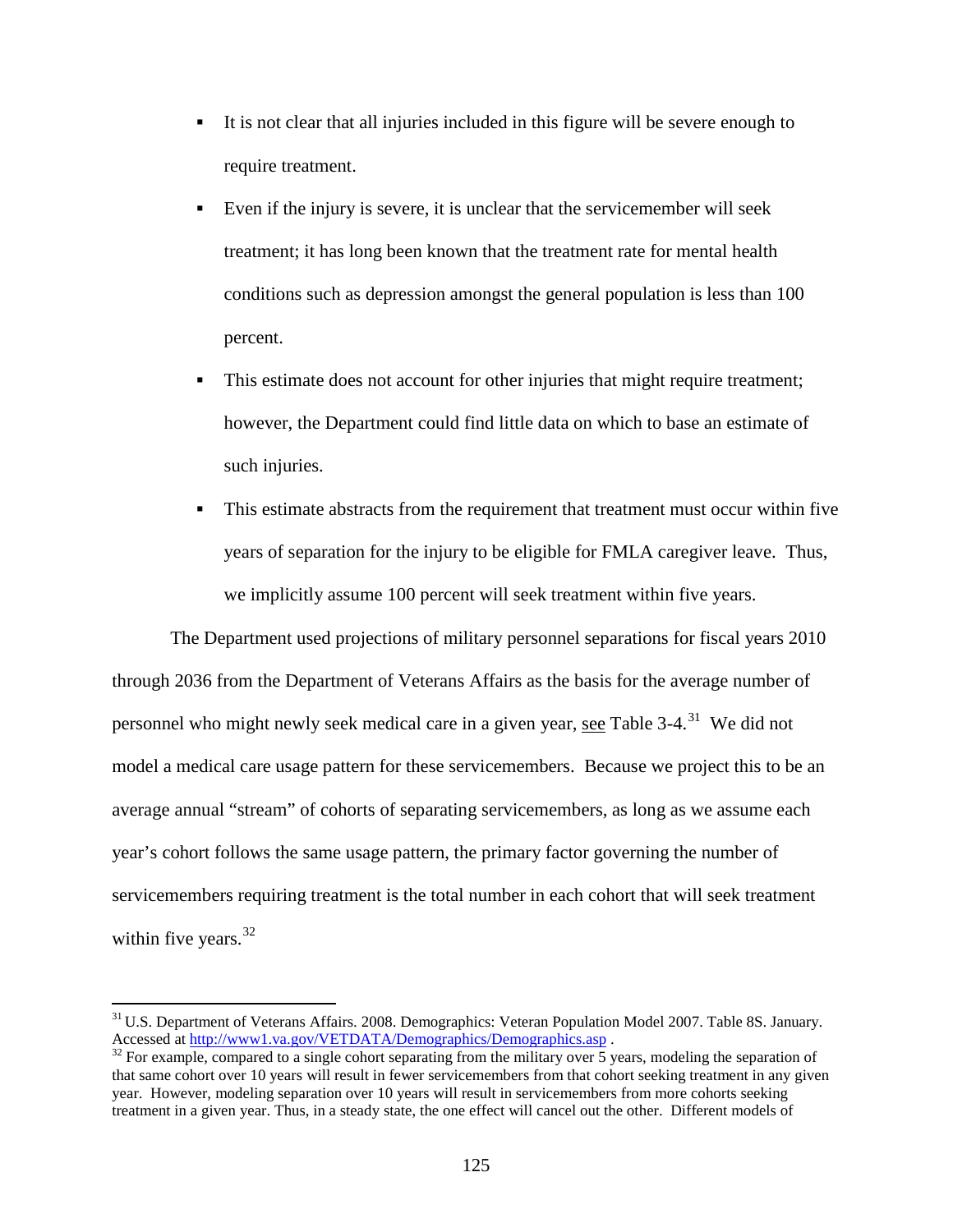- It is not clear that all injuries included in this figure will be severe enough to require treatment.
- Even if the injury is severe, it is unclear that the servicemember will seek treatment; it has long been known that the treatment rate for mental health conditions such as depression amongst the general population is less than 100 percent.
- This estimate does not account for other injuries that might require treatment; however, the Department could find little data on which to base an estimate of such injuries.
- This estimate abstracts from the requirement that treatment must occur within five years of separation for the injury to be eligible for FMLA caregiver leave. Thus, we implicitly assume 100 percent will seek treatment within five years.

The Department used projections of military personnel separations for fiscal years 2010 through 2036 from the Department of Veterans Affairs as the basis for the average number of personnel who might newly seek medical care in a given year, see Table 3-4.[31] We did not model a medical care usage pattern for these servicemembers. Because we project this to be an average annual "stream" of cohorts of separating servicemembers, as long as we assume each year's cohort follows the same usage pattern, the primary factor governing the number of servicemembers requiring treatment is the total number in each cohort that will seek treatment within five years.[32]

---

[31] U.S. Department of Veterans Affairs. 2008. Demographics: Veteran Population Model 2007. Table 8S. January. Accessed at http://www1.va.gov/VETDATA/Demographics/Demographics.asp .

[32] For example, compared to a single cohort separating from the military over 5 years, modeling the separation of that same cohort over 10 years will result in fewer servicemembers from that cohort seeking treatment in any given year. However, modeling separation over 10 years will result in servicemembers from more cohorts seeking treatment in a given year. Thus, in a steady state, the one effect will cancel out the other. Different models of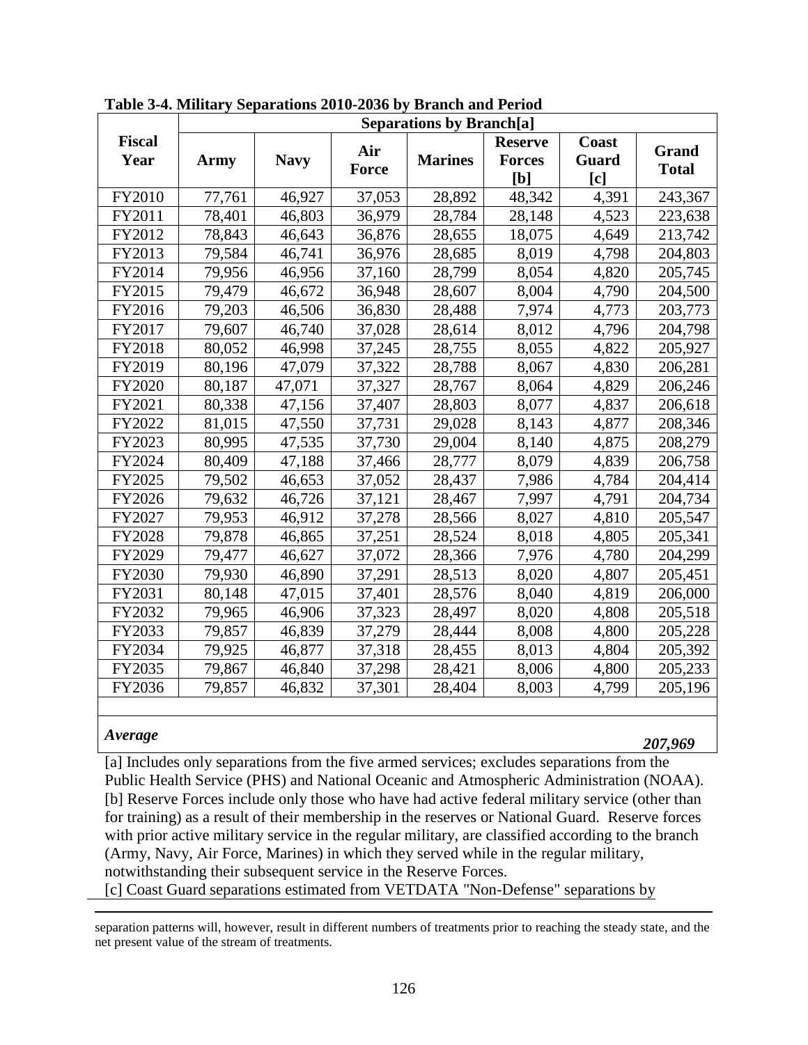**Table 3-4. Military Separations 2010-2036 by Branch and Period**

| Fiscal Year | Separations by Branch[a] | | | | | | |
|---|---|---|---|---|---|---|---|
| | Army | Navy | Air Force | Marines | Reserve Forces [b] | Coast Guard [c] | Grand Total |
| FY2010 | 77,761 | 46,927 | 37,053 | 28,892 | 48,342 | 4,391 | 243,367 |
| FY2011 | 78,401 | 46,803 | 36,979 | 28,784 | 28,148 | 4,523 | 223,638 |
| FY2012 | 78,843 | 46,643 | 36,876 | 28,655 | 18,075 | 4,649 | 213,742 |
| FY2013 | 79,584 | 46,741 | 36,976 | 28,685 | 8,019 | 4,798 | 204,803 |
| FY2014 | 79,956 | 46,956 | 37,160 | 28,799 | 8,054 | 4,820 | 205,745 |
| FY2015 | 79,479 | 46,672 | 36,948 | 28,607 | 8,004 | 4,790 | 204,500 |
| FY2016 | 79,203 | 46,506 | 36,830 | 28,488 | 7,974 | 4,773 | 203,773 |
| FY2017 | 79,607 | 46,740 | 37,028 | 28,614 | 8,012 | 4,796 | 204,798 |
| FY2018 | 80,052 | 46,998 | 37,245 | 28,755 | 8,055 | 4,822 | 205,927 |
| FY2019 | 80,196 | 47,079 | 37,322 | 28,788 | 8,067 | 4,830 | 206,281 |
| FY2020 | 80,187 | 47,071 | 37,327 | 28,767 | 8,064 | 4,829 | 206,246 |
| FY2021 | 80,338 | 47,156 | 37,407 | 28,803 | 8,077 | 4,837 | 206,618 |
| FY2022 | 81,015 | 47,550 | 37,731 | 29,028 | 8,143 | 4,877 | 208,346 |
| FY2023 | 80,995 | 47,535 | 37,730 | 29,004 | 8,140 | 4,875 | 208,279 |
| FY2024 | 80,409 | 47,188 | 37,466 | 28,777 | 8,079 | 4,839 | 206,758 |
| FY2025 | 79,502 | 46,653 | 37,052 | 28,437 | 7,986 | 4,784 | 204,414 |
| FY2026 | 79,632 | 46,726 | 37,121 | 28,467 | 7,997 | 4,791 | 204,734 |
| FY2027 | 79,953 | 46,912 | 37,278 | 28,566 | 8,027 | 4,810 | 205,547 |
| FY2028 | 79,878 | 46,865 | 37,251 | 28,524 | 8,018 | 4,805 | 205,341 |
| FY2029 | 79,477 | 46,627 | 37,072 | 28,366 | 7,976 | 4,780 | 204,299 |
| FY2030 | 79,930 | 46,890 | 37,291 | 28,513 | 8,020 | 4,807 | 205,451 |
| FY2031 | 80,148 | 47,015 | 37,401 | 28,576 | 8,040 | 4,819 | 206,000 |
| FY2032 | 79,965 | 46,906 | 37,323 | 28,497 | 8,020 | 4,808 | 205,518 |
| FY2033 | 79,857 | 46,839 | 37,279 | 28,444 | 8,008 | 4,800 | 205,228 |
| FY2034 | 79,925 | 46,877 | 37,318 | 28,455 | 8,013 | 4,804 | 205,392 |
| FY2035 | 79,867 | 46,840 | 37,298 | 28,421 | 8,006 | 4,800 | 205,233 |
| FY2036 | 79,857 | 46,832 | 37,301 | 28,404 | 8,003 | 4,799 | 205,196 |
| *Average* | | | | | | | ***207,969*** |

[a] Includes only separations from the five armed services; excludes separations from the Public Health Service (PHS) and National Oceanic and Atmospheric Administration (NOAA).
[b] Reserve Forces include only those who have had active federal military service (other than for training) as a result of their membership in the reserves or National Guard. Reserve forces with prior active military service in the regular military, are classified according to the branch (Army, Navy, Air Force, Marines) in which they served while in the regular military, notwithstanding their subsequent service in the Reserve Forces.
[c] Coast Guard separations estimated from VETDATA "Non-Defense" separations by

separation patterns will, however, result in different numbers of treatments prior to reaching the steady state, and the net present value of the stream of treatments.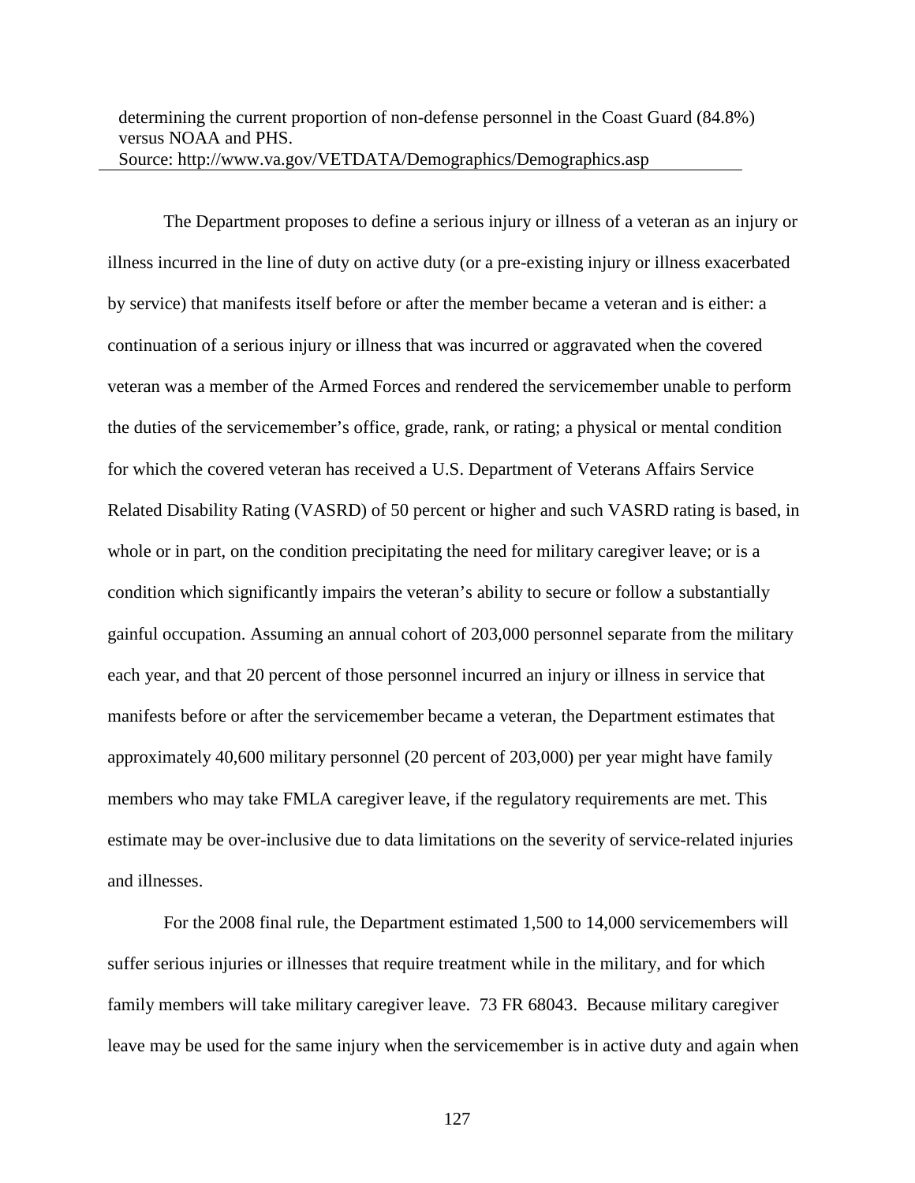determining the current proportion of non-defense personnel in the Coast Guard (84.8%) versus NOAA and PHS.
Source: http://www.va.gov/VETDATA/Demographics/Demographics.asp

The Department proposes to define a serious injury or illness of a veteran as an injury or illness incurred in the line of duty on active duty (or a pre-existing injury or illness exacerbated by service) that manifests itself before or after the member became a veteran and is either: a continuation of a serious injury or illness that was incurred or aggravated when the covered veteran was a member of the Armed Forces and rendered the servicemember unable to perform the duties of the servicemember's office, grade, rank, or rating; a physical or mental condition for which the covered veteran has received a U.S. Department of Veterans Affairs Service Related Disability Rating (VASRD) of 50 percent or higher and such VASRD rating is based, in whole or in part, on the condition precipitating the need for military caregiver leave; or is a condition which significantly impairs the veteran's ability to secure or follow a substantially gainful occupation. Assuming an annual cohort of 203,000 personnel separate from the military each year, and that 20 percent of those personnel incurred an injury or illness in service that manifests before or after the servicemember became a veteran, the Department estimates that approximately 40,600 military personnel (20 percent of 203,000) per year might have family members who may take FMLA caregiver leave, if the regulatory requirements are met. This estimate may be over-inclusive due to data limitations on the severity of service-related injuries and illnesses.

For the 2008 final rule, the Department estimated 1,500 to 14,000 servicemembers will suffer serious injuries or illnesses that require treatment while in the military, and for which family members will take military caregiver leave. 73 FR 68043. Because military caregiver leave may be used for the same injury when the servicemember is in active duty and again when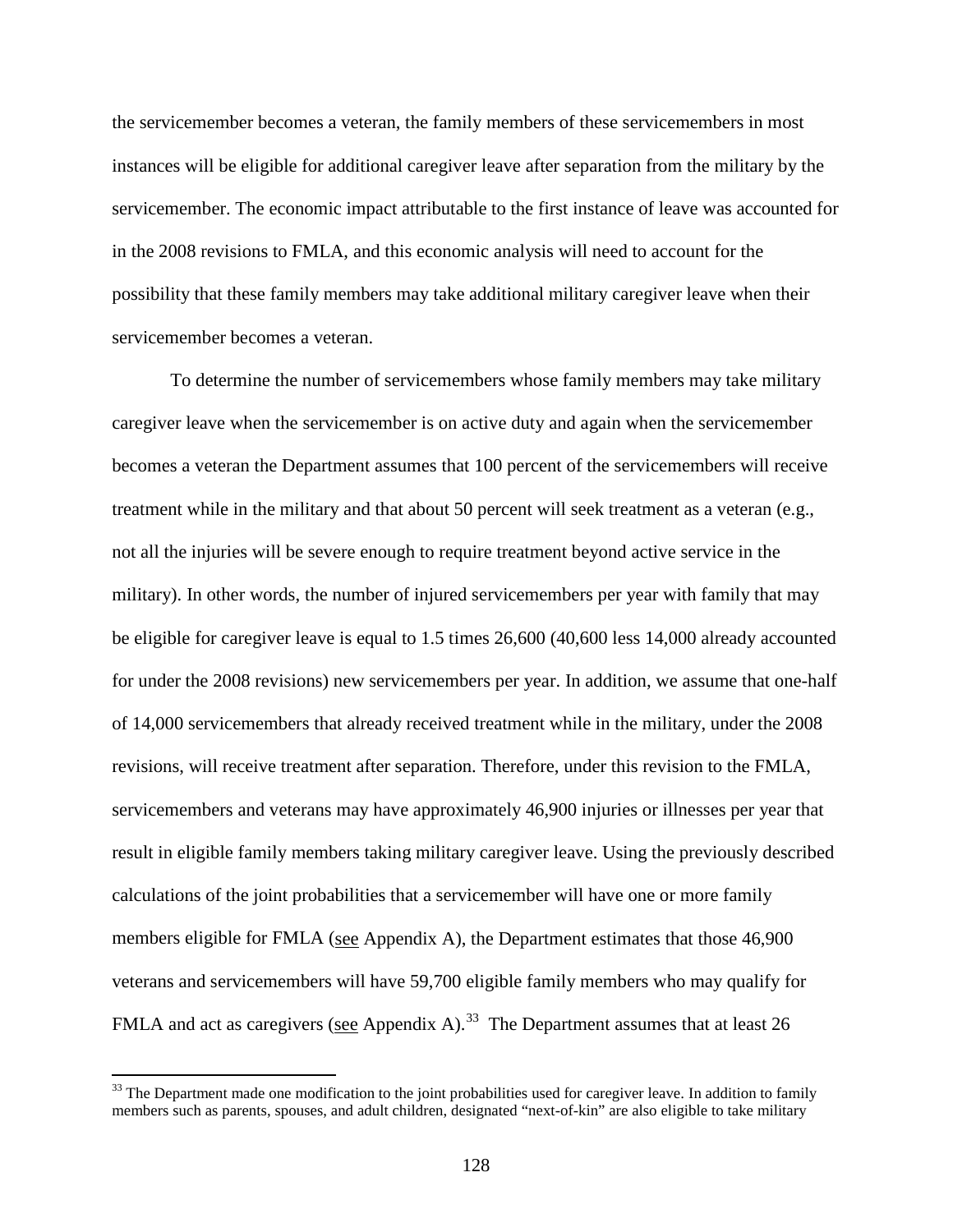the servicemember becomes a veteran, the family members of these servicemembers in most instances will be eligible for additional caregiver leave after separation from the military by the servicemember. The economic impact attributable to the first instance of leave was accounted for in the 2008 revisions to FMLA, and this economic analysis will need to account for the possibility that these family members may take additional military caregiver leave when their servicemember becomes a veteran.

To determine the number of servicemembers whose family members may take military caregiver leave when the servicemember is on active duty and again when the servicemember becomes a veteran the Department assumes that 100 percent of the servicemembers will receive treatment while in the military and that about 50 percent will seek treatment as a veteran (e.g., not all the injuries will be severe enough to require treatment beyond active service in the military). In other words, the number of injured servicemembers per year with family that may be eligible for caregiver leave is equal to 1.5 times 26,600 (40,600 less 14,000 already accounted for under the 2008 revisions) new servicemembers per year. In addition, we assume that one-half of 14,000 servicemembers that already received treatment while in the military, under the 2008 revisions, will receive treatment after separation. Therefore, under this revision to the FMLA, servicemembers and veterans may have approximately 46,900 injuries or illnesses per year that result in eligible family members taking military caregiver leave. Using the previously described calculations of the joint probabilities that a servicemember will have one or more family members eligible for FMLA (see Appendix A), the Department estimates that those 46,900 veterans and servicemembers will have 59,700 eligible family members who may qualify for FMLA and act as caregivers (see Appendix A).[33] The Department assumes that at least 26

[33] The Department made one modification to the joint probabilities used for caregiver leave. In addition to family members such as parents, spouses, and adult children, designated "next-of-kin" are also eligible to take military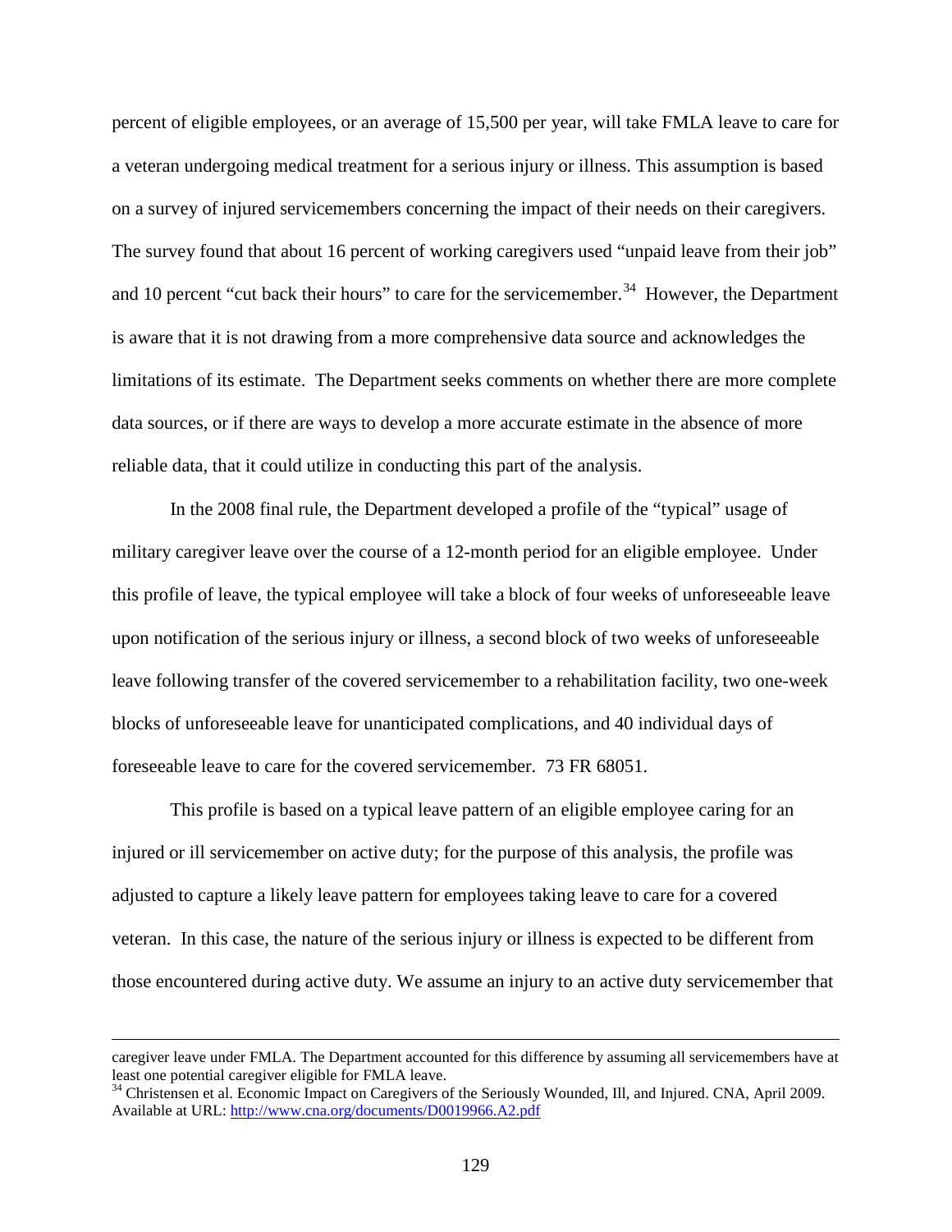percent of eligible employees, or an average of 15,500 per year, will take FMLA leave to care for a veteran undergoing medical treatment for a serious injury or illness. This assumption is based on a survey of injured servicemembers concerning the impact of their needs on their caregivers. The survey found that about 16 percent of working caregivers used "unpaid leave from their job" and 10 percent "cut back their hours" to care for the servicemember.[34] However, the Department is aware that it is not drawing from a more comprehensive data source and acknowledges the limitations of its estimate. The Department seeks comments on whether there are more complete data sources, or if there are ways to develop a more accurate estimate in the absence of more reliable data, that it could utilize in conducting this part of the analysis.

In the 2008 final rule, the Department developed a profile of the "typical" usage of military caregiver leave over the course of a 12-month period for an eligible employee. Under this profile of leave, the typical employee will take a block of four weeks of unforeseeable leave upon notification of the serious injury or illness, a second block of two weeks of unforeseeable leave following transfer of the covered servicemember to a rehabilitation facility, two one-week blocks of unforeseeable leave for unanticipated complications, and 40 individual days of foreseeable leave to care for the covered servicemember. 73 FR 68051.

This profile is based on a typical leave pattern of an eligible employee caring for an injured or ill servicemember on active duty; for the purpose of this analysis, the profile was adjusted to capture a likely leave pattern for employees taking leave to care for a covered veteran. In this case, the nature of the serious injury or illness is expected to be different from those encountered during active duty. We assume an injury to an active duty servicemember that

---

caregiver leave under FMLA. The Department accounted for this difference by assuming all servicemembers have at least one potential caregiver eligible for FMLA leave.

[34] Christensen et al. Economic Impact on Caregivers of the Seriously Wounded, Ill, and Injured. CNA, April 2009. Available at URL: http://www.cna.org/documents/D0019966.A2.pdf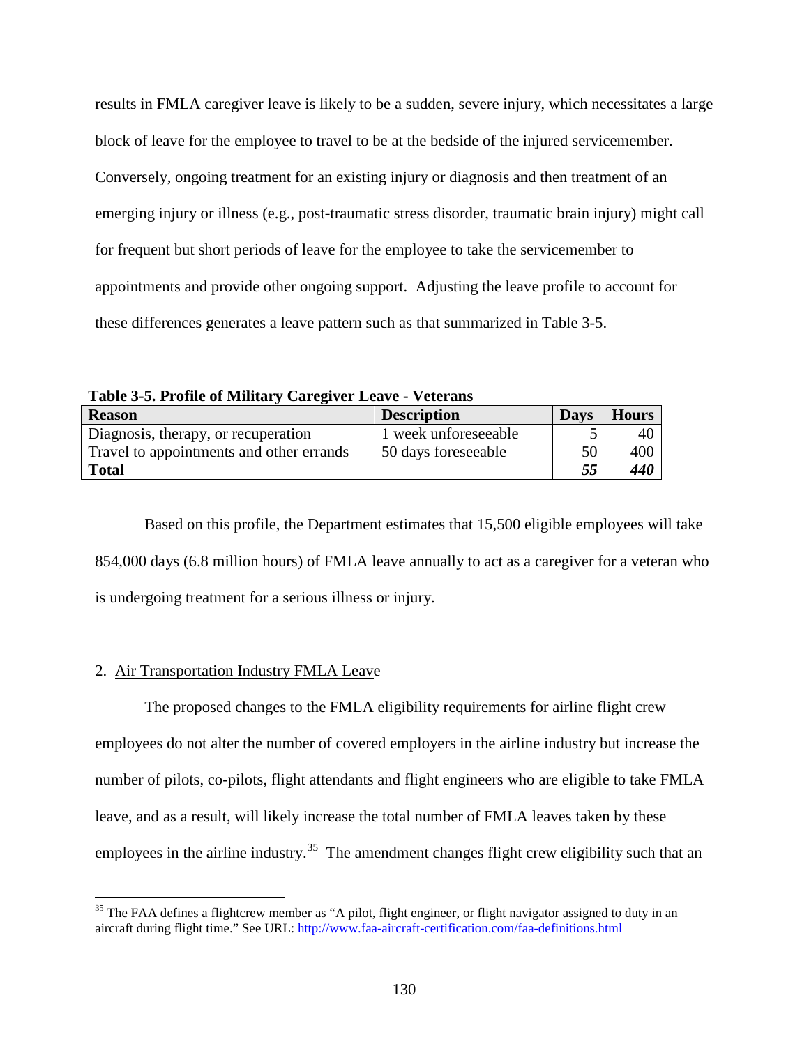results in FMLA caregiver leave is likely to be a sudden, severe injury, which necessitates a large block of leave for the employee to travel to be at the bedside of the injured servicemember. Conversely, ongoing treatment for an existing injury or diagnosis and then treatment of an emerging injury or illness (e.g., post-traumatic stress disorder, traumatic brain injury) might call for frequent but short periods of leave for the employee to take the servicemember to appointments and provide other ongoing support. Adjusting the leave profile to account for these differences generates a leave pattern such as that summarized in Table 3-5.

**Table 3-5. Profile of Military Caregiver Leave - Veterans**

| Reason | Description | Days | Hours |
|---|---|---|---|
| Diagnosis, therapy, or recuperation | 1 week unforeseeable | 5 | 40 |
| Travel to appointments and other errands | 50 days foreseeable | 50 | 400 |
| **Total** | | ***55*** | ***440*** |

Based on this profile, the Department estimates that 15,500 eligible employees will take 854,000 days (6.8 million hours) of FMLA leave annually to act as a caregiver for a veteran who is undergoing treatment for a serious illness or injury.

2. Air Transportation Industry FMLA Leave

The proposed changes to the FMLA eligibility requirements for airline flight crew employees do not alter the number of covered employers in the airline industry but increase the number of pilots, co-pilots, flight attendants and flight engineers who are eligible to take FMLA leave, and as a result, will likely increase the total number of FMLA leaves taken by these employees in the airline industry.[35] The amendment changes flight crew eligibility such that an

[35] The FAA defines a flightcrew member as "A pilot, flight engineer, or flight navigator assigned to duty in an aircraft during flight time." See URL: http://www.faa-aircraft-certification.com/faa-definitions.html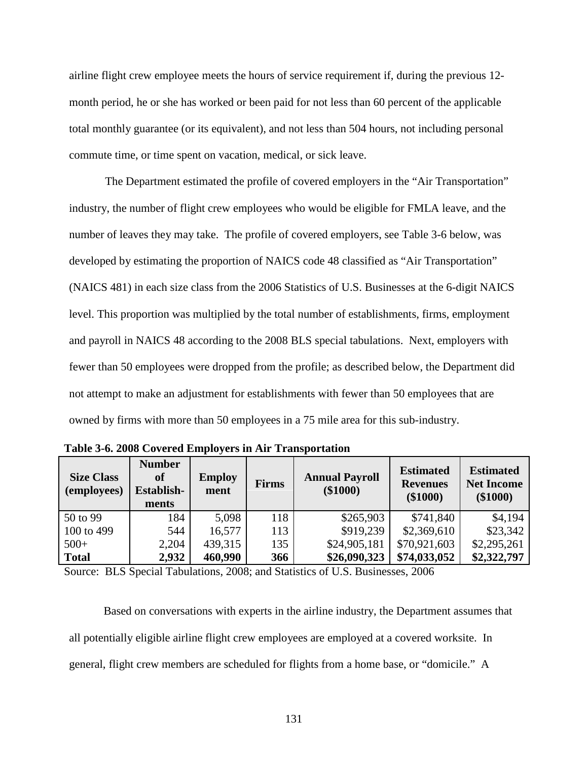airline flight crew employee meets the hours of service requirement if, during the previous 12-month period, he or she has worked or been paid for not less than 60 percent of the applicable total monthly guarantee (or its equivalent), and not less than 504 hours, not including personal commute time, or time spent on vacation, medical, or sick leave.

The Department estimated the profile of covered employers in the "Air Transportation" industry, the number of flight crew employees who would be eligible for FMLA leave, and the number of leaves they may take. The profile of covered employers, see Table 3-6 below, was developed by estimating the proportion of NAICS code 48 classified as "Air Transportation" (NAICS 481) in each size class from the 2006 Statistics of U.S. Businesses at the 6-digit NAICS level. This proportion was multiplied by the total number of establishments, firms, employment and payroll in NAICS 48 according to the 2008 BLS special tabulations. Next, employers with fewer than 50 employees were dropped from the profile; as described below, the Department did not attempt to make an adjustment for establishments with fewer than 50 employees that are owned by firms with more than 50 employees in a 75 mile area for this sub-industry.

**Table 3-6. 2008 Covered Employers in Air Transportation**

| Size Class (employees) | Number of Establish-ments | Employ ment | Firms | Annual Payroll ($1000) | Estimated Revenues ($1000) | Estimated Net Income ($1000) |
|---|---|---|---|---|---|---|
| 50 to 99 | 184 | 5,098 | 118 | $265,903 | $741,840 | $4,194 |
| 100 to 499 | 544 | 16,577 | 113 | $919,239 | $2,369,610 | $23,342 |
| 500+ | 2,204 | 439,315 | 135 | $24,905,181 | $70,921,603 | $2,295,261 |
| **Total** | **2,932** | **460,990** | **366** | **$26,090,323** | **$74,033,052** | **$2,322,797** |

Source: BLS Special Tabulations, 2008; and Statistics of U.S. Businesses, 2006

Based on conversations with experts in the airline industry, the Department assumes that all potentially eligible airline flight crew employees are employed at a covered worksite. In general, flight crew members are scheduled for flights from a home base, or "domicile." A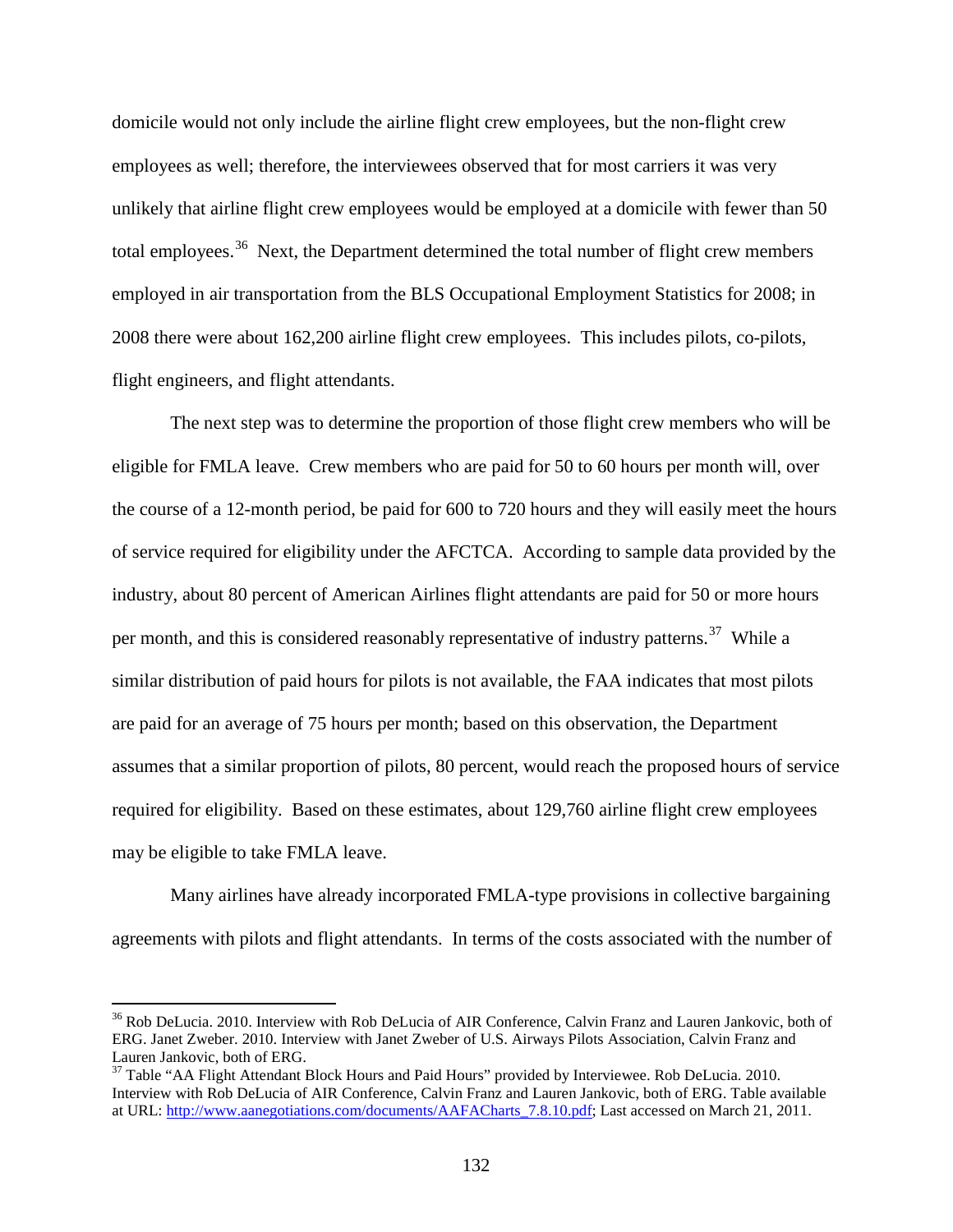domicile would not only include the airline flight crew employees, but the non-flight crew employees as well; therefore, the interviewees observed that for most carriers it was very unlikely that airline flight crew employees would be employed at a domicile with fewer than 50 total employees.[36] Next, the Department determined the total number of flight crew members employed in air transportation from the BLS Occupational Employment Statistics for 2008; in 2008 there were about 162,200 airline flight crew employees. This includes pilots, co-pilots, flight engineers, and flight attendants.

The next step was to determine the proportion of those flight crew members who will be eligible for FMLA leave. Crew members who are paid for 50 to 60 hours per month will, over the course of a 12-month period, be paid for 600 to 720 hours and they will easily meet the hours of service required for eligibility under the AFCTCA. According to sample data provided by the industry, about 80 percent of American Airlines flight attendants are paid for 50 or more hours per month, and this is considered reasonably representative of industry patterns.[37] While a similar distribution of paid hours for pilots is not available, the FAA indicates that most pilots are paid for an average of 75 hours per month; based on this observation, the Department assumes that a similar proportion of pilots, 80 percent, would reach the proposed hours of service required for eligibility. Based on these estimates, about 129,760 airline flight crew employees may be eligible to take FMLA leave.

Many airlines have already incorporated FMLA-type provisions in collective bargaining agreements with pilots and flight attendants. In terms of the costs associated with the number of

---

[36] Rob DeLucia. 2010. Interview with Rob DeLucia of AIR Conference, Calvin Franz and Lauren Jankovic, both of ERG. Janet Zweber. 2010. Interview with Janet Zweber of U.S. Airways Pilots Association, Calvin Franz and Lauren Jankovic, both of ERG.

[37] Table "AA Flight Attendant Block Hours and Paid Hours" provided by Interviewee. Rob DeLucia. 2010. Interview with Rob DeLucia of AIR Conference, Calvin Franz and Lauren Jankovic, both of ERG. Table available at URL: http://www.aanegotiations.com/documents/AAFACharts_7.8.10.pdf; Last accessed on March 21, 2011.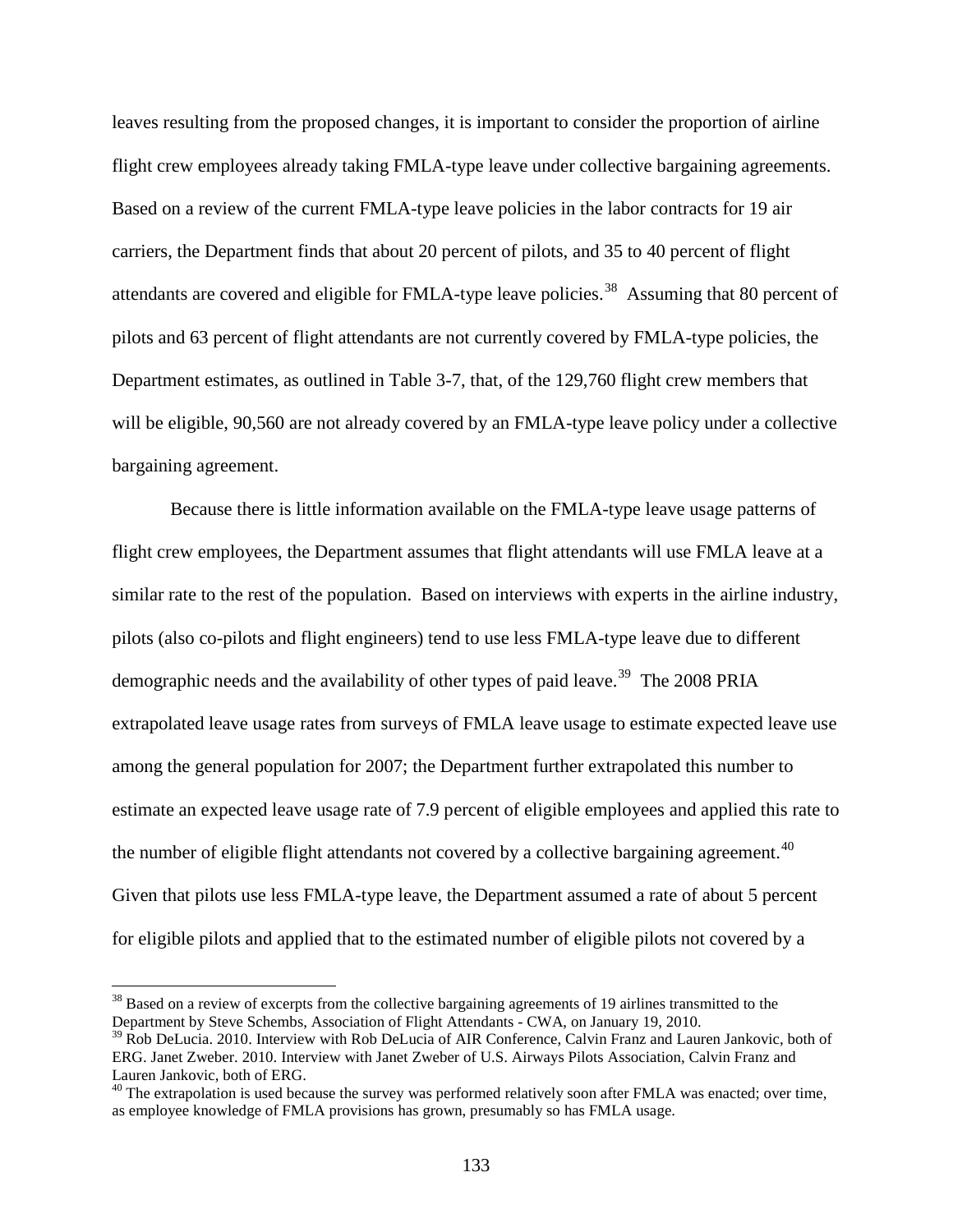leaves resulting from the proposed changes, it is important to consider the proportion of airline flight crew employees already taking FMLA-type leave under collective bargaining agreements. Based on a review of the current FMLA-type leave policies in the labor contracts for 19 air carriers, the Department finds that about 20 percent of pilots, and 35 to 40 percent of flight attendants are covered and eligible for FMLA-type leave policies.[38] Assuming that 80 percent of pilots and 63 percent of flight attendants are not currently covered by FMLA-type policies, the Department estimates, as outlined in Table 3-7, that, of the 129,760 flight crew members that will be eligible, 90,560 are not already covered by an FMLA-type leave policy under a collective bargaining agreement.

Because there is little information available on the FMLA-type leave usage patterns of flight crew employees, the Department assumes that flight attendants will use FMLA leave at a similar rate to the rest of the population. Based on interviews with experts in the airline industry, pilots (also co-pilots and flight engineers) tend to use less FMLA-type leave due to different demographic needs and the availability of other types of paid leave.[39] The 2008 PRIA extrapolated leave usage rates from surveys of FMLA leave usage to estimate expected leave use among the general population for 2007; the Department further extrapolated this number to estimate an expected leave usage rate of 7.9 percent of eligible employees and applied this rate to the number of eligible flight attendants not covered by a collective bargaining agreement.[40] Given that pilots use less FMLA-type leave, the Department assumed a rate of about 5 percent for eligible pilots and applied that to the estimated number of eligible pilots not covered by a

[38] Based on a review of excerpts from the collective bargaining agreements of 19 airlines transmitted to the Department by Steve Schembs, Association of Flight Attendants - CWA, on January 19, 2010.

[39] Rob DeLucia. 2010. Interview with Rob DeLucia of AIR Conference, Calvin Franz and Lauren Jankovic, both of ERG. Janet Zweber. 2010. Interview with Janet Zweber of U.S. Airways Pilots Association, Calvin Franz and Lauren Jankovic, both of ERG.

[40] The extrapolation is used because the survey was performed relatively soon after FMLA was enacted; over time, as employee knowledge of FMLA provisions has grown, presumably so has FMLA usage.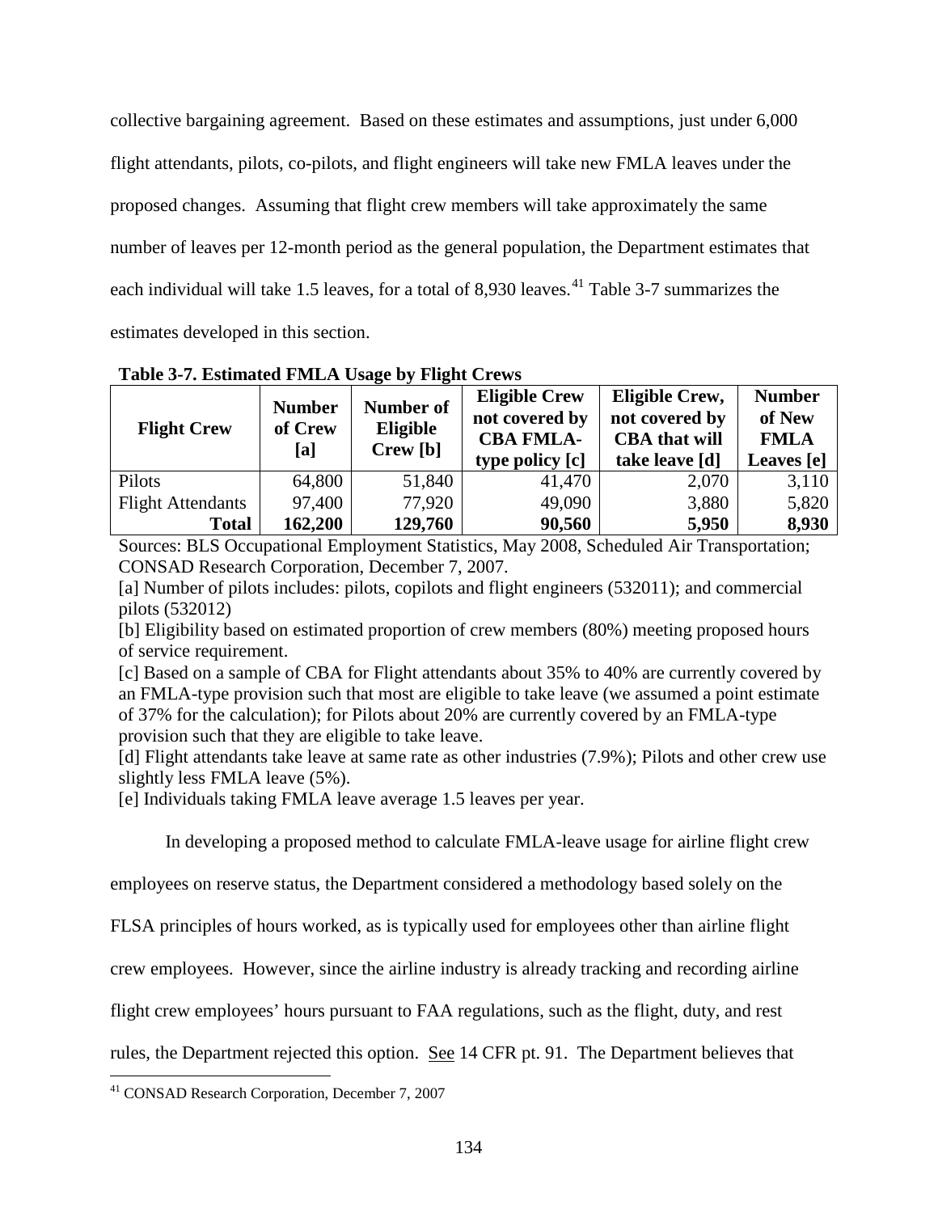collective bargaining agreement. Based on these estimates and assumptions, just under 6,000 flight attendants, pilots, co-pilots, and flight engineers will take new FMLA leaves under the proposed changes. Assuming that flight crew members will take approximately the same number of leaves per 12-month period as the general population, the Department estimates that each individual will take 1.5 leaves, for a total of 8,930 leaves.[41] Table 3-7 summarizes the estimates developed in this section.

**Table 3-7. Estimated FMLA Usage by Flight Crews**

| Flight Crew | Number of Crew [a] | Number of Eligible Crew [b] | Eligible Crew not covered by CBA FMLA-type policy [c] | Eligible Crew, not covered by CBA that will take leave [d] | Number of New FMLA Leaves [e] |
|---|---|---|---|---|---|
| Pilots | 64,800 | 51,840 | 41,470 | 2,070 | 3,110 |
| Flight Attendants | 97,400 | 77,920 | 49,090 | 3,880 | 5,820 |
| **Total** | **162,200** | **129,760** | **90,560** | **5,950** | **8,930** |

Sources: BLS Occupational Employment Statistics, May 2008, Scheduled Air Transportation; CONSAD Research Corporation, December 7, 2007.

[a] Number of pilots includes: pilots, copilots and flight engineers (532011); and commercial pilots (532012)

[b] Eligibility based on estimated proportion of crew members (80%) meeting proposed hours of service requirement.

[c] Based on a sample of CBA for Flight attendants about 35% to 40% are currently covered by an FMLA-type provision such that most are eligible to take leave (we assumed a point estimate of 37% for the calculation); for Pilots about 20% are currently covered by an FMLA-type provision such that they are eligible to take leave.

[d] Flight attendants take leave at same rate as other industries (7.9%); Pilots and other crew use slightly less FMLA leave (5%).

[e] Individuals taking FMLA leave average 1.5 leaves per year.

In developing a proposed method to calculate FMLA-leave usage for airline flight crew employees on reserve status, the Department considered a methodology based solely on the FLSA principles of hours worked, as is typically used for employees other than airline flight crew employees. However, since the airline industry is already tracking and recording airline flight crew employees' hours pursuant to FAA regulations, such as the flight, duty, and rest rules, the Department rejected this option. See 14 CFR pt. 91. The Department believes that

[41] CONSAD Research Corporation, December 7, 2007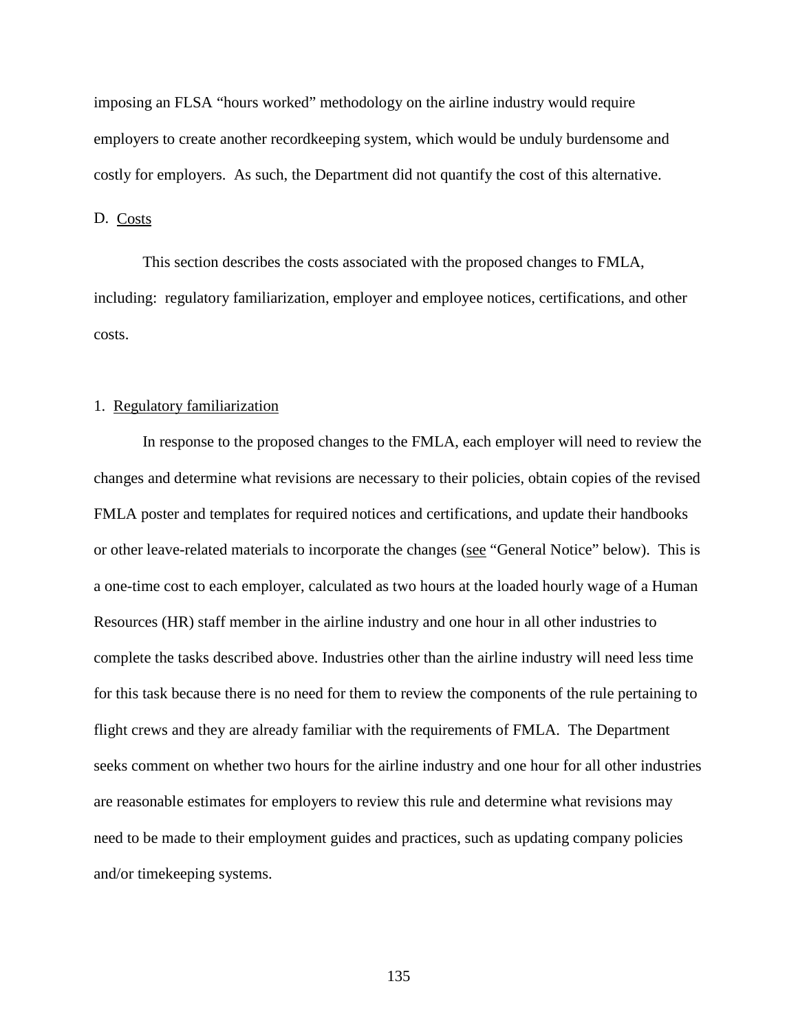imposing an FLSA "hours worked" methodology on the airline industry would require employers to create another recordkeeping system, which would be unduly burdensome and costly for employers. As such, the Department did not quantify the cost of this alternative.

## D. Costs

This section describes the costs associated with the proposed changes to FMLA, including: regulatory familiarization, employer and employee notices, certifications, and other costs.

### 1. Regulatory familiarization

In response to the proposed changes to the FMLA, each employer will need to review the changes and determine what revisions are necessary to their policies, obtain copies of the revised FMLA poster and templates for required notices and certifications, and update their handbooks or other leave-related materials to incorporate the changes (see "General Notice" below). This is a one-time cost to each employer, calculated as two hours at the loaded hourly wage of a Human Resources (HR) staff member in the airline industry and one hour in all other industries to complete the tasks described above. Industries other than the airline industry will need less time for this task because there is no need for them to review the components of the rule pertaining to flight crews and they are already familiar with the requirements of FMLA. The Department seeks comment on whether two hours for the airline industry and one hour for all other industries are reasonable estimates for employers to review this rule and determine what revisions may need to be made to their employment guides and practices, such as updating company policies and/or timekeeping systems.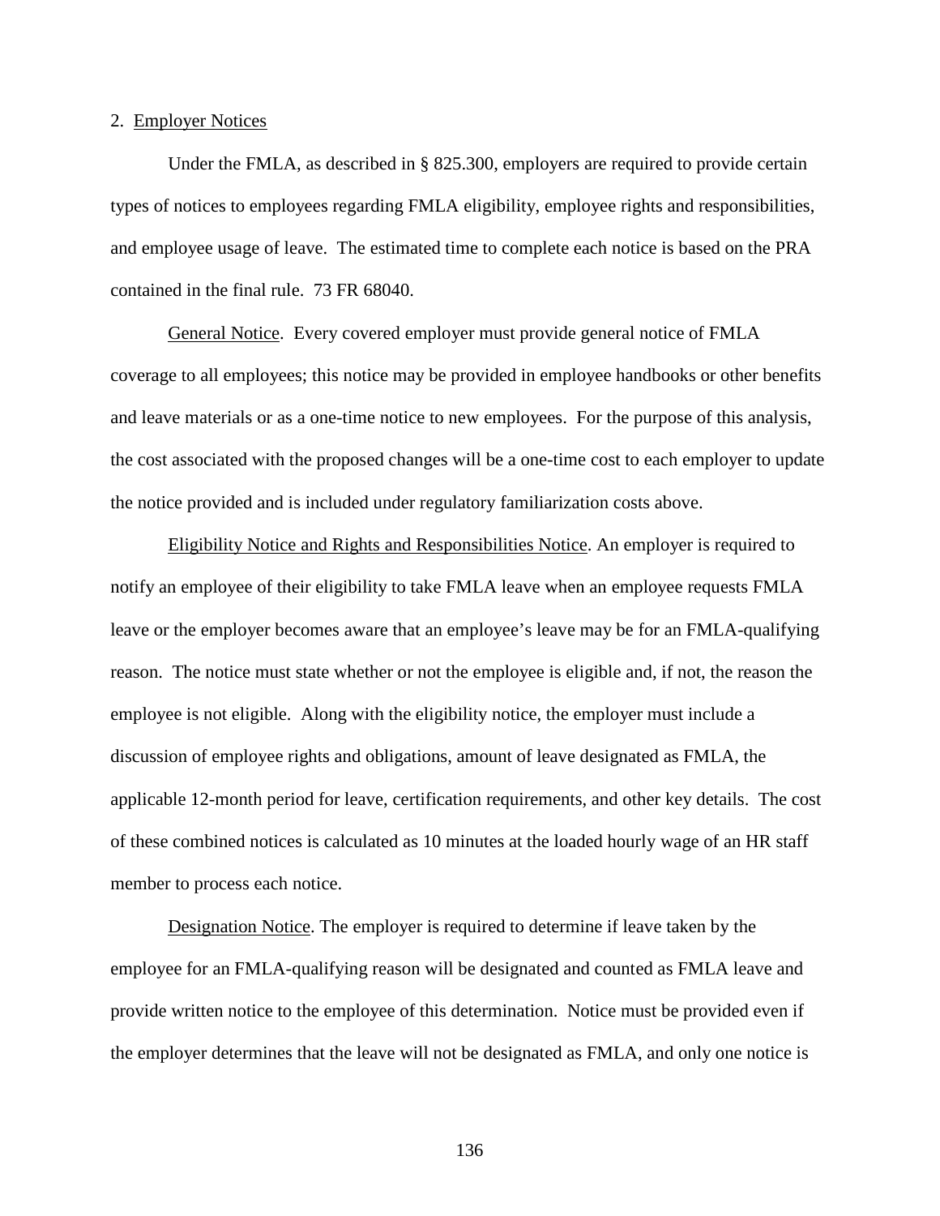2. Employer Notices

Under the FMLA, as described in § 825.300, employers are required to provide certain types of notices to employees regarding FMLA eligibility, employee rights and responsibilities, and employee usage of leave. The estimated time to complete each notice is based on the PRA contained in the final rule. 73 FR 68040.

General Notice. Every covered employer must provide general notice of FMLA coverage to all employees; this notice may be provided in employee handbooks or other benefits and leave materials or as a one-time notice to new employees. For the purpose of this analysis, the cost associated with the proposed changes will be a one-time cost to each employer to update the notice provided and is included under regulatory familiarization costs above.

Eligibility Notice and Rights and Responsibilities Notice. An employer is required to notify an employee of their eligibility to take FMLA leave when an employee requests FMLA leave or the employer becomes aware that an employee's leave may be for an FMLA-qualifying reason. The notice must state whether or not the employee is eligible and, if not, the reason the employee is not eligible. Along with the eligibility notice, the employer must include a discussion of employee rights and obligations, amount of leave designated as FMLA, the applicable 12-month period for leave, certification requirements, and other key details. The cost of these combined notices is calculated as 10 minutes at the loaded hourly wage of an HR staff member to process each notice.

Designation Notice. The employer is required to determine if leave taken by the employee for an FMLA-qualifying reason will be designated and counted as FMLA leave and provide written notice to the employee of this determination. Notice must be provided even if the employer determines that the leave will not be designated as FMLA, and only one notice is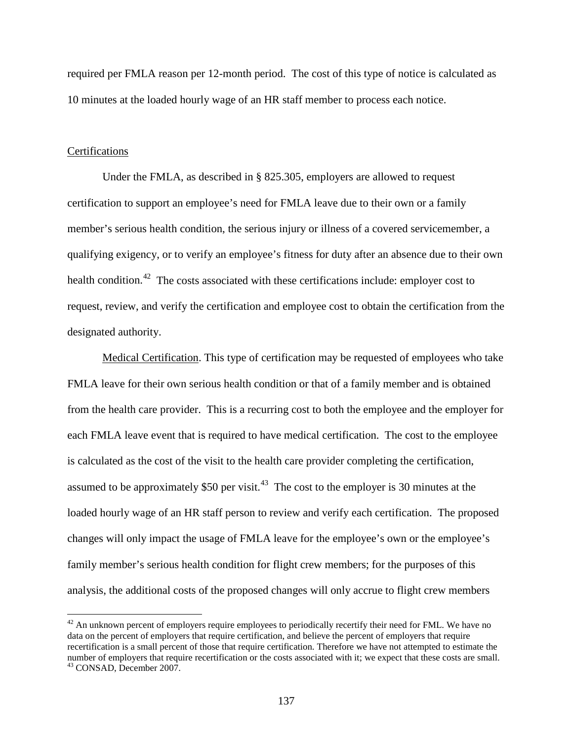required per FMLA reason per 12-month period. The cost of this type of notice is calculated as 10 minutes at the loaded hourly wage of an HR staff member to process each notice.

Certifications

Under the FMLA, as described in § 825.305, employers are allowed to request certification to support an employee's need for FMLA leave due to their own or a family member's serious health condition, the serious injury or illness of a covered servicemember, a qualifying exigency, or to verify an employee's fitness for duty after an absence due to their own health condition.[42] The costs associated with these certifications include: employer cost to request, review, and verify the certification and employee cost to obtain the certification from the designated authority.

Medical Certification. This type of certification may be requested of employees who take FMLA leave for their own serious health condition or that of a family member and is obtained from the health care provider. This is a recurring cost to both the employee and the employer for each FMLA leave event that is required to have medical certification. The cost to the employee is calculated as the cost of the visit to the health care provider completing the certification, assumed to be approximately $50 per visit.[43] The cost to the employer is 30 minutes at the loaded hourly wage of an HR staff person to review and verify each certification. The proposed changes will only impact the usage of FMLA leave for the employee's own or the employee's family member's serious health condition for flight crew members; for the purposes of this analysis, the additional costs of the proposed changes will only accrue to flight crew members

[42] An unknown percent of employers require employees to periodically recertify their need for FML. We have no data on the percent of employers that require certification, and believe the percent of employers that require recertification is a small percent of those that require certification. Therefore we have not attempted to estimate the number of employers that require recertification or the costs associated with it; we expect that these costs are small.

[43] CONSAD, December 2007.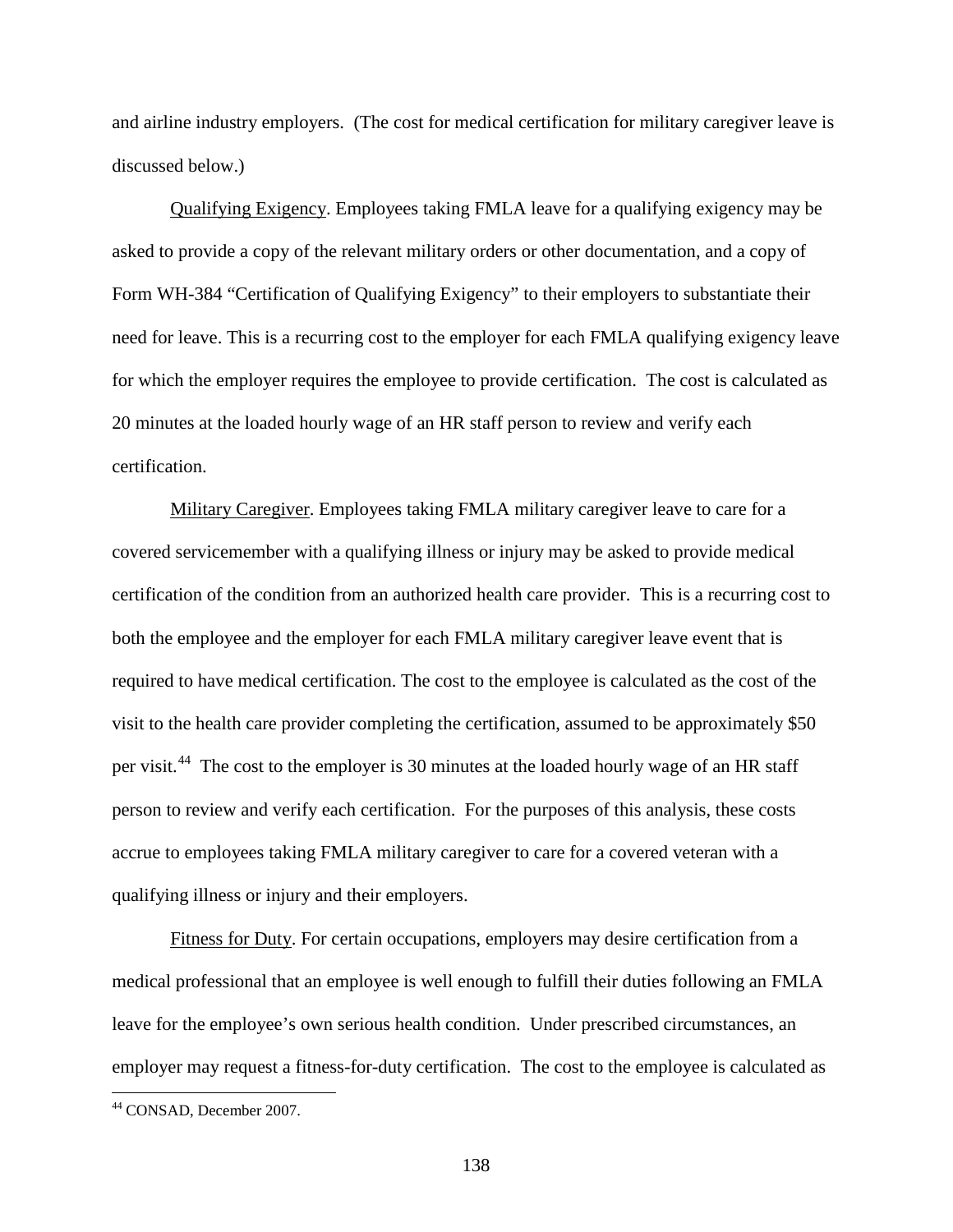and airline industry employers. (The cost for medical certification for military caregiver leave is discussed below.)

Qualifying Exigency. Employees taking FMLA leave for a qualifying exigency may be asked to provide a copy of the relevant military orders or other documentation, and a copy of Form WH-384 "Certification of Qualifying Exigency" to their employers to substantiate their need for leave. This is a recurring cost to the employer for each FMLA qualifying exigency leave for which the employer requires the employee to provide certification. The cost is calculated as 20 minutes at the loaded hourly wage of an HR staff person to review and verify each certification.

Military Caregiver. Employees taking FMLA military caregiver leave to care for a covered servicemember with a qualifying illness or injury may be asked to provide medical certification of the condition from an authorized health care provider. This is a recurring cost to both the employee and the employer for each FMLA military caregiver leave event that is required to have medical certification. The cost to the employee is calculated as the cost of the visit to the health care provider completing the certification, assumed to be approximately $50 per visit.[44] The cost to the employer is 30 minutes at the loaded hourly wage of an HR staff person to review and verify each certification. For the purposes of this analysis, these costs accrue to employees taking FMLA military caregiver to care for a covered veteran with a qualifying illness or injury and their employers.

Fitness for Duty. For certain occupations, employers may desire certification from a medical professional that an employee is well enough to fulfill their duties following an FMLA leave for the employee's own serious health condition. Under prescribed circumstances, an employer may request a fitness-for-duty certification. The cost to the employee is calculated as

[44] CONSAD, December 2007.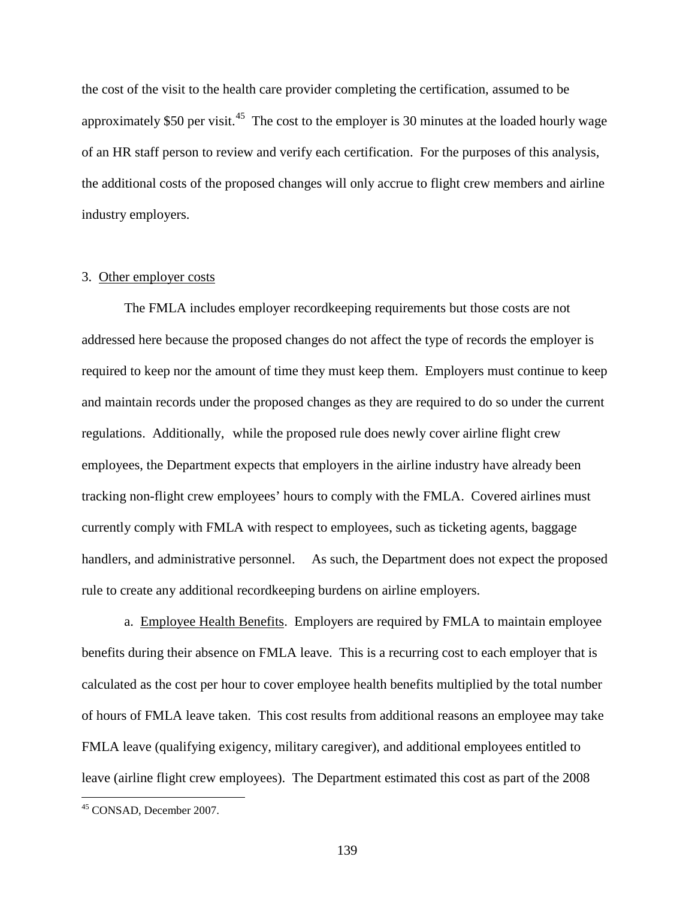the cost of the visit to the health care provider completing the certification, assumed to be approximately $50 per visit.[45] The cost to the employer is 30 minutes at the loaded hourly wage of an HR staff person to review and verify each certification. For the purposes of this analysis, the additional costs of the proposed changes will only accrue to flight crew members and airline industry employers.

3. Other employer costs

The FMLA includes employer recordkeeping requirements but those costs are not addressed here because the proposed changes do not affect the type of records the employer is required to keep nor the amount of time they must keep them. Employers must continue to keep and maintain records under the proposed changes as they are required to do so under the current regulations. Additionally, while the proposed rule does newly cover airline flight crew employees, the Department expects that employers in the airline industry have already been tracking non-flight crew employees' hours to comply with the FMLA. Covered airlines must currently comply with FMLA with respect to employees, such as ticketing agents, baggage handlers, and administrative personnel. As such, the Department does not expect the proposed rule to create any additional recordkeeping burdens on airline employers.

a. Employee Health Benefits. Employers are required by FMLA to maintain employee benefits during their absence on FMLA leave. This is a recurring cost to each employer that is calculated as the cost per hour to cover employee health benefits multiplied by the total number of hours of FMLA leave taken. This cost results from additional reasons an employee may take FMLA leave (qualifying exigency, military caregiver), and additional employees entitled to leave (airline flight crew employees). The Department estimated this cost as part of the 2008

[45] CONSAD, December 2007.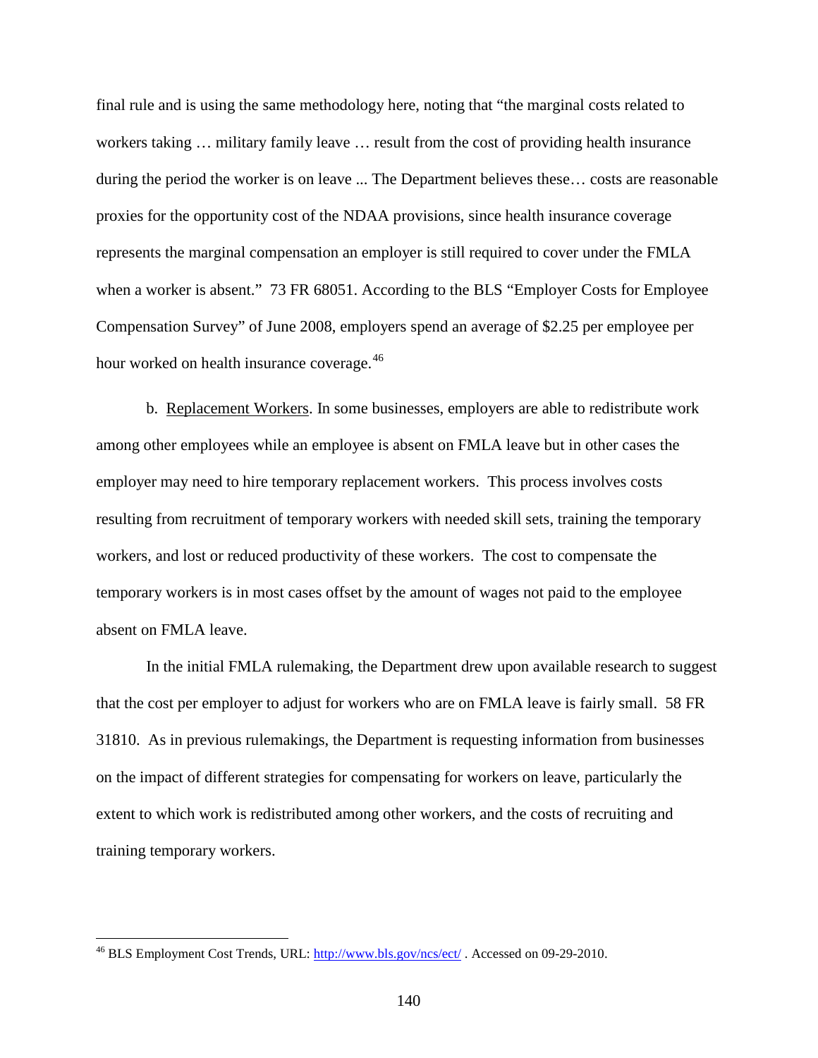final rule and is using the same methodology here, noting that "the marginal costs related to workers taking … military family leave … result from the cost of providing health insurance during the period the worker is on leave ... The Department believes these… costs are reasonable proxies for the opportunity cost of the NDAA provisions, since health insurance coverage represents the marginal compensation an employer is still required to cover under the FMLA when a worker is absent." 73 FR 68051. According to the BLS "Employer Costs for Employee Compensation Survey" of June 2008, employers spend an average of $2.25 per employee per hour worked on health insurance coverage.[46]

b. Replacement Workers. In some businesses, employers are able to redistribute work among other employees while an employee is absent on FMLA leave but in other cases the employer may need to hire temporary replacement workers. This process involves costs resulting from recruitment of temporary workers with needed skill sets, training the temporary workers, and lost or reduced productivity of these workers. The cost to compensate the temporary workers is in most cases offset by the amount of wages not paid to the employee absent on FMLA leave.

In the initial FMLA rulemaking, the Department drew upon available research to suggest that the cost per employer to adjust for workers who are on FMLA leave is fairly small. 58 FR 31810. As in previous rulemakings, the Department is requesting information from businesses on the impact of different strategies for compensating for workers on leave, particularly the extent to which work is redistributed among other workers, and the costs of recruiting and training temporary workers.

[46] BLS Employment Cost Trends, URL: http://www.bls.gov/ncs/ect/ . Accessed on 09-29-2010.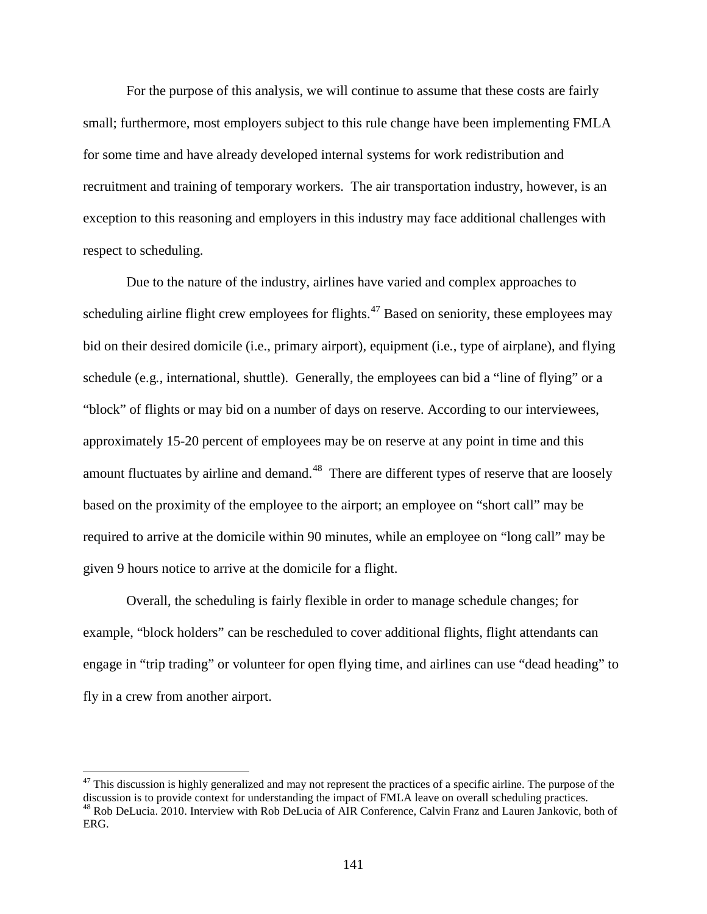For the purpose of this analysis, we will continue to assume that these costs are fairly small; furthermore, most employers subject to this rule change have been implementing FMLA for some time and have already developed internal systems for work redistribution and recruitment and training of temporary workers. The air transportation industry, however, is an exception to this reasoning and employers in this industry may face additional challenges with respect to scheduling.

Due to the nature of the industry, airlines have varied and complex approaches to scheduling airline flight crew employees for flights.[47] Based on seniority, these employees may bid on their desired domicile (i.e., primary airport), equipment (i.e., type of airplane), and flying schedule (e.g., international, shuttle). Generally, the employees can bid a "line of flying" or a "block" of flights or may bid on a number of days on reserve. According to our interviewees, approximately 15-20 percent of employees may be on reserve at any point in time and this amount fluctuates by airline and demand.[48] There are different types of reserve that are loosely based on the proximity of the employee to the airport; an employee on "short call" may be required to arrive at the domicile within 90 minutes, while an employee on "long call" may be given 9 hours notice to arrive at the domicile for a flight.

Overall, the scheduling is fairly flexible in order to manage schedule changes; for example, "block holders" can be rescheduled to cover additional flights, flight attendants can engage in "trip trading" or volunteer for open flying time, and airlines can use "dead heading" to fly in a crew from another airport.

---

[47] This discussion is highly generalized and may not represent the practices of a specific airline. The purpose of the discussion is to provide context for understanding the impact of FMLA leave on overall scheduling practices.

[48] Rob DeLucia. 2010. Interview with Rob DeLucia of AIR Conference, Calvin Franz and Lauren Jankovic, both of ERG.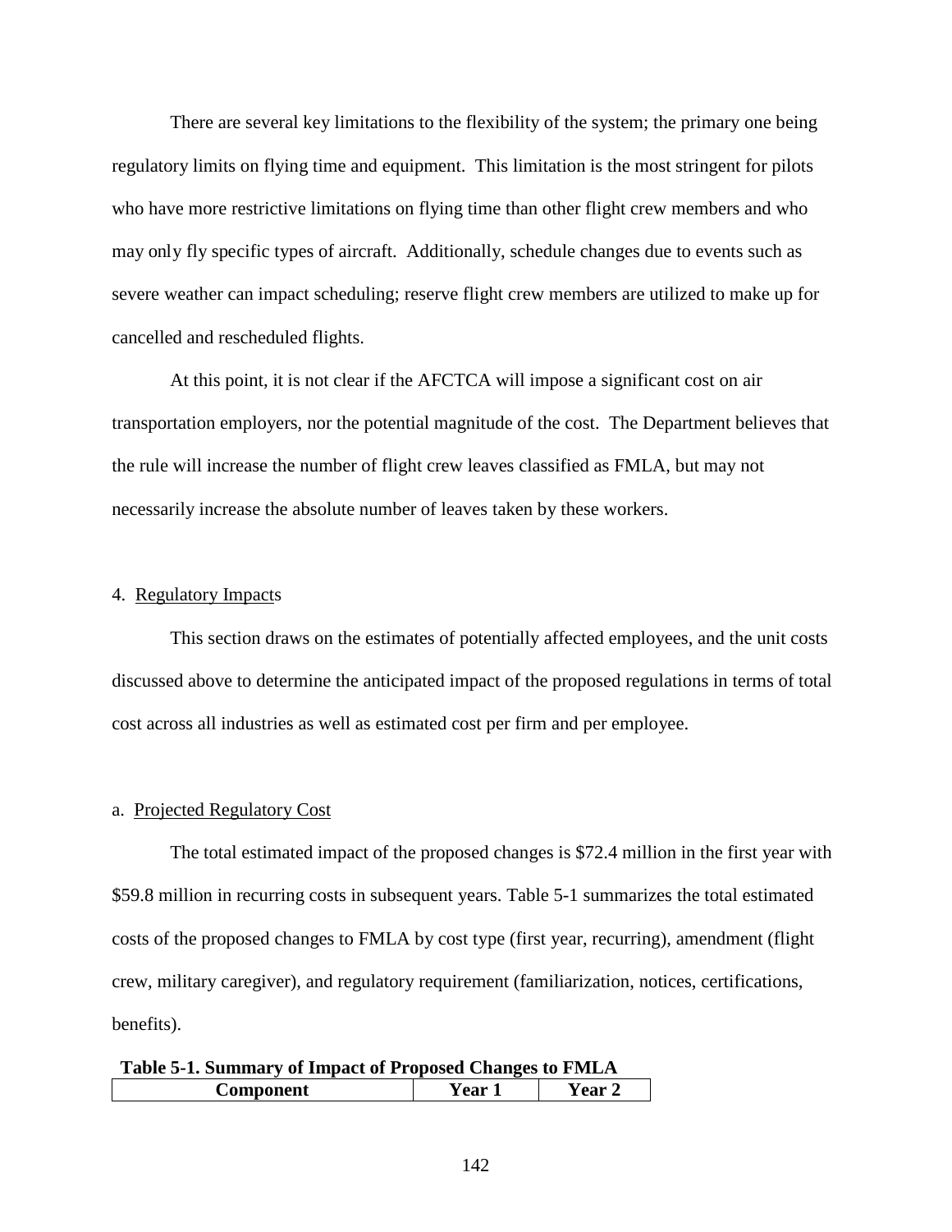There are several key limitations to the flexibility of the system; the primary one being regulatory limits on flying time and equipment. This limitation is the most stringent for pilots who have more restrictive limitations on flying time than other flight crew members and who may only fly specific types of aircraft. Additionally, schedule changes due to events such as severe weather can impact scheduling; reserve flight crew members are utilized to make up for cancelled and rescheduled flights.

At this point, it is not clear if the AFCTCA will impose a significant cost on air transportation employers, nor the potential magnitude of the cost. The Department believes that the rule will increase the number of flight crew leaves classified as FMLA, but may not necessarily increase the absolute number of leaves taken by these workers.

### 4. Regulatory Impacts

This section draws on the estimates of potentially affected employees, and the unit costs discussed above to determine the anticipated impact of the proposed regulations in terms of total cost across all industries as well as estimated cost per firm and per employee.

#### a. Projected Regulatory Cost

The total estimated impact of the proposed changes is $72.4 million in the first year with $59.8 million in recurring costs in subsequent years. Table 5-1 summarizes the total estimated costs of the proposed changes to FMLA by cost type (first year, recurring), amendment (flight crew, military caregiver), and regulatory requirement (familiarization, notices, certifications, benefits).

**Table 5-1. Summary of Impact of Proposed Changes to FMLA**

| Component | Year 1 | Year 2 |
|---|---|---|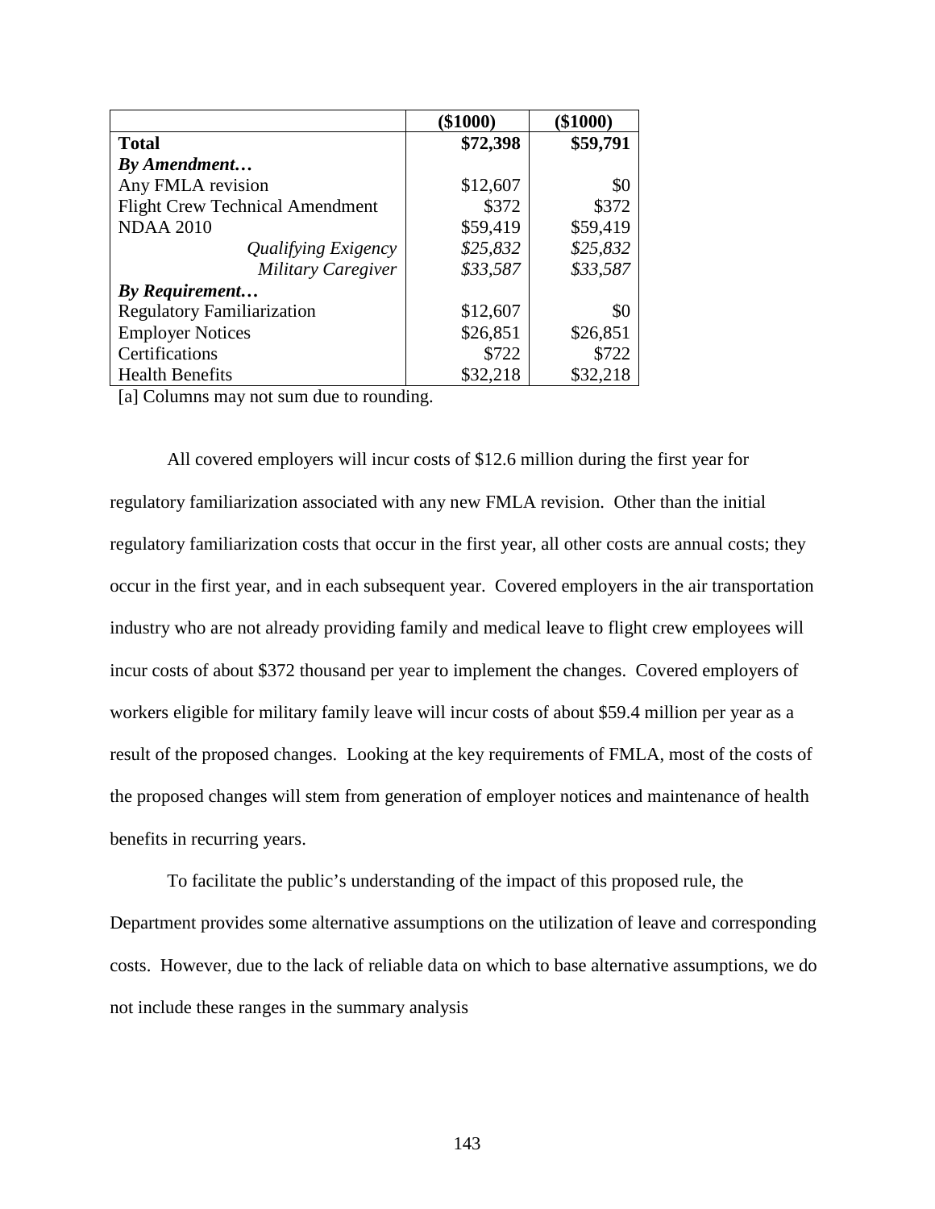|  | ($1000) | ($1000) |
|---|---:|---:|
| **Total** | **$72,398** | **$59,791** |
| ***By Amendment…*** |  |  |
| Any FMLA revision | $12,607 | $0 |
| Flight Crew Technical Amendment | $372 | $372 |
| NDAA 2010 | $59,419 | $59,419 |
| *Qualifying Exigency* | *$25,832* | *$25,832* |
| *Military Caregiver* | *$33,587* | *$33,587* |
| ***By Requirement…*** |  |  |
| Regulatory Familiarization | $12,607 | $0 |
| Employer Notices | $26,851 | $26,851 |
| Certifications | $722 | $722 |
| Health Benefits | $32,218 | $32,218 |

[a] Columns may not sum due to rounding.

All covered employers will incur costs of $12.6 million during the first year for regulatory familiarization associated with any new FMLA revision. Other than the initial regulatory familiarization costs that occur in the first year, all other costs are annual costs; they occur in the first year, and in each subsequent year. Covered employers in the air transportation industry who are not already providing family and medical leave to flight crew employees will incur costs of about $372 thousand per year to implement the changes. Covered employers of workers eligible for military family leave will incur costs of about $59.4 million per year as a result of the proposed changes. Looking at the key requirements of FMLA, most of the costs of the proposed changes will stem from generation of employer notices and maintenance of health benefits in recurring years.

To facilitate the public's understanding of the impact of this proposed rule, the Department provides some alternative assumptions on the utilization of leave and corresponding costs. However, due to the lack of reliable data on which to base alternative assumptions, we do not include these ranges in the summary analysis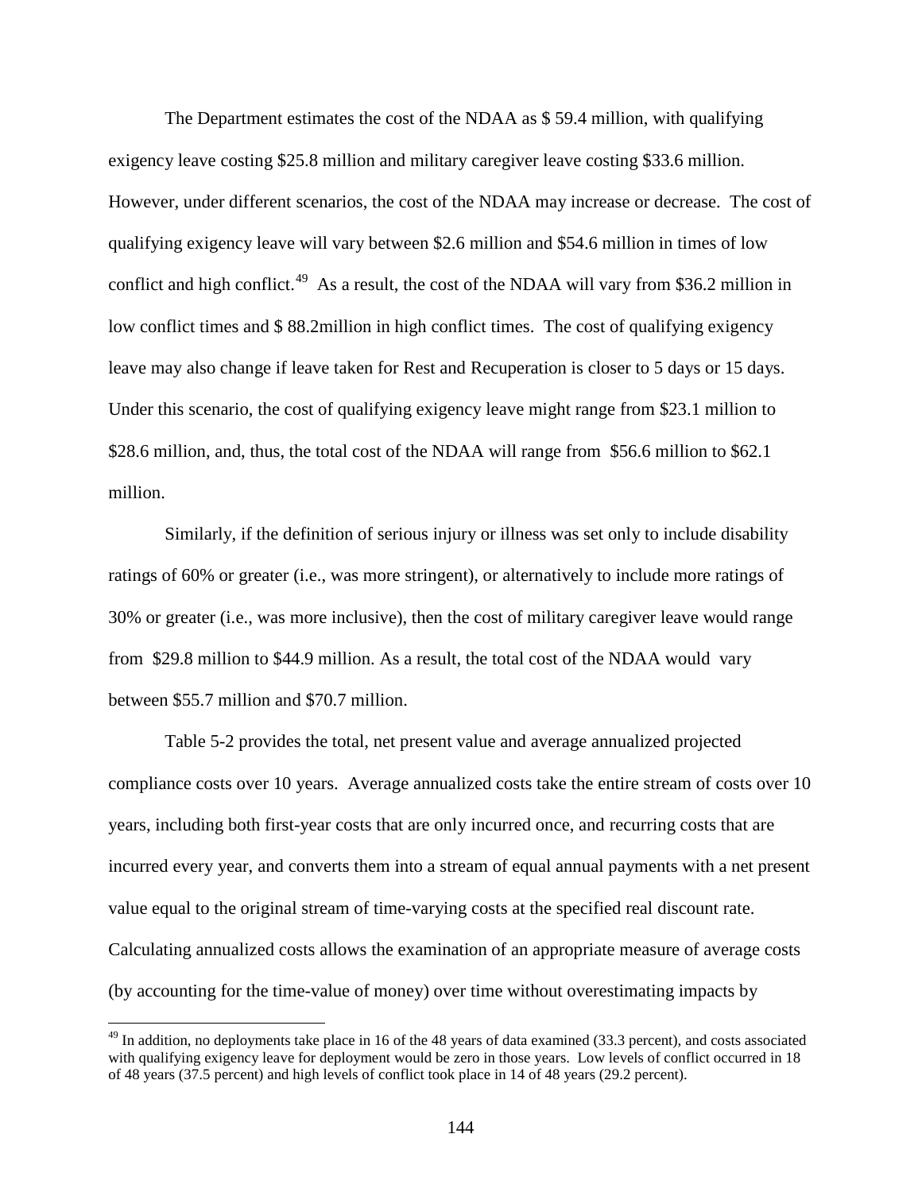The Department estimates the cost of the NDAA as $ 59.4 million, with qualifying exigency leave costing $25.8 million and military caregiver leave costing $33.6 million. However, under different scenarios, the cost of the NDAA may increase or decrease. The cost of qualifying exigency leave will vary between $2.6 million and $54.6 million in times of low conflict and high conflict.[49] As a result, the cost of the NDAA will vary from $36.2 million in low conflict times and $ 88.2million in high conflict times. The cost of qualifying exigency leave may also change if leave taken for Rest and Recuperation is closer to 5 days or 15 days. Under this scenario, the cost of qualifying exigency leave might range from $23.1 million to $28.6 million, and, thus, the total cost of the NDAA will range from $56.6 million to $62.1 million.

Similarly, if the definition of serious injury or illness was set only to include disability ratings of 60% or greater (i.e., was more stringent), or alternatively to include more ratings of 30% or greater (i.e., was more inclusive), then the cost of military caregiver leave would range from $29.8 million to $44.9 million. As a result, the total cost of the NDAA would vary between $55.7 million and $70.7 million.

Table 5-2 provides the total, net present value and average annualized projected compliance costs over 10 years. Average annualized costs take the entire stream of costs over 10 years, including both first-year costs that are only incurred once, and recurring costs that are incurred every year, and converts them into a stream of equal annual payments with a net present value equal to the original stream of time-varying costs at the specified real discount rate. Calculating annualized costs allows the examination of an appropriate measure of average costs (by accounting for the time-value of money) over time without overestimating impacts by

[49] In addition, no deployments take place in 16 of the 48 years of data examined (33.3 percent), and costs associated with qualifying exigency leave for deployment would be zero in those years. Low levels of conflict occurred in 18 of 48 years (37.5 percent) and high levels of conflict took place in 14 of 48 years (29.2 percent).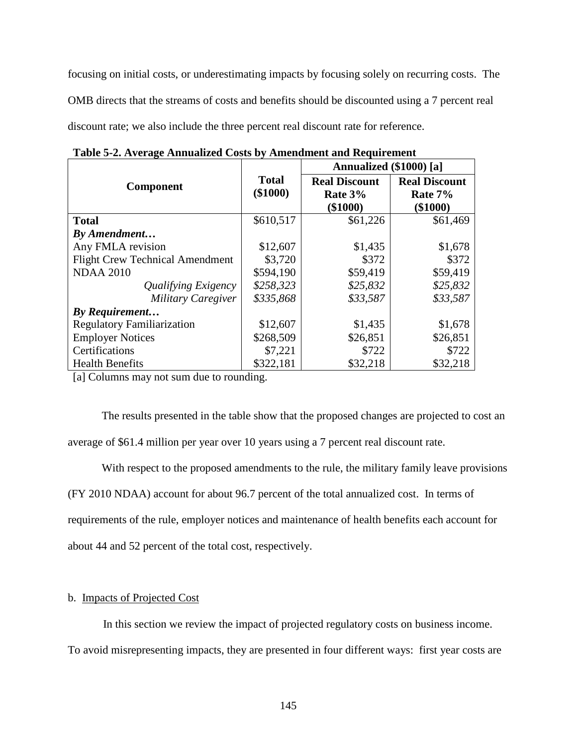focusing on initial costs, or underestimating impacts by focusing solely on recurring costs. The OMB directs that the streams of costs and benefits should be discounted using a 7 percent real discount rate; we also include the three percent real discount rate for reference.

**Table 5-2. Average Annualized Costs by Amendment and Requirement**

| Component | Total ($1000) | Annualized ($1000) [a] | |
|---|---|---|---|
| | | Real Discount Rate 3% ($1000) | Real Discount Rate 7% ($1000) |
| **Total** | $610,517 | $61,226 | $61,469 |
| ***By Amendment…*** | | | |
| Any FMLA revision | $12,607 | $1,435 | $1,678 |
| Flight Crew Technical Amendment | $3,720 | $372 | $372 |
| NDAA 2010 | $594,190 | $59,419 | $59,419 |
| *Qualifying Exigency* | *$258,323* | *$25,832* | *$25,832* |
| *Military Caregiver* | *$335,868* | *$33,587* | *$33,587* |
| ***By Requirement…*** | | | |
| Regulatory Familiarization | $12,607 | $1,435 | $1,678 |
| Employer Notices | $268,509 | $26,851 | $26,851 |
| Certifications | $7,221 | $722 | $722 |
| Health Benefits | $322,181 | $32,218 | $32,218 |

[a] Columns may not sum due to rounding.

The results presented in the table show that the proposed changes are projected to cost an average of $61.4 million per year over 10 years using a 7 percent real discount rate.

With respect to the proposed amendments to the rule, the military family leave provisions (FY 2010 NDAA) account for about 96.7 percent of the total annualized cost. In terms of requirements of the rule, employer notices and maintenance of health benefits each account for about 44 and 52 percent of the total cost, respectively.

b. Impacts of Projected Cost

In this section we review the impact of projected regulatory costs on business income. To avoid misrepresenting impacts, they are presented in four different ways: first year costs are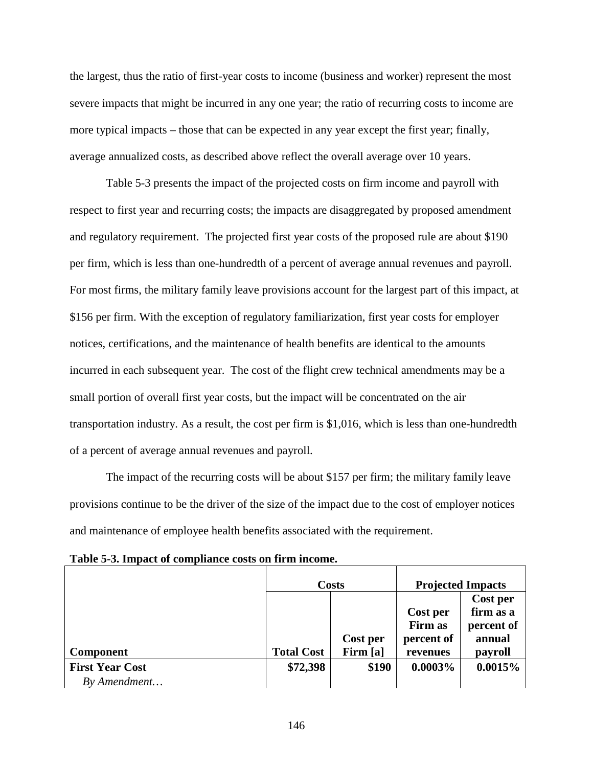the largest, thus the ratio of first-year costs to income (business and worker) represent the most severe impacts that might be incurred in any one year; the ratio of recurring costs to income are more typical impacts – those that can be expected in any year except the first year; finally, average annualized costs, as described above reflect the overall average over 10 years.

Table 5-3 presents the impact of the projected costs on firm income and payroll with respect to first year and recurring costs; the impacts are disaggregated by proposed amendment and regulatory requirement. The projected first year costs of the proposed rule are about $190 per firm, which is less than one-hundredth of a percent of average annual revenues and payroll. For most firms, the military family leave provisions account for the largest part of this impact, at $156 per firm. With the exception of regulatory familiarization, first year costs for employer notices, certifications, and the maintenance of health benefits are identical to the amounts incurred in each subsequent year. The cost of the flight crew technical amendments may be a small portion of overall first year costs, but the impact will be concentrated on the air transportation industry. As a result, the cost per firm is $1,016, which is less than one-hundredth of a percent of average annual revenues and payroll.

The impact of the recurring costs will be about $157 per firm; the military family leave provisions continue to be the driver of the size of the impact due to the cost of employer notices and maintenance of employee health benefits associated with the requirement.

**Table 5-3. Impact of compliance costs on firm income.**

| | Costs | | Projected Impacts | |
|---|---|---|---|---|
| **Component** | **Total Cost** | **Cost per Firm [a]** | **Cost per Firm as percent of revenues** | **Cost per firm as a percent of annual payroll** |
| **First Year Cost** | **$72,398** | **$190** | **0.0003%** | **0.0015%** |
| *By Amendment…* | | | | |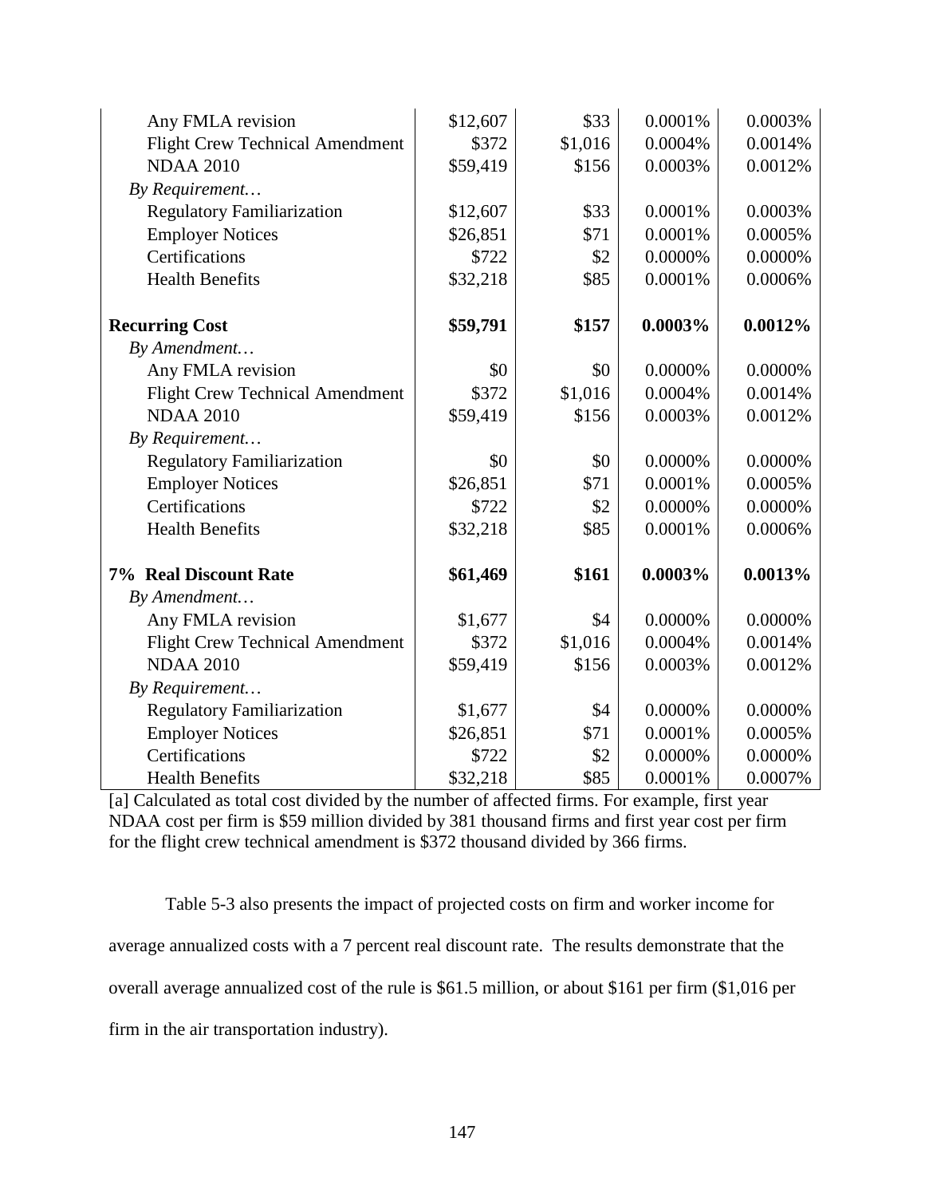| | | | | |
|---|---|---|---|---|
| Any FMLA revision | $12,607 | $33 | 0.0001% | 0.0003% |
| Flight Crew Technical Amendment | $372 | $1,016 | 0.0004% | 0.0014% |
| NDAA 2010 | $59,419 | $156 | 0.0003% | 0.0012% |
| *By Requirement…* | | | | |
| Regulatory Familiarization | $12,607 | $33 | 0.0001% | 0.0003% |
| Employer Notices | $26,851 | $71 | 0.0001% | 0.0005% |
| Certifications | $722 | $2 | 0.0000% | 0.0000% |
| Health Benefits | $32,218 | $85 | 0.0001% | 0.0006% |
| **Recurring Cost** | **$59,791** | **$157** | **0.0003%** | **0.0012%** |
| *By Amendment…* | | | | |
| Any FMLA revision | $0 | $0 | 0.0000% | 0.0000% |
| Flight Crew Technical Amendment | $372 | $1,016 | 0.0004% | 0.0014% |
| NDAA 2010 | $59,419 | $156 | 0.0003% | 0.0012% |
| *By Requirement…* | | | | |
| Regulatory Familiarization | $0 | $0 | 0.0000% | 0.0000% |
| Employer Notices | $26,851 | $71 | 0.0001% | 0.0005% |
| Certifications | $722 | $2 | 0.0000% | 0.0000% |
| Health Benefits | $32,218 | $85 | 0.0001% | 0.0006% |
| **7% Real Discount Rate** | **$61,469** | **$161** | **0.0003%** | **0.0013%** |
| *By Amendment…* | | | | |
| Any FMLA revision | $1,677 | $4 | 0.0000% | 0.0000% |
| Flight Crew Technical Amendment | $372 | $1,016 | 0.0004% | 0.0014% |
| NDAA 2010 | $59,419 | $156 | 0.0003% | 0.0012% |
| *By Requirement…* | | | | |
| Regulatory Familiarization | $1,677 | $4 | 0.0000% | 0.0000% |
| Employer Notices | $26,851 | $71 | 0.0001% | 0.0005% |
| Certifications | $722 | $2 | 0.0000% | 0.0000% |
| Health Benefits | $32,218 | $85 | 0.0001% | 0.0007% |

[a] Calculated as total cost divided by the number of affected firms. For example, first year NDAA cost per firm is $59 million divided by 381 thousand firms and first year cost per firm for the flight crew technical amendment is $372 thousand divided by 366 firms.

Table 5-3 also presents the impact of projected costs on firm and worker income for average annualized costs with a 7 percent real discount rate. The results demonstrate that the overall average annualized cost of the rule is $61.5 million, or about $161 per firm ($1,016 per firm in the air transportation industry).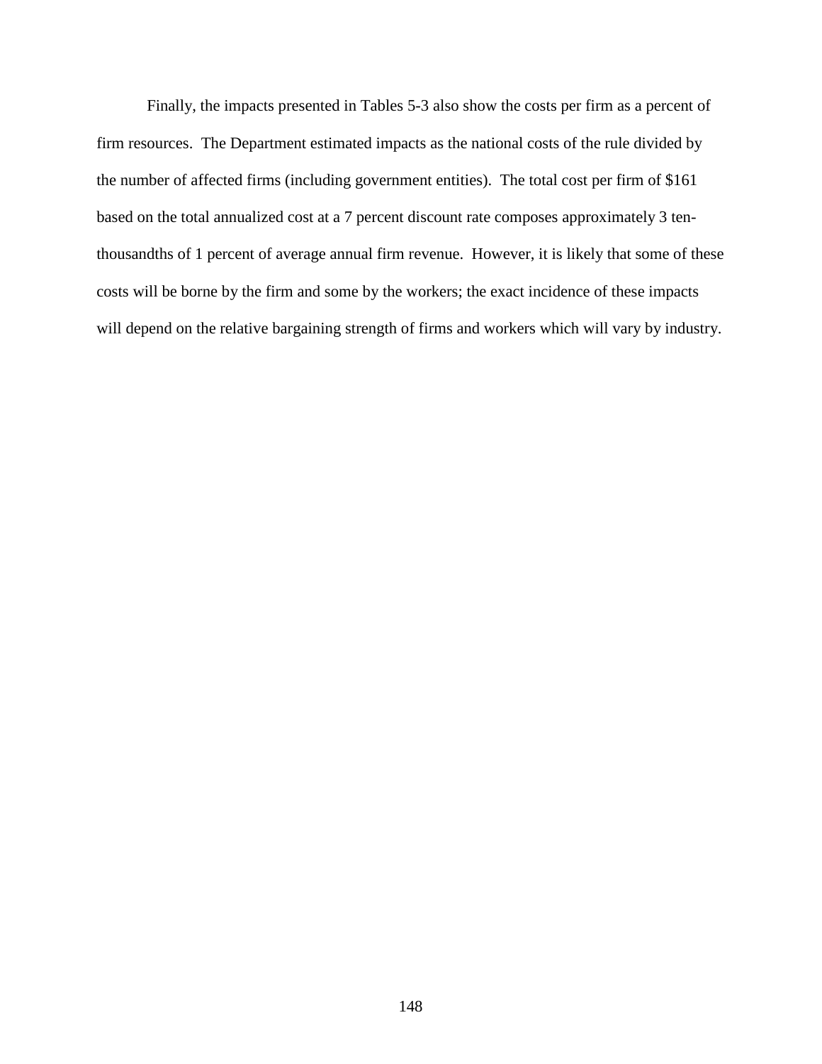Finally, the impacts presented in Tables 5-3 also show the costs per firm as a percent of firm resources. The Department estimated impacts as the national costs of the rule divided by the number of affected firms (including government entities). The total cost per firm of $161 based on the total annualized cost at a 7 percent discount rate composes approximately 3 ten-thousandths of 1 percent of average annual firm revenue. However, it is likely that some of these costs will be borne by the firm and some by the workers; the exact incidence of these impacts will depend on the relative bargaining strength of firms and workers which will vary by industry.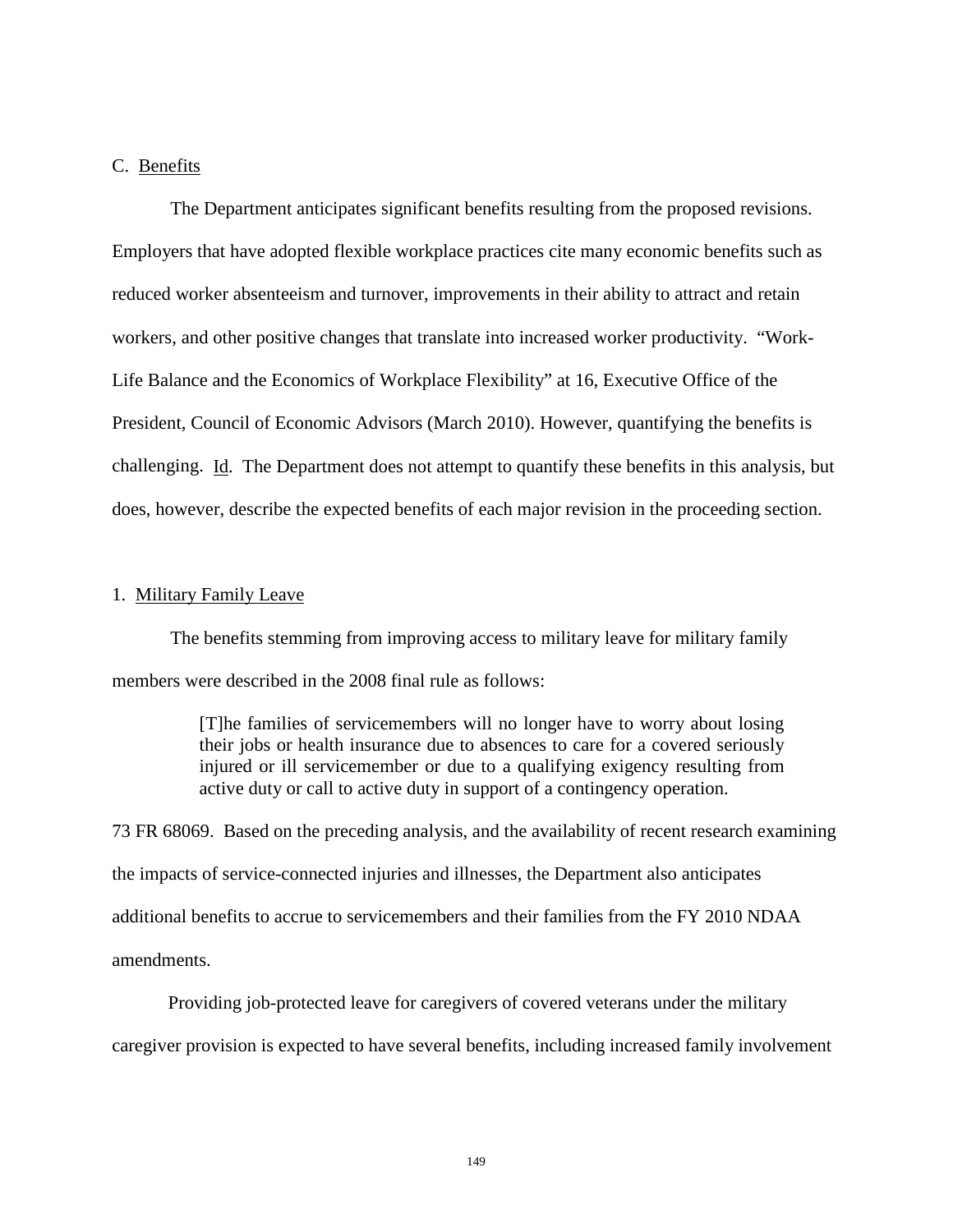C. Benefits

The Department anticipates significant benefits resulting from the proposed revisions. Employers that have adopted flexible workplace practices cite many economic benefits such as reduced worker absenteeism and turnover, improvements in their ability to attract and retain workers, and other positive changes that translate into increased worker productivity. "Work-Life Balance and the Economics of Workplace Flexibility" at 16, Executive Office of the President, Council of Economic Advisors (March 2010). However, quantifying the benefits is challenging. Id. The Department does not attempt to quantify these benefits in this analysis, but does, however, describe the expected benefits of each major revision in the proceeding section.

1. Military Family Leave

The benefits stemming from improving access to military leave for military family members were described in the 2008 final rule as follows:

> [T]he families of servicemembers will no longer have to worry about losing their jobs or health insurance due to absences to care for a covered seriously injured or ill servicemember or due to a qualifying exigency resulting from active duty or call to active duty in support of a contingency operation.

73 FR 68069. Based on the preceding analysis, and the availability of recent research examining the impacts of service-connected injuries and illnesses, the Department also anticipates additional benefits to accrue to servicemembers and their families from the FY 2010 NDAA amendments.

Providing job-protected leave for caregivers of covered veterans under the military caregiver provision is expected to have several benefits, including increased family involvement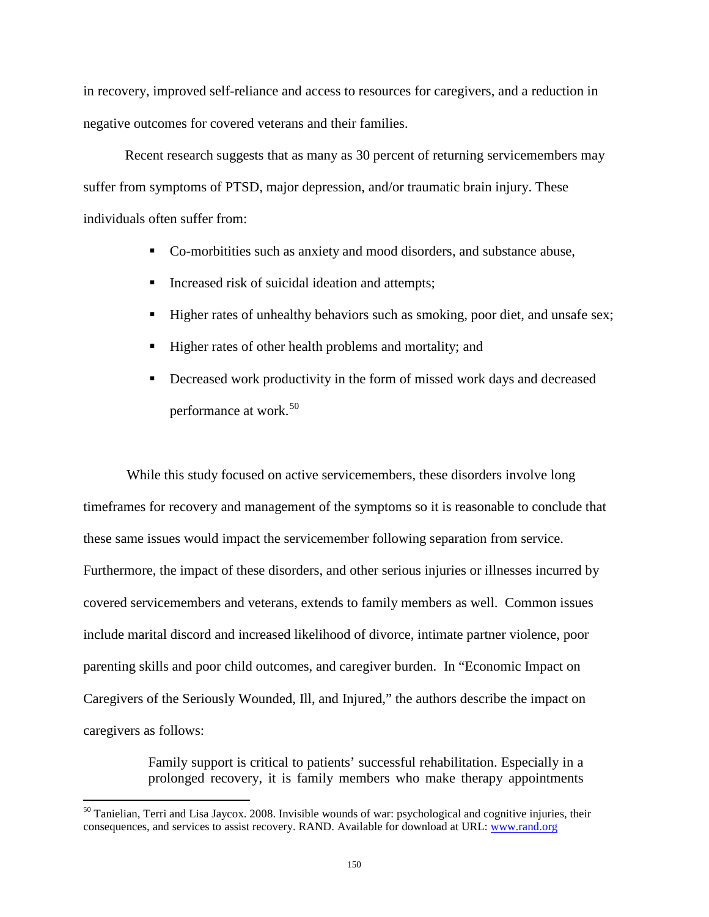in recovery, improved self-reliance and access to resources for caregivers, and a reduction in negative outcomes for covered veterans and their families.

Recent research suggests that as many as 30 percent of returning servicemembers may suffer from symptoms of PTSD, major depression, and/or traumatic brain injury. These individuals often suffer from:

- Co-morbitities such as anxiety and mood disorders, and substance abuse,
- Increased risk of suicidal ideation and attempts;
- Higher rates of unhealthy behaviors such as smoking, poor diet, and unsafe sex;
- Higher rates of other health problems and mortality; and
- Decreased work productivity in the form of missed work days and decreased performance at work.[50]

While this study focused on active servicemembers, these disorders involve long timeframes for recovery and management of the symptoms so it is reasonable to conclude that these same issues would impact the servicemember following separation from service. Furthermore, the impact of these disorders, and other serious injuries or illnesses incurred by covered servicemembers and veterans, extends to family members as well. Common issues include marital discord and increased likelihood of divorce, intimate partner violence, poor parenting skills and poor child outcomes, and caregiver burden. In "Economic Impact on Caregivers of the Seriously Wounded, Ill, and Injured," the authors describe the impact on caregivers as follows:

> Family support is critical to patients' successful rehabilitation. Especially in a prolonged recovery, it is family members who make therapy appointments

[50] Tanielian, Terri and Lisa Jaycox. 2008. Invisible wounds of war: psychological and cognitive injuries, their consequences, and services to assist recovery. RAND. Available for download at URL: www.rand.org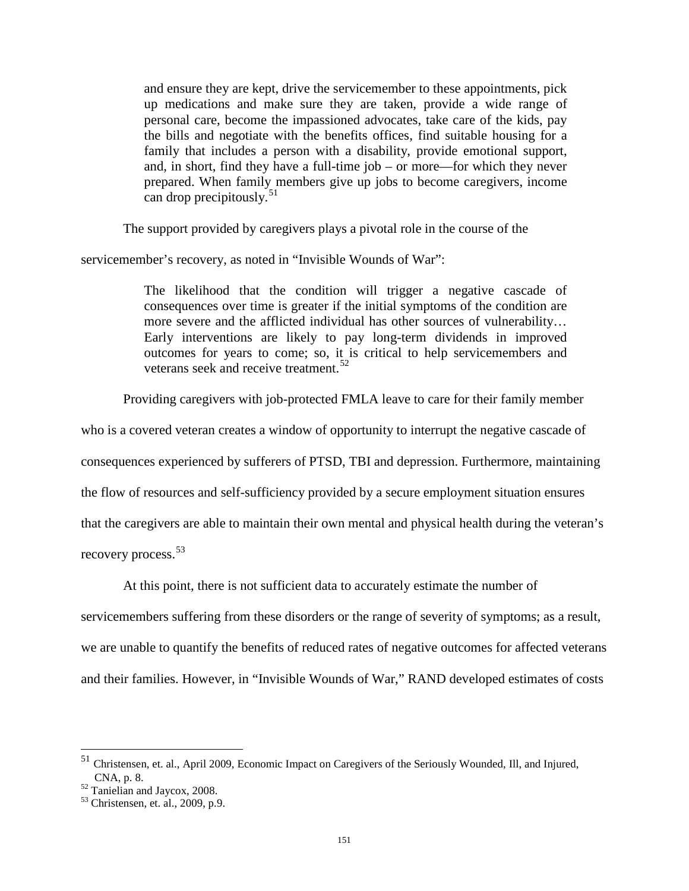> and ensure they are kept, drive the servicemember to these appointments, pick up medications and make sure they are taken, provide a wide range of personal care, become the impassioned advocates, take care of the kids, pay the bills and negotiate with the benefits offices, find suitable housing for a family that includes a person with a disability, provide emotional support, and, in short, find they have a full-time job – or more—for which they never prepared. When family members give up jobs to become caregivers, income can drop precipitously.[51]

The support provided by caregivers plays a pivotal role in the course of the servicemember's recovery, as noted in "Invisible Wounds of War":

> The likelihood that the condition will trigger a negative cascade of consequences over time is greater if the initial symptoms of the condition are more severe and the afflicted individual has other sources of vulnerability… Early interventions are likely to pay long-term dividends in improved outcomes for years to come; so, it is critical to help servicemembers and veterans seek and receive treatment.[52]

Providing caregivers with job-protected FMLA leave to care for their family member who is a covered veteran creates a window of opportunity to interrupt the negative cascade of consequences experienced by sufferers of PTSD, TBI and depression. Furthermore, maintaining the flow of resources and self-sufficiency provided by a secure employment situation ensures that the caregivers are able to maintain their own mental and physical health during the veteran's recovery process.[53]

At this point, there is not sufficient data to accurately estimate the number of servicemembers suffering from these disorders or the range of severity of symptoms; as a result, we are unable to quantify the benefits of reduced rates of negative outcomes for affected veterans and their families. However, in "Invisible Wounds of War," RAND developed estimates of costs

---

[51] Christensen, et. al., April 2009, Economic Impact on Caregivers of the Seriously Wounded, Ill, and Injured, CNA, p. 8.

[52] Tanielian and Jaycox, 2008.

[53] Christensen, et. al., 2009, p.9.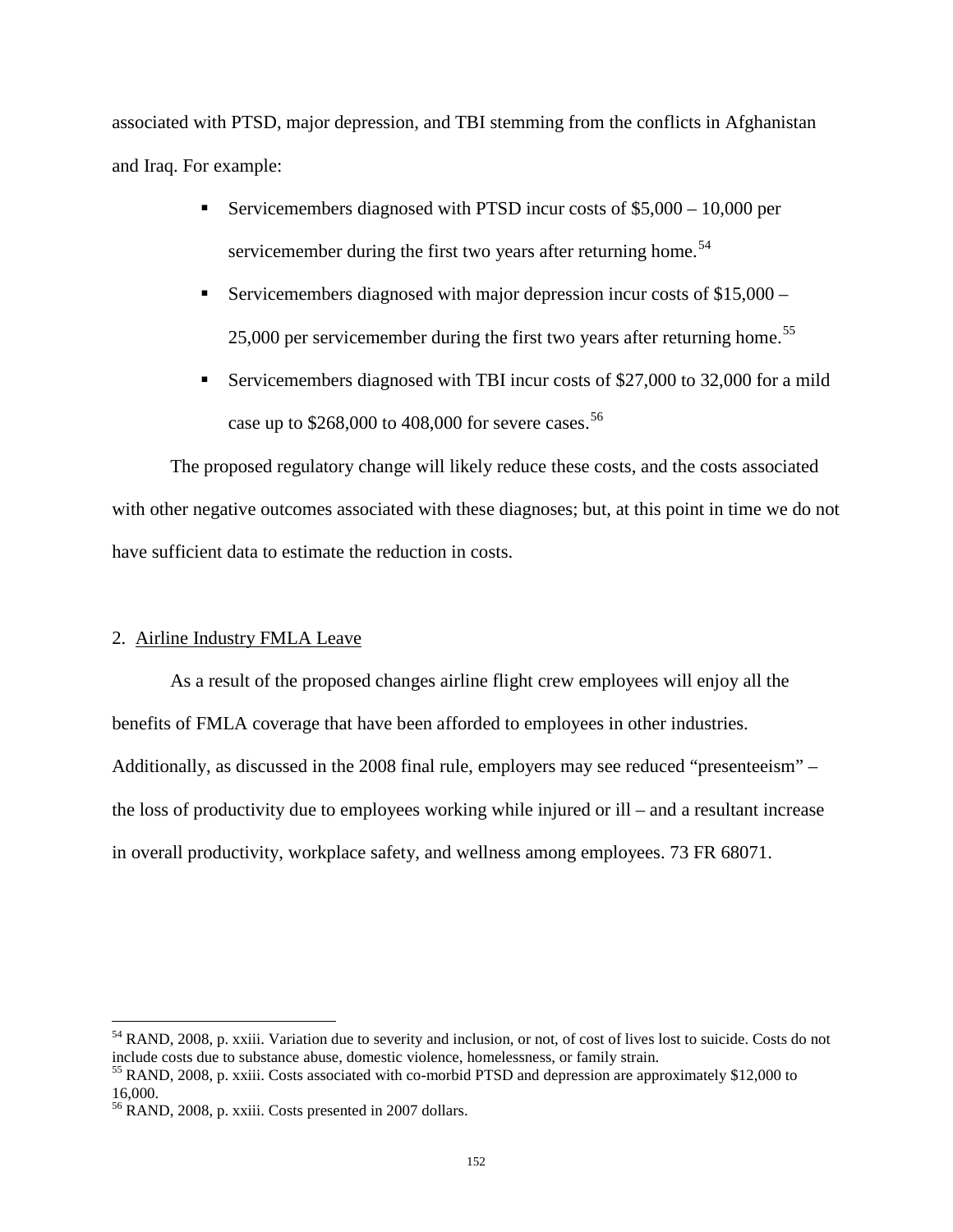associated with PTSD, major depression, and TBI stemming from the conflicts in Afghanistan and Iraq. For example:

- Servicemembers diagnosed with PTSD incur costs of $5,000 – 10,000 per servicemember during the first two years after returning home.[54]
- Servicemembers diagnosed with major depression incur costs of $15,000 – 25,000 per servicemember during the first two years after returning home.[55]
- Servicemembers diagnosed with TBI incur costs of $27,000 to 32,000 for a mild case up to $268,000 to 408,000 for severe cases.[56]

The proposed regulatory change will likely reduce these costs, and the costs associated with other negative outcomes associated with these diagnoses; but, at this point in time we do not have sufficient data to estimate the reduction in costs.

2. Airline Industry FMLA Leave

As a result of the proposed changes airline flight crew employees will enjoy all the benefits of FMLA coverage that have been afforded to employees in other industries. Additionally, as discussed in the 2008 final rule, employers may see reduced "presenteeism" – the loss of productivity due to employees working while injured or ill – and a resultant increase in overall productivity, workplace safety, and wellness among employees. 73 FR 68071.

---

[54] RAND, 2008, p. xxiii. Variation due to severity and inclusion, or not, of cost of lives lost to suicide. Costs do not include costs due to substance abuse, domestic violence, homelessness, or family strain.

[55] RAND, 2008, p. xxiii. Costs associated with co-morbid PTSD and depression are approximately $12,000 to 16,000.

[56] RAND, 2008, p. xxiii. Costs presented in 2007 dollars.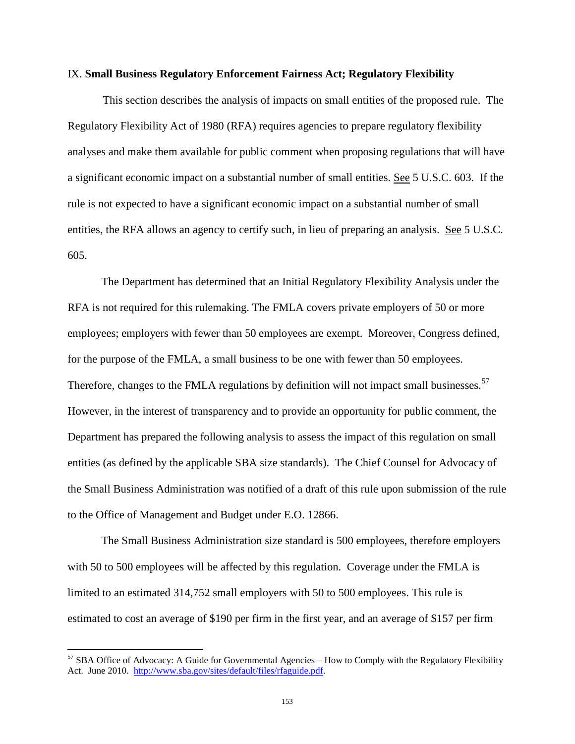IX. **Small Business Regulatory Enforcement Fairness Act; Regulatory Flexibility**

This section describes the analysis of impacts on small entities of the proposed rule. The Regulatory Flexibility Act of 1980 (RFA) requires agencies to prepare regulatory flexibility analyses and make them available for public comment when proposing regulations that will have a significant economic impact on a substantial number of small entities. See 5 U.S.C. 603. If the rule is not expected to have a significant economic impact on a substantial number of small entities, the RFA allows an agency to certify such, in lieu of preparing an analysis. See 5 U.S.C. 605.

The Department has determined that an Initial Regulatory Flexibility Analysis under the RFA is not required for this rulemaking. The FMLA covers private employers of 50 or more employees; employers with fewer than 50 employees are exempt. Moreover, Congress defined, for the purpose of the FMLA, a small business to be one with fewer than 50 employees. Therefore, changes to the FMLA regulations by definition will not impact small businesses.[57] However, in the interest of transparency and to provide an opportunity for public comment, the Department has prepared the following analysis to assess the impact of this regulation on small entities (as defined by the applicable SBA size standards). The Chief Counsel for Advocacy of the Small Business Administration was notified of a draft of this rule upon submission of the rule to the Office of Management and Budget under E.O. 12866.

The Small Business Administration size standard is 500 employees, therefore employers with 50 to 500 employees will be affected by this regulation. Coverage under the FMLA is limited to an estimated 314,752 small employers with 50 to 500 employees. This rule is estimated to cost an average of $190 per firm in the first year, and an average of $157 per firm

---

[57] SBA Office of Advocacy: A Guide for Governmental Agencies – How to Comply with the Regulatory Flexibility Act. June 2010. http://www.sba.gov/sites/default/files/rfaguide.pdf.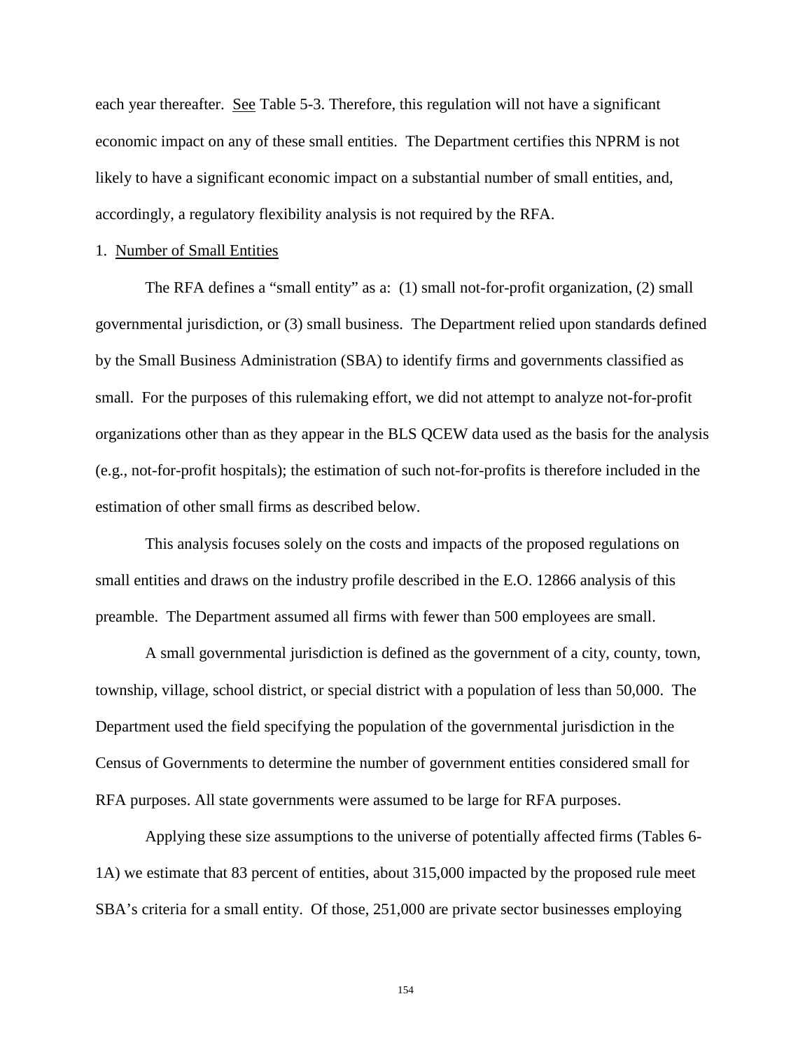each year thereafter. See Table 5-3. Therefore, this regulation will not have a significant economic impact on any of these small entities. The Department certifies this NPRM is not likely to have a significant economic impact on a substantial number of small entities, and, accordingly, a regulatory flexibility analysis is not required by the RFA.

1. Number of Small Entities

The RFA defines a "small entity" as a: (1) small not-for-profit organization, (2) small governmental jurisdiction, or (3) small business. The Department relied upon standards defined by the Small Business Administration (SBA) to identify firms and governments classified as small. For the purposes of this rulemaking effort, we did not attempt to analyze not-for-profit organizations other than as they appear in the BLS QCEW data used as the basis for the analysis (e.g., not-for-profit hospitals); the estimation of such not-for-profits is therefore included in the estimation of other small firms as described below.

This analysis focuses solely on the costs and impacts of the proposed regulations on small entities and draws on the industry profile described in the E.O. 12866 analysis of this preamble. The Department assumed all firms with fewer than 500 employees are small.

A small governmental jurisdiction is defined as the government of a city, county, town, township, village, school district, or special district with a population of less than 50,000. The Department used the field specifying the population of the governmental jurisdiction in the Census of Governments to determine the number of government entities considered small for RFA purposes. All state governments were assumed to be large for RFA purposes.

Applying these size assumptions to the universe of potentially affected firms (Tables 6-1A) we estimate that 83 percent of entities, about 315,000 impacted by the proposed rule meet SBA's criteria for a small entity. Of those, 251,000 are private sector businesses employing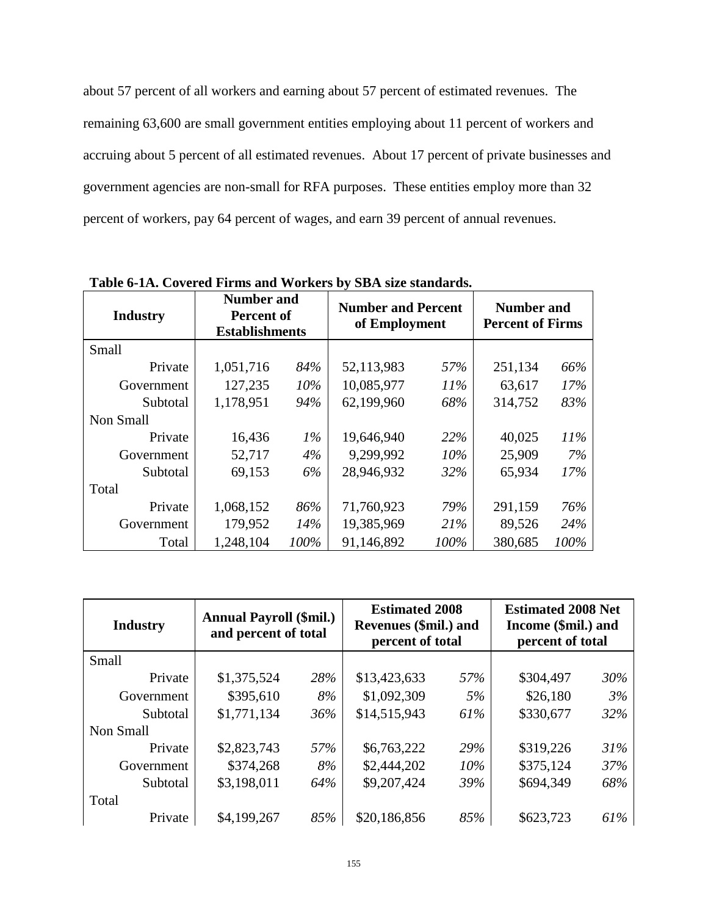about 57 percent of all workers and earning about 57 percent of estimated revenues. The remaining 63,600 are small government entities employing about 11 percent of workers and accruing about 5 percent of all estimated revenues. About 17 percent of private businesses and government agencies are non-small for RFA purposes. These entities employ more than 32 percent of workers, pay 64 percent of wages, and earn 39 percent of annual revenues.

**Table 6-1A. Covered Firms and Workers by SBA size standards.**

| Industry | Number and Percent of Establishments | | Number and Percent of Employment | | Number and Percent of Firms | |
|---|---|---|---|---|---|---|
| Small | | | | | | |
| Private | 1,051,716 | *84%* | 52,113,983 | *57%* | 251,134 | *66%* |
| Government | 127,235 | *10%* | 10,085,977 | *11%* | 63,617 | *17%* |
| Subtotal | 1,178,951 | *94%* | 62,199,960 | *68%* | 314,752 | *83%* |
| Non Small | | | | | | |
| Private | 16,436 | *1%* | 19,646,940 | *22%* | 40,025 | *11%* |
| Government | 52,717 | *4%* | 9,299,992 | *10%* | 25,909 | *7%* |
| Subtotal | 69,153 | *6%* | 28,946,932 | *32%* | 65,934 | *17%* |
| Total | | | | | | |
| Private | 1,068,152 | *86%* | 71,760,923 | *79%* | 291,159 | *76%* |
| Government | 179,952 | *14%* | 19,385,969 | *21%* | 89,526 | *24%* |
| Total | 1,248,104 | *100%* | 91,146,892 | *100%* | 380,685 | *100%* |

| Industry | Annual Payroll ($mil.) and percent of total | | Estimated 2008 Revenues ($mil.) and percent of total | | Estimated 2008 Net Income ($mil.) and percent of total | |
|---|---|---|---|---|---|---|
| Small | | | | | | |
| Private | $1,375,524 | *28%* | $13,423,633 | *57%* | $304,497 | *30%* |
| Government | $395,610 | *8%* | $1,092,309 | *5%* | $26,180 | *3%* |
| Subtotal | $1,771,134 | *36%* | $14,515,943 | *61%* | $330,677 | *32%* |
| Non Small | | | | | | |
| Private | $2,823,743 | *57%* | $6,763,222 | *29%* | $319,226 | *31%* |
| Government | $374,268 | *8%* | $2,444,202 | *10%* | $375,124 | *37%* |
| Subtotal | $3,198,011 | *64%* | $9,207,424 | *39%* | $694,349 | *68%* |
| Total | | | | | | |
| Private | $4,199,267 | *85%* | $20,186,856 | *85%* | $623,723 | *61%* |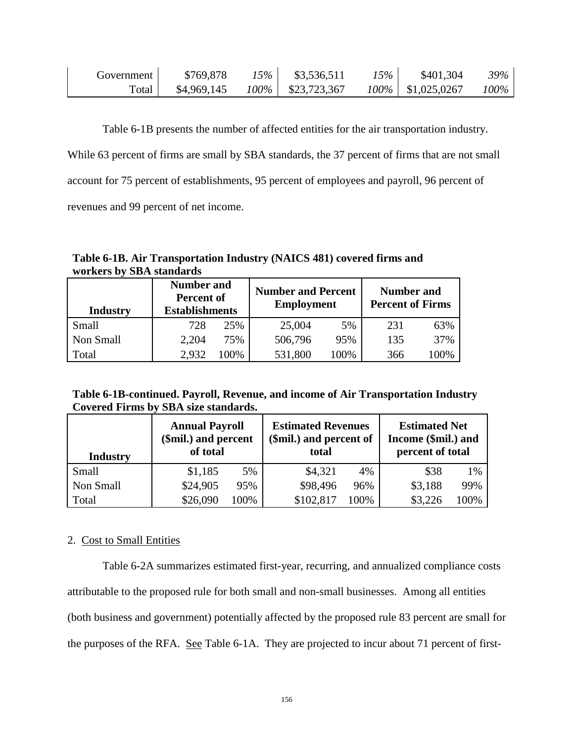| Government | $769,878 | *15%* | $3,536,511 | *15%* | $401,304 | *39%* |
|---|---|---|---|---|---|---|
| Total | $4,969,145 | *100%* | $23,723,367 | *100%* | $1,025,0267 | *100%* |

Table 6-1B presents the number of affected entities for the air transportation industry. While 63 percent of firms are small by SBA standards, the 37 percent of firms that are not small account for 75 percent of establishments, 95 percent of employees and payroll, 96 percent of revenues and 99 percent of net income.

**Table 6-1B. Air Transportation Industry (NAICS 481) covered firms and workers by SBA standards**

| Industry | Number and Percent of Establishments | | Number and Percent Employment | | Number and Percent of Firms | |
|---|---|---|---|---|---|---|
| Small | 728 | 25% | 25,004 | 5% | 231 | 63% |
| Non Small | 2,204 | 75% | 506,796 | 95% | 135 | 37% |
| Total | 2,932 | 100% | 531,800 | 100% | 366 | 100% |

**Table 6-1B-continued. Payroll, Revenue, and income of Air Transportation Industry Covered Firms by SBA size standards.**

| Industry | Annual Payroll ($mil.) and percent of total | | Estimated Revenues ($mil.) and percent of total | | Estimated Net Income ($mil.) and percent of total | |
|---|---|---|---|---|---|---|
| Small | $1,185 | 5% | $4,321 | 4% | $38 | 1% |
| Non Small | $24,905 | 95% | $98,496 | 96% | $3,188 | 99% |
| Total | $26,090 | 100% | $102,817 | 100% | $3,226 | 100% |

2. Cost to Small Entities

Table 6-2A summarizes estimated first-year, recurring, and annualized compliance costs attributable to the proposed rule for both small and non-small businesses. Among all entities (both business and government) potentially affected by the proposed rule 83 percent are small for the purposes of the RFA. See Table 6-1A. They are projected to incur about 71 percent of first-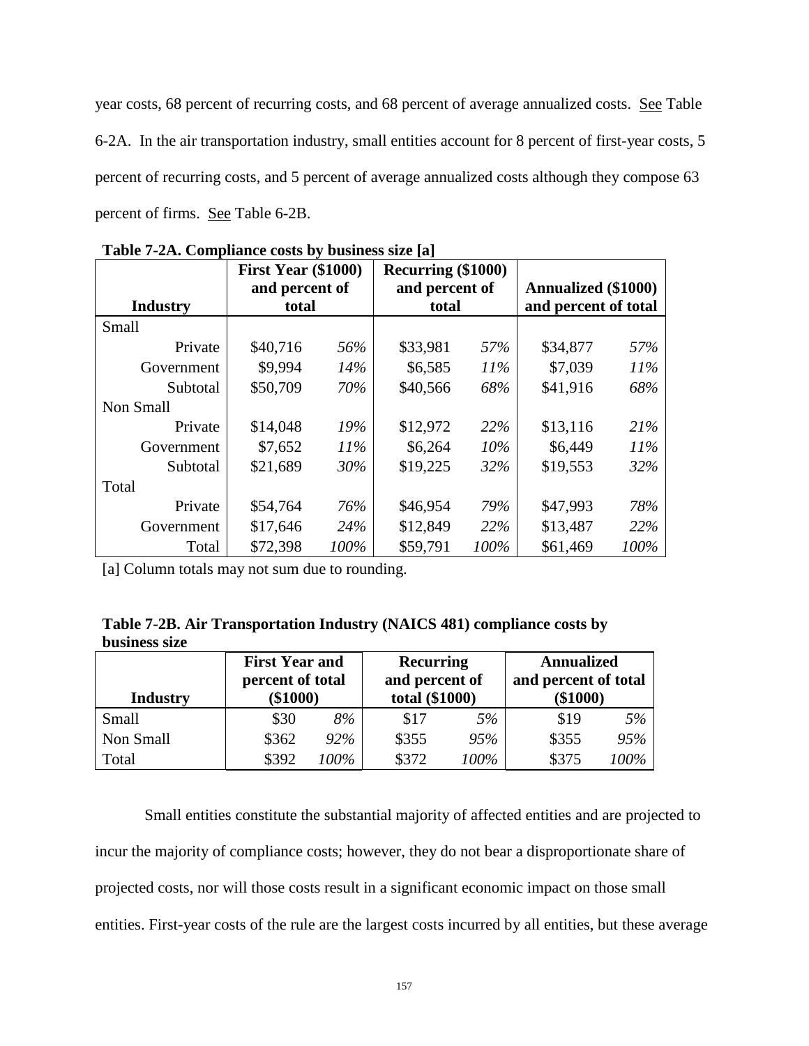year costs, 68 percent of recurring costs, and 68 percent of average annualized costs. See Table 6-2A. In the air transportation industry, small entities account for 8 percent of first-year costs, 5 percent of recurring costs, and 5 percent of average annualized costs although they compose 63 percent of firms. See Table 6-2B.

**Table 7-2A. Compliance costs by business size [a]**

| Industry | First Year ($1000) and percent of total | | Recurring ($1000) and percent of total | | Annualized ($1000) and percent of total | |
|---|---|---|---|---|---|---|
| Small | | | | | | |
| Private | $40,716 | *56%* | $33,981 | *57%* | $34,877 | *57%* |
| Government | $9,994 | *14%* | $6,585 | *11%* | $7,039 | *11%* |
| Subtotal | $50,709 | *70%* | $40,566 | *68%* | $41,916 | *68%* |
| Non Small | | | | | | |
| Private | $14,048 | *19%* | $12,972 | *22%* | $13,116 | *21%* |
| Government | $7,652 | *11%* | $6,264 | *10%* | $6,449 | *11%* |
| Subtotal | $21,689 | *30%* | $19,225 | *32%* | $19,553 | *32%* |
| Total | | | | | | |
| Private | $54,764 | *76%* | $46,954 | *79%* | $47,993 | *78%* |
| Government | $17,646 | *24%* | $12,849 | *22%* | $13,487 | *22%* |
| Total | $72,398 | *100%* | $59,791 | *100%* | $61,469 | *100%* |

[a] Column totals may not sum due to rounding.

**Table 7-2B. Air Transportation Industry (NAICS 481) compliance costs by business size**

| Industry | First Year and percent of total ($1000) | | Recurring and percent of total ($1000) | | Annualized and percent of total ($1000) | |
|---|---|---|---|---|---|---|
| Small | $30 | *8%* | $17 | *5%* | $19 | *5%* |
| Non Small | $362 | *92%* | $355 | *95%* | $355 | *95%* |
| Total | $392 | *100%* | $372 | *100%* | $375 | *100%* |

Small entities constitute the substantial majority of affected entities and are projected to incur the majority of compliance costs; however, they do not bear a disproportionate share of projected costs, nor will those costs result in a significant economic impact on those small entities. First-year costs of the rule are the largest costs incurred by all entities, but these average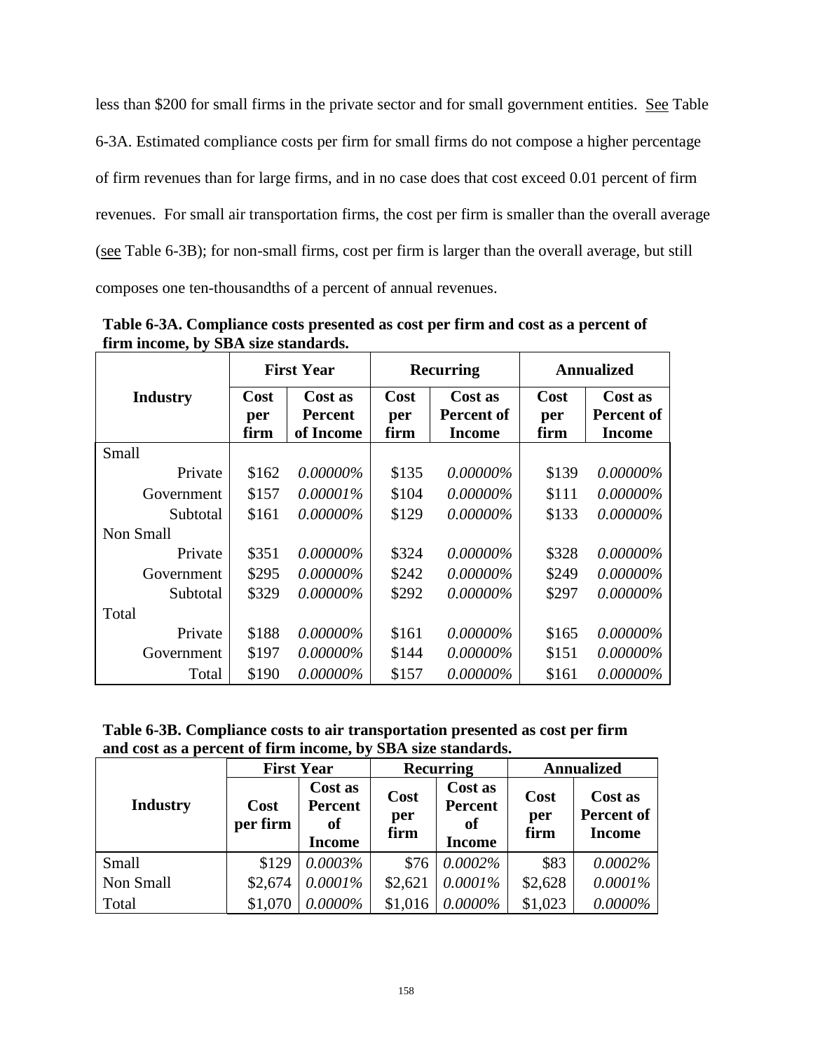less than $200 for small firms in the private sector and for small government entities. See Table 6-3A. Estimated compliance costs per firm for small firms do not compose a higher percentage of firm revenues than for large firms, and in no case does that cost exceed 0.01 percent of firm revenues. For small air transportation firms, the cost per firm is smaller than the overall average (see Table 6-3B); for non-small firms, cost per firm is larger than the overall average, but still composes one ten-thousandths of a percent of annual revenues.

**Table 6-3A. Compliance costs presented as cost per firm and cost as a percent of firm income, by SBA size standards.**

| Industry | First Year | | Recurring | | Annualized | |
|---|---|---|---|---|---|---|
| | Cost per firm | Cost as Percent of Income | Cost per firm | Cost as Percent of Income | Cost per firm | Cost as Percent of Income |
| Small | | | | | | |
| Private | $162 | *0.00000%* | $135 | *0.00000%* | $139 | *0.00000%* |
| Government | $157 | *0.00001%* | $104 | *0.00000%* | $111 | *0.00000%* |
| Subtotal | $161 | *0.00000%* | $129 | *0.00000%* | $133 | *0.00000%* |
| Non Small | | | | | | |
| Private | $351 | *0.00000%* | $324 | *0.00000%* | $328 | *0.00000%* |
| Government | $295 | *0.00000%* | $242 | *0.00000%* | $249 | *0.00000%* |
| Subtotal | $329 | *0.00000%* | $292 | *0.00000%* | $297 | *0.00000%* |
| Total | | | | | | |
| Private | $188 | *0.00000%* | $161 | *0.00000%* | $165 | *0.00000%* |
| Government | $197 | *0.00000%* | $144 | *0.00000%* | $151 | *0.00000%* |
| Total | $190 | *0.00000%* | $157 | *0.00000%* | $161 | *0.00000%* |

**Table 6-3B. Compliance costs to air transportation presented as cost per firm and cost as a percent of firm income, by SBA size standards.**

| Industry | First Year | | Recurring | | Annualized | |
|---|---|---|---|---|---|---|
| | Cost per firm | Cost as Percent of Income | Cost per firm | Cost as Percent of Income | Cost per firm | Cost as Percent of Income |
| Small | $129 | *0.0003%* | $76 | *0.0002%* | $83 | *0.0002%* |
| Non Small | $2,674 | *0.0001%* | $2,621 | *0.0001%* | $2,628 | *0.0001%* |
| Total | $1,070 | *0.0000%* | $1,016 | *0.0000%* | $1,023 | *0.0000%* |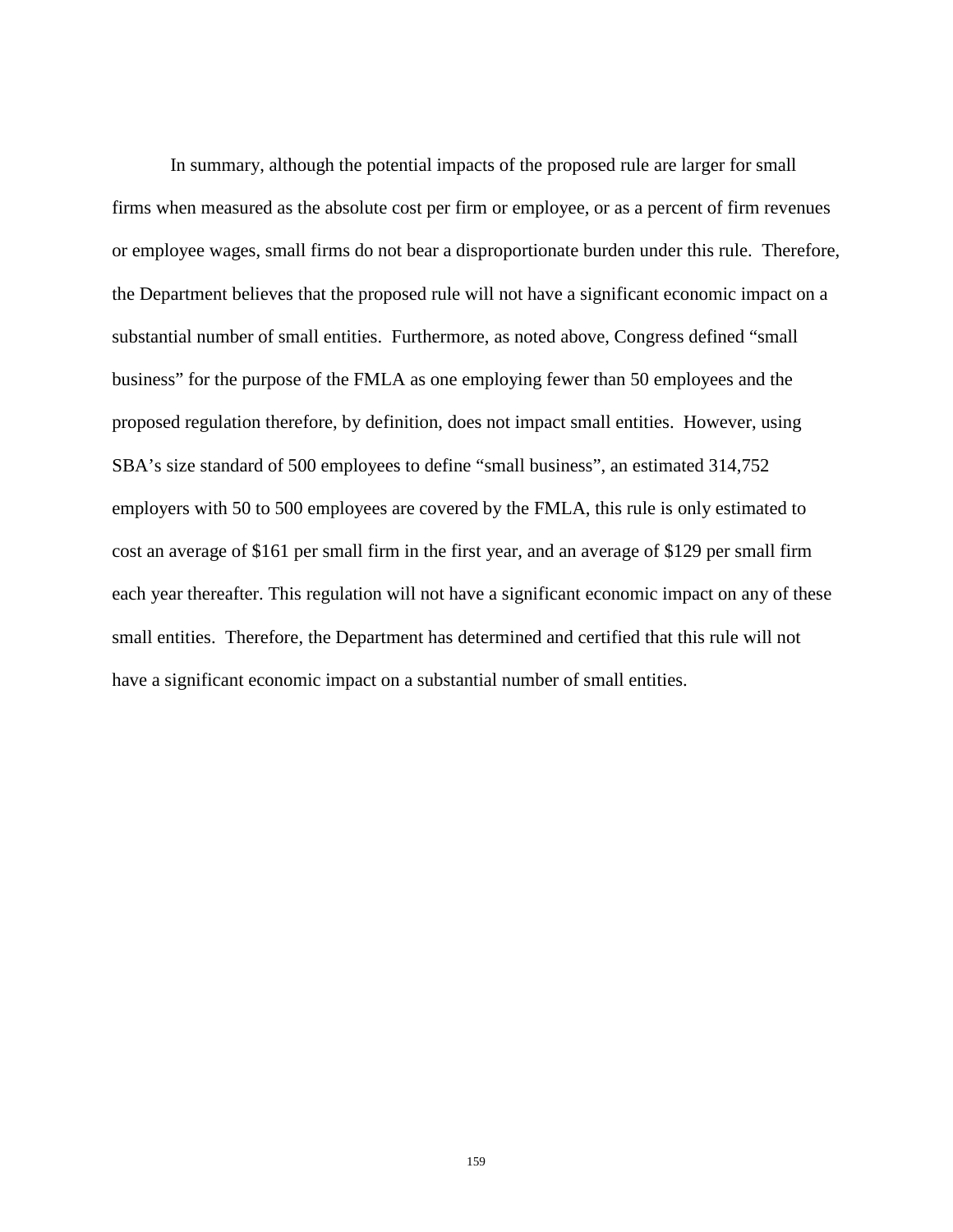In summary, although the potential impacts of the proposed rule are larger for small firms when measured as the absolute cost per firm or employee, or as a percent of firm revenues or employee wages, small firms do not bear a disproportionate burden under this rule. Therefore, the Department believes that the proposed rule will not have a significant economic impact on a substantial number of small entities. Furthermore, as noted above, Congress defined "small business" for the purpose of the FMLA as one employing fewer than 50 employees and the proposed regulation therefore, by definition, does not impact small entities. However, using SBA's size standard of 500 employees to define "small business", an estimated 314,752 employers with 50 to 500 employees are covered by the FMLA, this rule is only estimated to cost an average of $161 per small firm in the first year, and an average of $129 per small firm each year thereafter. This regulation will not have a significant economic impact on any of these small entities. Therefore, the Department has determined and certified that this rule will not have a significant economic impact on a substantial number of small entities.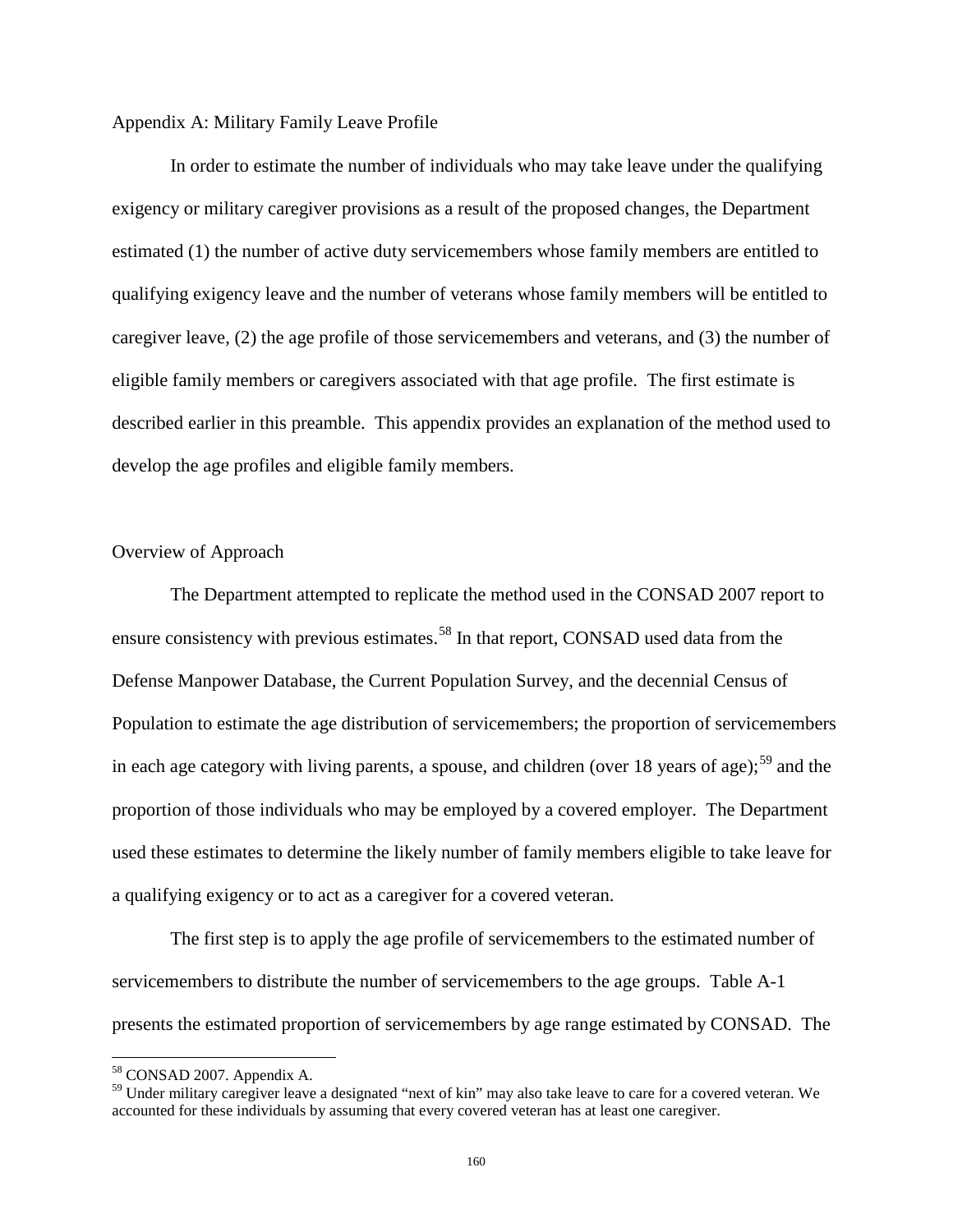Appendix A: Military Family Leave Profile

In order to estimate the number of individuals who may take leave under the qualifying exigency or military caregiver provisions as a result of the proposed changes, the Department estimated (1) the number of active duty servicemembers whose family members are entitled to qualifying exigency leave and the number of veterans whose family members will be entitled to caregiver leave, (2) the age profile of those servicemembers and veterans, and (3) the number of eligible family members or caregivers associated with that age profile. The first estimate is described earlier in this preamble. This appendix provides an explanation of the method used to develop the age profiles and eligible family members.

Overview of Approach

The Department attempted to replicate the method used in the CONSAD 2007 report to ensure consistency with previous estimates.[58] In that report, CONSAD used data from the Defense Manpower Database, the Current Population Survey, and the decennial Census of Population to estimate the age distribution of servicemembers; the proportion of servicemembers in each age category with living parents, a spouse, and children (over 18 years of age);[59] and the proportion of those individuals who may be employed by a covered employer. The Department used these estimates to determine the likely number of family members eligible to take leave for a qualifying exigency or to act as a caregiver for a covered veteran.

The first step is to apply the age profile of servicemembers to the estimated number of servicemembers to distribute the number of servicemembers to the age groups. Table A-1 presents the estimated proportion of servicemembers by age range estimated by CONSAD. The

[58] CONSAD 2007. Appendix A.

[59] Under military caregiver leave a designated "next of kin" may also take leave to care for a covered veteran. We accounted for these individuals by assuming that every covered veteran has at least one caregiver.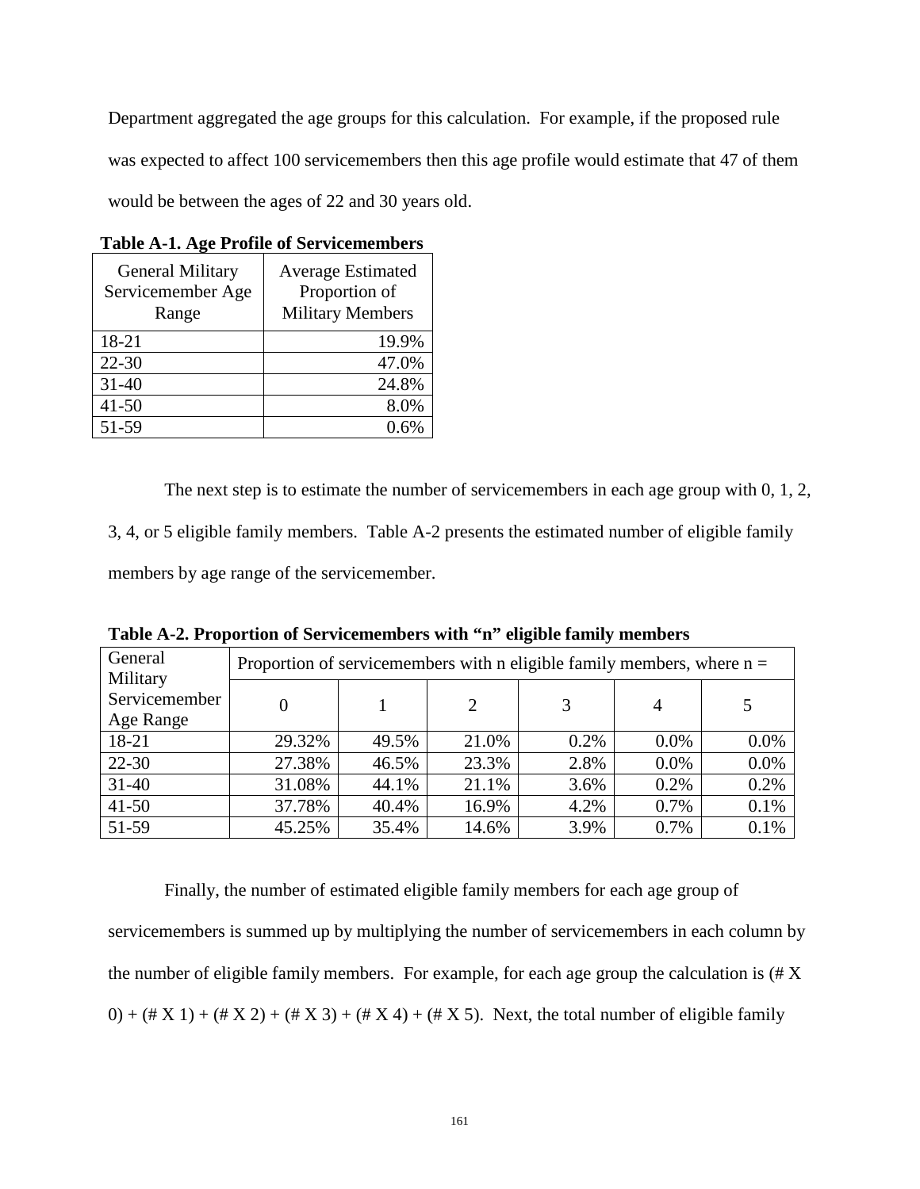Department aggregated the age groups for this calculation. For example, if the proposed rule was expected to affect 100 servicemembers then this age profile would estimate that 47 of them would be between the ages of 22 and 30 years old.

**Table A-1. Age Profile of Servicemembers**

| General Military Servicemember Age Range | Average Estimated Proportion of Military Members |
|---|---|
| 18-21 | 19.9% |
| 22-30 | 47.0% |
| 31-40 | 24.8% |
| 41-50 | 8.0% |
| 51-59 | 0.6% |

The next step is to estimate the number of servicemembers in each age group with 0, 1, 2, 3, 4, or 5 eligible family members. Table A-2 presents the estimated number of eligible family members by age range of the servicemember.

**Table A-2. Proportion of Servicemembers with "n" eligible family members**

| General Military Servicemember Age Range | Proportion of servicemembers with n eligible family members, where n = | | | | | |
|---|---|---|---|---|---|---|
| | 0 | 1 | 2 | 3 | 4 | 5 |
| 18-21 | 29.32% | 49.5% | 21.0% | 0.2% | 0.0% | 0.0% |
| 22-30 | 27.38% | 46.5% | 23.3% | 2.8% | 0.0% | 0.0% |
| 31-40 | 31.08% | 44.1% | 21.1% | 3.6% | 0.2% | 0.2% |
| 41-50 | 37.78% | 40.4% | 16.9% | 4.2% | 0.7% | 0.1% |
| 51-59 | 45.25% | 35.4% | 14.6% | 3.9% | 0.7% | 0.1% |

Finally, the number of estimated eligible family members for each age group of servicemembers is summed up by multiplying the number of servicemembers in each column by the number of eligible family members. For example, for each age group the calculation is (# X 0) + (# X 1) + (# X 2) + (# X 3) + (# X 4) + (# X 5). Next, the total number of eligible family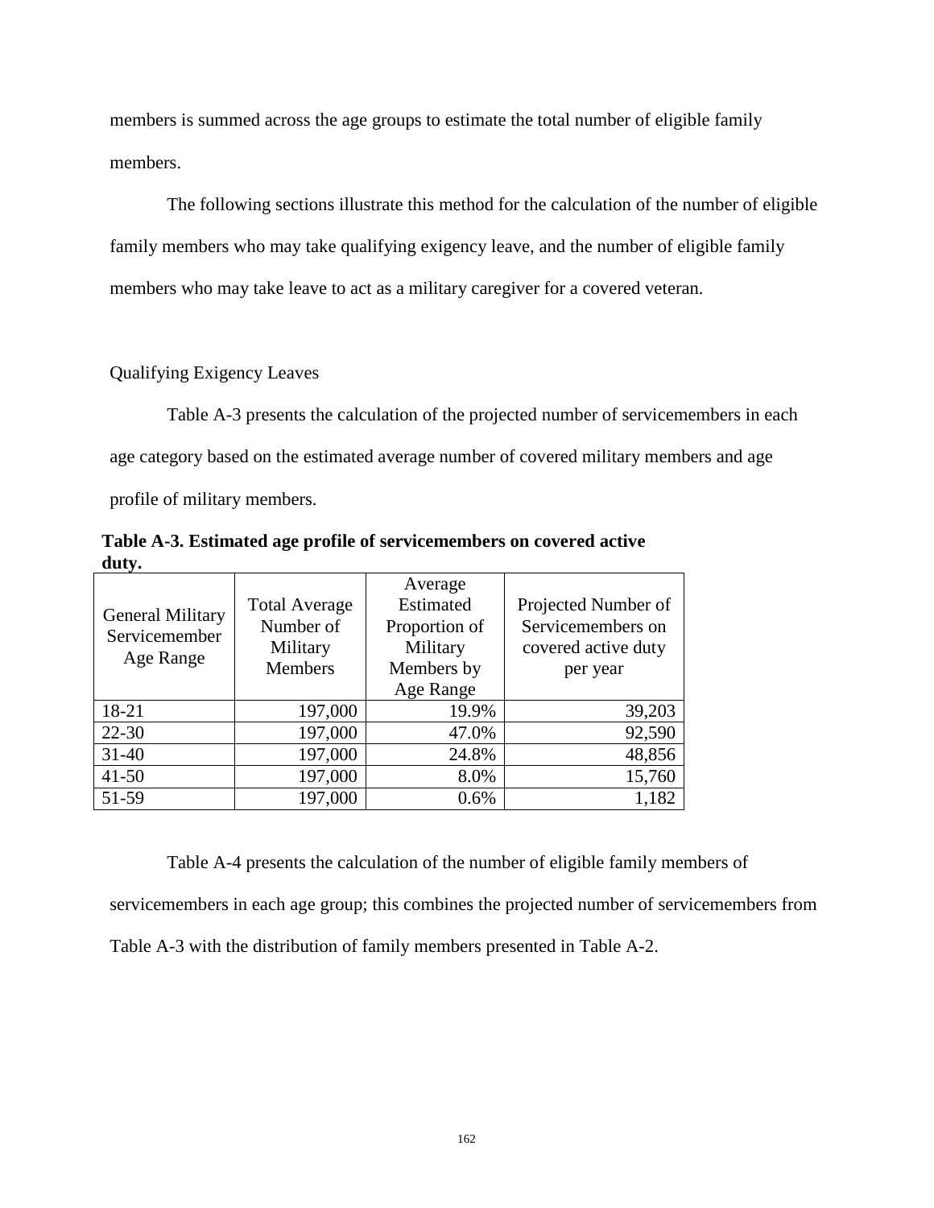members is summed across the age groups to estimate the total number of eligible family members.

The following sections illustrate this method for the calculation of the number of eligible family members who may take qualifying exigency leave, and the number of eligible family members who may take leave to act as a military caregiver for a covered veteran.

Qualifying Exigency Leaves

Table A-3 presents the calculation of the projected number of servicemembers in each age category based on the estimated average number of covered military members and age profile of military members.

**Table A-3. Estimated age profile of servicemembers on covered active duty.**

| General Military Servicemember Age Range | Total Average Number of Military Members | Average Estimated Proportion of Military Members by Age Range | Projected Number of Servicemembers on covered active duty per year |
|---|---|---|---|
| 18-21 | 197,000 | 19.9% | 39,203 |
| 22-30 | 197,000 | 47.0% | 92,590 |
| 31-40 | 197,000 | 24.8% | 48,856 |
| 41-50 | 197,000 | 8.0% | 15,760 |
| 51-59 | 197,000 | 0.6% | 1,182 |

Table A-4 presents the calculation of the number of eligible family members of servicemembers in each age group; this combines the projected number of servicemembers from Table A-3 with the distribution of family members presented in Table A-2.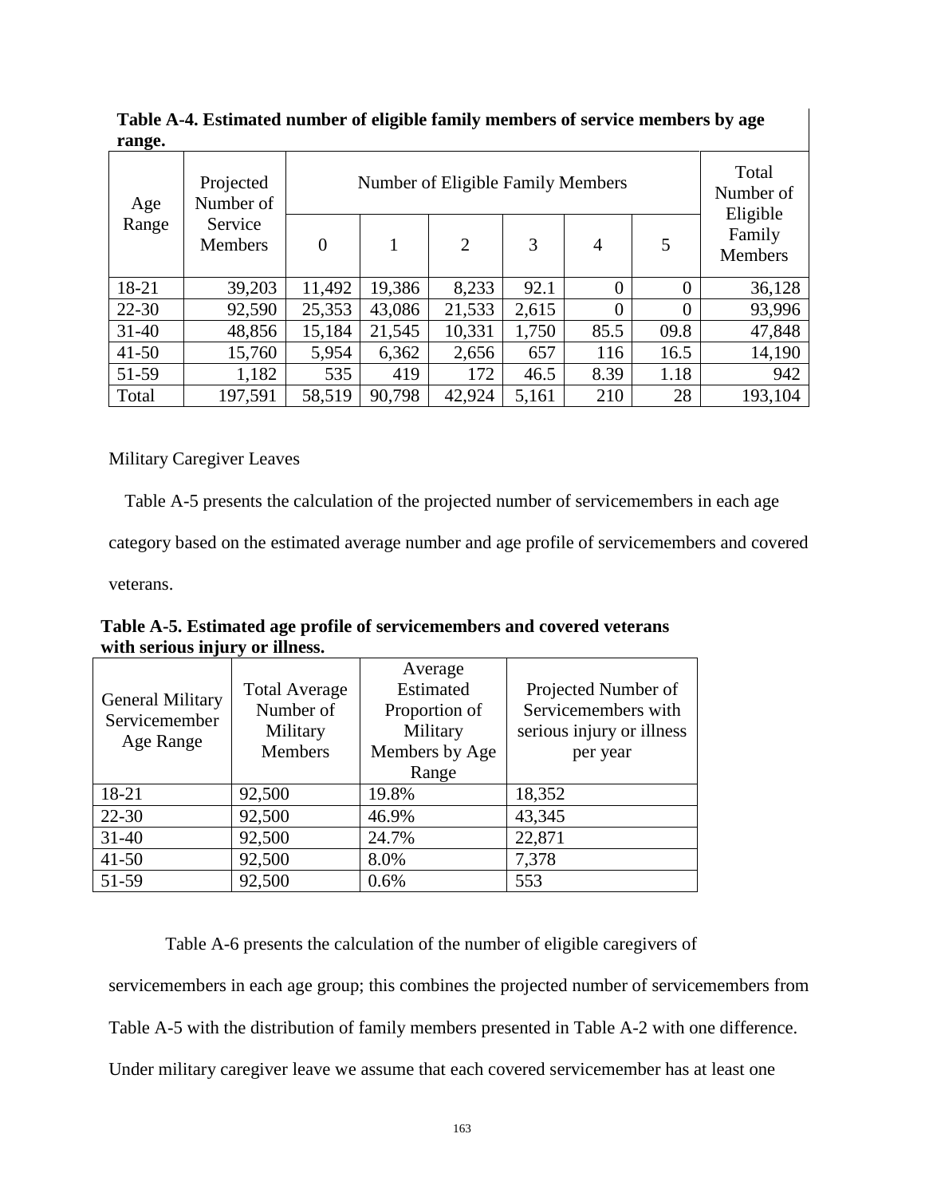**Table A-4. Estimated number of eligible family members of service members by age range.**

| Age Range | Projected Number of Service Members | Number of Eligible Family Members | | | | | | Total Number of Eligible Family Members |
|---|---|---|---|---|---|---|---|---|
| | | 0 | 1 | 2 | 3 | 4 | 5 | |
| 18-21 | 39,203 | 11,492 | 19,386 | 8,233 | 92.1 | 0 | 0 | 36,128 |
| 22-30 | 92,590 | 25,353 | 43,086 | 21,533 | 2,615 | 0 | 0 | 93,996 |
| 31-40 | 48,856 | 15,184 | 21,545 | 10,331 | 1,750 | 85.5 | 09.8 | 47,848 |
| 41-50 | 15,760 | 5,954 | 6,362 | 2,656 | 657 | 116 | 16.5 | 14,190 |
| 51-59 | 1,182 | 535 | 419 | 172 | 46.5 | 8.39 | 1.18 | 942 |
| Total | 197,591 | 58,519 | 90,798 | 42,924 | 5,161 | 210 | 28 | 193,104 |

Military Caregiver Leaves

Table A-5 presents the calculation of the projected number of servicemembers in each age category based on the estimated average number and age profile of servicemembers and covered veterans.

**Table A-5. Estimated age profile of servicemembers and covered veterans with serious injury or illness.**

| General Military Servicemember Age Range | Total Average Number of Military Members | Average Estimated Proportion of Military Members by Age Range | Projected Number of Servicemembers with serious injury or illness per year |
|---|---|---|---|
| 18-21 | 92,500 | 19.8% | 18,352 |
| 22-30 | 92,500 | 46.9% | 43,345 |
| 31-40 | 92,500 | 24.7% | 22,871 |
| 41-50 | 92,500 | 8.0% | 7,378 |
| 51-59 | 92,500 | 0.6% | 553 |

Table A-6 presents the calculation of the number of eligible caregivers of servicemembers in each age group; this combines the projected number of servicemembers from Table A-5 with the distribution of family members presented in Table A-2 with one difference. Under military caregiver leave we assume that each covered servicemember has at least one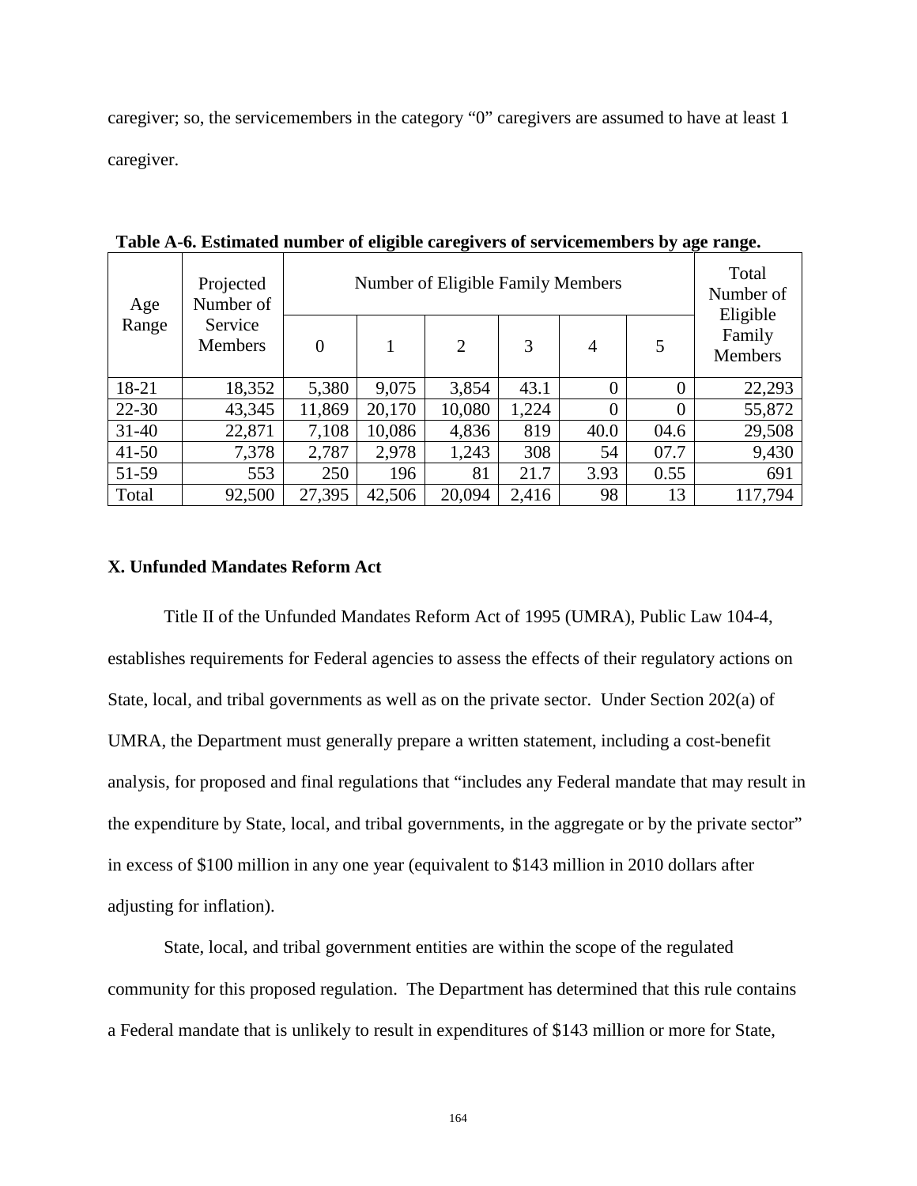caregiver; so, the servicemembers in the category "0" caregivers are assumed to have at least 1 caregiver.

**Table A-6. Estimated number of eligible caregivers of servicemembers by age range.**

| Age Range | Projected Number of Service Members | Number of Eligible Family Members | | | | | | Total Number of Eligible Family Members |
|---|---|---|---|---|---|---|---|---|
| | | 0 | 1 | 2 | 3 | 4 | 5 | |
| 18-21 | 18,352 | 5,380 | 9,075 | 3,854 | 43.1 | 0 | 0 | 22,293 |
| 22-30 | 43,345 | 11,869 | 20,170 | 10,080 | 1,224 | 0 | 0 | 55,872 |
| 31-40 | 22,871 | 7,108 | 10,086 | 4,836 | 819 | 40.0 | 04.6 | 29,508 |
| 41-50 | 7,378 | 2,787 | 2,978 | 1,243 | 308 | 54 | 07.7 | 9,430 |
| 51-59 | 553 | 250 | 196 | 81 | 21.7 | 3.93 | 0.55 | 691 |
| Total | 92,500 | 27,395 | 42,506 | 20,094 | 2,416 | 98 | 13 | 117,794 |

**X. Unfunded Mandates Reform Act**

Title II of the Unfunded Mandates Reform Act of 1995 (UMRA), Public Law 104-4, establishes requirements for Federal agencies to assess the effects of their regulatory actions on State, local, and tribal governments as well as on the private sector. Under Section 202(a) of UMRA, the Department must generally prepare a written statement, including a cost-benefit analysis, for proposed and final regulations that "includes any Federal mandate that may result in the expenditure by State, local, and tribal governments, in the aggregate or by the private sector" in excess of $100 million in any one year (equivalent to $143 million in 2010 dollars after adjusting for inflation).

State, local, and tribal government entities are within the scope of the regulated community for this proposed regulation. The Department has determined that this rule contains a Federal mandate that is unlikely to result in expenditures of $143 million or more for State,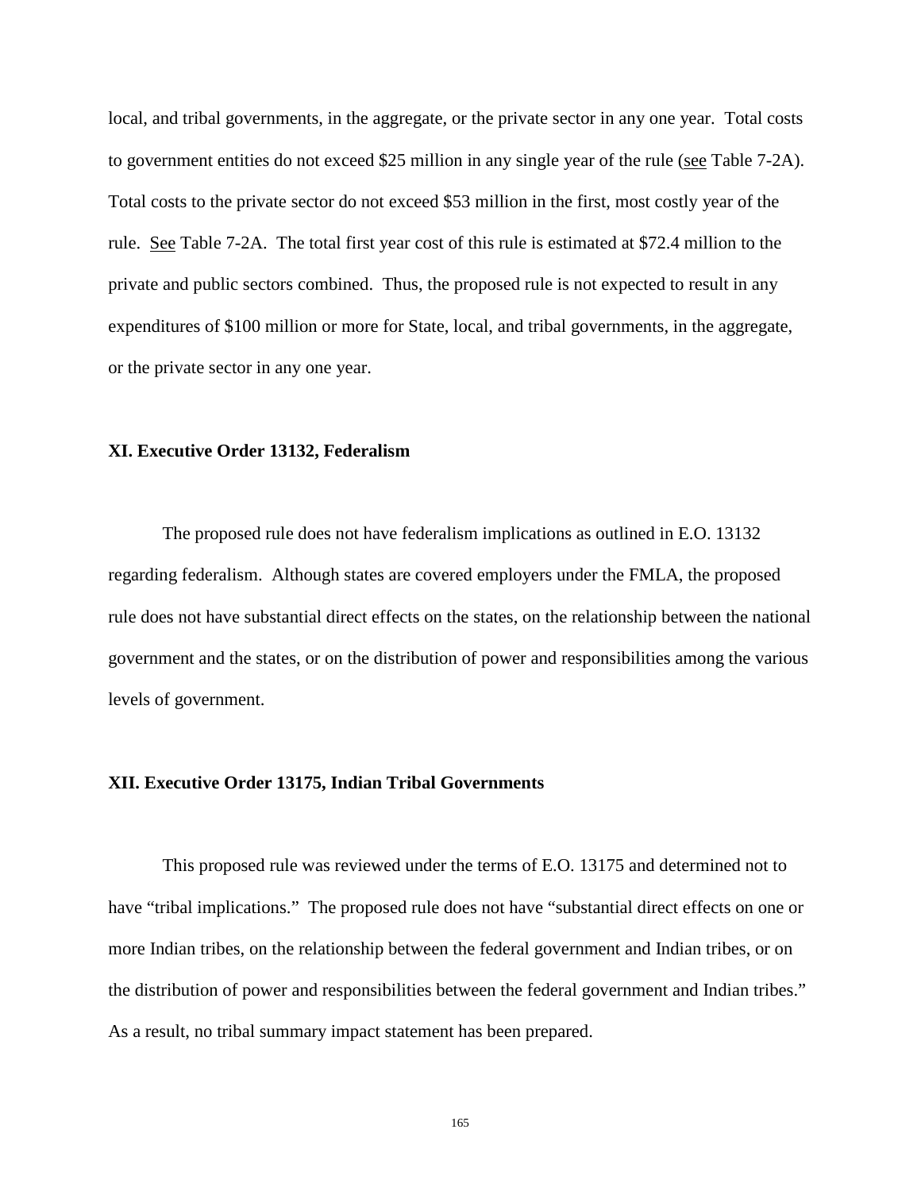local, and tribal governments, in the aggregate, or the private sector in any one year. Total costs to government entities do not exceed $25 million in any single year of the rule (see Table 7-2A). Total costs to the private sector do not exceed $53 million in the first, most costly year of the rule. See Table 7-2A. The total first year cost of this rule is estimated at $72.4 million to the private and public sectors combined. Thus, the proposed rule is not expected to result in any expenditures of $100 million or more for State, local, and tribal governments, in the aggregate, or the private sector in any one year.

## XI. Executive Order 13132, Federalism

The proposed rule does not have federalism implications as outlined in E.O. 13132 regarding federalism. Although states are covered employers under the FMLA, the proposed rule does not have substantial direct effects on the states, on the relationship between the national government and the states, or on the distribution of power and responsibilities among the various levels of government.

## XII. Executive Order 13175, Indian Tribal Governments

This proposed rule was reviewed under the terms of E.O. 13175 and determined not to have "tribal implications." The proposed rule does not have "substantial direct effects on one or more Indian tribes, on the relationship between the federal government and Indian tribes, or on the distribution of power and responsibilities between the federal government and Indian tribes." As a result, no tribal summary impact statement has been prepared.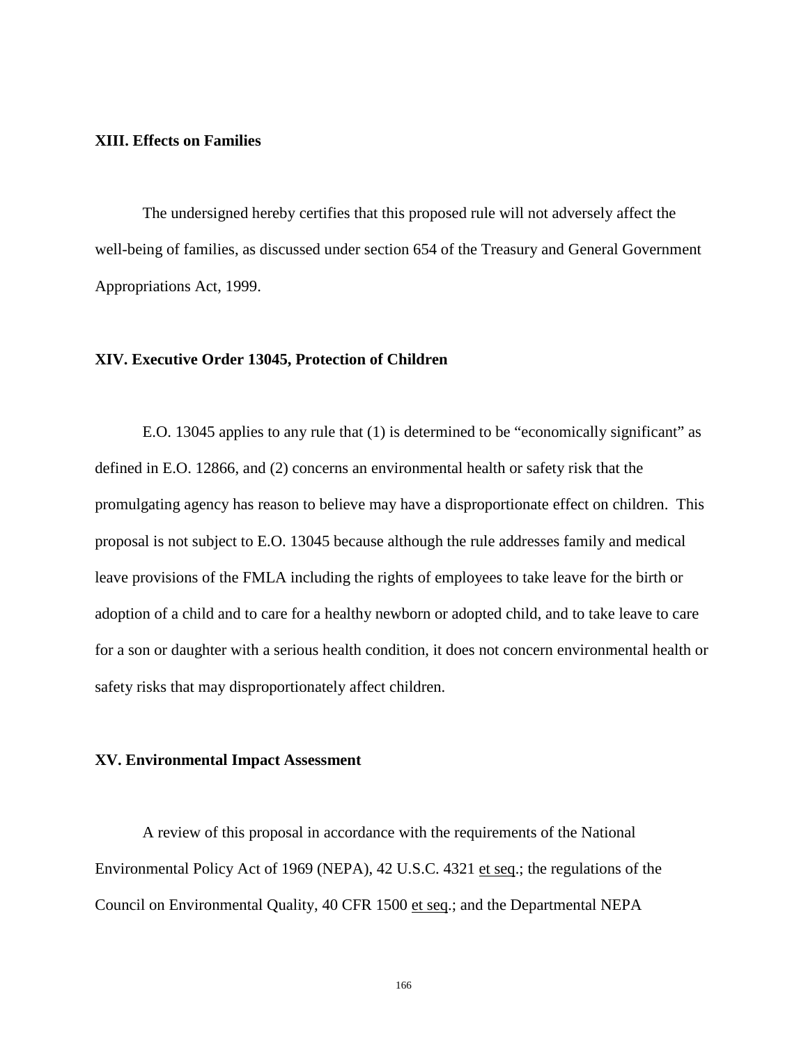## XIII. Effects on Families

The undersigned hereby certifies that this proposed rule will not adversely affect the well-being of families, as discussed under section 654 of the Treasury and General Government Appropriations Act, 1999.

## XIV. Executive Order 13045, Protection of Children

E.O. 13045 applies to any rule that (1) is determined to be "economically significant" as defined in E.O. 12866, and (2) concerns an environmental health or safety risk that the promulgating agency has reason to believe may have a disproportionate effect on children. This proposal is not subject to E.O. 13045 because although the rule addresses family and medical leave provisions of the FMLA including the rights of employees to take leave for the birth or adoption of a child and to care for a healthy newborn or adopted child, and to take leave to care for a son or daughter with a serious health condition, it does not concern environmental health or safety risks that may disproportionately affect children.

## XV. Environmental Impact Assessment

A review of this proposal in accordance with the requirements of the National Environmental Policy Act of 1969 (NEPA), 42 U.S.C. 4321 et seq.; the regulations of the Council on Environmental Quality, 40 CFR 1500 et seq.; and the Departmental NEPA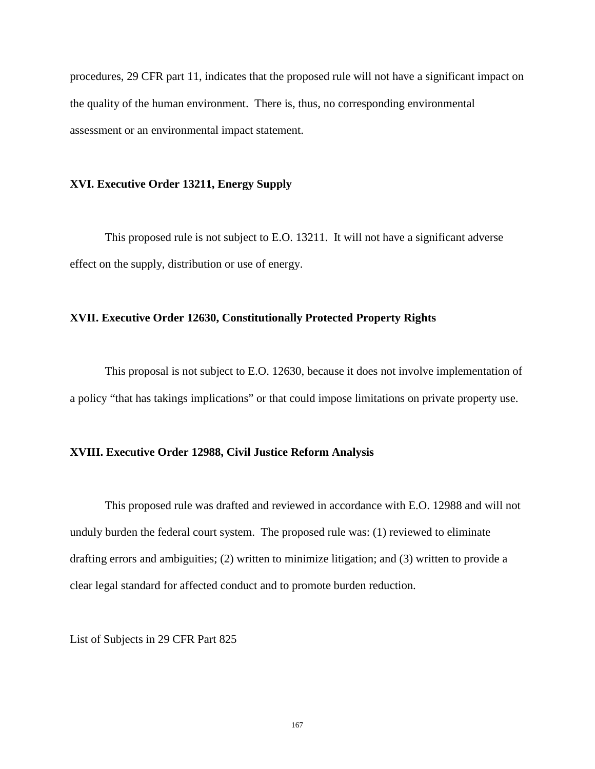procedures, 29 CFR part 11, indicates that the proposed rule will not have a significant impact on the quality of the human environment. There is, thus, no corresponding environmental assessment or an environmental impact statement.

**XVI. Executive Order 13211, Energy Supply**

This proposed rule is not subject to E.O. 13211. It will not have a significant adverse effect on the supply, distribution or use of energy.

**XVII. Executive Order 12630, Constitutionally Protected Property Rights**

This proposal is not subject to E.O. 12630, because it does not involve implementation of a policy "that has takings implications" or that could impose limitations on private property use.

**XVIII. Executive Order 12988, Civil Justice Reform Analysis**

This proposed rule was drafted and reviewed in accordance with E.O. 12988 and will not unduly burden the federal court system. The proposed rule was: (1) reviewed to eliminate drafting errors and ambiguities; (2) written to minimize litigation; and (3) written to provide a clear legal standard for affected conduct and to promote burden reduction.

List of Subjects in 29 CFR Part 825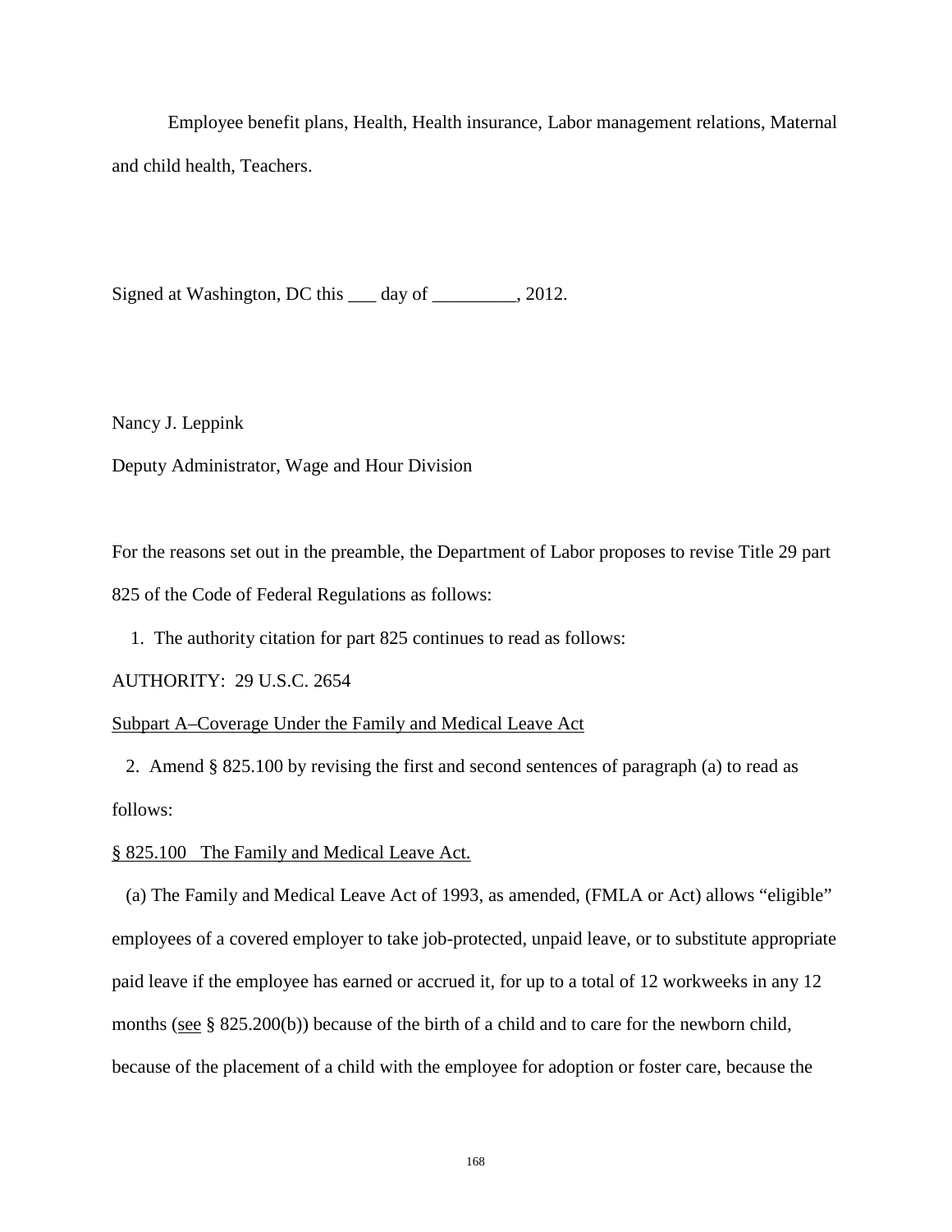Employee benefit plans, Health, Health insurance, Labor management relations, Maternal and child health, Teachers.

Signed at Washington, DC this ___ day of _________, 2012.

Nancy J. Leppink

Deputy Administrator, Wage and Hour Division

For the reasons set out in the preamble, the Department of Labor proposes to revise Title 29 part 825 of the Code of Federal Regulations as follows:

1. The authority citation for part 825 continues to read as follows:

AUTHORITY: 29 U.S.C. 2654

Subpart A–Coverage Under the Family and Medical Leave Act

2. Amend § 825.100 by revising the first and second sentences of paragraph (a) to read as follows:

§ 825.100 The Family and Medical Leave Act.

(a) The Family and Medical Leave Act of 1993, as amended, (FMLA or Act) allows "eligible" employees of a covered employer to take job-protected, unpaid leave, or to substitute appropriate paid leave if the employee has earned or accrued it, for up to a total of 12 workweeks in any 12 months (see § 825.200(b)) because of the birth of a child and to care for the newborn child, because of the placement of a child with the employee for adoption or foster care, because the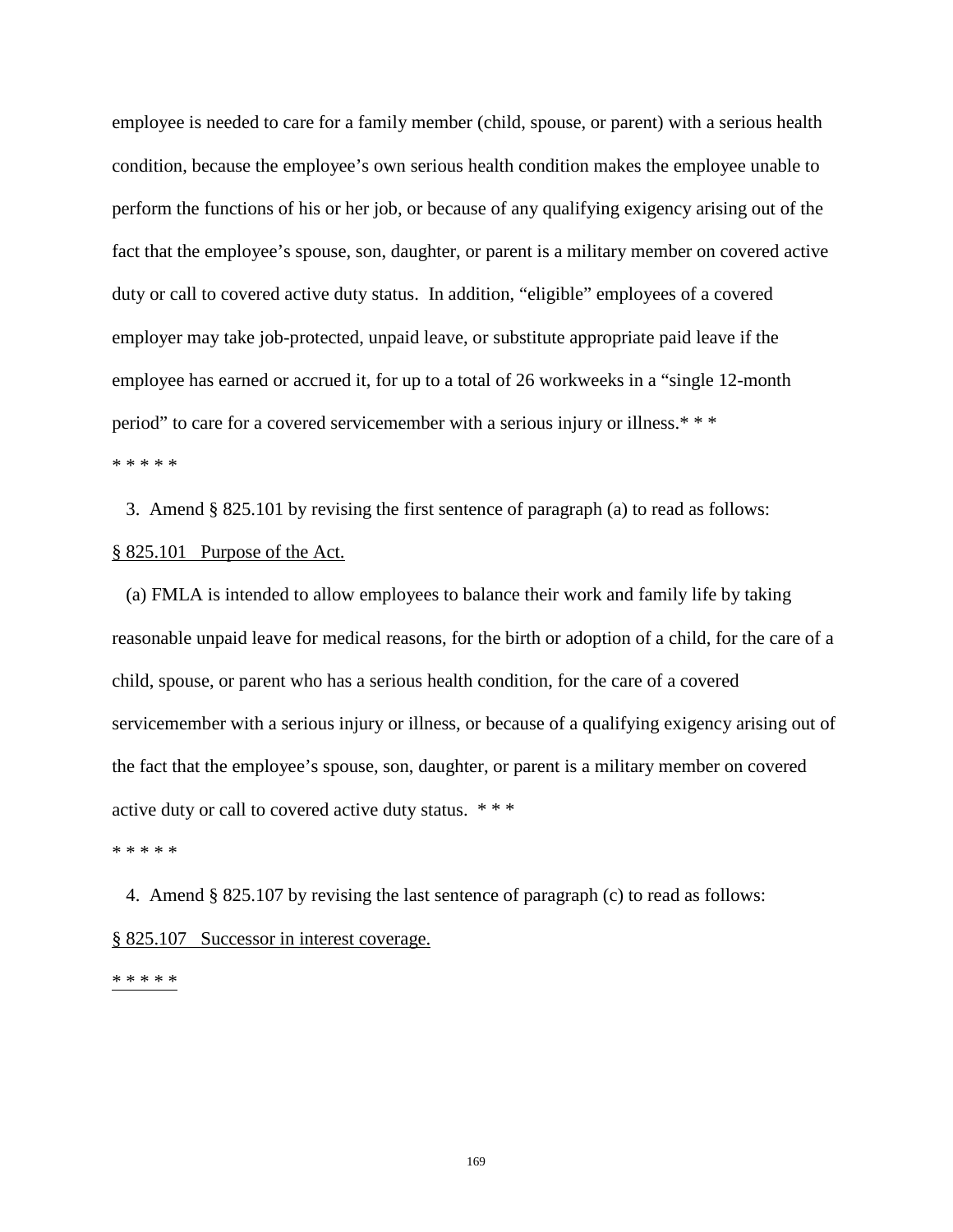employee is needed to care for a family member (child, spouse, or parent) with a serious health condition, because the employee's own serious health condition makes the employee unable to perform the functions of his or her job, or because of any qualifying exigency arising out of the fact that the employee's spouse, son, daughter, or parent is a military member on covered active duty or call to covered active duty status. In addition, "eligible" employees of a covered employer may take job-protected, unpaid leave, or substitute appropriate paid leave if the employee has earned or accrued it, for up to a total of 26 workweeks in a "single 12-month period" to care for a covered servicemember with a serious injury or illness.* * *

\* \* \* \* \*

3. Amend § 825.101 by revising the first sentence of paragraph (a) to read as follows:

§ 825.101 Purpose of the Act.

(a) FMLA is intended to allow employees to balance their work and family life by taking reasonable unpaid leave for medical reasons, for the birth or adoption of a child, for the care of a child, spouse, or parent who has a serious health condition, for the care of a covered servicemember with a serious injury or illness, or because of a qualifying exigency arising out of the fact that the employee's spouse, son, daughter, or parent is a military member on covered active duty or call to covered active duty status. * * *

\* \* \* \* \*

4. Amend § 825.107 by revising the last sentence of paragraph (c) to read as follows:

§ 825.107 Successor in interest coverage.

\* \* \* \* \*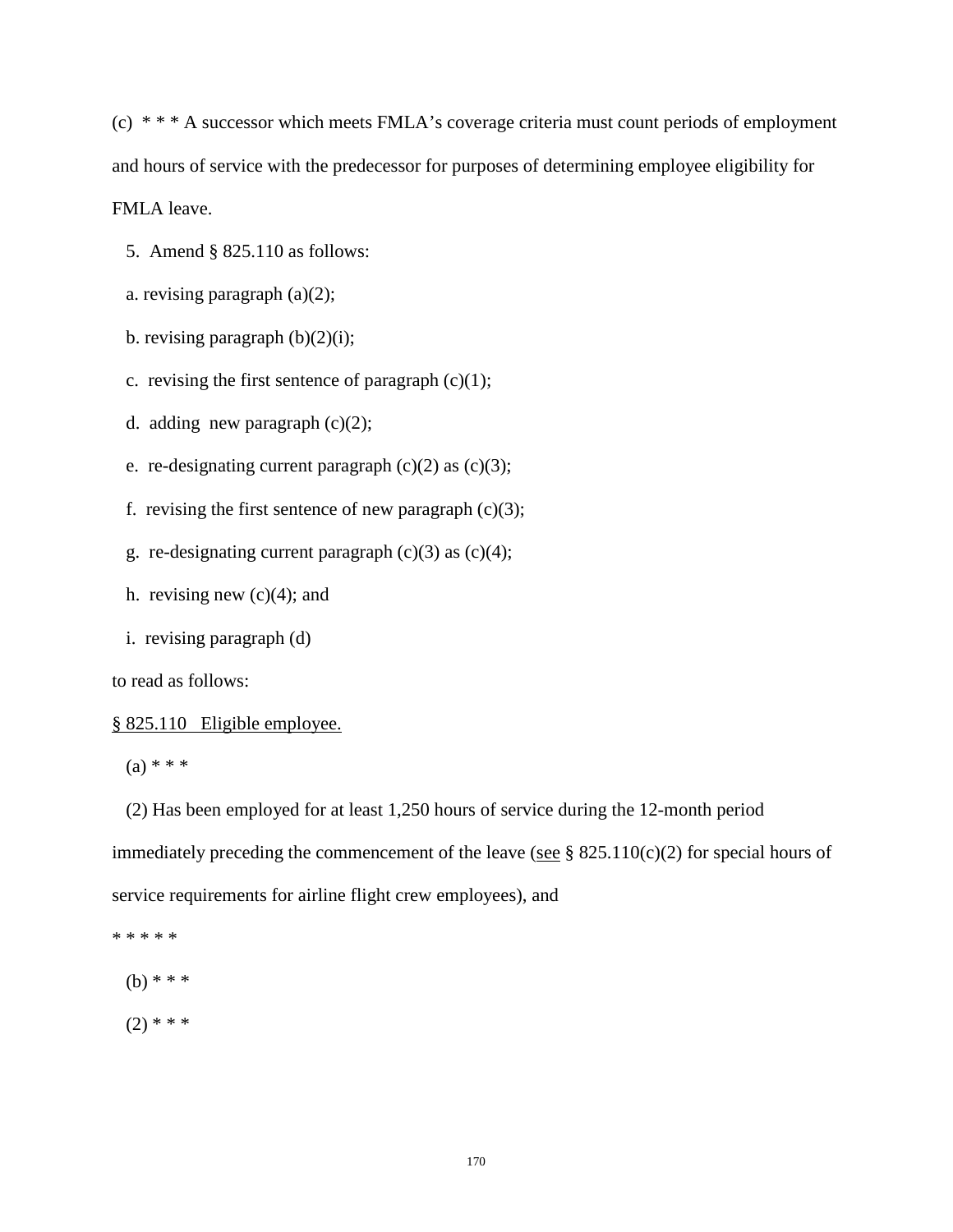(c) * * * A successor which meets FMLA's coverage criteria must count periods of employment and hours of service with the predecessor for purposes of determining employee eligibility for FMLA leave.

5. Amend § 825.110 as follows:

a. revising paragraph (a)(2);

b. revising paragraph (b)(2)(i);

c. revising the first sentence of paragraph (c)(1);

d. adding new paragraph (c)(2);

e. re-designating current paragraph (c)(2) as (c)(3);

f. revising the first sentence of new paragraph (c)(3);

g. re-designating current paragraph (c)(3) as (c)(4);

h. revising new (c)(4); and

i. revising paragraph (d)

to read as follows:

§ 825.110 Eligible employee.

(a) * * *

(2) Has been employed for at least 1,250 hours of service during the 12-month period immediately preceding the commencement of the leave (see § 825.110(c)(2) for special hours of service requirements for airline flight crew employees), and

* * * * *

(b) * * *

(2) * * *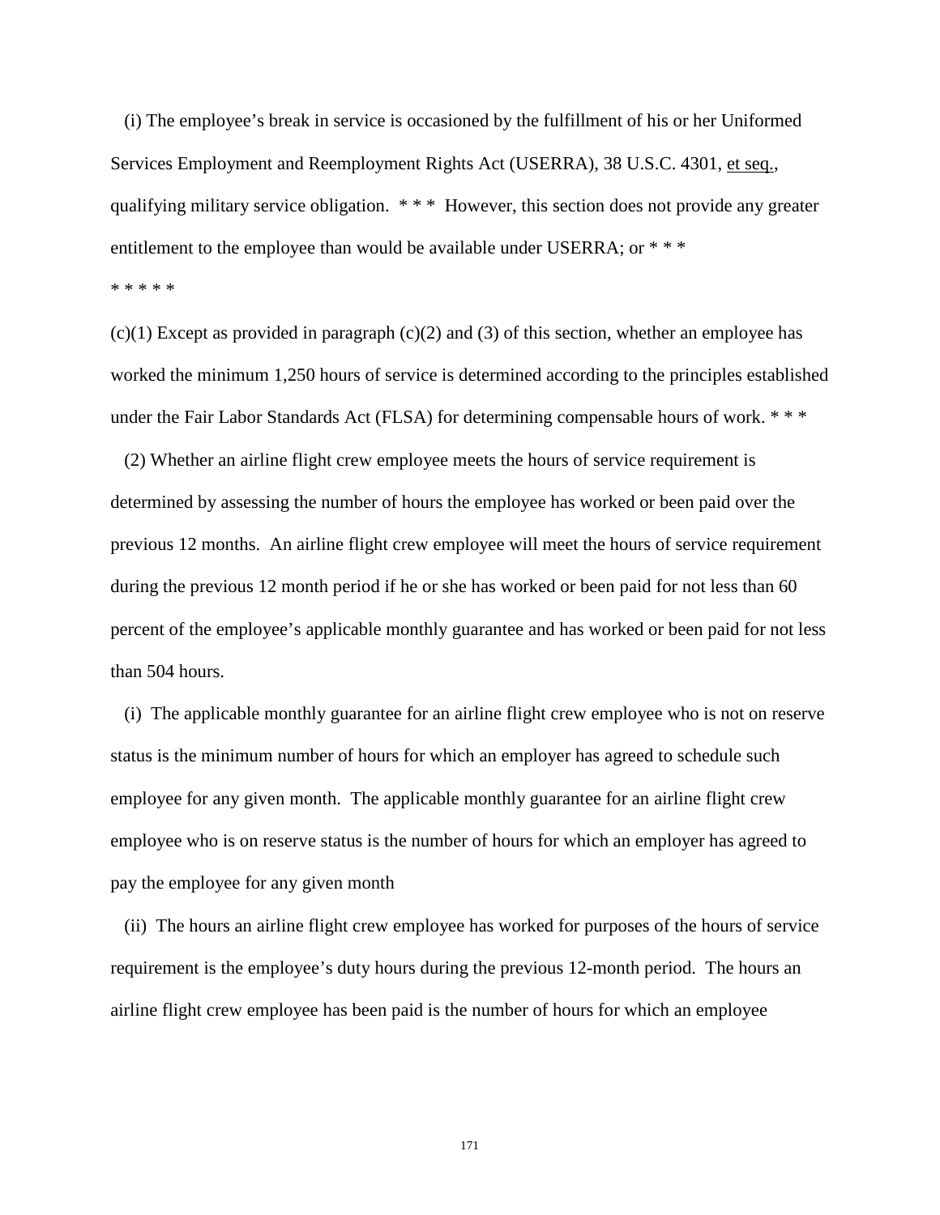(i) The employee's break in service is occasioned by the fulfillment of his or her Uniformed Services Employment and Reemployment Rights Act (USERRA), 38 U.S.C. 4301, et seq., qualifying military service obligation. * * * However, this section does not provide any greater entitlement to the employee than would be available under USERRA; or * * *

* * * * *

(c)(1) Except as provided in paragraph (c)(2) and (3) of this section, whether an employee has worked the minimum 1,250 hours of service is determined according to the principles established under the Fair Labor Standards Act (FLSA) for determining compensable hours of work. * * *

(2) Whether an airline flight crew employee meets the hours of service requirement is determined by assessing the number of hours the employee has worked or been paid over the previous 12 months. An airline flight crew employee will meet the hours of service requirement during the previous 12 month period if he or she has worked or been paid for not less than 60 percent of the employee's applicable monthly guarantee and has worked or been paid for not less than 504 hours.

(i) The applicable monthly guarantee for an airline flight crew employee who is not on reserve status is the minimum number of hours for which an employer has agreed to schedule such employee for any given month. The applicable monthly guarantee for an airline flight crew employee who is on reserve status is the number of hours for which an employer has agreed to pay the employee for any given month

(ii) The hours an airline flight crew employee has worked for purposes of the hours of service requirement is the employee's duty hours during the previous 12-month period. The hours an airline flight crew employee has been paid is the number of hours for which an employee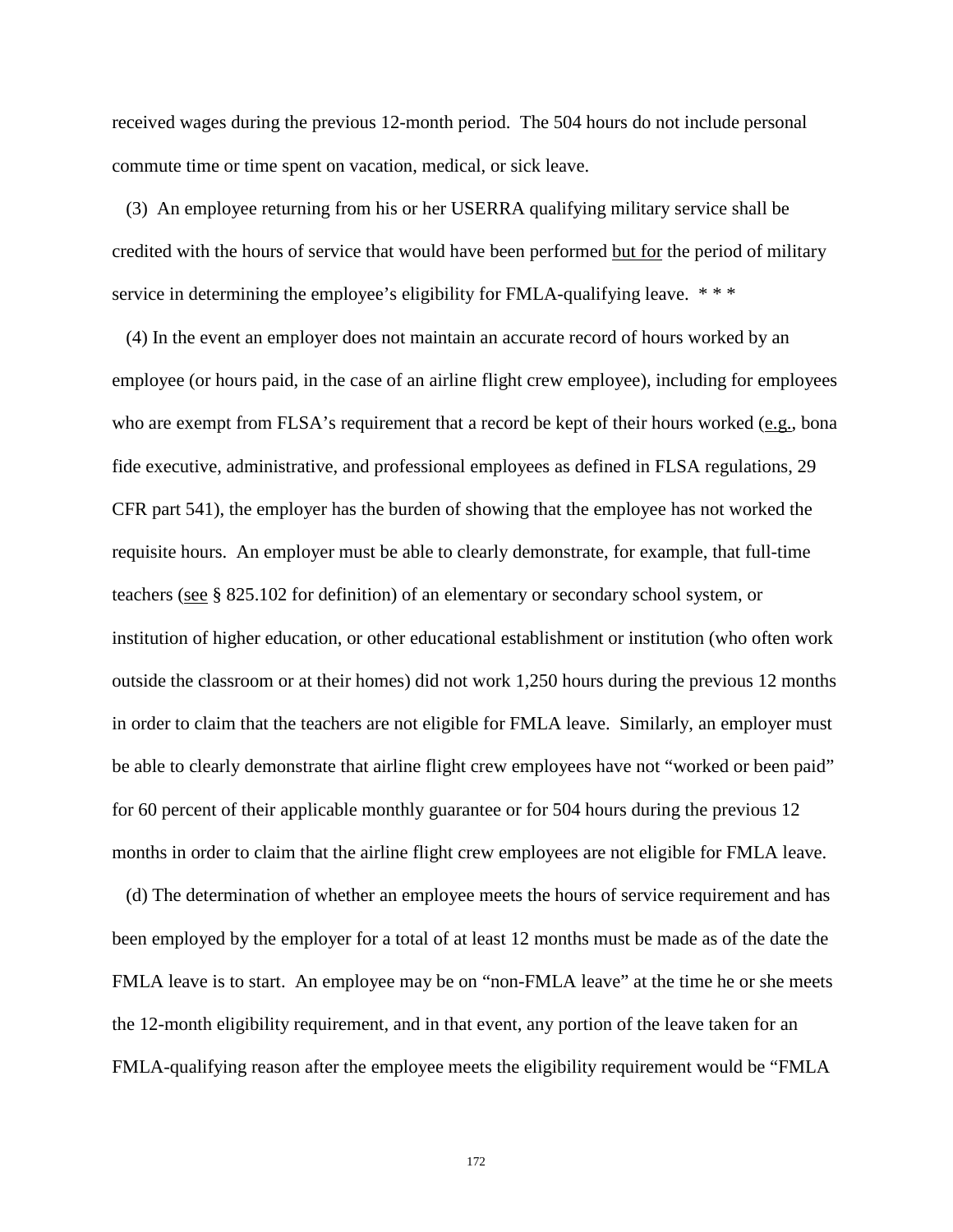received wages during the previous 12-month period. The 504 hours do not include personal commute time or time spent on vacation, medical, or sick leave.

(3) An employee returning from his or her USERRA qualifying military service shall be credited with the hours of service that would have been performed <u>but for</u> the period of military service in determining the employee's eligibility for FMLA-qualifying leave. * * *

(4) In the event an employer does not maintain an accurate record of hours worked by an employee (or hours paid, in the case of an airline flight crew employee), including for employees who are exempt from FLSA's requirement that a record be kept of their hours worked (<u>e.g.</u>, bona fide executive, administrative, and professional employees as defined in FLSA regulations, 29 CFR part 541), the employer has the burden of showing that the employee has not worked the requisite hours. An employer must be able to clearly demonstrate, for example, that full-time teachers (<u>see</u> § 825.102 for definition) of an elementary or secondary school system, or institution of higher education, or other educational establishment or institution (who often work outside the classroom or at their homes) did not work 1,250 hours during the previous 12 months in order to claim that the teachers are not eligible for FMLA leave. Similarly, an employer must be able to clearly demonstrate that airline flight crew employees have not "worked or been paid" for 60 percent of their applicable monthly guarantee or for 504 hours during the previous 12 months in order to claim that the airline flight crew employees are not eligible for FMLA leave.

(d) The determination of whether an employee meets the hours of service requirement and has been employed by the employer for a total of at least 12 months must be made as of the date the FMLA leave is to start. An employee may be on "non-FMLA leave" at the time he or she meets the 12-month eligibility requirement, and in that event, any portion of the leave taken for an FMLA-qualifying reason after the employee meets the eligibility requirement would be "FMLA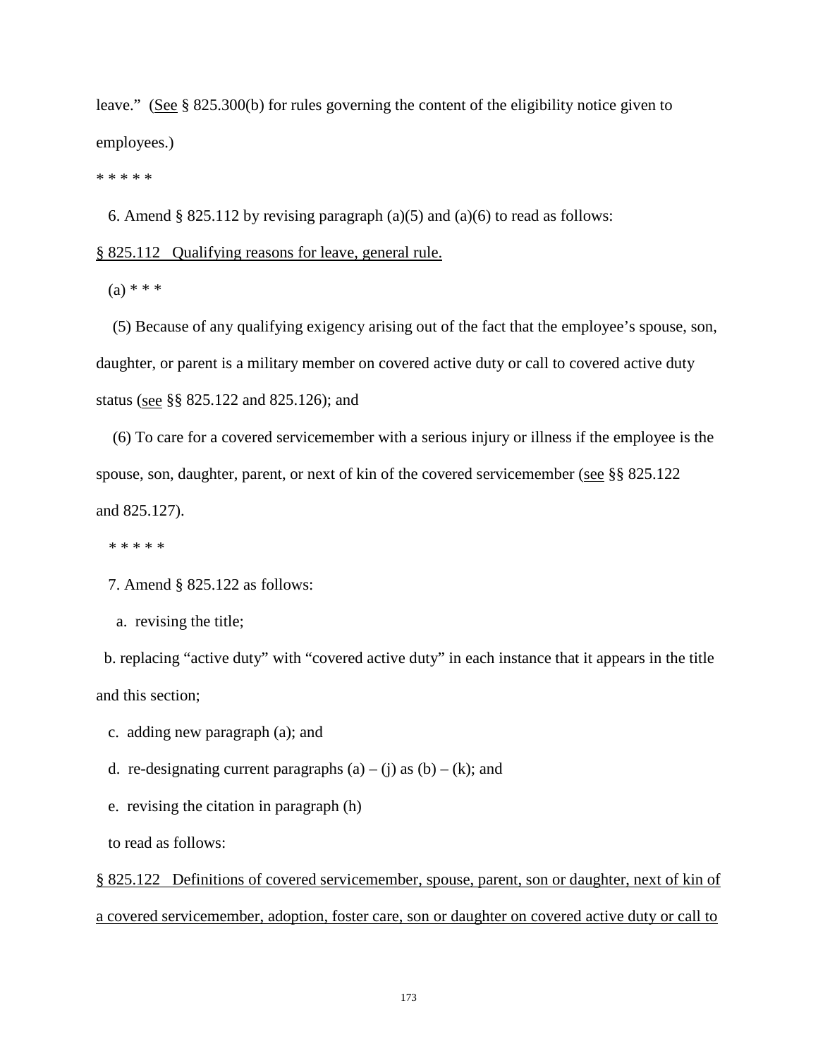leave.” (See § 825.300(b) for rules governing the content of the eligibility notice given to employees.)

* * * * *

6. Amend § 825.112 by revising paragraph (a)(5) and (a)(6) to read as follows:

§ 825.112 Qualifying reasons for leave, general rule.

(a) * * *

(5) Because of any qualifying exigency arising out of the fact that the employee’s spouse, son, daughter, or parent is a military member on covered active duty or call to covered active duty status (see §§ 825.122 and 825.126); and

(6) To care for a covered servicemember with a serious injury or illness if the employee is the spouse, son, daughter, parent, or next of kin of the covered servicemember (see §§ 825.122 and 825.127).

* * * * *

7. Amend § 825.122 as follows:

a. revising the title;

b. replacing “active duty” with “covered active duty” in each instance that it appears in the title and this section;

c. adding new paragraph (a); and

d. re-designating current paragraphs (a) – (j) as (b) – (k); and

e. revising the citation in paragraph (h)

to read as follows:

§ 825.122 Definitions of covered servicemember, spouse, parent, son or daughter, next of kin of a covered servicemember, adoption, foster care, son or daughter on covered active duty or call to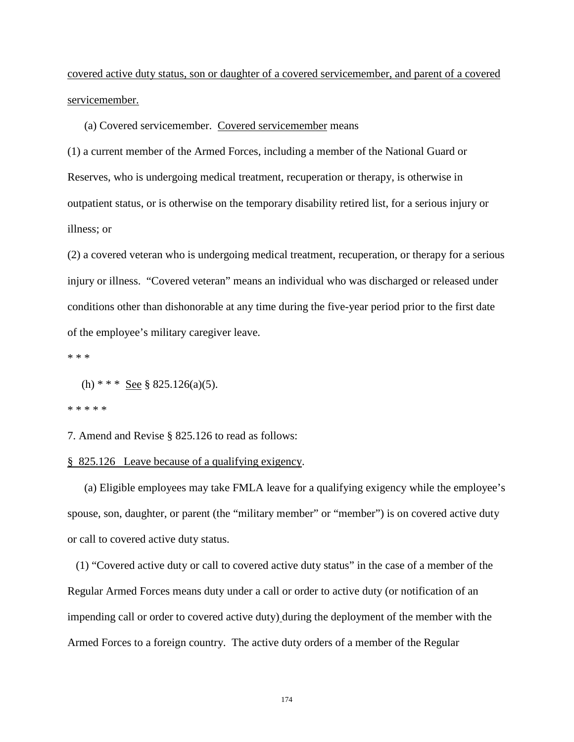covered active duty status, son or daughter of a covered servicemember, and parent of a covered servicemember.

(a) Covered servicemember. Covered servicemember means

(1) a current member of the Armed Forces, including a member of the National Guard or Reserves, who is undergoing medical treatment, recuperation or therapy, is otherwise in outpatient status, or is otherwise on the temporary disability retired list, for a serious injury or illness; or

(2) a covered veteran who is undergoing medical treatment, recuperation, or therapy for a serious injury or illness. "Covered veteran" means an individual who was discharged or released under conditions other than dishonorable at any time during the five-year period prior to the first date of the employee's military caregiver leave.

* * *

(h) * * * See § 825.126(a)(5).

* * * * *

7. Amend and Revise § 825.126 to read as follows:

§ 825.126 Leave because of a qualifying exigency.

(a) Eligible employees may take FMLA leave for a qualifying exigency while the employee's spouse, son, daughter, or parent (the "military member" or "member") is on covered active duty or call to covered active duty status.

(1) "Covered active duty or call to covered active duty status" in the case of a member of the Regular Armed Forces means duty under a call or order to active duty (or notification of an impending call or order to covered active duty) during the deployment of the member with the Armed Forces to a foreign country. The active duty orders of a member of the Regular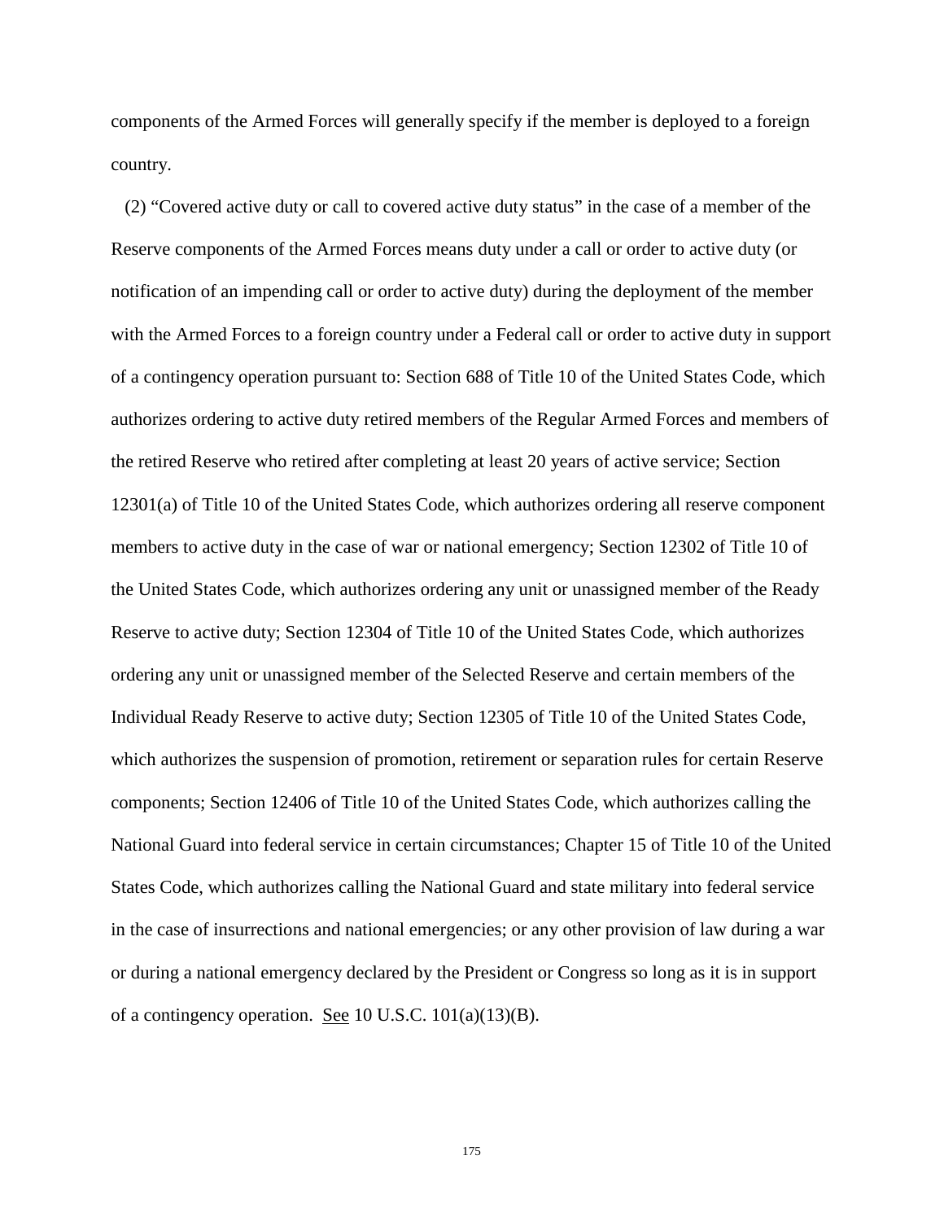components of the Armed Forces will generally specify if the member is deployed to a foreign country.

(2) “Covered active duty or call to covered active duty status” in the case of a member of the Reserve components of the Armed Forces means duty under a call or order to active duty (or notification of an impending call or order to active duty) during the deployment of the member with the Armed Forces to a foreign country under a Federal call or order to active duty in support of a contingency operation pursuant to: Section 688 of Title 10 of the United States Code, which authorizes ordering to active duty retired members of the Regular Armed Forces and members of the retired Reserve who retired after completing at least 20 years of active service; Section 12301(a) of Title 10 of the United States Code, which authorizes ordering all reserve component members to active duty in the case of war or national emergency; Section 12302 of Title 10 of the United States Code, which authorizes ordering any unit or unassigned member of the Ready Reserve to active duty; Section 12304 of Title 10 of the United States Code, which authorizes ordering any unit or unassigned member of the Selected Reserve and certain members of the Individual Ready Reserve to active duty; Section 12305 of Title 10 of the United States Code, which authorizes the suspension of promotion, retirement or separation rules for certain Reserve components; Section 12406 of Title 10 of the United States Code, which authorizes calling the National Guard into federal service in certain circumstances; Chapter 15 of Title 10 of the United States Code, which authorizes calling the National Guard and state military into federal service in the case of insurrections and national emergencies; or any other provision of law during a war or during a national emergency declared by the President or Congress so long as it is in support of a contingency operation. See 10 U.S.C. 101(a)(13)(B).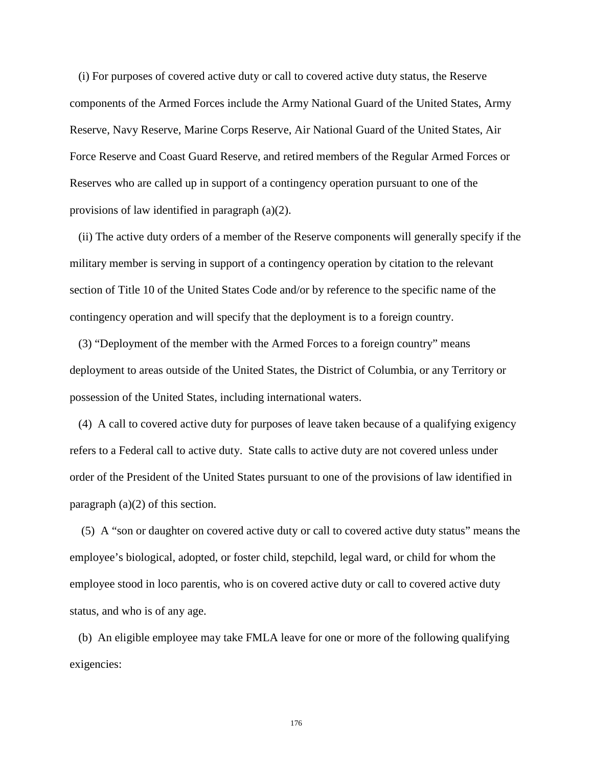(i) For purposes of covered active duty or call to covered active duty status, the Reserve components of the Armed Forces include the Army National Guard of the United States, Army Reserve, Navy Reserve, Marine Corps Reserve, Air National Guard of the United States, Air Force Reserve and Coast Guard Reserve, and retired members of the Regular Armed Forces or Reserves who are called up in support of a contingency operation pursuant to one of the provisions of law identified in paragraph (a)(2).

(ii) The active duty orders of a member of the Reserve components will generally specify if the military member is serving in support of a contingency operation by citation to the relevant section of Title 10 of the United States Code and/or by reference to the specific name of the contingency operation and will specify that the deployment is to a foreign country.

(3) "Deployment of the member with the Armed Forces to a foreign country" means deployment to areas outside of the United States, the District of Columbia, or any Territory or possession of the United States, including international waters.

(4) A call to covered active duty for purposes of leave taken because of a qualifying exigency refers to a Federal call to active duty. State calls to active duty are not covered unless under order of the President of the United States pursuant to one of the provisions of law identified in paragraph (a)(2) of this section.

(5) A "son or daughter on covered active duty or call to covered active duty status" means the employee's biological, adopted, or foster child, stepchild, legal ward, or child for whom the employee stood in loco parentis, who is on covered active duty or call to covered active duty status, and who is of any age.

(b) An eligible employee may take FMLA leave for one or more of the following qualifying exigencies: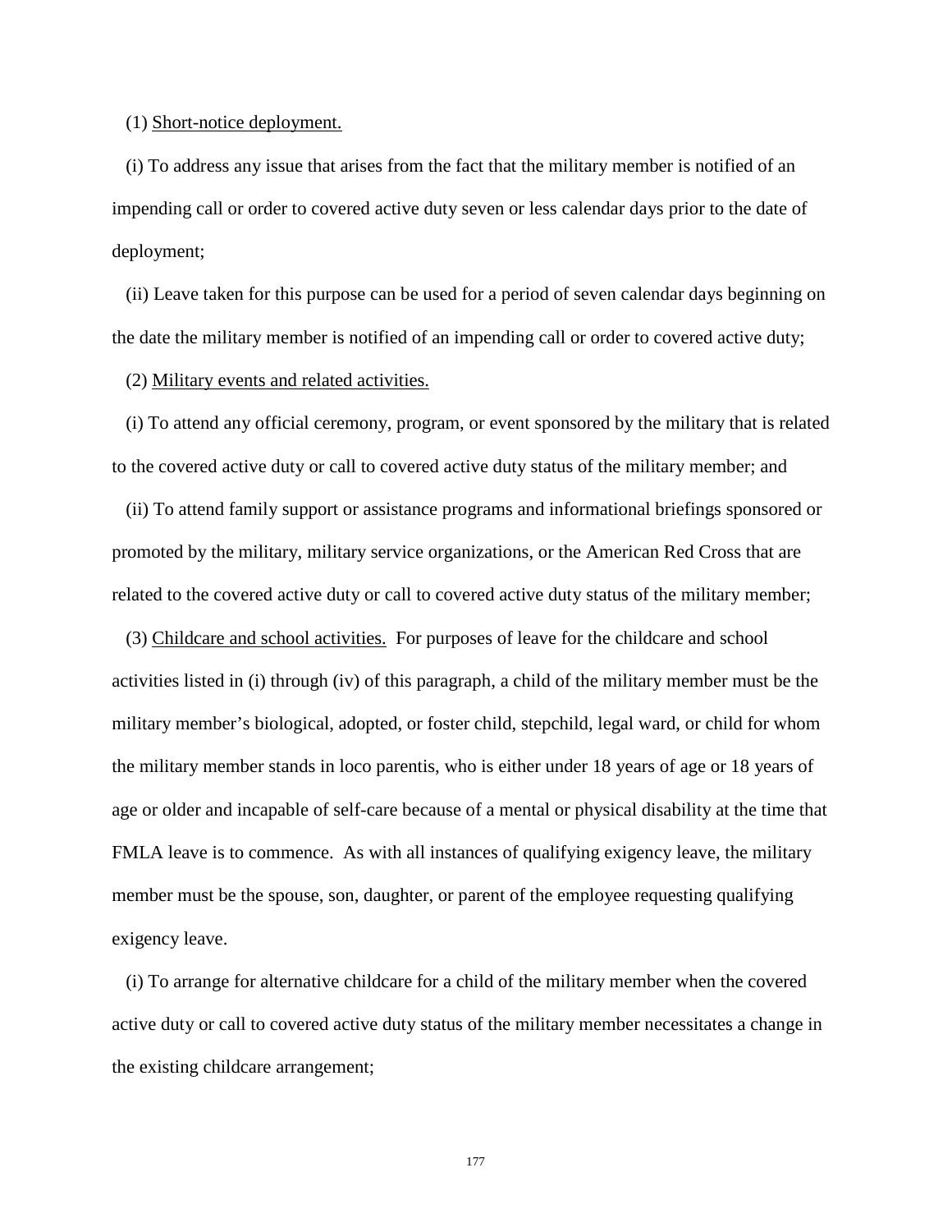(1) Short-notice deployment.

(i) To address any issue that arises from the fact that the military member is notified of an impending call or order to covered active duty seven or less calendar days prior to the date of deployment;

(ii) Leave taken for this purpose can be used for a period of seven calendar days beginning on the date the military member is notified of an impending call or order to covered active duty;

(2) Military events and related activities.

(i) To attend any official ceremony, program, or event sponsored by the military that is related to the covered active duty or call to covered active duty status of the military member; and

(ii) To attend family support or assistance programs and informational briefings sponsored or promoted by the military, military service organizations, or the American Red Cross that are related to the covered active duty or call to covered active duty status of the military member;

(3) Childcare and school activities. For purposes of leave for the childcare and school activities listed in (i) through (iv) of this paragraph, a child of the military member must be the military member's biological, adopted, or foster child, stepchild, legal ward, or child for whom the military member stands in loco parentis, who is either under 18 years of age or 18 years of age or older and incapable of self-care because of a mental or physical disability at the time that FMLA leave is to commence. As with all instances of qualifying exigency leave, the military member must be the spouse, son, daughter, or parent of the employee requesting qualifying exigency leave.

(i) To arrange for alternative childcare for a child of the military member when the covered active duty or call to covered active duty status of the military member necessitates a change in the existing childcare arrangement;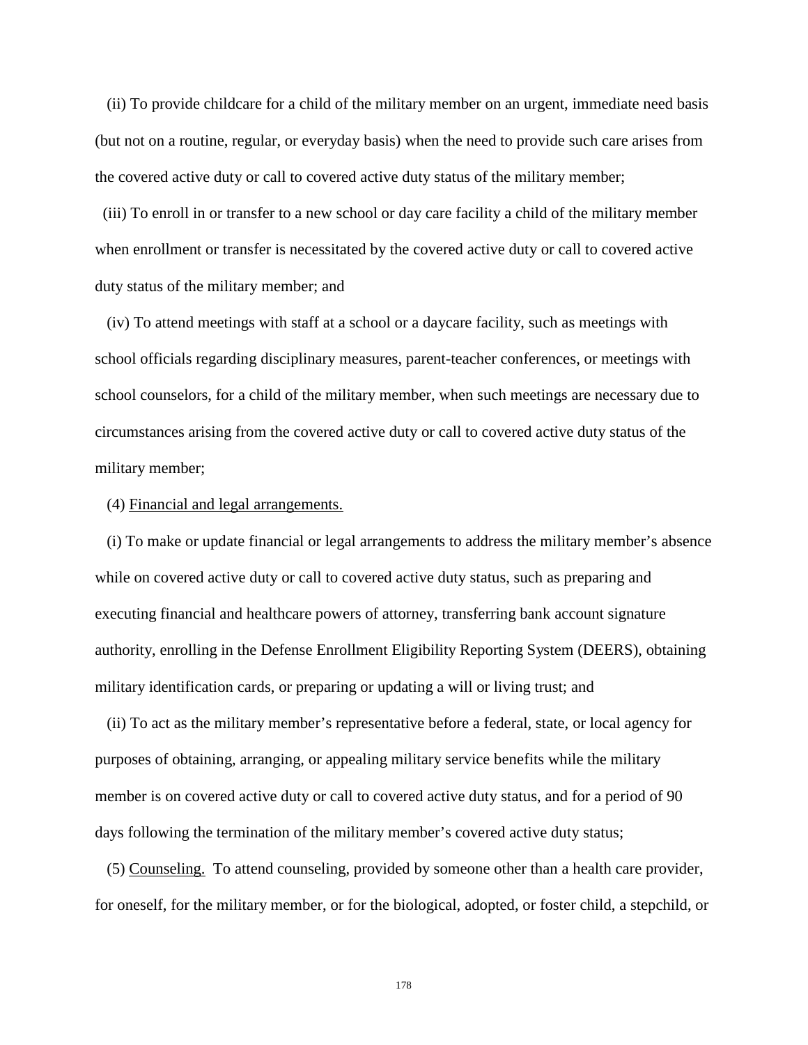(ii) To provide childcare for a child of the military member on an urgent, immediate need basis (but not on a routine, regular, or everyday basis) when the need to provide such care arises from the covered active duty or call to covered active duty status of the military member;

(iii) To enroll in or transfer to a new school or day care facility a child of the military member when enrollment or transfer is necessitated by the covered active duty or call to covered active duty status of the military member; and

(iv) To attend meetings with staff at a school or a daycare facility, such as meetings with school officials regarding disciplinary measures, parent-teacher conferences, or meetings with school counselors, for a child of the military member, when such meetings are necessary due to circumstances arising from the covered active duty or call to covered active duty status of the military member;

(4) Financial and legal arrangements.

(i) To make or update financial or legal arrangements to address the military member's absence while on covered active duty or call to covered active duty status, such as preparing and executing financial and healthcare powers of attorney, transferring bank account signature authority, enrolling in the Defense Enrollment Eligibility Reporting System (DEERS), obtaining military identification cards, or preparing or updating a will or living trust; and

(ii) To act as the military member's representative before a federal, state, or local agency for purposes of obtaining, arranging, or appealing military service benefits while the military member is on covered active duty or call to covered active duty status, and for a period of 90 days following the termination of the military member's covered active duty status;

(5) Counseling. To attend counseling, provided by someone other than a health care provider, for oneself, for the military member, or for the biological, adopted, or foster child, a stepchild, or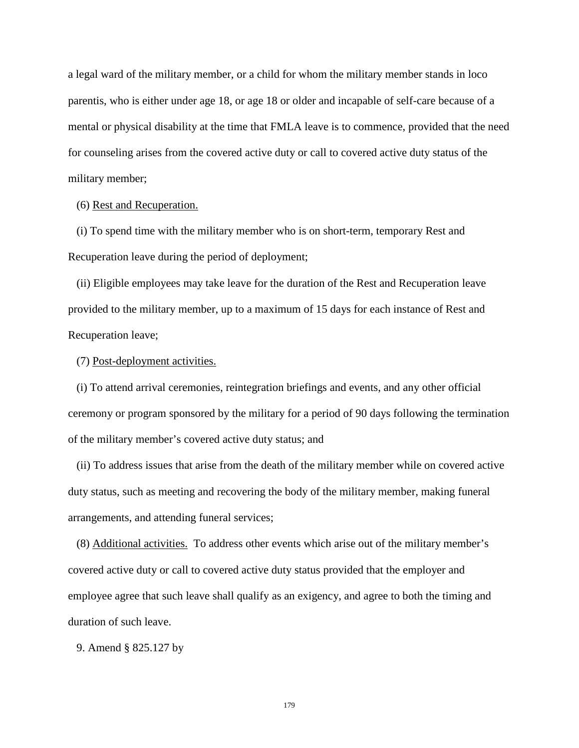a legal ward of the military member, or a child for whom the military member stands in loco parentis, who is either under age 18, or age 18 or older and incapable of self-care because of a mental or physical disability at the time that FMLA leave is to commence, provided that the need for counseling arises from the covered active duty or call to covered active duty status of the military member;

(6) Rest and Recuperation.

(i) To spend time with the military member who is on short-term, temporary Rest and Recuperation leave during the period of deployment;

(ii) Eligible employees may take leave for the duration of the Rest and Recuperation leave provided to the military member, up to a maximum of 15 days for each instance of Rest and Recuperation leave;

(7) Post-deployment activities.

(i) To attend arrival ceremonies, reintegration briefings and events, and any other official ceremony or program sponsored by the military for a period of 90 days following the termination of the military member's covered active duty status; and

(ii) To address issues that arise from the death of the military member while on covered active duty status, such as meeting and recovering the body of the military member, making funeral arrangements, and attending funeral services;

(8) Additional activities. To address other events which arise out of the military member's covered active duty or call to covered active duty status provided that the employer and employee agree that such leave shall qualify as an exigency, and agree to both the timing and duration of such leave.

9. Amend § 825.127 by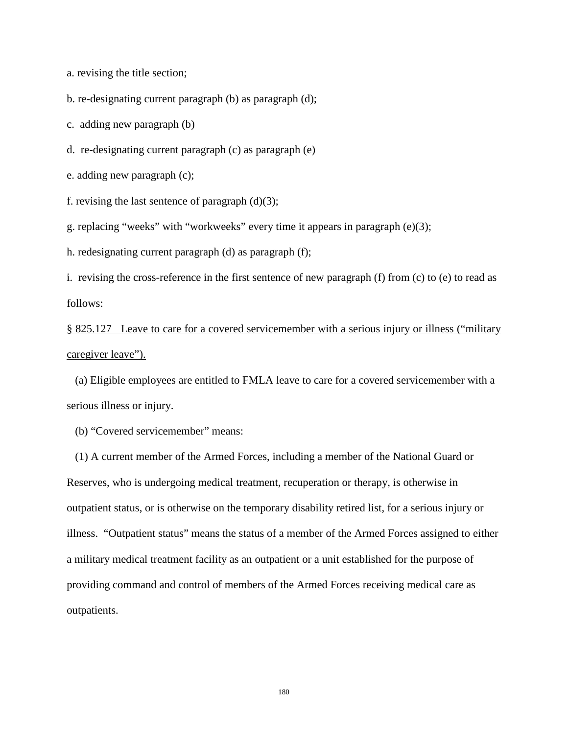a. revising the title section;

b. re-designating current paragraph (b) as paragraph (d);

c. adding new paragraph (b)

d. re-designating current paragraph (c) as paragraph (e)

e. adding new paragraph (c);

f. revising the last sentence of paragraph (d)(3);

g. replacing “weeks” with “workweeks” every time it appears in paragraph (e)(3);

h. redesignating current paragraph (d) as paragraph (f);

i. revising the cross-reference in the first sentence of new paragraph (f) from (c) to (e) to read as follows:

<u>§ 825.127 Leave to care for a covered servicemember with a serious injury or illness (“military caregiver leave”).</u>

(a) Eligible employees are entitled to FMLA leave to care for a covered servicemember with a serious illness or injury.

(b) “Covered servicemember” means:

(1) A current member of the Armed Forces, including a member of the National Guard or Reserves, who is undergoing medical treatment, recuperation or therapy, is otherwise in outpatient status, or is otherwise on the temporary disability retired list, for a serious injury or illness. “Outpatient status” means the status of a member of the Armed Forces assigned to either a military medical treatment facility as an outpatient or a unit established for the purpose of providing command and control of members of the Armed Forces receiving medical care as outpatients.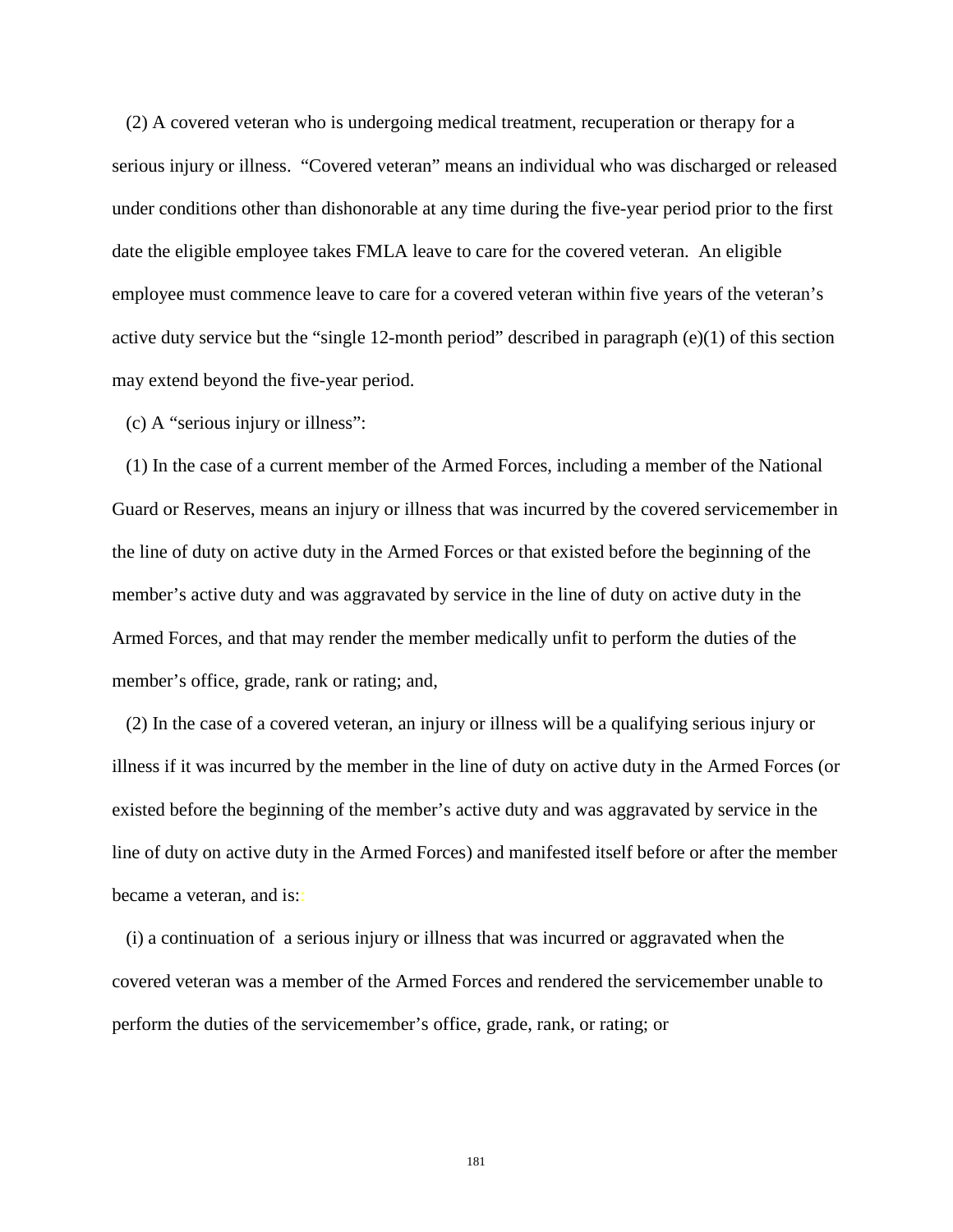(2) A covered veteran who is undergoing medical treatment, recuperation or therapy for a serious injury or illness. "Covered veteran" means an individual who was discharged or released under conditions other than dishonorable at any time during the five-year period prior to the first date the eligible employee takes FMLA leave to care for the covered veteran. An eligible employee must commence leave to care for a covered veteran within five years of the veteran's active duty service but the "single 12-month period" described in paragraph (e)(1) of this section may extend beyond the five-year period.

(c) A "serious injury or illness":

(1) In the case of a current member of the Armed Forces, including a member of the National Guard or Reserves, means an injury or illness that was incurred by the covered servicemember in the line of duty on active duty in the Armed Forces or that existed before the beginning of the member's active duty and was aggravated by service in the line of duty on active duty in the Armed Forces, and that may render the member medically unfit to perform the duties of the member's office, grade, rank or rating; and,

(2) In the case of a covered veteran, an injury or illness will be a qualifying serious injury or illness if it was incurred by the member in the line of duty on active duty in the Armed Forces (or existed before the beginning of the member's active duty and was aggravated by service in the line of duty on active duty in the Armed Forces) and manifested itself before or after the member became a veteran, and is::

(i) a continuation of a serious injury or illness that was incurred or aggravated when the covered veteran was a member of the Armed Forces and rendered the servicemember unable to perform the duties of the servicemember's office, grade, rank, or rating; or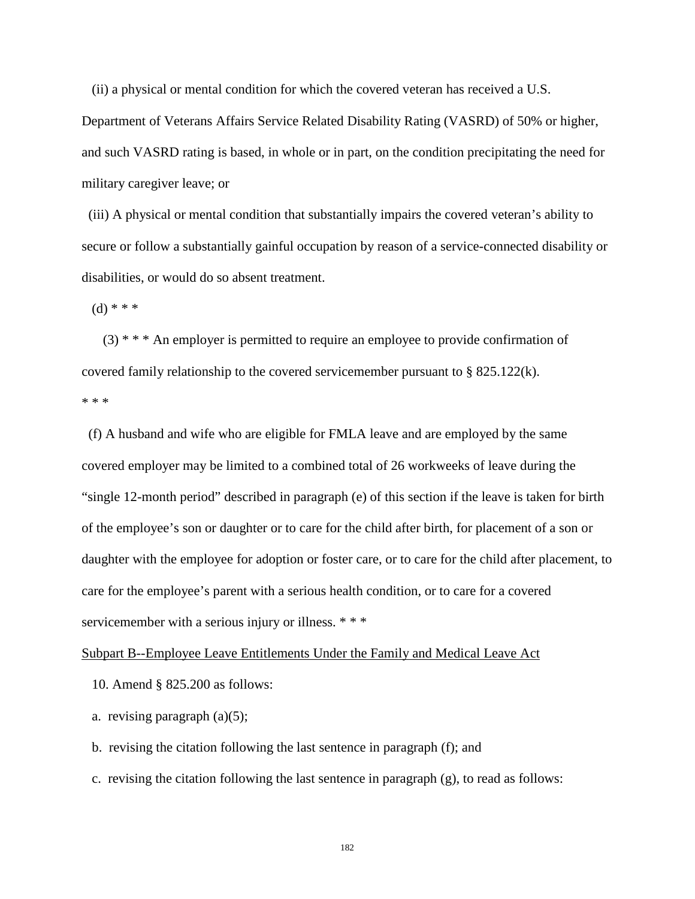(ii) a physical or mental condition for which the covered veteran has received a U.S. Department of Veterans Affairs Service Related Disability Rating (VASRD) of 50% or higher, and such VASRD rating is based, in whole or in part, on the condition precipitating the need for military caregiver leave; or

(iii) A physical or mental condition that substantially impairs the covered veteran's ability to secure or follow a substantially gainful occupation by reason of a service-connected disability or disabilities, or would do so absent treatment.

(d) * * *

(3) * * * An employer is permitted to require an employee to provide confirmation of covered family relationship to the covered servicemember pursuant to § 825.122(k).

* * *

(f) A husband and wife who are eligible for FMLA leave and are employed by the same covered employer may be limited to a combined total of 26 workweeks of leave during the "single 12-month period" described in paragraph (e) of this section if the leave is taken for birth of the employee's son or daughter or to care for the child after birth, for placement of a son or daughter with the employee for adoption or foster care, or to care for the child after placement, to care for the employee's parent with a serious health condition, or to care for a covered servicemember with a serious injury or illness. * * *

Subpart B--Employee Leave Entitlements Under the Family and Medical Leave Act

10. Amend § 825.200 as follows:

a. revising paragraph (a)(5);

b. revising the citation following the last sentence in paragraph (f); and

c. revising the citation following the last sentence in paragraph (g), to read as follows: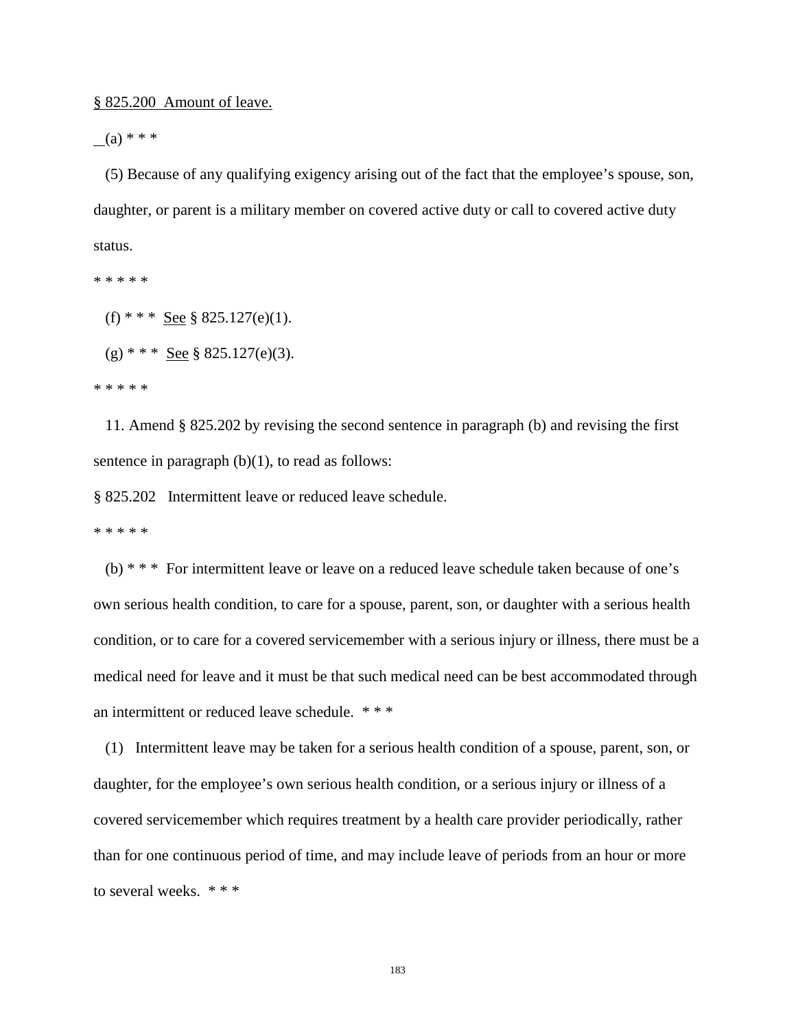§ 825.200 Amount of leave.

(a) * * *

(5) Because of any qualifying exigency arising out of the fact that the employee's spouse, son, daughter, or parent is a military member on covered active duty or call to covered active duty status.

* * * * *

(f) * * * See § 825.127(e)(1).

(g) * * * See § 825.127(e)(3).

* * * * *

11. Amend § 825.202 by revising the second sentence in paragraph (b) and revising the first sentence in paragraph (b)(1), to read as follows:

§ 825.202 Intermittent leave or reduced leave schedule.

* * * * *

(b) * * * For intermittent leave or leave on a reduced leave schedule taken because of one's own serious health condition, to care for a spouse, parent, son, or daughter with a serious health condition, or to care for a covered servicemember with a serious injury or illness, there must be a medical need for leave and it must be that such medical need can be best accommodated through an intermittent or reduced leave schedule. * * *

(1) Intermittent leave may be taken for a serious health condition of a spouse, parent, son, or daughter, for the employee's own serious health condition, or a serious injury or illness of a covered servicemember which requires treatment by a health care provider periodically, rather than for one continuous period of time, and may include leave of periods from an hour or more to several weeks. * * *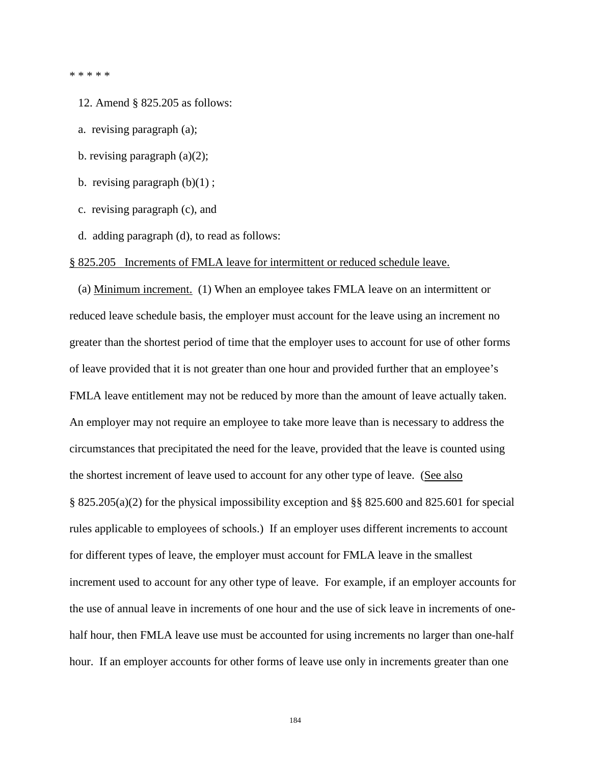* * * * *

12. Amend § 825.205 as follows:

a. revising paragraph (a);

b. revising paragraph (a)(2);

b. revising paragraph (b)(1) ;

c. revising paragraph (c), and

d. adding paragraph (d), to read as follows:

<u>§ 825.205 Increments of FMLA leave for intermittent or reduced schedule leave.</u>

(a) <u>Minimum increment.</u> (1) When an employee takes FMLA leave on an intermittent or reduced leave schedule basis, the employer must account for the leave using an increment no greater than the shortest period of time that the employer uses to account for use of other forms of leave provided that it is not greater than one hour and provided further that an employee's FMLA leave entitlement may not be reduced by more than the amount of leave actually taken. An employer may not require an employee to take more leave than is necessary to address the circumstances that precipitated the need for the leave, provided that the leave is counted using the shortest increment of leave used to account for any other type of leave. (<u>See also</u> § 825.205(a)(2) for the physical impossibility exception and §§ 825.600 and 825.601 for special rules applicable to employees of schools.) If an employer uses different increments to account for different types of leave, the employer must account for FMLA leave in the smallest increment used to account for any other type of leave. For example, if an employer accounts for the use of annual leave in increments of one hour and the use of sick leave in increments of one-half hour, then FMLA leave use must be accounted for using increments no larger than one-half hour. If an employer accounts for other forms of leave use only in increments greater than one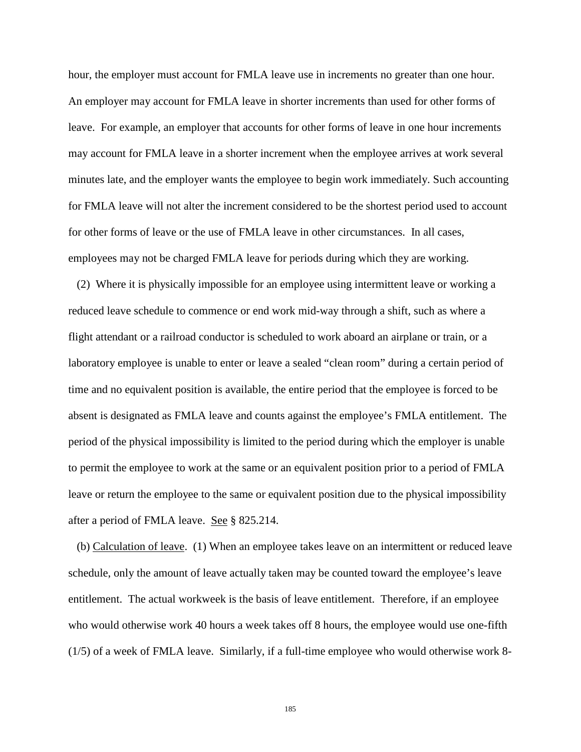hour, the employer must account for FMLA leave use in increments no greater than one hour. An employer may account for FMLA leave in shorter increments than used for other forms of leave. For example, an employer that accounts for other forms of leave in one hour increments may account for FMLA leave in a shorter increment when the employee arrives at work several minutes late, and the employer wants the employee to begin work immediately. Such accounting for FMLA leave will not alter the increment considered to be the shortest period used to account for other forms of leave or the use of FMLA leave in other circumstances. In all cases, employees may not be charged FMLA leave for periods during which they are working.

(2) Where it is physically impossible for an employee using intermittent leave or working a reduced leave schedule to commence or end work mid-way through a shift, such as where a flight attendant or a railroad conductor is scheduled to work aboard an airplane or train, or a laboratory employee is unable to enter or leave a sealed "clean room" during a certain period of time and no equivalent position is available, the entire period that the employee is forced to be absent is designated as FMLA leave and counts against the employee's FMLA entitlement. The period of the physical impossibility is limited to the period during which the employer is unable to permit the employee to work at the same or an equivalent position prior to a period of FMLA leave or return the employee to the same or equivalent position due to the physical impossibility after a period of FMLA leave. See § 825.214.

(b) Calculation of leave. (1) When an employee takes leave on an intermittent or reduced leave schedule, only the amount of leave actually taken may be counted toward the employee's leave entitlement. The actual workweek is the basis of leave entitlement. Therefore, if an employee who would otherwise work 40 hours a week takes off 8 hours, the employee would use one-fifth (1/5) of a week of FMLA leave. Similarly, if a full-time employee who would otherwise work 8-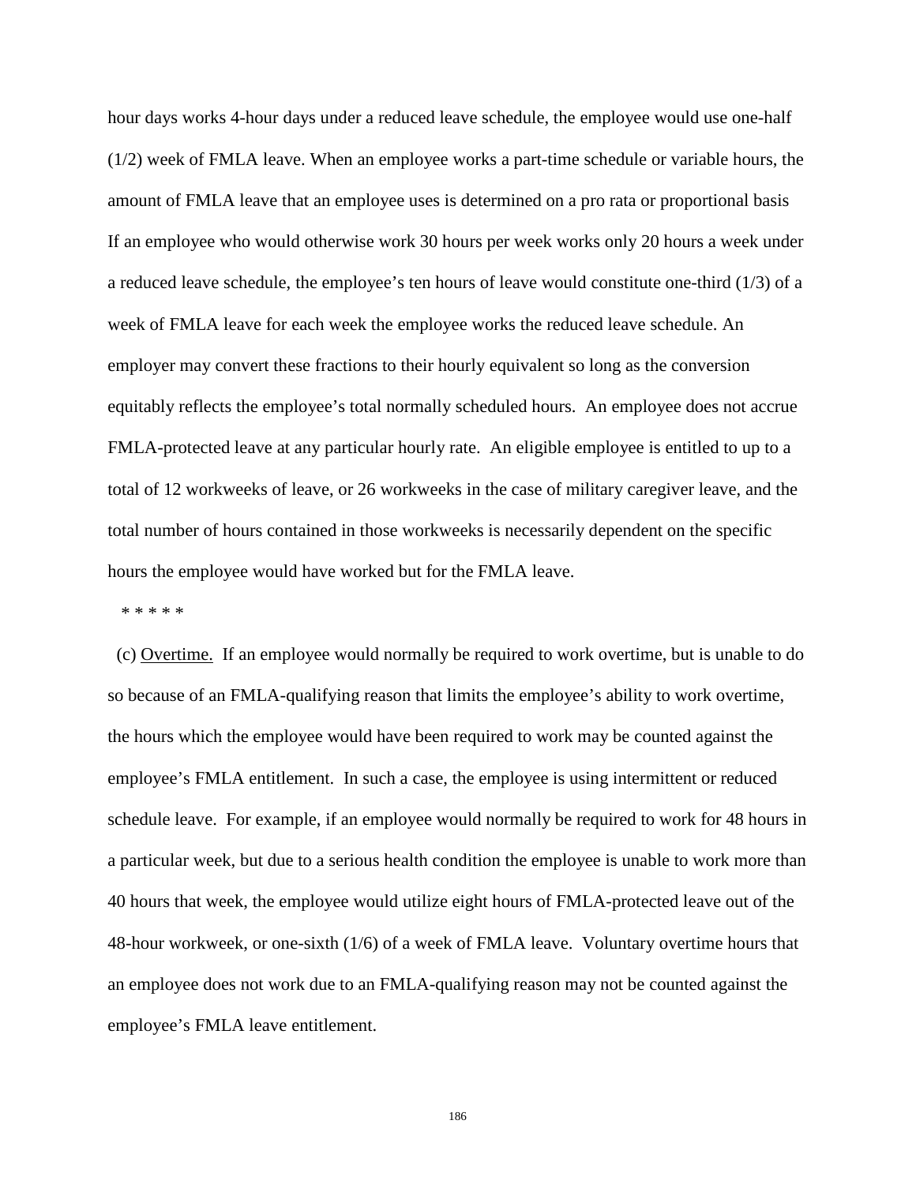hour days works 4-hour days under a reduced leave schedule, the employee would use one-half (1/2) week of FMLA leave. When an employee works a part-time schedule or variable hours, the amount of FMLA leave that an employee uses is determined on a pro rata or proportional basis If an employee who would otherwise work 30 hours per week works only 20 hours a week under a reduced leave schedule, the employee's ten hours of leave would constitute one-third (1/3) of a week of FMLA leave for each week the employee works the reduced leave schedule. An employer may convert these fractions to their hourly equivalent so long as the conversion equitably reflects the employee's total normally scheduled hours. An employee does not accrue FMLA-protected leave at any particular hourly rate. An eligible employee is entitled to up to a total of 12 workweeks of leave, or 26 workweeks in the case of military caregiver leave, and the total number of hours contained in those workweeks is necessarily dependent on the specific hours the employee would have worked but for the FMLA leave.

* * * * *

(c) <u>Overtime.</u> If an employee would normally be required to work overtime, but is unable to do so because of an FMLA-qualifying reason that limits the employee's ability to work overtime, the hours which the employee would have been required to work may be counted against the employee's FMLA entitlement. In such a case, the employee is using intermittent or reduced schedule leave. For example, if an employee would normally be required to work for 48 hours in a particular week, but due to a serious health condition the employee is unable to work more than 40 hours that week, the employee would utilize eight hours of FMLA-protected leave out of the 48-hour workweek, or one-sixth (1/6) of a week of FMLA leave. Voluntary overtime hours that an employee does not work due to an FMLA-qualifying reason may not be counted against the employee's FMLA leave entitlement.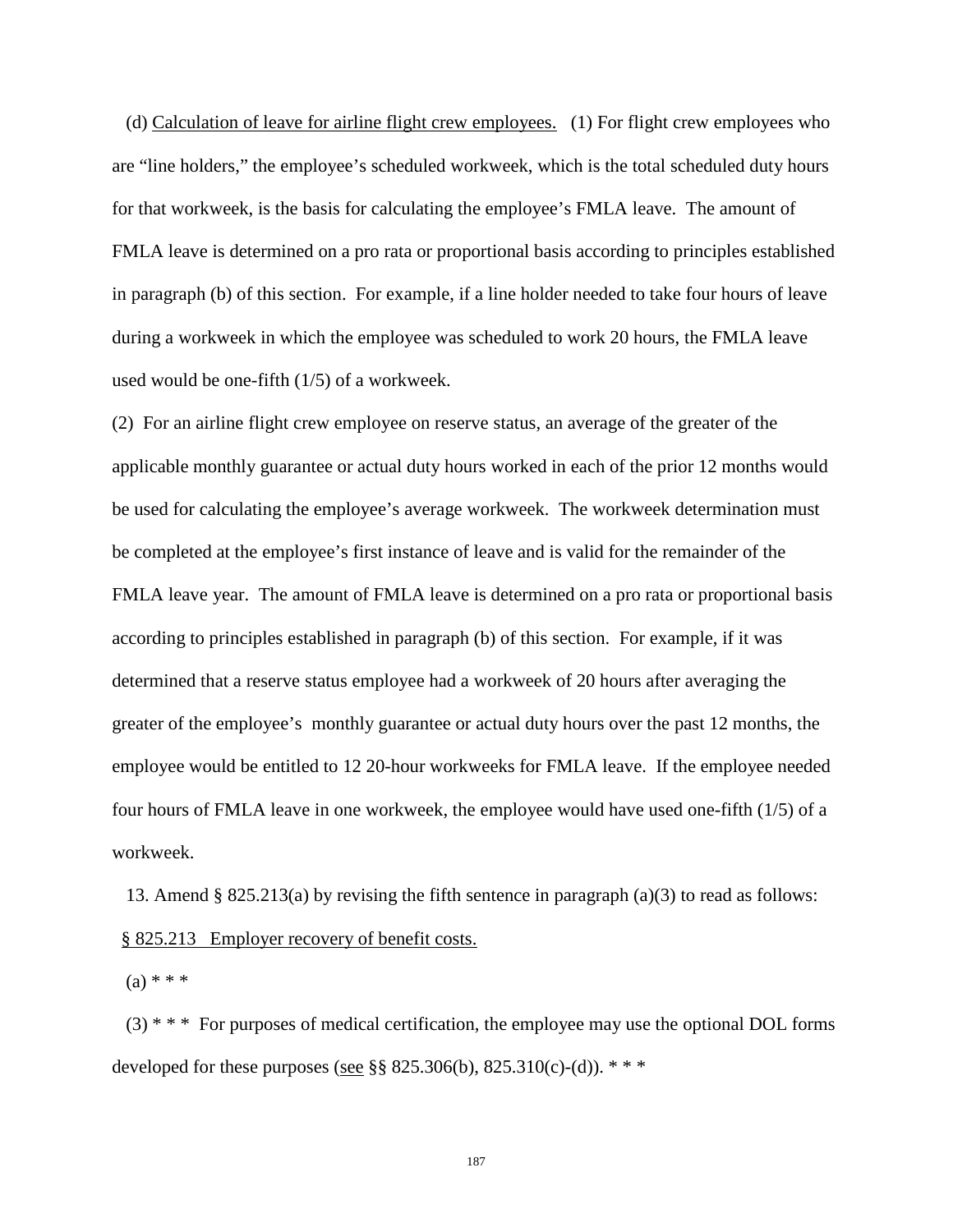(d) Calculation of leave for airline flight crew employees. (1) For flight crew employees who are "line holders," the employee's scheduled workweek, which is the total scheduled duty hours for that workweek, is the basis for calculating the employee's FMLA leave. The amount of FMLA leave is determined on a pro rata or proportional basis according to principles established in paragraph (b) of this section. For example, if a line holder needed to take four hours of leave during a workweek in which the employee was scheduled to work 20 hours, the FMLA leave used would be one-fifth (1/5) of a workweek.

(2) For an airline flight crew employee on reserve status, an average of the greater of the applicable monthly guarantee or actual duty hours worked in each of the prior 12 months would be used for calculating the employee's average workweek. The workweek determination must be completed at the employee's first instance of leave and is valid for the remainder of the FMLA leave year. The amount of FMLA leave is determined on a pro rata or proportional basis according to principles established in paragraph (b) of this section. For example, if it was determined that a reserve status employee had a workweek of 20 hours after averaging the greater of the employee's monthly guarantee or actual duty hours over the past 12 months, the employee would be entitled to 12 20-hour workweeks for FMLA leave. If the employee needed four hours of FMLA leave in one workweek, the employee would have used one-fifth (1/5) of a workweek.

13. Amend § 825.213(a) by revising the fifth sentence in paragraph (a)(3) to read as follows:

§ 825.213 Employer recovery of benefit costs.

(a) * * *

(3) * * * For purposes of medical certification, the employee may use the optional DOL forms developed for these purposes (see §§ 825.306(b), 825.310(c)-(d)). * * *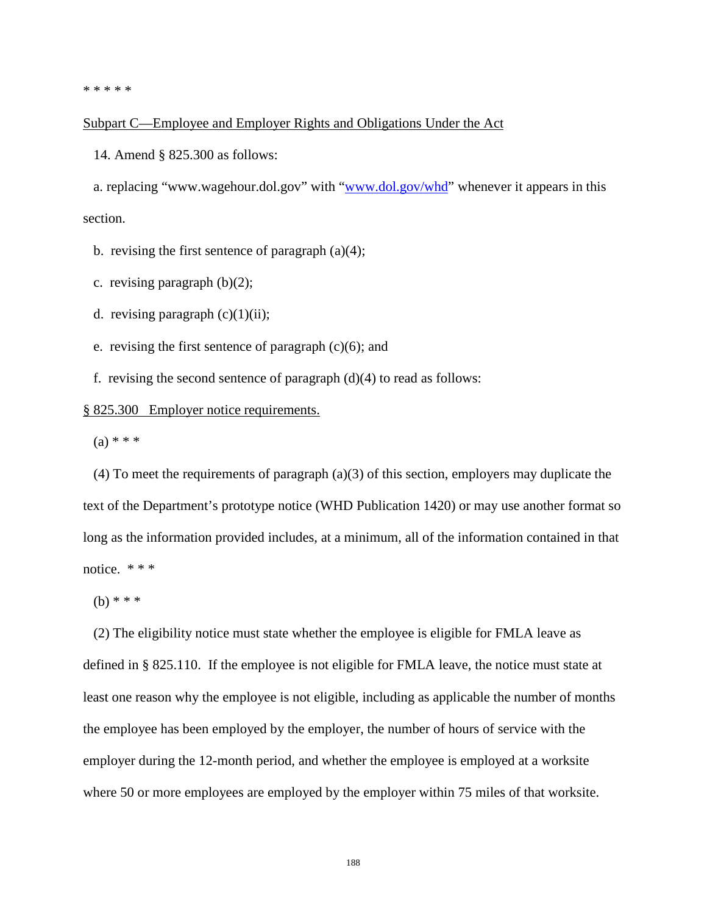* * * * *

Subpart C—Employee and Employer Rights and Obligations Under the Act

14. Amend § 825.300 as follows:

a. replacing "www.wagehour.dol.gov" with "www.dol.gov/whd" whenever it appears in this section.

b. revising the first sentence of paragraph (a)(4);

c. revising paragraph (b)(2);

d. revising paragraph (c)(1)(ii);

e. revising the first sentence of paragraph (c)(6); and

f. revising the second sentence of paragraph (d)(4) to read as follows:

§ 825.300 Employer notice requirements.

(a) * * *

(4) To meet the requirements of paragraph (a)(3) of this section, employers may duplicate the text of the Department's prototype notice (WHD Publication 1420) or may use another format so long as the information provided includes, at a minimum, all of the information contained in that notice. * * *

(b) * * *

(2) The eligibility notice must state whether the employee is eligible for FMLA leave as defined in § 825.110. If the employee is not eligible for FMLA leave, the notice must state at least one reason why the employee is not eligible, including as applicable the number of months the employee has been employed by the employer, the number of hours of service with the employer during the 12-month period, and whether the employee is employed at a worksite where 50 or more employees are employed by the employer within 75 miles of that worksite.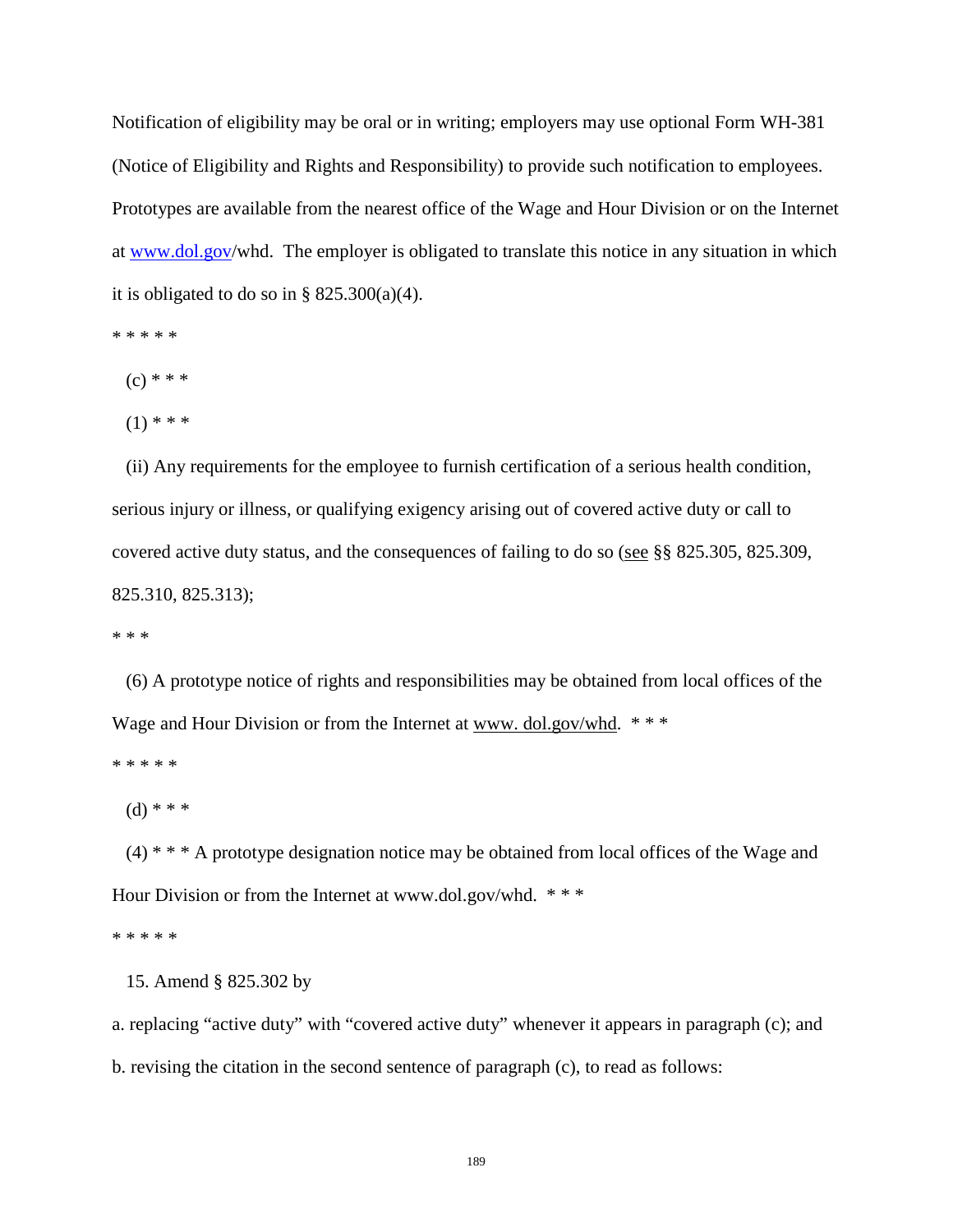Notification of eligibility may be oral or in writing; employers may use optional Form WH-381 (Notice of Eligibility and Rights and Responsibility) to provide such notification to employees. Prototypes are available from the nearest office of the Wage and Hour Division or on the Internet at www.dol.gov/whd. The employer is obligated to translate this notice in any situation in which it is obligated to do so in § 825.300(a)(4).

* * * * *

(c) * * *

(1) * * *

(ii) Any requirements for the employee to furnish certification of a serious health condition, serious injury or illness, or qualifying exigency arising out of covered active duty or call to covered active duty status, and the consequences of failing to do so (see §§ 825.305, 825.309, 825.310, 825.313);

* * *

(6) A prototype notice of rights and responsibilities may be obtained from local offices of the Wage and Hour Division or from the Internet at www. dol.gov/whd. * * *

* * * * *

(d) * * *

(4) * * * A prototype designation notice may be obtained from local offices of the Wage and Hour Division or from the Internet at www.dol.gov/whd. * * *

* * * * *

15. Amend § 825.302 by

a. replacing "active duty" with "covered active duty" whenever it appears in paragraph (c); and

b. revising the citation in the second sentence of paragraph (c), to read as follows: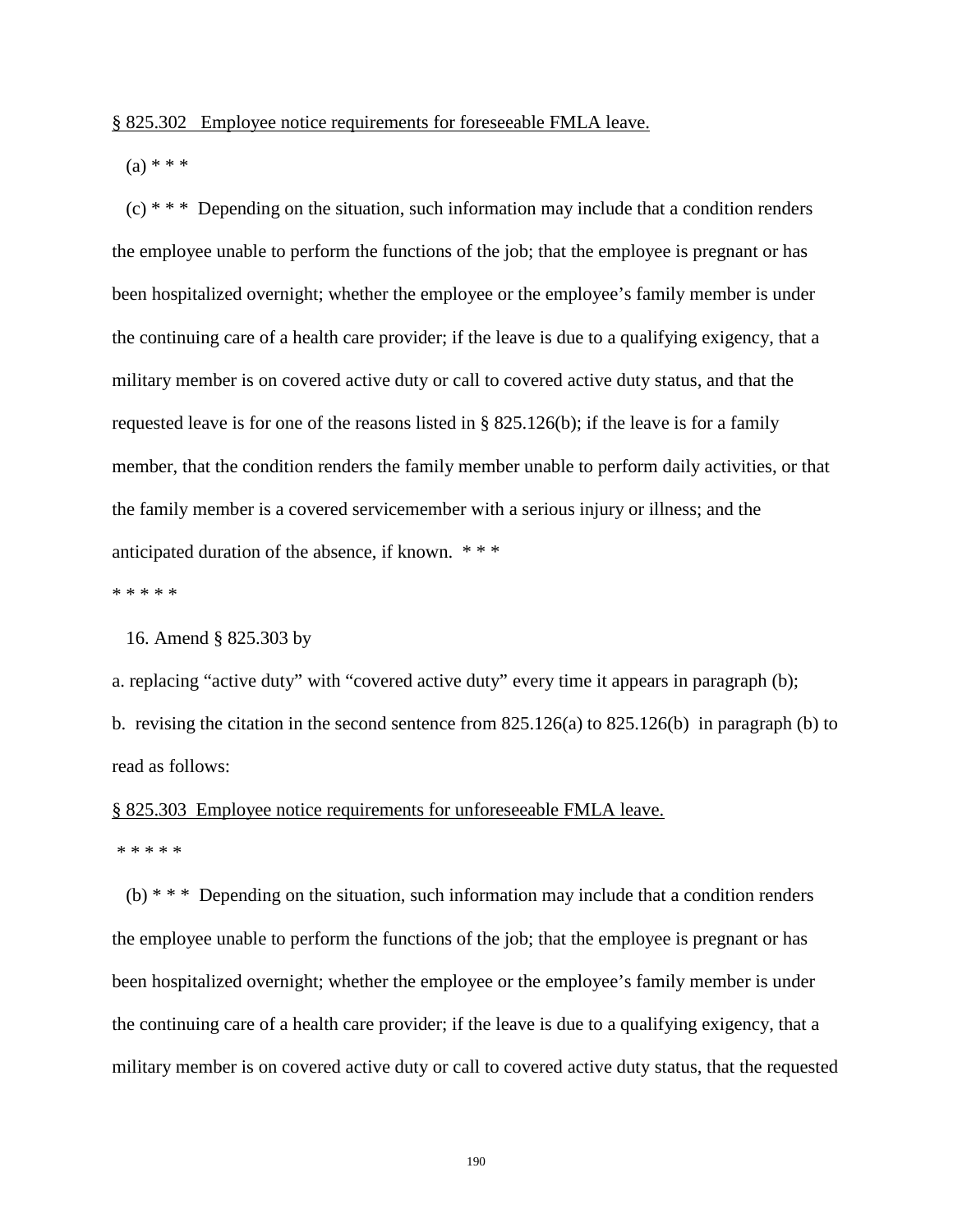<u>§ 825.302 Employee notice requirements for foreseeable FMLA leave.</u>

(a) * * *

(c) * * * Depending on the situation, such information may include that a condition renders the employee unable to perform the functions of the job; that the employee is pregnant or has been hospitalized overnight; whether the employee or the employee's family member is under the continuing care of a health care provider; if the leave is due to a qualifying exigency, that a military member is on covered active duty or call to covered active duty status, and that the requested leave is for one of the reasons listed in § 825.126(b); if the leave is for a family member, that the condition renders the family member unable to perform daily activities, or that the family member is a covered servicemember with a serious injury or illness; and the anticipated duration of the absence, if known. * * *

* * * * *

16. Amend § 825.303 by

a. replacing "active duty" with "covered active duty" every time it appears in paragraph (b);

b. revising the citation in the second sentence from 825.126(a) to 825.126(b) in paragraph (b) to read as follows:

<u>§ 825.303 Employee notice requirements for unforeseeable FMLA leave.</u>

* * * * *

(b) * * * Depending on the situation, such information may include that a condition renders the employee unable to perform the functions of the job; that the employee is pregnant or has been hospitalized overnight; whether the employee or the employee's family member is under the continuing care of a health care provider; if the leave is due to a qualifying exigency, that a military member is on covered active duty or call to covered active duty status, that the requested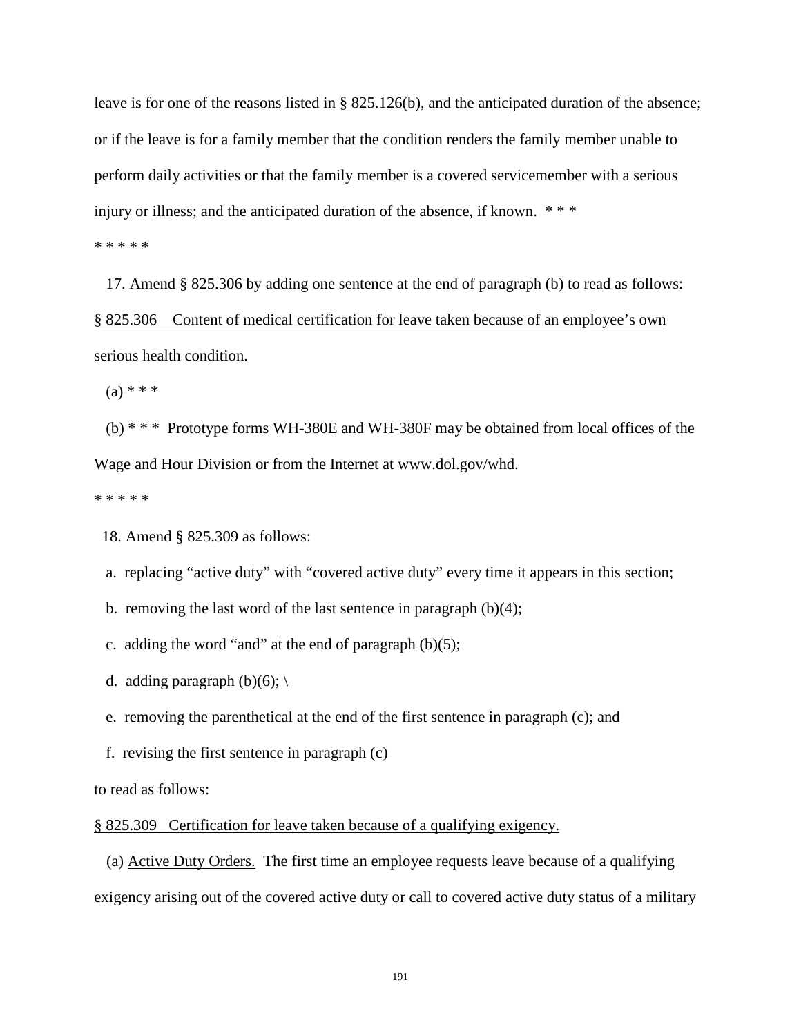leave is for one of the reasons listed in § 825.126(b), and the anticipated duration of the absence; or if the leave is for a family member that the condition renders the family member unable to perform daily activities or that the family member is a covered servicemember with a serious injury or illness; and the anticipated duration of the absence, if known. * * *

* * * * *

17. Amend § 825.306 by adding one sentence at the end of paragraph (b) to read as follows:

§ 825.306 Content of medical certification for leave taken because of an employee's own serious health condition.

(a) * * *

(b) * * * Prototype forms WH-380E and WH-380F may be obtained from local offices of the Wage and Hour Division or from the Internet at www.dol.gov/whd.

* * * * *

18. Amend § 825.309 as follows:

a. replacing "active duty" with "covered active duty" every time it appears in this section;

b. removing the last word of the last sentence in paragraph (b)(4);

c. adding the word "and" at the end of paragraph (b)(5);

d. adding paragraph (b)(6); \

e. removing the parenthetical at the end of the first sentence in paragraph (c); and

f. revising the first sentence in paragraph (c)

to read as follows:

§ 825.309 Certification for leave taken because of a qualifying exigency.

(a) Active Duty Orders. The first time an employee requests leave because of a qualifying exigency arising out of the covered active duty or call to covered active duty status of a military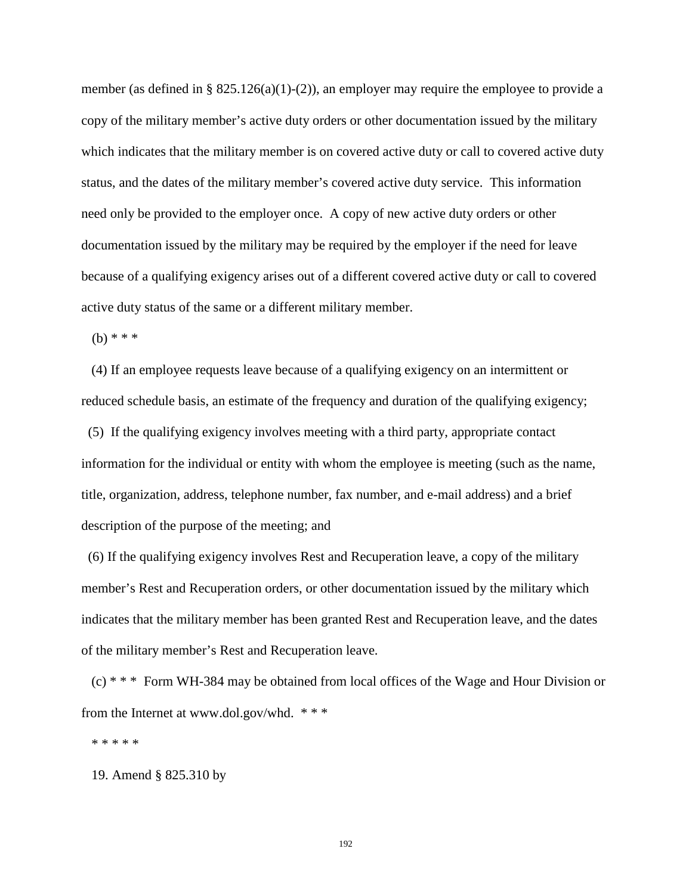member (as defined in § 825.126(a)(1)-(2)), an employer may require the employee to provide a copy of the military member's active duty orders or other documentation issued by the military which indicates that the military member is on covered active duty or call to covered active duty status, and the dates of the military member's covered active duty service. This information need only be provided to the employer once. A copy of new active duty orders or other documentation issued by the military may be required by the employer if the need for leave because of a qualifying exigency arises out of a different covered active duty or call to covered active duty status of the same or a different military member.

(b) * * *

(4) If an employee requests leave because of a qualifying exigency on an intermittent or reduced schedule basis, an estimate of the frequency and duration of the qualifying exigency;

(5) If the qualifying exigency involves meeting with a third party, appropriate contact information for the individual or entity with whom the employee is meeting (such as the name, title, organization, address, telephone number, fax number, and e-mail address) and a brief description of the purpose of the meeting; and

(6) If the qualifying exigency involves Rest and Recuperation leave, a copy of the military member's Rest and Recuperation orders, or other documentation issued by the military which indicates that the military member has been granted Rest and Recuperation leave, and the dates of the military member's Rest and Recuperation leave.

(c) * * * Form WH-384 may be obtained from local offices of the Wage and Hour Division or from the Internet at www.dol.gov/whd. * * *

* * * * *

19. Amend § 825.310 by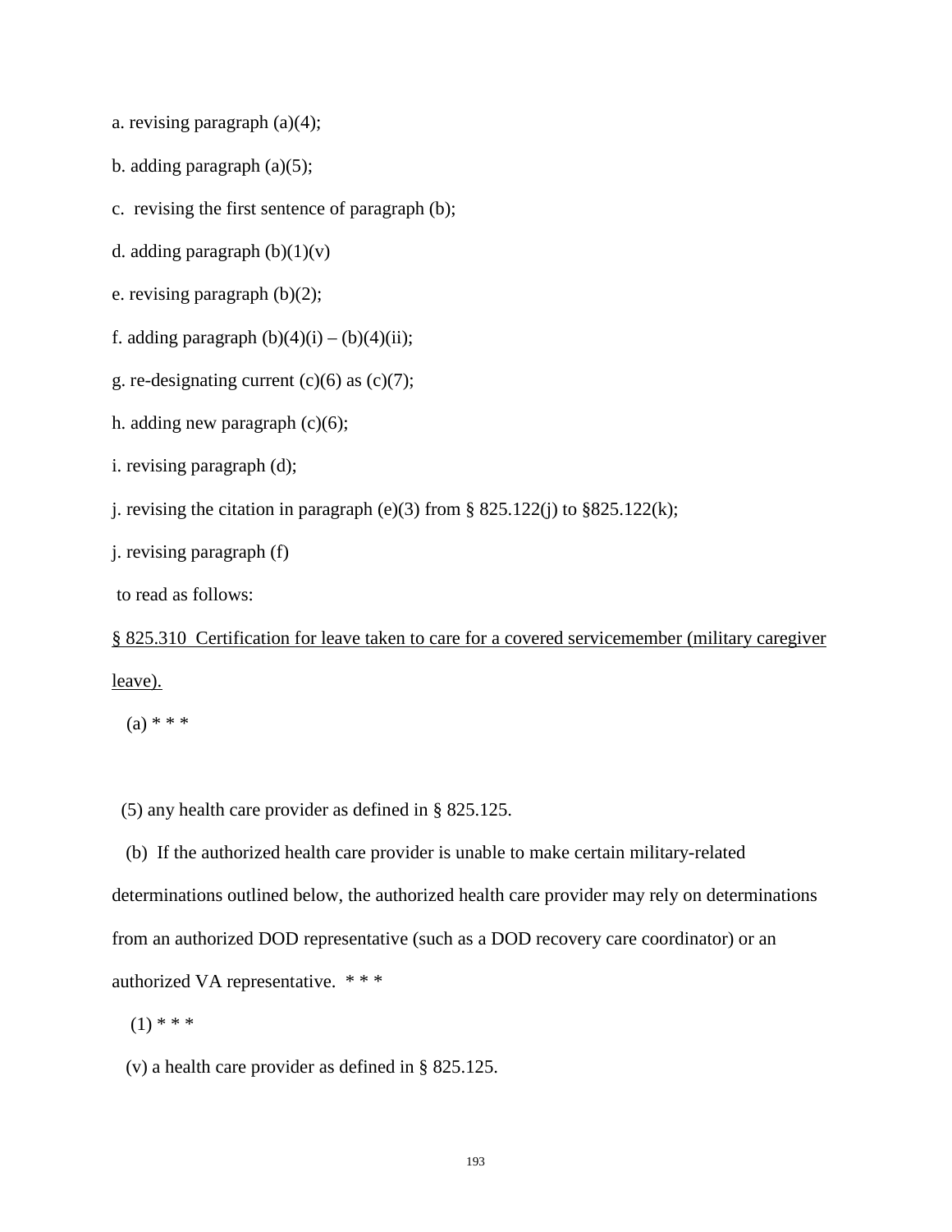a. revising paragraph (a)(4);

b. adding paragraph (a)(5);

c. revising the first sentence of paragraph (b);

d. adding paragraph (b)(1)(v)

e. revising paragraph (b)(2);

f. adding paragraph (b)(4)(i) – (b)(4)(ii);

g. re-designating current (c)(6) as (c)(7);

h. adding new paragraph (c)(6);

i. revising paragraph (d);

j. revising the citation in paragraph (e)(3) from § 825.122(j) to §825.122(k);

j. revising paragraph (f)

to read as follows:

<u>§ 825.310 Certification for leave taken to care for a covered servicemember (military caregiver leave).</u>

(a) * * *

(5) any health care provider as defined in § 825.125.

(b) If the authorized health care provider is unable to make certain military-related determinations outlined below, the authorized health care provider may rely on determinations from an authorized DOD representative (such as a DOD recovery care coordinator) or an authorized VA representative. * * *

(1) * * *

(v) a health care provider as defined in § 825.125.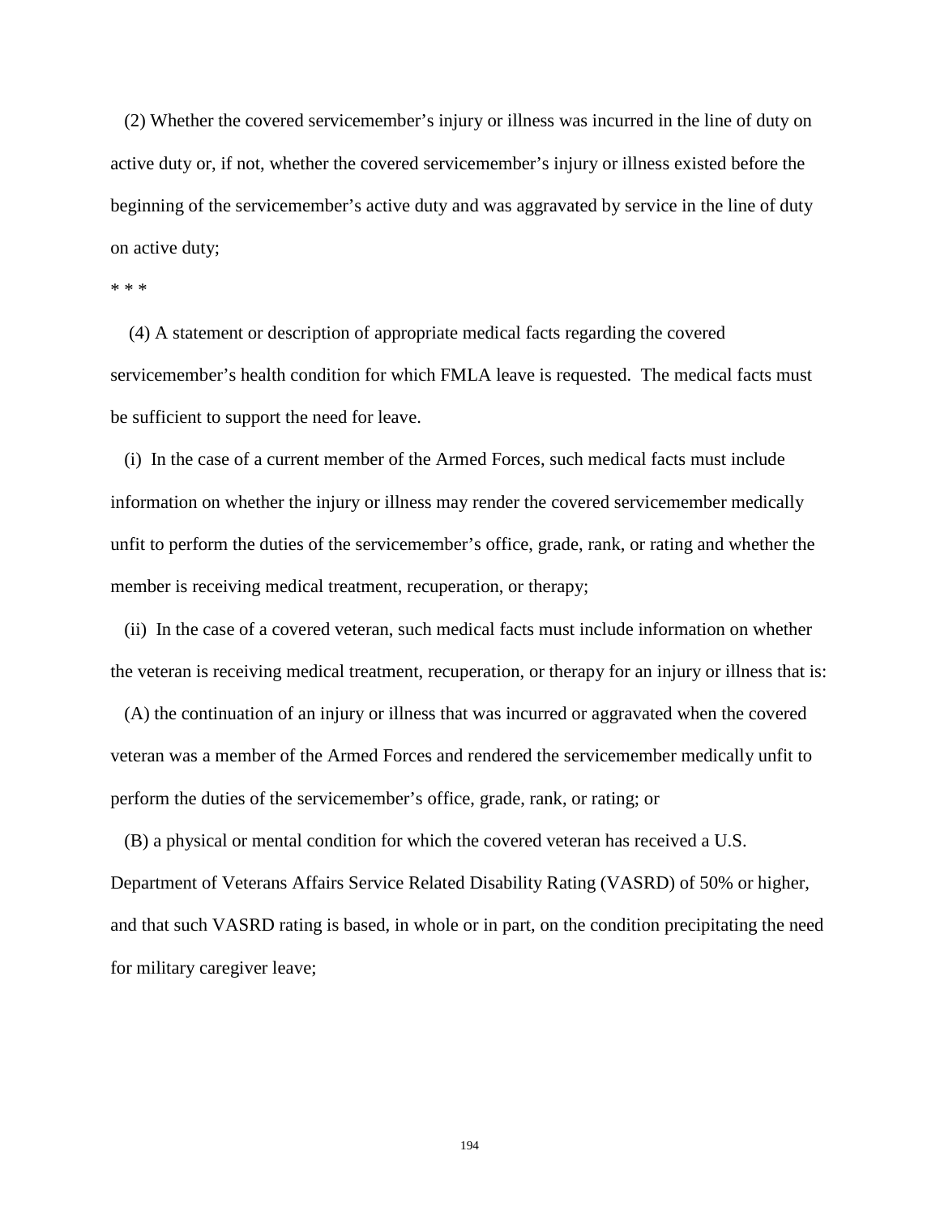(2) Whether the covered servicemember's injury or illness was incurred in the line of duty on active duty or, if not, whether the covered servicemember's injury or illness existed before the beginning of the servicemember's active duty and was aggravated by service in the line of duty on active duty;

* * *

(4) A statement or description of appropriate medical facts regarding the covered servicemember's health condition for which FMLA leave is requested. The medical facts must be sufficient to support the need for leave.

(i) In the case of a current member of the Armed Forces, such medical facts must include information on whether the injury or illness may render the covered servicemember medically unfit to perform the duties of the servicemember's office, grade, rank, or rating and whether the member is receiving medical treatment, recuperation, or therapy;

(ii) In the case of a covered veteran, such medical facts must include information on whether the veteran is receiving medical treatment, recuperation, or therapy for an injury or illness that is:

(A) the continuation of an injury or illness that was incurred or aggravated when the covered veteran was a member of the Armed Forces and rendered the servicemember medically unfit to perform the duties of the servicemember's office, grade, rank, or rating; or

(B) a physical or mental condition for which the covered veteran has received a U.S. Department of Veterans Affairs Service Related Disability Rating (VASRD) of 50% or higher, and that such VASRD rating is based, in whole or in part, on the condition precipitating the need for military caregiver leave;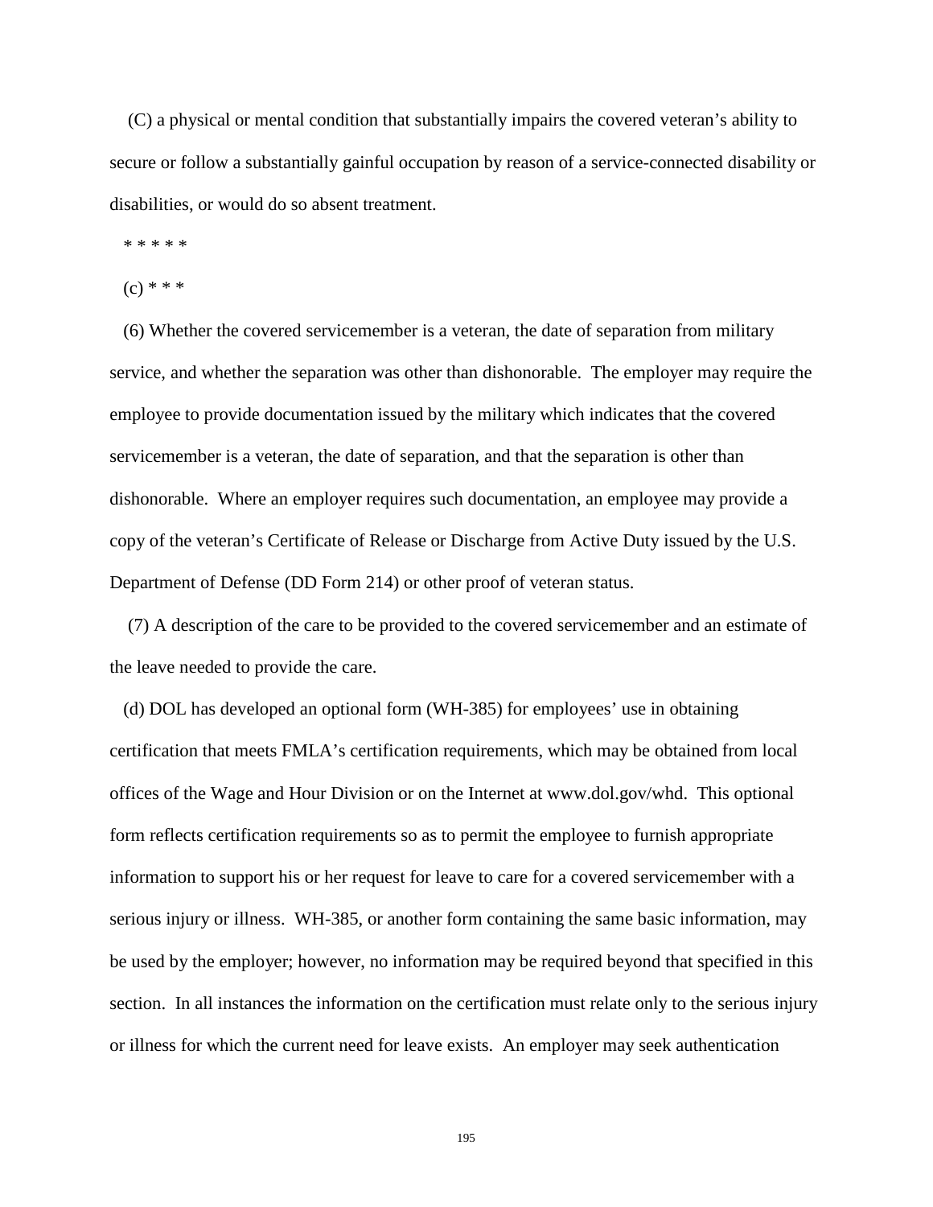(C) a physical or mental condition that substantially impairs the covered veteran's ability to secure or follow a substantially gainful occupation by reason of a service-connected disability or disabilities, or would do so absent treatment.

* * * * *

(c) * * *

(6) Whether the covered servicemember is a veteran, the date of separation from military service, and whether the separation was other than dishonorable. The employer may require the employee to provide documentation issued by the military which indicates that the covered servicemember is a veteran, the date of separation, and that the separation is other than dishonorable. Where an employer requires such documentation, an employee may provide a copy of the veteran's Certificate of Release or Discharge from Active Duty issued by the U.S. Department of Defense (DD Form 214) or other proof of veteran status.

(7) A description of the care to be provided to the covered servicemember and an estimate of the leave needed to provide the care.

(d) DOL has developed an optional form (WH-385) for employees' use in obtaining certification that meets FMLA's certification requirements, which may be obtained from local offices of the Wage and Hour Division or on the Internet at www.dol.gov/whd. This optional form reflects certification requirements so as to permit the employee to furnish appropriate information to support his or her request for leave to care for a covered servicemember with a serious injury or illness. WH-385, or another form containing the same basic information, may be used by the employer; however, no information may be required beyond that specified in this section. In all instances the information on the certification must relate only to the serious injury or illness for which the current need for leave exists. An employer may seek authentication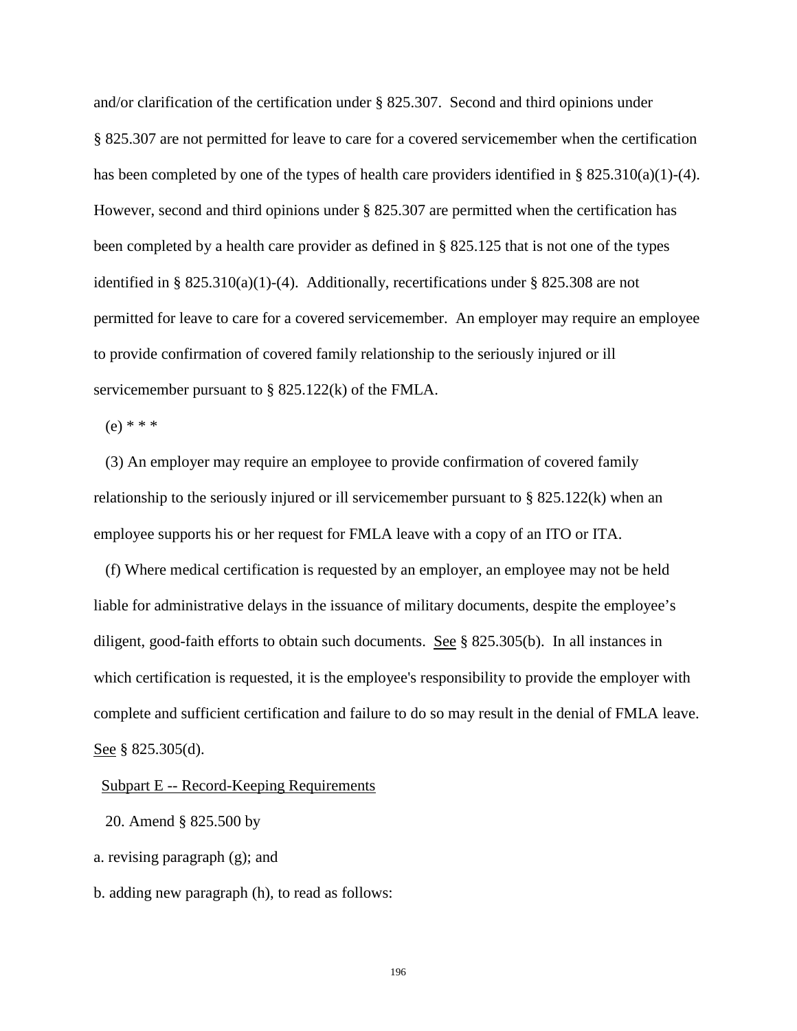and/or clarification of the certification under § 825.307. Second and third opinions under § 825.307 are not permitted for leave to care for a covered servicemember when the certification has been completed by one of the types of health care providers identified in § 825.310(a)(1)-(4). However, second and third opinions under § 825.307 are permitted when the certification has been completed by a health care provider as defined in § 825.125 that is not one of the types identified in § 825.310(a)(1)-(4). Additionally, recertifications under § 825.308 are not permitted for leave to care for a covered servicemember. An employer may require an employee to provide confirmation of covered family relationship to the seriously injured or ill servicemember pursuant to § 825.122(k) of the FMLA.

(e) * * *

(3) An employer may require an employee to provide confirmation of covered family relationship to the seriously injured or ill servicemember pursuant to § 825.122(k) when an employee supports his or her request for FMLA leave with a copy of an ITO or ITA.

(f) Where medical certification is requested by an employer, an employee may not be held liable for administrative delays in the issuance of military documents, despite the employee's diligent, good-faith efforts to obtain such documents. See § 825.305(b). In all instances in which certification is requested, it is the employee's responsibility to provide the employer with complete and sufficient certification and failure to do so may result in the denial of FMLA leave. See § 825.305(d).

Subpart E -- Record-Keeping Requirements

20. Amend § 825.500 by

a. revising paragraph (g); and

b. adding new paragraph (h), to read as follows: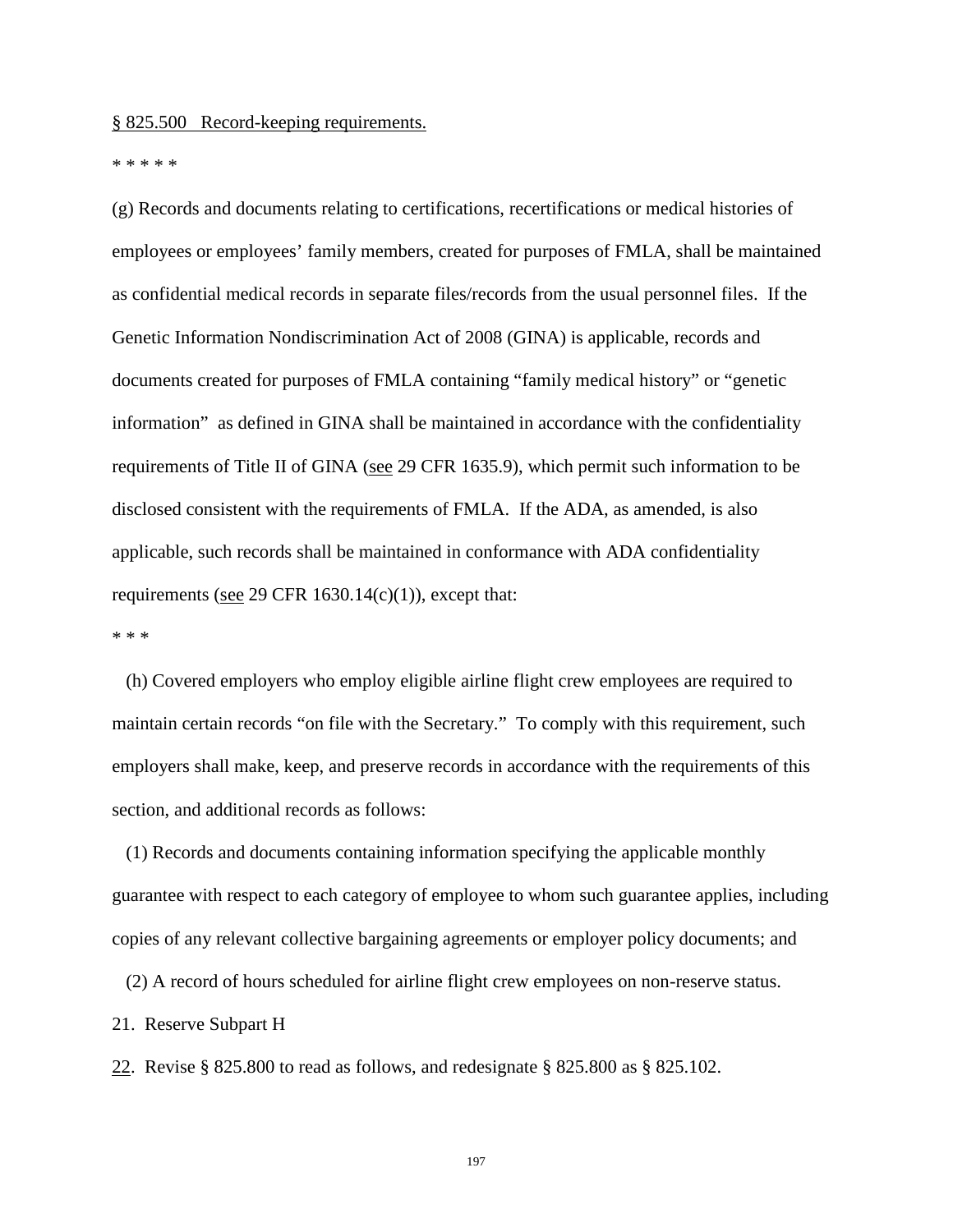§ 825.500 Record-keeping requirements.

* * * * *

(g) Records and documents relating to certifications, recertifications or medical histories of employees or employees' family members, created for purposes of FMLA, shall be maintained as confidential medical records in separate files/records from the usual personnel files. If the Genetic Information Nondiscrimination Act of 2008 (GINA) is applicable, records and documents created for purposes of FMLA containing "family medical history" or "genetic information" as defined in GINA shall be maintained in accordance with the confidentiality requirements of Title II of GINA (see 29 CFR 1635.9), which permit such information to be disclosed consistent with the requirements of FMLA. If the ADA, as amended, is also applicable, such records shall be maintained in conformance with ADA confidentiality requirements (see 29 CFR 1630.14(c)(1)), except that:

* * *

(h) Covered employers who employ eligible airline flight crew employees are required to maintain certain records "on file with the Secretary." To comply with this requirement, such employers shall make, keep, and preserve records in accordance with the requirements of this section, and additional records as follows:

(1) Records and documents containing information specifying the applicable monthly guarantee with respect to each category of employee to whom such guarantee applies, including copies of any relevant collective bargaining agreements or employer policy documents; and

(2) A record of hours scheduled for airline flight crew employees on non-reserve status.

21. Reserve Subpart H

22. Revise § 825.800 to read as follows, and redesignate § 825.800 as § 825.102.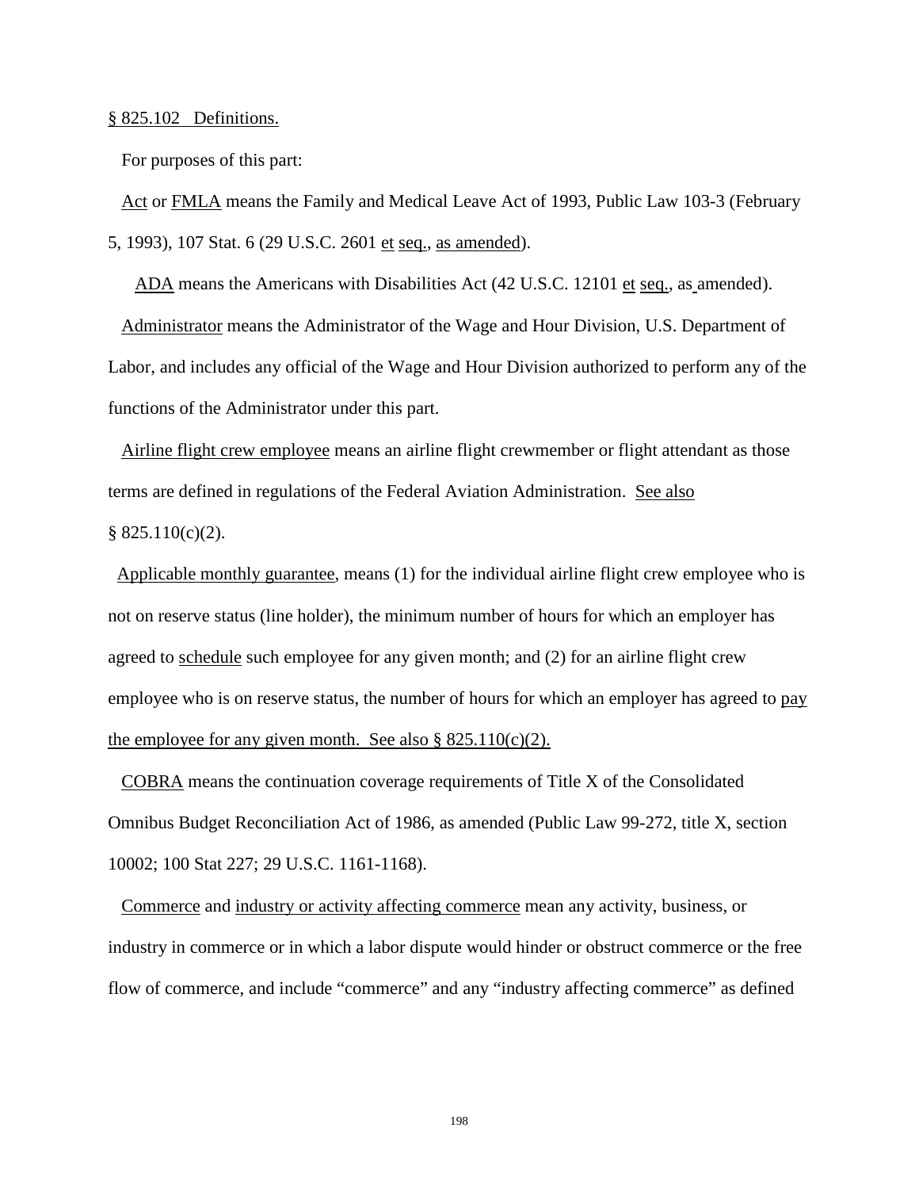§ 825.102 Definitions.

For purposes of this part:

Act or FMLA means the Family and Medical Leave Act of 1993, Public Law 103-3 (February 5, 1993), 107 Stat. 6 (29 U.S.C. 2601 et seq., as amended).

ADA means the Americans with Disabilities Act (42 U.S.C. 12101 et seq., as amended).

Administrator means the Administrator of the Wage and Hour Division, U.S. Department of Labor, and includes any official of the Wage and Hour Division authorized to perform any of the functions of the Administrator under this part.

Airline flight crew employee means an airline flight crewmember or flight attendant as those terms are defined in regulations of the Federal Aviation Administration. See also § 825.110(c)(2).

Applicable monthly guarantee, means (1) for the individual airline flight crew employee who is not on reserve status (line holder), the minimum number of hours for which an employer has agreed to schedule such employee for any given month; and (2) for an airline flight crew employee who is on reserve status, the number of hours for which an employer has agreed to pay the employee for any given month. See also § 825.110(c)(2).

COBRA means the continuation coverage requirements of Title X of the Consolidated Omnibus Budget Reconciliation Act of 1986, as amended (Public Law 99-272, title X, section 10002; 100 Stat 227; 29 U.S.C. 1161-1168).

Commerce and industry or activity affecting commerce mean any activity, business, or industry in commerce or in which a labor dispute would hinder or obstruct commerce or the free flow of commerce, and include "commerce" and any "industry affecting commerce" as defined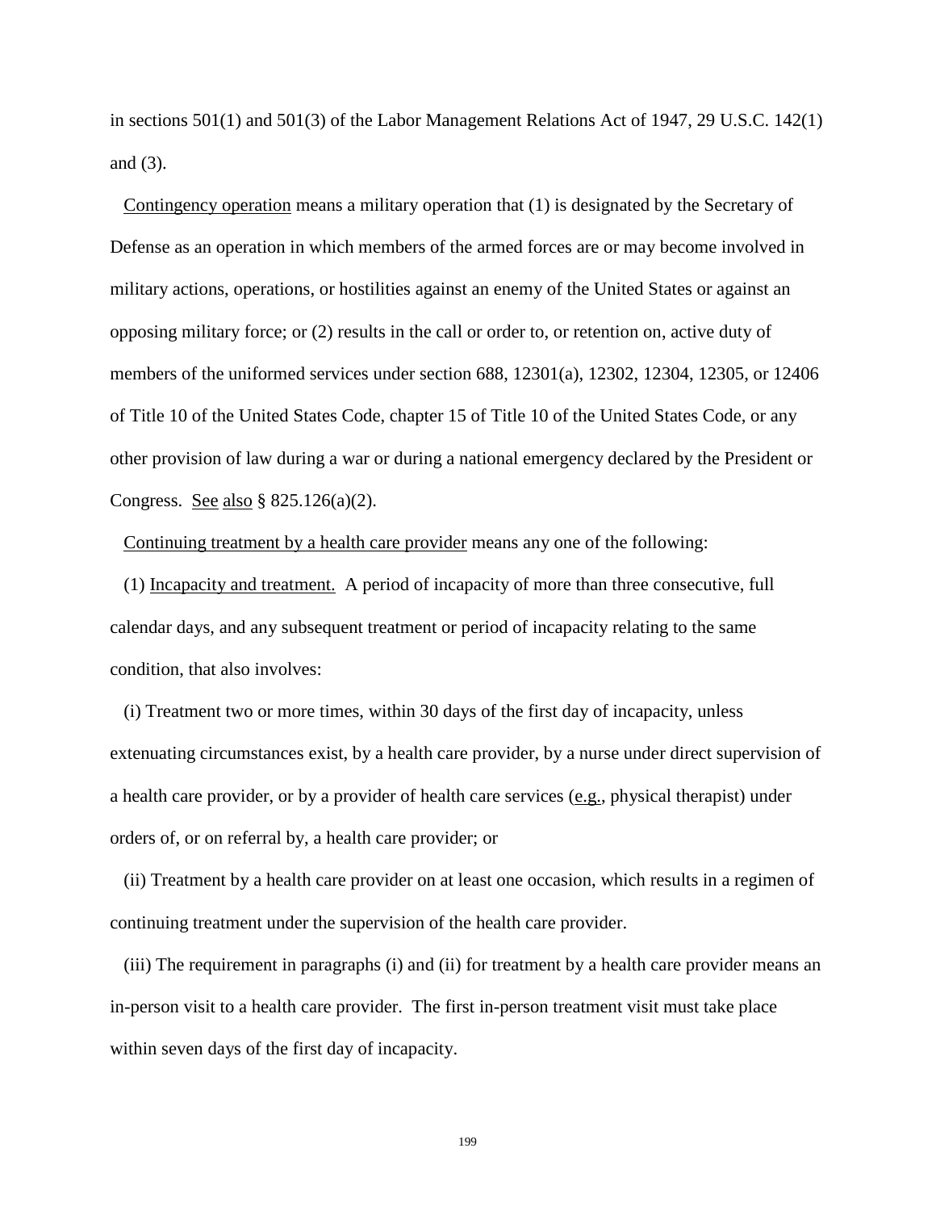in sections 501(1) and 501(3) of the Labor Management Relations Act of 1947, 29 U.S.C. 142(1) and (3).

Contingency operation means a military operation that (1) is designated by the Secretary of Defense as an operation in which members of the armed forces are or may become involved in military actions, operations, or hostilities against an enemy of the United States or against an opposing military force; or (2) results in the call or order to, or retention on, active duty of members of the uniformed services under section 688, 12301(a), 12302, 12304, 12305, or 12406 of Title 10 of the United States Code, chapter 15 of Title 10 of the United States Code, or any other provision of law during a war or during a national emergency declared by the President or Congress. See also § 825.126(a)(2).

Continuing treatment by a health care provider means any one of the following:

(1) Incapacity and treatment. A period of incapacity of more than three consecutive, full calendar days, and any subsequent treatment or period of incapacity relating to the same condition, that also involves:

(i) Treatment two or more times, within 30 days of the first day of incapacity, unless extenuating circumstances exist, by a health care provider, by a nurse under direct supervision of a health care provider, or by a provider of health care services (e.g., physical therapist) under orders of, or on referral by, a health care provider; or

(ii) Treatment by a health care provider on at least one occasion, which results in a regimen of continuing treatment under the supervision of the health care provider.

(iii) The requirement in paragraphs (i) and (ii) for treatment by a health care provider means an in-person visit to a health care provider. The first in-person treatment visit must take place within seven days of the first day of incapacity.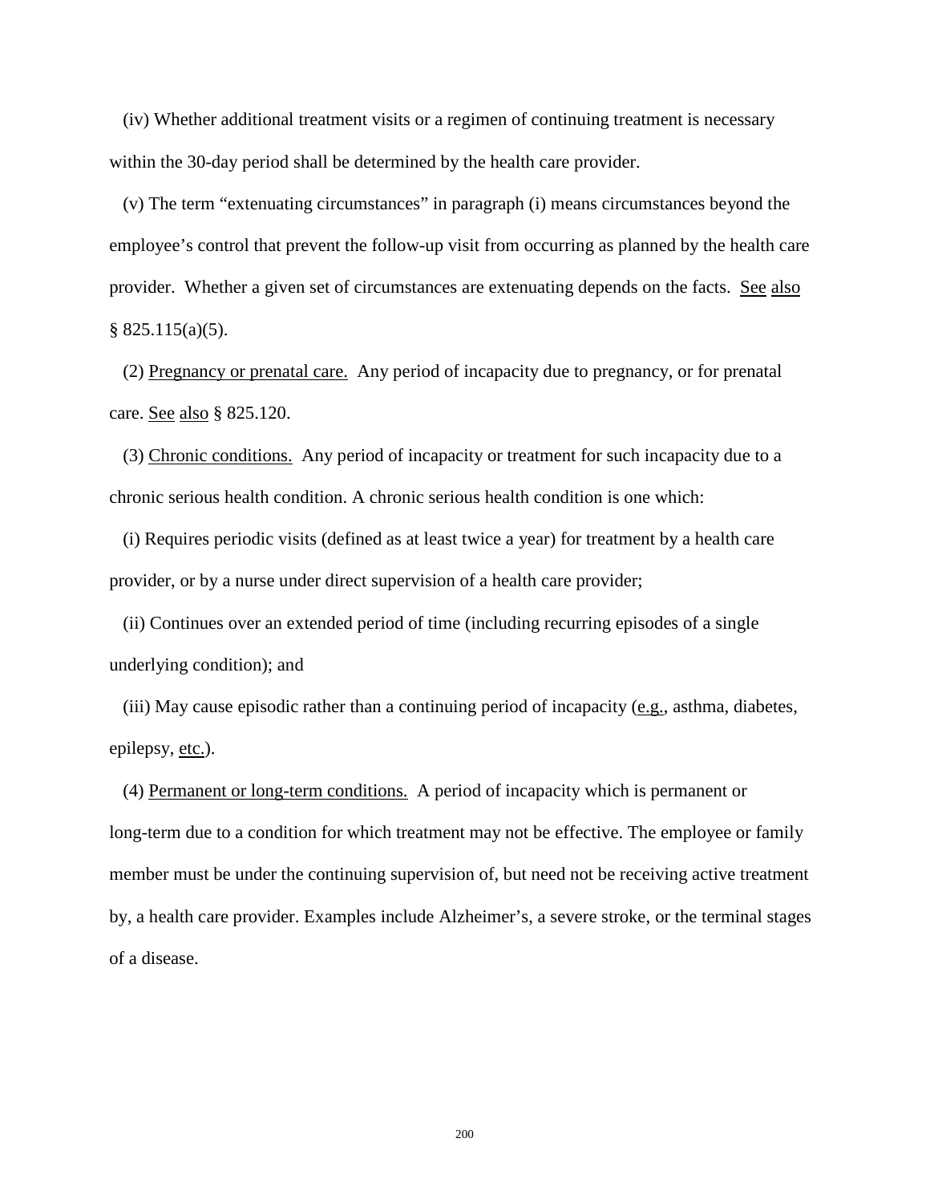(iv) Whether additional treatment visits or a regimen of continuing treatment is necessary within the 30-day period shall be determined by the health care provider.

(v) The term "extenuating circumstances" in paragraph (i) means circumstances beyond the employee's control that prevent the follow-up visit from occurring as planned by the health care provider. Whether a given set of circumstances are extenuating depends on the facts. See also § 825.115(a)(5).

(2) Pregnancy or prenatal care. Any period of incapacity due to pregnancy, or for prenatal care. See also § 825.120.

(3) Chronic conditions. Any period of incapacity or treatment for such incapacity due to a chronic serious health condition. A chronic serious health condition is one which:

(i) Requires periodic visits (defined as at least twice a year) for treatment by a health care provider, or by a nurse under direct supervision of a health care provider;

(ii) Continues over an extended period of time (including recurring episodes of a single underlying condition); and

(iii) May cause episodic rather than a continuing period of incapacity (e.g., asthma, diabetes, epilepsy, etc.).

(4) Permanent or long-term conditions. A period of incapacity which is permanent or long-term due to a condition for which treatment may not be effective. The employee or family member must be under the continuing supervision of, but need not be receiving active treatment by, a health care provider. Examples include Alzheimer's, a severe stroke, or the terminal stages of a disease.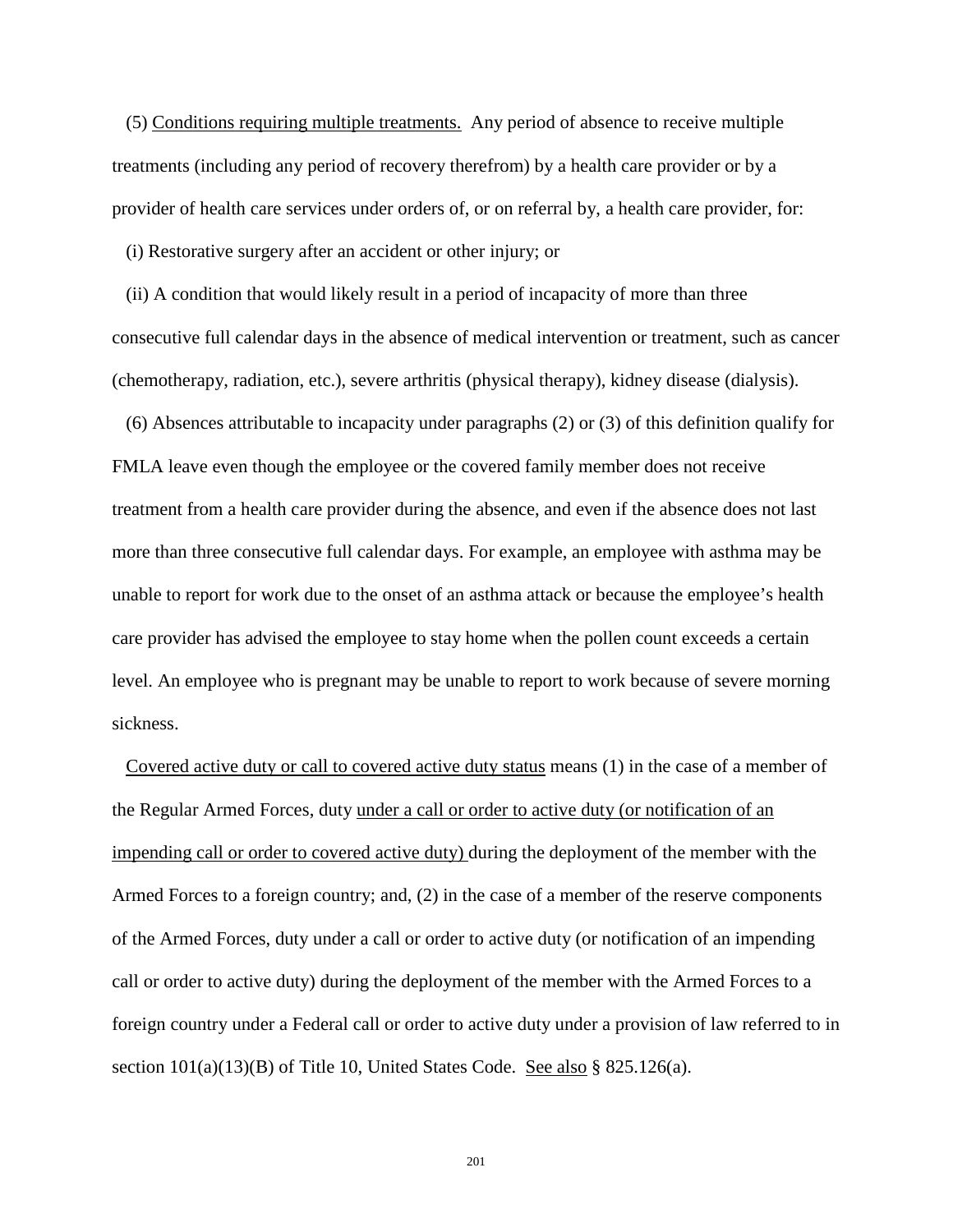(5) <u>Conditions requiring multiple treatments.</u> Any period of absence to receive multiple treatments (including any period of recovery therefrom) by a health care provider or by a provider of health care services under orders of, or on referral by, a health care provider, for:

(i) Restorative surgery after an accident or other injury; or

(ii) A condition that would likely result in a period of incapacity of more than three consecutive full calendar days in the absence of medical intervention or treatment, such as cancer (chemotherapy, radiation, etc.), severe arthritis (physical therapy), kidney disease (dialysis).

(6) Absences attributable to incapacity under paragraphs (2) or (3) of this definition qualify for FMLA leave even though the employee or the covered family member does not receive treatment from a health care provider during the absence, and even if the absence does not last more than three consecutive full calendar days. For example, an employee with asthma may be unable to report for work due to the onset of an asthma attack or because the employee's health care provider has advised the employee to stay home when the pollen count exceeds a certain level. An employee who is pregnant may be unable to report to work because of severe morning sickness.

<u>Covered active duty or call to covered active duty status</u> means (1) in the case of a member of the Regular Armed Forces, duty <u>under a call or order to active duty (or notification of an impending call or order to covered active duty)</u> during the deployment of the member with the Armed Forces to a foreign country; and, (2) in the case of a member of the reserve components of the Armed Forces, duty under a call or order to active duty (or notification of an impending call or order to active duty) during the deployment of the member with the Armed Forces to a foreign country under a Federal call or order to active duty under a provision of law referred to in section 101(a)(13)(B) of Title 10, United States Code. <u>See also</u> § 825.126(a).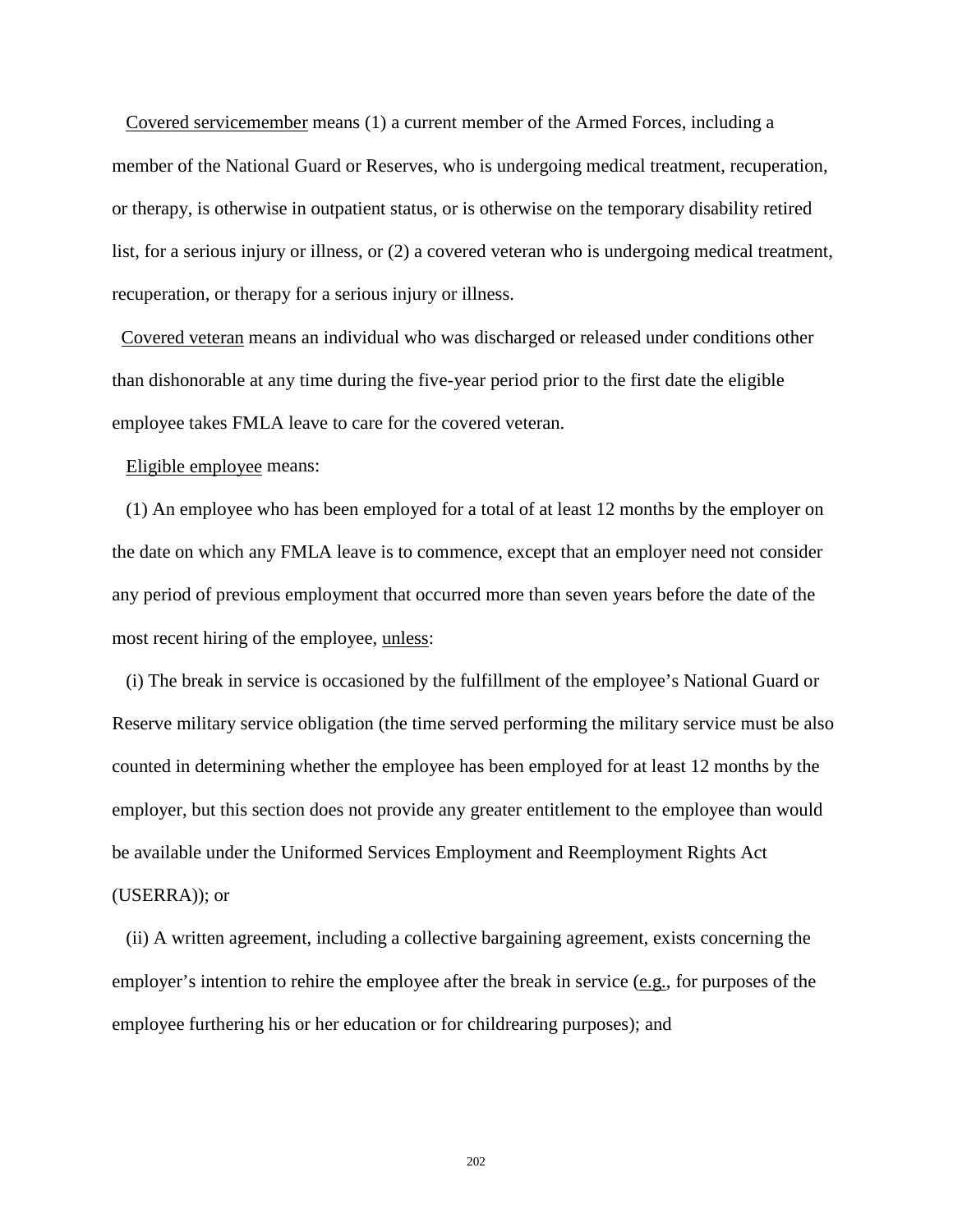Covered servicemember means (1) a current member of the Armed Forces, including a member of the National Guard or Reserves, who is undergoing medical treatment, recuperation, or therapy, is otherwise in outpatient status, or is otherwise on the temporary disability retired list, for a serious injury or illness, or (2) a covered veteran who is undergoing medical treatment, recuperation, or therapy for a serious injury or illness.

Covered veteran means an individual who was discharged or released under conditions other than dishonorable at any time during the five-year period prior to the first date the eligible employee takes FMLA leave to care for the covered veteran.

Eligible employee means:

(1) An employee who has been employed for a total of at least 12 months by the employer on the date on which any FMLA leave is to commence, except that an employer need not consider any period of previous employment that occurred more than seven years before the date of the most recent hiring of the employee, unless:

(i) The break in service is occasioned by the fulfillment of the employee's National Guard or Reserve military service obligation (the time served performing the military service must be also counted in determining whether the employee has been employed for at least 12 months by the employer, but this section does not provide any greater entitlement to the employee than would be available under the Uniformed Services Employment and Reemployment Rights Act (USERRA)); or

(ii) A written agreement, including a collective bargaining agreement, exists concerning the employer's intention to rehire the employee after the break in service (e.g., for purposes of the employee furthering his or her education or for childrearing purposes); and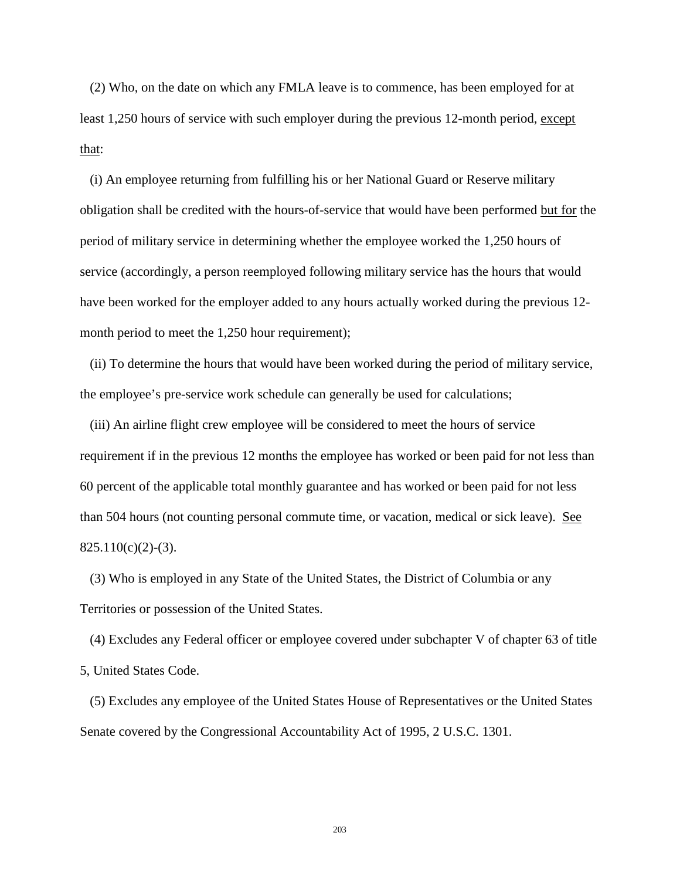(2) Who, on the date on which any FMLA leave is to commence, has been employed for at least 1,250 hours of service with such employer during the previous 12-month period, except that:

(i) An employee returning from fulfilling his or her National Guard or Reserve military obligation shall be credited with the hours-of-service that would have been performed but for the period of military service in determining whether the employee worked the 1,250 hours of service (accordingly, a person reemployed following military service has the hours that would have been worked for the employer added to any hours actually worked during the previous 12-month period to meet the 1,250 hour requirement);

(ii) To determine the hours that would have been worked during the period of military service, the employee's pre-service work schedule can generally be used for calculations;

(iii) An airline flight crew employee will be considered to meet the hours of service requirement if in the previous 12 months the employee has worked or been paid for not less than 60 percent of the applicable total monthly guarantee and has worked or been paid for not less than 504 hours (not counting personal commute time, or vacation, medical or sick leave). See 825.110(c)(2)-(3).

(3) Who is employed in any State of the United States, the District of Columbia or any Territories or possession of the United States.

(4) Excludes any Federal officer or employee covered under subchapter V of chapter 63 of title 5, United States Code.

(5) Excludes any employee of the United States House of Representatives or the United States Senate covered by the Congressional Accountability Act of 1995, 2 U.S.C. 1301.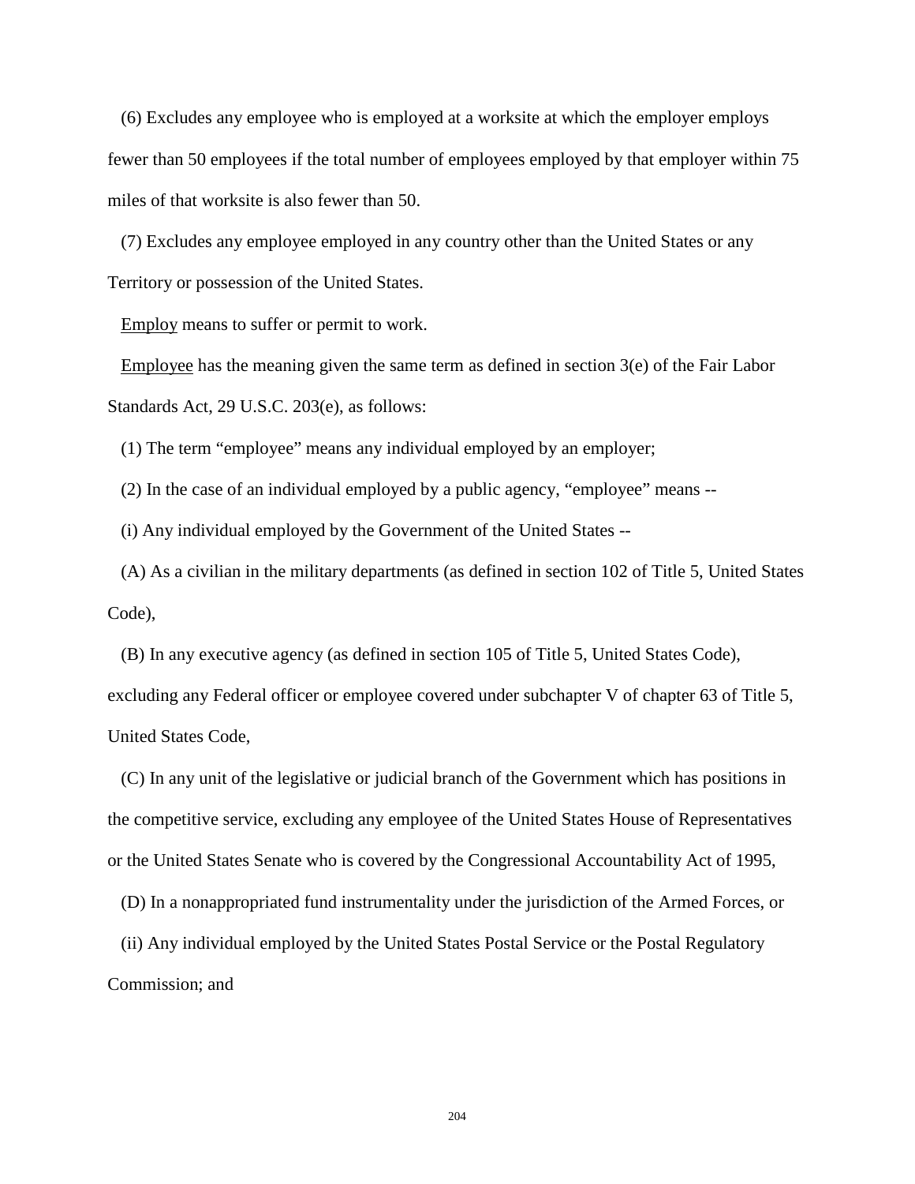(6) Excludes any employee who is employed at a worksite at which the employer employs fewer than 50 employees if the total number of employees employed by that employer within 75 miles of that worksite is also fewer than 50.

(7) Excludes any employee employed in any country other than the United States or any Territory or possession of the United States.

Employ means to suffer or permit to work.

Employee has the meaning given the same term as defined in section 3(e) of the Fair Labor Standards Act, 29 U.S.C. 203(e), as follows:

(1) The term "employee" means any individual employed by an employer;

(2) In the case of an individual employed by a public agency, "employee" means --

(i) Any individual employed by the Government of the United States --

(A) As a civilian in the military departments (as defined in section 102 of Title 5, United States Code),

(B) In any executive agency (as defined in section 105 of Title 5, United States Code), excluding any Federal officer or employee covered under subchapter V of chapter 63 of Title 5, United States Code,

(C) In any unit of the legislative or judicial branch of the Government which has positions in the competitive service, excluding any employee of the United States House of Representatives or the United States Senate who is covered by the Congressional Accountability Act of 1995,

(D) In a nonappropriated fund instrumentality under the jurisdiction of the Armed Forces, or

(ii) Any individual employed by the United States Postal Service or the Postal Regulatory Commission; and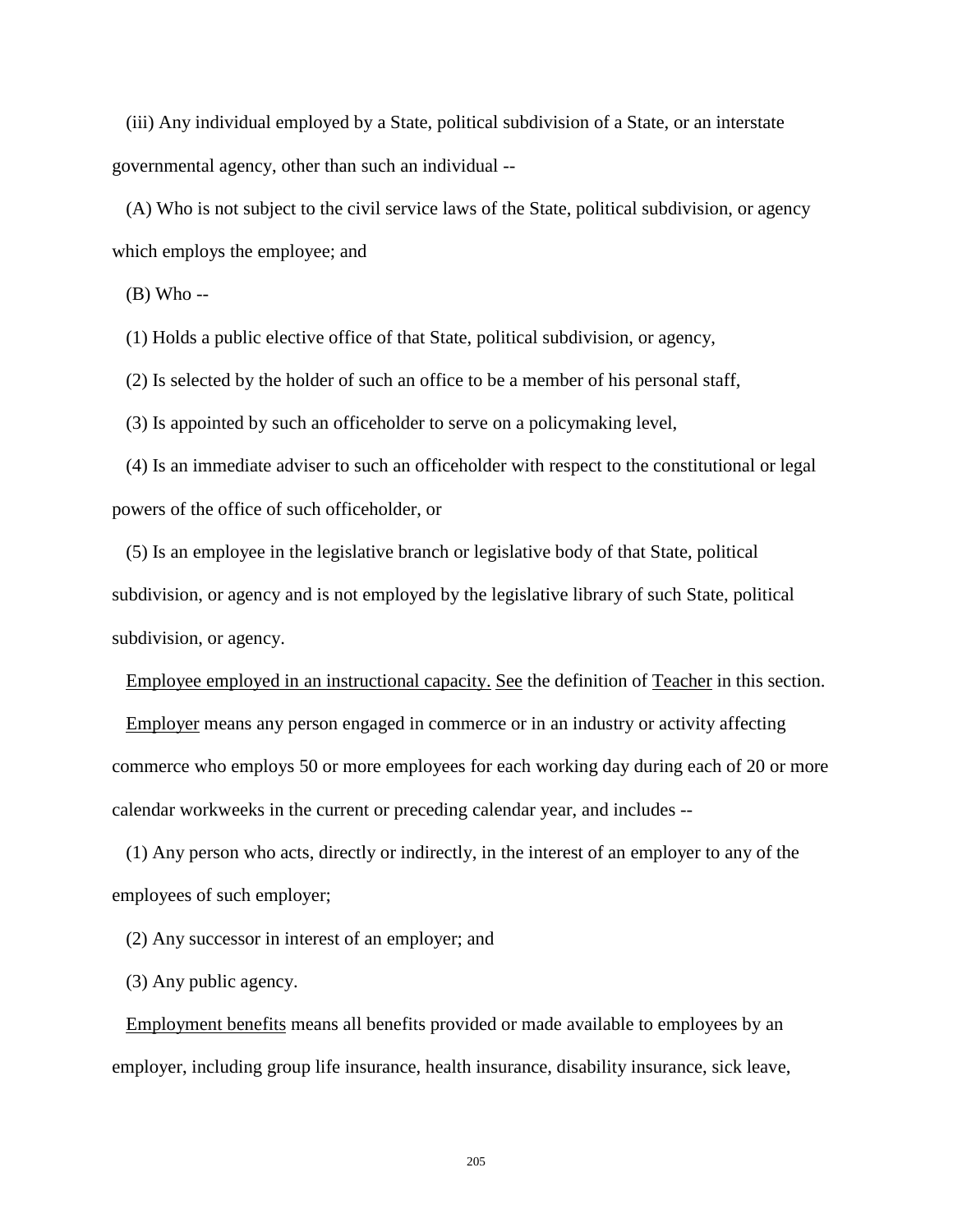(iii) Any individual employed by a State, political subdivision of a State, or an interstate governmental agency, other than such an individual --

(A) Who is not subject to the civil service laws of the State, political subdivision, or agency which employs the employee; and

(B) Who --

(1) Holds a public elective office of that State, political subdivision, or agency,

(2) Is selected by the holder of such an office to be a member of his personal staff,

(3) Is appointed by such an officeholder to serve on a policymaking level,

(4) Is an immediate adviser to such an officeholder with respect to the constitutional or legal powers of the office of such officeholder, or

(5) Is an employee in the legislative branch or legislative body of that State, political subdivision, or agency and is not employed by the legislative library of such State, political subdivision, or agency.

Employee employed in an instructional capacity. See the definition of Teacher in this section.

Employer means any person engaged in commerce or in an industry or activity affecting commerce who employs 50 or more employees for each working day during each of 20 or more calendar workweeks in the current or preceding calendar year, and includes --

(1) Any person who acts, directly or indirectly, in the interest of an employer to any of the employees of such employer;

(2) Any successor in interest of an employer; and

(3) Any public agency.

Employment benefits means all benefits provided or made available to employees by an employer, including group life insurance, health insurance, disability insurance, sick leave,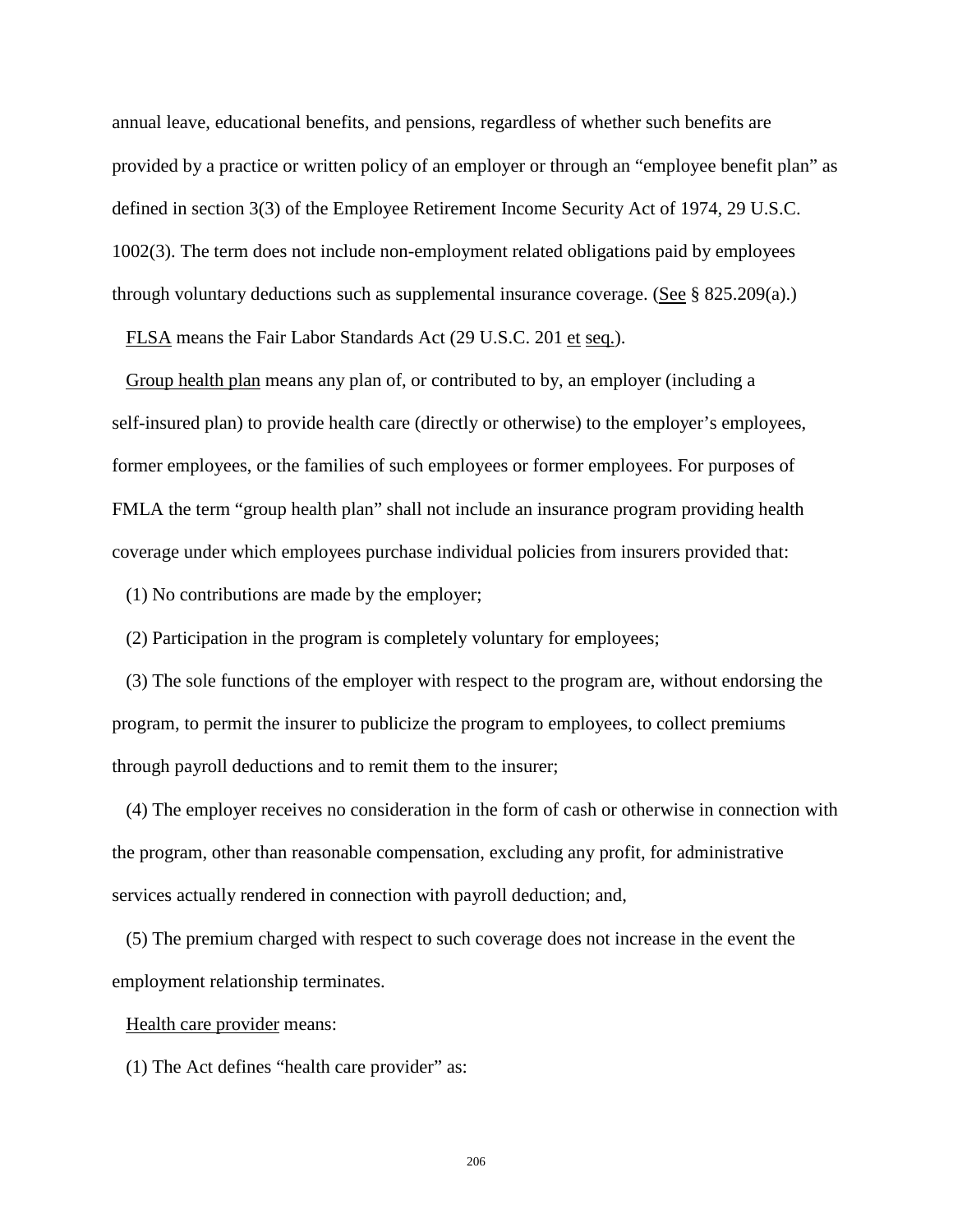annual leave, educational benefits, and pensions, regardless of whether such benefits are provided by a practice or written policy of an employer or through an "employee benefit plan" as defined in section 3(3) of the Employee Retirement Income Security Act of 1974, 29 U.S.C. 1002(3). The term does not include non-employment related obligations paid by employees through voluntary deductions such as supplemental insurance coverage. (See § 825.209(a).)

FLSA means the Fair Labor Standards Act (29 U.S.C. 201 et seq.).

Group health plan means any plan of, or contributed to by, an employer (including a self-insured plan) to provide health care (directly or otherwise) to the employer's employees, former employees, or the families of such employees or former employees. For purposes of FMLA the term "group health plan" shall not include an insurance program providing health coverage under which employees purchase individual policies from insurers provided that:

(1) No contributions are made by the employer;

(2) Participation in the program is completely voluntary for employees;

(3) The sole functions of the employer with respect to the program are, without endorsing the program, to permit the insurer to publicize the program to employees, to collect premiums through payroll deductions and to remit them to the insurer;

(4) The employer receives no consideration in the form of cash or otherwise in connection with the program, other than reasonable compensation, excluding any profit, for administrative services actually rendered in connection with payroll deduction; and,

(5) The premium charged with respect to such coverage does not increase in the event the employment relationship terminates.

Health care provider means:

(1) The Act defines "health care provider" as: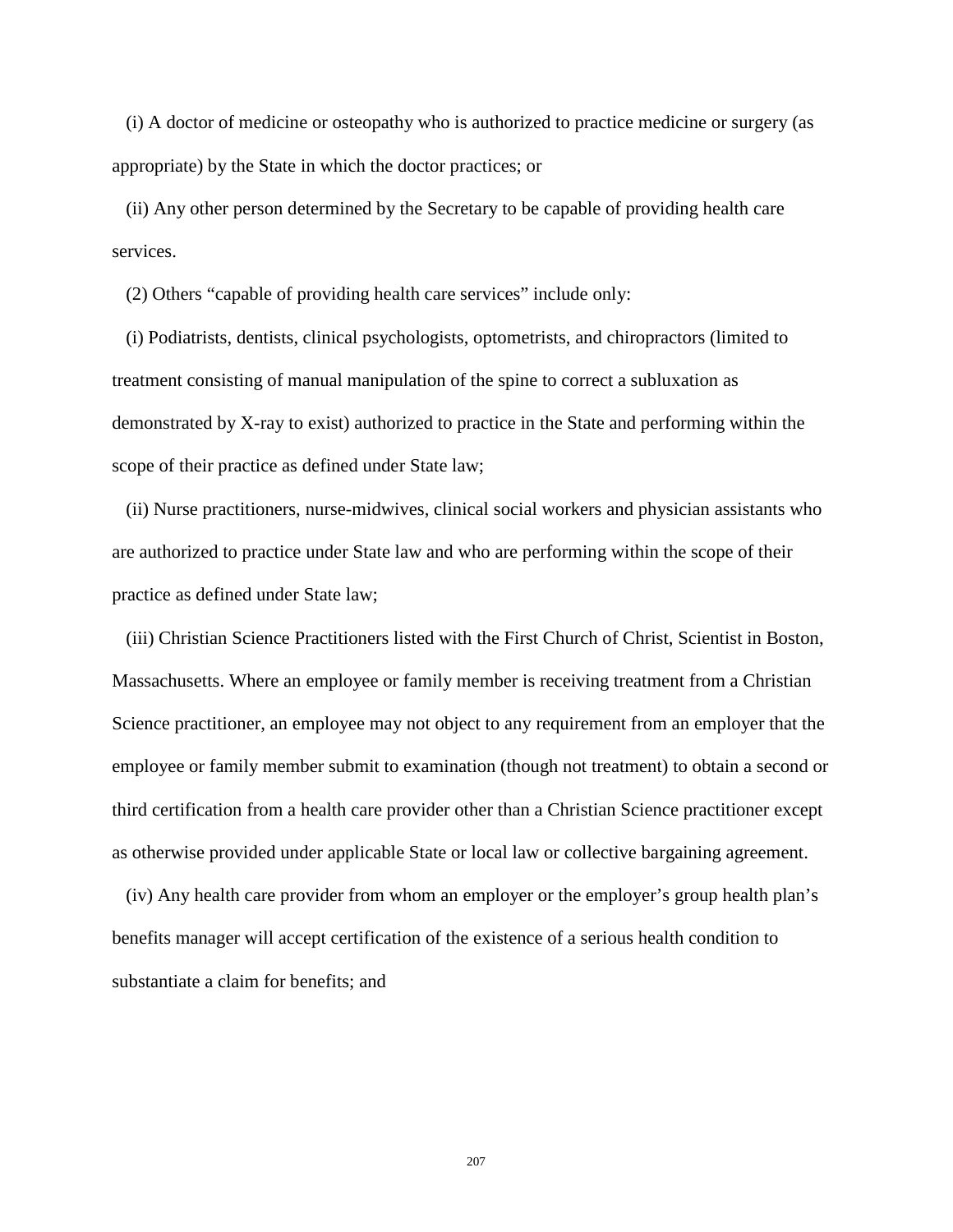(i) A doctor of medicine or osteopathy who is authorized to practice medicine or surgery (as appropriate) by the State in which the doctor practices; or

(ii) Any other person determined by the Secretary to be capable of providing health care services.

(2) Others "capable of providing health care services" include only:

(i) Podiatrists, dentists, clinical psychologists, optometrists, and chiropractors (limited to treatment consisting of manual manipulation of the spine to correct a subluxation as demonstrated by X-ray to exist) authorized to practice in the State and performing within the scope of their practice as defined under State law;

(ii) Nurse practitioners, nurse-midwives, clinical social workers and physician assistants who are authorized to practice under State law and who are performing within the scope of their practice as defined under State law;

(iii) Christian Science Practitioners listed with the First Church of Christ, Scientist in Boston, Massachusetts. Where an employee or family member is receiving treatment from a Christian Science practitioner, an employee may not object to any requirement from an employer that the employee or family member submit to examination (though not treatment) to obtain a second or third certification from a health care provider other than a Christian Science practitioner except as otherwise provided under applicable State or local law or collective bargaining agreement.

(iv) Any health care provider from whom an employer or the employer's group health plan's benefits manager will accept certification of the existence of a serious health condition to substantiate a claim for benefits; and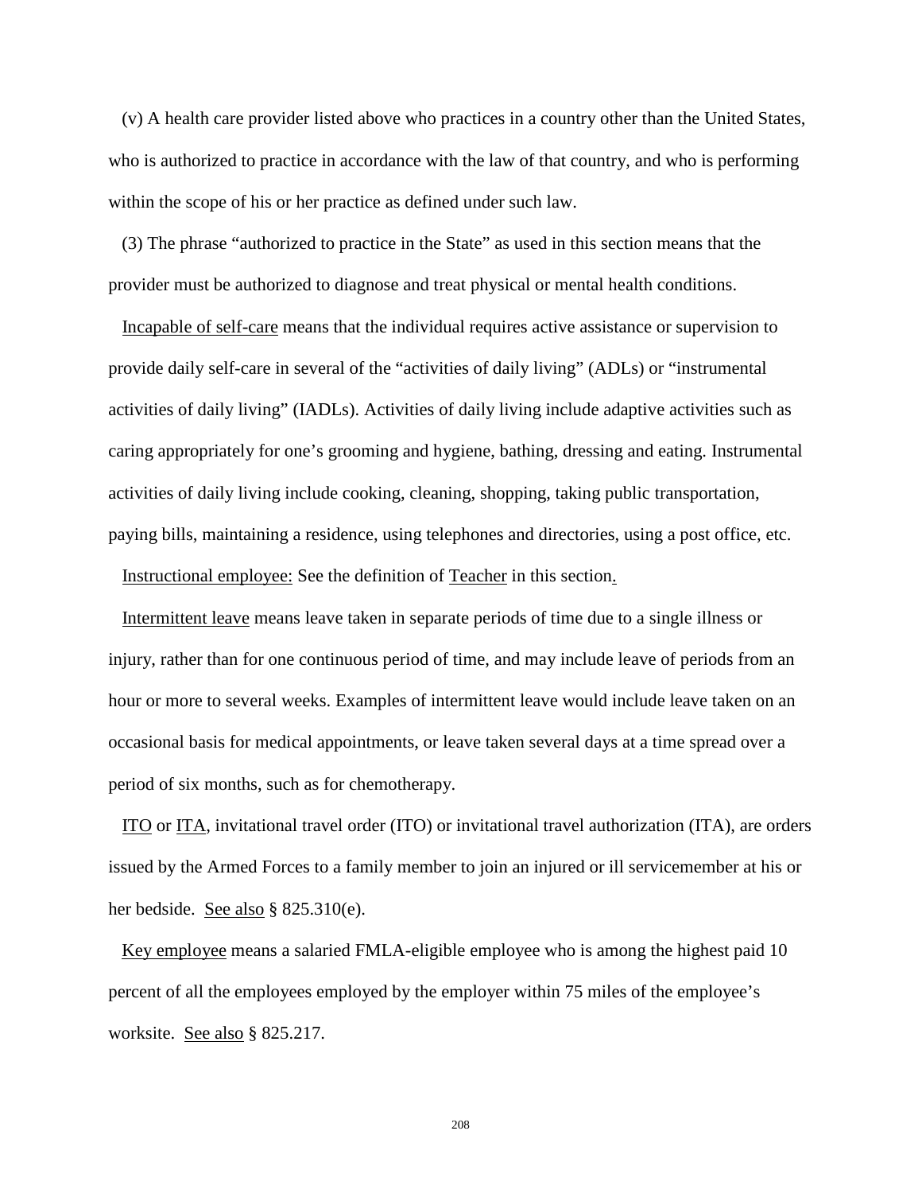(v) A health care provider listed above who practices in a country other than the United States, who is authorized to practice in accordance with the law of that country, and who is performing within the scope of his or her practice as defined under such law.

(3) The phrase "authorized to practice in the State" as used in this section means that the provider must be authorized to diagnose and treat physical or mental health conditions.

Incapable of self-care means that the individual requires active assistance or supervision to provide daily self-care in several of the "activities of daily living" (ADLs) or "instrumental activities of daily living" (IADLs). Activities of daily living include adaptive activities such as caring appropriately for one's grooming and hygiene, bathing, dressing and eating. Instrumental activities of daily living include cooking, cleaning, shopping, taking public transportation, paying bills, maintaining a residence, using telephones and directories, using a post office, etc.

Instructional employee: See the definition of Teacher in this section.

Intermittent leave means leave taken in separate periods of time due to a single illness or injury, rather than for one continuous period of time, and may include leave of periods from an hour or more to several weeks. Examples of intermittent leave would include leave taken on an occasional basis for medical appointments, or leave taken several days at a time spread over a period of six months, such as for chemotherapy.

ITO or ITA, invitational travel order (ITO) or invitational travel authorization (ITA), are orders issued by the Armed Forces to a family member to join an injured or ill servicemember at his or her bedside. See also § 825.310(e).

Key employee means a salaried FMLA-eligible employee who is among the highest paid 10 percent of all the employees employed by the employer within 75 miles of the employee's worksite. See also § 825.217.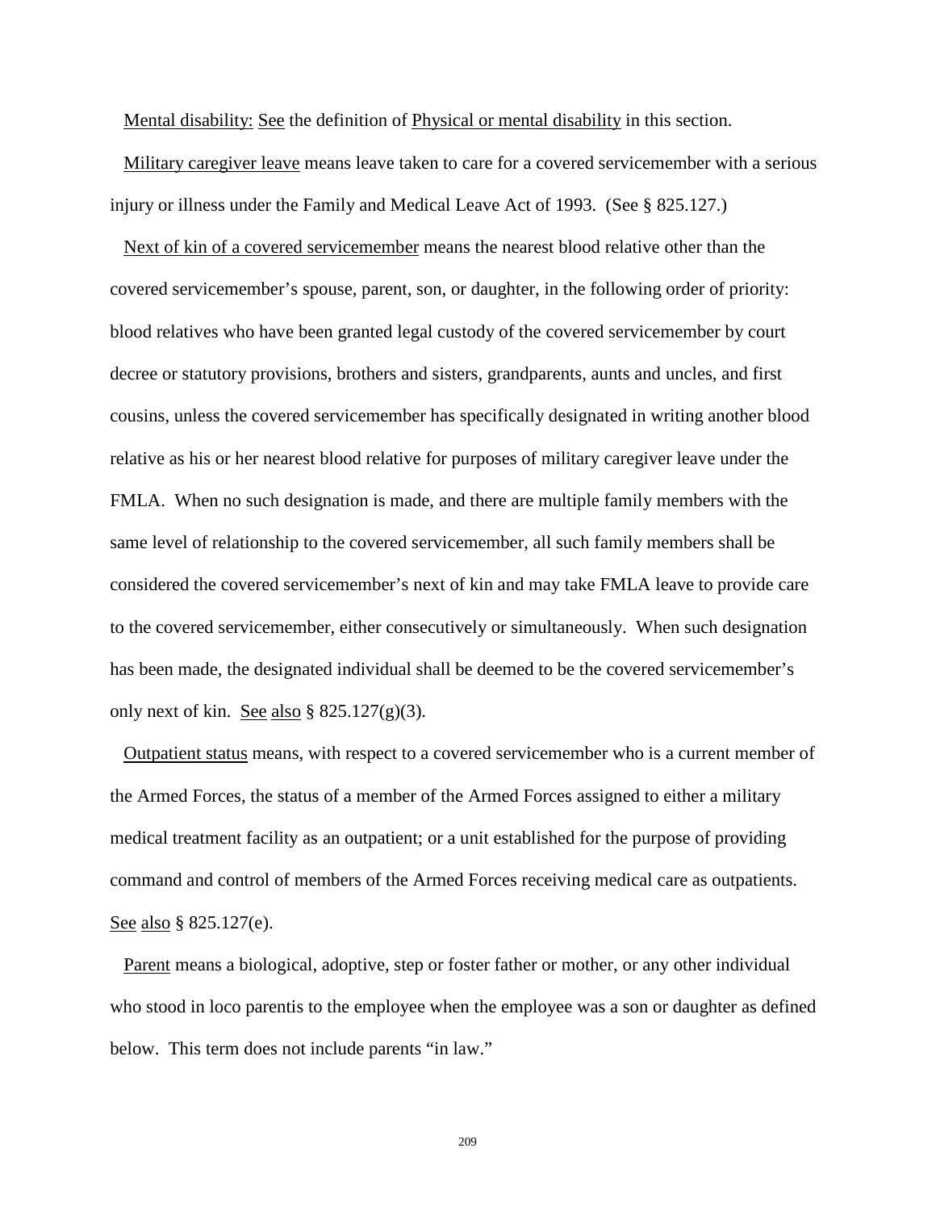Mental disability: See the definition of Physical or mental disability in this section.

Military caregiver leave means leave taken to care for a covered servicemember with a serious injury or illness under the Family and Medical Leave Act of 1993. (See § 825.127.)

Next of kin of a covered servicemember means the nearest blood relative other than the covered servicemember's spouse, parent, son, or daughter, in the following order of priority: blood relatives who have been granted legal custody of the covered servicemember by court decree or statutory provisions, brothers and sisters, grandparents, aunts and uncles, and first cousins, unless the covered servicemember has specifically designated in writing another blood relative as his or her nearest blood relative for purposes of military caregiver leave under the FMLA. When no such designation is made, and there are multiple family members with the same level of relationship to the covered servicemember, all such family members shall be considered the covered servicemember's next of kin and may take FMLA leave to provide care to the covered servicemember, either consecutively or simultaneously. When such designation has been made, the designated individual shall be deemed to be the covered servicemember's only next of kin. See also § 825.127(g)(3).

Outpatient status means, with respect to a covered servicemember who is a current member of the Armed Forces, the status of a member of the Armed Forces assigned to either a military medical treatment facility as an outpatient; or a unit established for the purpose of providing command and control of members of the Armed Forces receiving medical care as outpatients. See also § 825.127(e).

Parent means a biological, adoptive, step or foster father or mother, or any other individual who stood in loco parentis to the employee when the employee was a son or daughter as defined below. This term does not include parents "in law."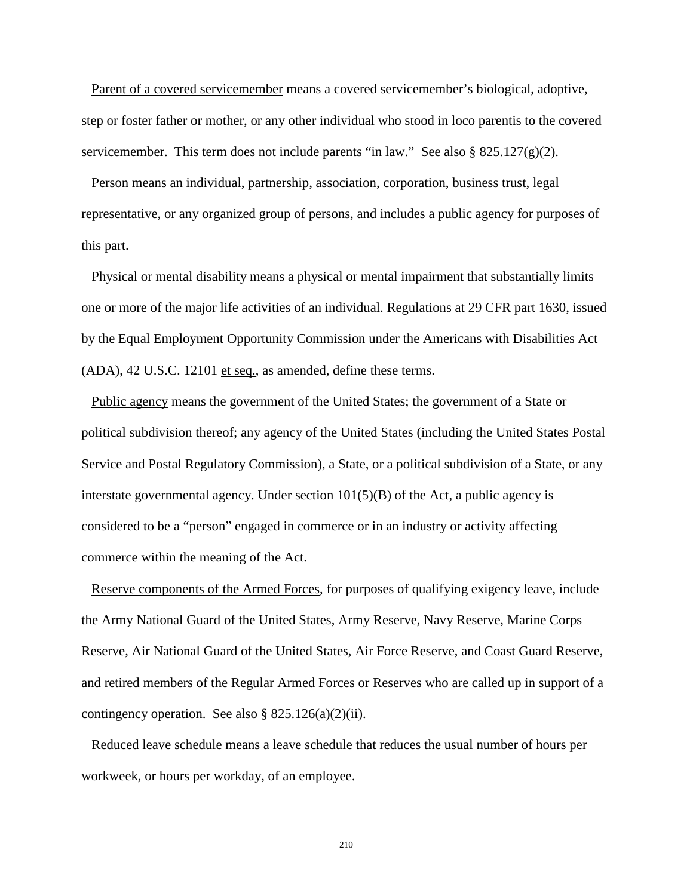Parent of a covered servicemember means a covered servicemember's biological, adoptive, step or foster father or mother, or any other individual who stood in loco parentis to the covered servicemember. This term does not include parents "in law." See also § 825.127(g)(2).

Person means an individual, partnership, association, corporation, business trust, legal representative, or any organized group of persons, and includes a public agency for purposes of this part.

Physical or mental disability means a physical or mental impairment that substantially limits one or more of the major life activities of an individual. Regulations at 29 CFR part 1630, issued by the Equal Employment Opportunity Commission under the Americans with Disabilities Act (ADA), 42 U.S.C. 12101 et seq., as amended, define these terms.

Public agency means the government of the United States; the government of a State or political subdivision thereof; any agency of the United States (including the United States Postal Service and Postal Regulatory Commission), a State, or a political subdivision of a State, or any interstate governmental agency. Under section 101(5)(B) of the Act, a public agency is considered to be a "person" engaged in commerce or in an industry or activity affecting commerce within the meaning of the Act.

Reserve components of the Armed Forces, for purposes of qualifying exigency leave, include the Army National Guard of the United States, Army Reserve, Navy Reserve, Marine Corps Reserve, Air National Guard of the United States, Air Force Reserve, and Coast Guard Reserve, and retired members of the Regular Armed Forces or Reserves who are called up in support of a contingency operation. See also § 825.126(a)(2)(ii).

Reduced leave schedule means a leave schedule that reduces the usual number of hours per workweek, or hours per workday, of an employee.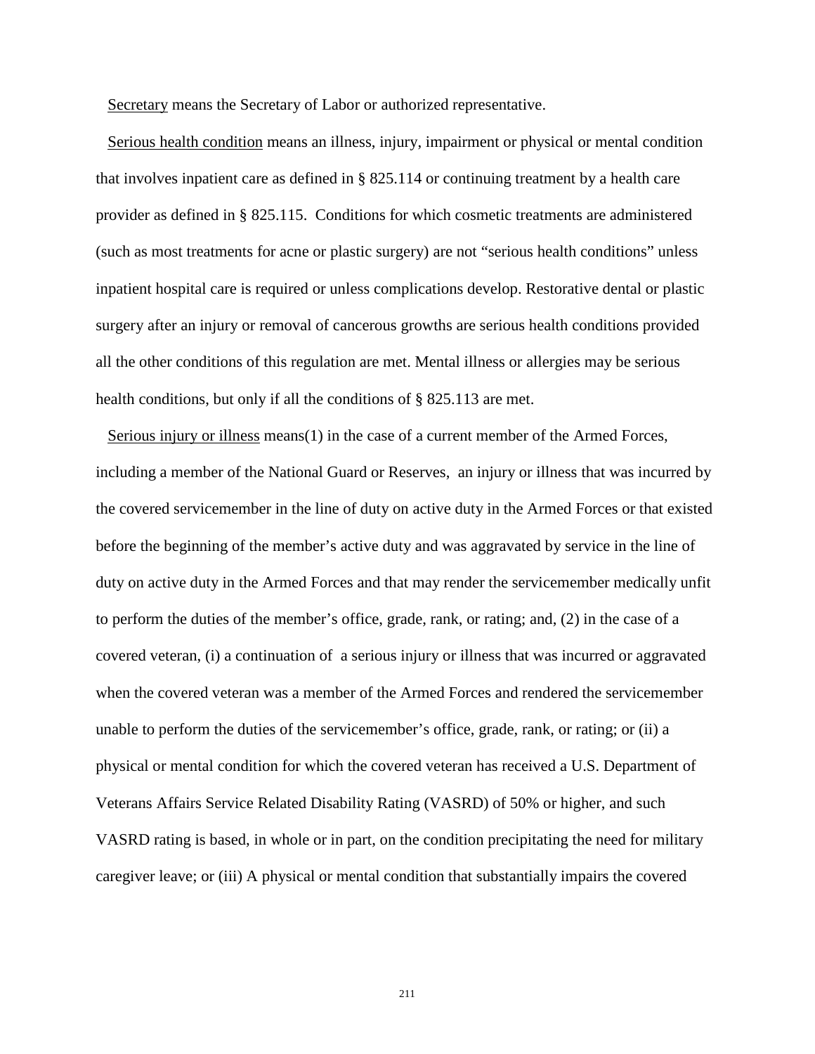Secretary means the Secretary of Labor or authorized representative.

Serious health condition means an illness, injury, impairment or physical or mental condition that involves inpatient care as defined in § 825.114 or continuing treatment by a health care provider as defined in § 825.115. Conditions for which cosmetic treatments are administered (such as most treatments for acne or plastic surgery) are not "serious health conditions" unless inpatient hospital care is required or unless complications develop. Restorative dental or plastic surgery after an injury or removal of cancerous growths are serious health conditions provided all the other conditions of this regulation are met. Mental illness or allergies may be serious health conditions, but only if all the conditions of § 825.113 are met.

Serious injury or illness means(1) in the case of a current member of the Armed Forces, including a member of the National Guard or Reserves, an injury or illness that was incurred by the covered servicemember in the line of duty on active duty in the Armed Forces or that existed before the beginning of the member's active duty and was aggravated by service in the line of duty on active duty in the Armed Forces and that may render the servicemember medically unfit to perform the duties of the member's office, grade, rank, or rating; and, (2) in the case of a covered veteran, (i) a continuation of a serious injury or illness that was incurred or aggravated when the covered veteran was a member of the Armed Forces and rendered the servicemember unable to perform the duties of the servicemember's office, grade, rank, or rating; or (ii) a physical or mental condition for which the covered veteran has received a U.S. Department of Veterans Affairs Service Related Disability Rating (VASRD) of 50% or higher, and such VASRD rating is based, in whole or in part, on the condition precipitating the need for military caregiver leave; or (iii) A physical or mental condition that substantially impairs the covered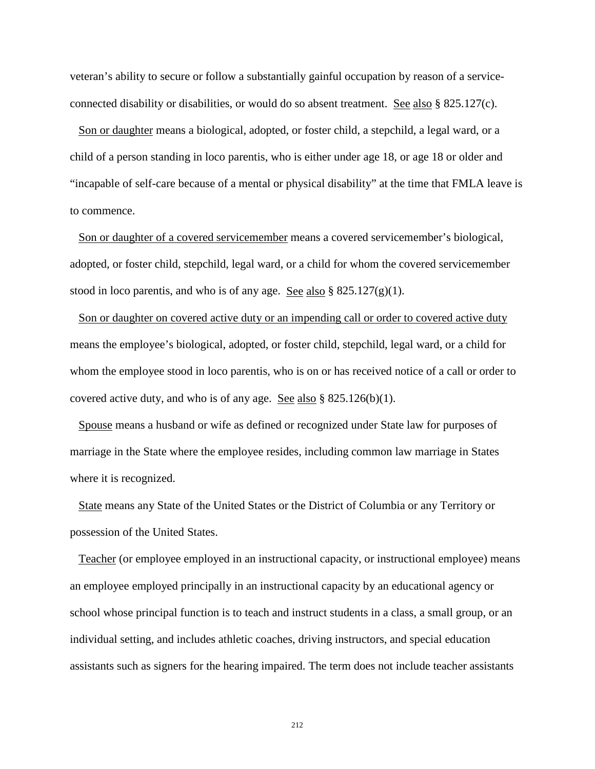veteran's ability to secure or follow a substantially gainful occupation by reason of a service-connected disability or disabilities, or would do so absent treatment. See also § 825.127(c).

Son or daughter means a biological, adopted, or foster child, a stepchild, a legal ward, or a child of a person standing in loco parentis, who is either under age 18, or age 18 or older and "incapable of self-care because of a mental or physical disability" at the time that FMLA leave is to commence.

Son or daughter of a covered servicemember means a covered servicemember's biological, adopted, or foster child, stepchild, legal ward, or a child for whom the covered servicemember stood in loco parentis, and who is of any age. See also § 825.127(g)(1).

Son or daughter on covered active duty or an impending call or order to covered active duty means the employee's biological, adopted, or foster child, stepchild, legal ward, or a child for whom the employee stood in loco parentis, who is on or has received notice of a call or order to covered active duty, and who is of any age. See also § 825.126(b)(1).

Spouse means a husband or wife as defined or recognized under State law for purposes of marriage in the State where the employee resides, including common law marriage in States where it is recognized.

State means any State of the United States or the District of Columbia or any Territory or possession of the United States.

Teacher (or employee employed in an instructional capacity, or instructional employee) means an employee employed principally in an instructional capacity by an educational agency or school whose principal function is to teach and instruct students in a class, a small group, or an individual setting, and includes athletic coaches, driving instructors, and special education assistants such as signers for the hearing impaired. The term does not include teacher assistants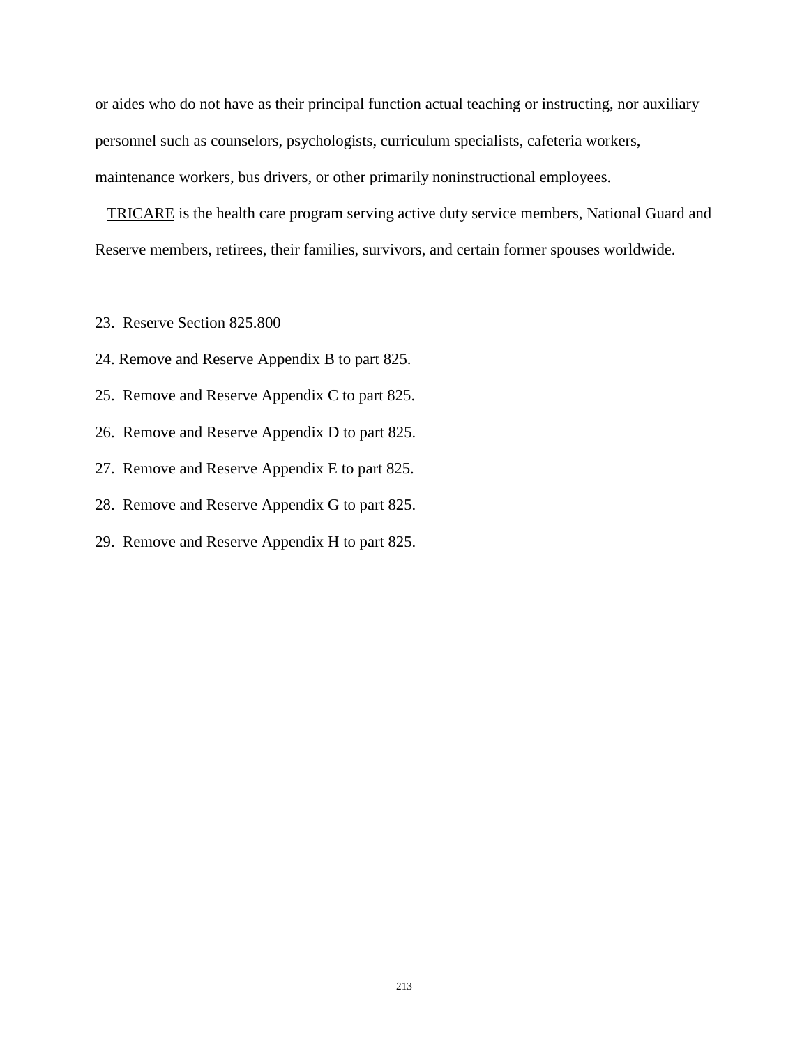or aides who do not have as their principal function actual teaching or instructing, nor auxiliary personnel such as counselors, psychologists, curriculum specialists, cafeteria workers, maintenance workers, bus drivers, or other primarily noninstructional employees.

<u>TRICARE</u> is the health care program serving active duty service members, National Guard and Reserve members, retirees, their families, survivors, and certain former spouses worldwide.

23. Reserve Section 825.800

24. Remove and Reserve Appendix B to part 825.

25. Remove and Reserve Appendix C to part 825.

26. Remove and Reserve Appendix D to part 825.

27. Remove and Reserve Appendix E to part 825.

28. Remove and Reserve Appendix G to part 825.

29. Remove and Reserve Appendix H to part 825.